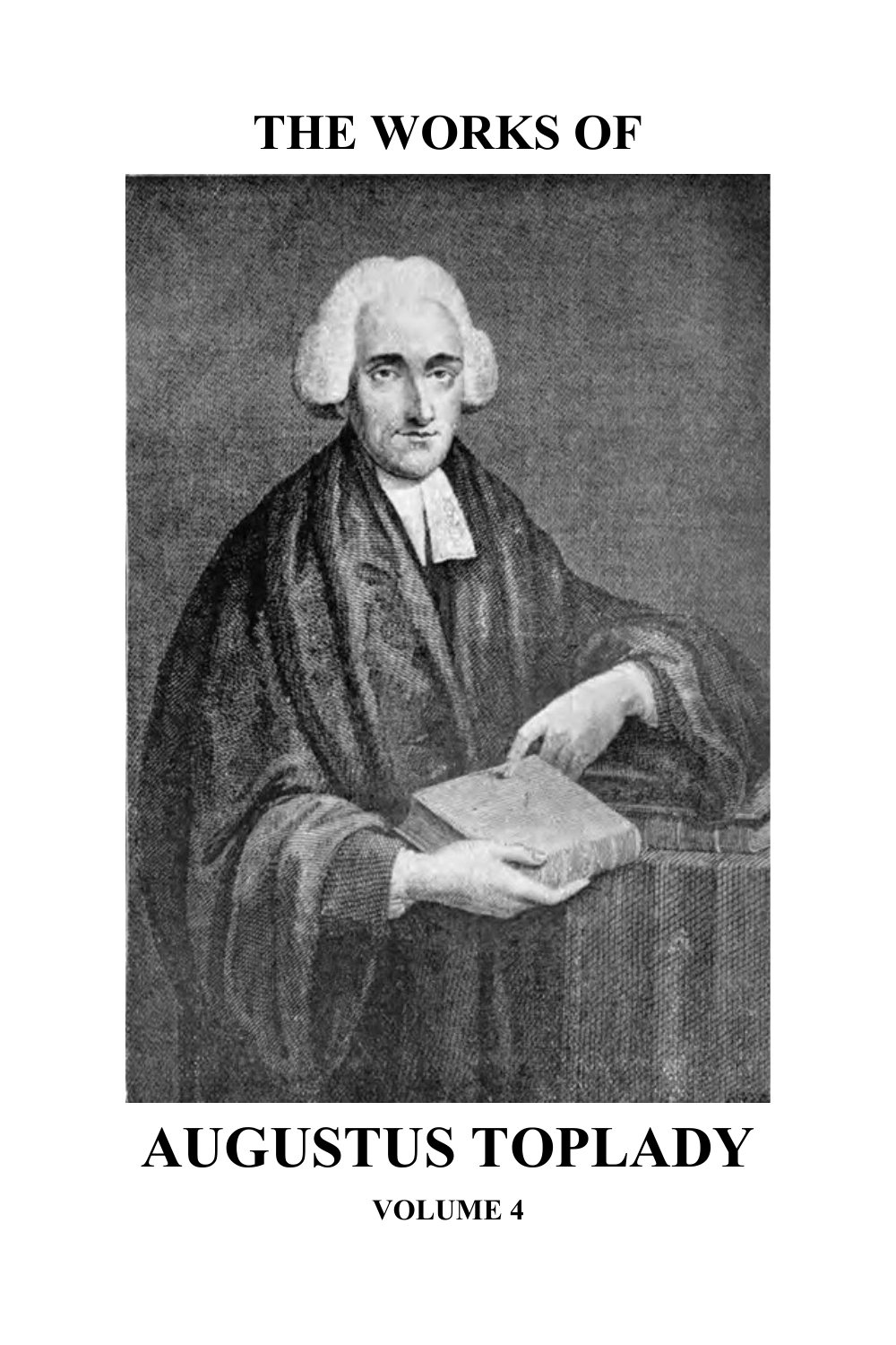# THE WORKS OF

# AUGUSTUS TOPLADY

**VOLUME 4**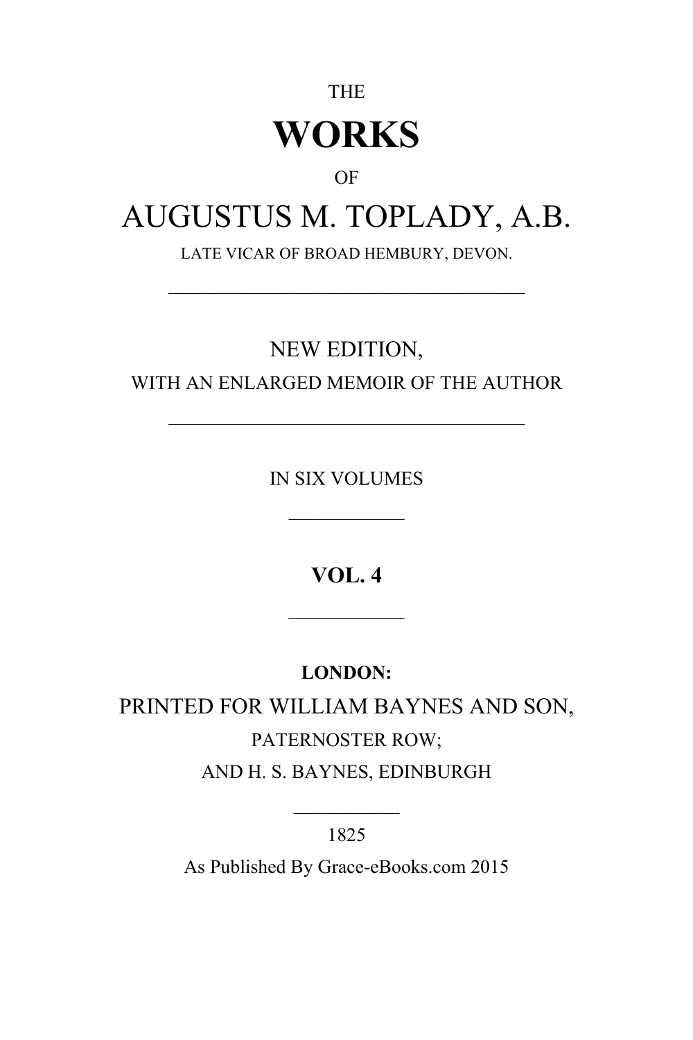THE

# WORKS

OF

# AUGUSTUS M. TOPLADY, A.B.

LATE VICAR OF BROAD HEMBURY, DEVON.

---

NEW EDITION,

WITH AN ENLARGED MEMOIR OF THE AUTHOR

---

IN SIX VOLUMES

---

**VOL. 4**

---

**LONDON:**

PRINTED FOR WILLIAM BAYNES AND SON,

PATERNOSTER ROW;

AND H. S. BAYNES, EDINBURGH

---

1825

As Published By Grace-eBooks.com 2015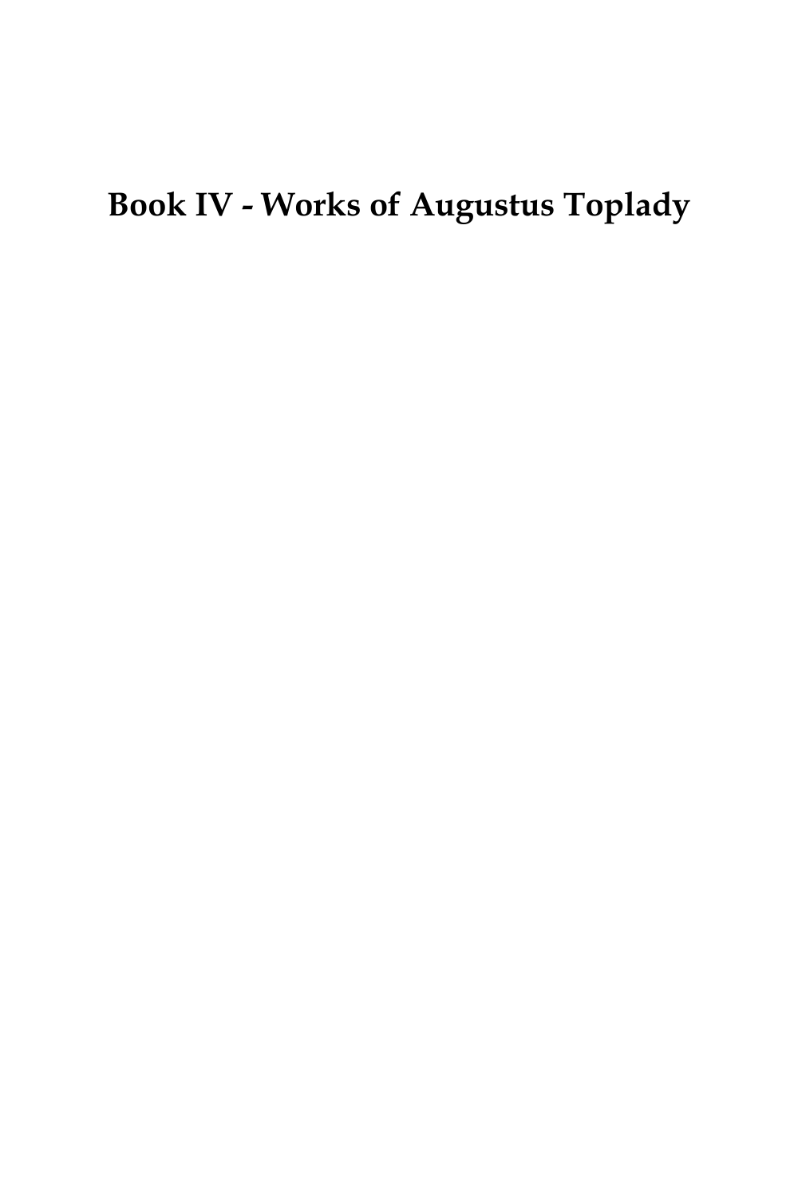# Book IV - Works of Augustus Toplady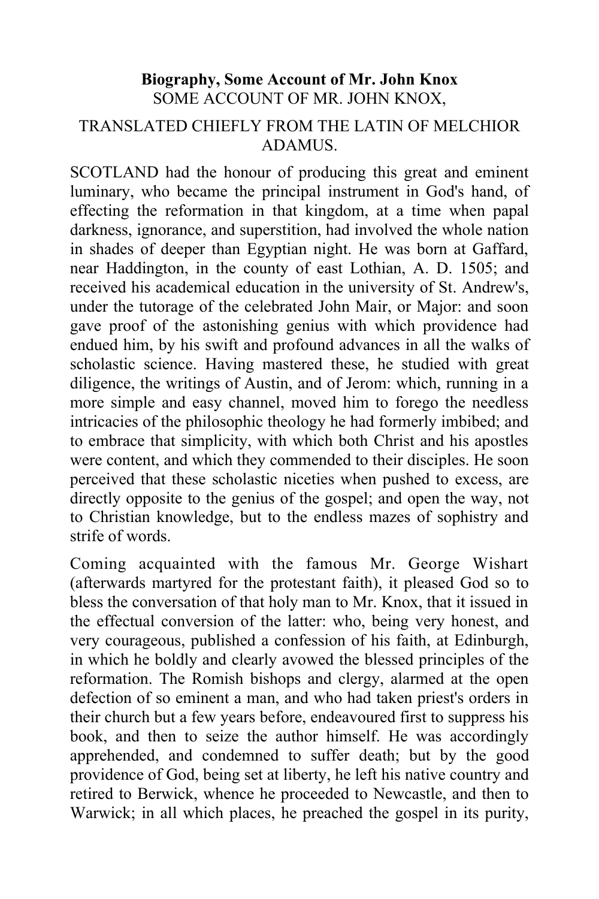**Biography, Some Account of Mr. John Knox**

SOME ACCOUNT OF MR. JOHN KNOX,

TRANSLATED CHIEFLY FROM THE LATIN OF MELCHIOR ADAMUS.

SCOTLAND had the honour of producing this great and eminent luminary, who became the principal instrument in God's hand, of effecting the reformation in that kingdom, at a time when papal darkness, ignorance, and superstition, had involved the whole nation in shades of deeper than Egyptian night. He was born at Gaffard, near Haddington, in the county of east Lothian, A. D. 1505; and received his academical education in the university of St. Andrew's, under the tutorage of the celebrated John Mair, or Major: and soon gave proof of the astonishing genius with which providence had endued him, by his swift and profound advances in all the walks of scholastic science. Having mastered these, he studied with great diligence, the writings of Austin, and of Jerom: which, running in a more simple and easy channel, moved him to forego the needless intricacies of the philosophic theology he had formerly imbibed; and to embrace that simplicity, with which both Christ and his apostles were content, and which they commended to their disciples. He soon perceived that these scholastic niceties when pushed to excess, are directly opposite to the genius of the gospel; and open the way, not to Christian knowledge, but to the endless mazes of sophistry and strife of words.

Coming acquainted with the famous Mr. George Wishart (afterwards martyred for the protestant faith), it pleased God so to bless the conversation of that holy man to Mr. Knox, that it issued in the effectual conversion of the latter: who, being very honest, and very courageous, published a confession of his faith, at Edinburgh, in which he boldly and clearly avowed the blessed principles of the reformation. The Romish bishops and clergy, alarmed at the open defection of so eminent a man, and who had taken priest's orders in their church but a few years before, endeavoured first to suppress his book, and then to seize the author himself. He was accordingly apprehended, and condemned to suffer death; but by the good providence of God, being set at liberty, he left his native country and retired to Berwick, whence he proceeded to Newcastle, and then to Warwick; in all which places, he preached the gospel in its purity,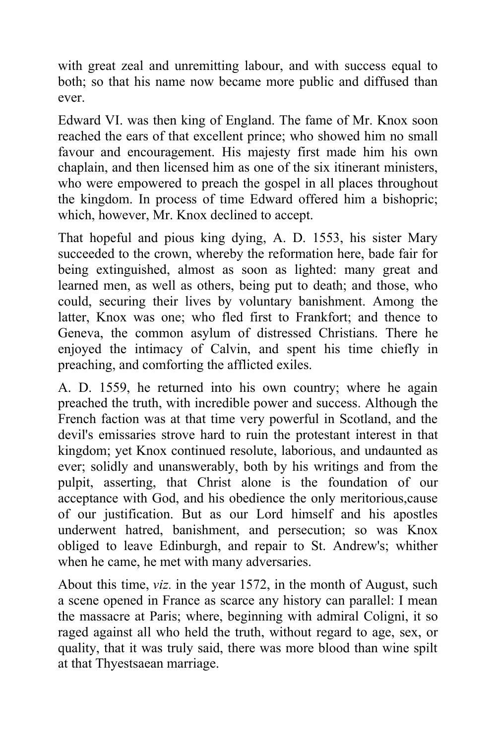with great zeal and unremitting labour, and with success equal to both; so that his name now became more public and diffused than ever.

Edward VI. was then king of England. The fame of Mr. Knox soon reached the ears of that excellent prince; who showed him no small favour and encouragement. His majesty first made him his own chaplain, and then licensed him as one of the six itinerant ministers, who were empowered to preach the gospel in all places throughout the kingdom. In process of time Edward offered him a bishopric; which, however, Mr. Knox declined to accept.

That hopeful and pious king dying, A. D. 1553, his sister Mary succeeded to the crown, whereby the reformation here, bade fair for being extinguished, almost as soon as lighted: many great and learned men, as well as others, being put to death; and those, who could, securing their lives by voluntary banishment. Among the latter, Knox was one; who fled first to Frankfort; and thence to Geneva, the common asylum of distressed Christians. There he enjoyed the intimacy of Calvin, and spent his time chiefly in preaching, and comforting the afflicted exiles.

A. D. 1559, he returned into his own country; where he again preached the truth, with incredible power and success. Although the French faction was at that time very powerful in Scotland, and the devil's emissaries strove hard to ruin the protestant interest in that kingdom; yet Knox continued resolute, laborious, and undaunted as ever; solidly and unanswerably, both by his writings and from the pulpit, asserting, that Christ alone is the foundation of our acceptance with God, and his obedience the only meritorious,cause of our justification. But as our Lord himself and his apostles underwent hatred, banishment, and persecution; so was Knox obliged to leave Edinburgh, and repair to St. Andrew's; whither when he came, he met with many adversaries.

About this time, *viz.* in the year 1572, in the month of August, such a scene opened in France as scarce any history can parallel: I mean the massacre at Paris; where, beginning with admiral Coligni, it so raged against all who held the truth, without regard to age, sex, or quality, that it was truly said, there was more blood than wine spilt at that Thyestsaean marriage.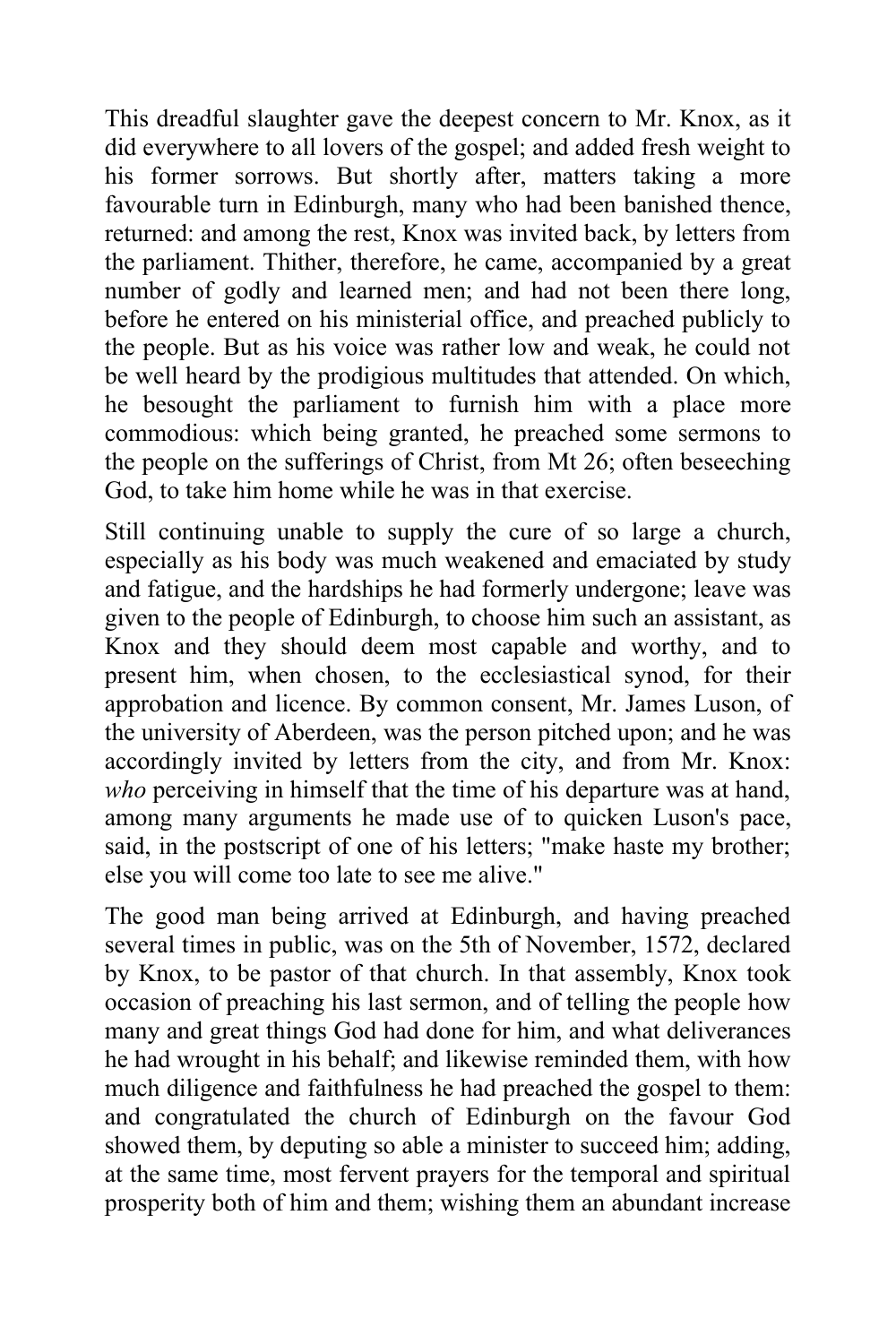This dreadful slaughter gave the deepest concern to Mr. Knox, as it did everywhere to all lovers of the gospel; and added fresh weight to his former sorrows. But shortly after, matters taking a more favourable turn in Edinburgh, many who had been banished thence, returned: and among the rest, Knox was invited back, by letters from the parliament. Thither, therefore, he came, accompanied by a great number of godly and learned men; and had not been there long, before he entered on his ministerial office, and preached publicly to the people. But as his voice was rather low and weak, he could not be well heard by the prodigious multitudes that attended. On which, he besought the parliament to furnish him with a place more commodious: which being granted, he preached some sermons to the people on the sufferings of Christ, from Mt 26; often beseeching God, to take him home while he was in that exercise.

Still continuing unable to supply the cure of so large a church, especially as his body was much weakened and emaciated by study and fatigue, and the hardships he had formerly undergone; leave was given to the people of Edinburgh, to choose him such an assistant, as Knox and they should deem most capable and worthy, and to present him, when chosen, to the ecclesiastical synod, for their approbation and licence. By common consent, Mr. James Luson, of the university of Aberdeen, was the person pitched upon; and he was accordingly invited by letters from the city, and from Mr. Knox: *who* perceiving in himself that the time of his departure was at hand, among many arguments he made use of to quicken Luson's pace, said, in the postscript of one of his letters; "make haste my brother; else you will come too late to see me alive."

The good man being arrived at Edinburgh, and having preached several times in public, was on the 5th of November, 1572, declared by Knox, to be pastor of that church. In that assembly, Knox took occasion of preaching his last sermon, and of telling the people how many and great things God had done for him, and what deliverances he had wrought in his behalf; and likewise reminded them, with how much diligence and faithfulness he had preached the gospel to them: and congratulated the church of Edinburgh on the favour God showed them, by deputing so able a minister to succeed him; adding, at the same time, most fervent prayers for the temporal and spiritual prosperity both of him and them; wishing them an abundant increase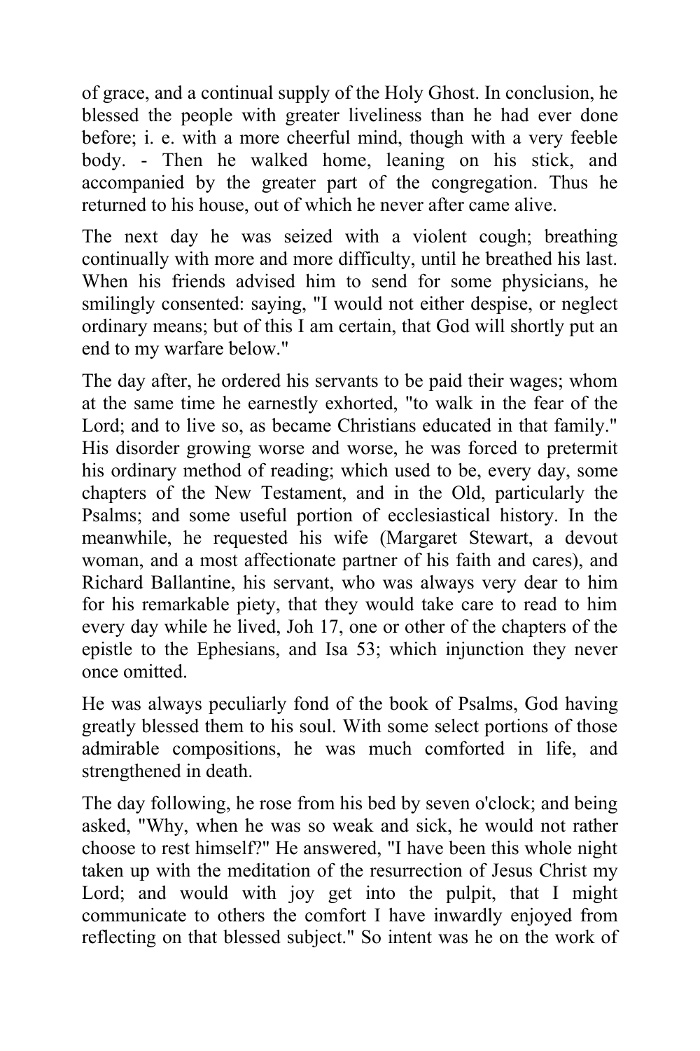of grace, and a continual supply of the Holy Ghost. In conclusion, he blessed the people with greater liveliness than he had ever done before; i. e. with a more cheerful mind, though with a very feeble body. - Then he walked home, leaning on his stick, and accompanied by the greater part of the congregation. Thus he returned to his house, out of which he never after came alive.

The next day he was seized with a violent cough; breathing continually with more and more difficulty, until he breathed his last. When his friends advised him to send for some physicians, he smilingly consented: saying, "I would not either despise, or neglect ordinary means; but of this I am certain, that God will shortly put an end to my warfare below."

The day after, he ordered his servants to be paid their wages; whom at the same time he earnestly exhorted, "to walk in the fear of the Lord; and to live so, as became Christians educated in that family." His disorder growing worse and worse, he was forced to pretermit his ordinary method of reading; which used to be, every day, some chapters of the New Testament, and in the Old, particularly the Psalms; and some useful portion of ecclesiastical history. In the meanwhile, he requested his wife (Margaret Stewart, a devout woman, and a most affectionate partner of his faith and cares), and Richard Ballantine, his servant, who was always very dear to him for his remarkable piety, that they would take care to read to him every day while he lived, Joh 17, one or other of the chapters of the epistle to the Ephesians, and Isa 53; which injunction they never once omitted.

He was always peculiarly fond of the book of Psalms, God having greatly blessed them to his soul. With some select portions of those admirable compositions, he was much comforted in life, and strengthened in death.

The day following, he rose from his bed by seven o'clock; and being asked, "Why, when he was so weak and sick, he would not rather choose to rest himself?" He answered, "I have been this whole night taken up with the meditation of the resurrection of Jesus Christ my Lord; and would with joy get into the pulpit, that I might communicate to others the comfort I have inwardly enjoyed from reflecting on that blessed subject." So intent was he on the work of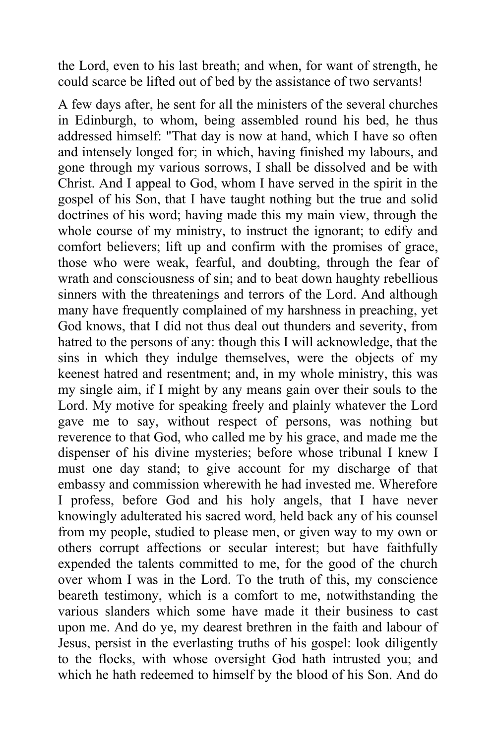the Lord, even to his last breath; and when, for want of strength, he could scarce be lifted out of bed by the assistance of two servants!

A few days after, he sent for all the ministers of the several churches in Edinburgh, to whom, being assembled round his bed, he thus addressed himself: "That day is now at hand, which I have so often and intensely longed for; in which, having finished my labours, and gone through my various sorrows, I shall be dissolved and be with Christ. And I appeal to God, whom I have served in the spirit in the gospel of his Son, that I have taught nothing but the true and solid doctrines of his word; having made this my main view, through the whole course of my ministry, to instruct the ignorant; to edify and comfort believers; lift up and confirm with the promises of grace, those who were weak, fearful, and doubting, through the fear of wrath and consciousness of sin; and to beat down haughty rebellious sinners with the threatenings and terrors of the Lord. And although many have frequently complained of my harshness in preaching, yet God knows, that I did not thus deal out thunders and severity, from hatred to the persons of any: though this I will acknowledge, that the sins in which they indulge themselves, were the objects of my keenest hatred and resentment; and, in my whole ministry, this was my single aim, if I might by any means gain over their souls to the Lord. My motive for speaking freely and plainly whatever the Lord gave me to say, without respect of persons, was nothing but reverence to that God, who called me by his grace, and made me the dispenser of his divine mysteries; before whose tribunal I knew I must one day stand; to give account for my discharge of that embassy and commission wherewith he had invested me. Wherefore I profess, before God and his holy angels, that I have never knowingly adulterated his sacred word, held back any of his counsel from my people, studied to please men, or given way to my own or others corrupt affections or secular interest; but have faithfully expended the talents committed to me, for the good of the church over whom I was in the Lord. To the truth of this, my conscience beareth testimony, which is a comfort to me, notwithstanding the various slanders which some have made it their business to cast upon me. And do ye, my dearest brethren in the faith and labour of Jesus, persist in the everlasting truths of his gospel: look diligently to the flocks, with whose oversight God hath intrusted you; and which he hath redeemed to himself by the blood of his Son. And do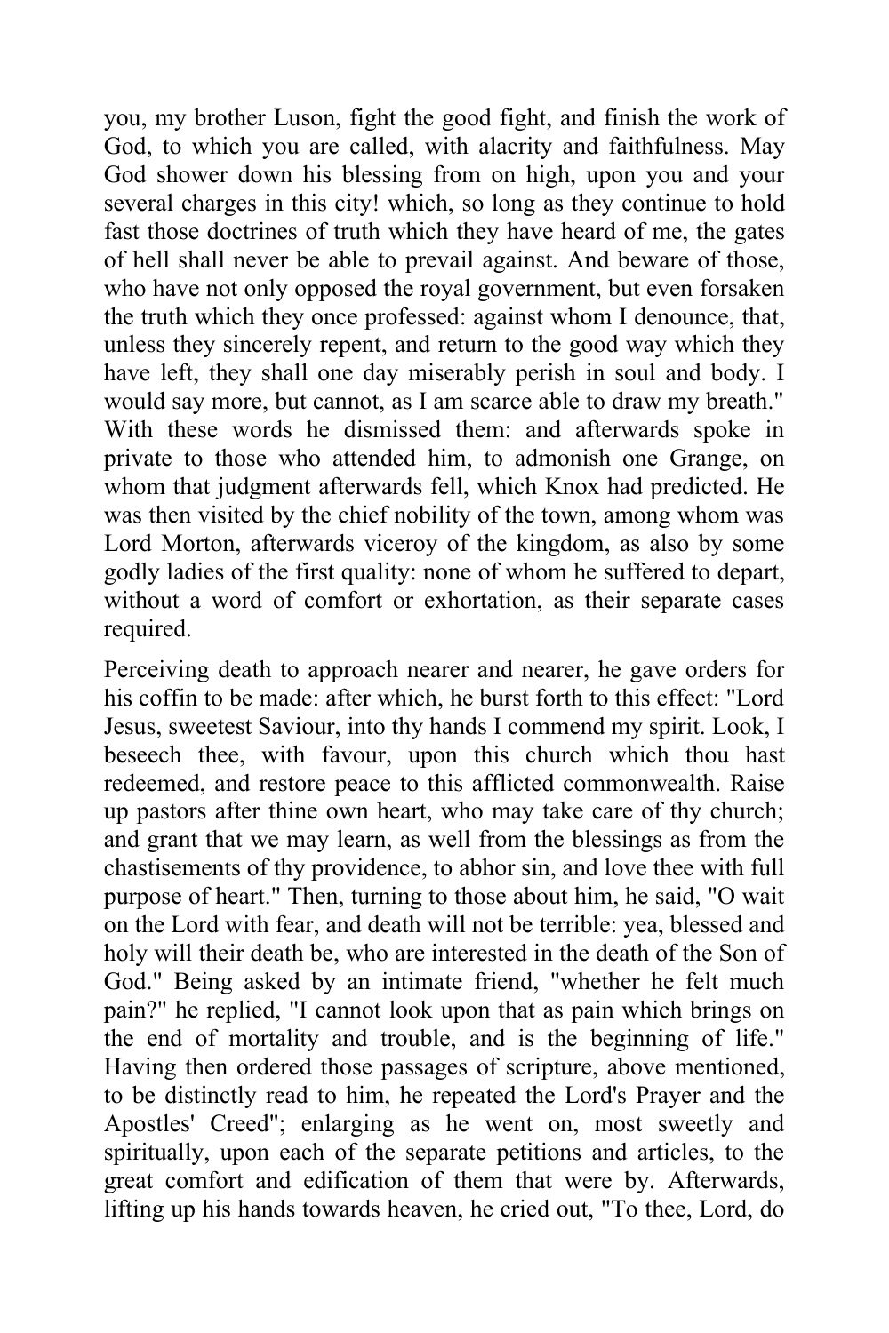you, my brother Luson, fight the good fight, and finish the work of God, to which you are called, with alacrity and faithfulness. May God shower down his blessing from on high, upon you and your several charges in this city! which, so long as they continue to hold fast those doctrines of truth which they have heard of me, the gates of hell shall never be able to prevail against. And beware of those, who have not only opposed the royal government, but even forsaken the truth which they once professed: against whom I denounce, that, unless they sincerely repent, and return to the good way which they have left, they shall one day miserably perish in soul and body. I would say more, but cannot, as I am scarce able to draw my breath." With these words he dismissed them: and afterwards spoke in private to those who attended him, to admonish one Grange, on whom that judgment afterwards fell, which Knox had predicted. He was then visited by the chief nobility of the town, among whom was Lord Morton, afterwards viceroy of the kingdom, as also by some godly ladies of the first quality: none of whom he suffered to depart, without a word of comfort or exhortation, as their separate cases required.

Perceiving death to approach nearer and nearer, he gave orders for his coffin to be made: after which, he burst forth to this effect: "Lord Jesus, sweetest Saviour, into thy hands I commend my spirit. Look, I beseech thee, with favour, upon this church which thou hast redeemed, and restore peace to this afflicted commonwealth. Raise up pastors after thine own heart, who may take care of thy church; and grant that we may learn, as well from the blessings as from the chastisements of thy providence, to abhor sin, and love thee with full purpose of heart." Then, turning to those about him, he said, "O wait on the Lord with fear, and death will not be terrible: yea, blessed and holy will their death be, who are interested in the death of the Son of God." Being asked by an intimate friend, "whether he felt much pain?" he replied, "I cannot look upon that as pain which brings on the end of mortality and trouble, and is the beginning of life." Having then ordered those passages of scripture, above mentioned, to be distinctly read to him, he repeated the Lord's Prayer and the Apostles' Creed"; enlarging as he went on, most sweetly and spiritually, upon each of the separate petitions and articles, to the great comfort and edification of them that were by. Afterwards, lifting up his hands towards heaven, he cried out, "To thee, Lord, do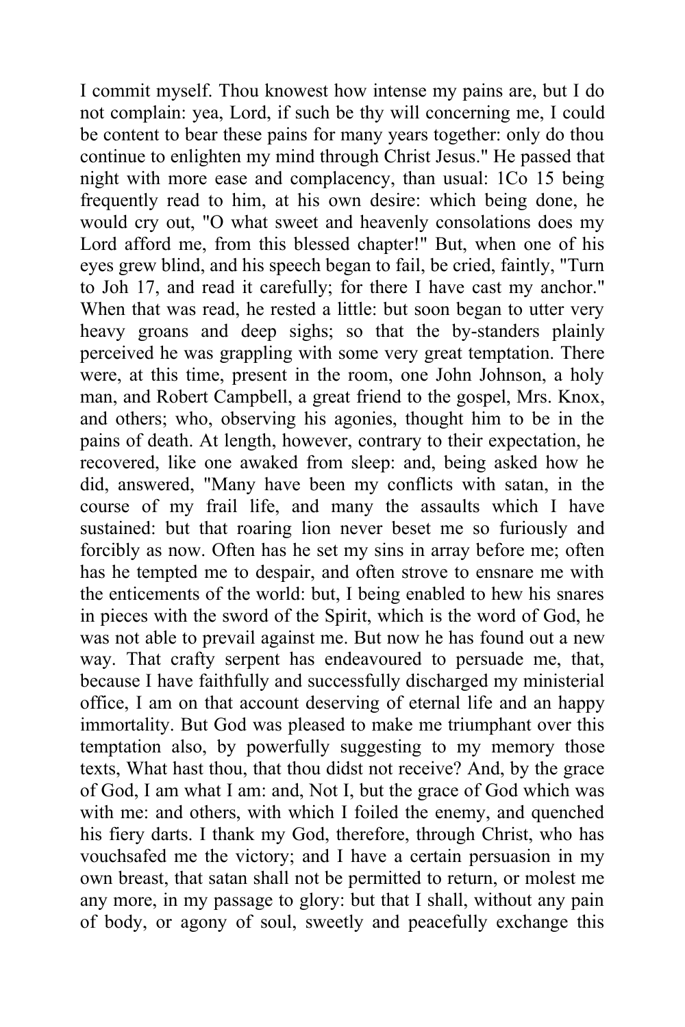I commit myself. Thou knowest how intense my pains are, but I do not complain: yea, Lord, if such be thy will concerning me, I could be content to bear these pains for many years together: only do thou continue to enlighten my mind through Christ Jesus." He passed that night with more ease and complacency, than usual: 1Co 15 being frequently read to him, at his own desire: which being done, he would cry out, "O what sweet and heavenly consolations does my Lord afford me, from this blessed chapter!" But, when one of his eyes grew blind, and his speech began to fail, be cried, faintly, "Turn to Joh 17, and read it carefully; for there I have cast my anchor." When that was read, he rested a little: but soon began to utter very heavy groans and deep sighs; so that the by-standers plainly perceived he was grappling with some very great temptation. There were, at this time, present in the room, one John Johnson, a holy man, and Robert Campbell, a great friend to the gospel, Mrs. Knox, and others; who, observing his agonies, thought him to be in the pains of death. At length, however, contrary to their expectation, he recovered, like one awaked from sleep: and, being asked how he did, answered, "Many have been my conflicts with satan, in the course of my frail life, and many the assaults which I have sustained: but that roaring lion never beset me so furiously and forcibly as now. Often has he set my sins in array before me; often has he tempted me to despair, and often strove to ensnare me with the enticements of the world: but, I being enabled to hew his snares in pieces with the sword of the Spirit, which is the word of God, he was not able to prevail against me. But now he has found out a new way. That crafty serpent has endeavoured to persuade me, that, because I have faithfully and successfully discharged my ministerial office, I am on that account deserving of eternal life and an happy immortality. But God was pleased to make me triumphant over this temptation also, by powerfully suggesting to my memory those texts, What hast thou, that thou didst not receive? And, by the grace of God, I am what I am: and, Not I, but the grace of God which was with me: and others, with which I foiled the enemy, and quenched his fiery darts. I thank my God, therefore, through Christ, who has vouchsafed me the victory; and I have a certain persuasion in my own breast, that satan shall not be permitted to return, or molest me any more, in my passage to glory: but that I shall, without any pain of body, or agony of soul, sweetly and peacefully exchange this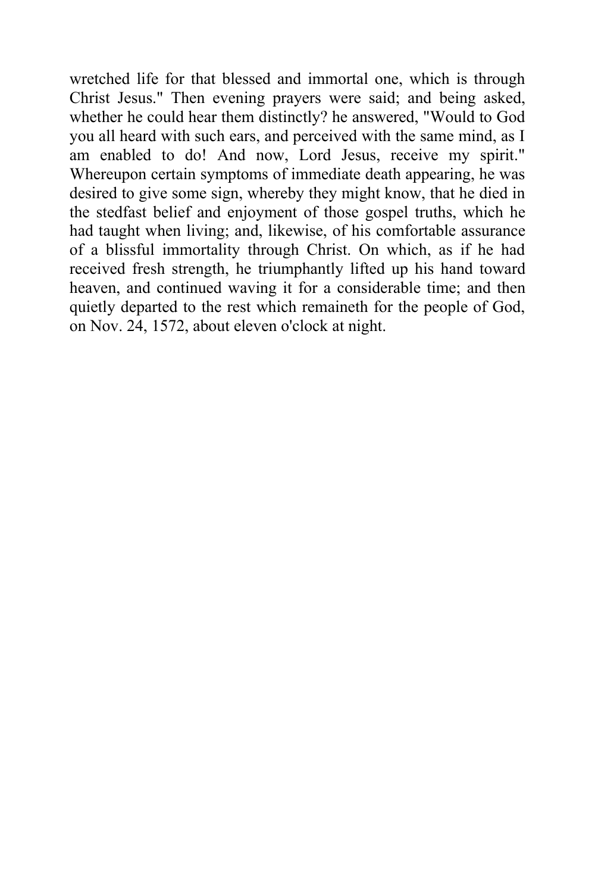wretched life for that blessed and immortal one, which is through Christ Jesus." Then evening prayers were said; and being asked, whether he could hear them distinctly? he answered, "Would to God you all heard with such ears, and perceived with the same mind, as I am enabled to do! And now, Lord Jesus, receive my spirit." Whereupon certain symptoms of immediate death appearing, he was desired to give some sign, whereby they might know, that he died in the stedfast belief and enjoyment of those gospel truths, which he had taught when living; and, likewise, of his comfortable assurance of a blissful immortality through Christ. On which, as if he had received fresh strength, he triumphantly lifted up his hand toward heaven, and continued waving it for a considerable time; and then quietly departed to the rest which remaineth for the people of God, on Nov. 24, 1572, about eleven o'clock at night.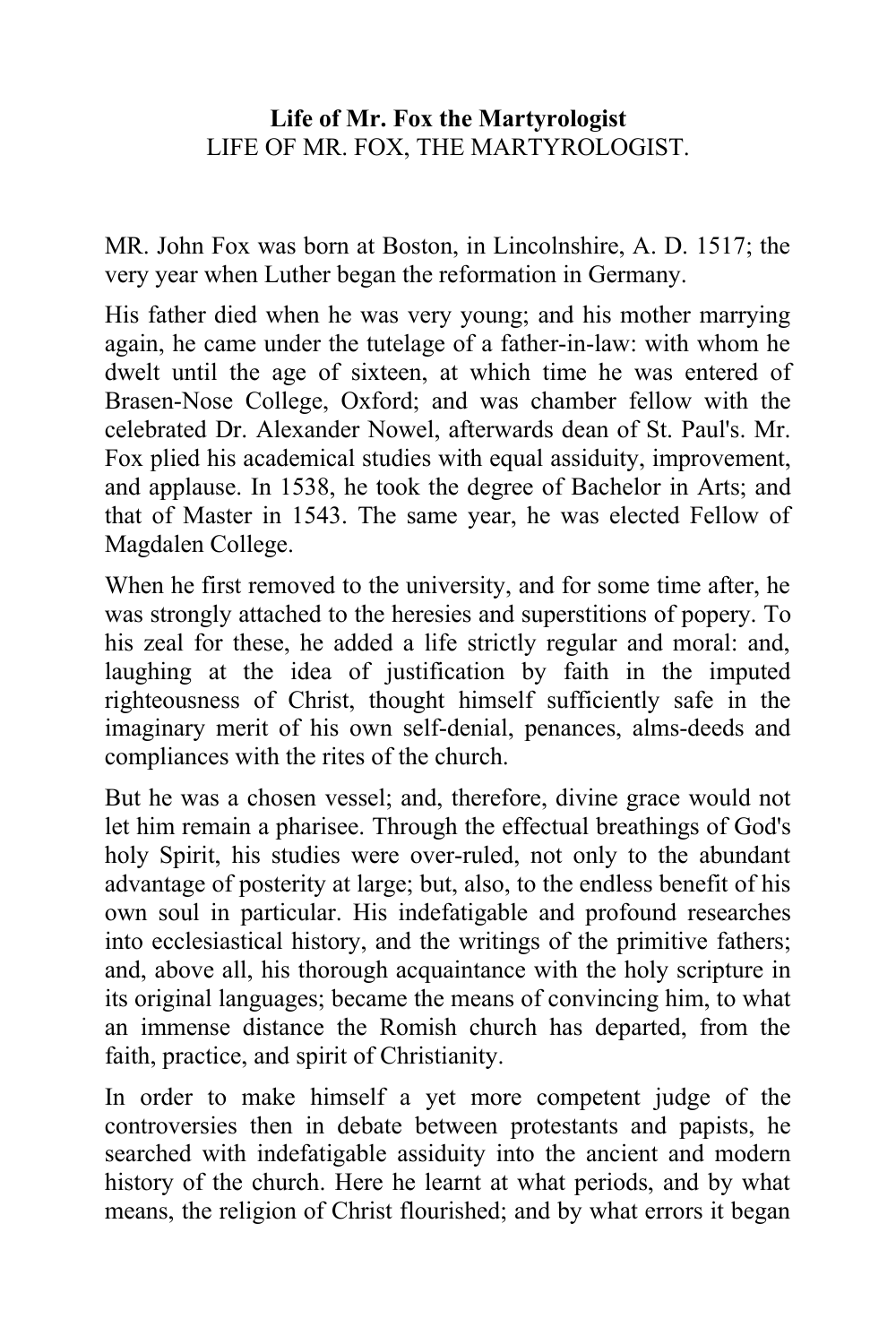**Life of Mr. Fox the Martyrologist**

LIFE OF MR. FOX, THE MARTYROLOGIST.

MR. John Fox was born at Boston, in Lincolnshire, A. D. 1517; the very year when Luther began the reformation in Germany.

His father died when he was very young; and his mother marrying again, he came under the tutelage of a father-in-law: with whom he dwelt until the age of sixteen, at which time he was entered of Brasen-Nose College, Oxford; and was chamber fellow with the celebrated Dr. Alexander Nowel, afterwards dean of St. Paul's. Mr. Fox plied his academical studies with equal assiduity, improvement, and applause. In 1538, he took the degree of Bachelor in Arts; and that of Master in 1543. The same year, he was elected Fellow of Magdalen College.

When he first removed to the university, and for some time after, he was strongly attached to the heresies and superstitions of popery. To his zeal for these, he added a life strictly regular and moral: and, laughing at the idea of justification by faith in the imputed righteousness of Christ, thought himself sufficiently safe in the imaginary merit of his own self-denial, penances, alms-deeds and compliances with the rites of the church.

But he was a chosen vessel; and, therefore, divine grace would not let him remain a pharisee. Through the effectual breathings of God's holy Spirit, his studies were over-ruled, not only to the abundant advantage of posterity at large; but, also, to the endless benefit of his own soul in particular. His indefatigable and profound researches into ecclesiastical history, and the writings of the primitive fathers; and, above all, his thorough acquaintance with the holy scripture in its original languages; became the means of convincing him, to what an immense distance the Romish church has departed, from the faith, practice, and spirit of Christianity.

In order to make himself a yet more competent judge of the controversies then in debate between protestants and papists, he searched with indefatigable assiduity into the ancient and modern history of the church. Here he learnt at what periods, and by what means, the religion of Christ flourished; and by what errors it began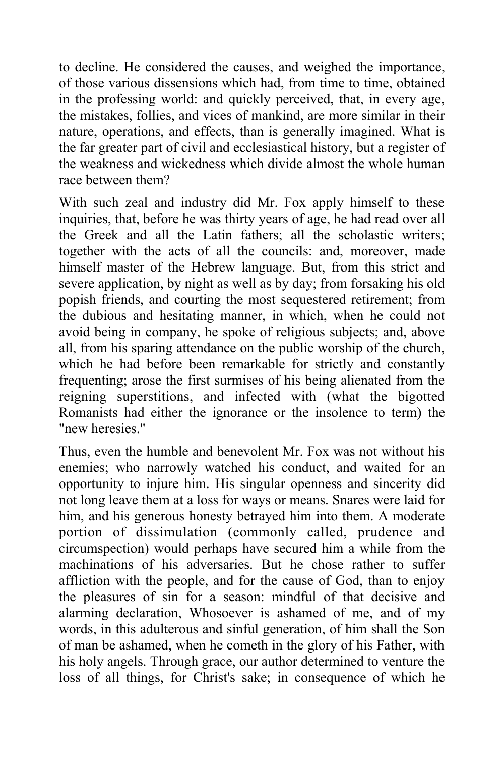to decline. He considered the causes, and weighed the importance, of those various dissensions which had, from time to time, obtained in the professing world: and quickly perceived, that, in every age, the mistakes, follies, and vices of mankind, are more similar in their nature, operations, and effects, than is generally imagined. What is the far greater part of civil and ecclesiastical history, but a register of the weakness and wickedness which divide almost the whole human race between them?

With such zeal and industry did Mr. Fox apply himself to these inquiries, that, before he was thirty years of age, he had read over all the Greek and all the Latin fathers; all the scholastic writers; together with the acts of all the councils: and, moreover, made himself master of the Hebrew language. But, from this strict and severe application, by night as well as by day; from forsaking his old popish friends, and courting the most sequestered retirement; from the dubious and hesitating manner, in which, when he could not avoid being in company, he spoke of religious subjects; and, above all, from his sparing attendance on the public worship of the church, which he had before been remarkable for strictly and constantly frequenting; arose the first surmises of his being alienated from the reigning superstitions, and infected with (what the bigotted Romanists had either the ignorance or the insolence to term) the "new heresies."

Thus, even the humble and benevolent Mr. Fox was not without his enemies; who narrowly watched his conduct, and waited for an opportunity to injure him. His singular openness and sincerity did not long leave them at a loss for ways or means. Snares were laid for him, and his generous honesty betrayed him into them. A moderate portion of dissimulation (commonly called, prudence and circumspection) would perhaps have secured him a while from the machinations of his adversaries. But he chose rather to suffer affliction with the people, and for the cause of God, than to enjoy the pleasures of sin for a season: mindful of that decisive and alarming declaration, Whosoever is ashamed of me, and of my words, in this adulterous and sinful generation, of him shall the Son of man be ashamed, when he cometh in the glory of his Father, with his holy angels. Through grace, our author determined to venture the loss of all things, for Christ's sake; in consequence of which he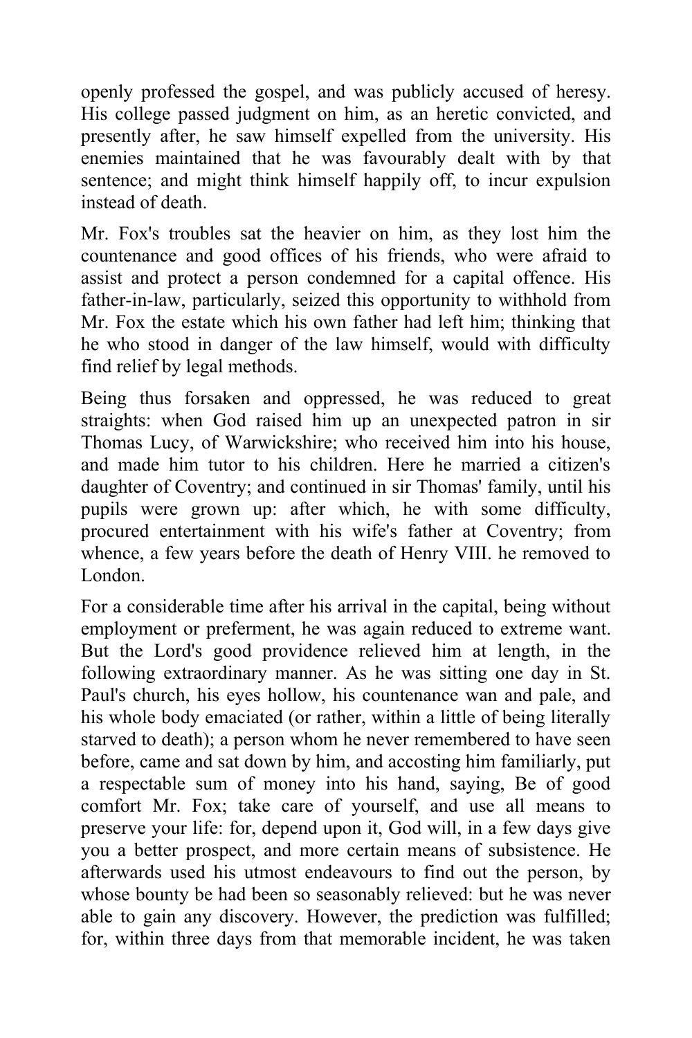openly professed the gospel, and was publicly accused of heresy. His college passed judgment on him, as an heretic convicted, and presently after, he saw himself expelled from the university. His enemies maintained that he was favourably dealt with by that sentence; and might think himself happily off, to incur expulsion instead of death.

Mr. Fox's troubles sat the heavier on him, as they lost him the countenance and good offices of his friends, who were afraid to assist and protect a person condemned for a capital offence. His father-in-law, particularly, seized this opportunity to withhold from Mr. Fox the estate which his own father had left him; thinking that he who stood in danger of the law himself, would with difficulty find relief by legal methods.

Being thus forsaken and oppressed, he was reduced to great straights: when God raised him up an unexpected patron in sir Thomas Lucy, of Warwickshire; who received him into his house, and made him tutor to his children. Here he married a citizen's daughter of Coventry; and continued in sir Thomas' family, until his pupils were grown up: after which, he with some difficulty, procured entertainment with his wife's father at Coventry; from whence, a few years before the death of Henry VIII. he removed to London.

For a considerable time after his arrival in the capital, being without employment or preferment, he was again reduced to extreme want. But the Lord's good providence relieved him at length, in the following extraordinary manner. As he was sitting one day in St. Paul's church, his eyes hollow, his countenance wan and pale, and his whole body emaciated (or rather, within a little of being literally starved to death); a person whom he never remembered to have seen before, came and sat down by him, and accosting him familiarly, put a respectable sum of money into his hand, saying, Be of good comfort Mr. Fox; take care of yourself, and use all means to preserve your life: for, depend upon it, God will, in a few days give you a better prospect, and more certain means of subsistence. He afterwards used his utmost endeavours to find out the person, by whose bounty be had been so seasonably relieved: but he was never able to gain any discovery. However, the prediction was fulfilled; for, within three days from that memorable incident, he was taken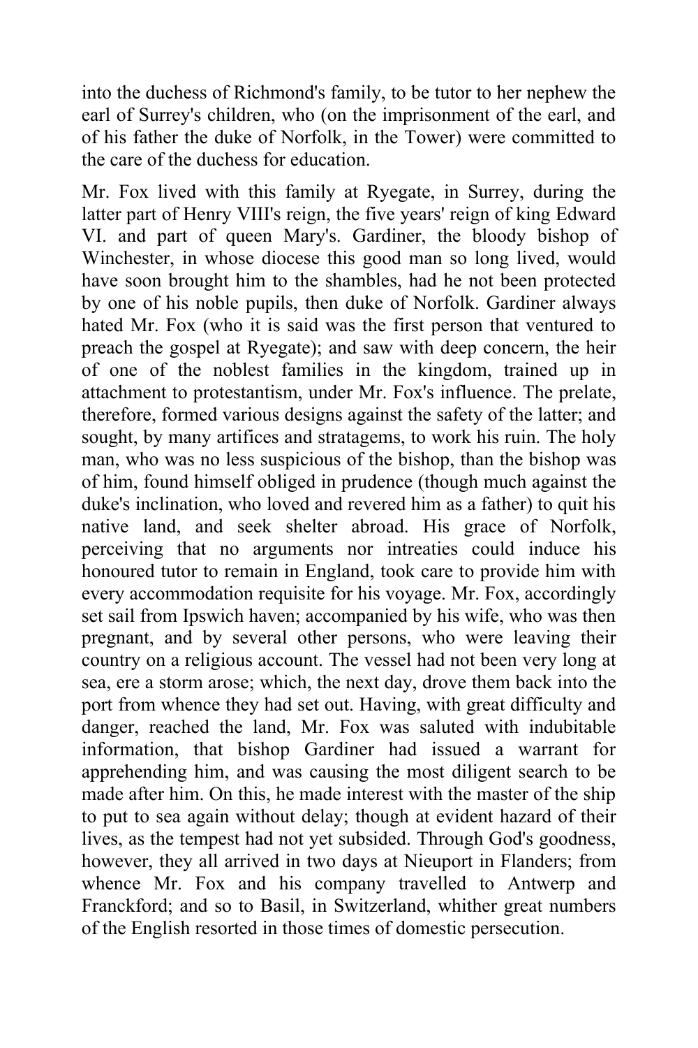into the duchess of Richmond's family, to be tutor to her nephew the earl of Surrey's children, who (on the imprisonment of the earl, and of his father the duke of Norfolk, in the Tower) were committed to the care of the duchess for education.

Mr. Fox lived with this family at Ryegate, in Surrey, during the latter part of Henry VIII's reign, the five years' reign of king Edward VI. and part of queen Mary's. Gardiner, the bloody bishop of Winchester, in whose diocese this good man so long lived, would have soon brought him to the shambles, had he not been protected by one of his noble pupils, then duke of Norfolk. Gardiner always hated Mr. Fox (who it is said was the first person that ventured to preach the gospel at Ryegate); and saw with deep concern, the heir of one of the noblest families in the kingdom, trained up in attachment to protestantism, under Mr. Fox's influence. The prelate, therefore, formed various designs against the safety of the latter; and sought, by many artifices and stratagems, to work his ruin. The holy man, who was no less suspicious of the bishop, than the bishop was of him, found himself obliged in prudence (though much against the duke's inclination, who loved and revered him as a father) to quit his native land, and seek shelter abroad. His grace of Norfolk, perceiving that no arguments nor intreaties could induce his honoured tutor to remain in England, took care to provide him with every accommodation requisite for his voyage. Mr. Fox, accordingly set sail from Ipswich haven; accompanied by his wife, who was then pregnant, and by several other persons, who were leaving their country on a religious account. The vessel had not been very long at sea, ere a storm arose; which, the next day, drove them back into the port from whence they had set out. Having, with great difficulty and danger, reached the land, Mr. Fox was saluted with indubitable information, that bishop Gardiner had issued a warrant for apprehending him, and was causing the most diligent search to be made after him. On this, he made interest with the master of the ship to put to sea again without delay; though at evident hazard of their lives, as the tempest had not yet subsided. Through God's goodness, however, they all arrived in two days at Nieuport in Flanders; from whence Mr. Fox and his company travelled to Antwerp and Franckford; and so to Basil, in Switzerland, whither great numbers of the English resorted in those times of domestic persecution.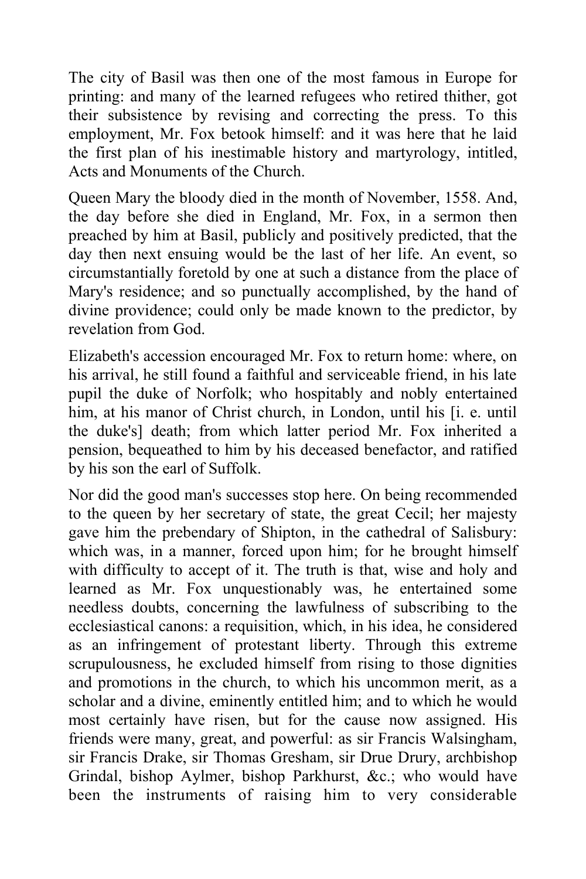The city of Basil was then one of the most famous in Europe for printing: and many of the learned refugees who retired thither, got their subsistence by revising and correcting the press. To this employment, Mr. Fox betook himself: and it was here that he laid the first plan of his inestimable history and martyrology, intitled, Acts and Monuments of the Church.

Queen Mary the bloody died in the month of November, 1558. And, the day before she died in England, Mr. Fox, in a sermon then preached by him at Basil, publicly and positively predicted, that the day then next ensuing would be the last of her life. An event, so circumstantially foretold by one at such a distance from the place of Mary's residence; and so punctually accomplished, by the hand of divine providence; could only be made known to the predictor, by revelation from God.

Elizabeth's accession encouraged Mr. Fox to return home: where, on his arrival, he still found a faithful and serviceable friend, in his late pupil the duke of Norfolk; who hospitably and nobly entertained him, at his manor of Christ church, in London, until his [i. e. until the duke's] death; from which latter period Mr. Fox inherited a pension, bequeathed to him by his deceased benefactor, and ratified by his son the earl of Suffolk.

Nor did the good man's successes stop here. On being recommended to the queen by her secretary of state, the great Cecil; her majesty gave him the prebendary of Shipton, in the cathedral of Salisbury: which was, in a manner, forced upon him; for he brought himself with difficulty to accept of it. The truth is that, wise and holy and learned as Mr. Fox unquestionably was, he entertained some needless doubts, concerning the lawfulness of subscribing to the ecclesiastical canons: a requisition, which, in his idea, he considered as an infringement of protestant liberty. Through this extreme scrupulousness, he excluded himself from rising to those dignities and promotions in the church, to which his uncommon merit, as a scholar and a divine, eminently entitled him; and to which he would most certainly have risen, but for the cause now assigned. His friends were many, great, and powerful: as sir Francis Walsingham, sir Francis Drake, sir Thomas Gresham, sir Drue Drury, archbishop Grindal, bishop Aylmer, bishop Parkhurst, &c.; who would have been the instruments of raising him to very considerable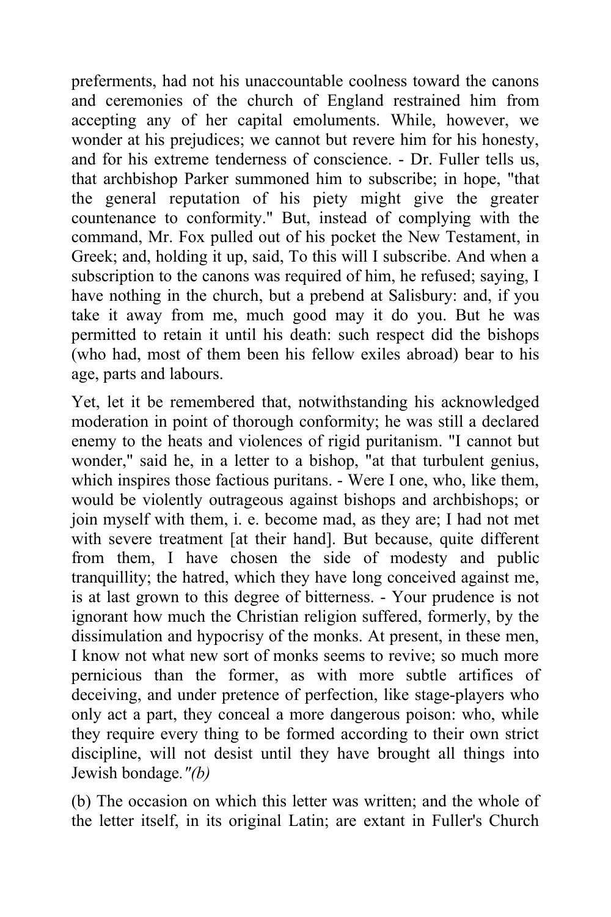preferments, had not his unaccountable coolness toward the canons and ceremonies of the church of England restrained him from accepting any of her capital emoluments. While, however, we wonder at his prejudices; we cannot but revere him for his honesty, and for his extreme tenderness of conscience. - Dr. Fuller tells us, that archbishop Parker summoned him to subscribe; in hope, "that the general reputation of his piety might give the greater countenance to conformity." But, instead of complying with the command, Mr. Fox pulled out of his pocket the New Testament, in Greek; and, holding it up, said, To this will I subscribe. And when a subscription to the canons was required of him, he refused; saying, I have nothing in the church, but a prebend at Salisbury: and, if you take it away from me, much good may it do you. But he was permitted to retain it until his death: such respect did the bishops (who had, most of them been his fellow exiles abroad) bear to his age, parts and labours.

Yet, let it be remembered that, notwithstanding his acknowledged moderation in point of thorough conformity; he was still a declared enemy to the heats and violences of rigid puritanism. "I cannot but wonder," said he, in a letter to a bishop, "at that turbulent genius, which inspires those factious puritans. - Were I one, who, like them, would be violently outrageous against bishops and archbishops; or join myself with them, i. e. become mad, as they are; I had not met with severe treatment [at their hand]. But because, quite different from them, I have chosen the side of modesty and public tranquillity; the hatred, which they have long conceived against me, is at last grown to this degree of bitterness. - Your prudence is not ignorant how much the Christian religion suffered, formerly, by the dissimulation and hypocrisy of the monks. At present, in these men, I know not what new sort of monks seems to revive; so much more pernicious than the former, as with more subtle artifices of deceiving, and under pretence of perfection, like stage-players who only act a part, they conceal a more dangerous poison: who, while they require every thing to be formed according to their own strict discipline, will not desist until they have brought all things into Jewish bondage.*"(b)*

(b) The occasion on which this letter was written; and the whole of the letter itself, in its original Latin; are extant in Fuller's Church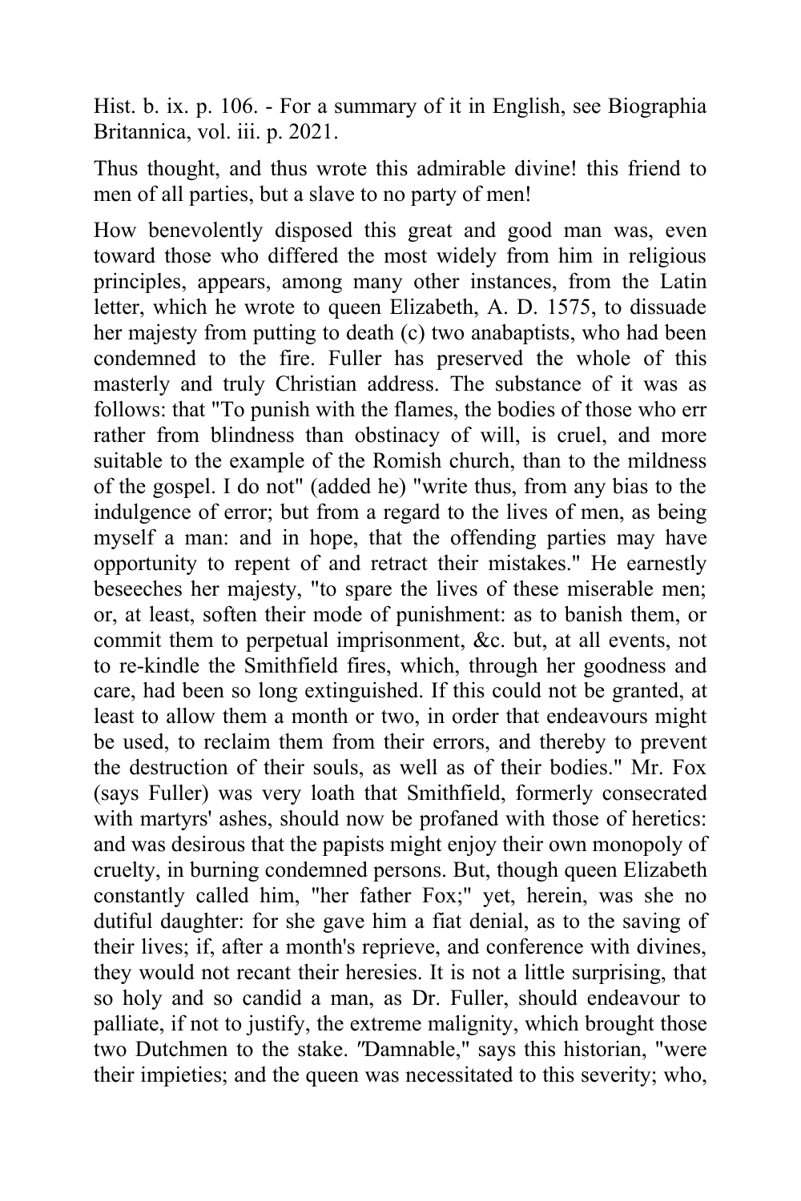Hist. b. ix. p. 106. - For a summary of it in English, see Biographia Britannica, vol. iii. p. 2021.

Thus thought, and thus wrote this admirable divine! this friend to men of all parties, but a slave to no party of men!

How benevolently disposed this great and good man was, even toward those who differed the most widely from him in religious principles, appears, among many other instances, from the Latin letter, which he wrote to queen Elizabeth, A. D. 1575, to dissuade her majesty from putting to death (c) two anabaptists, who had been condemned to the fire. Fuller has preserved the whole of this masterly and truly Christian address. The substance of it was as follows: that "To punish with the flames, the bodies of those who err rather from blindness than obstinacy of will, is cruel, and more suitable to the example of the Romish church, than to the mildness of the gospel. I do not" (added he) "write thus, from any bias to the indulgence of error; but from a regard to the lives of men, as being myself a man: and in hope, that the offending parties may have opportunity to repent of and retract their mistakes." He earnestly beseeches her majesty, "to spare the lives of these miserable men; or, at least, soften their mode of punishment: as to banish them, or commit them to perpetual imprisonment, &c. but, at all events, not to re-kindle the Smithfield fires, which, through her goodness and care, had been so long extinguished. If this could not be granted, at least to allow them a month or two, in order that endeavours might be used, to reclaim them from their errors, and thereby to prevent the destruction of their souls, as well as of their bodies." Mr. Fox (says Fuller) was very loath that Smithfield, formerly consecrated with martyrs' ashes, should now be profaned with those of heretics: and was desirous that the papists might enjoy their own monopoly of cruelty, in burning condemned persons. But, though queen Elizabeth constantly called him, "her father Fox;" yet, herein, was she no dutiful daughter: for she gave him a fiat denial, as to the saving of their lives; if, after a month's reprieve, and conference with divines, they would not recant their heresies. It is not a little surprising, that so holy and so candid a man, as Dr. Fuller, should endeavour to palliate, if not to justify, the extreme malignity, which brought those two Dutchmen to the stake. "Damnable," says this historian, "were their impieties; and the queen was necessitated to this severity; who,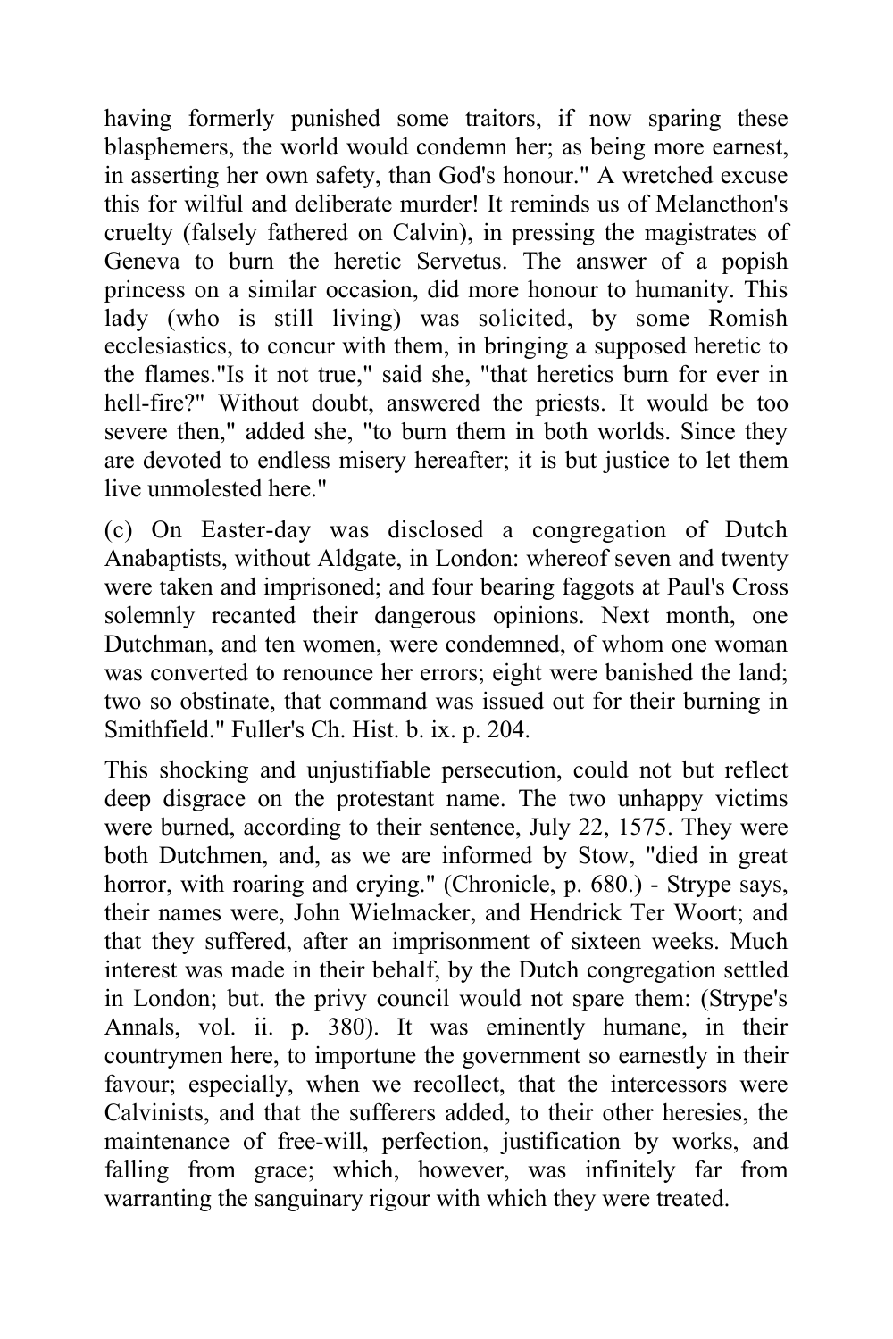having formerly punished some traitors, if now sparing these blasphemers, the world would condemn her; as being more earnest, in asserting her own safety, than God's honour." A wretched excuse this for wilful and deliberate murder! It reminds us of Melancthon's cruelty (falsely fathered on Calvin), in pressing the magistrates of Geneva to burn the heretic Servetus. The answer of a popish princess on a similar occasion, did more honour to humanity. This lady (who is still living) was solicited, by some Romish ecclesiastics, to concur with them, in bringing a supposed heretic to the flames."Is it not true," said she, "that heretics burn for ever in hell-fire?" Without doubt, answered the priests. It would be too severe then," added she, "to burn them in both worlds. Since they are devoted to endless misery hereafter; it is but justice to let them live unmolested here."

(c) On Easter-day was disclosed a congregation of Dutch Anabaptists, without Aldgate, in London: whereof seven and twenty were taken and imprisoned; and four bearing faggots at Paul's Cross solemnly recanted their dangerous opinions. Next month, one Dutchman, and ten women, were condemned, of whom one woman was converted to renounce her errors; eight were banished the land; two so obstinate, that command was issued out for their burning in Smithfield." Fuller's Ch. Hist. b. ix. p. 204.

This shocking and unjustifiable persecution, could not but reflect deep disgrace on the protestant name. The two unhappy victims were burned, according to their sentence, July 22, 1575. They were both Dutchmen, and, as we are informed by Stow, "died in great horror, with roaring and crying." (Chronicle, p. 680.) - Strype says, their names were, John Wielmacker, and Hendrick Ter Woort; and that they suffered, after an imprisonment of sixteen weeks. Much interest was made in their behalf, by the Dutch congregation settled in London; but. the privy council would not spare them: (Strype's Annals, vol. ii. p. 380). It was eminently humane, in their countrymen here, to importune the government so earnestly in their favour; especially, when we recollect, that the intercessors were Calvinists, and that the sufferers added, to their other heresies, the maintenance of free-will, perfection, justification by works, and falling from grace; which, however, was infinitely far from warranting the sanguinary rigour with which they were treated.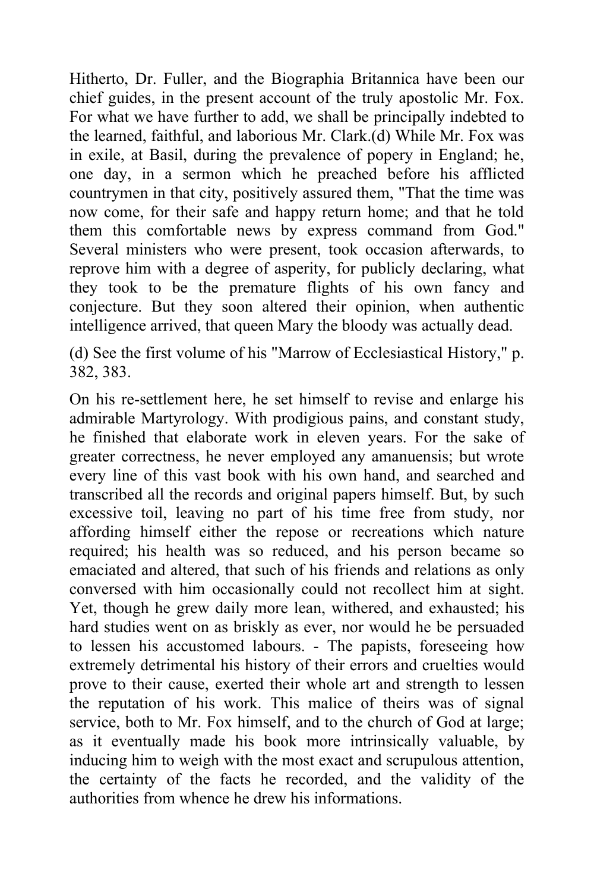Hitherto, Dr. Fuller, and the Biographia Britannica have been our chief guides, in the present account of the truly apostolic Mr. Fox. For what we have further to add, we shall be principally indebted to the learned, faithful, and laborious Mr. Clark.(d) While Mr. Fox was in exile, at Basil, during the prevalence of popery in England; he, one day, in a sermon which he preached before his afflicted countrymen in that city, positively assured them, "That the time was now come, for their safe and happy return home; and that he told them this comfortable news by express command from God." Several ministers who were present, took occasion afterwards, to reprove him with a degree of asperity, for publicly declaring, what they took to be the premature flights of his own fancy and conjecture. But they soon altered their opinion, when authentic intelligence arrived, that queen Mary the bloody was actually dead.

(d) See the first volume of his "Marrow of Ecclesiastical History," p. 382, 383.

On his re-settlement here, he set himself to revise and enlarge his admirable Martyrology. With prodigious pains, and constant study, he finished that elaborate work in eleven years. For the sake of greater correctness, he never employed any amanuensis; but wrote every line of this vast book with his own hand, and searched and transcribed all the records and original papers himself. But, by such excessive toil, leaving no part of his time free from study, nor affording himself either the repose or recreations which nature required; his health was so reduced, and his person became so emaciated and altered, that such of his friends and relations as only conversed with him occasionally could not recollect him at sight. Yet, though he grew daily more lean, withered, and exhausted; his hard studies went on as briskly as ever, nor would he be persuaded to lessen his accustomed labours. - The papists, foreseeing how extremely detrimental his history of their errors and cruelties would prove to their cause, exerted their whole art and strength to lessen the reputation of his work. This malice of theirs was of signal service, both to Mr. Fox himself, and to the church of God at large; as it eventually made his book more intrinsically valuable, by inducing him to weigh with the most exact and scrupulous attention, the certainty of the facts he recorded, and the validity of the authorities from whence he drew his informations.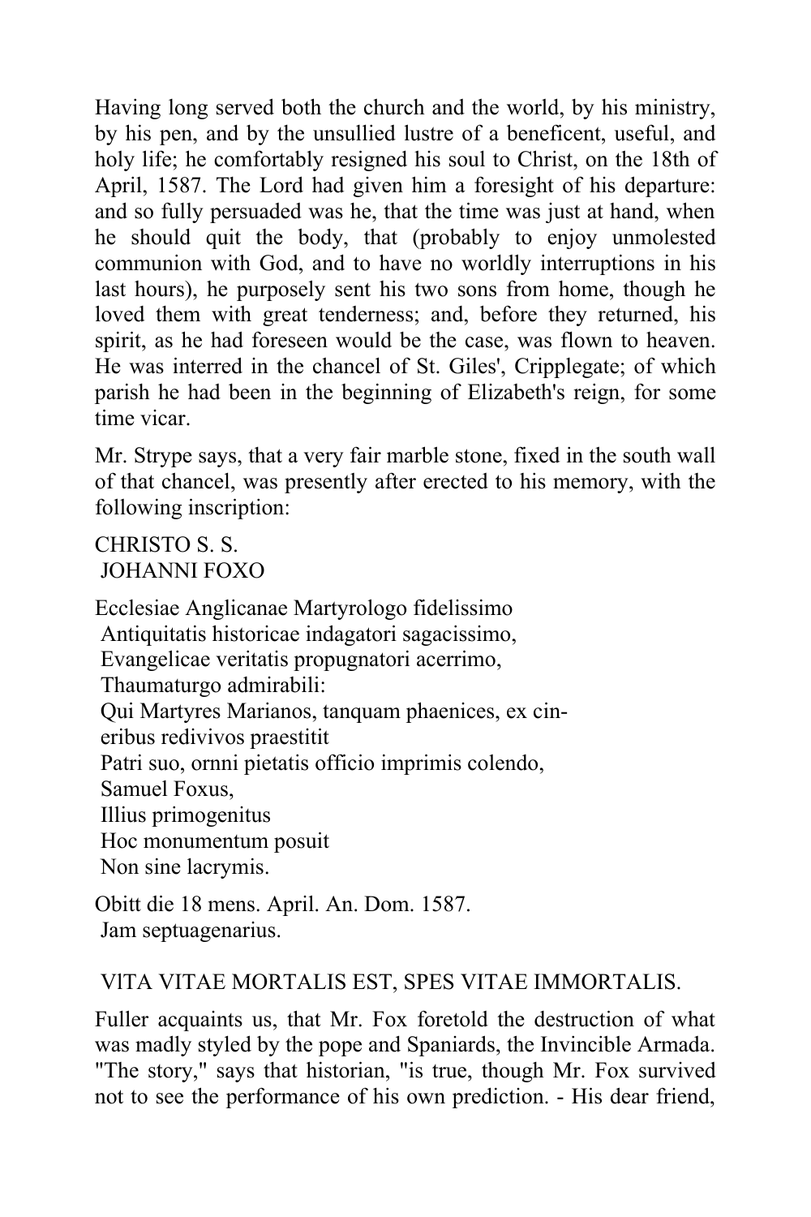Having long served both the church and the world, by his ministry, by his pen, and by the unsullied lustre of a beneficent, useful, and holy life; he comfortably resigned his soul to Christ, on the 18th of April, 1587. The Lord had given him a foresight of his departure: and so fully persuaded was he, that the time was just at hand, when he should quit the body, that (probably to enjoy unmolested communion with God, and to have no worldly interruptions in his last hours), he purposely sent his two sons from home, though he loved them with great tenderness; and, before they returned, his spirit, as he had foreseen would be the case, was flown to heaven. He was interred in the chancel of St. Giles', Cripplegate; of which parish he had been in the beginning of Elizabeth's reign, for some time vicar.

Mr. Strype says, that a very fair marble stone, fixed in the south wall of that chancel, was presently after erected to his memory, with the following inscription:

CHRISTO S. S.
JOHANNI FOXO

Ecclesiae Anglicanae Martyrologo fidelissimo
Antiquitatis historicae indagatori sagacissimo,
Evangelicae veritatis propugnatori acerrimo,
Thaumaturgo admirabili:
Qui Martyres Marianos, tanquam phaenices, ex cin-
eribus redivivos praestitit
Patri suo, ornni pietatis officio imprimis colendo,
Samuel Foxus,
Illius primogenitus
Hoc monumentum posuit
Non sine lacrymis.

Obitt die 18 mens. April. An. Dom. 1587.
Jam septuagenarius.

VlTA VITAE MORTALIS EST, SPES VITAE IMMORTALIS.

Fuller acquaints us, that Mr. Fox foretold the destruction of what was madly styled by the pope and Spaniards, the Invincible Armada. "The story," says that historian, "is true, though Mr. Fox survived not to see the performance of his own prediction. - His dear friend,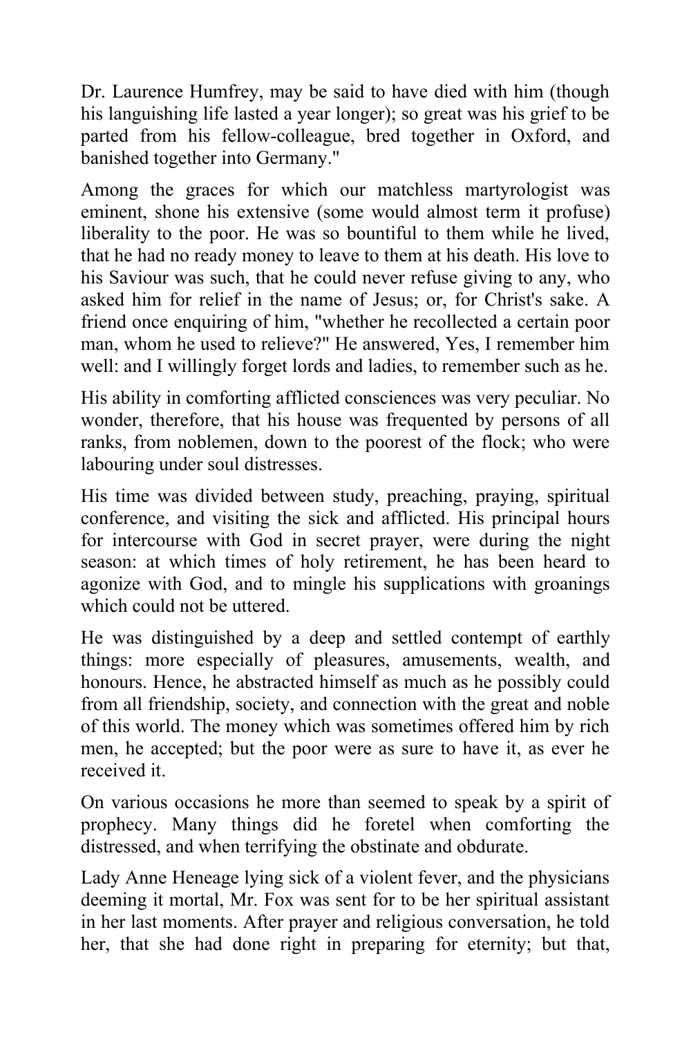Dr. Laurence Humfrey, may be said to have died with him (though his languishing life lasted a year longer); so great was his grief to be parted from his fellow-colleague, bred together in Oxford, and banished together into Germany."

Among the graces for which our matchless martyrologist was eminent, shone his extensive (some would almost term it profuse) liberality to the poor. He was so bountiful to them while he lived, that he had no ready money to leave to them at his death. His love to his Saviour was such, that he could never refuse giving to any, who asked him for relief in the name of Jesus; or, for Christ's sake. A friend once enquiring of him, "whether he recollected a certain poor man, whom he used to relieve?" He answered, Yes, I remember him well: and I willingly forget lords and ladies, to remember such as he.

His ability in comforting afflicted consciences was very peculiar. No wonder, therefore, that his house was frequented by persons of all ranks, from noblemen, down to the poorest of the flock; who were labouring under soul distresses.

His time was divided between study, preaching, praying, spiritual conference, and visiting the sick and afflicted. His principal hours for intercourse with God in secret prayer, were during the night season: at which times of holy retirement, he has been heard to agonize with God, and to mingle his supplications with groanings which could not be uttered.

He was distinguished by a deep and settled contempt of earthly things: more especially of pleasures, amusements, wealth, and honours. Hence, he abstracted himself as much as he possibly could from all friendship, society, and connection with the great and noble of this world. The money which was sometimes offered him by rich men, he accepted; but the poor were as sure to have it, as ever he received it.

On various occasions he more than seemed to speak by a spirit of prophecy. Many things did he foretel when comforting the distressed, and when terrifying the obstinate and obdurate.

Lady Anne Heneage lying sick of a violent fever, and the physicians deeming it mortal, Mr. Fox was sent for to be her spiritual assistant in her last moments. After prayer and religious conversation, he told her, that she had done right in preparing for eternity; but that,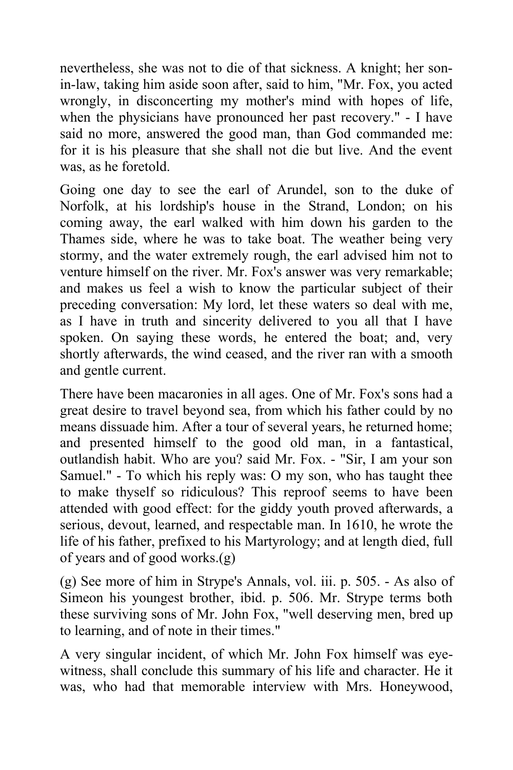nevertheless, she was not to die of that sickness. A knight; her son-in-law, taking him aside soon after, said to him, "Mr. Fox, you acted wrongly, in disconcerting my mother's mind with hopes of life, when the physicians have pronounced her past recovery." - I have said no more, answered the good man, than God commanded me: for it is his pleasure that she shall not die but live. And the event was, as he foretold.

Going one day to see the earl of Arundel, son to the duke of Norfolk, at his lordship's house in the Strand, London; on his coming away, the earl walked with him down his garden to the Thames side, where he was to take boat. The weather being very stormy, and the water extremely rough, the earl advised him not to venture himself on the river. Mr. Fox's answer was very remarkable; and makes us feel a wish to know the particular subject of their preceding conversation: My lord, let these waters so deal with me, as I have in truth and sincerity delivered to you all that I have spoken. On saying these words, he entered the boat; and, very shortly afterwards, the wind ceased, and the river ran with a smooth and gentle current.

There have been macaronies in all ages. One of Mr. Fox's sons had a great desire to travel beyond sea, from which his father could by no means dissuade him. After a tour of several years, he returned home; and presented himself to the good old man, in a fantastical, outlandish habit. Who are you? said Mr. Fox. - "Sir, I am your son Samuel." - To which his reply was: O my son, who has taught thee to make thyself so ridiculous? This reproof seems to have been attended with good effect: for the giddy youth proved afterwards, a serious, devout, learned, and respectable man. In 1610, he wrote the life of his father, prefixed to his Martyrology; and at length died, full of years and of good works.(g)

(g) See more of him in Strype's Annals, vol. iii. p. 505. - As also of Simeon his youngest brother, ibid. p. 506. Mr. Strype terms both these surviving sons of Mr. John Fox, "well deserving men, bred up to learning, and of note in their times."

A very singular incident, of which Mr. John Fox himself was eye-witness, shall conclude this summary of his life and character. He it was, who had that memorable interview with Mrs. Honeywood,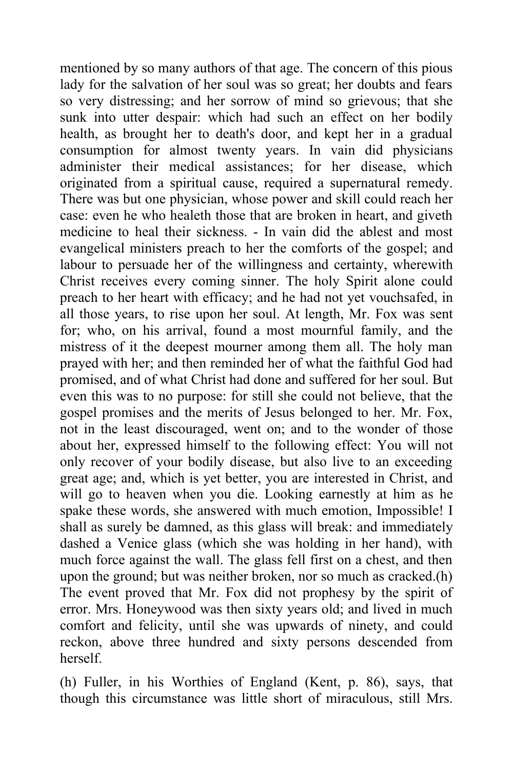mentioned by so many authors of that age. The concern of this pious lady for the salvation of her soul was so great; her doubts and fears so very distressing; and her sorrow of mind so grievous; that she sunk into utter despair: which had such an effect on her bodily health, as brought her to death's door, and kept her in a gradual consumption for almost twenty years. In vain did physicians administer their medical assistances; for her disease, which originated from a spiritual cause, required a supernatural remedy. There was but one physician, whose power and skill could reach her case: even he who healeth those that are broken in heart, and giveth medicine to heal their sickness. - In vain did the ablest and most evangelical ministers preach to her the comforts of the gospel; and labour to persuade her of the willingness and certainty, wherewith Christ receives every coming sinner. The holy Spirit alone could preach to her heart with efficacy; and he had not yet vouchsafed, in all those years, to rise upon her soul. At length, Mr. Fox was sent for; who, on his arrival, found a most mournful family, and the mistress of it the deepest mourner among them all. The holy man prayed with her; and then reminded her of what the faithful God had promised, and of what Christ had done and suffered for her soul. But even this was to no purpose: for still she could not believe, that the gospel promises and the merits of Jesus belonged to her. Mr. Fox, not in the least discouraged, went on; and to the wonder of those about her, expressed himself to the following effect: You will not only recover of your bodily disease, but also live to an exceeding great age; and, which is yet better, you are interested in Christ, and will go to heaven when you die. Looking earnestly at him as he spake these words, she answered with much emotion, Impossible! I shall as surely be damned, as this glass will break: and immediately dashed a Venice glass (which she was holding in her hand), with much force against the wall. The glass fell first on a chest, and then upon the ground; but was neither broken, nor so much as cracked.(h) The event proved that Mr. Fox did not prophesy by the spirit of error. Mrs. Honeywood was then sixty years old; and lived in much comfort and felicity, until she was upwards of ninety, and could reckon, above three hundred and sixty persons descended from herself.

(h) Fuller, in his Worthies of England (Kent, p. 86), says, that though this circumstance was little short of miraculous, still Mrs.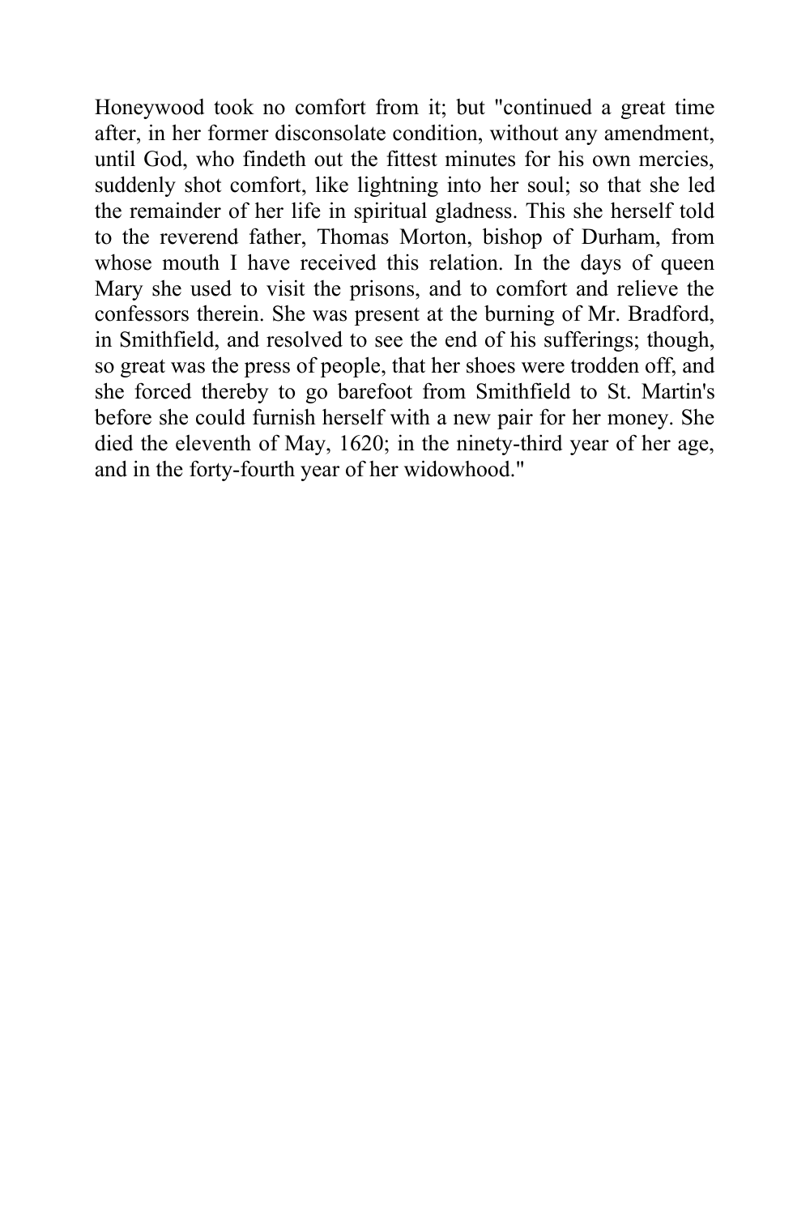Honeywood took no comfort from it; but "continued a great time after, in her former disconsolate condition, without any amendment, until God, who findeth out the fittest minutes for his own mercies, suddenly shot comfort, like lightning into her soul; so that she led the remainder of her life in spiritual gladness. This she herself told to the reverend father, Thomas Morton, bishop of Durham, from whose mouth I have received this relation. In the days of queen Mary she used to visit the prisons, and to comfort and relieve the confessors therein. She was present at the burning of Mr. Bradford, in Smithfield, and resolved to see the end of his sufferings; though, so great was the press of people, that her shoes were trodden off, and she forced thereby to go barefoot from Smithfield to St. Martin's before she could furnish herself with a new pair for her money. She died the eleventh of May, 1620; in the ninety-third year of her age, and in the forty-fourth year of her widowhood."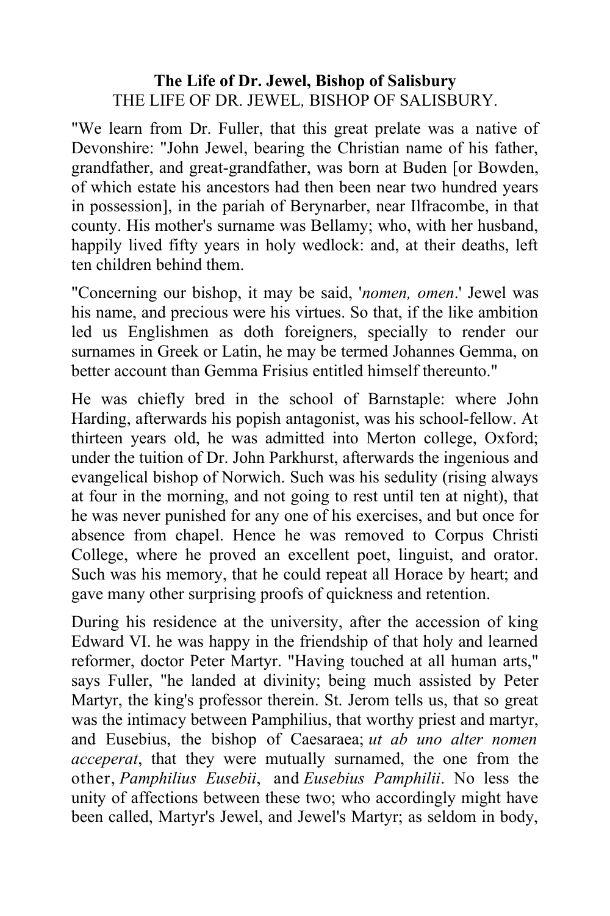**The Life of Dr. Jewel, Bishop of Salisbury**

THE LIFE OF DR. JEWEL, BISHOP OF SALISBURY.

"We learn from Dr. Fuller, that this great prelate was a native of Devonshire: "John Jewel, bearing the Christian name of his father, grandfather, and great-grandfather, was born at Buden [or Bowden, of which estate his ancestors had then been near two hundred years in possession], in the pariah of Berynarber, near Ilfracombe, in that county. His mother's surname was Bellamy; who, with her husband, happily lived fifty years in holy wedlock: and, at their deaths, left ten children behind them.

"Concerning our bishop, it may be said, '*nomen, omen*.' Jewel was his name, and precious were his virtues. So that, if the like ambition led us Englishmen as doth foreigners, specially to render our surnames in Greek or Latin, he may be termed Johannes Gemma, on better account than Gemma Frisius entitled himself thereunto."

He was chiefly bred in the school of Barnstaple: where John Harding, afterwards his popish antagonist, was his school-fellow. At thirteen years old, he was admitted into Merton college, Oxford; under the tuition of Dr. John Parkhurst, afterwards the ingenious and evangelical bishop of Norwich. Such was his sedulity (rising always at four in the morning, and not going to rest until ten at night), that he was never punished for any one of his exercises, and but once for absence from chapel. Hence he was removed to Corpus Christi College, where he proved an excellent poet, linguist, and orator. Such was his memory, that he could repeat all Horace by heart; and gave many other surprising proofs of quickness and retention.

During his residence at the university, after the accession of king Edward VI. he was happy in the friendship of that holy and learned reformer, doctor Peter Martyr. "Having touched at all human arts," says Fuller, "he landed at divinity; being much assisted by Peter Martyr, the king's professor therein. St. Jerom tells us, that so great was the intimacy between Pamphilius, that worthy priest and martyr, and Eusebius, the bishop of Caesaraea; *ut ab uno alter nomen acceperat*, that they were mutually surnamed, the one from the other, *Pamphilius Eusebii*, and *Eusebius Pamphilii*. No less the unity of affections between these two; who accordingly might have been called, Martyr's Jewel, and Jewel's Martyr; as seldom in body,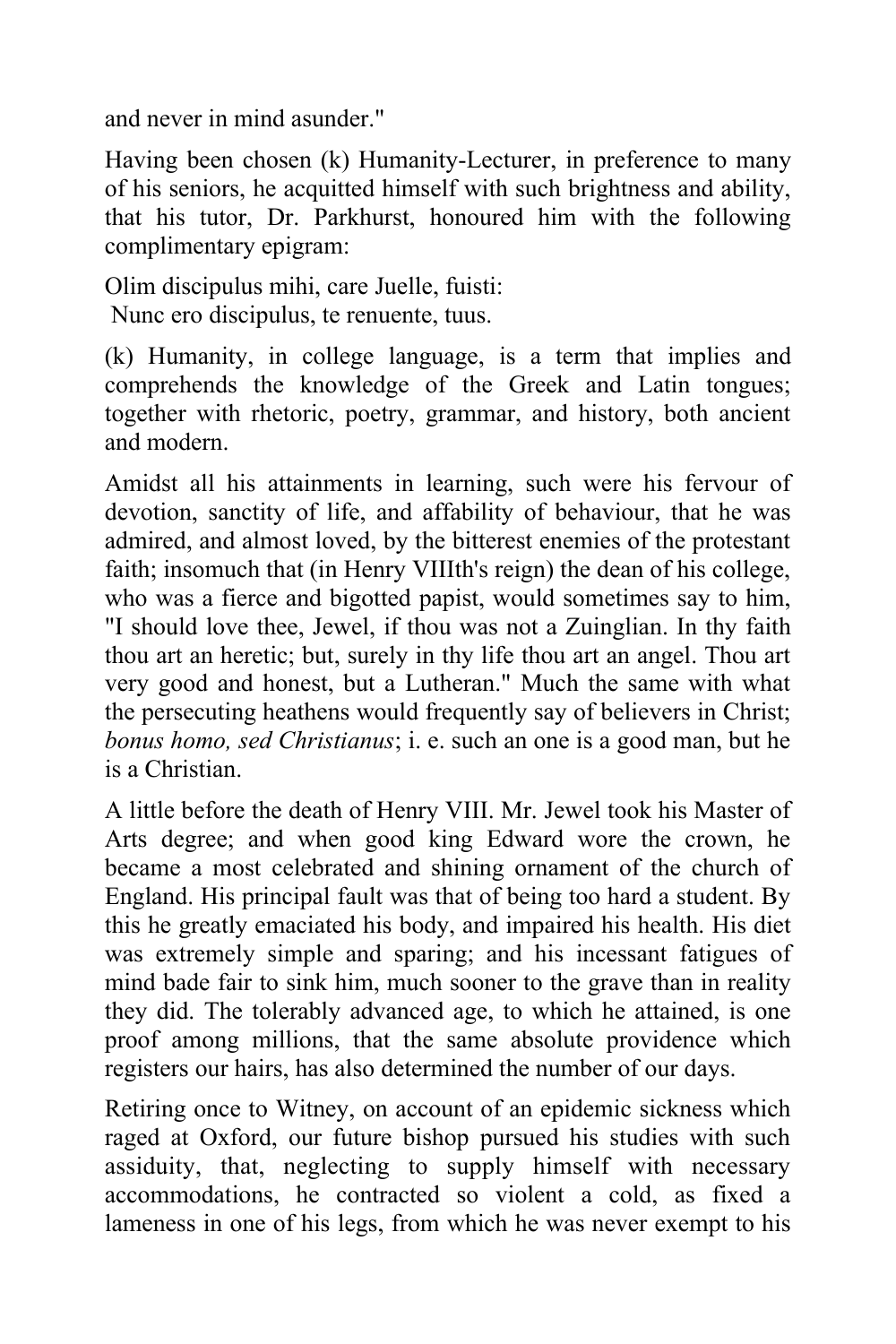and never in mind asunder."

Having been chosen (k) Humanity-Lecturer, in preference to many of his seniors, he acquitted himself with such brightness and ability, that his tutor, Dr. Parkhurst, honoured him with the following complimentary epigram:

Olim discipulus mihi, care Juelle, fuisti:
 Nunc ero discipulus, te renuente, tuus.

(k) Humanity, in college language, is a term that implies and comprehends the knowledge of the Greek and Latin tongues; together with rhetoric, poetry, grammar, and history, both ancient and modern.

Amidst all his attainments in learning, such were his fervour of devotion, sanctity of life, and affability of behaviour, that he was admired, and almost loved, by the bitterest enemies of the protestant faith; insomuch that (in Henry VIIIth's reign) the dean of his college, who was a fierce and bigotted papist, would sometimes say to him, "I should love thee, Jewel, if thou was not a Zuinglian. In thy faith thou art an heretic; but, surely in thy life thou art an angel. Thou art very good and honest, but a Lutheran." Much the same with what the persecuting heathens would frequently say of believers in Christ; *bonus homo, sed Christianus*; i. e. such an one is a good man, but he is a Christian.

A little before the death of Henry VIII. Mr. Jewel took his Master of Arts degree; and when good king Edward wore the crown, he became a most celebrated and shining ornament of the church of England. His principal fault was that of being too hard a student. By this he greatly emaciated his body, and impaired his health. His diet was extremely simple and sparing; and his incessant fatigues of mind bade fair to sink him, much sooner to the grave than in reality they did. The tolerably advanced age, to which he attained, is one proof among millions, that the same absolute providence which registers our hairs, has also determined the number of our days.

Retiring once to Witney, on account of an epidemic sickness which raged at Oxford, our future bishop pursued his studies with such assiduity, that, neglecting to supply himself with necessary accommodations, he contracted so violent a cold, as fixed a lameness in one of his legs, from which he was never exempt to his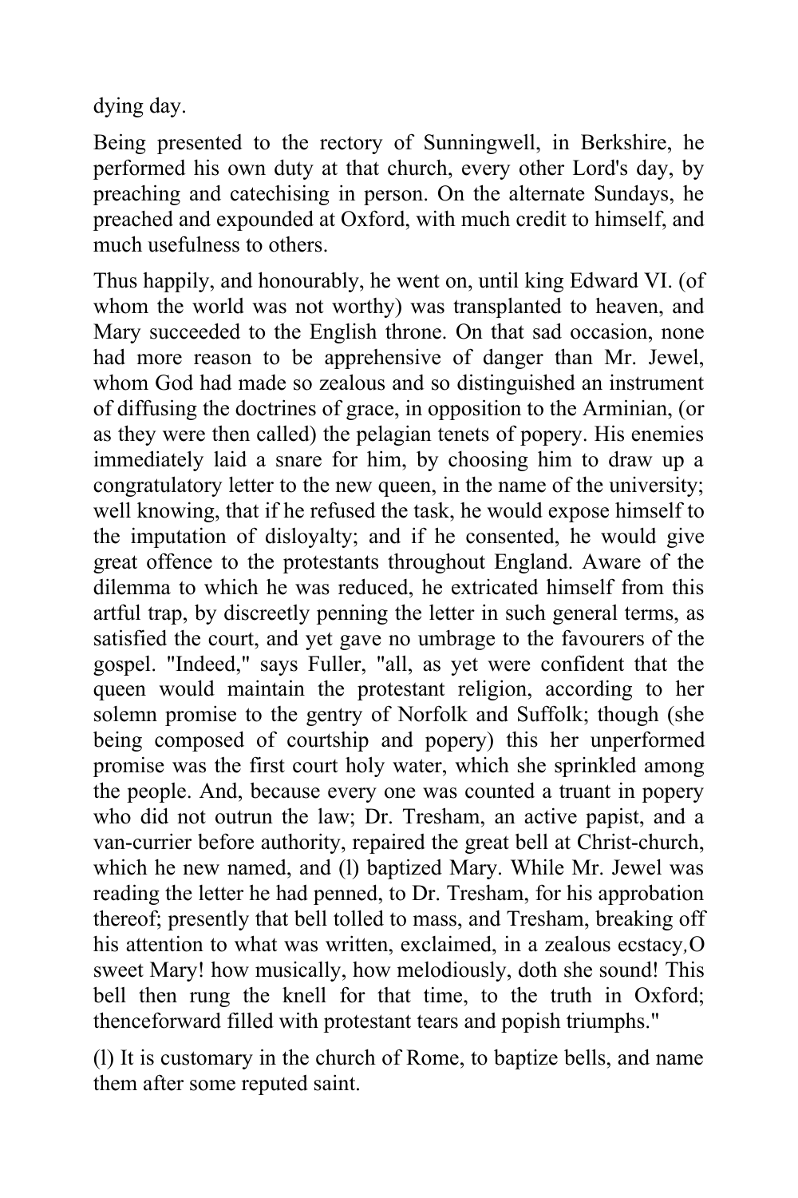dying day.

Being presented to the rectory of Sunningwell, in Berkshire, he performed his own duty at that church, every other Lord's day, by preaching and catechising in person. On the alternate Sundays, he preached and expounded at Oxford, with much credit to himself, and much usefulness to others.

Thus happily, and honourably, he went on, until king Edward VI. (of whom the world was not worthy) was transplanted to heaven, and Mary succeeded to the English throne. On that sad occasion, none had more reason to be apprehensive of danger than Mr. Jewel, whom God had made so zealous and so distinguished an instrument of diffusing the doctrines of grace, in opposition to the Arminian, (or as they were then called) the pelagian tenets of popery. His enemies immediately laid a snare for him, by choosing him to draw up a congratulatory letter to the new queen, in the name of the university; well knowing, that if he refused the task, he would expose himself to the imputation of disloyalty; and if he consented, he would give great offence to the protestants throughout England. Aware of the dilemma to which he was reduced, he extricated himself from this artful trap, by discreetly penning the letter in such general terms, as satisfied the court, and yet gave no umbrage to the favourers of the gospel. "Indeed," says Fuller, "all, as yet were confident that the queen would maintain the protestant religion, according to her solemn promise to the gentry of Norfolk and Suffolk; though (she being composed of courtship and popery) this her unperformed promise was the first court holy water, which she sprinkled among the people. And, because every one was counted a truant in popery who did not outrun the law; Dr. Tresham, an active papist, and a van-currier before authority, repaired the great bell at Christ-church, which he new named, and (l) baptized Mary. While Mr. Jewel was reading the letter he had penned, to Dr. Tresham, for his approbation thereof; presently that bell tolled to mass, and Tresham, breaking off his attention to what was written, exclaimed, in a zealous ecstacy, O sweet Mary! how musically, how melodiously, doth she sound! This bell then rung the knell for that time, to the truth in Oxford; thenceforward filled with protestant tears and popish triumphs."

(l) It is customary in the church of Rome, to baptize bells, and name them after some reputed saint.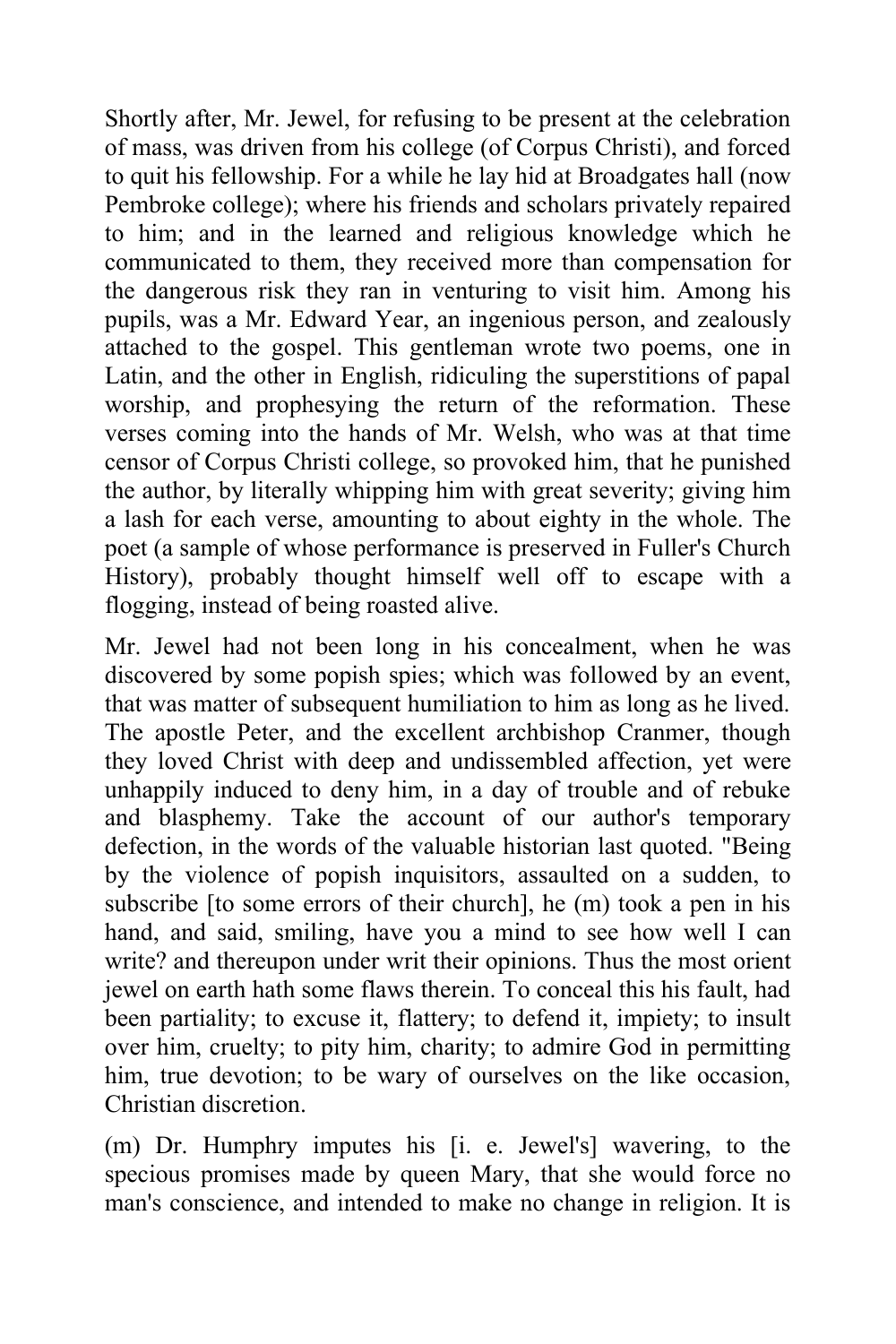Shortly after, Mr. Jewel, for refusing to be present at the celebration of mass, was driven from his college (of Corpus Christi), and forced to quit his fellowship. For a while he lay hid at Broadgates hall (now Pembroke college); where his friends and scholars privately repaired to him; and in the learned and religious knowledge which he communicated to them, they received more than compensation for the dangerous risk they ran in venturing to visit him. Among his pupils, was a Mr. Edward Year, an ingenious person, and zealously attached to the gospel. This gentleman wrote two poems, one in Latin, and the other in English, ridiculing the superstitions of papal worship, and prophesying the return of the reformation. These verses coming into the hands of Mr. Welsh, who was at that time censor of Corpus Christi college, so provoked him, that he punished the author, by literally whipping him with great severity; giving him a lash for each verse, amounting to about eighty in the whole. The poet (a sample of whose performance is preserved in Fuller's Church History), probably thought himself well off to escape with a flogging, instead of being roasted alive.

Mr. Jewel had not been long in his concealment, when he was discovered by some popish spies; which was followed by an event, that was matter of subsequent humiliation to him as long as he lived. The apostle Peter, and the excellent archbishop Cranmer, though they loved Christ with deep and undissembled affection, yet were unhappily induced to deny him, in a day of trouble and of rebuke and blasphemy. Take the account of our author's temporary defection, in the words of the valuable historian last quoted. "Being by the violence of popish inquisitors, assaulted on a sudden, to subscribe [to some errors of their church], he (m) took a pen in his hand, and said, smiling, have you a mind to see how well I can write? and thereupon under writ their opinions. Thus the most orient jewel on earth hath some flaws therein. To conceal this his fault, had been partiality; to excuse it, flattery; to defend it, impiety; to insult over him, cruelty; to pity him, charity; to admire God in permitting him, true devotion; to be wary of ourselves on the like occasion, Christian discretion.

(m) Dr. Humphry imputes his [i. e. Jewel's] wavering, to the specious promises made by queen Mary, that she would force no man's conscience, and intended to make no change in religion. It is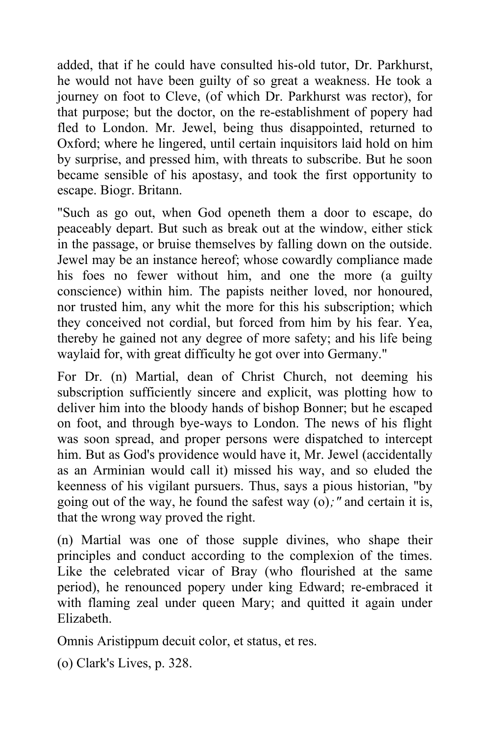added, that if he could have consulted his-old tutor, Dr. Parkhurst, he would not have been guilty of so great a weakness. He took a journey on foot to Cleve, (of which Dr. Parkhurst was rector), for that purpose; but the doctor, on the re-establishment of popery had fled to London. Mr. Jewel, being thus disappointed, returned to Oxford; where he lingered, until certain inquisitors laid hold on him by surprise, and pressed him, with threats to subscribe. But he soon became sensible of his apostasy, and took the first opportunity to escape. Biogr. Britann.

"Such as go out, when God openeth them a door to escape, do peaceably depart. But such as break out at the window, either stick in the passage, or bruise themselves by falling down on the outside. Jewel may be an instance hereof; whose cowardly compliance made his foes no fewer without him, and one the more (a guilty conscience) within him. The papists neither loved, nor honoured, nor trusted him, any whit the more for this his subscription; which they conceived not cordial, but forced from him by his fear. Yea, thereby he gained not any degree of more safety; and his life being waylaid for, with great difficulty he got over into Germany."

For Dr. (n) Martial, dean of Christ Church, not deeming his subscription sufficiently sincere and explicit, was plotting how to deliver him into the bloody hands of bishop Bonner; but he escaped on foot, and through bye-ways to London. The news of his flight was soon spread, and proper persons were dispatched to intercept him. But as God's providence would have it, Mr. Jewel (accidentally as an Arminian would call it) missed his way, and so eluded the keenness of his vigilant pursuers. Thus, says a pious historian, "by going out of the way, he found the safest way (o)*;"* and certain it is, that the wrong way proved the right.

(n) Martial was one of those supple divines, who shape their principles and conduct according to the complexion of the times. Like the celebrated vicar of Bray (who flourished at the same period), he renounced popery under king Edward; re-embraced it with flaming zeal under queen Mary; and quitted it again under Elizabeth.

Omnis Aristippum decuit color, et status, et res.

(o) Clark's Lives, p. 328.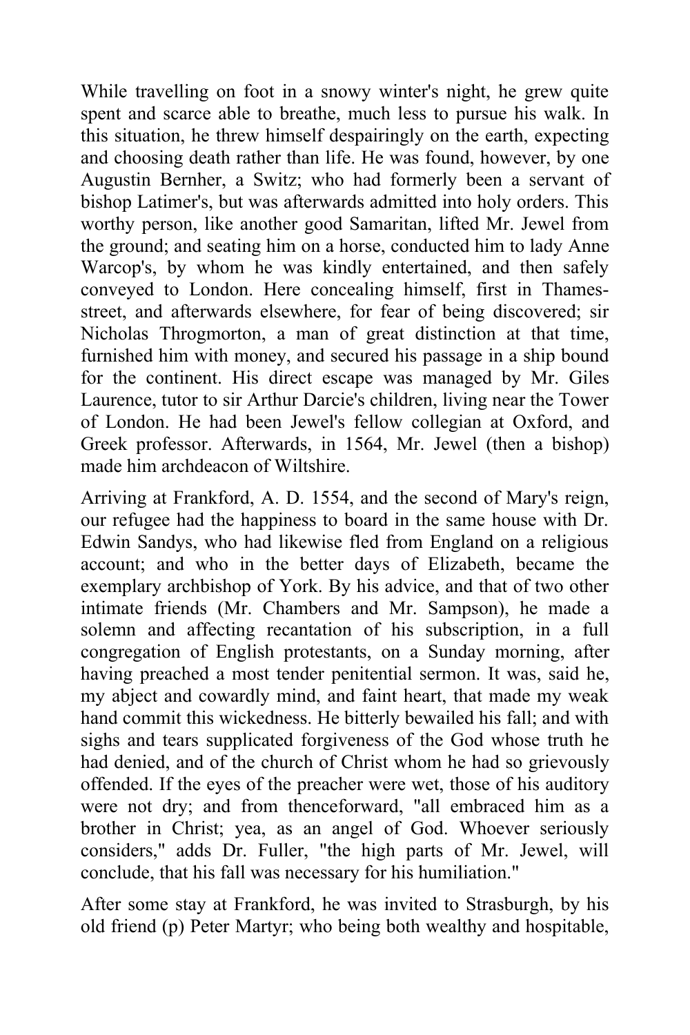While travelling on foot in a snowy winter's night, he grew quite spent and scarce able to breathe, much less to pursue his walk. In this situation, he threw himself despairingly on the earth, expecting and choosing death rather than life. He was found, however, by one Augustin Bernher, a Switz; who had formerly been a servant of bishop Latimer's, but was afterwards admitted into holy orders. This worthy person, like another good Samaritan, lifted Mr. Jewel from the ground; and seating him on a horse, conducted him to lady Anne Warcop's, by whom he was kindly entertained, and then safely conveyed to London. Here concealing himself, first in Thames-street, and afterwards elsewhere, for fear of being discovered; sir Nicholas Throgmorton, a man of great distinction at that time, furnished him with money, and secured his passage in a ship bound for the continent. His direct escape was managed by Mr. Giles Laurence, tutor to sir Arthur Darcie's children, living near the Tower of London. He had been Jewel's fellow collegian at Oxford, and Greek professor. Afterwards, in 1564, Mr. Jewel (then a bishop) made him archdeacon of Wiltshire.

Arriving at Frankford, A. D. 1554, and the second of Mary's reign, our refugee had the happiness to board in the same house with Dr. Edwin Sandys, who had likewise fled from England on a religious account; and who in the better days of Elizabeth, became the exemplary archbishop of York. By his advice, and that of two other intimate friends (Mr. Chambers and Mr. Sampson), he made a solemn and affecting recantation of his subscription, in a full congregation of English protestants, on a Sunday morning, after having preached a most tender penitential sermon. It was, said he, my abject and cowardly mind, and faint heart, that made my weak hand commit this wickedness. He bitterly bewailed his fall; and with sighs and tears supplicated forgiveness of the God whose truth he had denied, and of the church of Christ whom he had so grievously offended. If the eyes of the preacher were wet, those of his auditory were not dry; and from thenceforward, "all embraced him as a brother in Christ; yea, as an angel of God. Whoever seriously considers," adds Dr. Fuller, "the high parts of Mr. Jewel, will conclude, that his fall was necessary for his humiliation."

After some stay at Frankford, he was invited to Strasburgh, by his old friend (p) Peter Martyr; who being both wealthy and hospitable,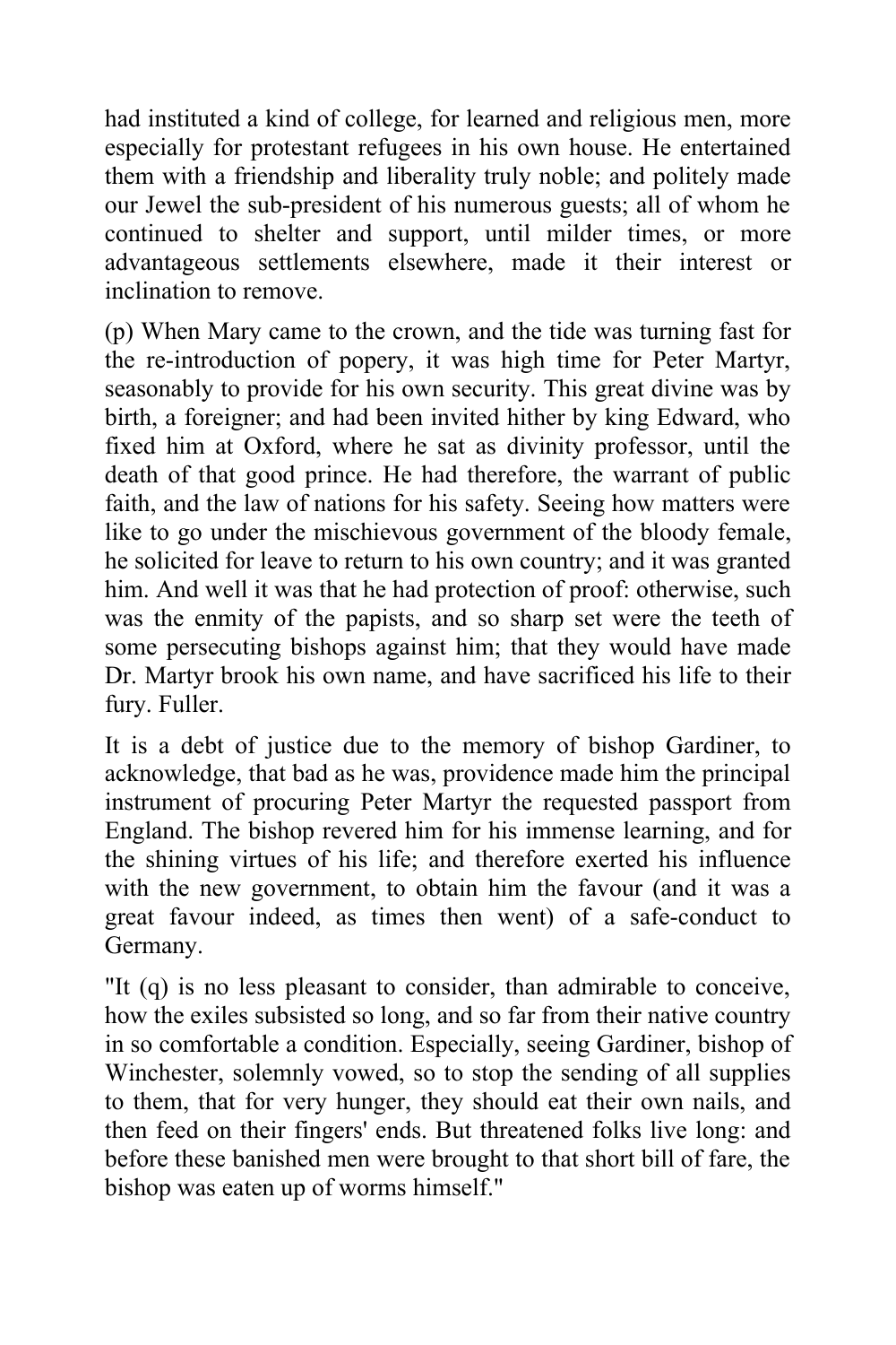had instituted a kind of college, for learned and religious men, more especially for protestant refugees in his own house. He entertained them with a friendship and liberality truly noble; and politely made our Jewel the sub-president of his numerous guests; all of whom he continued to shelter and support, until milder times, or more advantageous settlements elsewhere, made it their interest or inclination to remove.

(p) When Mary came to the crown, and the tide was turning fast for the re-introduction of popery, it was high time for Peter Martyr, seasonably to provide for his own security. This great divine was by birth, a foreigner; and had been invited hither by king Edward, who fixed him at Oxford, where he sat as divinity professor, until the death of that good prince. He had therefore, the warrant of public faith, and the law of nations for his safety. Seeing how matters were like to go under the mischievous government of the bloody female, he solicited for leave to return to his own country; and it was granted him. And well it was that he had protection of proof: otherwise, such was the enmity of the papists, and so sharp set were the teeth of some persecuting bishops against him; that they would have made Dr. Martyr brook his own name, and have sacrificed his life to their fury. Fuller.

It is a debt of justice due to the memory of bishop Gardiner, to acknowledge, that bad as he was, providence made him the principal instrument of procuring Peter Martyr the requested passport from England. The bishop revered him for his immense learning, and for the shining virtues of his life; and therefore exerted his influence with the new government, to obtain him the favour (and it was a great favour indeed, as times then went) of a safe-conduct to Germany.

"It (q) is no less pleasant to consider, than admirable to conceive, how the exiles subsisted so long, and so far from their native country in so comfortable a condition. Especially, seeing Gardiner, bishop of Winchester, solemnly vowed, so to stop the sending of all supplies to them, that for very hunger, they should eat their own nails, and then feed on their fingers' ends. But threatened folks live long: and before these banished men were brought to that short bill of fare, the bishop was eaten up of worms himself."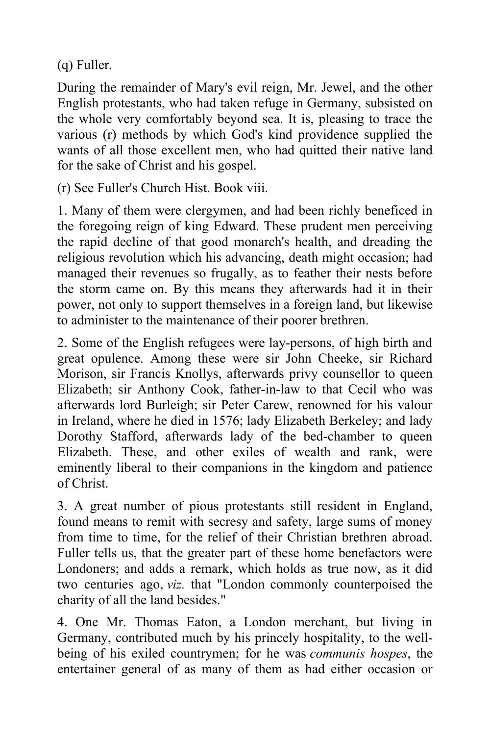(q) Fuller.

During the remainder of Mary's evil reign, Mr. Jewel, and the other English protestants, who had taken refuge in Germany, subsisted on the whole very comfortably beyond sea. It is, pleasing to trace the various (r) methods by which God's kind providence supplied the wants of all those excellent men, who had quitted their native land for the sake of Christ and his gospel.

(r) See Fuller's Church Hist. Book viii.

1. Many of them were clergymen, and had been richly beneficed in the foregoing reign of king Edward. These prudent men perceiving the rapid decline of that good monarch's health, and dreading the religious revolution which his advancing, death might occasion; had managed their revenues so frugally, as to feather their nests before the storm came on. By this means they afterwards had it in their power, not only to support themselves in a foreign land, but likewise to administer to the maintenance of their poorer brethren.

2. Some of the English refugees were lay-persons, of high birth and great opulence. Among these were sir John Cheeke, sir Richard Morison, sir Francis Knollys, afterwards privy counsellor to queen Elizabeth; sir Anthony Cook, father-in-law to that Cecil who was afterwards lord Burleigh; sir Peter Carew, renowned for his valour in Ireland, where he died in 1576; lady Elizabeth Berkeley; and lady Dorothy Stafford, afterwards lady of the bed-chamber to queen Elizabeth. These, and other exiles of wealth and rank, were eminently liberal to their companions in the kingdom and patience of Christ.

3. A great number of pious protestants still resident in England, found means to remit with secresy and safety, large sums of money from time to time, for the relief of their Christian brethren abroad. Fuller tells us, that the greater part of these home benefactors were Londoners; and adds a remark, which holds as true now, as it did two centuries ago, *viz.* that "London commonly counterpoised the charity of all the land besides."

4. One Mr. Thomas Eaton, a London merchant, but living in Germany, contributed much by his princely hospitality, to the well-being of his exiled countrymen; for he was *communis hospes*, the entertainer general of as many of them as had either occasion or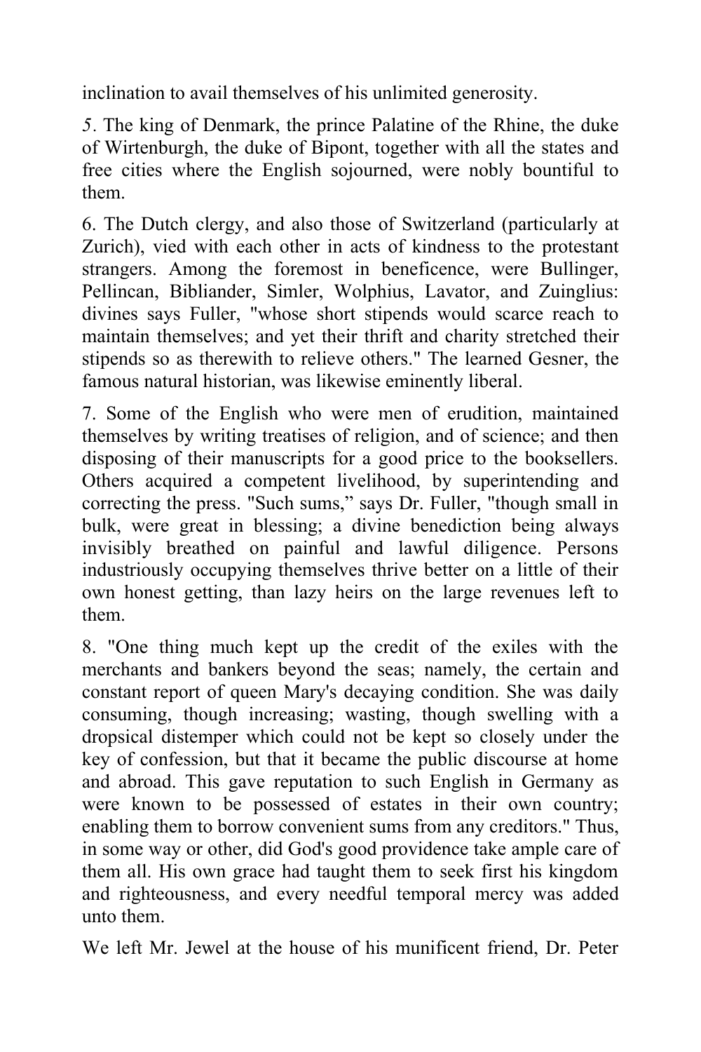inclination to avail themselves of his unlimited generosity.

5. The king of Denmark, the prince Palatine of the Rhine, the duke of Wirtenburgh, the duke of Bipont, together with all the states and free cities where the English sojourned, were nobly bountiful to them.

6. The Dutch clergy, and also those of Switzerland (particularly at Zurich), vied with each other in acts of kindness to the protestant strangers. Among the foremost in beneficence, were Bullinger, Pellincan, Bibliander, Simler, Wolphius, Lavator, and Zuinglius: divines says Fuller, "whose short stipends would scarce reach to maintain themselves; and yet their thrift and charity stretched their stipends so as therewith to relieve others." The learned Gesner, the famous natural historian, was likewise eminently liberal.

7. Some of the English who were men of erudition, maintained themselves by writing treatises of religion, and of science; and then disposing of their manuscripts for a good price to the booksellers. Others acquired a competent livelihood, by superintending and correcting the press. "Such sums," says Dr. Fuller, "though small in bulk, were great in blessing; a divine benediction being always invisibly breathed on painful and lawful diligence. Persons industriously occupying themselves thrive better on a little of their own honest getting, than lazy heirs on the large revenues left to them.

8. "One thing much kept up the credit of the exiles with the merchants and bankers beyond the seas; namely, the certain and constant report of queen Mary's decaying condition. She was daily consuming, though increasing; wasting, though swelling with a dropsical distemper which could not be kept so closely under the key of confession, but that it became the public discourse at home and abroad. This gave reputation to such English in Germany as were known to be possessed of estates in their own country; enabling them to borrow convenient sums from any creditors." Thus, in some way or other, did God's good providence take ample care of them all. His own grace had taught them to seek first his kingdom and righteousness, and every needful temporal mercy was added unto them.

We left Mr. Jewel at the house of his munificent friend, Dr. Peter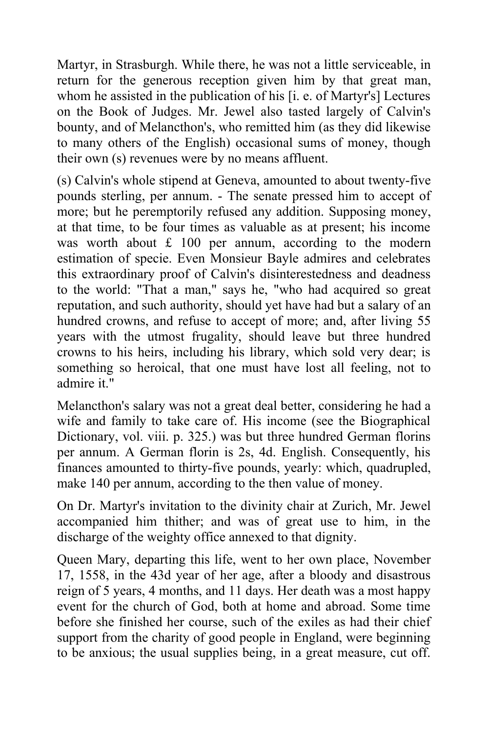Martyr, in Strasburgh. While there, he was not a little serviceable, in return for the generous reception given him by that great man, whom he assisted in the publication of his [i. e. of Martyr's] Lectures on the Book of Judges. Mr. Jewel also tasted largely of Calvin's bounty, and of Melancthon's, who remitted him (as they did likewise to many others of the English) occasional sums of money, though their own (s) revenues were by no means affluent.

(s) Calvin's whole stipend at Geneva, amounted to about twenty-five pounds sterling, per annum. - The senate pressed him to accept of more; but he peremptorily refused any addition. Supposing money, at that time, to be four times as valuable as at present; his income was worth about £ 100 per annum, according to the modern estimation of specie. Even Monsieur Bayle admires and celebrates this extraordinary proof of Calvin's disinterestedness and deadness to the world: "That a man," says he, "who had acquired so great reputation, and such authority, should yet have had but a salary of an hundred crowns, and refuse to accept of more; and, after living 55 years with the utmost frugality, should leave but three hundred crowns to his heirs, including his library, which sold very dear; is something so heroical, that one must have lost all feeling, not to admire it."

Melancthon's salary was not a great deal better, considering he had a wife and family to take care of. His income (see the Biographical Dictionary, vol. viii. p. 325.) was but three hundred German florins per annum. A German florin is 2s, 4d. English. Consequently, his finances amounted to thirty-five pounds, yearly: which, quadrupled, make 140 per annum, according to the then value of money.

On Dr. Martyr's invitation to the divinity chair at Zurich, Mr. Jewel accompanied him thither; and was of great use to him, in the discharge of the weighty office annexed to that dignity.

Queen Mary, departing this life, went to her own place, November 17, 1558, in the 43d year of her age, after a bloody and disastrous reign of 5 years, 4 months, and 11 days. Her death was a most happy event for the church of God, both at home and abroad. Some time before she finished her course, such of the exiles as had their chief support from the charity of good people in England, were beginning to be anxious; the usual supplies being, in a great measure, cut off.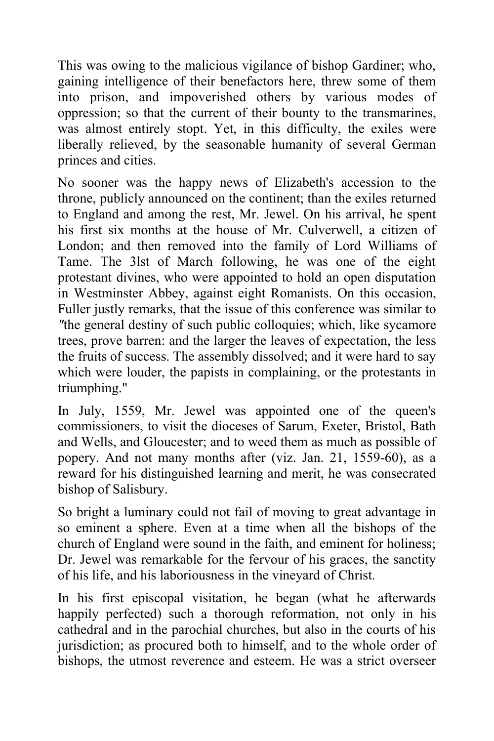This was owing to the malicious vigilance of bishop Gardiner; who, gaining intelligence of their benefactors here, threw some of them into prison, and impoverished others by various modes of oppression; so that the current of their bounty to the transmarines, was almost entirely stopt. Yet, in this difficulty, the exiles were liberally relieved, by the seasonable humanity of several German princes and cities.

No sooner was the happy news of Elizabeth's accession to the throne, publicly announced on the continent; than the exiles returned to England and among the rest, Mr. Jewel. On his arrival, he spent his first six months at the house of Mr. Culverwell, a citizen of London; and then removed into the family of Lord Williams of Tame. The 3lst of March following, he was one of the eight protestant divines, who were appointed to hold an open disputation in Westminster Abbey, against eight Romanists. On this occasion, Fuller justly remarks, that the issue of this conference was similar to "the general destiny of such public colloquies; which, like sycamore trees, prove barren: and the larger the leaves of expectation, the less the fruits of success. The assembly dissolved; and it were hard to say which were louder, the papists in complaining, or the protestants in triumphing."

In July, 1559, Mr. Jewel was appointed one of the queen's commissioners, to visit the dioceses of Sarum, Exeter, Bristol, Bath and Wells, and Gloucester; and to weed them as much as possible of popery. And not many months after (viz. Jan. 21, 1559-60), as a reward for his distinguished learning and merit, he was consecrated bishop of Salisbury.

So bright a luminary could not fail of moving to great advantage in so eminent a sphere. Even at a time when all the bishops of the church of England were sound in the faith, and eminent for holiness; Dr. Jewel was remarkable for the fervour of his graces, the sanctity of his life, and his laboriousness in the vineyard of Christ.

In his first episcopal visitation, he began (what he afterwards happily perfected) such a thorough reformation, not only in his cathedral and in the parochial churches, but also in the courts of his jurisdiction; as procured both to himself, and to the whole order of bishops, the utmost reverence and esteem. He was a strict overseer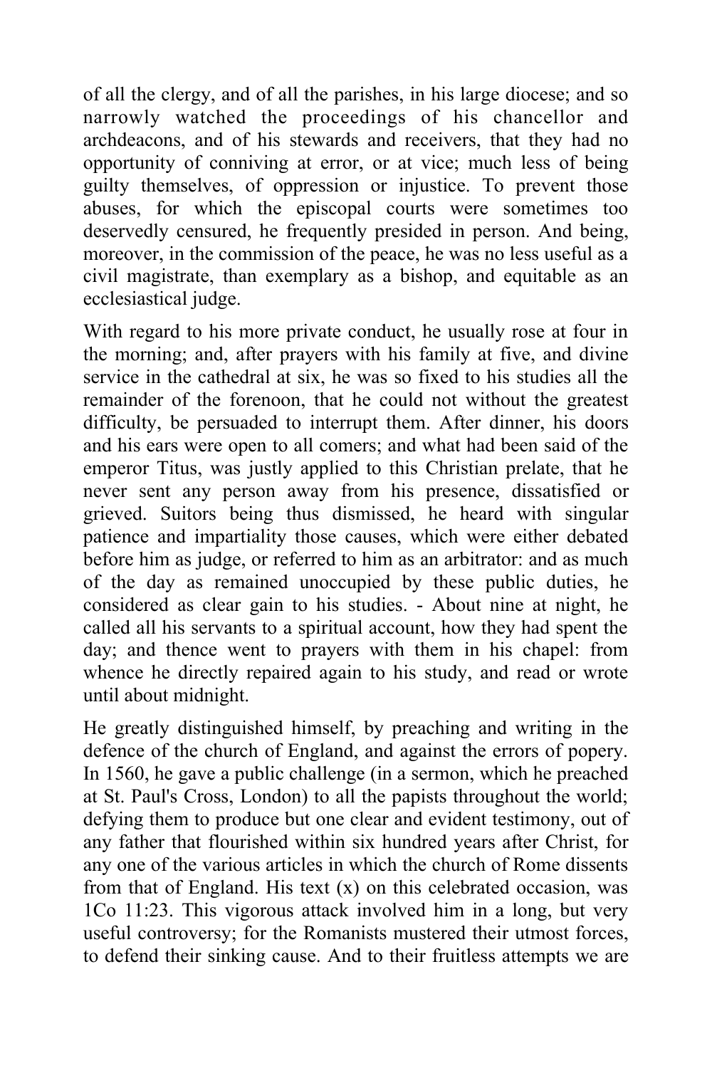of all the clergy, and of all the parishes, in his large diocese; and so narrowly watched the proceedings of his chancellor and archdeacons, and of his stewards and receivers, that they had no opportunity of conniving at error, or at vice; much less of being guilty themselves, of oppression or injustice. To prevent those abuses, for which the episcopal courts were sometimes too deservedly censured, he frequently presided in person. And being, moreover, in the commission of the peace, he was no less useful as a civil magistrate, than exemplary as a bishop, and equitable as an ecclesiastical judge.

With regard to his more private conduct, he usually rose at four in the morning; and, after prayers with his family at five, and divine service in the cathedral at six, he was so fixed to his studies all the remainder of the forenoon, that he could not without the greatest difficulty, be persuaded to interrupt them. After dinner, his doors and his ears were open to all comers; and what had been said of the emperor Titus, was justly applied to this Christian prelate, that he never sent any person away from his presence, dissatisfied or grieved. Suitors being thus dismissed, he heard with singular patience and impartiality those causes, which were either debated before him as judge, or referred to him as an arbitrator: and as much of the day as remained unoccupied by these public duties, he considered as clear gain to his studies. - About nine at night, he called all his servants to a spiritual account, how they had spent the day; and thence went to prayers with them in his chapel: from whence he directly repaired again to his study, and read or wrote until about midnight.

He greatly distinguished himself, by preaching and writing in the defence of the church of England, and against the errors of popery. In 1560, he gave a public challenge (in a sermon, which he preached at St. Paul's Cross, London) to all the papists throughout the world; defying them to produce but one clear and evident testimony, out of any father that flourished within six hundred years after Christ, for any one of the various articles in which the church of Rome dissents from that of England. His text (x) on this celebrated occasion, was 1Co 11:23. This vigorous attack involved him in a long, but very useful controversy; for the Romanists mustered their utmost forces, to defend their sinking cause. And to their fruitless attempts we are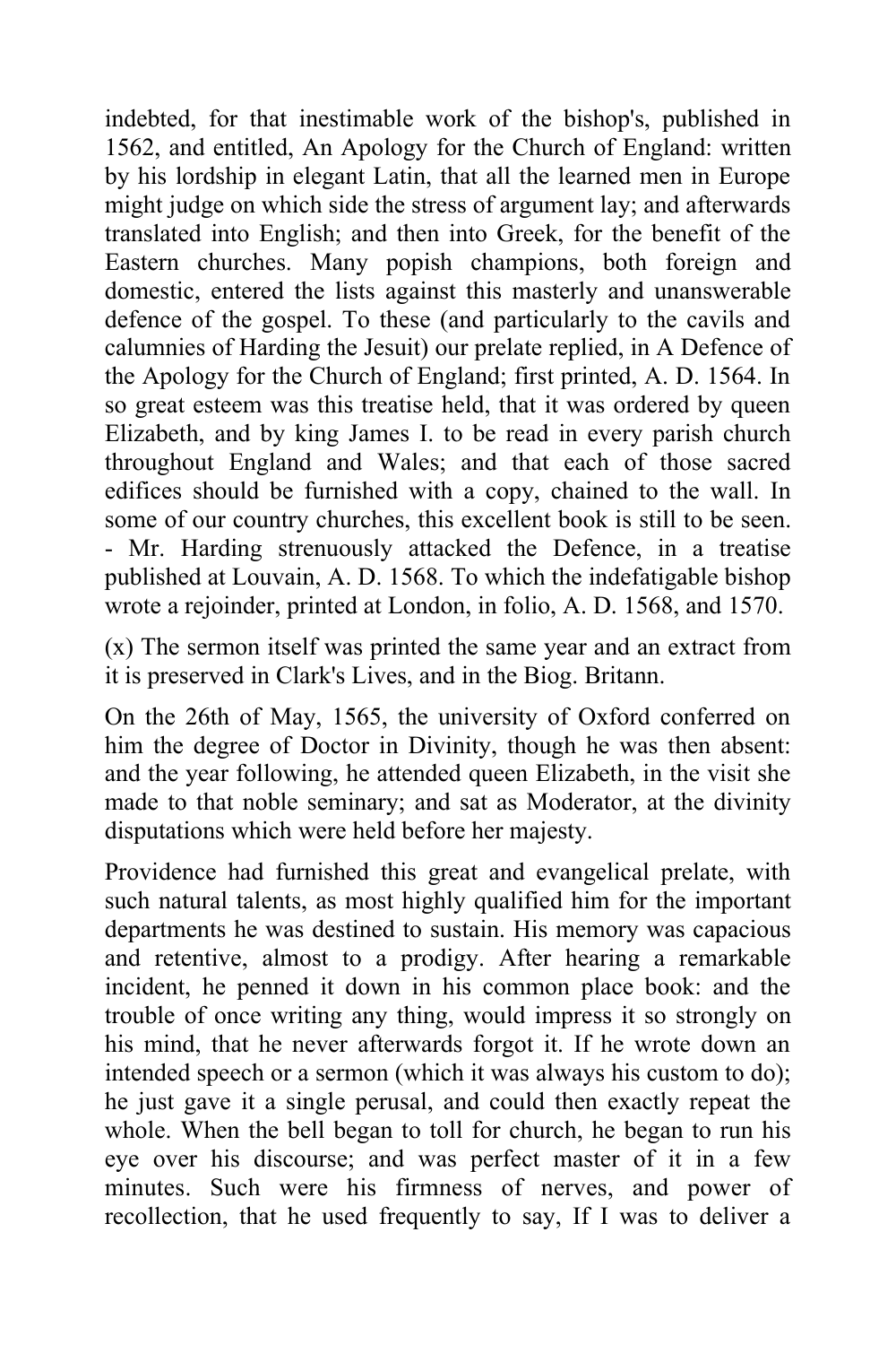indebted, for that inestimable work of the bishop's, published in 1562, and entitled, An Apology for the Church of England: written by his lordship in elegant Latin, that all the learned men in Europe might judge on which side the stress of argument lay; and afterwards translated into English; and then into Greek, for the benefit of the Eastern churches. Many popish champions, both foreign and domestic, entered the lists against this masterly and unanswerable defence of the gospel. To these (and particularly to the cavils and calumnies of Harding the Jesuit) our prelate replied, in A Defence of the Apology for the Church of England; first printed, A. D. 1564. In so great esteem was this treatise held, that it was ordered by queen Elizabeth, and by king James I. to be read in every parish church throughout England and Wales; and that each of those sacred edifices should be furnished with a copy, chained to the wall. In some of our country churches, this excellent book is still to be seen. - Mr. Harding strenuously attacked the Defence, in a treatise published at Louvain, A. D. 1568. To which the indefatigable bishop wrote a rejoinder, printed at London, in folio, A. D. 1568, and 1570.

(x) The sermon itself was printed the same year and an extract from it is preserved in Clark's Lives, and in the Biog. Britann.

On the 26th of May, 1565, the university of Oxford conferred on him the degree of Doctor in Divinity, though he was then absent: and the year following, he attended queen Elizabeth, in the visit she made to that noble seminary; and sat as Moderator, at the divinity disputations which were held before her majesty.

Providence had furnished this great and evangelical prelate, with such natural talents, as most highly qualified him for the important departments he was destined to sustain. His memory was capacious and retentive, almost to a prodigy. After hearing a remarkable incident, he penned it down in his common place book: and the trouble of once writing any thing, would impress it so strongly on his mind, that he never afterwards forgot it. If he wrote down an intended speech or a sermon (which it was always his custom to do); he just gave it a single perusal, and could then exactly repeat the whole. When the bell began to toll for church, he began to run his eye over his discourse; and was perfect master of it in a few minutes. Such were his firmness of nerves, and power of recollection, that he used frequently to say, If I was to deliver a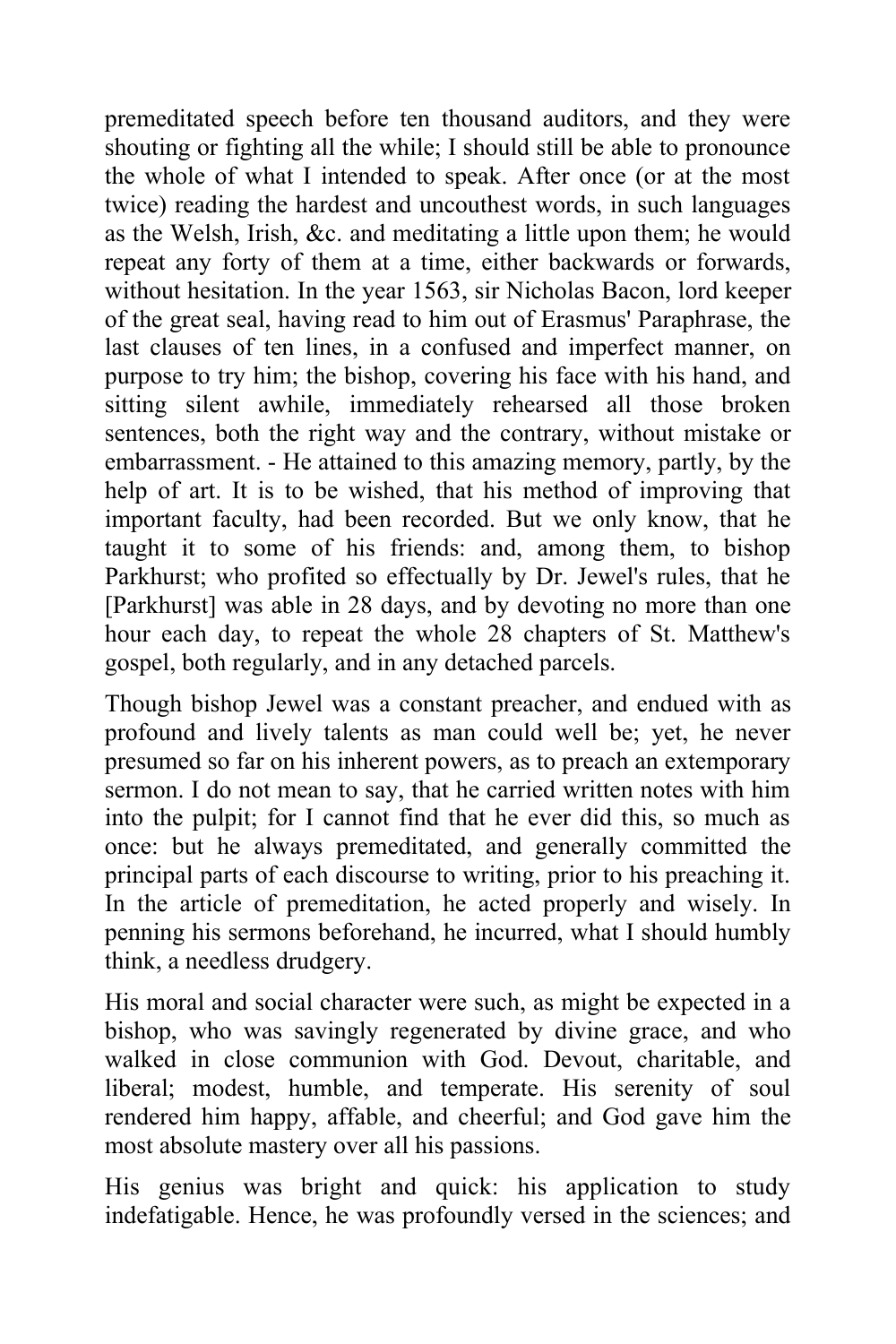premeditated speech before ten thousand auditors, and they were shouting or fighting all the while; I should still be able to pronounce the whole of what I intended to speak. After once (or at the most twice) reading the hardest and uncouthest words, in such languages as the Welsh, Irish, &c. and meditating a little upon them; he would repeat any forty of them at a time, either backwards or forwards, without hesitation. In the year 1563, sir Nicholas Bacon, lord keeper of the great seal, having read to him out of Erasmus' Paraphrase, the last clauses of ten lines, in a confused and imperfect manner, on purpose to try him; the bishop, covering his face with his hand, and sitting silent awhile, immediately rehearsed all those broken sentences, both the right way and the contrary, without mistake or embarrassment. - He attained to this amazing memory, partly, by the help of art. It is to be wished, that his method of improving that important faculty, had been recorded. But we only know, that he taught it to some of his friends: and, among them, to bishop Parkhurst; who profited so effectually by Dr. Jewel's rules, that he [Parkhurst] was able in 28 days, and by devoting no more than one hour each day, to repeat the whole 28 chapters of St. Matthew's gospel, both regularly, and in any detached parcels.

Though bishop Jewel was a constant preacher, and endued with as profound and lively talents as man could well be; yet, he never presumed so far on his inherent powers, as to preach an extemporary sermon. I do not mean to say, that he carried written notes with him into the pulpit; for I cannot find that he ever did this, so much as once: but he always premeditated, and generally committed the principal parts of each discourse to writing, prior to his preaching it. In the article of premeditation, he acted properly and wisely. In penning his sermons beforehand, he incurred, what I should humbly think, a needless drudgery.

His moral and social character were such, as might be expected in a bishop, who was savingly regenerated by divine grace, and who walked in close communion with God. Devout, charitable, and liberal; modest, humble, and temperate. His serenity of soul rendered him happy, affable, and cheerful; and God gave him the most absolute mastery over all his passions.

His genius was bright and quick: his application to study indefatigable. Hence, he was profoundly versed in the sciences; and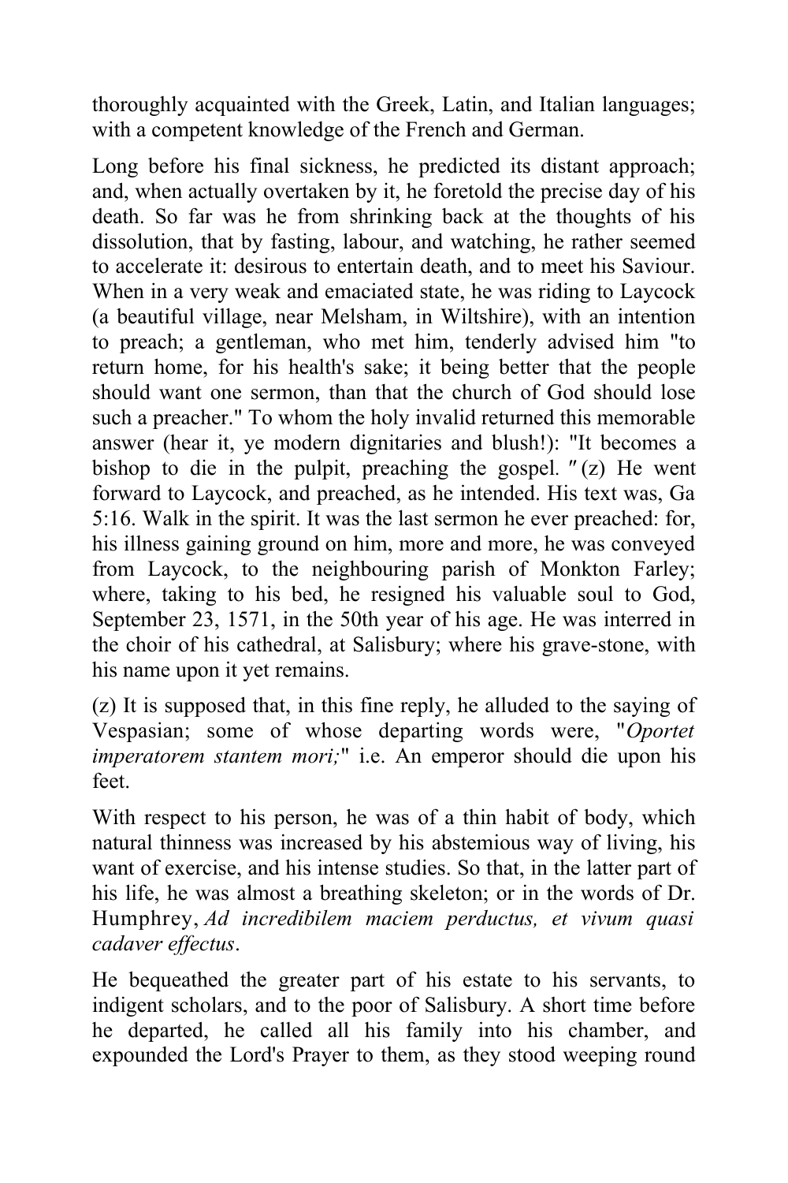thoroughly acquainted with the Greek, Latin, and Italian languages; with a competent knowledge of the French and German.

Long before his final sickness, he predicted its distant approach; and, when actually overtaken by it, he foretold the precise day of his death. So far was he from shrinking back at the thoughts of his dissolution, that by fasting, labour, and watching, he rather seemed to accelerate it: desirous to entertain death, and to meet his Saviour. When in a very weak and emaciated state, he was riding to Laycock (a beautiful village, near Melsham, in Wiltshire), with an intention to preach; a gentleman, who met him, tenderly advised him "to return home, for his health's sake; it being better that the people should want one sermon, than that the church of God should lose such a preacher." To whom the holy invalid returned this memorable answer (hear it, ye modern dignitaries and blush!): "It becomes a bishop to die in the pulpit, preaching the gospel*.*" (z) He went forward to Laycock, and preached, as he intended. His text was, Ga 5:16. Walk in the spirit. It was the last sermon he ever preached: for, his illness gaining ground on him, more and more, he was conveyed from Laycock, to the neighbouring parish of Monkton Farley; where, taking to his bed, he resigned his valuable soul to God, September 23, 1571, in the 50th year of his age. He was interred in the choir of his cathedral, at Salisbury; where his grave-stone, with his name upon it yet remains.

(z) It is supposed that, in this fine reply, he alluded to the saying of Vespasian; some of whose departing words were, "*Oportet imperatorem stantem mori;*" i.e. An emperor should die upon his feet.

With respect to his person, he was of a thin habit of body, which natural thinness was increased by his abstemious way of living, his want of exercise, and his intense studies. So that, in the latter part of his life, he was almost a breathing skeleton; or in the words of Dr. Humphrey, *Ad incredibilem maciem perductus, et vivum quasi cadaver effectus*.

He bequeathed the greater part of his estate to his servants, to indigent scholars, and to the poor of Salisbury. A short time before he departed, he called all his family into his chamber, and expounded the Lord's Prayer to them, as they stood weeping round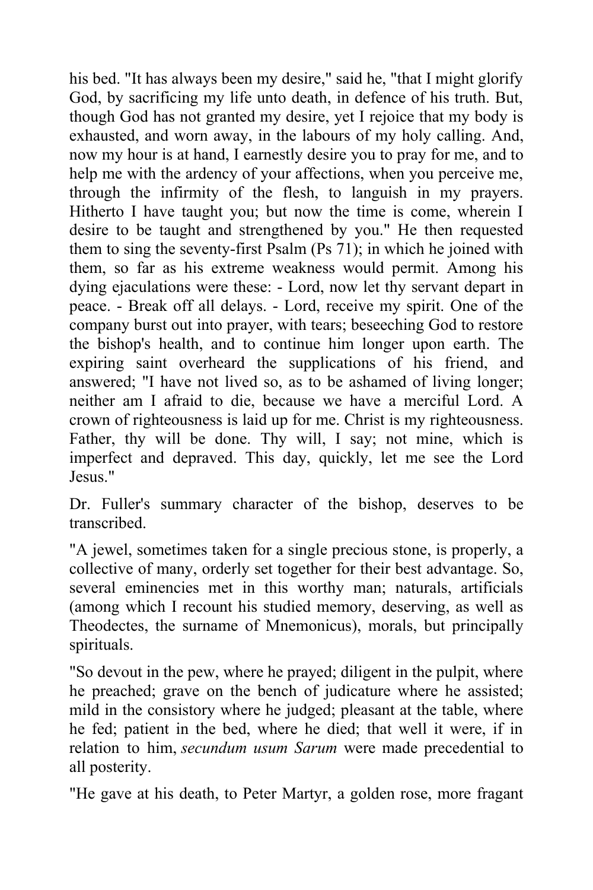his bed. "It has always been my desire," said he, "that I might glorify God, by sacrificing my life unto death, in defence of his truth. But, though God has not granted my desire, yet I rejoice that my body is exhausted, and worn away, in the labours of my holy calling. And, now my hour is at hand, I earnestly desire you to pray for me, and to help me with the ardency of your affections, when you perceive me, through the infirmity of the flesh, to languish in my prayers. Hitherto I have taught you; but now the time is come, wherein I desire to be taught and strengthened by you." He then requested them to sing the seventy-first Psalm (Ps 71); in which he joined with them, so far as his extreme weakness would permit. Among his dying ejaculations were these: - Lord, now let thy servant depart in peace. - Break off all delays. - Lord, receive my spirit. One of the company burst out into prayer, with tears; beseeching God to restore the bishop's health, and to continue him longer upon earth. The expiring saint overheard the supplications of his friend, and answered; "I have not lived so, as to be ashamed of living longer; neither am I afraid to die, because we have a merciful Lord. A crown of righteousness is laid up for me. Christ is my righteousness. Father, thy will be done. Thy will, I say; not mine, which is imperfect and depraved. This day, quickly, let me see the Lord Jesus."

Dr. Fuller's summary character of the bishop, deserves to be transcribed.

"A jewel, sometimes taken for a single precious stone, is properly, a collective of many, orderly set together for their best advantage. So, several eminencies met in this worthy man; naturals, artificials (among which I recount his studied memory, deserving, as well as Theodectes, the surname of Mnemonicus), morals, but principally spirituals.

"So devout in the pew, where he prayed; diligent in the pulpit, where he preached; grave on the bench of judicature where he assisted; mild in the consistory where he judged; pleasant at the table, where he fed; patient in the bed, where he died; that well it were, if in relation to him, *secundum usum Sarum* were made precedential to all posterity.

"He gave at his death, to Peter Martyr, a golden rose, more fragant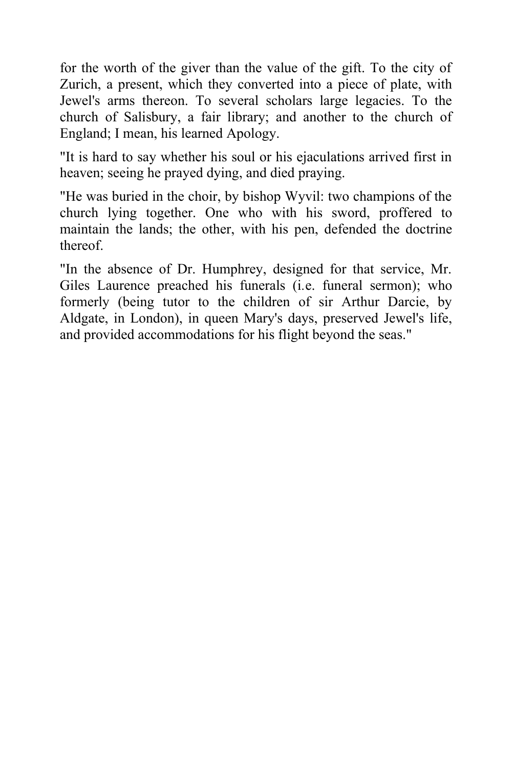for the worth of the giver than the value of the gift. To the city of Zurich, a present, which they converted into a piece of plate, with Jewel's arms thereon. To several scholars large legacies. To the church of Salisbury, a fair library; and another to the church of England; I mean, his learned Apology.

"It is hard to say whether his soul or his ejaculations arrived first in heaven; seeing he prayed dying, and died praying.

"He was buried in the choir, by bishop Wyvil: two champions of the church lying together. One who with his sword, proffered to maintain the lands; the other, with his pen, defended the doctrine thereof.

"In the absence of Dr. Humphrey, designed for that service, Mr. Giles Laurence preached his funerals (i.e. funeral sermon); who formerly (being tutor to the children of sir Arthur Darcie, by Aldgate, in London), in queen Mary's days, preserved Jewel's life, and provided accommodations for his flight beyond the seas."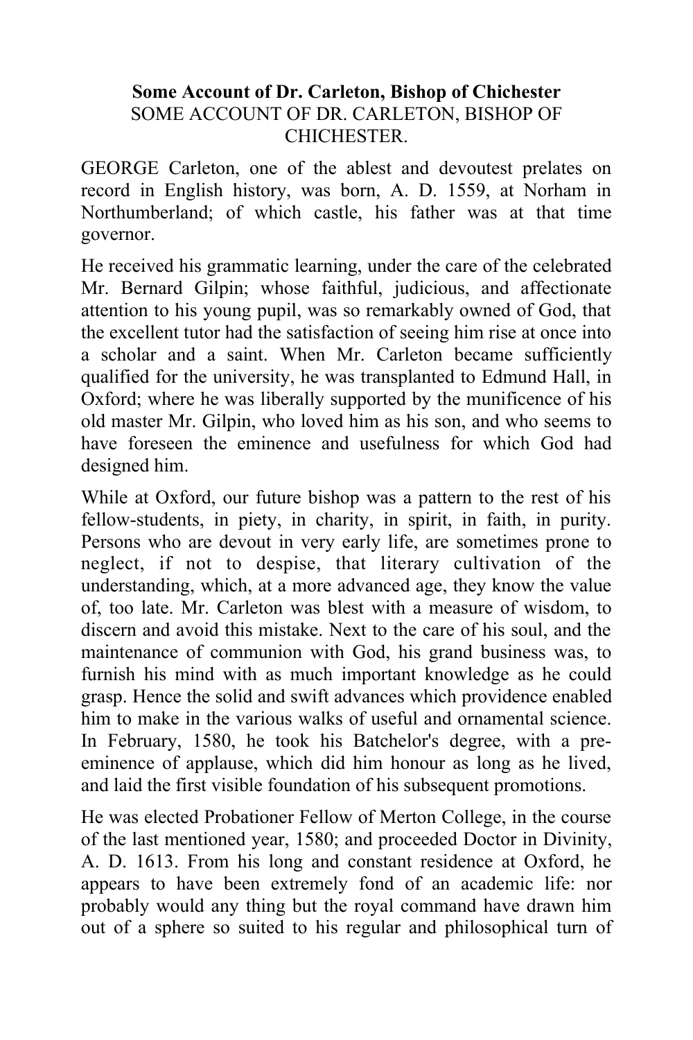**Some Account of Dr. Carleton, Bishop of Chichester**

SOME ACCOUNT OF DR. CARLETON, BISHOP OF CHICHESTER.

GEORGE Carleton, one of the ablest and devoutest prelates on record in English history, was born, A. D. 1559, at Norham in Northumberland; of which castle, his father was at that time governor.

He received his grammatic learning, under the care of the celebrated Mr. Bernard Gilpin; whose faithful, judicious, and affectionate attention to his young pupil, was so remarkably owned of God, that the excellent tutor had the satisfaction of seeing him rise at once into a scholar and a saint. When Mr. Carleton became sufficiently qualified for the university, he was transplanted to Edmund Hall, in Oxford; where he was liberally supported by the munificence of his old master Mr. Gilpin, who loved him as his son, and who seems to have foreseen the eminence and usefulness for which God had designed him.

While at Oxford, our future bishop was a pattern to the rest of his fellow-students, in piety, in charity, in spirit, in faith, in purity. Persons who are devout in very early life, are sometimes prone to neglect, if not to despise, that literary cultivation of the understanding, which, at a more advanced age, they know the value of, too late. Mr. Carleton was blest with a measure of wisdom, to discern and avoid this mistake. Next to the care of his soul, and the maintenance of communion with God, his grand business was, to furnish his mind with as much important knowledge as he could grasp. Hence the solid and swift advances which providence enabled him to make in the various walks of useful and ornamental science. In February, 1580, he took his Batchelor's degree, with a pre-eminence of applause, which did him honour as long as he lived, and laid the first visible foundation of his subsequent promotions.

He was elected Probationer Fellow of Merton College, in the course of the last mentioned year, 1580; and proceeded Doctor in Divinity, A. D. 1613. From his long and constant residence at Oxford, he appears to have been extremely fond of an academic life: nor probably would any thing but the royal command have drawn him out of a sphere so suited to his regular and philosophical turn of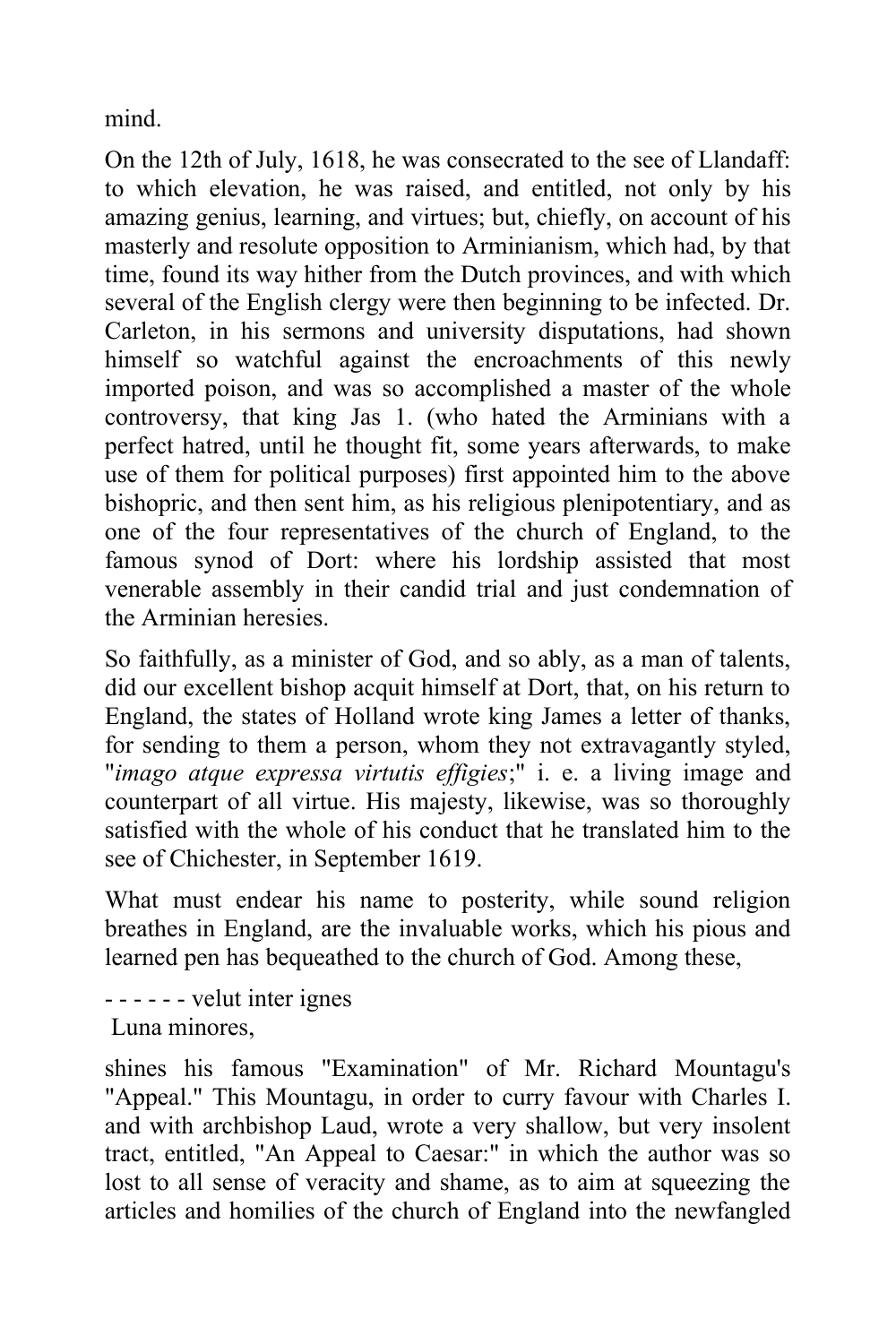mind.

On the 12th of July, 1618, he was consecrated to the see of Llandaff: to which elevation, he was raised, and entitled, not only by his amazing genius, learning, and virtues; but, chiefly, on account of his masterly and resolute opposition to Arminianism, which had, by that time, found its way hither from the Dutch provinces, and with which several of the English clergy were then beginning to be infected. Dr. Carleton, in his sermons and university disputations, had shown himself so watchful against the encroachments of this newly imported poison, and was so accomplished a master of the whole controversy, that king Jas 1. (who hated the Arminians with a perfect hatred, until he thought fit, some years afterwards, to make use of them for political purposes) first appointed him to the above bishopric, and then sent him, as his religious plenipotentiary, and as one of the four representatives of the church of England, to the famous synod of Dort: where his lordship assisted that most venerable assembly in their candid trial and just condemnation of the Arminian heresies.

So faithfully, as a minister of God, and so ably, as a man of talents, did our excellent bishop acquit himself at Dort, that, on his return to England, the states of Holland wrote king James a letter of thanks, for sending to them a person, whom they not extravagantly styled, "*imago atque expressa virtutis effigies*;" i. e. a living image and counterpart of all virtue. His majesty, likewise, was so thoroughly satisfied with the whole of his conduct that he translated him to the see of Chichester, in September 1619.

What must endear his name to posterity, while sound religion breathes in England, are the invaluable works, which his pious and learned pen has bequeathed to the church of God. Among these,

- - - - - - velut inter ignes
 Luna minores,

shines his famous "Examination" of Mr. Richard Mountagu's "Appeal." This Mountagu, in order to curry favour with Charles I. and with archbishop Laud, wrote a very shallow, but very insolent tract, entitled, "An Appeal to Caesar:" in which the author was so lost to all sense of veracity and shame, as to aim at squeezing the articles and homilies of the church of England into the newfangled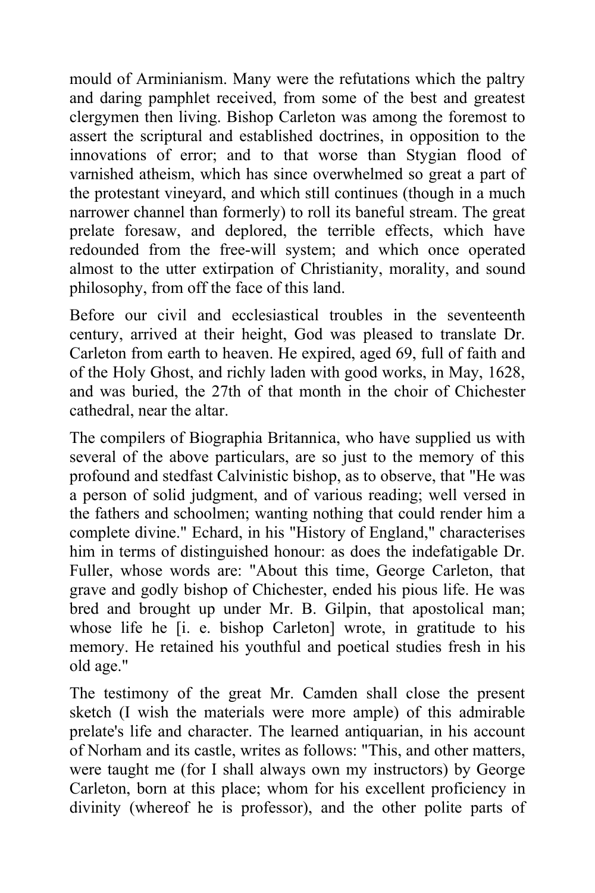mould of Arminianism. Many were the refutations which the paltry and daring pamphlet received, from some of the best and greatest clergymen then living. Bishop Carleton was among the foremost to assert the scriptural and established doctrines, in opposition to the innovations of error; and to that worse than Stygian flood of varnished atheism, which has since overwhelmed so great a part of the protestant vineyard, and which still continues (though in a much narrower channel than formerly) to roll its baneful stream. The great prelate foresaw, and deplored, the terrible effects, which have redounded from the free-will system; and which once operated almost to the utter extirpation of Christianity, morality, and sound philosophy, from off the face of this land.

Before our civil and ecclesiastical troubles in the seventeenth century, arrived at their height, God was pleased to translate Dr. Carleton from earth to heaven. He expired, aged 69, full of faith and of the Holy Ghost, and richly laden with good works, in May, 1628, and was buried, the 27th of that month in the choir of Chichester cathedral, near the altar.

The compilers of Biographia Britannica, who have supplied us with several of the above particulars, are so just to the memory of this profound and stedfast Calvinistic bishop, as to observe, that "He was a person of solid judgment, and of various reading; well versed in the fathers and schoolmen; wanting nothing that could render him a complete divine." Echard, in his "History of England," characterises him in terms of distinguished honour: as does the indefatigable Dr. Fuller, whose words are: "About this time, George Carleton, that grave and godly bishop of Chichester, ended his pious life. He was bred and brought up under Mr. B. Gilpin, that apostolical man; whose life he [i. e. bishop Carleton] wrote, in gratitude to his memory. He retained his youthful and poetical studies fresh in his old age."

The testimony of the great Mr. Camden shall close the present sketch (I wish the materials were more ample) of this admirable prelate's life and character. The learned antiquarian, in his account of Norham and its castle, writes as follows: "This, and other matters, were taught me (for I shall always own my instructors) by George Carleton, born at this place; whom for his excellent proficiency in divinity (whereof he is professor), and the other polite parts of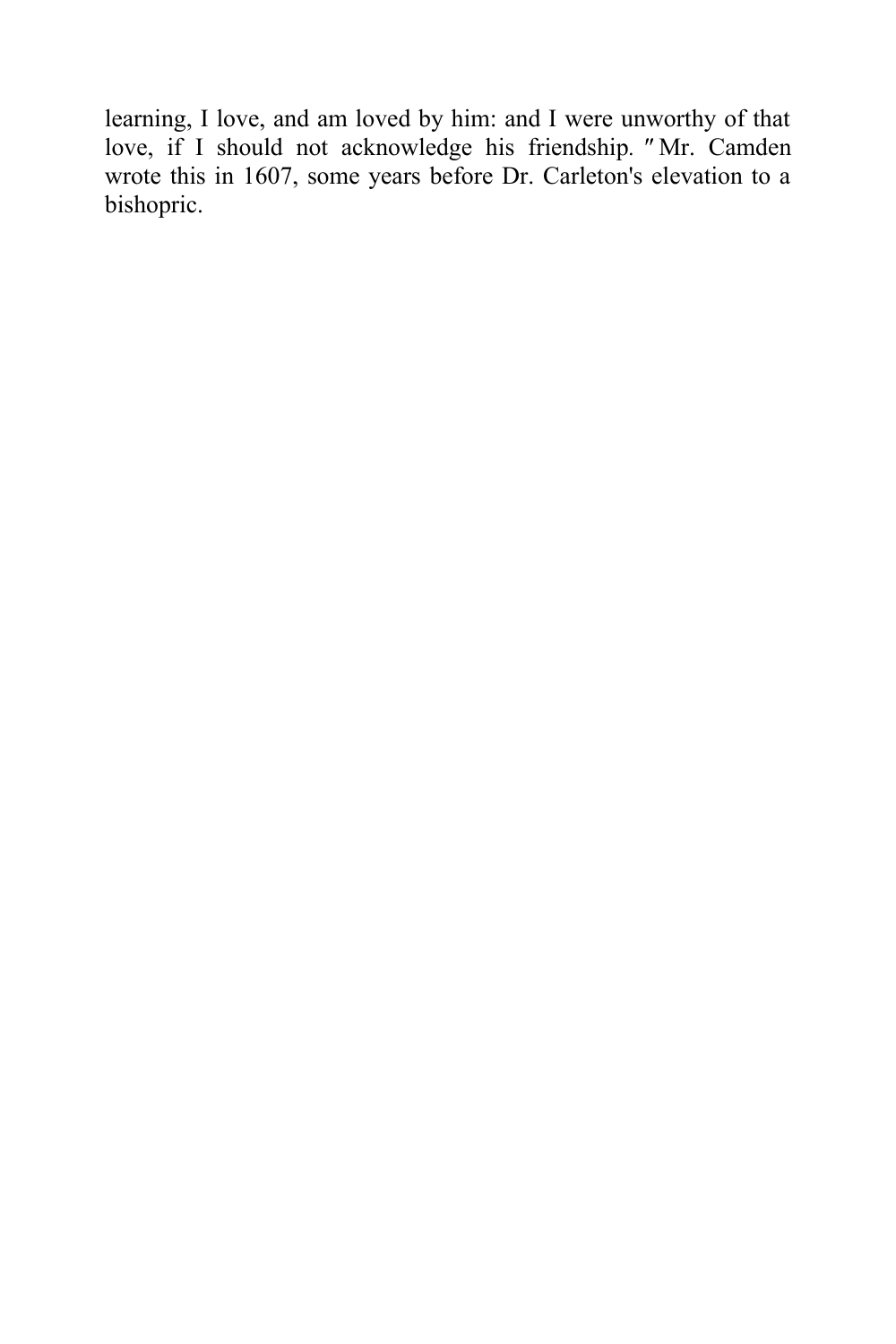learning, I love, and am loved by him: and I were unworthy of that love, if I should not acknowledge his friendship.″ Mr. Camden wrote this in 1607, some years before Dr. Carleton's elevation to a bishopric.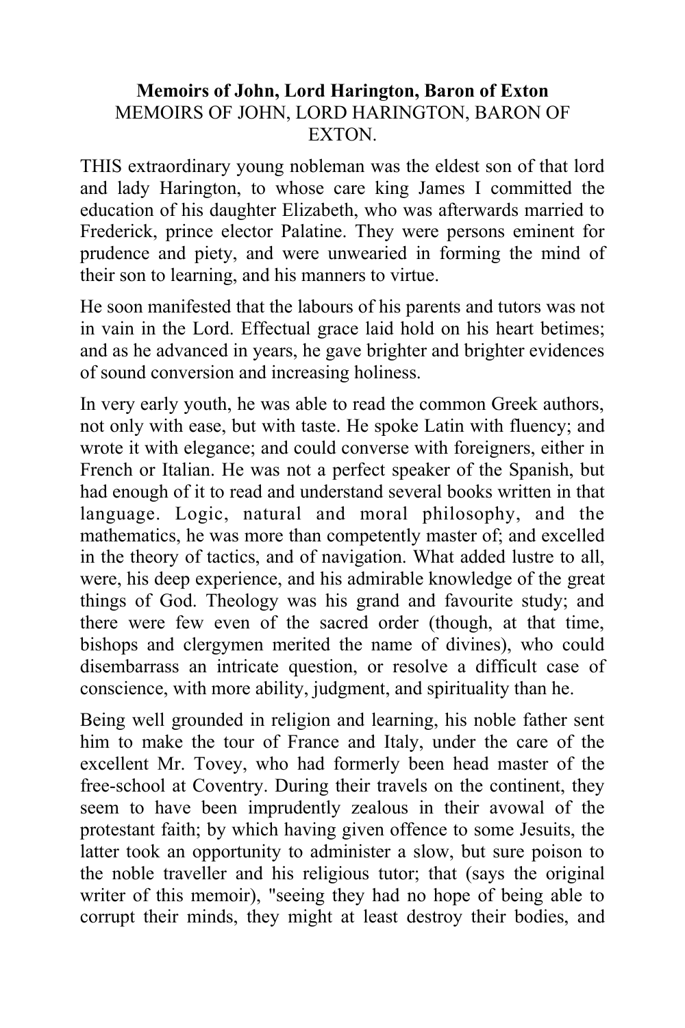**Memoirs of John, Lord Harington, Baron of Exton**

MEMOIRS OF JOHN, LORD HARINGTON, BARON OF EXTON.

THIS extraordinary young nobleman was the eldest son of that lord and lady Harington, to whose care king James I committed the education of his daughter Elizabeth, who was afterwards married to Frederick, prince elector Palatine. They were persons eminent for prudence and piety, and were unwearied in forming the mind of their son to learning, and his manners to virtue.

He soon manifested that the labours of his parents and tutors was not in vain in the Lord. Effectual grace laid hold on his heart betimes; and as he advanced in years, he gave brighter and brighter evidences of sound conversion and increasing holiness.

In very early youth, he was able to read the common Greek authors, not only with ease, but with taste. He spoke Latin with fluency; and wrote it with elegance; and could converse with foreigners, either in French or Italian. He was not a perfect speaker of the Spanish, but had enough of it to read and understand several books written in that language. Logic, natural and moral philosophy, and the mathematics, he was more than competently master of; and excelled in the theory of tactics, and of navigation. What added lustre to all, were, his deep experience, and his admirable knowledge of the great things of God. Theology was his grand and favourite study; and there were few even of the sacred order (though, at that time, bishops and clergymen merited the name of divines), who could disembarrass an intricate question, or resolve a difficult case of conscience, with more ability, judgment, and spirituality than he.

Being well grounded in religion and learning, his noble father sent him to make the tour of France and Italy, under the care of the excellent Mr. Tovey, who had formerly been head master of the free-school at Coventry. During their travels on the continent, they seem to have been imprudently zealous in their avowal of the protestant faith; by which having given offence to some Jesuits, the latter took an opportunity to administer a slow, but sure poison to the noble traveller and his religious tutor; that (says the original writer of this memoir), "seeing they had no hope of being able to corrupt their minds, they might at least destroy their bodies, and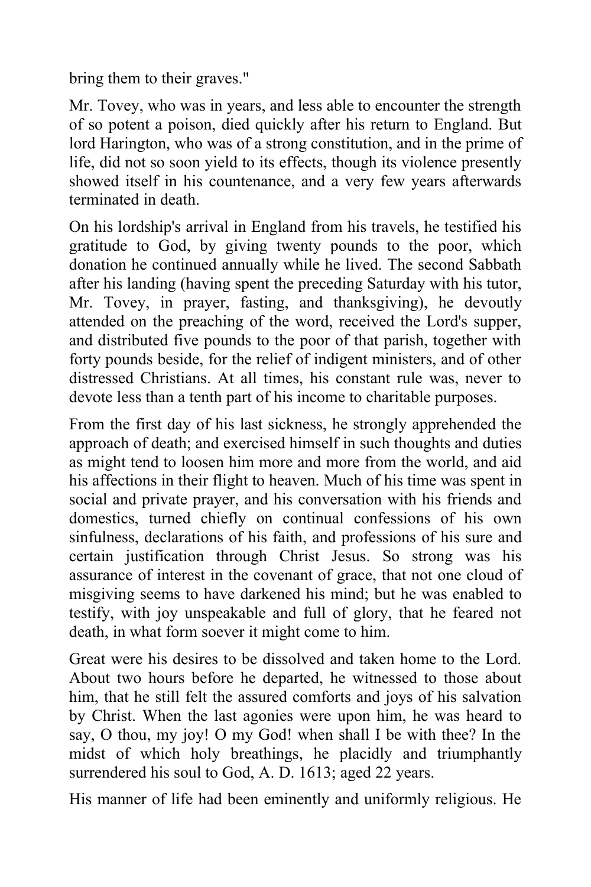bring them to their graves."

Mr. Tovey, who was in years, and less able to encounter the strength of so potent a poison, died quickly after his return to England. But lord Harington, who was of a strong constitution, and in the prime of life, did not so soon yield to its effects, though its violence presently showed itself in his countenance, and a very few years afterwards terminated in death.

On his lordship's arrival in England from his travels, he testified his gratitude to God, by giving twenty pounds to the poor, which donation he continued annually while he lived. The second Sabbath after his landing (having spent the preceding Saturday with his tutor, Mr. Tovey, in prayer, fasting, and thanksgiving), he devoutly attended on the preaching of the word, received the Lord's supper, and distributed five pounds to the poor of that parish, together with forty pounds beside, for the relief of indigent ministers, and of other distressed Christians. At all times, his constant rule was, never to devote less than a tenth part of his income to charitable purposes.

From the first day of his last sickness, he strongly apprehended the approach of death; and exercised himself in such thoughts and duties as might tend to loosen him more and more from the world, and aid his affections in their flight to heaven. Much of his time was spent in social and private prayer, and his conversation with his friends and domestics, turned chiefly on continual confessions of his own sinfulness, declarations of his faith, and professions of his sure and certain justification through Christ Jesus. So strong was his assurance of interest in the covenant of grace, that not one cloud of misgiving seems to have darkened his mind; but he was enabled to testify, with joy unspeakable and full of glory, that he feared not death, in what form soever it might come to him.

Great were his desires to be dissolved and taken home to the Lord. About two hours before he departed, he witnessed to those about him, that he still felt the assured comforts and joys of his salvation by Christ. When the last agonies were upon him, he was heard to say, O thou, my joy! O my God! when shall I be with thee? In the midst of which holy breathings, he placidly and triumphantly surrendered his soul to God, A. D. 1613; aged 22 years.

His manner of life had been eminently and uniformly religious. He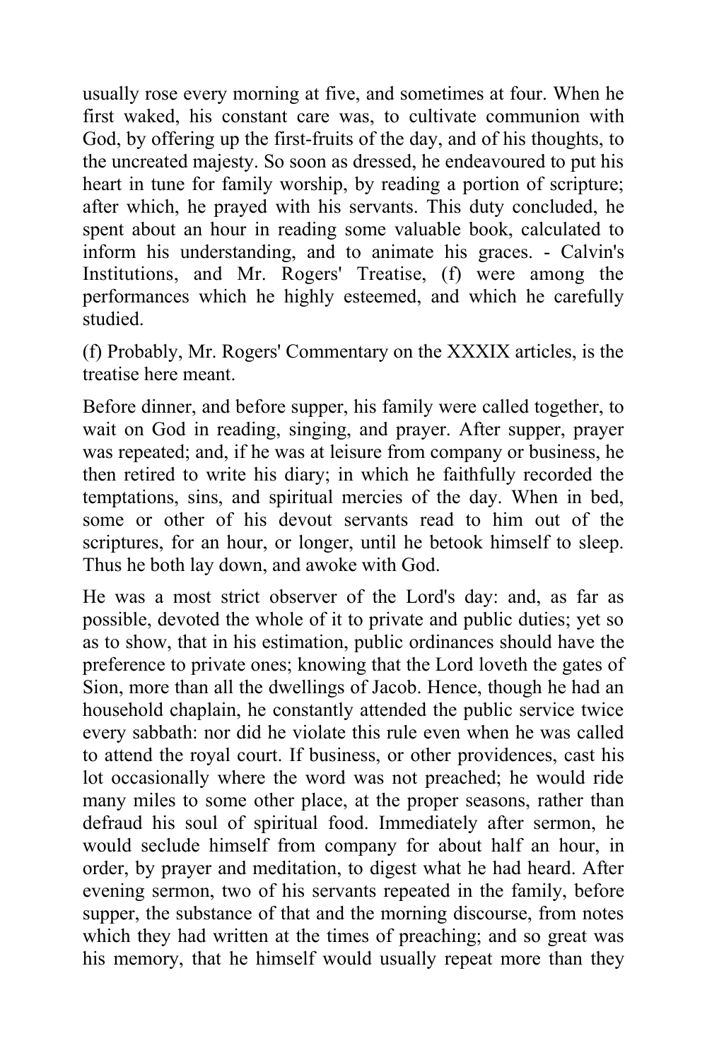usually rose every morning at five, and sometimes at four. When he first waked, his constant care was, to cultivate communion with God, by offering up the first-fruits of the day, and of his thoughts, to the uncreated majesty. So soon as dressed, he endeavoured to put his heart in tune for family worship, by reading a portion of scripture; after which, he prayed with his servants. This duty concluded, he spent about an hour in reading some valuable book, calculated to inform his understanding, and to animate his graces. - Calvin's Institutions, and Mr. Rogers' Treatise, (f) were among the performances which he highly esteemed, and which he carefully studied.

(f) Probably, Mr. Rogers' Commentary on the XXXIX articles, is the treatise here meant.

Before dinner, and before supper, his family were called together, to wait on God in reading, singing, and prayer. After supper, prayer was repeated; and, if he was at leisure from company or business, he then retired to write his diary; in which he faithfully recorded the temptations, sins, and spiritual mercies of the day. When in bed, some or other of his devout servants read to him out of the scriptures, for an hour, or longer, until he betook himself to sleep. Thus he both lay down, and awoke with God.

He was a most strict observer of the Lord's day: and, as far as possible, devoted the whole of it to private and public duties; yet so as to show, that in his estimation, public ordinances should have the preference to private ones; knowing that the Lord loveth the gates of Sion, more than all the dwellings of Jacob. Hence, though he had an household chaplain, he constantly attended the public service twice every sabbath: nor did he violate this rule even when he was called to attend the royal court. If business, or other providences, cast his lot occasionally where the word was not preached; he would ride many miles to some other place, at the proper seasons, rather than defraud his soul of spiritual food. Immediately after sermon, he would seclude himself from company for about half an hour, in order, by prayer and meditation, to digest what he had heard. After evening sermon, two of his servants repeated in the family, before supper, the substance of that and the morning discourse, from notes which they had written at the times of preaching; and so great was his memory, that he himself would usually repeat more than they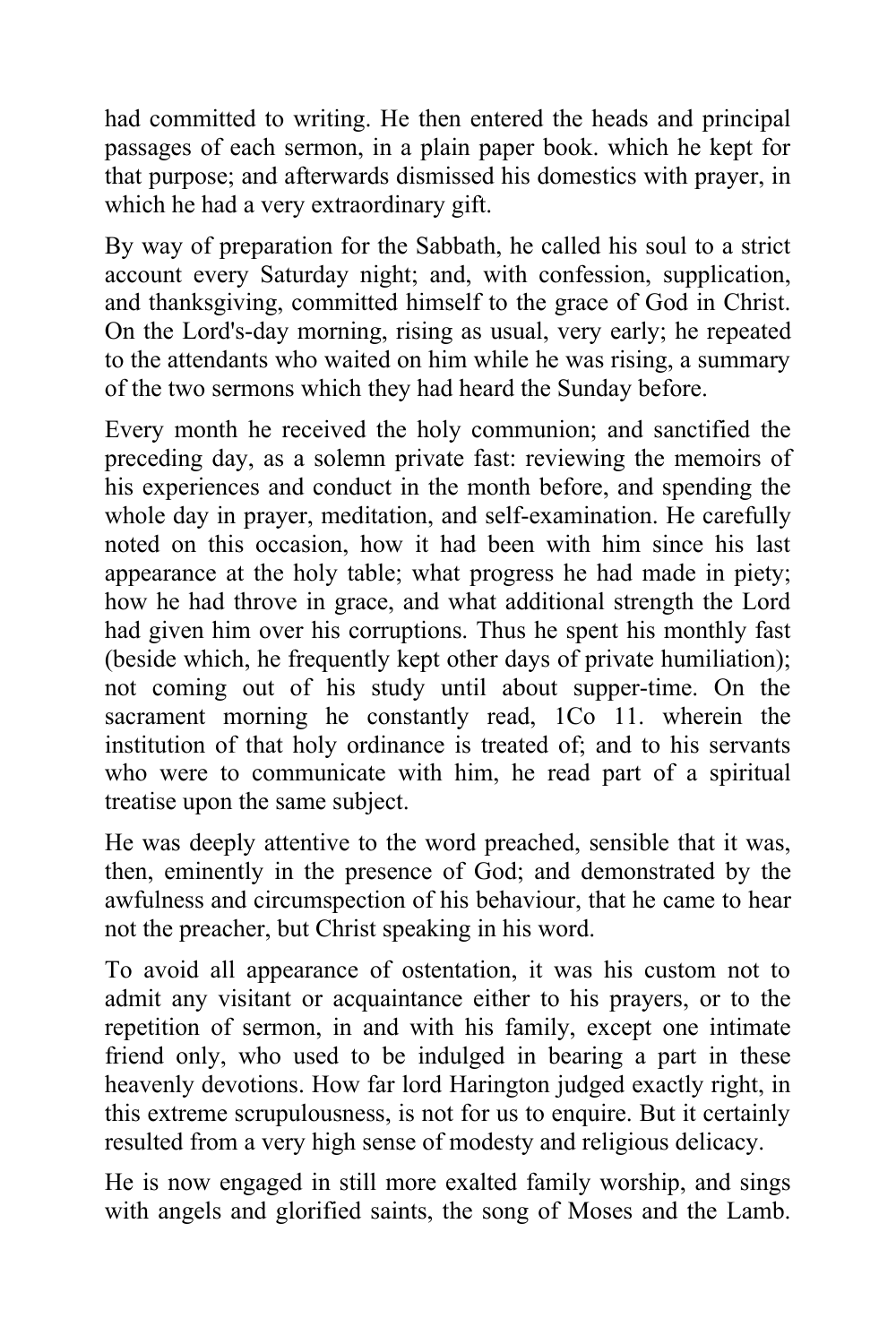had committed to writing. He then entered the heads and principal passages of each sermon, in a plain paper book. which he kept for that purpose; and afterwards dismissed his domestics with prayer, in which he had a very extraordinary gift.

By way of preparation for the Sabbath, he called his soul to a strict account every Saturday night; and, with confession, supplication, and thanksgiving, committed himself to the grace of God in Christ. On the Lord's-day morning, rising as usual, very early; he repeated to the attendants who waited on him while he was rising, a summary of the two sermons which they had heard the Sunday before.

Every month he received the holy communion; and sanctified the preceding day, as a solemn private fast: reviewing the memoirs of his experiences and conduct in the month before, and spending the whole day in prayer, meditation, and self-examination. He carefully noted on this occasion, how it had been with him since his last appearance at the holy table; what progress he had made in piety; how he had throve in grace, and what additional strength the Lord had given him over his corruptions. Thus he spent his monthly fast (beside which, he frequently kept other days of private humiliation); not coming out of his study until about supper-time. On the sacrament morning he constantly read, 1Co 11. wherein the institution of that holy ordinance is treated of; and to his servants who were to communicate with him, he read part of a spiritual treatise upon the same subject.

He was deeply attentive to the word preached, sensible that it was, then, eminently in the presence of God; and demonstrated by the awfulness and circumspection of his behaviour, that he came to hear not the preacher, but Christ speaking in his word.

To avoid all appearance of ostentation, it was his custom not to admit any visitant or acquaintance either to his prayers, or to the repetition of sermon, in and with his family, except one intimate friend only, who used to be indulged in bearing a part in these heavenly devotions. How far lord Harington judged exactly right, in this extreme scrupulousness, is not for us to enquire. But it certainly resulted from a very high sense of modesty and religious delicacy.

He is now engaged in still more exalted family worship, and sings with angels and glorified saints, the song of Moses and the Lamb.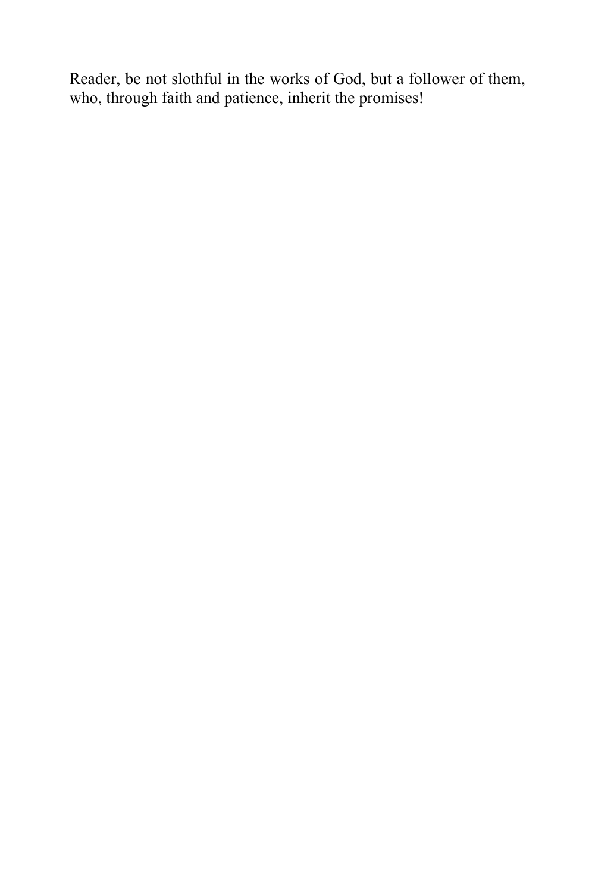Reader, be not slothful in the works of God, but a follower of them, who, through faith and patience, inherit the promises!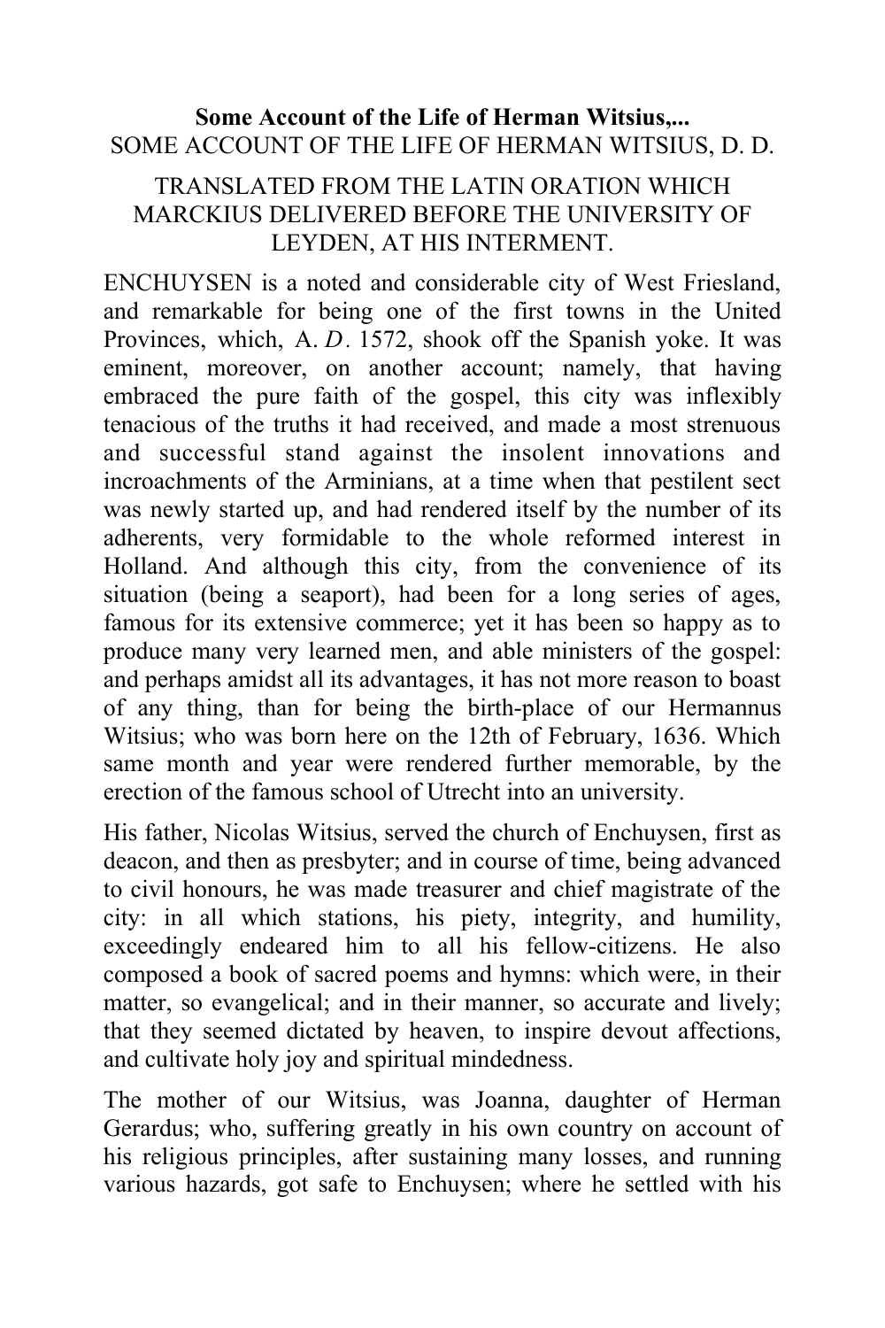**Some Account of the Life of Herman Witsius,...**

SOME ACCOUNT OF THE LIFE OF HERMAN WITSIUS, D. D.

TRANSLATED FROM THE LATIN ORATION WHICH MARCKIUS DELIVERED BEFORE THE UNIVERSITY OF LEYDEN, AT HIS INTERMENT.

ENCHUYSEN is a noted and considerable city of West Friesland, and remarkable for being one of the first towns in the United Provinces, which, A. *D*. 1572, shook off the Spanish yoke. It was eminent, moreover, on another account; namely, that having embraced the pure faith of the gospel, this city was inflexibly tenacious of the truths it had received, and made a most strenuous and successful stand against the insolent innovations and incroachments of the Arminians, at a time when that pestilent sect was newly started up, and had rendered itself by the number of its adherents, very formidable to the whole reformed interest in Holland. And although this city, from the convenience of its situation (being a seaport), had been for a long series of ages, famous for its extensive commerce; yet it has been so happy as to produce many very learned men, and able ministers of the gospel: and perhaps amidst all its advantages, it has not more reason to boast of any thing, than for being the birth-place of our Hermannus Witsius; who was born here on the 12th of February, 1636. Which same month and year were rendered further memorable, by the erection of the famous school of Utrecht into an university.

His father, Nicolas Witsius, served the church of Enchuysen, first as deacon, and then as presbyter; and in course of time, being advanced to civil honours, he was made treasurer and chief magistrate of the city: in all which stations, his piety, integrity, and humility, exceedingly endeared him to all his fellow-citizens. He also composed a book of sacred poems and hymns: which were, in their matter, so evangelical; and in their manner, so accurate and lively; that they seemed dictated by heaven, to inspire devout affections, and cultivate holy joy and spiritual mindedness.

The mother of our Witsius, was Joanna, daughter of Herman Gerardus; who, suffering greatly in his own country on account of his religious principles, after sustaining many losses, and running various hazards, got safe to Enchuysen; where he settled with his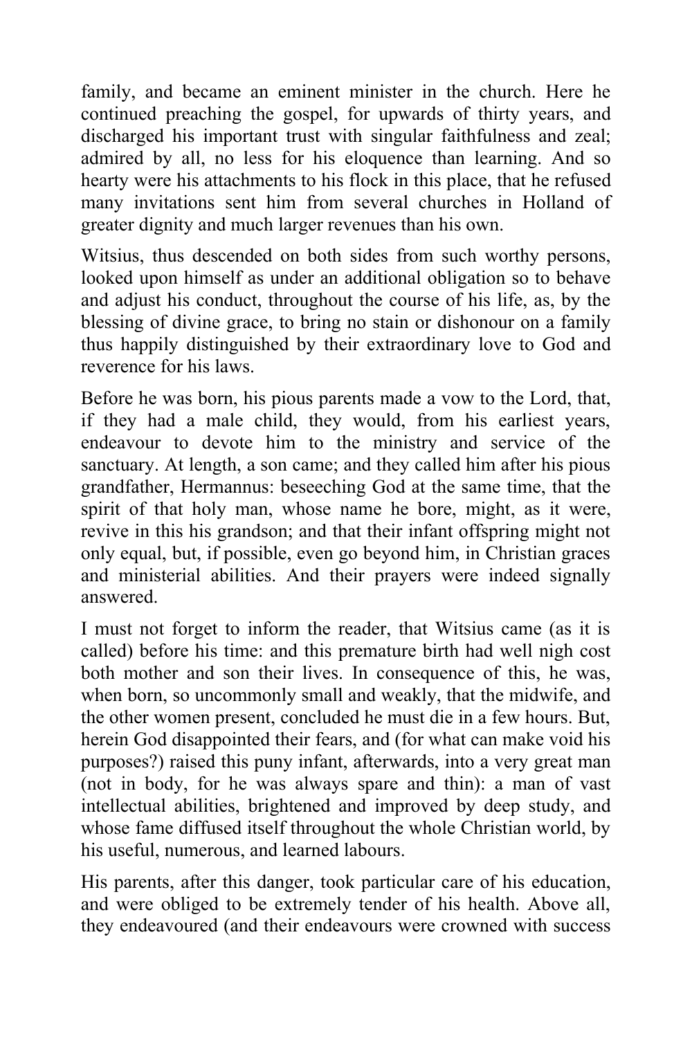family, and became an eminent minister in the church. Here he continued preaching the gospel, for upwards of thirty years, and discharged his important trust with singular faithfulness and zeal; admired by all, no less for his eloquence than learning. And so hearty were his attachments to his flock in this place, that he refused many invitations sent him from several churches in Holland of greater dignity and much larger revenues than his own.

Witsius, thus descended on both sides from such worthy persons, looked upon himself as under an additional obligation so to behave and adjust his conduct, throughout the course of his life, as, by the blessing of divine grace, to bring no stain or dishonour on a family thus happily distinguished by their extraordinary love to God and reverence for his laws.

Before he was born, his pious parents made a vow to the Lord, that, if they had a male child, they would, from his earliest years, endeavour to devote him to the ministry and service of the sanctuary. At length, a son came; and they called him after his pious grandfather, Hermannus: beseeching God at the same time, that the spirit of that holy man, whose name he bore, might, as it were, revive in this his grandson; and that their infant offspring might not only equal, but, if possible, even go beyond him, in Christian graces and ministerial abilities. And their prayers were indeed signally answered.

I must not forget to inform the reader, that Witsius came (as it is called) before his time: and this premature birth had well nigh cost both mother and son their lives. In consequence of this, he was, when born, so uncommonly small and weakly, that the midwife, and the other women present, concluded he must die in a few hours. But, herein God disappointed their fears, and (for what can make void his purposes?) raised this puny infant, afterwards, into a very great man (not in body, for he was always spare and thin): a man of vast intellectual abilities, brightened and improved by deep study, and whose fame diffused itself throughout the whole Christian world, by his useful, numerous, and learned labours.

His parents, after this danger, took particular care of his education, and were obliged to be extremely tender of his health. Above all, they endeavoured (and their endeavours were crowned with success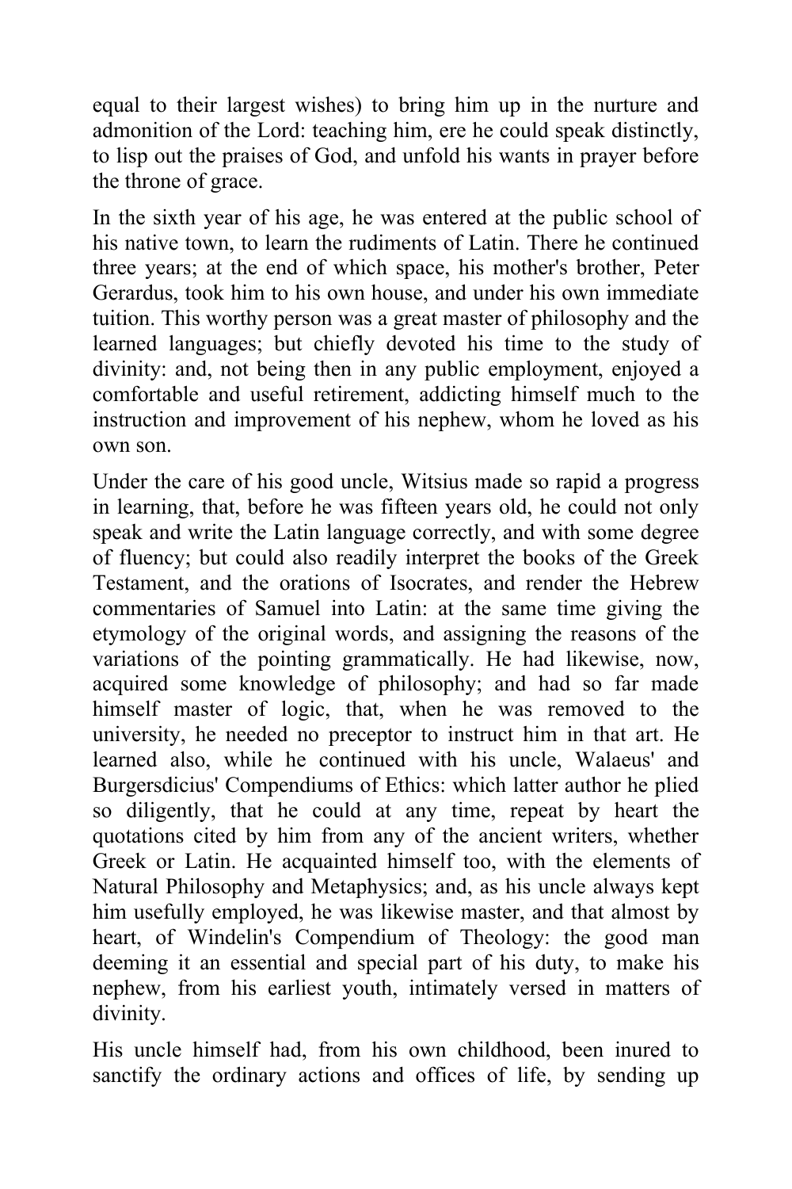equal to their largest wishes) to bring him up in the nurture and admonition of the Lord: teaching him, ere he could speak distinctly, to lisp out the praises of God, and unfold his wants in prayer before the throne of grace.

In the sixth year of his age, he was entered at the public school of his native town, to learn the rudiments of Latin. There he continued three years; at the end of which space, his mother's brother, Peter Gerardus, took him to his own house, and under his own immediate tuition. This worthy person was a great master of philosophy and the learned languages; but chiefly devoted his time to the study of divinity: and, not being then in any public employment, enjoyed a comfortable and useful retirement, addicting himself much to the instruction and improvement of his nephew, whom he loved as his own son.

Under the care of his good uncle, Witsius made so rapid a progress in learning, that, before he was fifteen years old, he could not only speak and write the Latin language correctly, and with some degree of fluency; but could also readily interpret the books of the Greek Testament, and the orations of Isocrates, and render the Hebrew commentaries of Samuel into Latin: at the same time giving the etymology of the original words, and assigning the reasons of the variations of the pointing grammatically. He had likewise, now, acquired some knowledge of philosophy; and had so far made himself master of logic, that, when he was removed to the university, he needed no preceptor to instruct him in that art. He learned also, while he continued with his uncle, Walaeus' and Burgersdicius' Compendiums of Ethics: which latter author he plied so diligently, that he could at any time, repeat by heart the quotations cited by him from any of the ancient writers, whether Greek or Latin. He acquainted himself too, with the elements of Natural Philosophy and Metaphysics; and, as his uncle always kept him usefully employed, he was likewise master, and that almost by heart, of Windelin's Compendium of Theology: the good man deeming it an essential and special part of his duty, to make his nephew, from his earliest youth, intimately versed in matters of divinity.

His uncle himself had, from his own childhood, been inured to sanctify the ordinary actions and offices of life, by sending up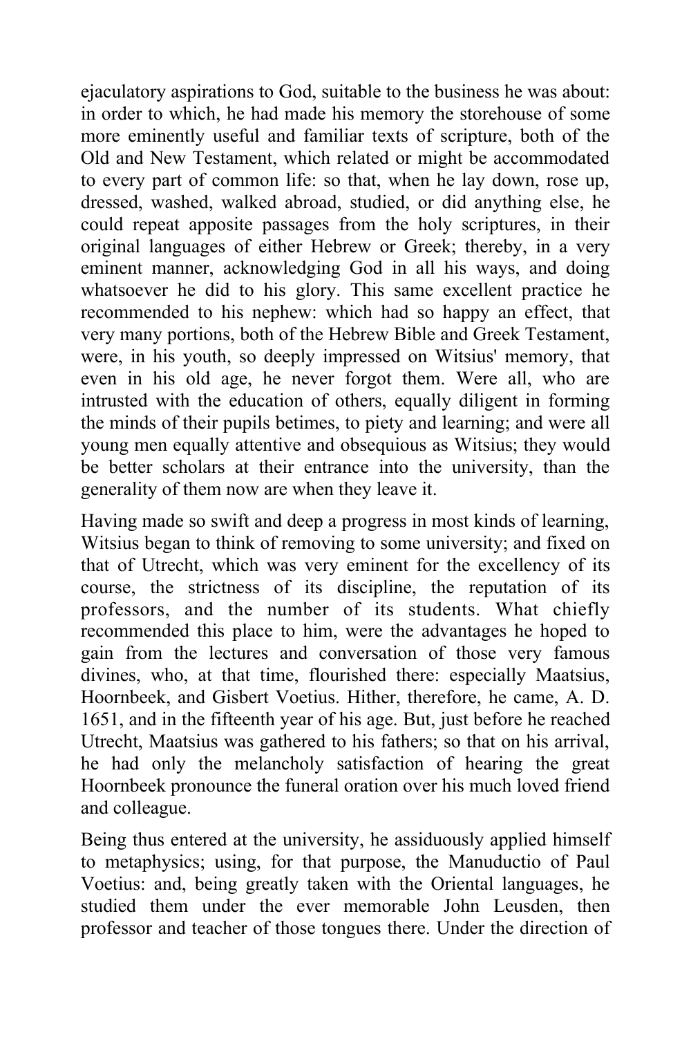ejaculatory aspirations to God, suitable to the business he was about: in order to which, he had made his memory the storehouse of some more eminently useful and familiar texts of scripture, both of the Old and New Testament, which related or might be accommodated to every part of common life: so that, when he lay down, rose up, dressed, washed, walked abroad, studied, or did anything else, he could repeat apposite passages from the holy scriptures, in their original languages of either Hebrew or Greek; thereby, in a very eminent manner, acknowledging God in all his ways, and doing whatsoever he did to his glory. This same excellent practice he recommended to his nephew: which had so happy an effect, that very many portions, both of the Hebrew Bible and Greek Testament, were, in his youth, so deeply impressed on Witsius' memory, that even in his old age, he never forgot them. Were all, who are intrusted with the education of others, equally diligent in forming the minds of their pupils betimes, to piety and learning; and were all young men equally attentive and obsequious as Witsius; they would be better scholars at their entrance into the university, than the generality of them now are when they leave it.

Having made so swift and deep a progress in most kinds of learning, Witsius began to think of removing to some university; and fixed on that of Utrecht, which was very eminent for the excellency of its course, the strictness of its discipline, the reputation of its professors, and the number of its students. What chiefly recommended this place to him, were the advantages he hoped to gain from the lectures and conversation of those very famous divines, who, at that time, flourished there: especially Maatsius, Hoornbeek, and Gisbert Voetius. Hither, therefore, he came, A. D. 1651, and in the fifteenth year of his age. But, just before he reached Utrecht, Maatsius was gathered to his fathers; so that on his arrival, he had only the melancholy satisfaction of hearing the great Hoornbeek pronounce the funeral oration over his much loved friend and colleague.

Being thus entered at the university, he assiduously applied himself to metaphysics; using, for that purpose, the Manuductio of Paul Voetius: and, being greatly taken with the Oriental languages, he studied them under the ever memorable John Leusden, then professor and teacher of those tongues there. Under the direction of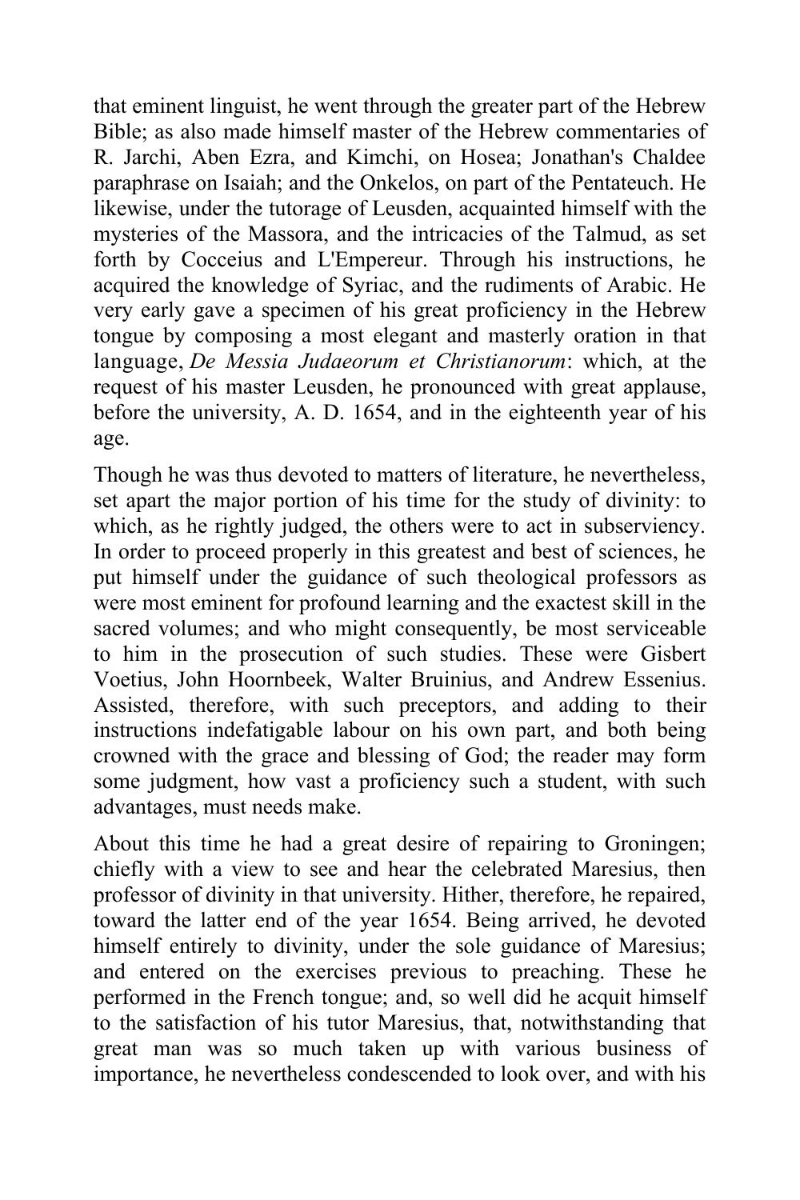that eminent linguist, he went through the greater part of the Hebrew Bible; as also made himself master of the Hebrew commentaries of R. Jarchi, Aben Ezra, and Kimchi, on Hosea; Jonathan's Chaldee paraphrase on Isaiah; and the Onkelos, on part of the Pentateuch. He likewise, under the tutorage of Leusden, acquainted himself with the mysteries of the Massora, and the intricacies of the Talmud, as set forth by Cocceius and L'Empereur. Through his instructions, he acquired the knowledge of Syriac, and the rudiments of Arabic. He very early gave a specimen of his great proficiency in the Hebrew tongue by composing a most elegant and masterly oration in that language, *De Messia Judaeorum et Christianorum*: which, at the request of his master Leusden, he pronounced with great applause, before the university, A. D. 1654, and in the eighteenth year of his age.

Though he was thus devoted to matters of literature, he nevertheless, set apart the major portion of his time for the study of divinity: to which, as he rightly judged, the others were to act in subserviency. In order to proceed properly in this greatest and best of sciences, he put himself under the guidance of such theological professors as were most eminent for profound learning and the exactest skill in the sacred volumes; and who might consequently, be most serviceable to him in the prosecution of such studies. These were Gisbert Voetius, John Hoornbeek, Walter Bruinius, and Andrew Essenius. Assisted, therefore, with such preceptors, and adding to their instructions indefatigable labour on his own part, and both being crowned with the grace and blessing of God; the reader may form some judgment, how vast a proficiency such a student, with such advantages, must needs make.

About this time he had a great desire of repairing to Groningen; chiefly with a view to see and hear the celebrated Maresius, then professor of divinity in that university. Hither, therefore, he repaired, toward the latter end of the year 1654. Being arrived, he devoted himself entirely to divinity, under the sole guidance of Maresius; and entered on the exercises previous to preaching. These he performed in the French tongue; and, so well did he acquit himself to the satisfaction of his tutor Maresius, that, notwithstanding that great man was so much taken up with various business of importance, he nevertheless condescended to look over, and with his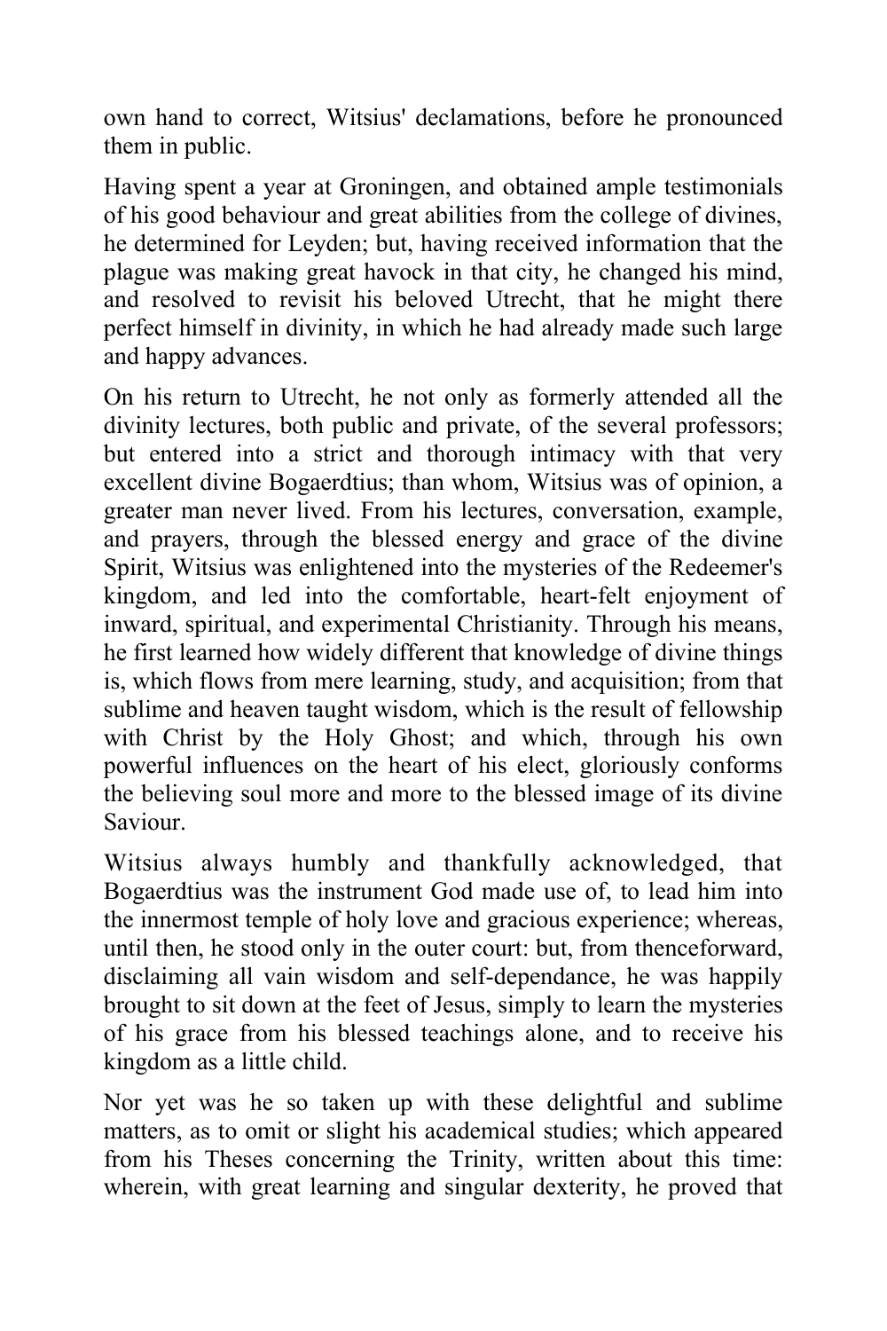own hand to correct, Witsius' declamations, before he pronounced them in public.

Having spent a year at Groningen, and obtained ample testimonials of his good behaviour and great abilities from the college of divines, he determined for Leyden; but, having received information that the plague was making great havock in that city, he changed his mind, and resolved to revisit his beloved Utrecht, that he might there perfect himself in divinity, in which he had already made such large and happy advances.

On his return to Utrecht, he not only as formerly attended all the divinity lectures, both public and private, of the several professors; but entered into a strict and thorough intimacy with that very excellent divine Bogaerdtius; than whom, Witsius was of opinion, a greater man never lived. From his lectures, conversation, example, and prayers, through the blessed energy and grace of the divine Spirit, Witsius was enlightened into the mysteries of the Redeemer's kingdom, and led into the comfortable, heart-felt enjoyment of inward, spiritual, and experimental Christianity. Through his means, he first learned how widely different that knowledge of divine things is, which flows from mere learning, study, and acquisition; from that sublime and heaven taught wisdom, which is the result of fellowship with Christ by the Holy Ghost; and which, through his own powerful influences on the heart of his elect, gloriously conforms the believing soul more and more to the blessed image of its divine Saviour.

Witsius always humbly and thankfully acknowledged, that Bogaerdtius was the instrument God made use of, to lead him into the innermost temple of holy love and gracious experience; whereas, until then, he stood only in the outer court: but, from thenceforward, disclaiming all vain wisdom and self-dependance, he was happily brought to sit down at the feet of Jesus, simply to learn the mysteries of his grace from his blessed teachings alone, and to receive his kingdom as a little child.

Nor yet was he so taken up with these delightful and sublime matters, as to omit or slight his academical studies; which appeared from his Theses concerning the Trinity, written about this time: wherein, with great learning and singular dexterity, he proved that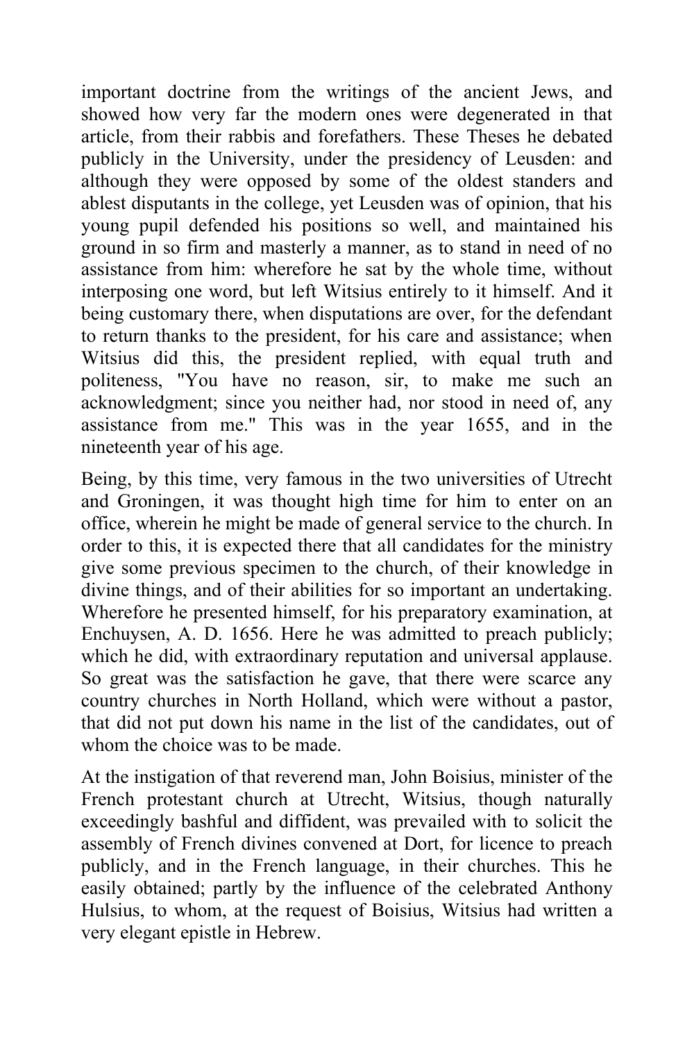important doctrine from the writings of the ancient Jews, and showed how very far the modern ones were degenerated in that article, from their rabbis and forefathers. These Theses he debated publicly in the University, under the presidency of Leusden: and although they were opposed by some of the oldest standers and ablest disputants in the college, yet Leusden was of opinion, that his young pupil defended his positions so well, and maintained his ground in so firm and masterly a manner, as to stand in need of no assistance from him: wherefore he sat by the whole time, without interposing one word, but left Witsius entirely to it himself. And it being customary there, when disputations are over, for the defendant to return thanks to the president, for his care and assistance; when Witsius did this, the president replied, with equal truth and politeness, "You have no reason, sir, to make me such an acknowledgment; since you neither had, nor stood in need of, any assistance from me." This was in the year 1655, and in the nineteenth year of his age.

Being, by this time, very famous in the two universities of Utrecht and Groningen, it was thought high time for him to enter on an office, wherein he might be made of general service to the church. In order to this, it is expected there that all candidates for the ministry give some previous specimen to the church, of their knowledge in divine things, and of their abilities for so important an undertaking. Wherefore he presented himself, for his preparatory examination, at Enchuysen, A. D. 1656. Here he was admitted to preach publicly; which he did, with extraordinary reputation and universal applause. So great was the satisfaction he gave, that there were scarce any country churches in North Holland, which were without a pastor, that did not put down his name in the list of the candidates, out of whom the choice was to be made.

At the instigation of that reverend man, John Boisius, minister of the French protestant church at Utrecht, Witsius, though naturally exceedingly bashful and diffident, was prevailed with to solicit the assembly of French divines convened at Dort, for licence to preach publicly, and in the French language, in their churches. This he easily obtained; partly by the influence of the celebrated Anthony Hulsius, to whom, at the request of Boisius, Witsius had written a very elegant epistle in Hebrew.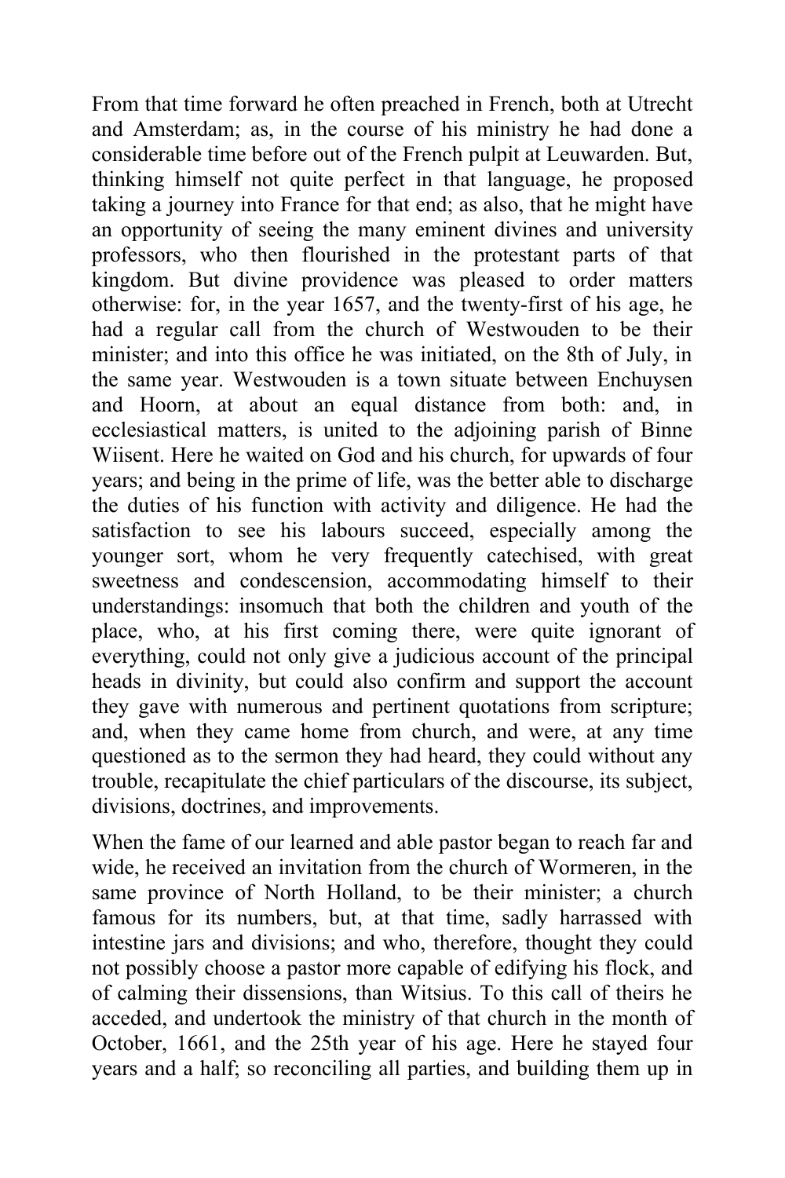From that time forward he often preached in French, both at Utrecht and Amsterdam; as, in the course of his ministry he had done a considerable time before out of the French pulpit at Leuwarden. But, thinking himself not quite perfect in that language, he proposed taking a journey into France for that end; as also, that he might have an opportunity of seeing the many eminent divines and university professors, who then flourished in the protestant parts of that kingdom. But divine providence was pleased to order matters otherwise: for, in the year 1657, and the twenty-first of his age, he had a regular call from the church of Westwouden to be their minister; and into this office he was initiated, on the 8th of July, in the same year. Westwouden is a town situate between Enchuysen and Hoorn, at about an equal distance from both: and, in ecclesiastical matters, is united to the adjoining parish of Binne Wiisent. Here he waited on God and his church, for upwards of four years; and being in the prime of life, was the better able to discharge the duties of his function with activity and diligence. He had the satisfaction to see his labours succeed, especially among the younger sort, whom he very frequently catechised, with great sweetness and condescension, accommodating himself to their understandings: insomuch that both the children and youth of the place, who, at his first coming there, were quite ignorant of everything, could not only give a judicious account of the principal heads in divinity, but could also confirm and support the account they gave with numerous and pertinent quotations from scripture; and, when they came home from church, and were, at any time questioned as to the sermon they had heard, they could without any trouble, recapitulate the chief particulars of the discourse, its subject, divisions, doctrines, and improvements.

When the fame of our learned and able pastor began to reach far and wide, he received an invitation from the church of Wormeren, in the same province of North Holland, to be their minister; a church famous for its numbers, but, at that time, sadly harrassed with intestine jars and divisions; and who, therefore, thought they could not possibly choose a pastor more capable of edifying his flock, and of calming their dissensions, than Witsius. To this call of theirs he acceded, and undertook the ministry of that church in the month of October, 1661, and the 25th year of his age. Here he stayed four years and a half; so reconciling all parties, and building them up in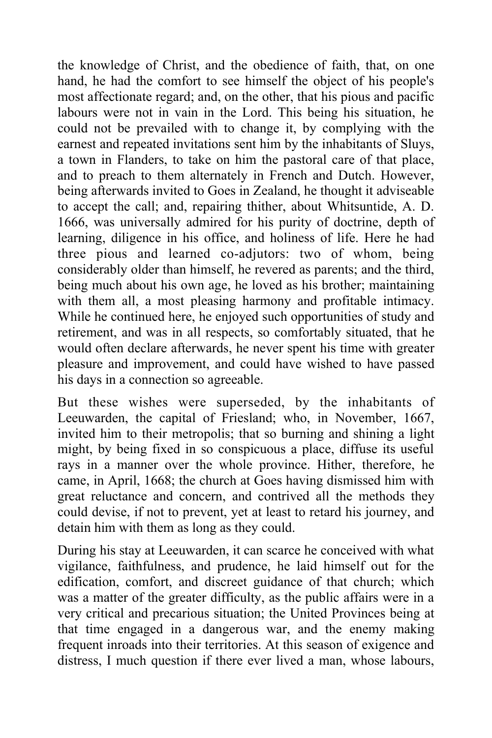the knowledge of Christ, and the obedience of faith, that, on one hand, he had the comfort to see himself the object of his people's most affectionate regard; and, on the other, that his pious and pacific labours were not in vain in the Lord. This being his situation, he could not be prevailed with to change it, by complying with the earnest and repeated invitations sent him by the inhabitants of Sluys, a town in Flanders, to take on him the pastoral care of that place, and to preach to them alternately in French and Dutch. However, being afterwards invited to Goes in Zealand, he thought it adviseable to accept the call; and, repairing thither, about Whitsuntide, A. D. 1666, was universally admired for his purity of doctrine, depth of learning, diligence in his office, and holiness of life. Here he had three pious and learned co-adjutors: two of whom, being considerably older than himself, he revered as parents; and the third, being much about his own age, he loved as his brother; maintaining with them all, a most pleasing harmony and profitable intimacy. While he continued here, he enjoyed such opportunities of study and retirement, and was in all respects, so comfortably situated, that he would often declare afterwards, he never spent his time with greater pleasure and improvement, and could have wished to have passed his days in a connection so agreeable.

But these wishes were superseded, by the inhabitants of Leeuwarden, the capital of Friesland; who, in November, 1667, invited him to their metropolis; that so burning and shining a light might, by being fixed in so conspicuous a place, diffuse its useful rays in a manner over the whole province. Hither, therefore, he came, in April, 1668; the church at Goes having dismissed him with great reluctance and concern, and contrived all the methods they could devise, if not to prevent, yet at least to retard his journey, and detain him with them as long as they could.

During his stay at Leeuwarden, it can scarce he conceived with what vigilance, faithfulness, and prudence, he laid himself out for the edification, comfort, and discreet guidance of that church; which was a matter of the greater difficulty, as the public affairs were in a very critical and precarious situation; the United Provinces being at that time engaged in a dangerous war, and the enemy making frequent inroads into their territories. At this season of exigence and distress, I much question if there ever lived a man, whose labours,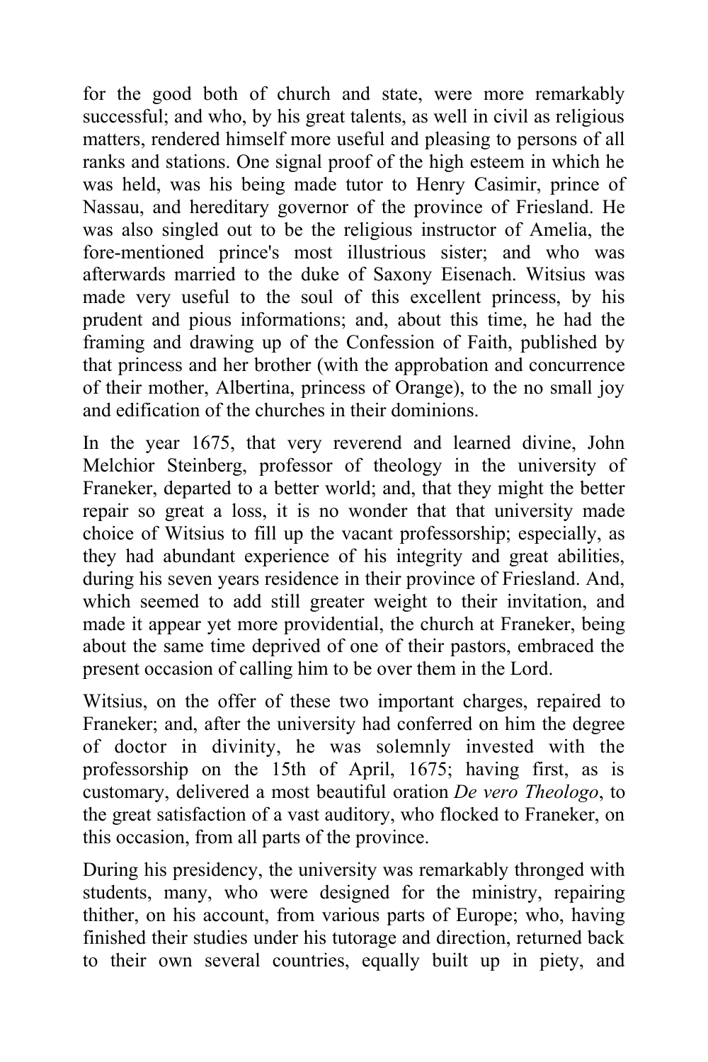for the good both of church and state, were more remarkably successful; and who, by his great talents, as well in civil as religious matters, rendered himself more useful and pleasing to persons of all ranks and stations. One signal proof of the high esteem in which he was held, was his being made tutor to Henry Casimir, prince of Nassau, and hereditary governor of the province of Friesland. He was also singled out to be the religious instructor of Amelia, the fore-mentioned prince's most illustrious sister; and who was afterwards married to the duke of Saxony Eisenach. Witsius was made very useful to the soul of this excellent princess, by his prudent and pious informations; and, about this time, he had the framing and drawing up of the Confession of Faith, published by that princess and her brother (with the approbation and concurrence of their mother, Albertina, princess of Orange), to the no small joy and edification of the churches in their dominions.

In the year 1675, that very reverend and learned divine, John Melchior Steinberg, professor of theology in the university of Franeker, departed to a better world; and, that they might the better repair so great a loss, it is no wonder that that university made choice of Witsius to fill up the vacant professorship; especially, as they had abundant experience of his integrity and great abilities, during his seven years residence in their province of Friesland. And, which seemed to add still greater weight to their invitation, and made it appear yet more providential, the church at Franeker, being about the same time deprived of one of their pastors, embraced the present occasion of calling him to be over them in the Lord.

Witsius, on the offer of these two important charges, repaired to Franeker; and, after the university had conferred on him the degree of doctor in divinity, he was solemnly invested with the professorship on the 15th of April, 1675; having first, as is customary, delivered a most beautiful oration *De vero Theologo*, to the great satisfaction of a vast auditory, who flocked to Franeker, on this occasion, from all parts of the province.

During his presidency, the university was remarkably thronged with students, many, who were designed for the ministry, repairing thither, on his account, from various parts of Europe; who, having finished their studies under his tutorage and direction, returned back to their own several countries, equally built up in piety, and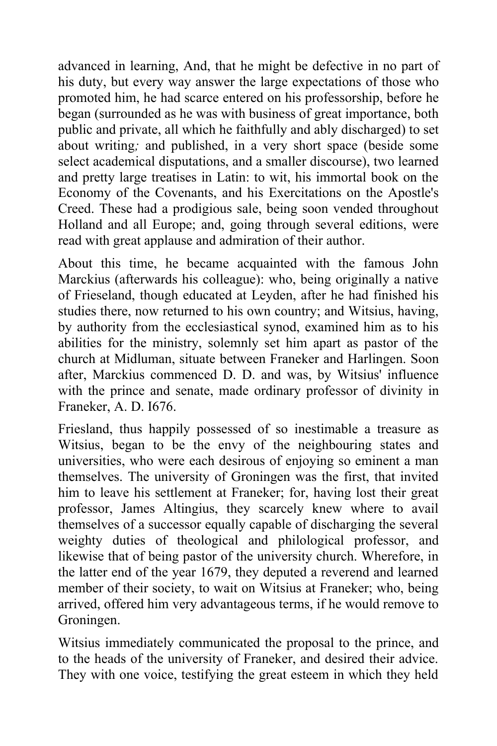advanced in learning, And, that he might be defective in no part of his duty, but every way answer the large expectations of those who promoted him, he had scarce entered on his professorship, before he began (surrounded as he was with business of great importance, both public and private, all which he faithfully and ably discharged) to set about writing; and published, in a very short space (beside some select academical disputations, and a smaller discourse), two learned and pretty large treatises in Latin: to wit, his immortal book on the Economy of the Covenants, and his Exercitations on the Apostle's Creed. These had a prodigious sale, being soon vended throughout Holland and all Europe; and, going through several editions, were read with great applause and admiration of their author.

About this time, he became acquainted with the famous John Marckius (afterwards his colleague): who, being originally a native of Frieseland, though educated at Leyden, after he had finished his studies there, now returned to his own country; and Witsius, having, by authority from the ecclesiastical synod, examined him as to his abilities for the ministry, solemnly set him apart as pastor of the church at Midluman, situate between Franeker and Harlingen. Soon after, Marckius commenced D. D. and was, by Witsius' influence with the prince and senate, made ordinary professor of divinity in Franeker, A. D. I676.

Friesland, thus happily possessed of so inestimable a treasure as Witsius, began to be the envy of the neighbouring states and universities, who were each desirous of enjoying so eminent a man themselves. The university of Groningen was the first, that invited him to leave his settlement at Franeker; for, having lost their great professor, James Altingius, they scarcely knew where to avail themselves of a successor equally capable of discharging the several weighty duties of theological and philological professor, and likewise that of being pastor of the university church. Wherefore, in the latter end of the year 1679, they deputed a reverend and learned member of their society, to wait on Witsius at Franeker; who, being arrived, offered him very advantageous terms, if he would remove to Groningen.

Witsius immediately communicated the proposal to the prince, and to the heads of the university of Franeker, and desired their advice. They with one voice, testifying the great esteem in which they held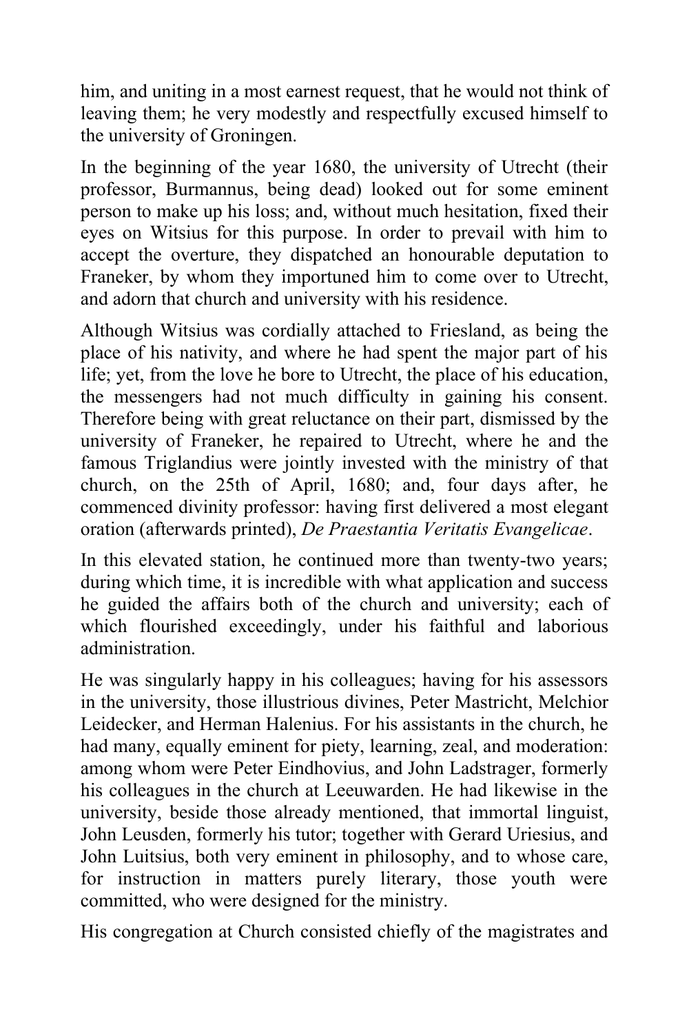him, and uniting in a most earnest request, that he would not think of leaving them; he very modestly and respectfully excused himself to the university of Groningen.

In the beginning of the year 1680, the university of Utrecht (their professor, Burmannus, being dead) looked out for some eminent person to make up his loss; and, without much hesitation, fixed their eyes on Witsius for this purpose. In order to prevail with him to accept the overture, they dispatched an honourable deputation to Franeker, by whom they importuned him to come over to Utrecht, and adorn that church and university with his residence.

Although Witsius was cordially attached to Friesland, as being the place of his nativity, and where he had spent the major part of his life; yet, from the love he bore to Utrecht, the place of his education, the messengers had not much difficulty in gaining his consent. Therefore being with great reluctance on their part, dismissed by the university of Franeker, he repaired to Utrecht, where he and the famous Triglandius were jointly invested with the ministry of that church, on the 25th of April, 1680; and, four days after, he commenced divinity professor: having first delivered a most elegant oration (afterwards printed), *De Praestantia Veritatis Evangelicae*.

In this elevated station, he continued more than twenty-two years; during which time, it is incredible with what application and success he guided the affairs both of the church and university; each of which flourished exceedingly, under his faithful and laborious administration.

He was singularly happy in his colleagues; having for his assessors in the university, those illustrious divines, Peter Mastricht, Melchior Leidecker, and Herman Halenius. For his assistants in the church, he had many, equally eminent for piety, learning, zeal, and moderation: among whom were Peter Eindhovius, and John Ladstrager, formerly his colleagues in the church at Leeuwarden. He had likewise in the university, beside those already mentioned, that immortal linguist, John Leusden, formerly his tutor; together with Gerard Uriesius, and John Luitsius, both very eminent in philosophy, and to whose care, for instruction in matters purely literary, those youth were committed, who were designed for the ministry.

His congregation at Church consisted chiefly of the magistrates and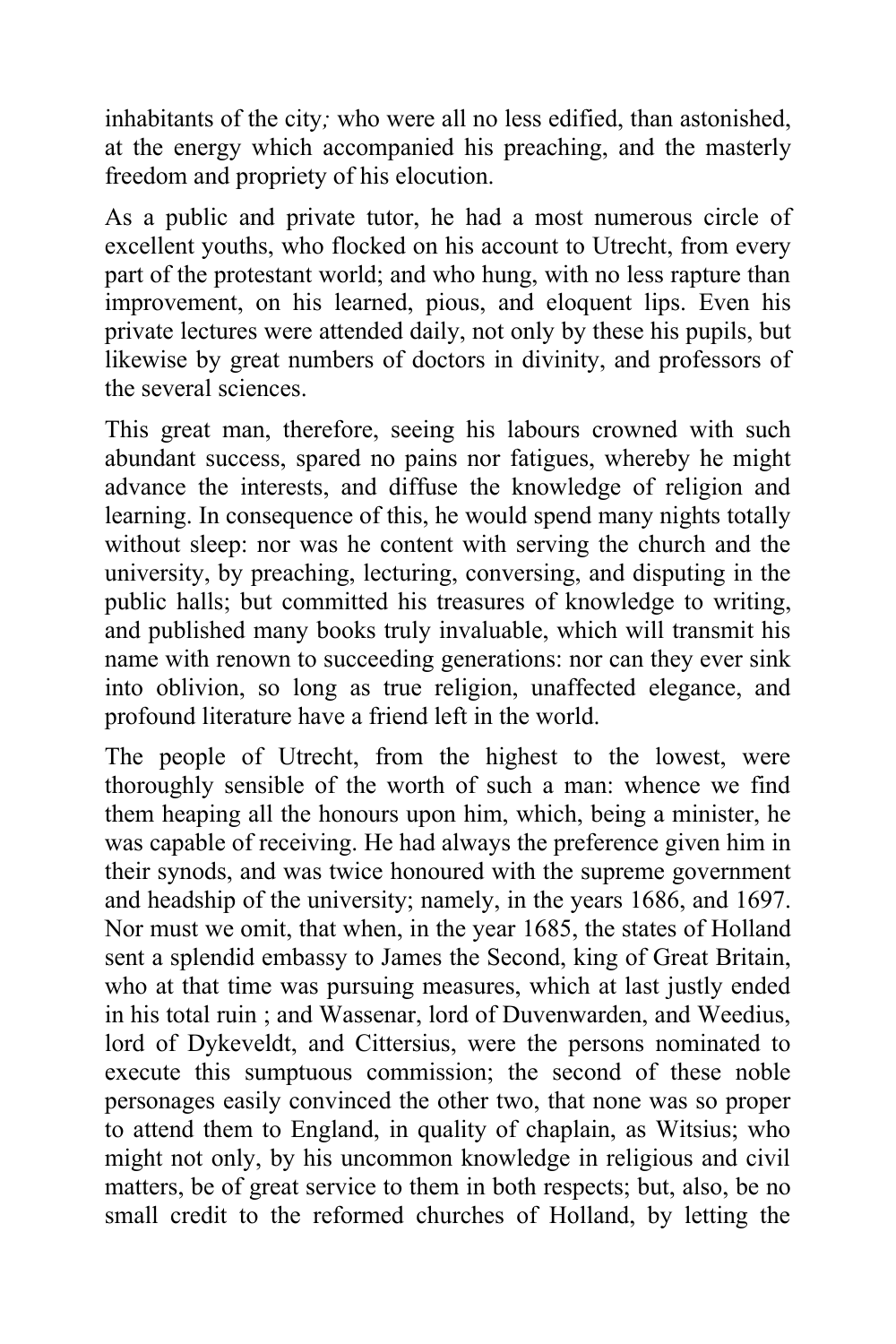inhabitants of the city*;* who were all no less edified, than astonished, at the energy which accompanied his preaching, and the masterly freedom and propriety of his elocution.

As a public and private tutor, he had a most numerous circle of excellent youths, who flocked on his account to Utrecht, from every part of the protestant world; and who hung, with no less rapture than improvement, on his learned, pious, and eloquent lips. Even his private lectures were attended daily, not only by these his pupils, but likewise by great numbers of doctors in divinity, and professors of the several sciences.

This great man, therefore, seeing his labours crowned with such abundant success, spared no pains nor fatigues, whereby he might advance the interests, and diffuse the knowledge of religion and learning. In consequence of this, he would spend many nights totally without sleep: nor was he content with serving the church and the university, by preaching, lecturing, conversing, and disputing in the public halls; but committed his treasures of knowledge to writing, and published many books truly invaluable, which will transmit his name with renown to succeeding generations: nor can they ever sink into oblivion, so long as true religion, unaffected elegance, and profound literature have a friend left in the world.

The people of Utrecht, from the highest to the lowest, were thoroughly sensible of the worth of such a man: whence we find them heaping all the honours upon him, which, being a minister, he was capable of receiving. He had always the preference given him in their synods, and was twice honoured with the supreme government and headship of the university; namely, in the years 1686, and 1697. Nor must we omit, that when, in the year 1685, the states of Holland sent a splendid embassy to James the Second, king of Great Britain, who at that time was pursuing measures, which at last justly ended in his total ruin ; and Wassenar, lord of Duvenwarden, and Weedius, lord of Dykeveldt, and Cittersius, were the persons nominated to execute this sumptuous commission; the second of these noble personages easily convinced the other two, that none was so proper to attend them to England, in quality of chaplain, as Witsius; who might not only, by his uncommon knowledge in religious and civil matters, be of great service to them in both respects; but, also, be no small credit to the reformed churches of Holland, by letting the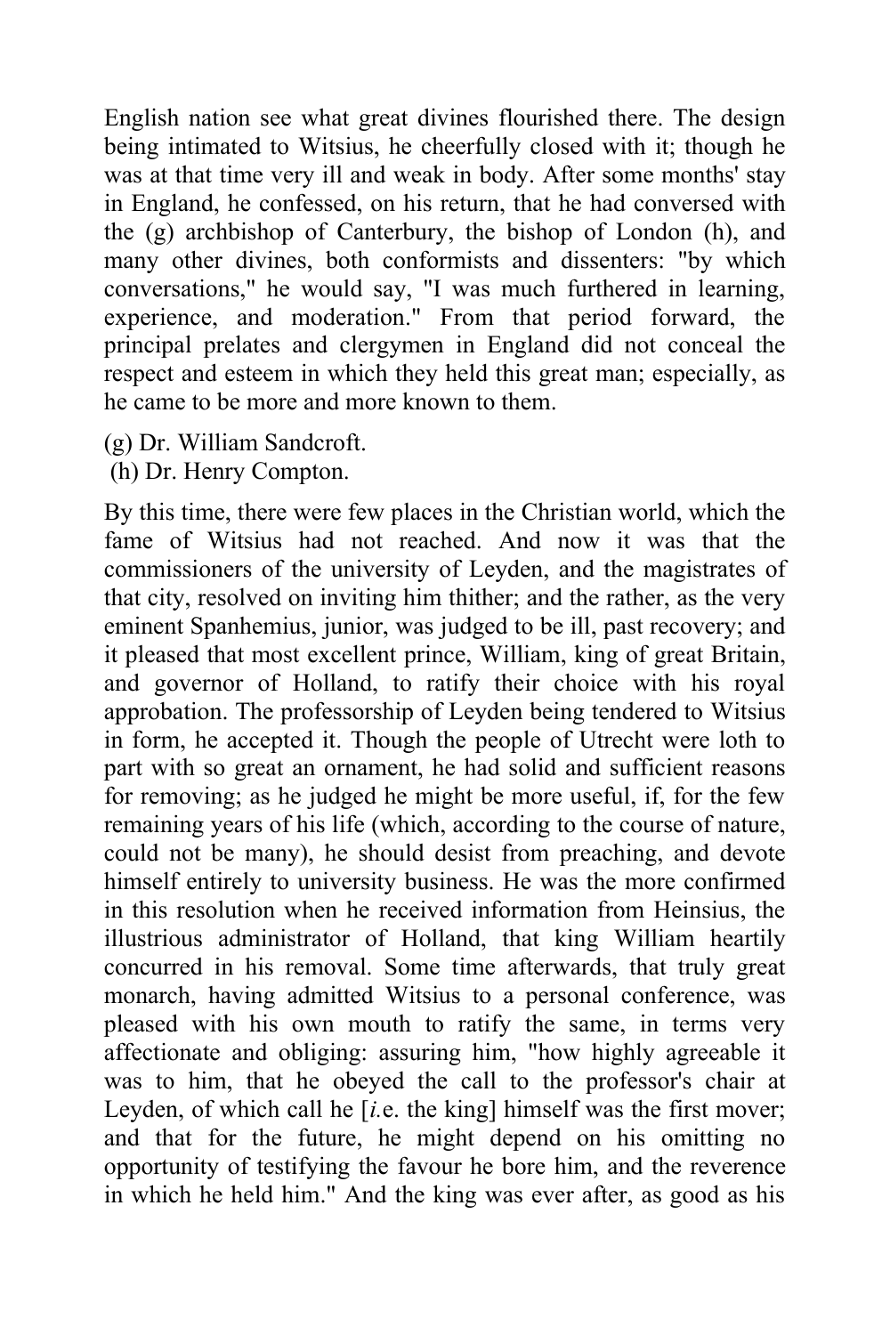English nation see what great divines flourished there. The design being intimated to Witsius, he cheerfully closed with it; though he was at that time very ill and weak in body. After some months' stay in England, he confessed, on his return, that he had conversed with the (g) archbishop of Canterbury, the bishop of London (h), and many other divines, both conformists and dissenters: "by which conversations," he would say, "I was much furthered in learning, experience, and moderation." From that period forward, the principal prelates and clergymen in England did not conceal the respect and esteem in which they held this great man; especially, as he came to be more and more known to them.

(g) Dr. William Sandcroft.
(h) Dr. Henry Compton.

By this time, there were few places in the Christian world, which the fame of Witsius had not reached. And now it was that the commissioners of the university of Leyden, and the magistrates of that city, resolved on inviting him thither; and the rather, as the very eminent Spanhemius, junior, was judged to be ill, past recovery; and it pleased that most excellent prince, William, king of great Britain, and governor of Holland, to ratify their choice with his royal approbation. The professorship of Leyden being tendered to Witsius in form, he accepted it. Though the people of Utrecht were loth to part with so great an ornament, he had solid and sufficient reasons for removing; as he judged he might be more useful, if, for the few remaining years of his life (which, according to the course of nature, could not be many), he should desist from preaching, and devote himself entirely to university business. He was the more confirmed in this resolution when he received information from Heinsius, the illustrious administrator of Holland, that king William heartily concurred in his removal. Some time afterwards, that truly great monarch, having admitted Witsius to a personal conference, was pleased with his own mouth to ratify the same, in terms very affectionate and obliging: assuring him, "how highly agreeable it was to him, that he obeyed the call to the professor's chair at Leyden, of which call he [*i.*e. the king] himself was the first mover; and that for the future, he might depend on his omitting no opportunity of testifying the favour he bore him, and the reverence in which he held him." And the king was ever after, as good as his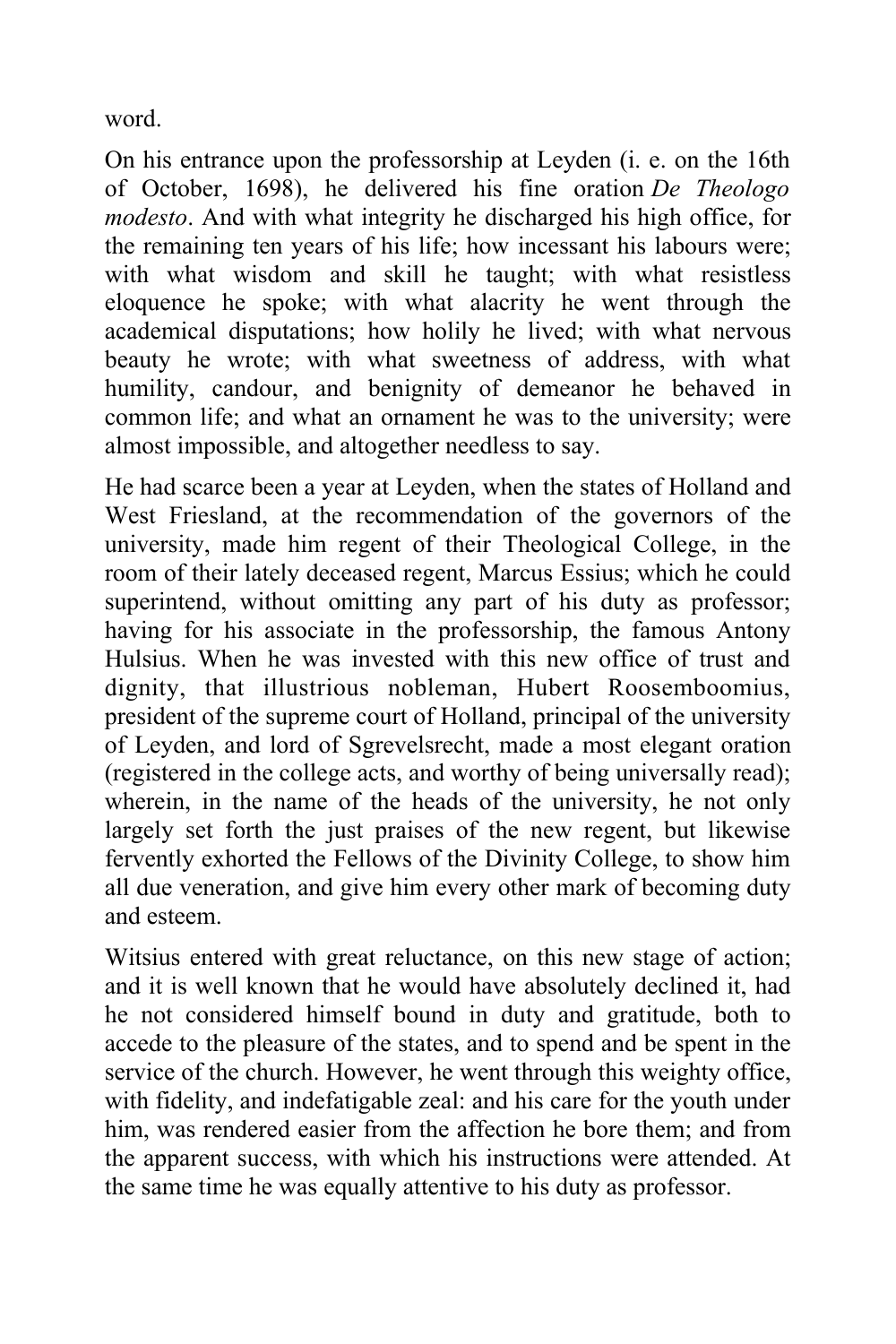word.

On his entrance upon the professorship at Leyden (i. e. on the 16th of October, 1698), he delivered his fine oration *De Theologo modesto*. And with what integrity he discharged his high office, for the remaining ten years of his life; how incessant his labours were; with what wisdom and skill he taught; with what resistless eloquence he spoke; with what alacrity he went through the academical disputations; how holily he lived; with what nervous beauty he wrote; with what sweetness of address, with what humility, candour, and benignity of demeanor he behaved in common life; and what an ornament he was to the university; were almost impossible, and altogether needless to say.

He had scarce been a year at Leyden, when the states of Holland and West Friesland, at the recommendation of the governors of the university, made him regent of their Theological College, in the room of their lately deceased regent, Marcus Essius; which he could superintend, without omitting any part of his duty as professor; having for his associate in the professorship, the famous Antony Hulsius. When he was invested with this new office of trust and dignity, that illustrious nobleman, Hubert Roosemboomius, president of the supreme court of Holland, principal of the university of Leyden, and lord of Sgrevelsrecht, made a most elegant oration (registered in the college acts, and worthy of being universally read); wherein, in the name of the heads of the university, he not only largely set forth the just praises of the new regent, but likewise fervently exhorted the Fellows of the Divinity College, to show him all due veneration, and give him every other mark of becoming duty and esteem.

Witsius entered with great reluctance, on this new stage of action; and it is well known that he would have absolutely declined it, had he not considered himself bound in duty and gratitude, both to accede to the pleasure of the states, and to spend and be spent in the service of the church. However, he went through this weighty office, with fidelity, and indefatigable zeal: and his care for the youth under him, was rendered easier from the affection he bore them; and from the apparent success, with which his instructions were attended. At the same time he was equally attentive to his duty as professor.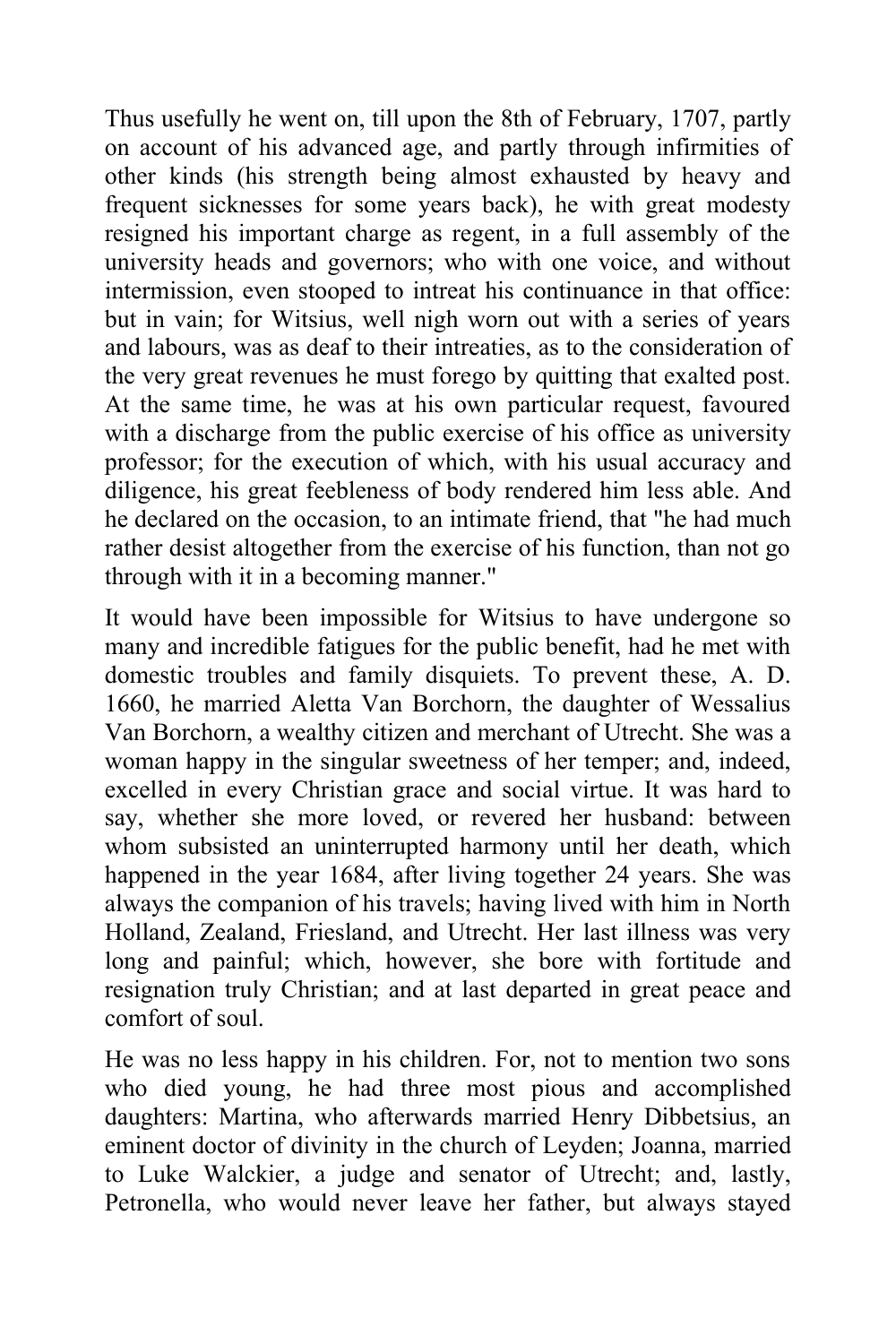Thus usefully he went on, till upon the 8th of February, 1707, partly on account of his advanced age, and partly through infirmities of other kinds (his strength being almost exhausted by heavy and frequent sicknesses for some years back), he with great modesty resigned his important charge as regent, in a full assembly of the university heads and governors; who with one voice, and without intermission, even stooped to intreat his continuance in that office: but in vain; for Witsius, well nigh worn out with a series of years and labours, was as deaf to their intreaties, as to the consideration of the very great revenues he must forego by quitting that exalted post. At the same time, he was at his own particular request, favoured with a discharge from the public exercise of his office as university professor; for the execution of which, with his usual accuracy and diligence, his great feebleness of body rendered him less able. And he declared on the occasion, to an intimate friend, that "he had much rather desist altogether from the exercise of his function, than not go through with it in a becoming manner."

It would have been impossible for Witsius to have undergone so many and incredible fatigues for the public benefit, had he met with domestic troubles and family disquiets. To prevent these, A. D. 1660, he married Aletta Van Borchorn, the daughter of Wessalius Van Borchorn, a wealthy citizen and merchant of Utrecht. She was a woman happy in the singular sweetness of her temper; and, indeed, excelled in every Christian grace and social virtue. It was hard to say, whether she more loved, or revered her husband: between whom subsisted an uninterrupted harmony until her death, which happened in the year 1684, after living together 24 years. She was always the companion of his travels; having lived with him in North Holland, Zealand, Friesland, and Utrecht. Her last illness was very long and painful; which, however, she bore with fortitude and resignation truly Christian; and at last departed in great peace and comfort of soul.

He was no less happy in his children. For, not to mention two sons who died young, he had three most pious and accomplished daughters: Martina, who afterwards married Henry Dibbetsius, an eminent doctor of divinity in the church of Leyden; Joanna, married to Luke Walckier, a judge and senator of Utrecht; and, lastly, Petronella, who would never leave her father, but always stayed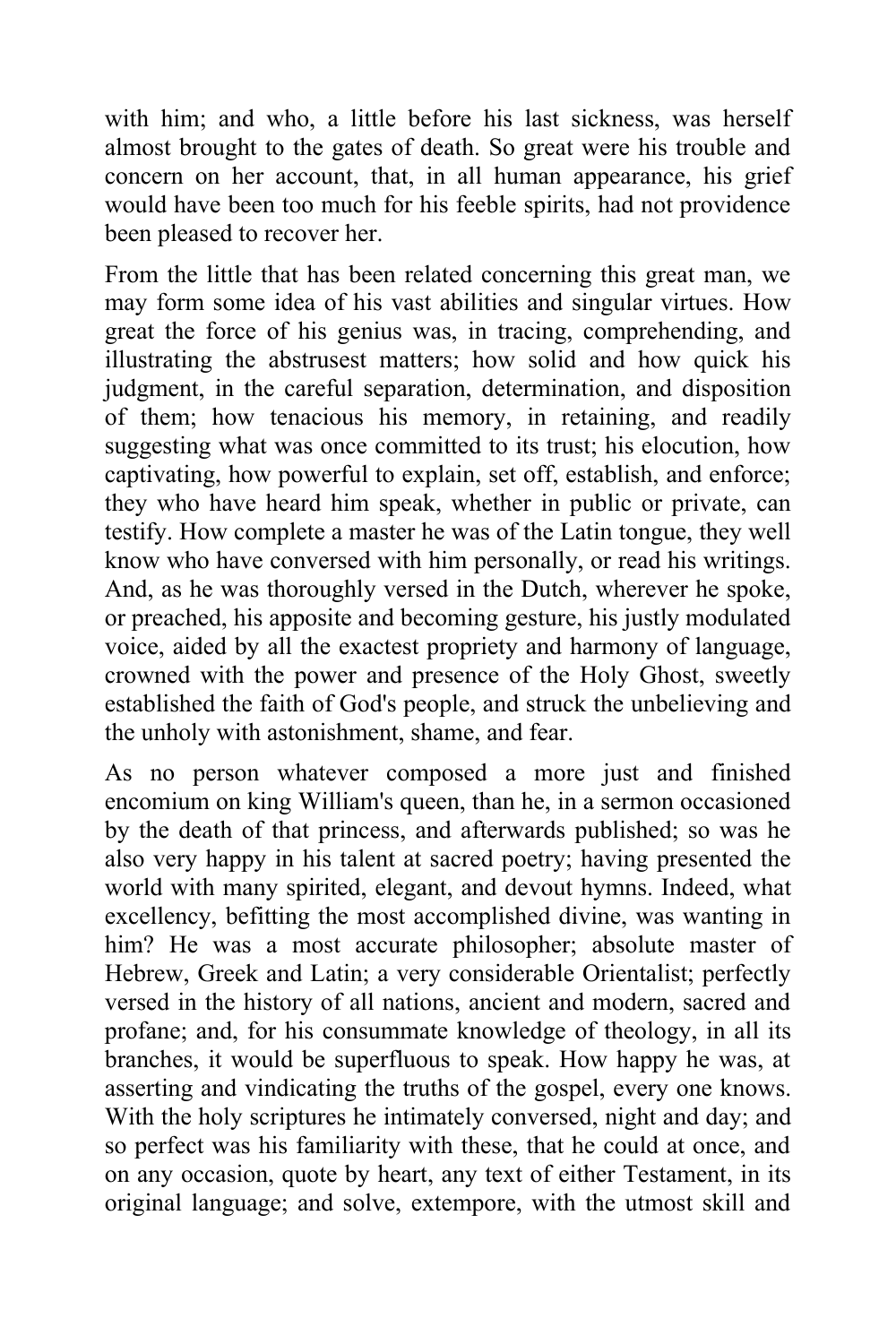with him; and who, a little before his last sickness, was herself almost brought to the gates of death. So great were his trouble and concern on her account, that, in all human appearance, his grief would have been too much for his feeble spirits, had not providence been pleased to recover her.

From the little that has been related concerning this great man, we may form some idea of his vast abilities and singular virtues. How great the force of his genius was, in tracing, comprehending, and illustrating the abstrusest matters; how solid and how quick his judgment, in the careful separation, determination, and disposition of them; how tenacious his memory, in retaining, and readily suggesting what was once committed to its trust; his elocution, how captivating, how powerful to explain, set off, establish, and enforce; they who have heard him speak, whether in public or private, can testify. How complete a master he was of the Latin tongue, they well know who have conversed with him personally, or read his writings. And, as he was thoroughly versed in the Dutch, wherever he spoke, or preached, his apposite and becoming gesture, his justly modulated voice, aided by all the exactest propriety and harmony of language, crowned with the power and presence of the Holy Ghost, sweetly established the faith of God's people, and struck the unbelieving and the unholy with astonishment, shame, and fear.

As no person whatever composed a more just and finished encomium on king William's queen, than he, in a sermon occasioned by the death of that princess, and afterwards published; so was he also very happy in his talent at sacred poetry; having presented the world with many spirited, elegant, and devout hymns. Indeed, what excellency, befitting the most accomplished divine, was wanting in him? He was a most accurate philosopher; absolute master of Hebrew, Greek and Latin; a very considerable Orientalist; perfectly versed in the history of all nations, ancient and modern, sacred and profane; and, for his consummate knowledge of theology, in all its branches, it would be superfluous to speak. How happy he was, at asserting and vindicating the truths of the gospel, every one knows. With the holy scriptures he intimately conversed, night and day; and so perfect was his familiarity with these, that he could at once, and on any occasion, quote by heart, any text of either Testament, in its original language; and solve, extempore, with the utmost skill and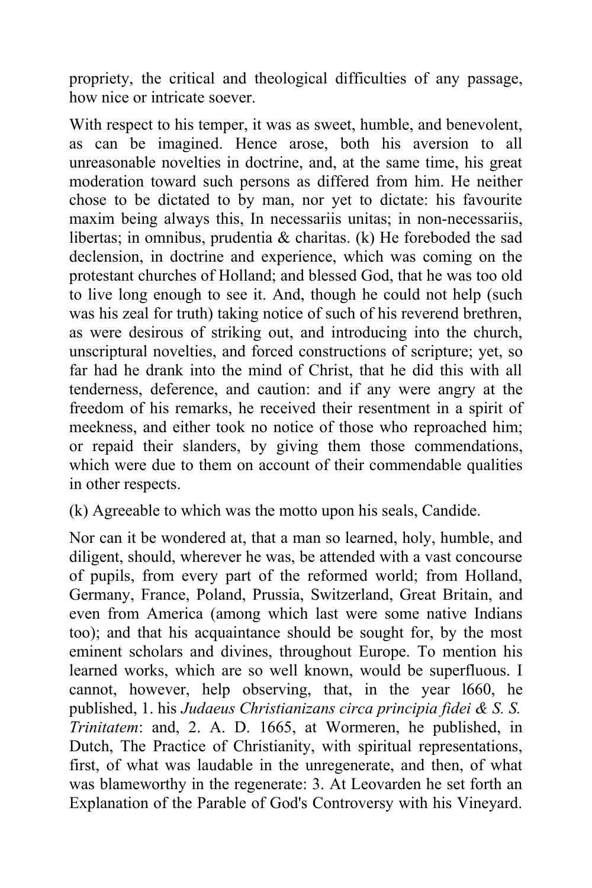propriety, the critical and theological difficulties of any passage, how nice or intricate soever.

With respect to his temper, it was as sweet, humble, and benevolent, as can be imagined. Hence arose, both his aversion to all unreasonable novelties in doctrine, and, at the same time, his great moderation toward such persons as differed from him. He neither chose to be dictated to by man, nor yet to dictate: his favourite maxim being always this, In necessariis unitas; in non-necessariis, libertas; in omnibus, prudentia & charitas. (k) He foreboded the sad declension, in doctrine and experience, which was coming on the protestant churches of Holland; and blessed God, that he was too old to live long enough to see it. And, though he could not help (such was his zeal for truth) taking notice of such of his reverend brethren, as were desirous of striking out, and introducing into the church, unscriptural novelties, and forced constructions of scripture; yet, so far had he drank into the mind of Christ, that he did this with all tenderness, deference, and caution: and if any were angry at the freedom of his remarks, he received their resentment in a spirit of meekness, and either took no notice of those who reproached him; or repaid their slanders, by giving them those commendations, which were due to them on account of their commendable qualities in other respects.

(k) Agreeable to which was the motto upon his seals, Candide.

Nor can it be wondered at, that a man so learned, holy, humble, and diligent, should, wherever he was, be attended with a vast concourse of pupils, from every part of the reformed world; from Holland, Germany, France, Poland, Prussia, Switzerland, Great Britain, and even from America (among which last were some native Indians too); and that his acquaintance should be sought for, by the most eminent scholars and divines, throughout Europe. To mention his learned works, which are so well known, would be superfluous. I cannot, however, help observing, that, in the year 1660, he published, 1. his *Judaeus Christianizans circa principia fidei & S. S. Trinitatem*: and, 2. A. D. 1665, at Wormeren, he published, in Dutch, The Practice of Christianity, with spiritual representations, first, of what was laudable in the unregenerate, and then, of what was blameworthy in the regenerate: 3. At Leovarden he set forth an Explanation of the Parable of God's Controversy with his Vineyard.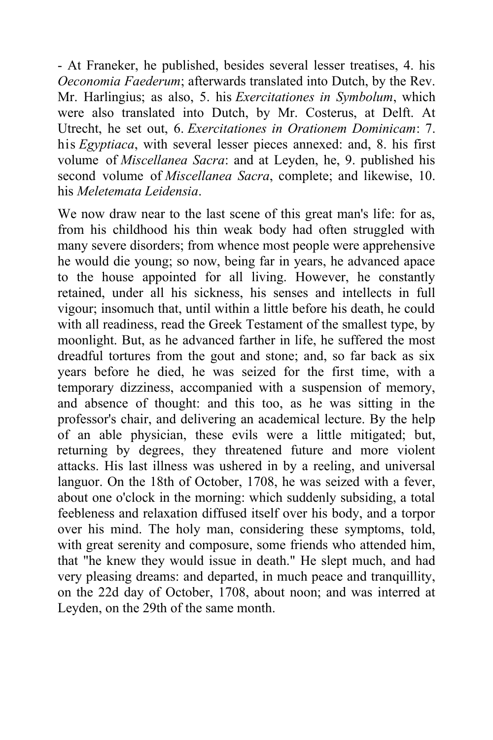- At Franeker, he published, besides several lesser treatises, 4. his *Oeconomia Faederum*; afterwards translated into Dutch, by the Rev. Mr. Harlingius; as also, 5. his *Exercitationes in Symbolum*, which were also translated into Dutch, by Mr. Costerus, at Delft. At Utrecht, he set out, 6. *Exercitationes in Orationem Dominicam*: 7. his *Egyptiaca*, with several lesser pieces annexed: and, 8. his first volume of *Miscellanea Sacra*: and at Leyden, he, 9. published his second volume of *Miscellanea Sacra*, complete; and likewise, 10. his *Meletemata Leidensia*.

We now draw near to the last scene of this great man's life: for as, from his childhood his thin weak body had often struggled with many severe disorders; from whence most people were apprehensive he would die young; so now, being far in years, he advanced apace to the house appointed for all living. However, he constantly retained, under all his sickness, his senses and intellects in full vigour; insomuch that, until within a little before his death, he could with all readiness, read the Greek Testament of the smallest type, by moonlight. But, as he advanced farther in life, he suffered the most dreadful tortures from the gout and stone; and, so far back as six years before he died, he was seized for the first time, with a temporary dizziness, accompanied with a suspension of memory, and absence of thought: and this too, as he was sitting in the professor's chair, and delivering an academical lecture. By the help of an able physician, these evils were a little mitigated; but, returning by degrees, they threatened future and more violent attacks. His last illness was ushered in by a reeling, and universal languor. On the 18th of October, 1708, he was seized with a fever, about one o'clock in the morning: which suddenly subsiding, a total feebleness and relaxation diffused itself over his body, and a torpor over his mind. The holy man, considering these symptoms, told, with great serenity and composure, some friends who attended him, that "he knew they would issue in death." He slept much, and had very pleasing dreams: and departed, in much peace and tranquillity, on the 22d day of October, 1708, about noon; and was interred at Leyden, on the 29th of the same month.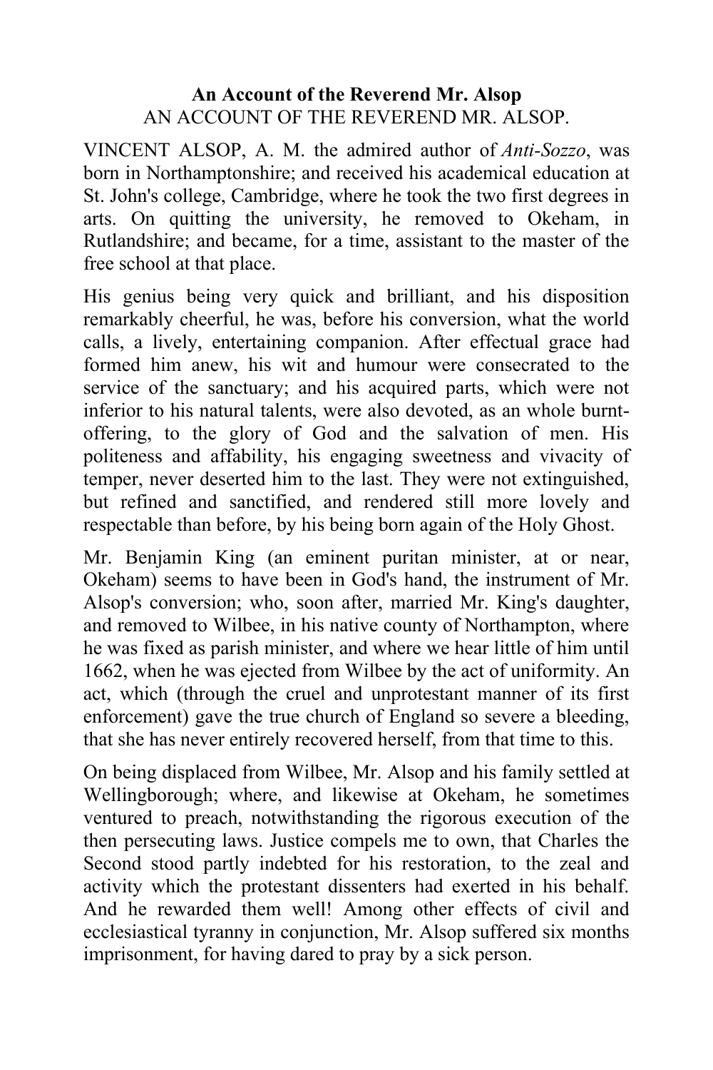**An Account of the Reverend Mr. Alsop**

AN ACCOUNT OF THE REVEREND MR. ALSOP.

VINCENT ALSOP, A. M. the admired author of *Anti-Sozzo*, was born in Northamptonshire; and received his academical education at St. John's college, Cambridge, where he took the two first degrees in arts. On quitting the university, he removed to Okeham, in Rutlandshire; and became, for a time, assistant to the master of the free school at that place.

His genius being very quick and brilliant, and his disposition remarkably cheerful, he was, before his conversion, what the world calls, a lively, entertaining companion. After effectual grace had formed him anew, his wit and humour were consecrated to the service of the sanctuary; and his acquired parts, which were not inferior to his natural talents, were also devoted, as an whole burnt-offering, to the glory of God and the salvation of men. His politeness and affability, his engaging sweetness and vivacity of temper, never deserted him to the last. They were not extinguished, but refined and sanctified, and rendered still more lovely and respectable than before, by his being born again of the Holy Ghost.

Mr. Benjamin King (an eminent puritan minister, at or near, Okeham) seems to have been in God's hand, the instrument of Mr. Alsop's conversion; who, soon after, married Mr. King's daughter, and removed to Wilbee, in his native county of Northampton, where he was fixed as parish minister, and where we hear little of him until 1662, when he was ejected from Wilbee by the act of uniformity. An act, which (through the cruel and unprotestant manner of its first enforcement) gave the true church of England so severe a bleeding, that she has never entirely recovered herself, from that time to this.

On being displaced from Wilbee, Mr. Alsop and his family settled at Wellingborough; where, and likewise at Okeham, he sometimes ventured to preach, notwithstanding the rigorous execution of the then persecuting laws. Justice compels me to own, that Charles the Second stood partly indebted for his restoration, to the zeal and activity which the protestant dissenters had exerted in his behalf. And he rewarded them well! Among other effects of civil and ecclesiastical tyranny in conjunction, Mr. Alsop suffered six months imprisonment, for having dared to pray by a sick person.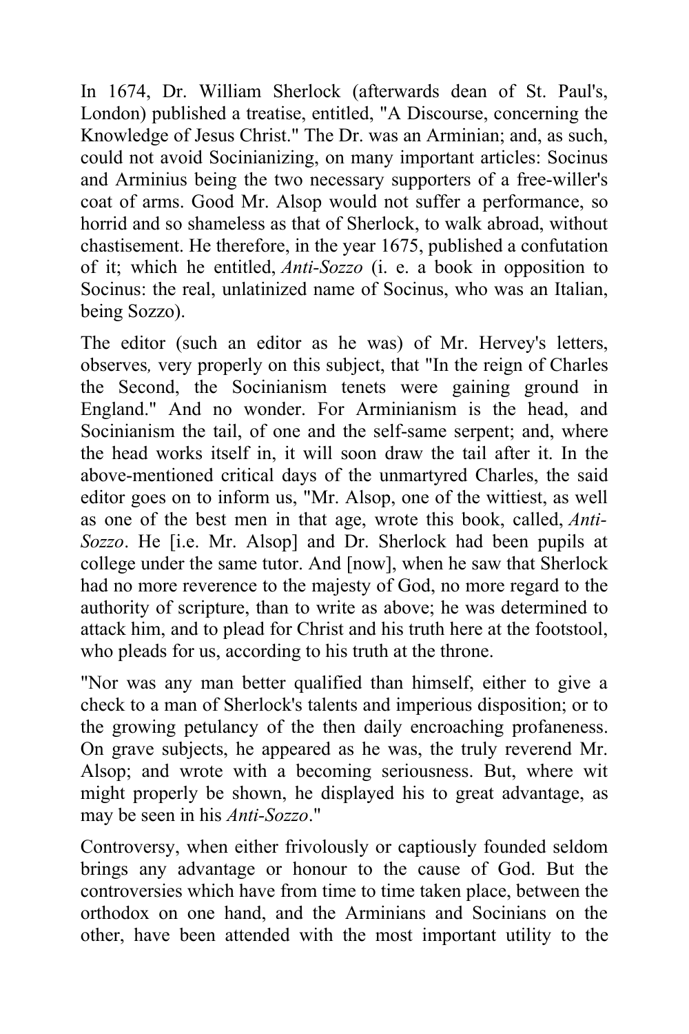In 1674, Dr. William Sherlock (afterwards dean of St. Paul's, London) published a treatise, entitled, "A Discourse, concerning the Knowledge of Jesus Christ." The Dr. was an Arminian; and, as such, could not avoid Socinianizing, on many important articles: Socinus and Arminius being the two necessary supporters of a free-willer's coat of arms. Good Mr. Alsop would not suffer a performance, so horrid and so shameless as that of Sherlock, to walk abroad, without chastisement. He therefore, in the year 1675, published a confutation of it; which he entitled, *Anti-Sozzo* (i. e. a book in opposition to Socinus: the real, unlatinized name of Socinus, who was an Italian, being Sozzo).

The editor (such an editor as he was) of Mr. Hervey's letters, observes*,* very properly on this subject, that "In the reign of Charles the Second, the Socinianism tenets were gaining ground in England." And no wonder. For Arminianism is the head, and Socinianism the tail, of one and the self-same serpent; and, where the head works itself in, it will soon draw the tail after it. In the above-mentioned critical days of the unmartyred Charles, the said editor goes on to inform us, "Mr. Alsop, one of the wittiest, as well as one of the best men in that age, wrote this book, called, *Anti-Sozzo*. He [i.e. Mr. Alsop] and Dr. Sherlock had been pupils at college under the same tutor. And [now], when he saw that Sherlock had no more reverence to the majesty of God, no more regard to the authority of scripture, than to write as above; he was determined to attack him, and to plead for Christ and his truth here at the footstool, who pleads for us, according to his truth at the throne.

"Nor was any man better qualified than himself, either to give a check to a man of Sherlock's talents and imperious disposition; or to the growing petulancy of the then daily encroaching profaneness. On grave subjects, he appeared as he was, the truly reverend Mr. Alsop; and wrote with a becoming seriousness. But, where wit might properly be shown, he displayed his to great advantage, as may be seen in his *Anti-Sozzo*."

Controversy, when either frivolously or captiously founded seldom brings any advantage or honour to the cause of God. But the controversies which have from time to time taken place, between the orthodox on one hand, and the Arminians and Socinians on the other, have been attended with the most important utility to the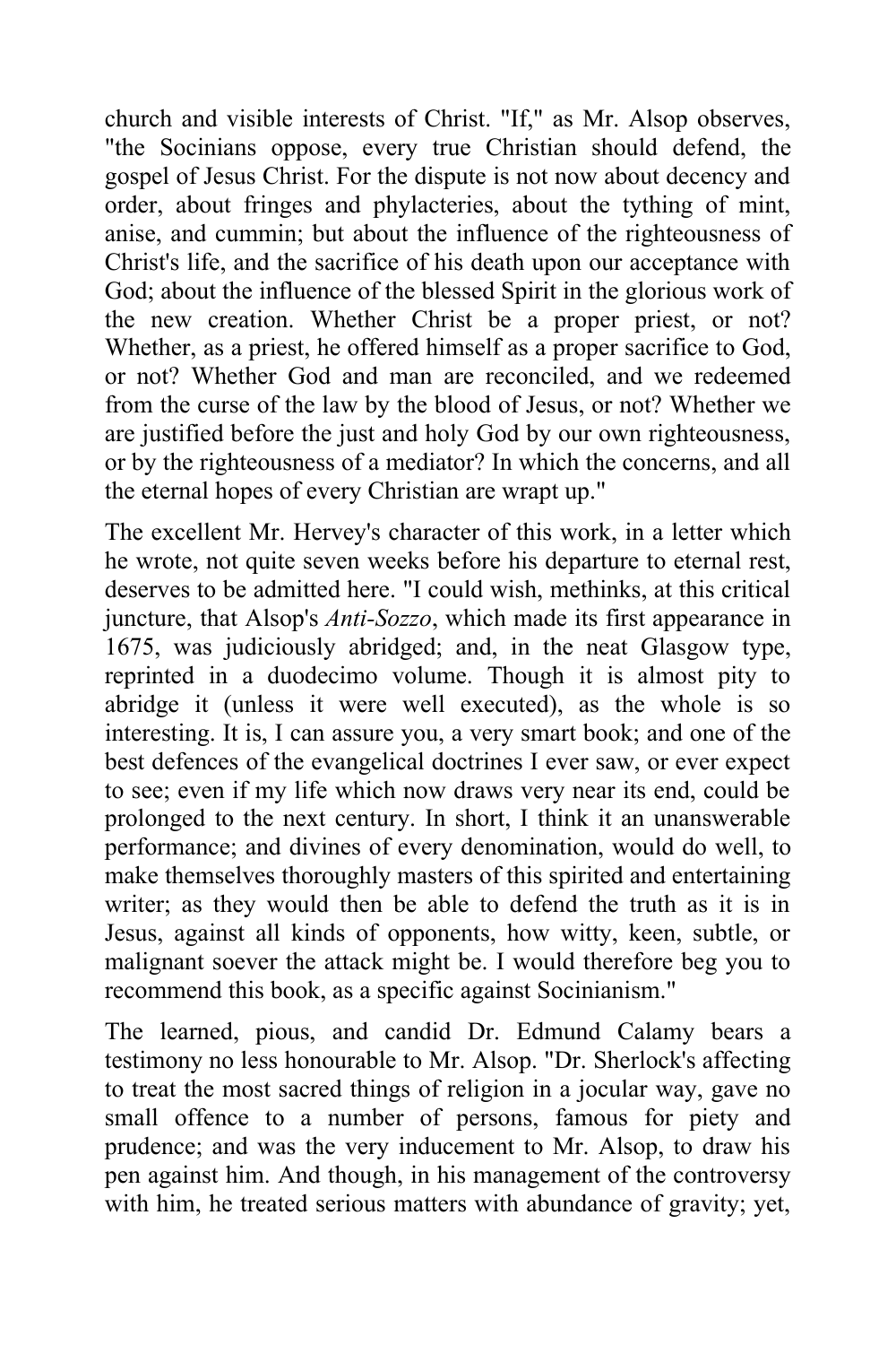church and visible interests of Christ. "If," as Mr. Alsop observes, "the Socinians oppose, every true Christian should defend, the gospel of Jesus Christ. For the dispute is not now about decency and order, about fringes and phylacteries, about the tything of mint, anise, and cummin; but about the influence of the righteousness of Christ's life, and the sacrifice of his death upon our acceptance with God; about the influence of the blessed Spirit in the glorious work of the new creation. Whether Christ be a proper priest, or not? Whether, as a priest, he offered himself as a proper sacrifice to God, or not? Whether God and man are reconciled, and we redeemed from the curse of the law by the blood of Jesus, or not? Whether we are justified before the just and holy God by our own righteousness, or by the righteousness of a mediator? In which the concerns, and all the eternal hopes of every Christian are wrapt up."

The excellent Mr. Hervey's character of this work, in a letter which he wrote, not quite seven weeks before his departure to eternal rest, deserves to be admitted here. "I could wish, methinks, at this critical juncture, that Alsop's *Anti-Sozzo*, which made its first appearance in 1675, was judiciously abridged; and, in the neat Glasgow type, reprinted in a duodecimo volume. Though it is almost pity to abridge it (unless it were well executed), as the whole is so interesting. It is, I can assure you, a very smart book; and one of the best defences of the evangelical doctrines I ever saw, or ever expect to see; even if my life which now draws very near its end, could be prolonged to the next century. In short, I think it an unanswerable performance; and divines of every denomination, would do well, to make themselves thoroughly masters of this spirited and entertaining writer; as they would then be able to defend the truth as it is in Jesus, against all kinds of opponents, how witty, keen, subtle, or malignant soever the attack might be. I would therefore beg you to recommend this book, as a specific against Socinianism."

The learned, pious, and candid Dr. Edmund Calamy bears a testimony no less honourable to Mr. Alsop. "Dr. Sherlock's affecting to treat the most sacred things of religion in a jocular way, gave no small offence to a number of persons, famous for piety and prudence; and was the very inducement to Mr. Alsop, to draw his pen against him. And though, in his management of the controversy with him, he treated serious matters with abundance of gravity; yet,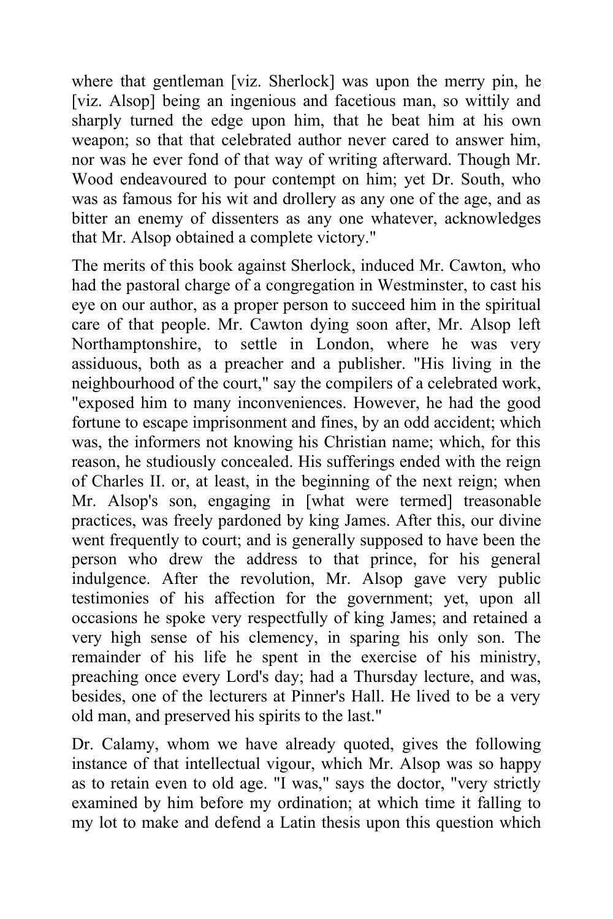where that gentleman [viz. Sherlock] was upon the merry pin, he [viz. Alsop] being an ingenious and facetious man, so wittily and sharply turned the edge upon him, that he beat him at his own weapon; so that that celebrated author never cared to answer him, nor was he ever fond of that way of writing afterward. Though Mr. Wood endeavoured to pour contempt on him; yet Dr. South, who was as famous for his wit and drollery as any one of the age, and as bitter an enemy of dissenters as any one whatever, acknowledges that Mr. Alsop obtained a complete victory."

The merits of this book against Sherlock, induced Mr. Cawton, who had the pastoral charge of a congregation in Westminster, to cast his eye on our author, as a proper person to succeed him in the spiritual care of that people. Mr. Cawton dying soon after, Mr. Alsop left Northamptonshire, to settle in London, where he was very assiduous, both as a preacher and a publisher. "His living in the neighbourhood of the court," say the compilers of a celebrated work, "exposed him to many inconveniences. However, he had the good fortune to escape imprisonment and fines, by an odd accident; which was, the informers not knowing his Christian name; which, for this reason, he studiously concealed. His sufferings ended with the reign of Charles II. or, at least, in the beginning of the next reign; when Mr. Alsop's son, engaging in [what were termed] treasonable practices, was freely pardoned by king James. After this, our divine went frequently to court; and is generally supposed to have been the person who drew the address to that prince, for his general indulgence. After the revolution, Mr. Alsop gave very public testimonies of his affection for the government; yet, upon all occasions he spoke very respectfully of king James; and retained a very high sense of his clemency, in sparing his only son. The remainder of his life he spent in the exercise of his ministry, preaching once every Lord's day; had a Thursday lecture, and was, besides, one of the lecturers at Pinner's Hall. He lived to be a very old man, and preserved his spirits to the last."

Dr. Calamy, whom we have already quoted, gives the following instance of that intellectual vigour, which Mr. Alsop was so happy as to retain even to old age. "I was," says the doctor, "very strictly examined by him before my ordination; at which time it falling to my lot to make and defend a Latin thesis upon this question which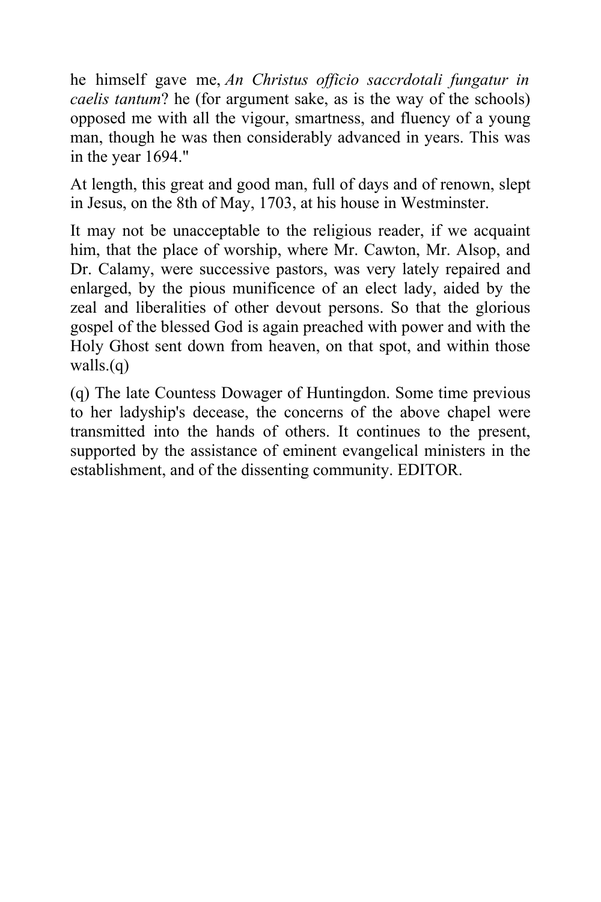he himself gave me, *An Christus officio saccrdotali fungatur in caelis tantum*? he (for argument sake, as is the way of the schools) opposed me with all the vigour, smartness, and fluency of a young man, though he was then considerably advanced in years. This was in the year 1694."

At length, this great and good man, full of days and of renown, slept in Jesus, on the 8th of May, 1703, at his house in Westminster.

It may not be unacceptable to the religious reader, if we acquaint him, that the place of worship, where Mr. Cawton, Mr. Alsop, and Dr. Calamy, were successive pastors, was very lately repaired and enlarged, by the pious munificence of an elect lady, aided by the zeal and liberalities of other devout persons. So that the glorious gospel of the blessed God is again preached with power and with the Holy Ghost sent down from heaven, on that spot, and within those walls.(q)

(q) The late Countess Dowager of Huntingdon. Some time previous to her ladyship's decease, the concerns of the above chapel were transmitted into the hands of others. It continues to the present, supported by the assistance of eminent evangelical ministers in the establishment, and of the dissenting community. EDITOR.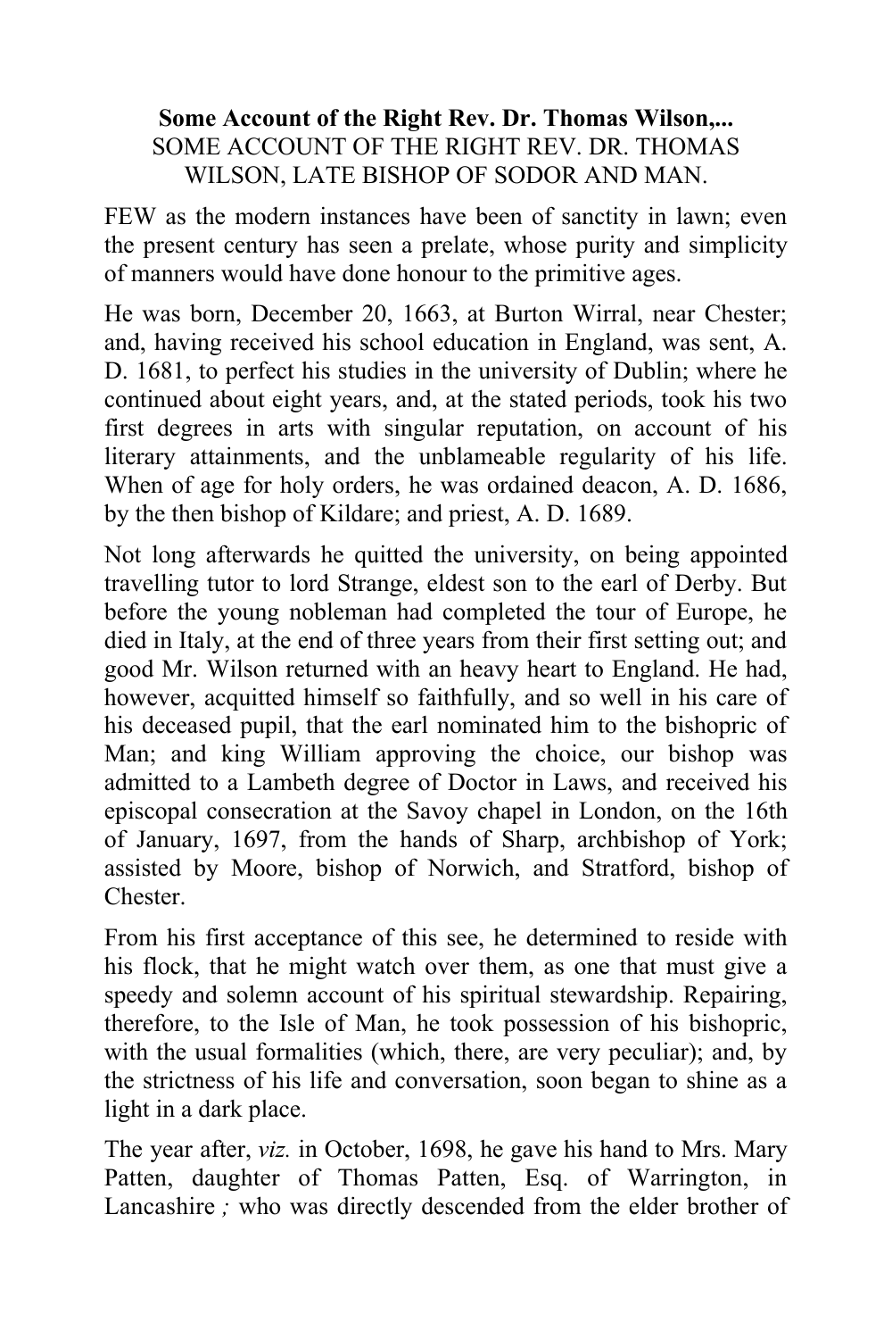**Some Account of the Right Rev. Dr. Thomas Wilson,...**

SOME ACCOUNT OF THE RIGHT REV. DR. THOMAS WILSON, LATE BISHOP OF SODOR AND MAN.

FEW as the modern instances have been of sanctity in lawn; even the present century has seen a prelate, whose purity and simplicity of manners would have done honour to the primitive ages.

He was born, December 20, 1663, at Burton Wirral, near Chester; and, having received his school education in England, was sent, A. D. 1681, to perfect his studies in the university of Dublin; where he continued about eight years, and, at the stated periods, took his two first degrees in arts with singular reputation, on account of his literary attainments, and the unblameable regularity of his life. When of age for holy orders, he was ordained deacon, A. D. 1686, by the then bishop of Kildare; and priest, A. D. 1689.

Not long afterwards he quitted the university, on being appointed travelling tutor to lord Strange, eldest son to the earl of Derby. But before the young nobleman had completed the tour of Europe, he died in Italy, at the end of three years from their first setting out; and good Mr. Wilson returned with an heavy heart to England. He had, however, acquitted himself so faithfully, and so well in his care of his deceased pupil, that the earl nominated him to the bishopric of Man; and king William approving the choice, our bishop was admitted to a Lambeth degree of Doctor in Laws, and received his episcopal consecration at the Savoy chapel in London, on the 16th of January, 1697, from the hands of Sharp, archbishop of York; assisted by Moore, bishop of Norwich, and Stratford, bishop of Chester.

From his first acceptance of this see, he determined to reside with his flock, that he might watch over them, as one that must give a speedy and solemn account of his spiritual stewardship. Repairing, therefore, to the Isle of Man, he took possession of his bishopric, with the usual formalities (which, there, are very peculiar); and, by the strictness of his life and conversation, soon began to shine as a light in a dark place.

The year after, *viz.* in October, 1698, he gave his hand to Mrs. Mary Patten, daughter of Thomas Patten, Esq. of Warrington, in Lancashire*;* who was directly descended from the elder brother of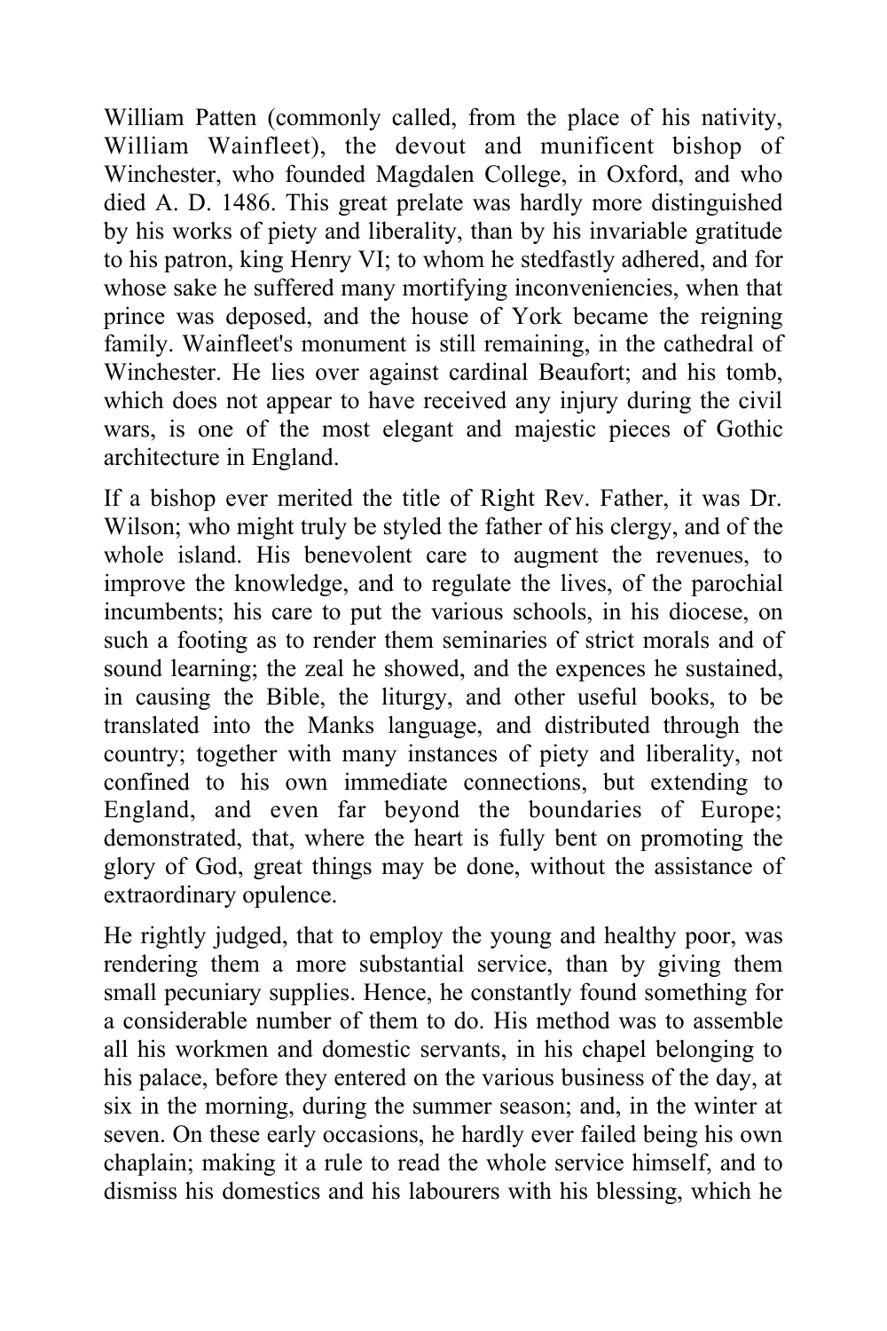William Patten (commonly called, from the place of his nativity, William Wainfleet), the devout and munificent bishop of Winchester, who founded Magdalen College, in Oxford, and who died A. D. 1486. This great prelate was hardly more distinguished by his works of piety and liberality, than by his invariable gratitude to his patron, king Henry VI; to whom he stedfastly adhered, and for whose sake he suffered many mortifying inconveniencies, when that prince was deposed, and the house of York became the reigning family. Wainfleet's monument is still remaining, in the cathedral of Winchester. He lies over against cardinal Beaufort; and his tomb, which does not appear to have received any injury during the civil wars, is one of the most elegant and majestic pieces of Gothic architecture in England.

If a bishop ever merited the title of Right Rev. Father, it was Dr. Wilson; who might truly be styled the father of his clergy, and of the whole island. His benevolent care to augment the revenues, to improve the knowledge, and to regulate the lives, of the parochial incumbents; his care to put the various schools, in his diocese, on such a footing as to render them seminaries of strict morals and of sound learning; the zeal he showed, and the expences he sustained, in causing the Bible, the liturgy, and other useful books, to be translated into the Manks language, and distributed through the country; together with many instances of piety and liberality, not confined to his own immediate connections, but extending to England, and even far beyond the boundaries of Europe; demonstrated, that, where the heart is fully bent on promoting the glory of God, great things may be done, without the assistance of extraordinary opulence.

He rightly judged, that to employ the young and healthy poor, was rendering them a more substantial service, than by giving them small pecuniary supplies. Hence, he constantly found something for a considerable number of them to do. His method was to assemble all his workmen and domestic servants, in his chapel belonging to his palace, before they entered on the various business of the day, at six in the morning, during the summer season; and, in the winter at seven. On these early occasions, he hardly ever failed being his own chaplain; making it a rule to read the whole service himself, and to dismiss his domestics and his labourers with his blessing, which he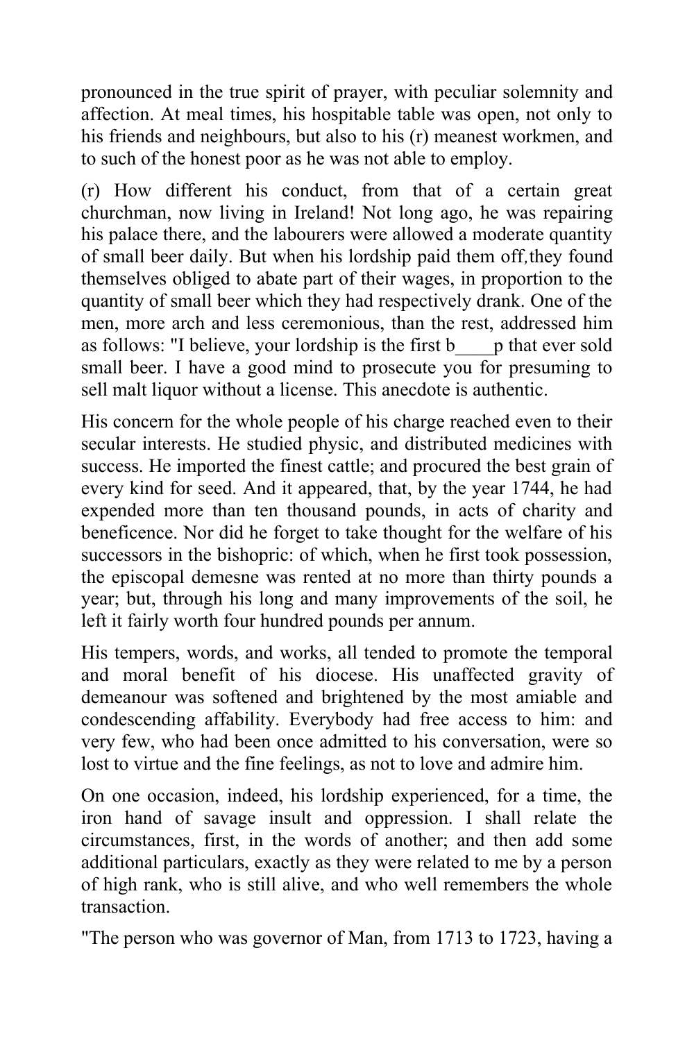pronounced in the true spirit of prayer, with peculiar solemnity and affection. At meal times, his hospitable table was open, not only to his friends and neighbours, but also to his (r) meanest workmen, and to such of the honest poor as he was not able to employ.

(r) How different his conduct, from that of a certain great churchman, now living in Ireland! Not long ago, he was repairing his palace there, and the labourers were allowed a moderate quantity of small beer daily. But when his lordship paid them off, they found themselves obliged to abate part of their wages, in proportion to the quantity of small beer which they had respectively drank. One of the men, more arch and less ceremonious, than the rest, addressed him as follows: "I believe, your lordship is the first b____p that ever sold small beer. I have a good mind to prosecute you for presuming to sell malt liquor without a license. This anecdote is authentic.

His concern for the whole people of his charge reached even to their secular interests. He studied physic, and distributed medicines with success. He imported the finest cattle; and procured the best grain of every kind for seed. And it appeared, that, by the year 1744, he had expended more than ten thousand pounds, in acts of charity and beneficence. Nor did he forget to take thought for the welfare of his successors in the bishopric: of which, when he first took possession, the episcopal demesne was rented at no more than thirty pounds a year; but, through his long and many improvements of the soil, he left it fairly worth four hundred pounds per annum.

His tempers, words, and works, all tended to promote the temporal and moral benefit of his diocese. His unaffected gravity of demeanour was softened and brightened by the most amiable and condescending affability. Everybody had free access to him: and very few, who had been once admitted to his conversation, were so lost to virtue and the fine feelings, as not to love and admire him.

On one occasion, indeed, his lordship experienced, for a time, the iron hand of savage insult and oppression. I shall relate the circumstances, first, in the words of another; and then add some additional particulars, exactly as they were related to me by a person of high rank, who is still alive, and who well remembers the whole transaction.

"The person who was governor of Man, from 1713 to 1723, having a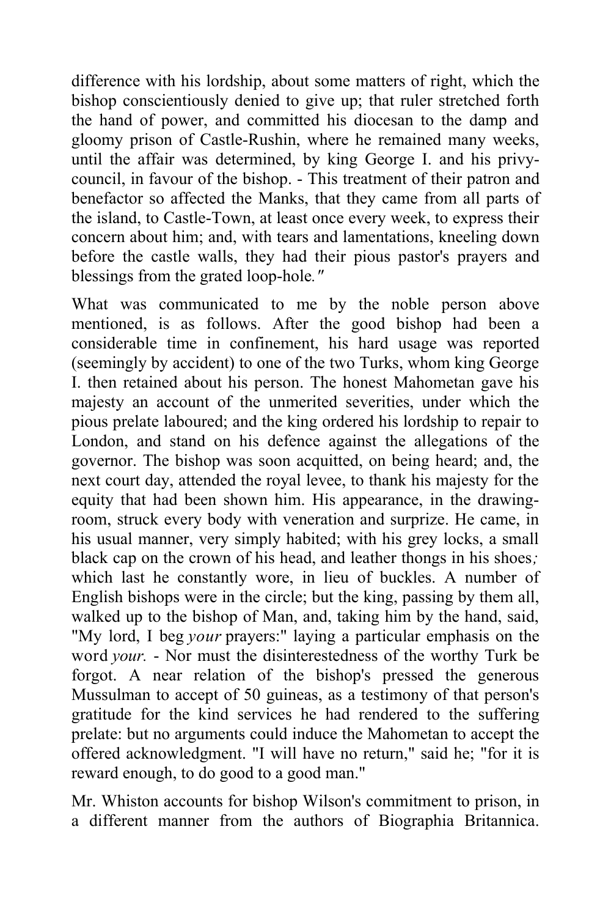difference with his lordship, about some matters of right, which the bishop conscientiously denied to give up; that ruler stretched forth the hand of power, and committed his diocesan to the damp and gloomy prison of Castle-Rushin, where he remained many weeks, until the affair was determined, by king George I. and his privy-council, in favour of the bishop. - This treatment of their patron and benefactor so affected the Manks, that they came from all parts of the island, to Castle-Town, at least once every week, to express their concern about him; and, with tears and lamentations, kneeling down before the castle walls, they had their pious pastor's prayers and blessings from the grated loop-hole."

What was communicated to me by the noble person above mentioned, is as follows. After the good bishop had been a considerable time in confinement, his hard usage was reported (seemingly by accident) to one of the two Turks, whom king George I. then retained about his person. The honest Mahometan gave his majesty an account of the unmerited severities, under which the pious prelate laboured; and the king ordered his lordship to repair to London, and stand on his defence against the allegations of the governor. The bishop was soon acquitted, on being heard; and, the next court day, attended the royal levee, to thank his majesty for the equity that had been shown him. His appearance, in the drawing-room, struck every body with veneration and surprize. He came, in his usual manner, very simply habited; with his grey locks, a small black cap on the crown of his head, and leather thongs in his shoes; which last he constantly wore, in lieu of buckles. A number of English bishops were in the circle; but the king, passing by them all, walked up to the bishop of Man, and, taking him by the hand, said, "My lord, I beg *your* prayers:" laying a particular emphasis on the word *your.* - Nor must the disinterestedness of the worthy Turk be forgot. A near relation of the bishop's pressed the generous Mussulman to accept of 50 guineas, as a testimony of that person's gratitude for the kind services he had rendered to the suffering prelate: but no arguments could induce the Mahometan to accept the offered acknowledgment. "I will have no return," said he; "for it is reward enough, to do good to a good man."

Mr. Whiston accounts for bishop Wilson's commitment to prison, in a different manner from the authors of Biographia Britannica.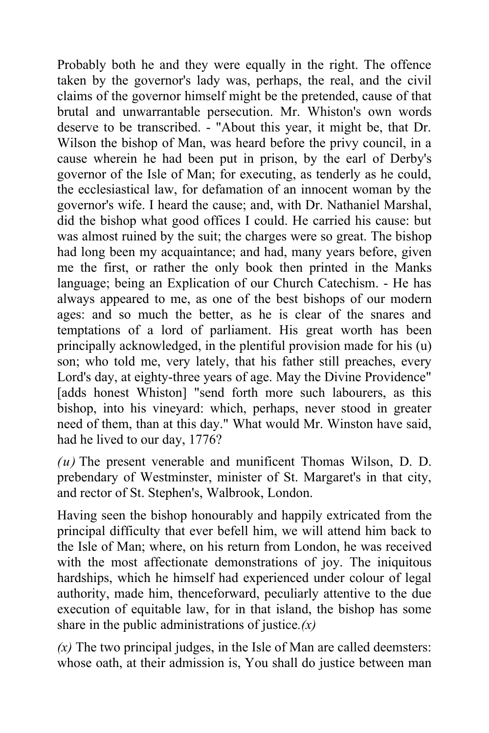Probably both he and they were equally in the right. The offence taken by the governor's lady was, perhaps, the real, and the civil claims of the governor himself might be the pretended, cause of that brutal and unwarrantable persecution. Mr. Whiston's own words deserve to be transcribed. - "About this year, it might be, that Dr. Wilson the bishop of Man, was heard before the privy council, in a cause wherein he had been put in prison, by the earl of Derby's governor of the Isle of Man; for executing, as tenderly as he could, the ecclesiastical law, for defamation of an innocent woman by the governor's wife. I heard the cause; and, with Dr. Nathaniel Marshal, did the bishop what good offices I could. He carried his cause: but was almost ruined by the suit; the charges were so great. The bishop had long been my acquaintance; and had, many years before, given me the first, or rather the only book then printed in the Manks language; being an Explication of our Church Catechism. - He has always appeared to me, as one of the best bishops of our modern ages: and so much the better, as he is clear of the snares and temptations of a lord of parliament. His great worth has been principally acknowledged, in the plentiful provision made for his (u) son; who told me, very lately, that his father still preaches, every Lord's day, at eighty-three years of age. May the Divine Providence" [adds honest Whiston] "send forth more such labourers, as this bishop, into his vineyard: which, perhaps, never stood in greater need of them, than at this day." What would Mr. Winston have said, had he lived to our day, 1776?

*(u)* The present venerable and munificent Thomas Wilson, D. D. prebendary of Westminster, minister of St. Margaret's in that city, and rector of St. Stephen's, Walbrook, London.

Having seen the bishop honourably and happily extricated from the principal difficulty that ever befell him, we will attend him back to the Isle of Man; where, on his return from London, he was received with the most affectionate demonstrations of joy. The iniquitous hardships, which he himself had experienced under colour of legal authority, made him, thenceforward, peculiarly attentive to the due execution of equitable law, for in that island, the bishop has some share in the public administrations of justice.*(x)*

*(x)* The two principal judges, in the Isle of Man are called deemsters: whose oath, at their admission is, You shall do justice between man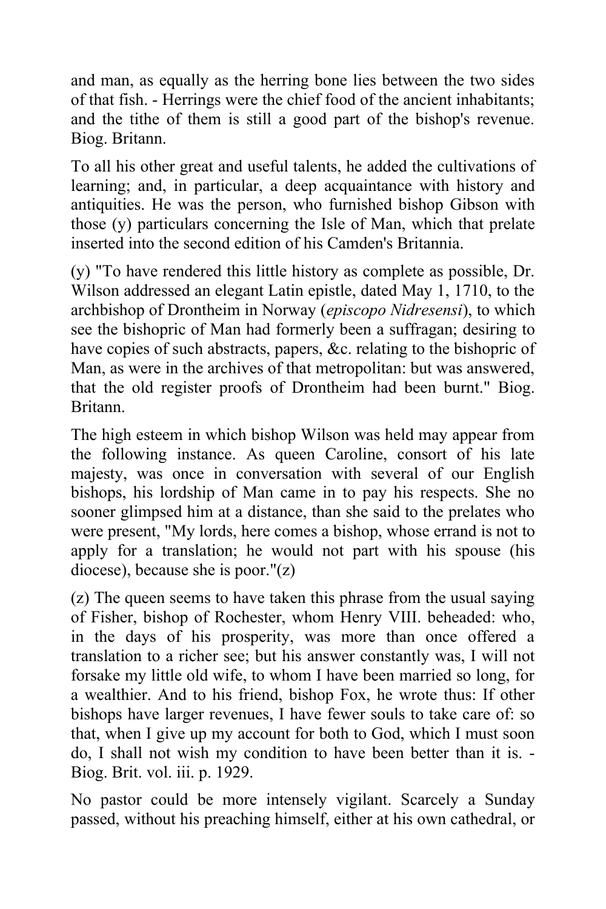and man, as equally as the herring bone lies between the two sides of that fish. - Herrings were the chief food of the ancient inhabitants; and the tithe of them is still a good part of the bishop's revenue. Biog. Britann.

To all his other great and useful talents, he added the cultivations of learning; and, in particular, a deep acquaintance with history and antiquities. He was the person, who furnished bishop Gibson with those (y) particulars concerning the Isle of Man, which that prelate inserted into the second edition of his Camden's Britannia.

(y) "To have rendered this little history as complete as possible, Dr. Wilson addressed an elegant Latin epistle, dated May 1, 1710, to the archbishop of Drontheim in Norway (*episcopo Nidresensi*), to which see the bishopric of Man had formerly been a suffragan; desiring to have copies of such abstracts, papers, &c. relating to the bishopric of Man, as were in the archives of that metropolitan: but was answered, that the old register proofs of Drontheim had been burnt." Biog. Britann.

The high esteem in which bishop Wilson was held may appear from the following instance. As queen Caroline, consort of his late majesty, was once in conversation with several of our English bishops, his lordship of Man came in to pay his respects. She no sooner glimpsed him at a distance, than she said to the prelates who were present, "My lords, here comes a bishop, whose errand is not to apply for a translation; he would not part with his spouse (his diocese), because she is poor."(z)

(z) The queen seems to have taken this phrase from the usual saying of Fisher, bishop of Rochester, whom Henry VIII. beheaded: who, in the days of his prosperity, was more than once offered a translation to a richer see; but his answer constantly was, I will not forsake my little old wife, to whom I have been married so long, for a wealthier. And to his friend, bishop Fox, he wrote thus: If other bishops have larger revenues, I have fewer souls to take care of: so that, when I give up my account for both to God, which I must soon do, I shall not wish my condition to have been better than it is. - Biog. Brit. vol. iii. p. 1929.

No pastor could be more intensely vigilant. Scarcely a Sunday passed, without his preaching himself, either at his own cathedral, or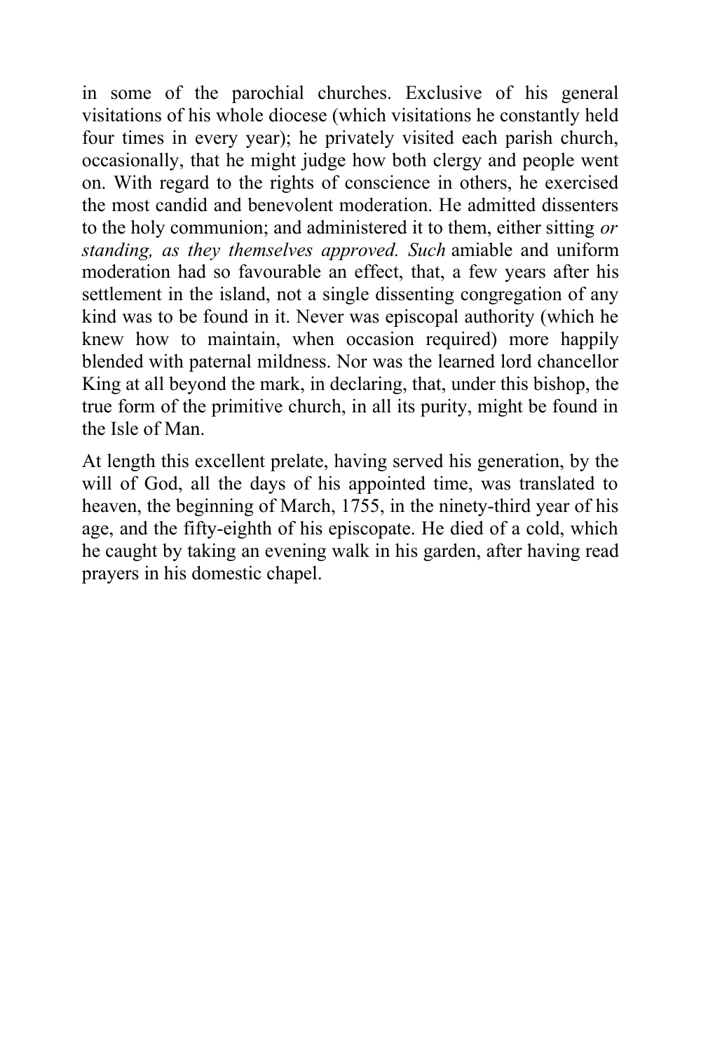in some of the parochial churches. Exclusive of his general visitations of his whole diocese (which visitations he constantly held four times in every year); he privately visited each parish church, occasionally, that he might judge how both clergy and people went on. With regard to the rights of conscience in others, he exercised the most candid and benevolent moderation. He admitted dissenters to the holy communion; and administered it to them, either sitting *or standing, as they themselves approved. Such* amiable and uniform moderation had so favourable an effect, that, a few years after his settlement in the island, not a single dissenting congregation of any kind was to be found in it. Never was episcopal authority (which he knew how to maintain, when occasion required) more happily blended with paternal mildness. Nor was the learned lord chancellor King at all beyond the mark, in declaring, that, under this bishop, the true form of the primitive church, in all its purity, might be found in the Isle of Man.

At length this excellent prelate, having served his generation, by the will of God, all the days of his appointed time, was translated to heaven, the beginning of March, 1755, in the ninety-third year of his age, and the fifty-eighth of his episcopate. He died of a cold, which he caught by taking an evening walk in his garden, after having read prayers in his domestic chapel.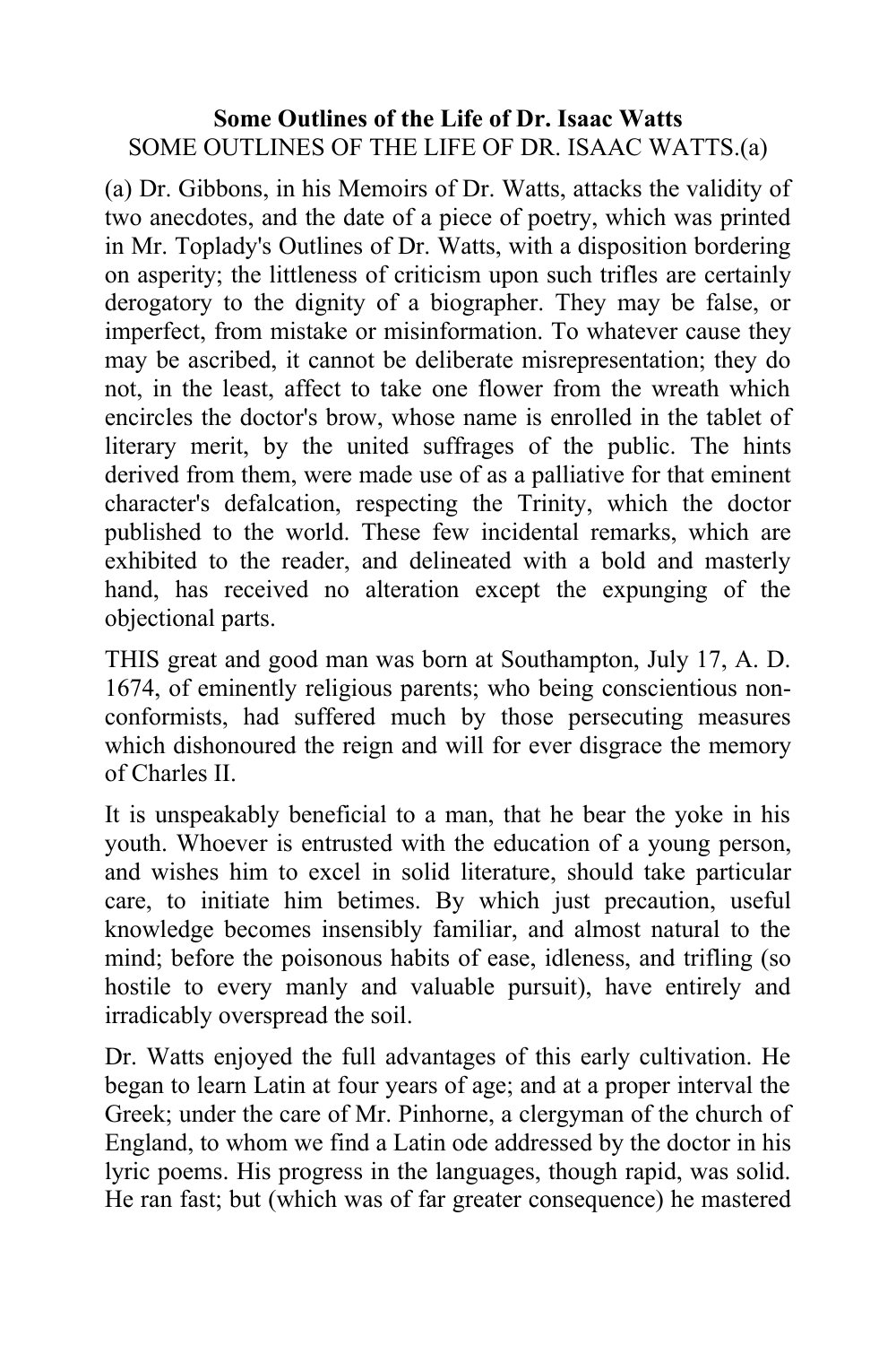**Some Outlines of the Life of Dr. Isaac Watts**

SOME OUTLINES OF THE LIFE OF DR. ISAAC WATTS.(a)

(a) Dr. Gibbons, in his Memoirs of Dr. Watts, attacks the validity of two anecdotes, and the date of a piece of poetry, which was printed in Mr. Toplady's Outlines of Dr. Watts, with a disposition bordering on asperity; the littleness of criticism upon such trifles are certainly derogatory to the dignity of a biographer. They may be false, or imperfect, from mistake or misinformation. To whatever cause they may be ascribed, it cannot be deliberate misrepresentation; they do not, in the least, affect to take one flower from the wreath which encircles the doctor's brow, whose name is enrolled in the tablet of literary merit, by the united suffrages of the public. The hints derived from them, were made use of as a palliative for that eminent character's defalcation, respecting the Trinity, which the doctor published to the world. These few incidental remarks, which are exhibited to the reader, and delineated with a bold and masterly hand, has received no alteration except the expunging of the objectional parts.

THIS great and good man was born at Southampton, July 17, A. D. 1674, of eminently religious parents; who being conscientious non-conformists, had suffered much by those persecuting measures which dishonoured the reign and will for ever disgrace the memory of Charles II.

It is unspeakably beneficial to a man, that he bear the yoke in his youth. Whoever is entrusted with the education of a young person, and wishes him to excel in solid literature, should take particular care, to initiate him betimes. By which just precaution, useful knowledge becomes insensibly familiar, and almost natural to the mind; before the poisonous habits of ease, idleness, and trifling (so hostile to every manly and valuable pursuit), have entirely and irradicably overspread the soil.

Dr. Watts enjoyed the full advantages of this early cultivation. He began to learn Latin at four years of age; and at a proper interval the Greek; under the care of Mr. Pinhorne, a clergyman of the church of England, to whom we find a Latin ode addressed by the doctor in his lyric poems. His progress in the languages, though rapid, was solid. He ran fast; but (which was of far greater consequence) he mastered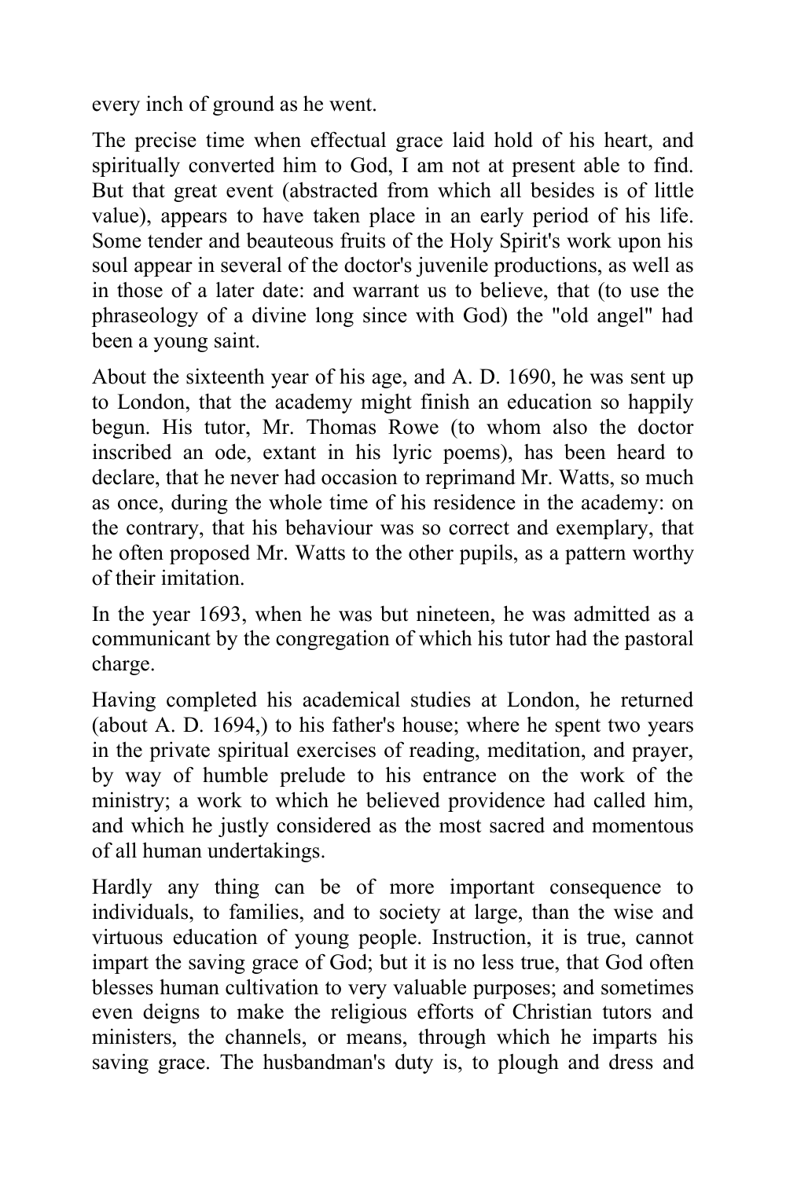every inch of ground as he went.

The precise time when effectual grace laid hold of his heart, and spiritually converted him to God, I am not at present able to find. But that great event (abstracted from which all besides is of little value), appears to have taken place in an early period of his life. Some tender and beauteous fruits of the Holy Spirit's work upon his soul appear in several of the doctor's juvenile productions, as well as in those of a later date: and warrant us to believe, that (to use the phraseology of a divine long since with God) the "old angel" had been a young saint.

About the sixteenth year of his age, and A. D. 1690, he was sent up to London, that the academy might finish an education so happily begun. His tutor, Mr. Thomas Rowe (to whom also the doctor inscribed an ode, extant in his lyric poems), has been heard to declare, that he never had occasion to reprimand Mr. Watts, so much as once, during the whole time of his residence in the academy: on the contrary, that his behaviour was so correct and exemplary, that he often proposed Mr. Watts to the other pupils, as a pattern worthy of their imitation.

In the year 1693, when he was but nineteen, he was admitted as a communicant by the congregation of which his tutor had the pastoral charge.

Having completed his academical studies at London, he returned (about A. D. 1694,) to his father's house; where he spent two years in the private spiritual exercises of reading, meditation, and prayer, by way of humble prelude to his entrance on the work of the ministry; a work to which he believed providence had called him, and which he justly considered as the most sacred and momentous of all human undertakings.

Hardly any thing can be of more important consequence to individuals, to families, and to society at large, than the wise and virtuous education of young people. Instruction, it is true, cannot impart the saving grace of God; but it is no less true, that God often blesses human cultivation to very valuable purposes; and sometimes even deigns to make the religious efforts of Christian tutors and ministers, the channels, or means, through which he imparts his saving grace. The husbandman's duty is, to plough and dress and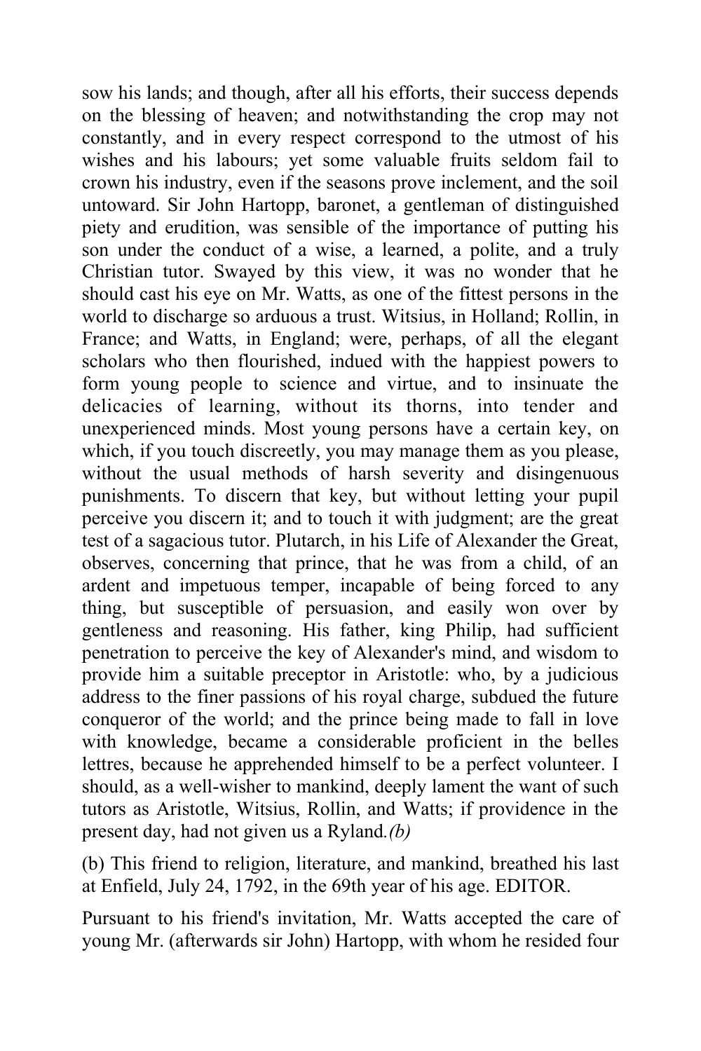sow his lands; and though, after all his efforts, their success depends on the blessing of heaven; and notwithstanding the crop may not constantly, and in every respect correspond to the utmost of his wishes and his labours; yet some valuable fruits seldom fail to crown his industry, even if the seasons prove inclement, and the soil untoward. Sir John Hartopp, baronet, a gentleman of distinguished piety and erudition, was sensible of the importance of putting his son under the conduct of a wise, a learned, a polite, and a truly Christian tutor. Swayed by this view, it was no wonder that he should cast his eye on Mr. Watts, as one of the fittest persons in the world to discharge so arduous a trust. Witsius, in Holland; Rollin, in France; and Watts, in England; were, perhaps, of all the elegant scholars who then flourished, indued with the happiest powers to form young people to science and virtue, and to insinuate the delicacies of learning, without its thorns, into tender and unexperienced minds. Most young persons have a certain key, on which, if you touch discreetly, you may manage them as you please, without the usual methods of harsh severity and disingenuous punishments. To discern that key, but without letting your pupil perceive you discern it; and to touch it with judgment; are the great test of a sagacious tutor. Plutarch, in his Life of Alexander the Great, observes, concerning that prince, that he was from a child, of an ardent and impetuous temper, incapable of being forced to any thing, but susceptible of persuasion, and easily won over by gentleness and reasoning. His father, king Philip, had sufficient penetration to perceive the key of Alexander's mind, and wisdom to provide him a suitable preceptor in Aristotle: who, by a judicious address to the finer passions of his royal charge, subdued the future conqueror of the world; and the prince being made to fall in love with knowledge, became a considerable proficient in the belles lettres, because he apprehended himself to be a perfect volunteer. I should, as a well-wisher to mankind, deeply lament the want of such tutors as Aristotle, Witsius, Rollin, and Watts; if providence in the present day, had not given us a Ryland.*(b)*

(b) This friend to religion, literature, and mankind, breathed his last at Enfield, July 24, 1792, in the 69th year of his age. EDITOR.

Pursuant to his friend's invitation, Mr. Watts accepted the care of young Mr. (afterwards sir John) Hartopp, with whom he resided four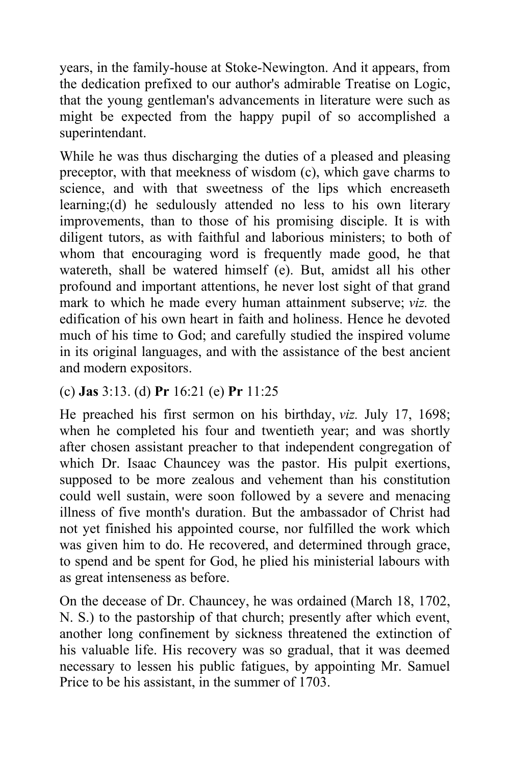years, in the family-house at Stoke-Newington. And it appears, from the dedication prefixed to our author's admirable Treatise on Logic, that the young gentleman's advancements in literature were such as might be expected from the happy pupil of so accomplished a superintendant.

While he was thus discharging the duties of a pleased and pleasing preceptor, with that meekness of wisdom (c), which gave charms to science, and with that sweetness of the lips which encreaseth learning;(d) he sedulously attended no less to his own literary improvements, than to those of his promising disciple. It is with diligent tutors, as with faithful and laborious ministers; to both of whom that encouraging word is frequently made good, he that watereth, shall be watered himself (e). But, amidst all his other profound and important attentions, he never lost sight of that grand mark to which he made every human attainment subserve; *viz.* the edification of his own heart in faith and holiness. Hence he devoted much of his time to God; and carefully studied the inspired volume in its original languages, and with the assistance of the best ancient and modern expositors.

(c) **Jas** 3:13. (d) **Pr** 16:21 (e) **Pr** 11:25

He preached his first sermon on his birthday, *viz.* July 17, 1698; when he completed his four and twentieth year; and was shortly after chosen assistant preacher to that independent congregation of which Dr. Isaac Chauncey was the pastor. His pulpit exertions, supposed to be more zealous and vehement than his constitution could well sustain, were soon followed by a severe and menacing illness of five month's duration. But the ambassador of Christ had not yet finished his appointed course, nor fulfilled the work which was given him to do. He recovered, and determined through grace, to spend and be spent for God, he plied his ministerial labours with as great intenseness as before.

On the decease of Dr. Chauncey, he was ordained (March 18, 1702, N. S.) to the pastorship of that church; presently after which event, another long confinement by sickness threatened the extinction of his valuable life. His recovery was so gradual, that it was deemed necessary to lessen his public fatigues, by appointing Mr. Samuel Price to be his assistant, in the summer of 1703.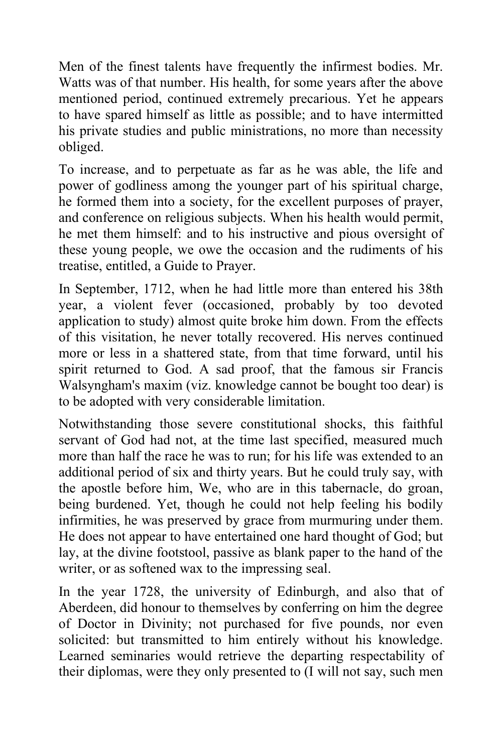Men of the finest talents have frequently the infirmest bodies. Mr. Watts was of that number. His health, for some years after the above mentioned period, continued extremely precarious. Yet he appears to have spared himself as little as possible; and to have intermitted his private studies and public ministrations, no more than necessity obliged.

To increase, and to perpetuate as far as he was able, the life and power of godliness among the younger part of his spiritual charge, he formed them into a society, for the excellent purposes of prayer, and conference on religious subjects. When his health would permit, he met them himself: and to his instructive and pious oversight of these young people, we owe the occasion and the rudiments of his treatise, entitled, a Guide to Prayer.

In September, 1712, when he had little more than entered his 38th year, a violent fever (occasioned, probably by too devoted application to study) almost quite broke him down. From the effects of this visitation, he never totally recovered. His nerves continued more or less in a shattered state, from that time forward, until his spirit returned to God. A sad proof, that the famous sir Francis Walsyngham's maxim (viz. knowledge cannot be bought too dear) is to be adopted with very considerable limitation.

Notwithstanding those severe constitutional shocks, this faithful servant of God had not, at the time last specified, measured much more than half the race he was to run; for his life was extended to an additional period of six and thirty years. But he could truly say, with the apostle before him, We, who are in this tabernacle, do groan, being burdened. Yet, though he could not help feeling his bodily infirmities, he was preserved by grace from murmuring under them. He does not appear to have entertained one hard thought of God; but lay, at the divine footstool, passive as blank paper to the hand of the writer, or as softened wax to the impressing seal.

In the year 1728, the university of Edinburgh, and also that of Aberdeen, did honour to themselves by conferring on him the degree of Doctor in Divinity; not purchased for five pounds, nor even solicited: but transmitted to him entirely without his knowledge. Learned seminaries would retrieve the departing respectability of their diplomas, were they only presented to (I will not say, such men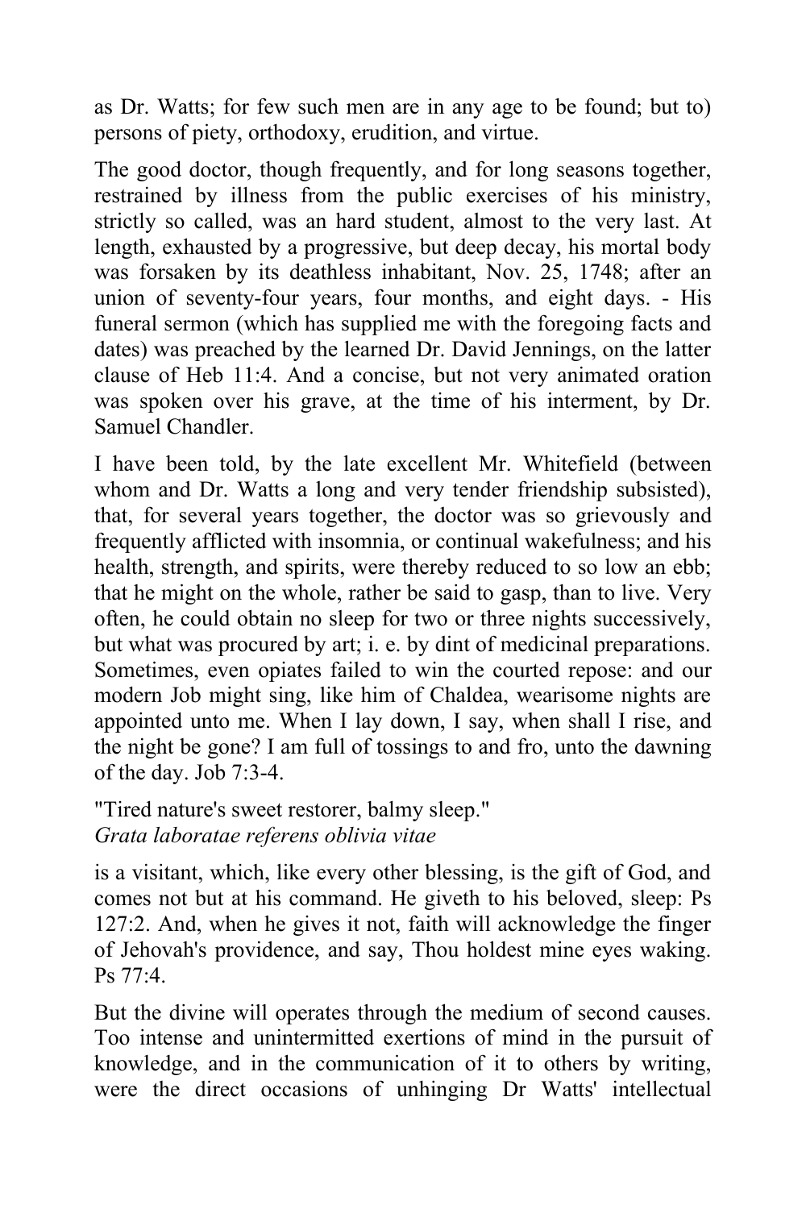as Dr. Watts; for few such men are in any age to be found; but to) persons of piety, orthodoxy, erudition, and virtue.

The good doctor, though frequently, and for long seasons together, restrained by illness from the public exercises of his ministry, strictly so called, was an hard student, almost to the very last. At length, exhausted by a progressive, but deep decay, his mortal body was forsaken by its deathless inhabitant, Nov. 25, 1748; after an union of seventy-four years, four months, and eight days. - His funeral sermon (which has supplied me with the foregoing facts and dates) was preached by the learned Dr. David Jennings, on the latter clause of Heb 11:4. And a concise, but not very animated oration was spoken over his grave, at the time of his interment, by Dr. Samuel Chandler.

I have been told, by the late excellent Mr. Whitefield (between whom and Dr. Watts a long and very tender friendship subsisted), that, for several years together, the doctor was so grievously and frequently afflicted with insomnia, or continual wakefulness; and his health, strength, and spirits, were thereby reduced to so low an ebb; that he might on the whole, rather be said to gasp, than to live. Very often, he could obtain no sleep for two or three nights successively, but what was procured by art; i. e. by dint of medicinal preparations. Sometimes, even opiates failed to win the courted repose: and our modern Job might sing, like him of Chaldea, wearisome nights are appointed unto me. When I lay down, I say, when shall I rise, and the night be gone? I am full of tossings to and fro, unto the dawning of the day. Job 7:3-4.

"Tired nature's sweet restorer, balmy sleep."
*Grata laboratae referens oblivia vitae*

is a visitant, which, like every other blessing, is the gift of God, and comes not but at his command. He giveth to his beloved, sleep: Ps 127:2. And, when he gives it not, faith will acknowledge the finger of Jehovah's providence, and say, Thou holdest mine eyes waking. Ps 77:4.

But the divine will operates through the medium of second causes. Too intense and unintermitted exertions of mind in the pursuit of knowledge, and in the communication of it to others by writing, were the direct occasions of unhinging Dr Watts' intellectual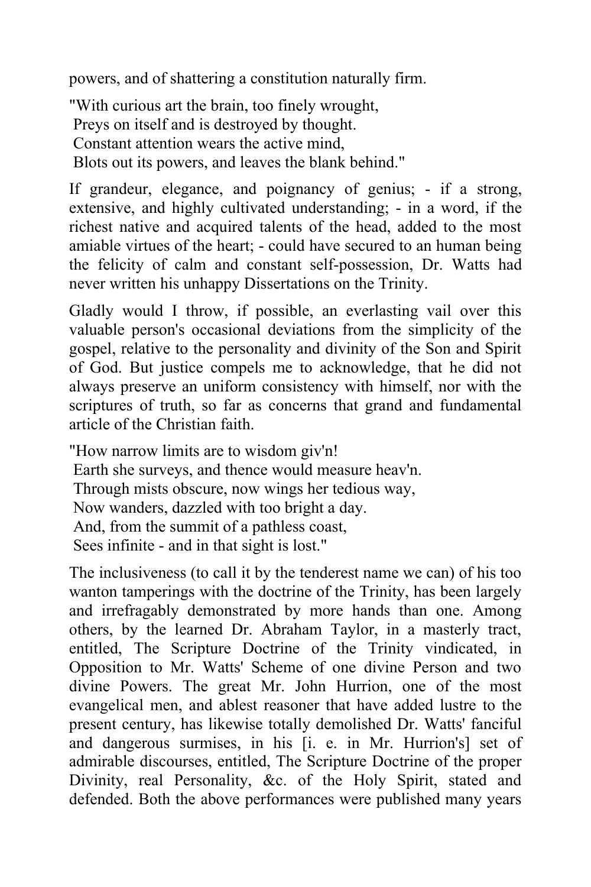powers, and of shattering a constitution naturally firm.

"With curious art the brain, too finely wrought,
 Preys on itself and is destroyed by thought.
 Constant attention wears the active mind,
 Blots out its powers, and leaves the blank behind."

If grandeur, elegance, and poignancy of genius; - if a strong, extensive, and highly cultivated understanding; - in a word, if the richest native and acquired talents of the head, added to the most amiable virtues of the heart; - could have secured to an human being the felicity of calm and constant self-possession, Dr. Watts had never written his unhappy Dissertations on the Trinity.

Gladly would I throw, if possible, an everlasting vail over this valuable person's occasional deviations from the simplicity of the gospel, relative to the personality and divinity of the Son and Spirit of God. But justice compels me to acknowledge, that he did not always preserve an uniform consistency with himself, nor with the scriptures of truth, so far as concerns that grand and fundamental article of the Christian faith.

"How narrow limits are to wisdom giv'n!
 Earth she surveys, and thence would measure heav'n.
 Through mists obscure, now wings her tedious way,
 Now wanders, dazzled with too bright a day.
 And, from the summit of a pathless coast,
 Sees infinite - and in that sight is lost."

The inclusiveness (to call it by the tenderest name we can) of his too wanton tamperings with the doctrine of the Trinity, has been largely and irrefragably demonstrated by more hands than one. Among others, by the learned Dr. Abraham Taylor, in a masterly tract, entitled, The Scripture Doctrine of the Trinity vindicated, in Opposition to Mr. Watts' Scheme of one divine Person and two divine Powers. The great Mr. John Hurrion, one of the most evangelical men, and ablest reasoner that have added lustre to the present century, has likewise totally demolished Dr. Watts' fanciful and dangerous surmises, in his [i. e. in Mr. Hurrion's] set of admirable discourses, entitled, The Scripture Doctrine of the proper Divinity, real Personality, &c. of the Holy Spirit, stated and defended. Both the above performances were published many years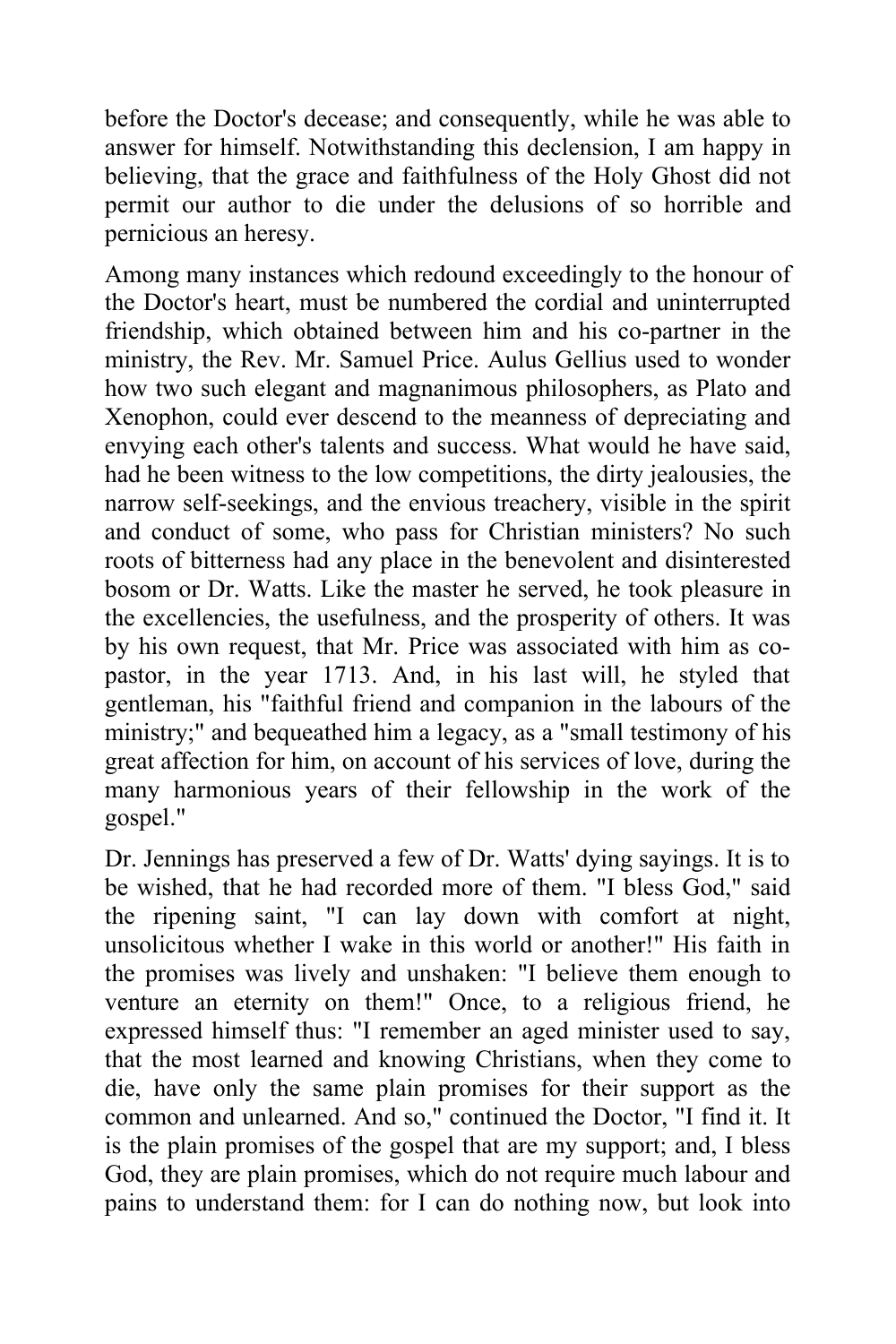before the Doctor's decease; and consequently, while he was able to answer for himself. Notwithstanding this declension, I am happy in believing, that the grace and faithfulness of the Holy Ghost did not permit our author to die under the delusions of so horrible and pernicious an heresy.

Among many instances which redound exceedingly to the honour of the Doctor's heart, must be numbered the cordial and uninterrupted friendship, which obtained between him and his co-partner in the ministry, the Rev. Mr. Samuel Price. Aulus Gellius used to wonder how two such elegant and magnanimous philosophers, as Plato and Xenophon, could ever descend to the meanness of depreciating and envying each other's talents and success. What would he have said, had he been witness to the low competitions, the dirty jealousies, the narrow self-seekings, and the envious treachery, visible in the spirit and conduct of some, who pass for Christian ministers? No such roots of bitterness had any place in the benevolent and disinterested bosom or Dr. Watts. Like the master he served, he took pleasure in the excellencies, the usefulness, and the prosperity of others. It was by his own request, that Mr. Price was associated with him as co-pastor, in the year 1713. And, in his last will, he styled that gentleman, his "faithful friend and companion in the labours of the ministry;" and bequeathed him a legacy, as a "small testimony of his great affection for him, on account of his services of love, during the many harmonious years of their fellowship in the work of the gospel."

Dr. Jennings has preserved a few of Dr. Watts' dying sayings. It is to be wished, that he had recorded more of them. "I bless God," said the ripening saint, "I can lay down with comfort at night, unsolicitous whether I wake in this world or another!" His faith in the promises was lively and unshaken: "I believe them enough to venture an eternity on them!" Once, to a religious friend, he expressed himself thus: "I remember an aged minister used to say, that the most learned and knowing Christians, when they come to die, have only the same plain promises for their support as the common and unlearned. And so," continued the Doctor, "I find it. It is the plain promises of the gospel that are my support; and, I bless God, they are plain promises, which do not require much labour and pains to understand them: for I can do nothing now, but look into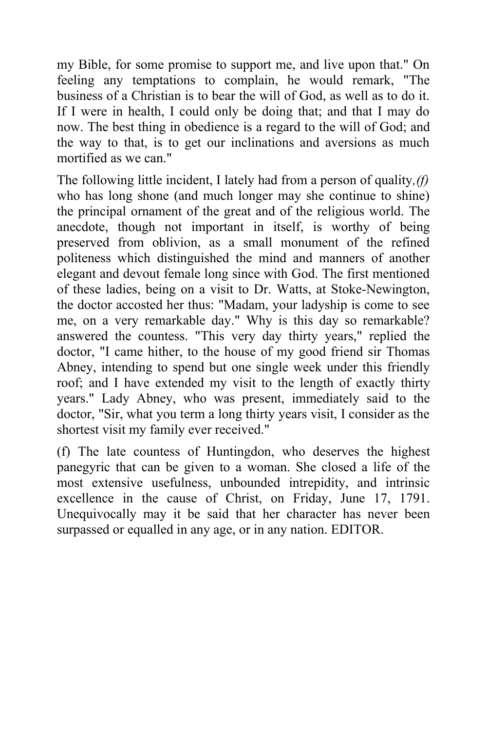my Bible, for some promise to support me, and live upon that." On feeling any temptations to complain, he would remark, "The business of a Christian is to bear the will of God, as well as to do it. If I were in health, I could only be doing that; and that I may do now. The best thing in obedience is a regard to the will of God; and the way to that, is to get our inclinations and aversions as much mortified as we can."

The following little incident, I lately had from a person of quality*,(f)* who has long shone (and much longer may she continue to shine) the principal ornament of the great and of the religious world. The anecdote, though not important in itself, is worthy of being preserved from oblivion, as a small monument of the refined politeness which distinguished the mind and manners of another elegant and devout female long since with God. The first mentioned of these ladies, being on a visit to Dr. Watts, at Stoke-Newington, the doctor accosted her thus: "Madam, your ladyship is come to see me, on a very remarkable day." Why is this day so remarkable? answered the countess. "This very day thirty years," replied the doctor, "I came hither, to the house of my good friend sir Thomas Abney, intending to spend but one single week under this friendly roof; and I have extended my visit to the length of exactly thirty years." Lady Abney, who was present, immediately said to the doctor, "Sir, what you term a long thirty years visit, I consider as the shortest visit my family ever received."

(f) The late countess of Huntingdon, who deserves the highest panegyric that can be given to a woman. She closed a life of the most extensive usefulness, unbounded intrepidity, and intrinsic excellence in the cause of Christ, on Friday, June 17, 1791. Unequivocally may it be said that her character has never been surpassed or equalled in any age, or in any nation. EDITOR.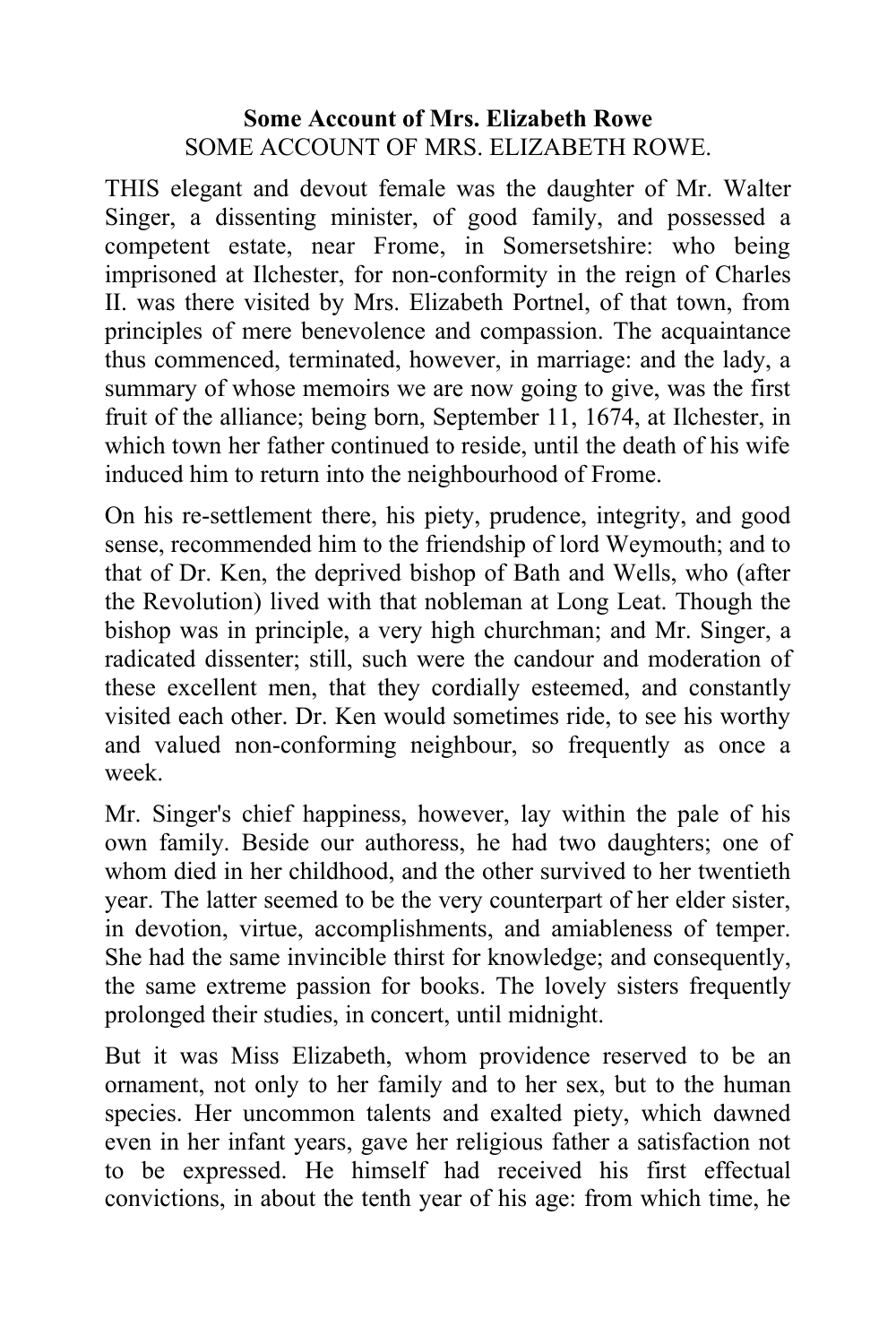**Some Account of Mrs. Elizabeth Rowe**

SOME ACCOUNT OF MRS. ELIZABETH ROWE.

THIS elegant and devout female was the daughter of Mr. Walter Singer, a dissenting minister, of good family, and possessed a competent estate, near Frome, in Somersetshire: who being imprisoned at Ilchester, for non-conformity in the reign of Charles II. was there visited by Mrs. Elizabeth Portnel, of that town, from principles of mere benevolence and compassion. The acquaintance thus commenced, terminated, however, in marriage: and the lady, a summary of whose memoirs we are now going to give, was the first fruit of the alliance; being born, September 11, 1674, at Ilchester, in which town her father continued to reside, until the death of his wife induced him to return into the neighbourhood of Frome.

On his re-settlement there, his piety, prudence, integrity, and good sense, recommended him to the friendship of lord Weymouth; and to that of Dr. Ken, the deprived bishop of Bath and Wells, who (after the Revolution) lived with that nobleman at Long Leat. Though the bishop was in principle, a very high churchman; and Mr. Singer, a radicated dissenter; still, such were the candour and moderation of these excellent men, that they cordially esteemed, and constantly visited each other. Dr. Ken would sometimes ride, to see his worthy and valued non-conforming neighbour, so frequently as once a week.

Mr. Singer's chief happiness, however, lay within the pale of his own family. Beside our authoress, he had two daughters; one of whom died in her childhood, and the other survived to her twentieth year. The latter seemed to be the very counterpart of her elder sister, in devotion, virtue, accomplishments, and amiableness of temper. She had the same invincible thirst for knowledge; and consequently, the same extreme passion for books. The lovely sisters frequently prolonged their studies, in concert, until midnight.

But it was Miss Elizabeth, whom providence reserved to be an ornament, not only to her family and to her sex, but to the human species. Her uncommon talents and exalted piety, which dawned even in her infant years, gave her religious father a satisfaction not to be expressed. He himself had received his first effectual convictions, in about the tenth year of his age: from which time, he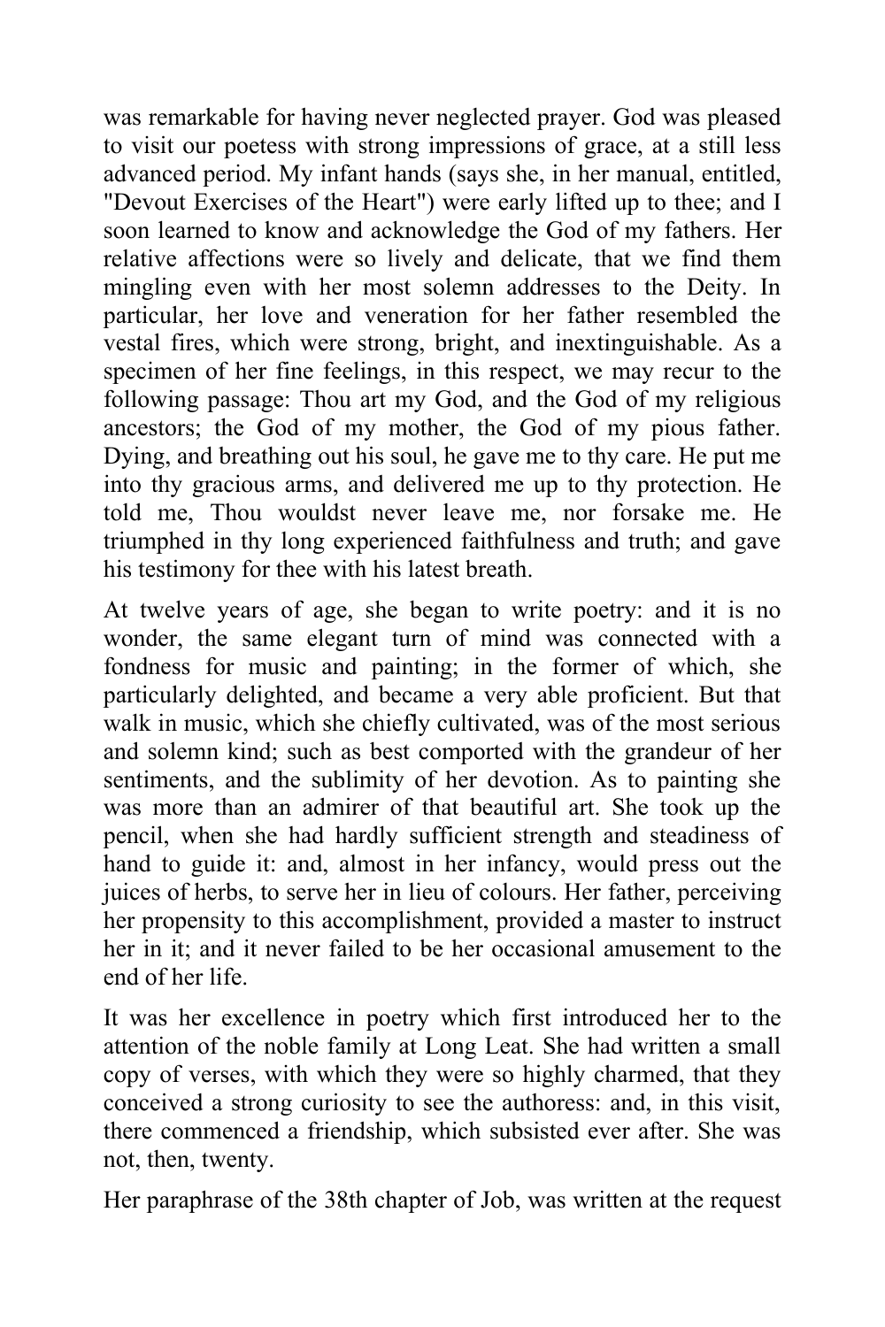was remarkable for having never neglected prayer. God was pleased to visit our poetess with strong impressions of grace, at a still less advanced period. My infant hands (says she, in her manual, entitled, "Devout Exercises of the Heart") were early lifted up to thee; and I soon learned to know and acknowledge the God of my fathers. Her relative affections were so lively and delicate, that we find them mingling even with her most solemn addresses to the Deity. In particular, her love and veneration for her father resembled the vestal fires, which were strong, bright, and inextinguishable. As a specimen of her fine feelings, in this respect, we may recur to the following passage: Thou art my God, and the God of my religious ancestors; the God of my mother, the God of my pious father. Dying, and breathing out his soul, he gave me to thy care. He put me into thy gracious arms, and delivered me up to thy protection. He told me, Thou wouldst never leave me, nor forsake me. He triumphed in thy long experienced faithfulness and truth; and gave his testimony for thee with his latest breath.

At twelve years of age, she began to write poetry: and it is no wonder, the same elegant turn of mind was connected with a fondness for music and painting; in the former of which, she particularly delighted, and became a very able proficient. But that walk in music, which she chiefly cultivated, was of the most serious and solemn kind; such as best comported with the grandeur of her sentiments, and the sublimity of her devotion. As to painting she was more than an admirer of that beautiful art. She took up the pencil, when she had hardly sufficient strength and steadiness of hand to guide it: and, almost in her infancy, would press out the juices of herbs, to serve her in lieu of colours. Her father, perceiving her propensity to this accomplishment, provided a master to instruct her in it; and it never failed to be her occasional amusement to the end of her life.

It was her excellence in poetry which first introduced her to the attention of the noble family at Long Leat. She had written a small copy of verses, with which they were so highly charmed, that they conceived a strong curiosity to see the authoress: and, in this visit, there commenced a friendship, which subsisted ever after. She was not, then, twenty.

Her paraphrase of the 38th chapter of Job, was written at the request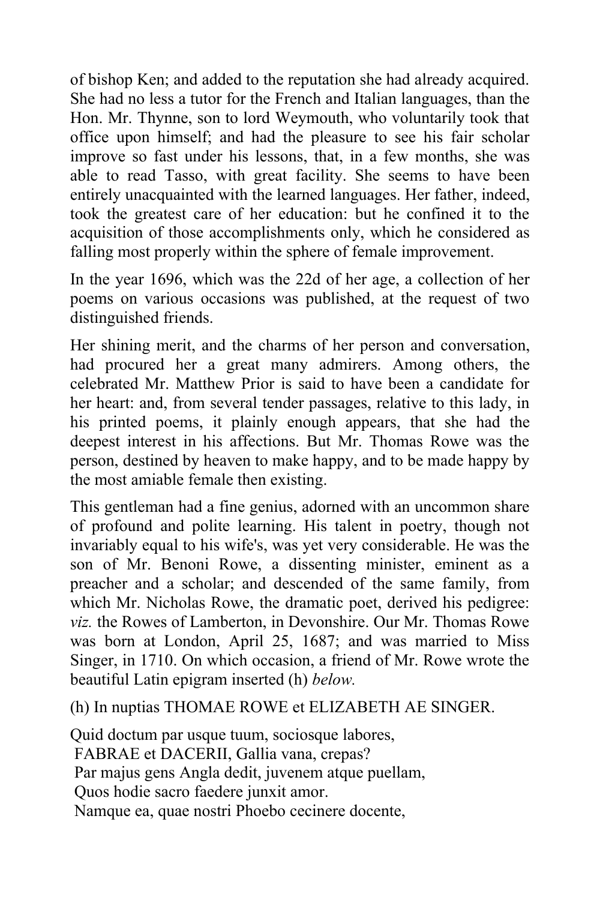of bishop Ken; and added to the reputation she had already acquired. She had no less a tutor for the French and Italian languages, than the Hon. Mr. Thynne, son to lord Weymouth, who voluntarily took that office upon himself; and had the pleasure to see his fair scholar improve so fast under his lessons, that, in a few months, she was able to read Tasso, with great facility. She seems to have been entirely unacquainted with the learned languages. Her father, indeed, took the greatest care of her education: but he confined it to the acquisition of those accomplishments only, which he considered as falling most properly within the sphere of female improvement.

In the year 1696, which was the 22d of her age, a collection of her poems on various occasions was published, at the request of two distinguished friends.

Her shining merit, and the charms of her person and conversation, had procured her a great many admirers. Among others, the celebrated Mr. Matthew Prior is said to have been a candidate for her heart: and, from several tender passages, relative to this lady, in his printed poems, it plainly enough appears, that she had the deepest interest in his affections. But Mr. Thomas Rowe was the person, destined by heaven to make happy, and to be made happy by the most amiable female then existing.

This gentleman had a fine genius, adorned with an uncommon share of profound and polite learning. His talent in poetry, though not invariably equal to his wife's, was yet very considerable. He was the son of Mr. Benoni Rowe, a dissenting minister, eminent as a preacher and a scholar; and descended of the same family, from which Mr. Nicholas Rowe, the dramatic poet, derived his pedigree: *viz.* the Rowes of Lamberton, in Devonshire. Our Mr. Thomas Rowe was born at London, April 25, 1687; and was married to Miss Singer, in 1710. On which occasion, a friend of Mr. Rowe wrote the beautiful Latin epigram inserted (h) *below.*

(h) In nuptias THOMAE ROWE et ELIZABETH AE SINGER.

Quid doctum par usque tuum, sociosque labores,
FABRAE et DACERII, Gallia vana, crepas?
Par majus gens Angla dedit, juvenem atque puellam,
Quos hodie sacro faedere junxit amor.
Namque ea, quae nostri Phoebo cecinere docente,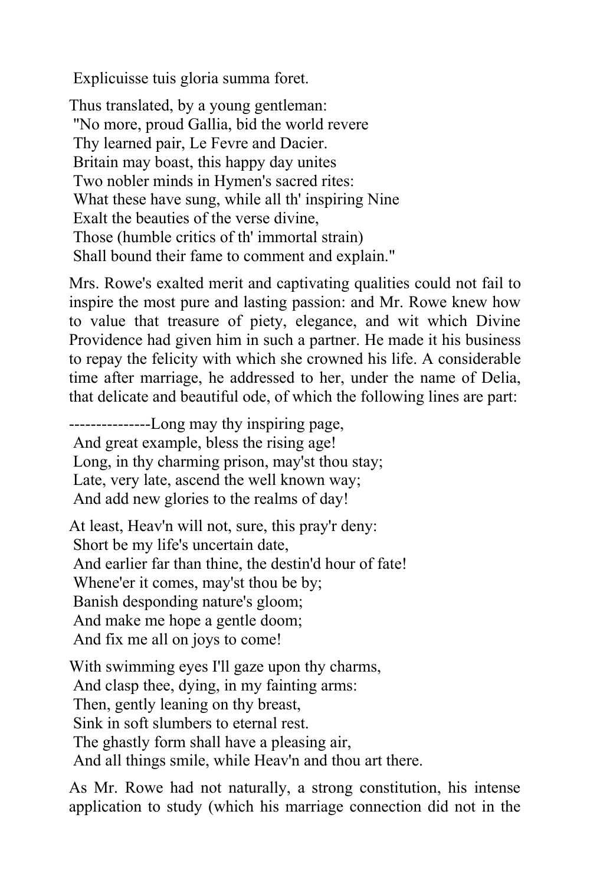Explicuisse tuis gloria summa foret.

Thus translated, by a young gentleman:
"No more, proud Gallia, bid the world revere
Thy learned pair, Le Fevre and Dacier.
Britain may boast, this happy day unites
Two nobler minds in Hymen's sacred rites:
What these have sung, while all th' inspiring Nine
Exalt the beauties of the verse divine,
Those (humble critics of th' immortal strain)
Shall bound their fame to comment and explain."

Mrs. Rowe's exalted merit and captivating qualities could not fail to inspire the most pure and lasting passion: and Mr. Rowe knew how to value that treasure of piety, elegance, and wit which Divine Providence had given him in such a partner. He made it his business to repay the felicity with which she crowned his life. A considerable time after marriage, he addressed to her, under the name of Delia, that delicate and beautiful ode, of which the following lines are part:

---------------Long may thy inspiring page,
And great example, bless the rising age!
Long, in thy charming prison, may'st thou stay;
Late, very late, ascend the well known way;
And add new glories to the realms of day!

At least, Heav'n will not, sure, this pray'r deny:
Short be my life's uncertain date,
And earlier far than thine, the destin'd hour of fate!
Whene'er it comes, may'st thou be by;
Banish desponding nature's gloom;
And make me hope a gentle doom;
And fix me all on joys to come!

With swimming eyes I'll gaze upon thy charms,
And clasp thee, dying, in my fainting arms:
Then, gently leaning on thy breast,
Sink in soft slumbers to eternal rest.
The ghastly form shall have a pleasing air,
And all things smile, while Heav'n and thou art there.

As Mr. Rowe had not naturally, a strong constitution, his intense application to study (which his marriage connection did not in the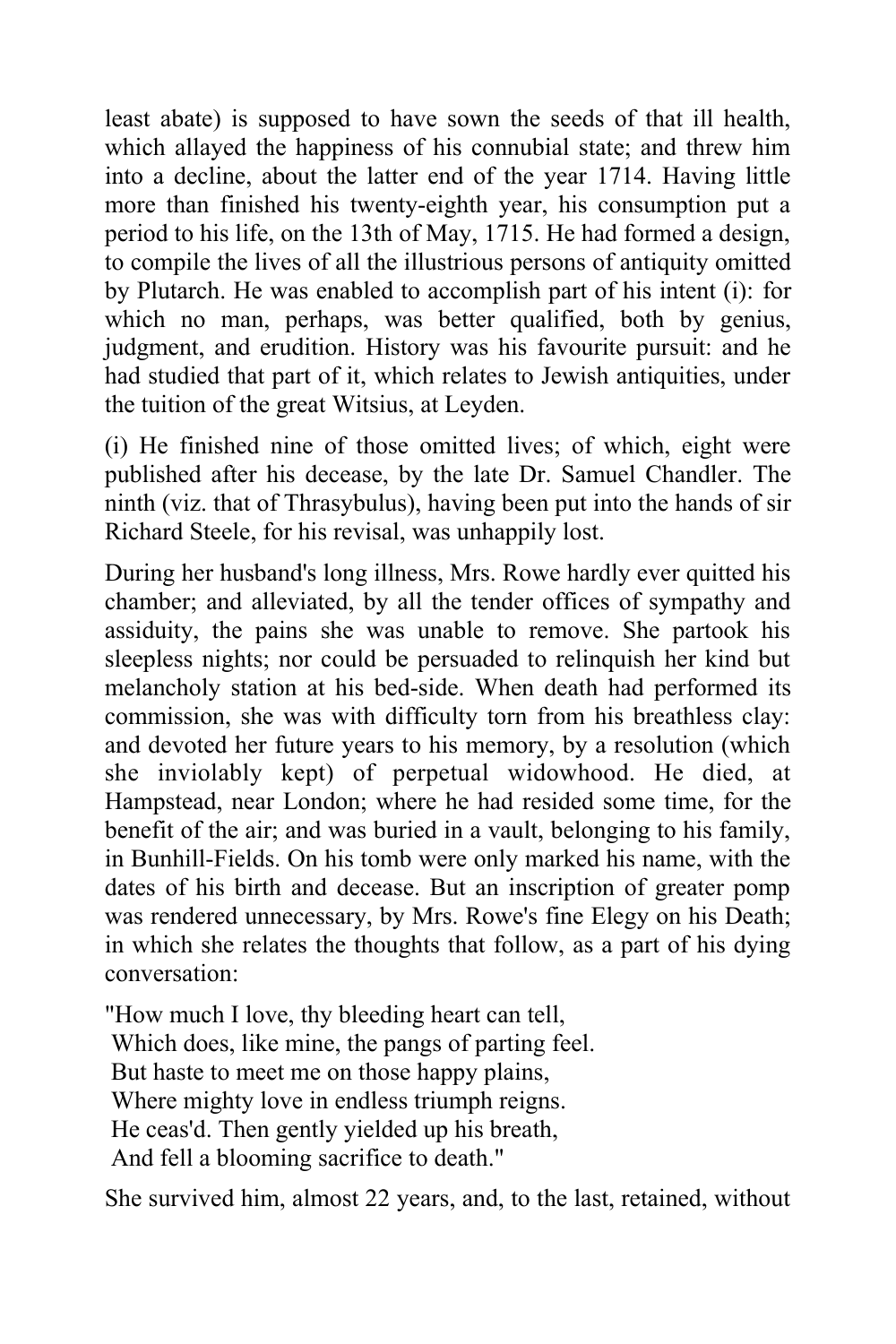least abate) is supposed to have sown the seeds of that ill health, which allayed the happiness of his connubial state; and threw him into a decline, about the latter end of the year 1714. Having little more than finished his twenty-eighth year, his consumption put a period to his life, on the 13th of May, 1715. He had formed a design, to compile the lives of all the illustrious persons of antiquity omitted by Plutarch. He was enabled to accomplish part of his intent (i): for which no man, perhaps, was better qualified, both by genius, judgment, and erudition. History was his favourite pursuit: and he had studied that part of it, which relates to Jewish antiquities, under the tuition of the great Witsius, at Leyden.

(i) He finished nine of those omitted lives; of which, eight were published after his decease, by the late Dr. Samuel Chandler. The ninth (viz. that of Thrasybulus), having been put into the hands of sir Richard Steele, for his revisal, was unhappily lost.

During her husband's long illness, Mrs. Rowe hardly ever quitted his chamber; and alleviated, by all the tender offices of sympathy and assiduity, the pains she was unable to remove. She partook his sleepless nights; nor could be persuaded to relinquish her kind but melancholy station at his bed-side. When death had performed its commission, she was with difficulty torn from his breathless clay: and devoted her future years to his memory, by a resolution (which she inviolably kept) of perpetual widowhood. He died, at Hampstead, near London; where he had resided some time, for the benefit of the air; and was buried in a vault, belonging to his family, in Bunhill-Fields. On his tomb were only marked his name, with the dates of his birth and decease. But an inscription of greater pomp was rendered unnecessary, by Mrs. Rowe's fine Elegy on his Death; in which she relates the thoughts that follow, as a part of his dying conversation:

"How much I love, thy bleeding heart can tell,  
Which does, like mine, the pangs of parting feel.  
But haste to meet me on those happy plains,  
Where mighty love in endless triumph reigns.  
He ceas'd. Then gently yielded up his breath,  
And fell a blooming sacrifice to death."

She survived him, almost 22 years, and, to the last, retained, without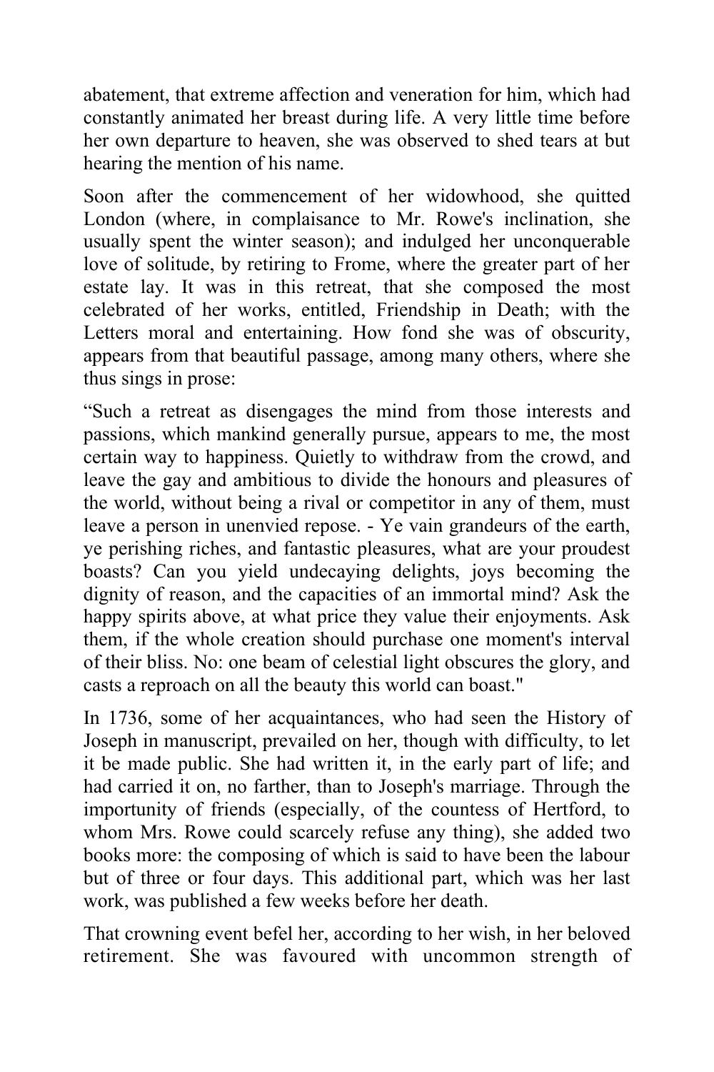abatement, that extreme affection and veneration for him, which had constantly animated her breast during life. A very little time before her own departure to heaven, she was observed to shed tears at but hearing the mention of his name.

Soon after the commencement of her widowhood, she quitted London (where, in complaisance to Mr. Rowe's inclination, she usually spent the winter season); and indulged her unconquerable love of solitude, by retiring to Frome, where the greater part of her estate lay. It was in this retreat, that she composed the most celebrated of her works, entitled, Friendship in Death; with the Letters moral and entertaining. How fond she was of obscurity, appears from that beautiful passage, among many others, where she thus sings in prose:

“Such a retreat as disengages the mind from those interests and passions, which mankind generally pursue, appears to me, the most certain way to happiness. Quietly to withdraw from the crowd, and leave the gay and ambitious to divide the honours and pleasures of the world, without being a rival or competitor in any of them, must leave a person in unenvied repose. - Ye vain grandeurs of the earth, ye perishing riches, and fantastic pleasures, what are your proudest boasts? Can you yield undecaying delights, joys becoming the dignity of reason, and the capacities of an immortal mind? Ask the happy spirits above, at what price they value their enjoyments. Ask them, if the whole creation should purchase one moment's interval of their bliss. No: one beam of celestial light obscures the glory, and casts a reproach on all the beauty this world can boast."

In 1736, some of her acquaintances, who had seen the History of Joseph in manuscript, prevailed on her, though with difficulty, to let it be made public. She had written it, in the early part of life; and had carried it on, no farther, than to Joseph's marriage. Through the importunity of friends (especially, of the countess of Hertford, to whom Mrs. Rowe could scarcely refuse any thing), she added two books more: the composing of which is said to have been the labour but of three or four days. This additional part, which was her last work, was published a few weeks before her death.

That crowning event befel her, according to her wish, in her beloved retirement. She was favoured with uncommon strength of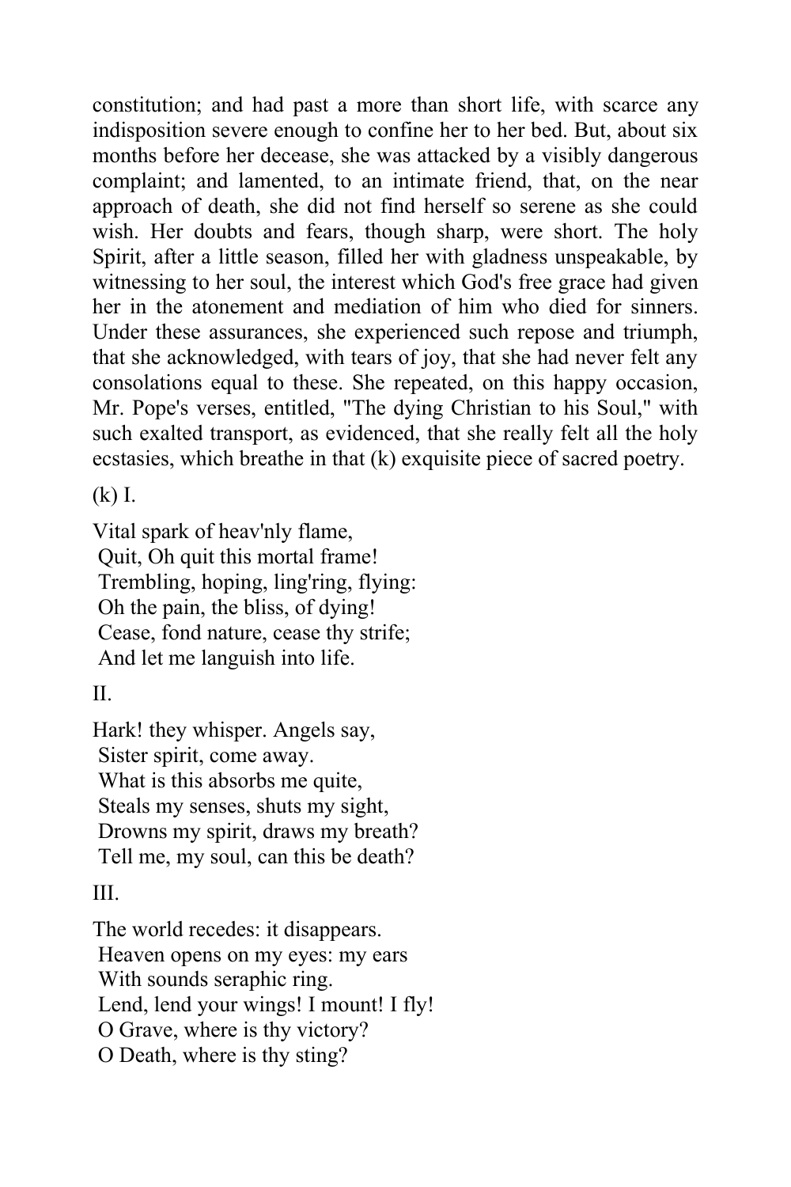constitution; and had past a more than short life, with scarce any indisposition severe enough to confine her to her bed. But, about six months before her decease, she was attacked by a visibly dangerous complaint; and lamented, to an intimate friend, that, on the near approach of death, she did not find herself so serene as she could wish. Her doubts and fears, though sharp, were short. The holy Spirit, after a little season, filled her with gladness unspeakable, by witnessing to her soul, the interest which God's free grace had given her in the atonement and mediation of him who died for sinners. Under these assurances, she experienced such repose and triumph, that she acknowledged, with tears of joy, that she had never felt any consolations equal to these. She repeated, on this happy occasion, Mr. Pope's verses, entitled, "The dying Christian to his Soul," with such exalted transport, as evidenced, that she really felt all the holy ecstasies, which breathe in that (k) exquisite piece of sacred poetry.

(k) I.

Vital spark of heav'nly flame,  
Quit, Oh quit this mortal frame!  
Trembling, hoping, ling'ring, flying:  
Oh the pain, the bliss, of dying!  
Cease, fond nature, cease thy strife;  
And let me languish into life.

II.

Hark! they whisper. Angels say,  
Sister spirit, come away.  
What is this absorbs me quite,  
Steals my senses, shuts my sight,  
Drowns my spirit, draws my breath?  
Tell me, my soul, can this be death?

III.

The world recedes: it disappears.  
Heaven opens on my eyes: my ears  
With sounds seraphic ring.  
Lend, lend your wings! I mount! I fly!  
O Grave, where is thy victory?  
O Death, where is thy sting?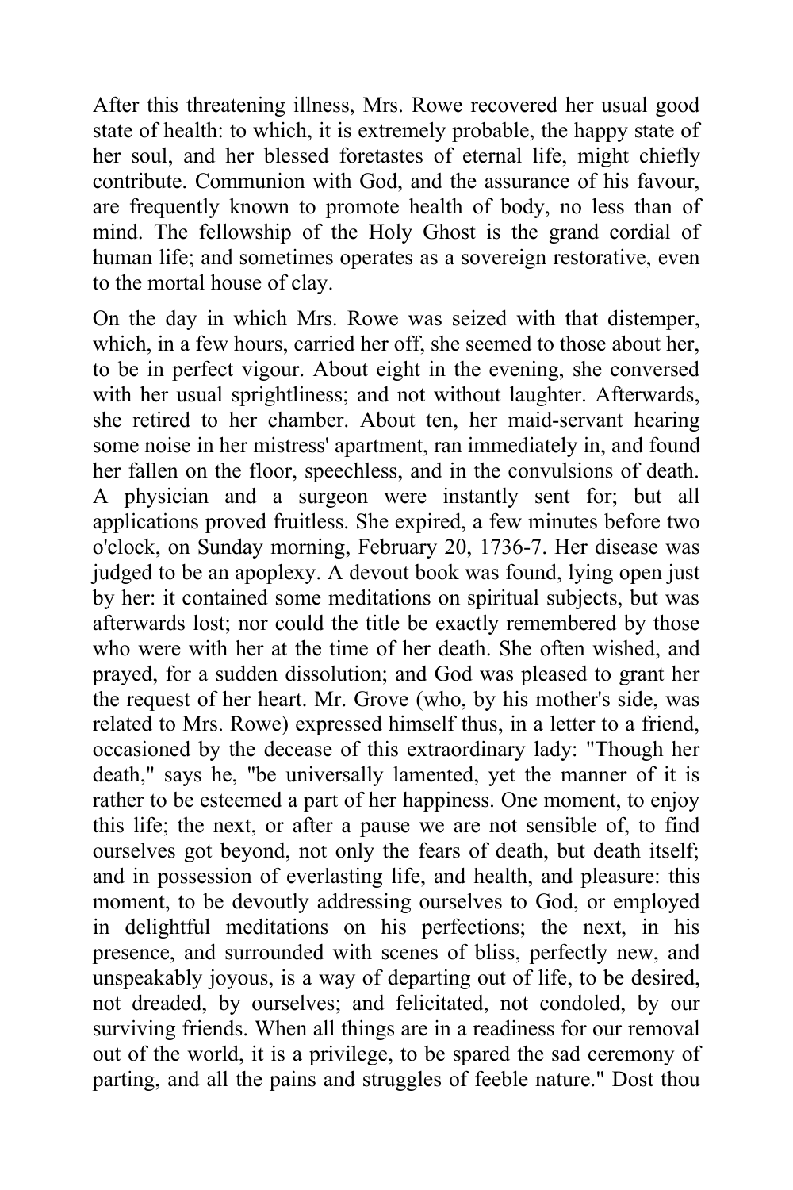After this threatening illness, Mrs. Rowe recovered her usual good state of health: to which, it is extremely probable, the happy state of her soul, and her blessed foretastes of eternal life, might chiefly contribute. Communion with God, and the assurance of his favour, are frequently known to promote health of body, no less than of mind. The fellowship of the Holy Ghost is the grand cordial of human life; and sometimes operates as a sovereign restorative, even to the mortal house of clay.

On the day in which Mrs. Rowe was seized with that distemper, which, in a few hours, carried her off, she seemed to those about her, to be in perfect vigour. About eight in the evening, she conversed with her usual sprightliness; and not without laughter. Afterwards, she retired to her chamber. About ten, her maid-servant hearing some noise in her mistress' apartment, ran immediately in, and found her fallen on the floor, speechless, and in the convulsions of death. A physician and a surgeon were instantly sent for; but all applications proved fruitless. She expired, a few minutes before two o'clock, on Sunday morning, February 20, 1736-7. Her disease was judged to be an apoplexy. A devout book was found, lying open just by her: it contained some meditations on spiritual subjects, but was afterwards lost; nor could the title be exactly remembered by those who were with her at the time of her death. She often wished, and prayed, for a sudden dissolution; and God was pleased to grant her the request of her heart. Mr. Grove (who, by his mother's side, was related to Mrs. Rowe) expressed himself thus, in a letter to a friend, occasioned by the decease of this extraordinary lady: "Though her death," says he, "be universally lamented, yet the manner of it is rather to be esteemed a part of her happiness. One moment, to enjoy this life; the next, or after a pause we are not sensible of, to find ourselves got beyond, not only the fears of death, but death itself; and in possession of everlasting life, and health, and pleasure: this moment, to be devoutly addressing ourselves to God, or employed in delightful meditations on his perfections; the next, in his presence, and surrounded with scenes of bliss, perfectly new, and unspeakably joyous, is a way of departing out of life, to be desired, not dreaded, by ourselves; and felicitated, not condoled, by our surviving friends. When all things are in a readiness for our removal out of the world, it is a privilege, to be spared the sad ceremony of parting, and all the pains and struggles of feeble nature." Dost thou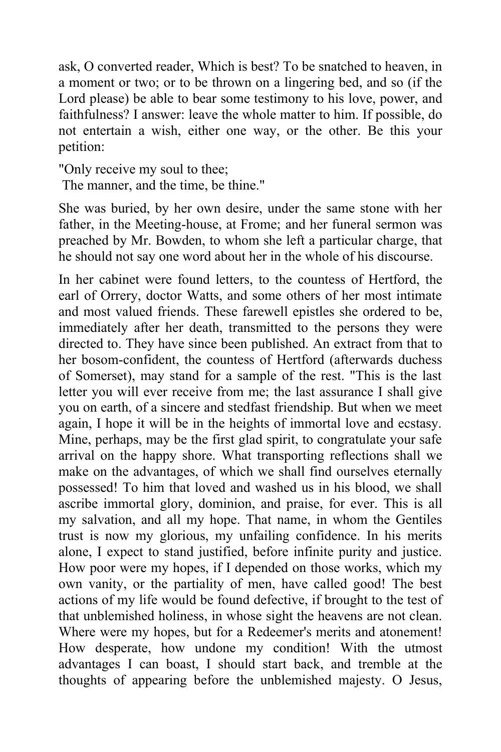ask, O converted reader, Which is best? To be snatched to heaven, in a moment or two; or to be thrown on a lingering bed, and so (if the Lord please) be able to bear some testimony to his love, power, and faithfulness? I answer: leave the whole matter to him. If possible, do not entertain a wish, either one way, or the other. Be this your petition:

"Only receive my soul to thee;
The manner, and the time, be thine."

She was buried, by her own desire, under the same stone with her father, in the Meeting-house, at Frome; and her funeral sermon was preached by Mr. Bowden, to whom she left a particular charge, that he should not say one word about her in the whole of his discourse.

In her cabinet were found letters, to the countess of Hertford, the earl of Orrery, doctor Watts, and some others of her most intimate and most valued friends. These farewell epistles she ordered to be, immediately after her death, transmitted to the persons they were directed to. They have since been published. An extract from that to her bosom-confident, the countess of Hertford (afterwards duchess of Somerset), may stand for a sample of the rest. "This is the last letter you will ever receive from me; the last assurance I shall give you on earth, of a sincere and stedfast friendship. But when we meet again, I hope it will be in the heights of immortal love and ecstasy. Mine, perhaps, may be the first glad spirit, to congratulate your safe arrival on the happy shore. What transporting reflections shall we make on the advantages, of which we shall find ourselves eternally possessed! To him that loved and washed us in his blood, we shall ascribe immortal glory, dominion, and praise, for ever. This is all my salvation, and all my hope. That name, in whom the Gentiles trust is now my glorious, my unfailing confidence. In his merits alone, I expect to stand justified, before infinite purity and justice. How poor were my hopes, if I depended on those works, which my own vanity, or the partiality of men, have called good! The best actions of my life would be found defective, if brought to the test of that unblemished holiness, in whose sight the heavens are not clean. Where were my hopes, but for a Redeemer's merits and atonement! How desperate, how undone my condition! With the utmost advantages I can boast, I should start back, and tremble at the thoughts of appearing before the unblemished majesty. O Jesus,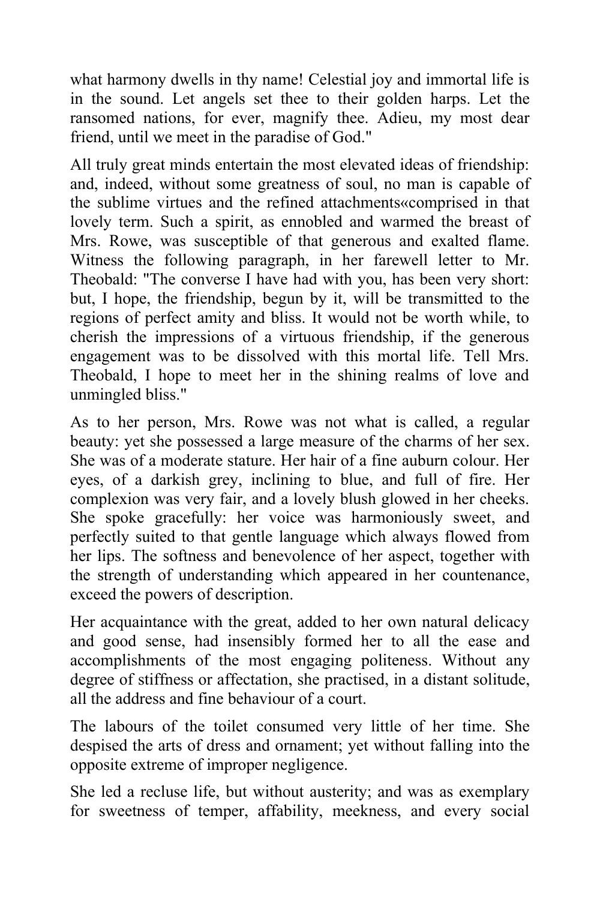what harmony dwells in thy name! Celestial joy and immortal life is in the sound. Let angels set thee to their golden harps. Let the ransomed nations, for ever, magnify thee. Adieu, my most dear friend, until we meet in the paradise of God."

All truly great minds entertain the most elevated ideas of friendship: and, indeed, without some greatness of soul, no man is capable of the sublime virtues and the refined attachments«comprised in that lovely term. Such a spirit, as ennobled and warmed the breast of Mrs. Rowe, was susceptible of that generous and exalted flame. Witness the following paragraph, in her farewell letter to Mr. Theobald: "The converse I have had with you, has been very short: but, I hope, the friendship, begun by it, will be transmitted to the regions of perfect amity and bliss. It would not be worth while, to cherish the impressions of a virtuous friendship, if the generous engagement was to be dissolved with this mortal life. Tell Mrs. Theobald, I hope to meet her in the shining realms of love and unmingled bliss."

As to her person, Mrs. Rowe was not what is called, a regular beauty: yet she possessed a large measure of the charms of her sex. She was of a moderate stature. Her hair of a fine auburn colour. Her eyes, of a darkish grey, inclining to blue, and full of fire. Her complexion was very fair, and a lovely blush glowed in her cheeks. She spoke gracefully: her voice was harmoniously sweet, and perfectly suited to that gentle language which always flowed from her lips. The softness and benevolence of her aspect, together with the strength of understanding which appeared in her countenance, exceed the powers of description.

Her acquaintance with the great, added to her own natural delicacy and good sense, had insensibly formed her to all the ease and accomplishments of the most engaging politeness. Without any degree of stiffness or affectation, she practised, in a distant solitude, all the address and fine behaviour of a court.

The labours of the toilet consumed very little of her time. She despised the arts of dress and ornament; yet without falling into the opposite extreme of improper negligence.

She led a recluse life, but without austerity; and was as exemplary for sweetness of temper, affability, meekness, and every social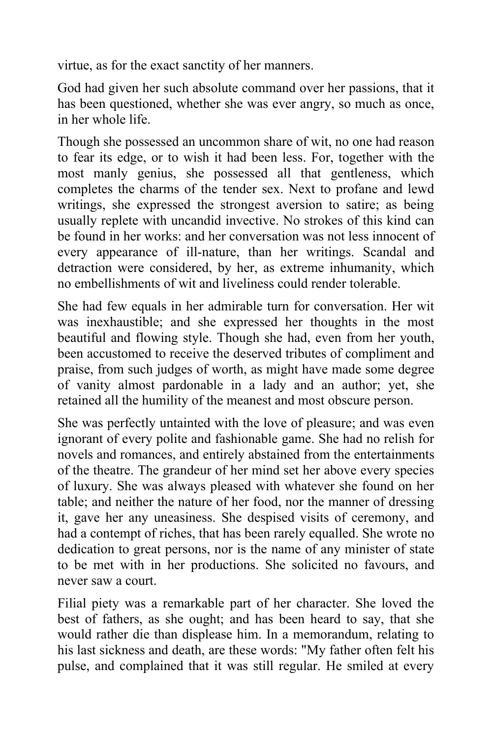virtue, as for the exact sanctity of her manners.

God had given her such absolute command over her passions, that it has been questioned, whether she was ever angry, so much as once, in her whole life.

Though she possessed an uncommon share of wit, no one had reason to fear its edge, or to wish it had been less. For, together with the most manly genius, she possessed all that gentleness, which completes the charms of the tender sex. Next to profane and lewd writings, she expressed the strongest aversion to satire; as being usually replete with uncandid invective. No strokes of this kind can be found in her works: and her conversation was not less innocent of every appearance of ill-nature, than her writings. Scandal and detraction were considered, by her, as extreme inhumanity, which no embellishments of wit and liveliness could render tolerable.

She had few equals in her admirable turn for conversation. Her wit was inexhaustible; and she expressed her thoughts in the most beautiful and flowing style. Though she had, even from her youth, been accustomed to receive the deserved tributes of compliment and praise, from such judges of worth, as might have made some degree of vanity almost pardonable in a lady and an author; yet, she retained all the humility of the meanest and most obscure person.

She was perfectly untainted with the love of pleasure; and was even ignorant of every polite and fashionable game. She had no relish for novels and romances, and entirely abstained from the entertainments of the theatre. The grandeur of her mind set her above every species of luxury. She was always pleased with whatever she found on her table; and neither the nature of her food, nor the manner of dressing it, gave her any uneasiness. She despised visits of ceremony, and had a contempt of riches, that has been rarely equalled. She wrote no dedication to great persons, nor is the name of any minister of state to be met with in her productions. She solicited no favours, and never saw a court.

Filial piety was a remarkable part of her character. She loved the best of fathers, as she ought; and has been heard to say, that she would rather die than displease him. In a memorandum, relating to his last sickness and death, are these words: "My father often felt his pulse, and complained that it was still regular. He smiled at every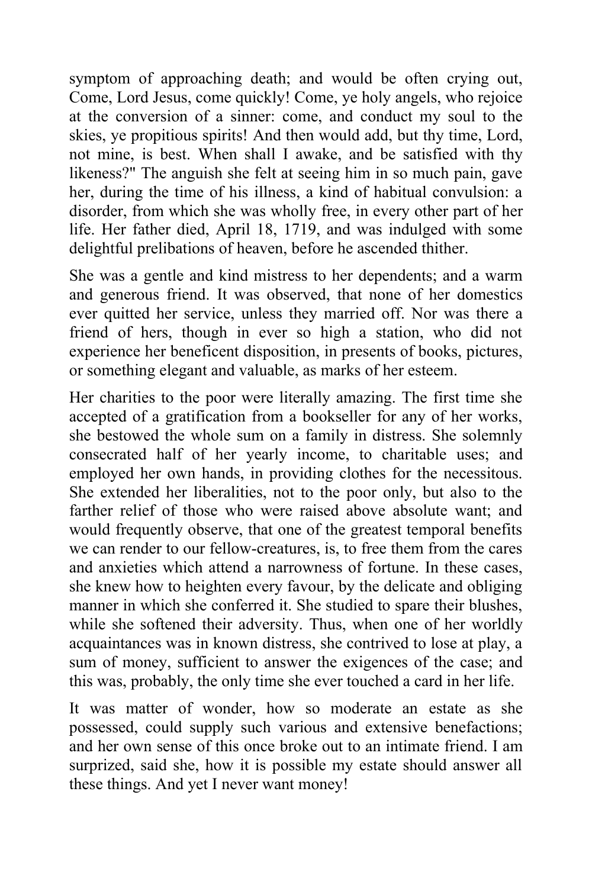symptom of approaching death; and would be often crying out, Come, Lord Jesus, come quickly! Come, ye holy angels, who rejoice at the conversion of a sinner: come, and conduct my soul to the skies, ye propitious spirits! And then would add, but thy time, Lord, not mine, is best. When shall I awake, and be satisfied with thy likeness?" The anguish she felt at seeing him in so much pain, gave her, during the time of his illness, a kind of habitual convulsion: a disorder, from which she was wholly free, in every other part of her life. Her father died, April 18, 1719, and was indulged with some delightful prelibations of heaven, before he ascended thither.

She was a gentle and kind mistress to her dependents; and a warm and generous friend. It was observed, that none of her domestics ever quitted her service, unless they married off. Nor was there a friend of hers, though in ever so high a station, who did not experience her beneficent disposition, in presents of books, pictures, or something elegant and valuable, as marks of her esteem.

Her charities to the poor were literally amazing. The first time she accepted of a gratification from a bookseller for any of her works, she bestowed the whole sum on a family in distress. She solemnly consecrated half of her yearly income, to charitable uses; and employed her own hands, in providing clothes for the necessitous. She extended her liberalities, not to the poor only, but also to the farther relief of those who were raised above absolute want; and would frequently observe, that one of the greatest temporal benefits we can render to our fellow-creatures, is, to free them from the cares and anxieties which attend a narrowness of fortune. In these cases, she knew how to heighten every favour, by the delicate and obliging manner in which she conferred it. She studied to spare their blushes, while she softened their adversity. Thus, when one of her worldly acquaintances was in known distress, she contrived to lose at play, a sum of money, sufficient to answer the exigences of the case; and this was, probably, the only time she ever touched a card in her life.

It was matter of wonder, how so moderate an estate as she possessed, could supply such various and extensive benefactions; and her own sense of this once broke out to an intimate friend. I am surprized, said she, how it is possible my estate should answer all these things. And yet I never want money!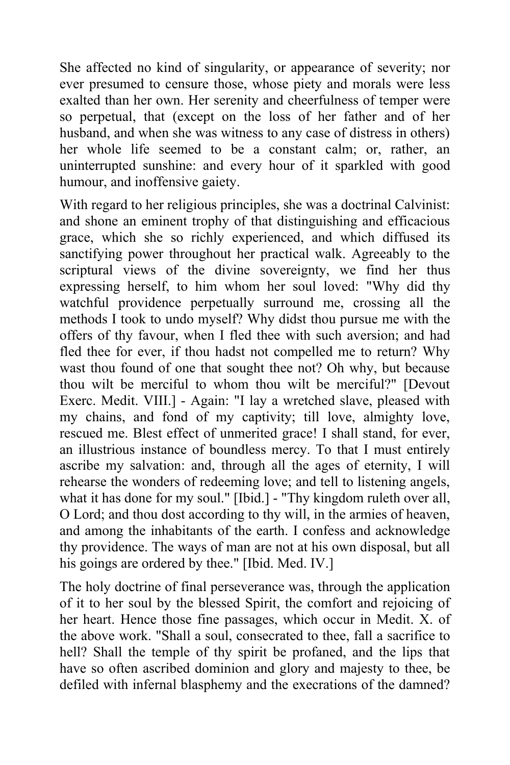She affected no kind of singularity, or appearance of severity; nor ever presumed to censure those, whose piety and morals were less exalted than her own. Her serenity and cheerfulness of temper were so perpetual, that (except on the loss of her father and of her husband, and when she was witness to any case of distress in others) her whole life seemed to be a constant calm; or, rather, an uninterrupted sunshine: and every hour of it sparkled with good humour, and inoffensive gaiety.

With regard to her religious principles, she was a doctrinal Calvinist: and shone an eminent trophy of that distinguishing and efficacious grace, which she so richly experienced, and which diffused its sanctifying power throughout her practical walk. Agreeably to the scriptural views of the divine sovereignty, we find her thus expressing herself, to him whom her soul loved: "Why did thy watchful providence perpetually surround me, crossing all the methods I took to undo myself? Why didst thou pursue me with the offers of thy favour, when I fled thee with such aversion; and had fled thee for ever, if thou hadst not compelled me to return? Why wast thou found of one that sought thee not? Oh why, but because thou wilt be merciful to whom thou wilt be merciful?" [Devout Exerc. Medit. VIII.] - Again: "I lay a wretched slave, pleased with my chains, and fond of my captivity; till love, almighty love, rescued me. Blest effect of unmerited grace! I shall stand, for ever, an illustrious instance of boundless mercy. To that I must entirely ascribe my salvation: and, through all the ages of eternity, I will rehearse the wonders of redeeming love; and tell to listening angels, what it has done for my soul." [Ibid.] - "Thy kingdom ruleth over all, O Lord; and thou dost according to thy will, in the armies of heaven, and among the inhabitants of the earth. I confess and acknowledge thy providence. The ways of man are not at his own disposal, but all his goings are ordered by thee." [Ibid. Med. IV.]

The holy doctrine of final perseverance was, through the application of it to her soul by the blessed Spirit, the comfort and rejoicing of her heart. Hence those fine passages, which occur in Medit. X. of the above work. "Shall a soul, consecrated to thee, fall a sacrifice to hell? Shall the temple of thy spirit be profaned, and the lips that have so often ascribed dominion and glory and majesty to thee, be defiled with infernal blasphemy and the execrations of the damned?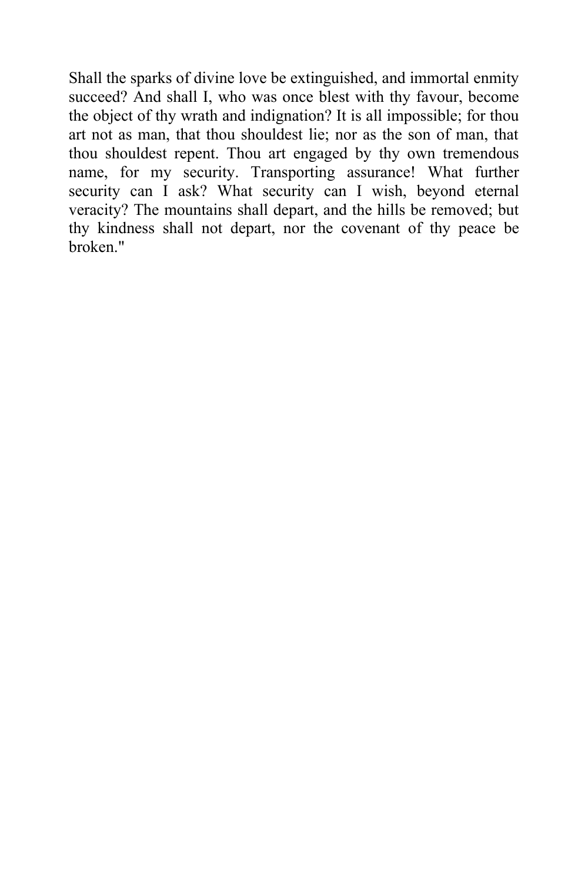Shall the sparks of divine love be extinguished, and immortal enmity succeed? And shall I, who was once blest with thy favour, become the object of thy wrath and indignation? It is all impossible; for thou art not as man, that thou shouldest lie; nor as the son of man, that thou shouldest repent. Thou art engaged by thy own tremendous name, for my security. Transporting assurance! What further security can I ask? What security can I wish, beyond eternal veracity? The mountains shall depart, and the hills be removed; but thy kindness shall not depart, nor the covenant of thy peace be broken."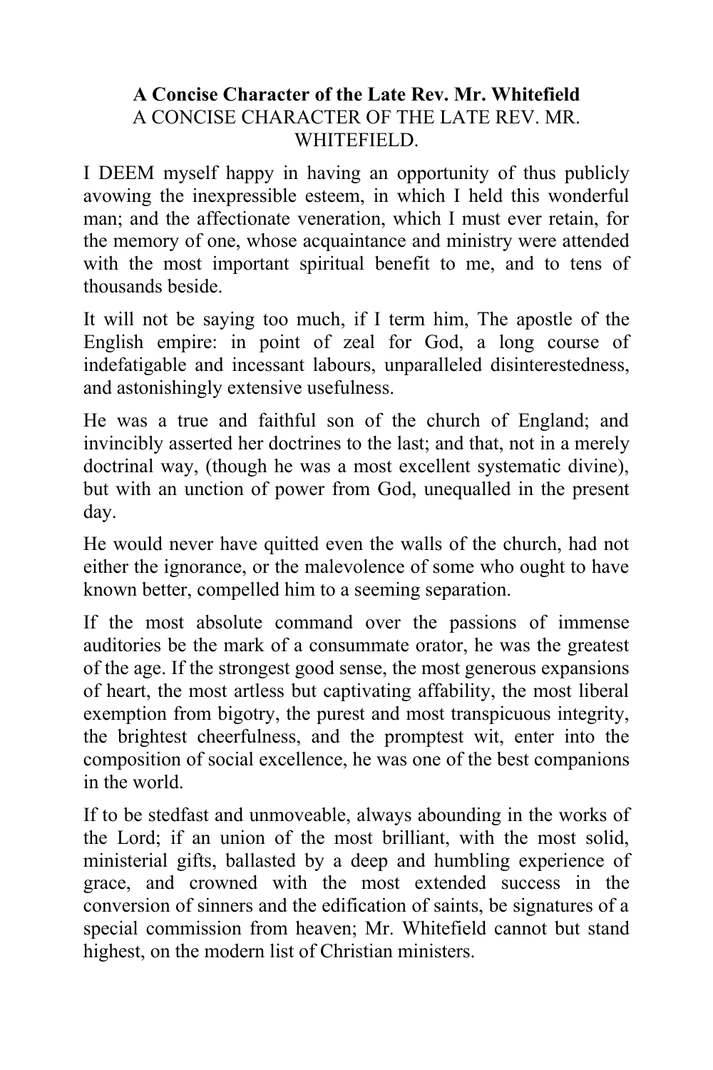**A Concise Character of the Late Rev. Mr. Whitefield**

A CONCISE CHARACTER OF THE LATE REV. MR. WHITEFIELD.

I DEEM myself happy in having an opportunity of thus publicly avowing the inexpressible esteem, in which I held this wonderful man; and the affectionate veneration, which I must ever retain, for the memory of one, whose acquaintance and ministry were attended with the most important spiritual benefit to me, and to tens of thousands beside.

It will not be saying too much, if I term him, The apostle of the English empire: in point of zeal for God, a long course of indefatigable and incessant labours, unparalleled disinterestedness, and astonishingly extensive usefulness.

He was a true and faithful son of the church of England; and invincibly asserted her doctrines to the last; and that, not in a merely doctrinal way, (though he was a most excellent systematic divine), but with an unction of power from God, unequalled in the present day.

He would never have quitted even the walls of the church, had not either the ignorance, or the malevolence of some who ought to have known better, compelled him to a seeming separation.

If the most absolute command over the passions of immense auditories be the mark of a consummate orator, he was the greatest of the age. If the strongest good sense, the most generous expansions of heart, the most artless but captivating affability, the most liberal exemption from bigotry, the purest and most transpicuous integrity, the brightest cheerfulness, and the promptest wit, enter into the composition of social excellence, he was one of the best companions in the world.

If to be stedfast and unmoveable, always abounding in the works of the Lord; if an union of the most brilliant, with the most solid, ministerial gifts, ballasted by a deep and humbling experience of grace, and crowned with the most extended success in the conversion of sinners and the edification of saints, be signatures of a special commission from heaven; Mr. Whitefield cannot but stand highest, on the modern list of Christian ministers.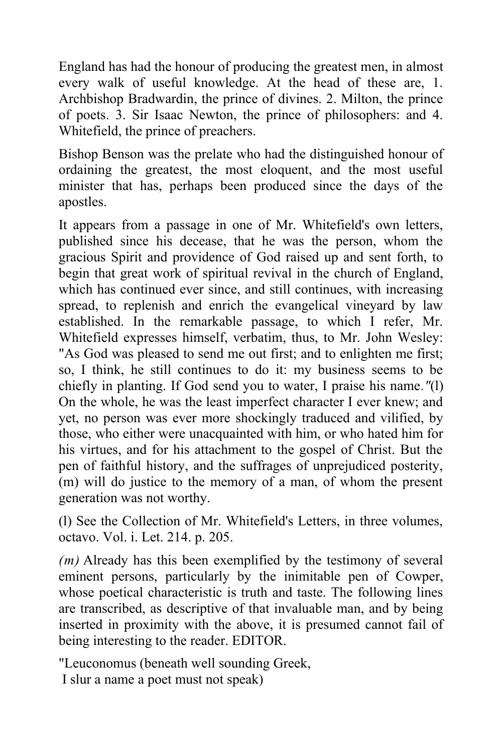England has had the honour of producing the greatest men, in almost every walk of useful knowledge. At the head of these are, 1. Archbishop Bradwardin, the prince of divines. 2. Milton, the prince of poets. 3. Sir Isaac Newton, the prince of philosophers: and 4. Whitefield, the prince of preachers.

Bishop Benson was the prelate who had the distinguished honour of ordaining the greatest, the most eloquent, and the most useful minister that has, perhaps been produced since the days of the apostles.

It appears from a passage in one of Mr. Whitefield's own letters, published since his decease, that he was the person, whom the gracious Spirit and providence of God raised up and sent forth, to begin that great work of spiritual revival in the church of England, which has continued ever since, and still continues, with increasing spread, to replenish and enrich the evangelical vineyard by law established. In the remarkable passage, to which I refer, Mr. Whitefield expresses himself, verbatim, thus, to Mr. John Wesley: "As God was pleased to send me out first; and to enlighten me first; so, I think, he still continues to do it: my business seems to be chiefly in planting. If God send you to water, I praise his name."(l) On the whole, he was the least imperfect character I ever knew; and yet, no person was ever more shockingly traduced and vilified, by those, who either were unacquainted with him, or who hated him for his virtues, and for his attachment to the gospel of Christ. But the pen of faithful history, and the suffrages of unprejudiced posterity, (m) will do justice to the memory of a man, of whom the present generation was not worthy.

(l) See the Collection of Mr. Whitefield's Letters, in three volumes, octavo. Vol. i. Let. 214. p. 205.

*(m)* Already has this been exemplified by the testimony of several eminent persons, particularly by the inimitable pen of Cowper, whose poetical characteristic is truth and taste. The following lines are transcribed, as descriptive of that invaluable man, and by being inserted in proximity with the above, it is presumed cannot fail of being interesting to the reader. EDITOR.

"Leuconomus (beneath well sounding Greek,
I slur a name a poet must not speak)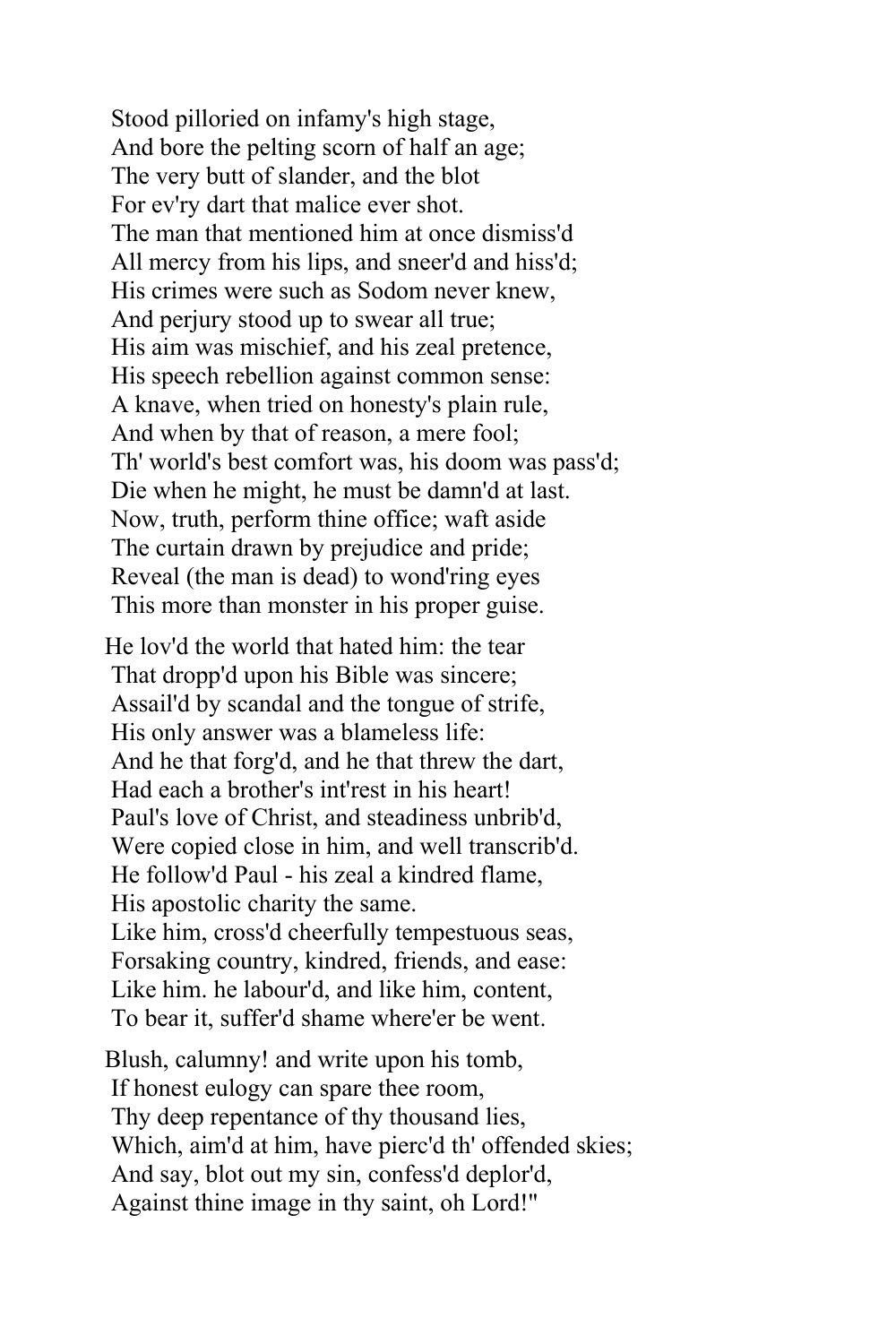Stood pilloried on infamy's high stage,  
And bore the pelting scorn of half an age;  
The very butt of slander, and the blot  
For ev'ry dart that malice ever shot.  
The man that mentioned him at once dismiss'd  
All mercy from his lips, and sneer'd and hiss'd;  
His crimes were such as Sodom never knew,  
And perjury stood up to swear all true;  
His aim was mischief, and his zeal pretence,  
His speech rebellion against common sense:  
A knave, when tried on honesty's plain rule,  
And when by that of reason, a mere fool;  
Th' world's best comfort was, his doom was pass'd;  
Die when he might, he must be damn'd at last.  
Now, truth, perform thine office; waft aside  
The curtain drawn by prejudice and pride;  
Reveal (the man is dead) to wond'ring eyes  
This more than monster in his proper guise.

He lov'd the world that hated him: the tear  
That dropp'd upon his Bible was sincere;  
Assail'd by scandal and the tongue of strife,  
His only answer was a blameless life:  
And he that forg'd, and he that threw the dart,  
Had each a brother's int'rest in his heart!  
Paul's love of Christ, and steadiness unbrib'd,  
Were copied close in him, and well transcrib'd.  
He follow'd Paul - his zeal a kindred flame,  
His apostolic charity the same.  
Like him, cross'd cheerfully tempestuous seas,  
Forsaking country, kindred, friends, and ease:  
Like him. he labour'd, and like him, content,  
To bear it, suffer'd shame where'er be went.

Blush, calumny! and write upon his tomb,  
If honest eulogy can spare thee room,  
Thy deep repentance of thy thousand lies,  
Which, aim'd at him, have pierc'd th' offended skies;  
And say, blot out my sin, confess'd deplor'd,  
Against thine image in thy saint, oh Lord!"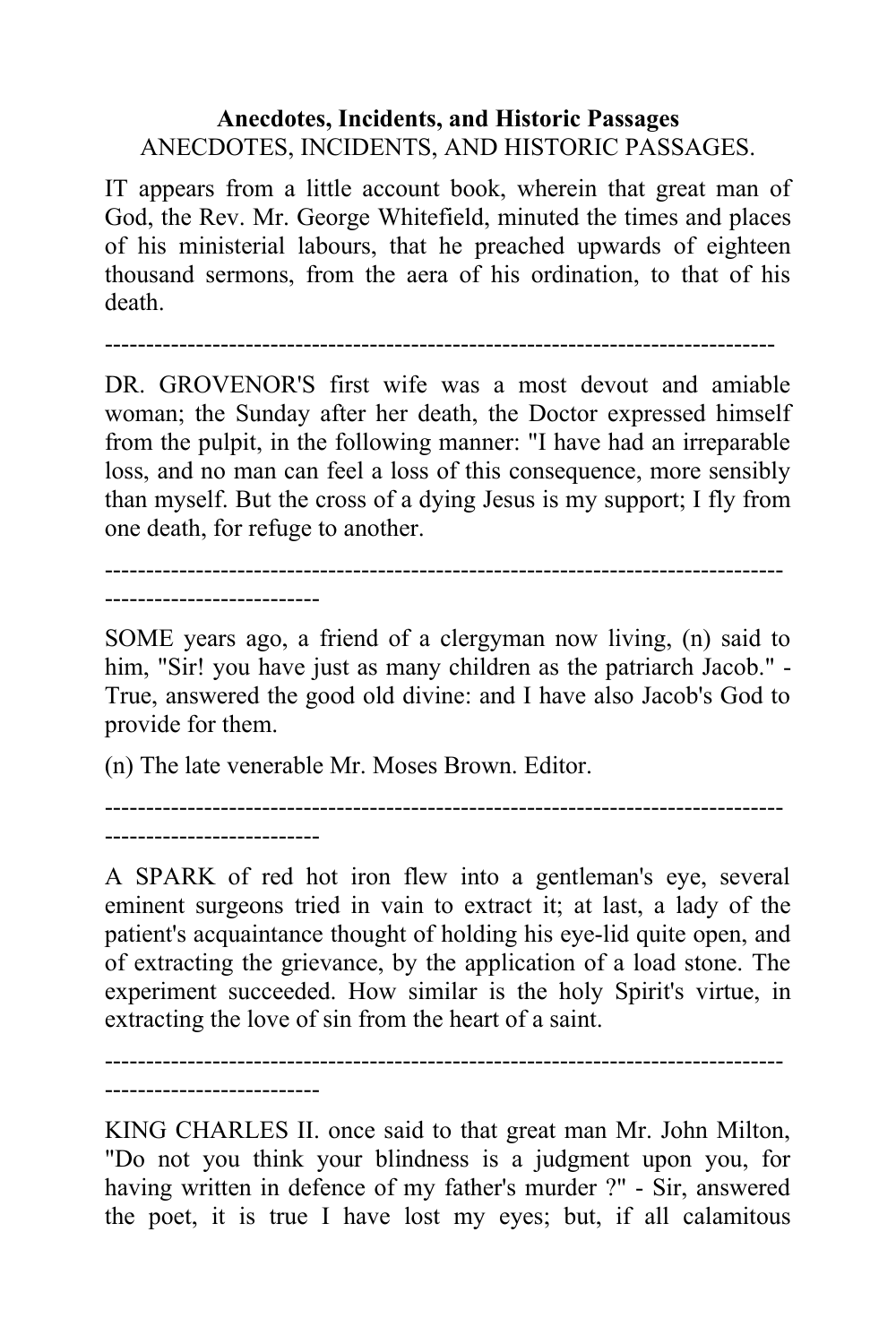**Anecdotes, Incidents, and Historic Passages**

ANECDOTES, INCIDENTS, AND HISTORIC PASSAGES.

IT appears from a little account book, wherein that great man of God, the Rev. Mr. George Whitefield, minuted the times and places of his ministerial labours, that he preached upwards of eighteen thousand sermons, from the aera of his ordination, to that of his death.

--------------------------------------------------------------------------------

DR. GROVENOR'S first wife was a most devout and amiable woman; the Sunday after her death, the Doctor expressed himself from the pulpit, in the following manner: "I have had an irreparable loss, and no man can feel a loss of this consequence, more sensibly than myself. But the cross of a dying Jesus is my support; I fly from one death, for refuge to another.

--------------------------------------------------------------------------------------------------------

SOME years ago, a friend of a clergyman now living, (n) said to him, "Sir! you have just as many children as the patriarch Jacob." - True, answered the good old divine: and I have also Jacob's God to provide for them.

(n) The late venerable Mr. Moses Brown. Editor.

--------------------------------------------------------------------------------------------------------

A SPARK of red hot iron flew into a gentleman's eye, several eminent surgeons tried in vain to extract it; at last, a lady of the patient's acquaintance thought of holding his eye-lid quite open, and of extracting the grievance, by the application of a load stone. The experiment succeeded. How similar is the holy Spirit's virtue, in extracting the love of sin from the heart of a saint.

--------------------------------------------------------------------------------------------------------

KING CHARLES II. once said to that great man Mr. John Milton, "Do not you think your blindness is a judgment upon you, for having written in defence of my father's murder ?" - Sir, answered the poet, it is true I have lost my eyes; but, if all calamitous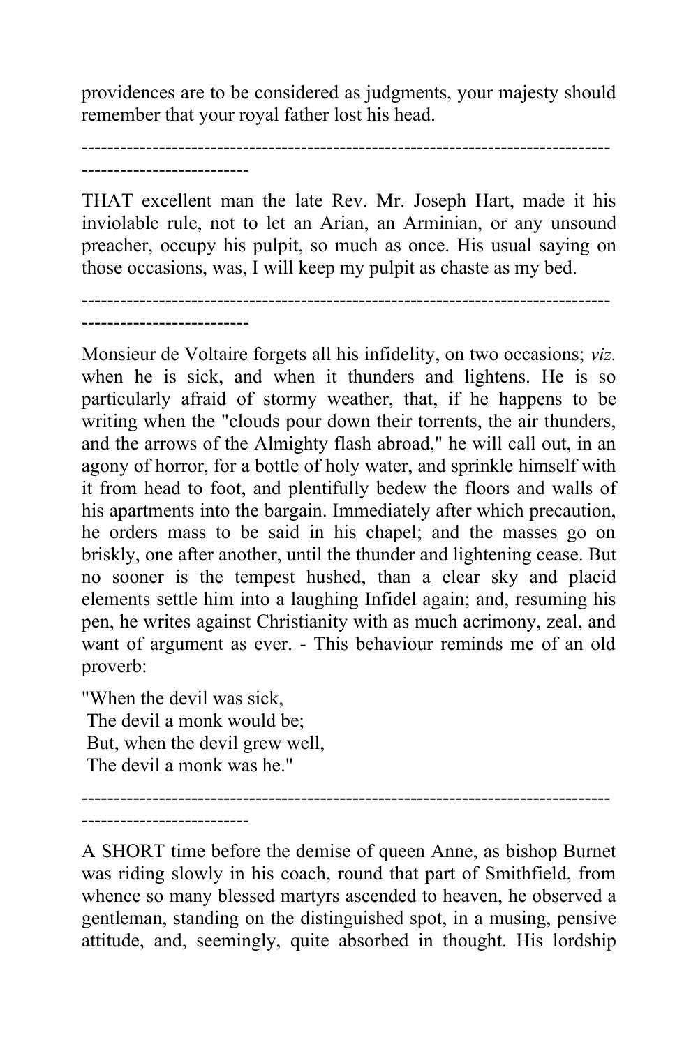providences are to be considered as judgments, your majesty should remember that your royal father lost his head.

---

THAT excellent man the late Rev. Mr. Joseph Hart, made it his inviolable rule, not to let an Arian, an Arminian, or any unsound preacher, occupy his pulpit, so much as once. His usual saying on those occasions, was, I will keep my pulpit as chaste as my bed.

---

Monsieur de Voltaire forgets all his infidelity, on two occasions; *viz.* when he is sick, and when it thunders and lightens. He is so particularly afraid of stormy weather, that, if he happens to be writing when the "clouds pour down their torrents, the air thunders, and the arrows of the Almighty flash abroad," he will call out, in an agony of horror, for a bottle of holy water, and sprinkle himself with it from head to foot, and plentifully bedew the floors and walls of his apartments into the bargain. Immediately after which precaution, he orders mass to be said in his chapel; and the masses go on briskly, one after another, until the thunder and lightening cease. But no sooner is the tempest hushed, than a clear sky and placid elements settle him into a laughing Infidel again; and, resuming his pen, he writes against Christianity with as much acrimony, zeal, and want of argument as ever. - This behaviour reminds me of an old proverb:

"When the devil was sick,
The devil a monk would be;
But, when the devil grew well,
The devil a monk was he."

---

A SHORT time before the demise of queen Anne, as bishop Burnet was riding slowly in his coach, round that part of Smithfield, from whence so many blessed martyrs ascended to heaven, he observed a gentleman, standing on the distinguished spot, in a musing, pensive attitude, and, seemingly, quite absorbed in thought. His lordship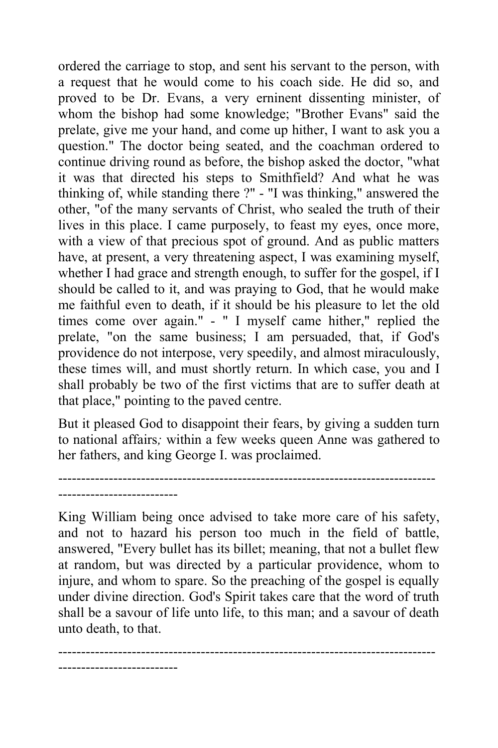ordered the carriage to stop, and sent his servant to the person, with a request that he would come to his coach side. He did so, and proved to be Dr. Evans, a very erninent dissenting minister, of whom the bishop had some knowledge; "Brother Evans" said the prelate, give me your hand, and come up hither, I want to ask you a question." The doctor being seated, and the coachman ordered to continue driving round as before, the bishop asked the doctor, "what it was that directed his steps to Smithfield? And what he was thinking of, while standing there ?" - "I was thinking," answered the other, "of the many servants of Christ, who sealed the truth of their lives in this place. I came purposely, to feast my eyes, once more, with a view of that precious spot of ground. And as public matters have, at present, a very threatening aspect, I was examining myself, whether I had grace and strength enough, to suffer for the gospel, if I should be called to it, and was praying to God, that he would make me faithful even to death, if it should be his pleasure to let the old times come over again." - " I myself came hither," replied the prelate, "on the same business; I am persuaded, that, if God's providence do not interpose, very speedily, and almost miraculously, these times will, and must shortly return. In which case, you and I shall probably be two of the first victims that are to suffer death at that place," pointing to the paved centre.

But it pleased God to disappoint their fears, by giving a sudden turn to national affairs; within a few weeks queen Anne was gathered to her fathers, and king George I. was proclaimed.

---

King William being once advised to take more care of his safety, and not to hazard his person too much in the field of battle, answered, "Every bullet has its billet; meaning, that not a bullet flew at random, but was directed by a particular providence, whom to injure, and whom to spare. So the preaching of the gospel is equally under divine direction. God's Spirit takes care that the word of truth shall be a savour of life unto life, to this man; and a savour of death unto death, to that.

---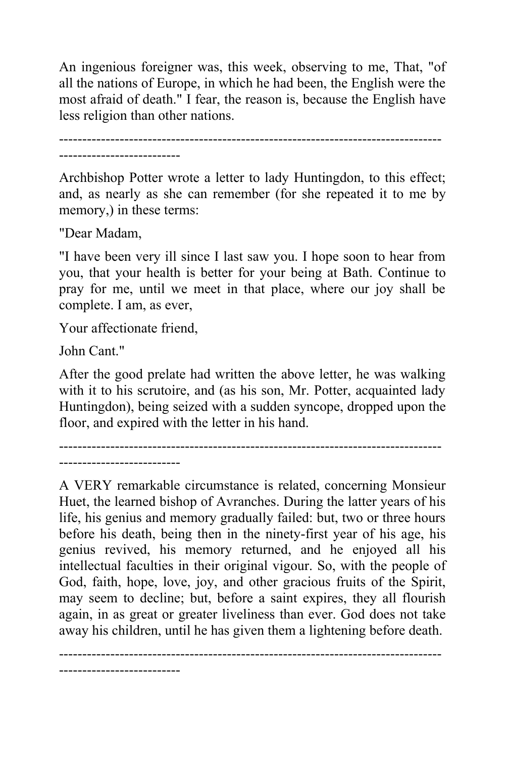An ingenious foreigner was, this week, observing to me, That, "of all the nations of Europe, in which he had been, the English were the most afraid of death." I fear, the reason is, because the English have less religion than other nations.

---

Archbishop Potter wrote a letter to lady Huntingdon, to this effect; and, as nearly as she can remember (for she repeated it to me by memory,) in these terms:

"Dear Madam,

"I have been very ill since I last saw you. I hope soon to hear from you, that your health is better for your being at Bath. Continue to pray for me, until we meet in that place, where our joy shall be complete. I am, as ever,

Your affectionate friend,

John Cant."

After the good prelate had written the above letter, he was walking with it to his scrutoire, and (as his son, Mr. Potter, acquainted lady Huntingdon), being seized with a sudden syncope, dropped upon the floor, and expired with the letter in his hand.

---

A VERY remarkable circumstance is related, concerning Monsieur Huet, the learned bishop of Avranches. During the latter years of his life, his genius and memory gradually failed: but, two or three hours before his death, being then in the ninety-first year of his age, his genius revived, his memory returned, and he enjoyed all his intellectual faculties in their original vigour. So, with the people of God, faith, hope, love, joy, and other gracious fruits of the Spirit, may seem to decline; but, before a saint expires, they all flourish again, in as great or greater liveliness than ever. God does not take away his children, until he has given them a lightening before death.

---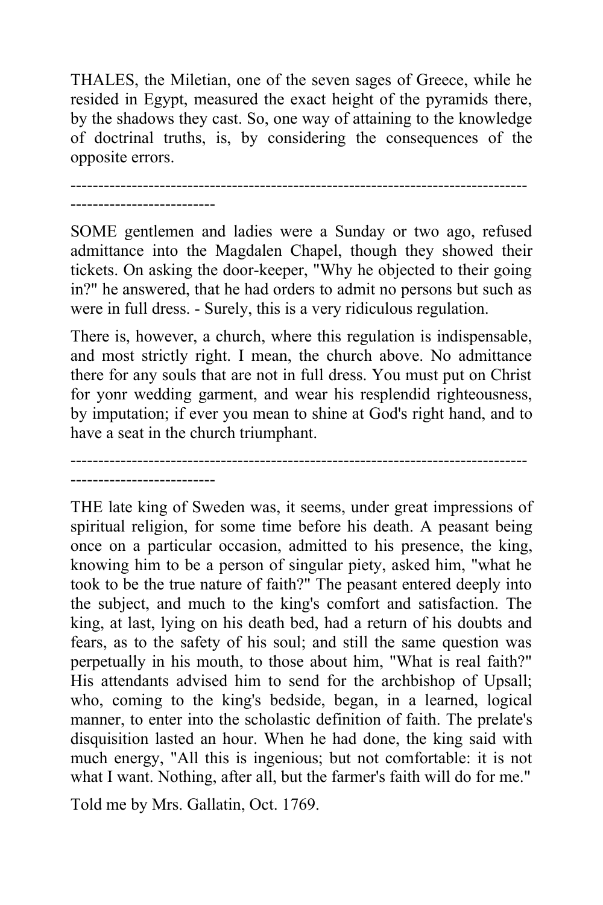THALES, the Miletian, one of the seven sages of Greece, while he resided in Egypt, measured the exact height of the pyramids there, by the shadows they cast. So, one way of attaining to the knowledge of doctrinal truths, is, by considering the consequences of the opposite errors.

---

SOME gentlemen and ladies were a Sunday or two ago, refused admittance into the Magdalen Chapel, though they showed their tickets. On asking the door-keeper, "Why he objected to their going in?" he answered, that he had orders to admit no persons but such as were in full dress. - Surely, this is a very ridiculous regulation.

There is, however, a church, where this regulation is indispensable, and most strictly right. I mean, the church above. No admittance there for any souls that are not in full dress. You must put on Christ for yonr wedding garment, and wear his resplendid righteousness, by imputation; if ever you mean to shine at God's right hand, and to have a seat in the church triumphant.

---

THE late king of Sweden was, it seems, under great impressions of spiritual religion, for some time before his death. A peasant being once on a particular occasion, admitted to his presence, the king, knowing him to be a person of singular piety, asked him, "what he took to be the true nature of faith?" The peasant entered deeply into the subject, and much to the king's comfort and satisfaction. The king, at last, lying on his death bed, had a return of his doubts and fears, as to the safety of his soul; and still the same question was perpetually in his mouth, to those about him, "What is real faith?" His attendants advised him to send for the archbishop of Upsall; who, coming to the king's bedside, began, in a learned, logical manner, to enter into the scholastic definition of faith. The prelate's disquisition lasted an hour. When he had done, the king said with much energy, "All this is ingenious; but not comfortable: it is not what I want. Nothing, after all, but the farmer's faith will do for me."

Told me by Mrs. Gallatin, Oct. 1769.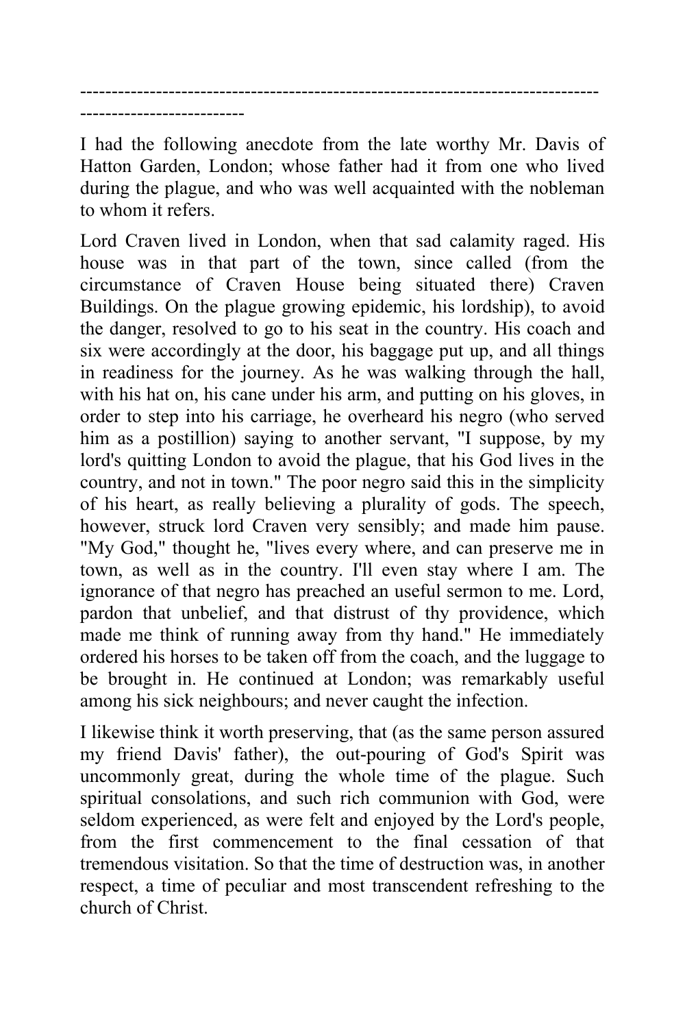---

I had the following anecdote from the late worthy Mr. Davis of Hatton Garden, London; whose father had it from one who lived during the plague, and who was well acquainted with the nobleman to whom it refers.

Lord Craven lived in London, when that sad calamity raged. His house was in that part of the town, since called (from the circumstance of Craven House being situated there) Craven Buildings. On the plague growing epidemic, his lordship), to avoid the danger, resolved to go to his seat in the country. His coach and six were accordingly at the door, his baggage put up, and all things in readiness for the journey. As he was walking through the hall, with his hat on, his cane under his arm, and putting on his gloves, in order to step into his carriage, he overheard his negro (who served him as a postillion) saying to another servant, "I suppose, by my lord's quitting London to avoid the plague, that his God lives in the country, and not in town." The poor negro said this in the simplicity of his heart, as really believing a plurality of gods. The speech, however, struck lord Craven very sensibly; and made him pause. "My God," thought he, "lives every where, and can preserve me in town, as well as in the country. I'll even stay where I am. The ignorance of that negro has preached an useful sermon to me. Lord, pardon that unbelief, and that distrust of thy providence, which made me think of running away from thy hand." He immediately ordered his horses to be taken off from the coach, and the luggage to be brought in. He continued at London; was remarkably useful among his sick neighbours; and never caught the infection.

I likewise think it worth preserving, that (as the same person assured my friend Davis' father), the out-pouring of God's Spirit was uncommonly great, during the whole time of the plague. Such spiritual consolations, and such rich communion with God, were seldom experienced, as were felt and enjoyed by the Lord's people, from the first commencement to the final cessation of that tremendous visitation. So that the time of destruction was, in another respect, a time of peculiar and most transcendent refreshing to the church of Christ.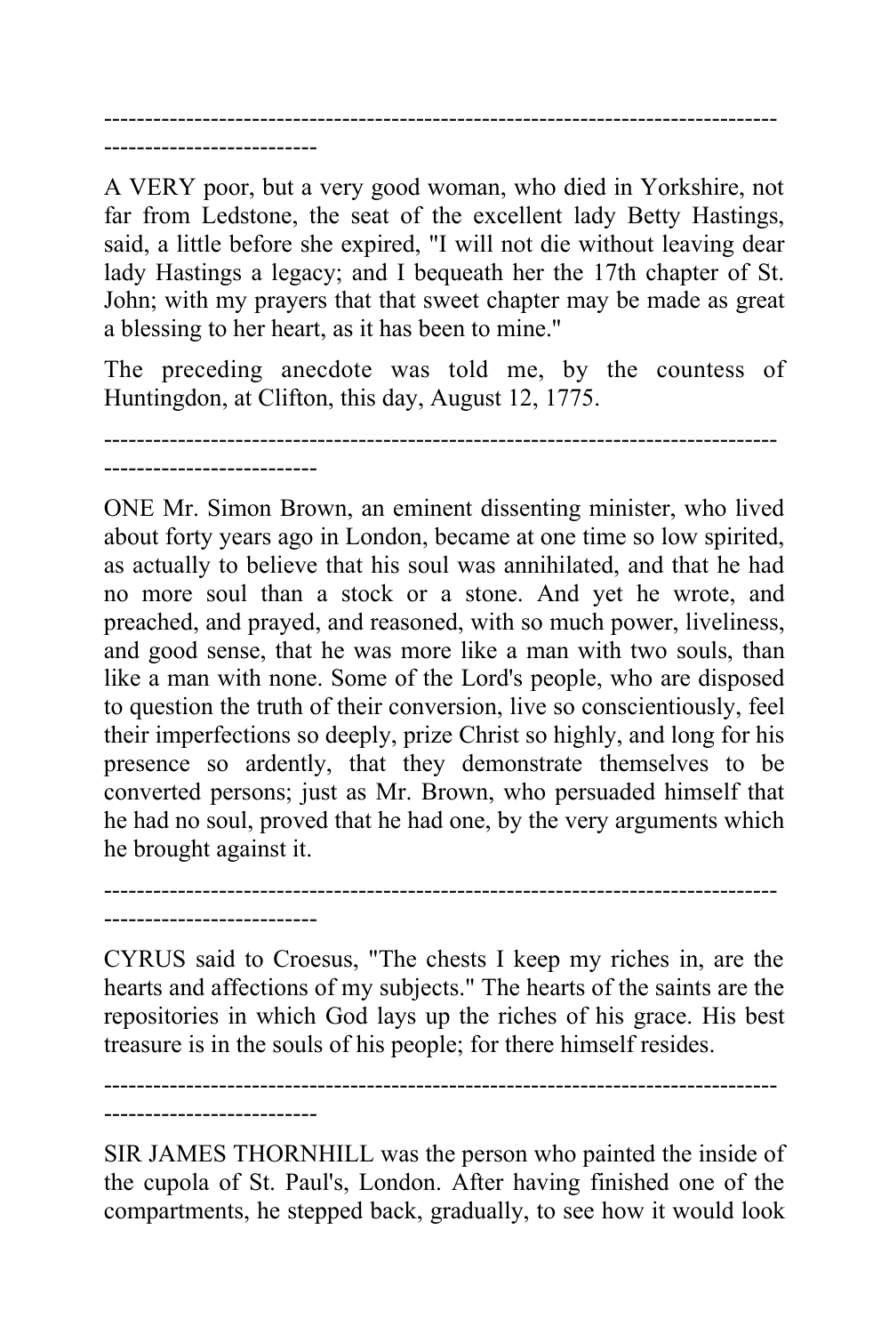---

A VERY poor, but a very good woman, who died in Yorkshire, not far from Ledstone, the seat of the excellent lady Betty Hastings, said, a little before she expired, "I will not die without leaving dear lady Hastings a legacy; and I bequeath her the 17th chapter of St. John; with my prayers that that sweet chapter may be made as great a blessing to her heart, as it has been to mine."

The preceding anecdote was told me, by the countess of Huntingdon, at Clifton, this day, August 12, 1775.

---

ONE Mr. Simon Brown, an eminent dissenting minister, who lived about forty years ago in London, became at one time so low spirited, as actually to believe that his soul was annihilated, and that he had no more soul than a stock or a stone. And yet he wrote, and preached, and prayed, and reasoned, with so much power, liveliness, and good sense, that he was more like a man with two souls, than like a man with none. Some of the Lord's people, who are disposed to question the truth of their conversion, live so conscientiously, feel their imperfections so deeply, prize Christ so highly, and long for his presence so ardently, that they demonstrate themselves to be converted persons; just as Mr. Brown, who persuaded himself that he had no soul, proved that he had one, by the very arguments which he brought against it.

---

CYRUS said to Croesus, "The chests I keep my riches in, are the hearts and affections of my subjects." The hearts of the saints are the repositories in which God lays up the riches of his grace. His best treasure is in the souls of his people; for there himself resides.

---

SIR JAMES THORNHILL was the person who painted the inside of the cupola of St. Paul's, London. After having finished one of the compartments, he stepped back, gradually, to see how it would look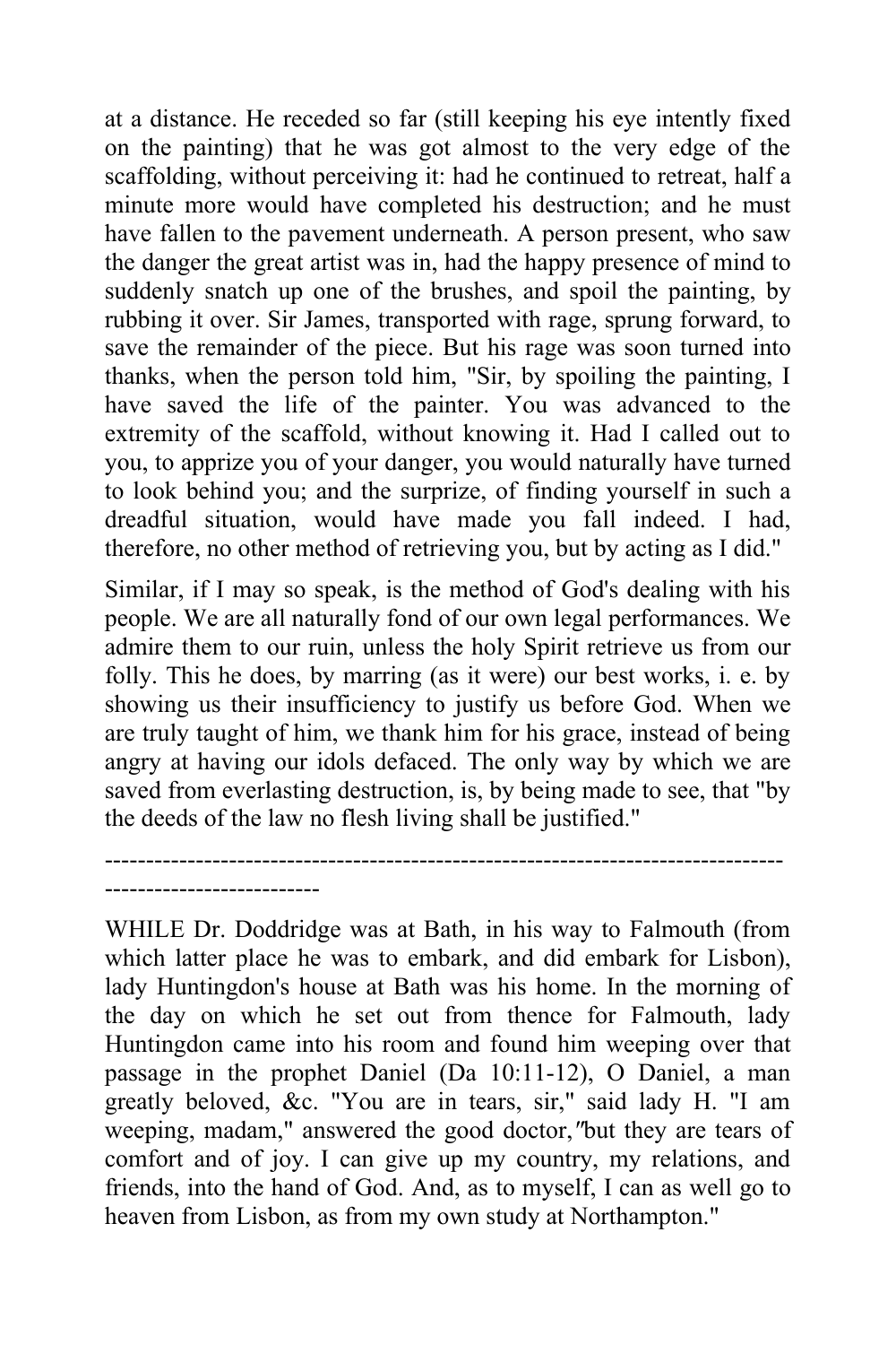at a distance. He receded so far (still keeping his eye intently fixed on the painting) that he was got almost to the very edge of the scaffolding, without perceiving it: had he continued to retreat, half a minute more would have completed his destruction; and he must have fallen to the pavement underneath. A person present, who saw the danger the great artist was in, had the happy presence of mind to suddenly snatch up one of the brushes, and spoil the painting, by rubbing it over. Sir James, transported with rage, sprung forward, to save the remainder of the piece. But his rage was soon turned into thanks, when the person told him, "Sir, by spoiling the painting, I have saved the life of the painter. You was advanced to the extremity of the scaffold, without knowing it. Had I called out to you, to apprize you of your danger, you would naturally have turned to look behind you; and the surprize, of finding yourself in such a dreadful situation, would have made you fall indeed. I had, therefore, no other method of retrieving you, but by acting as I did."

Similar, if I may so speak, is the method of God's dealing with his people. We are all naturally fond of our own legal performances. We admire them to our ruin, unless the holy Spirit retrieve us from our folly. This he does, by marring (as it were) our best works, i. e. by showing us their insufficiency to justify us before God. When we are truly taught of him, we thank him for his grace, instead of being angry at having our idols defaced. The only way by which we are saved from everlasting destruction, is, by being made to see, that "by the deeds of the law no flesh living shall be justified."

---

WHILE Dr. Doddridge was at Bath, in his way to Falmouth (from which latter place he was to embark, and did embark for Lisbon), lady Huntingdon's house at Bath was his home. In the morning of the day on which he set out from thence for Falmouth, lady Huntingdon came into his room and found him weeping over that passage in the prophet Daniel (Da 10:11-12), O Daniel, a man greatly beloved, &c. "You are in tears, sir," said lady H. "I am weeping, madam," answered the good doctor,"but they are tears of comfort and of joy. I can give up my country, my relations, and friends, into the hand of God. And, as to myself, I can as well go to heaven from Lisbon, as from my own study at Northampton."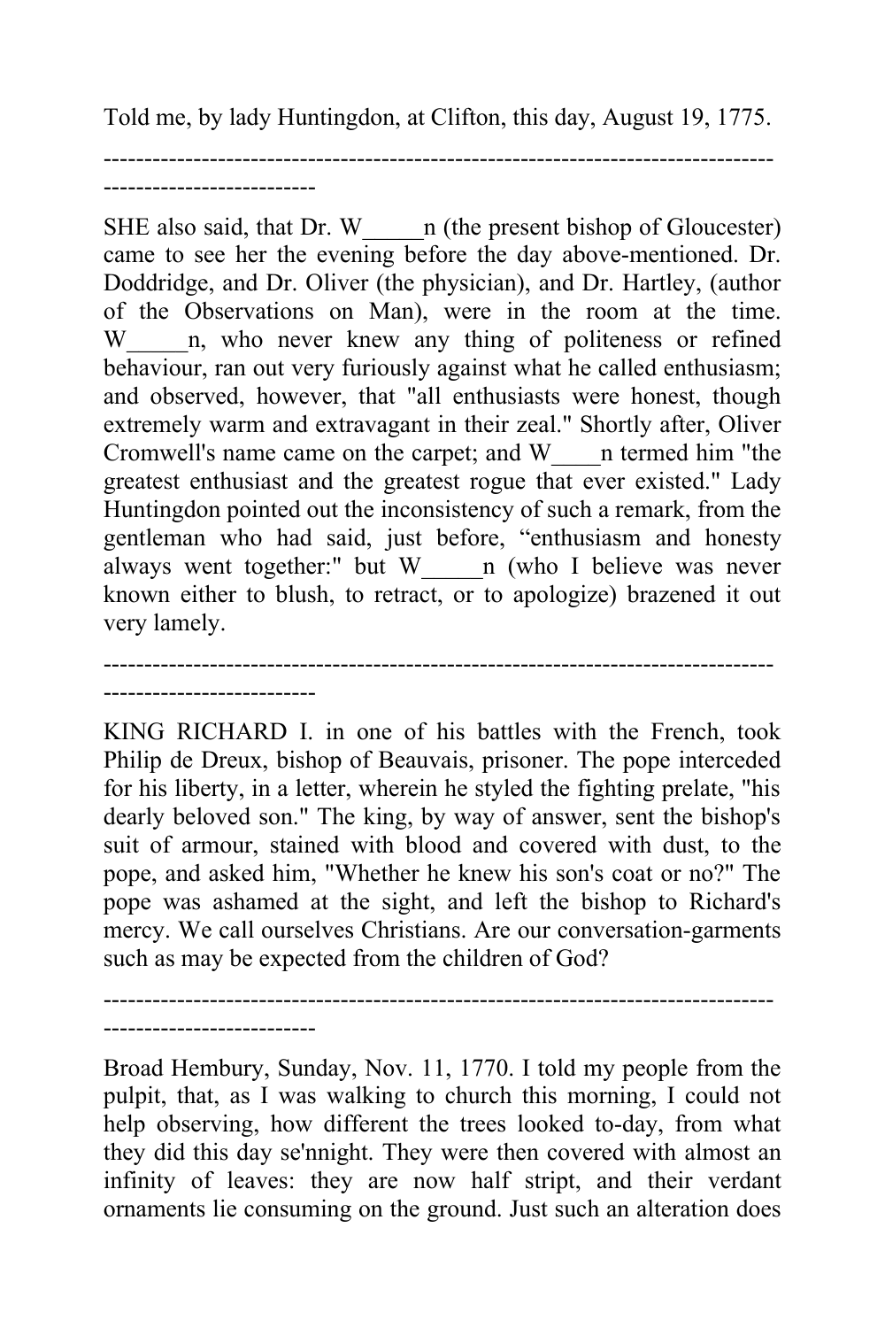Told me, by lady Huntingdon, at Clifton, this day, August 19, 1775.

---

SHE also said, that Dr. W_____n (the present bishop of Gloucester) came to see her the evening before the day above-mentioned. Dr. Doddridge, and Dr. Oliver (the physician), and Dr. Hartley, (author of the Observations on Man), were in the room at the time. W_____n, who never knew any thing of politeness or refined behaviour, ran out very furiously against what he called enthusiasm; and observed, however, that "all enthusiasts were honest, though extremely warm and extravagant in their zeal." Shortly after, Oliver Cromwell's name came on the carpet; and W____n termed him "the greatest enthusiast and the greatest rogue that ever existed." Lady Huntingdon pointed out the inconsistency of such a remark, from the gentleman who had said, just before, "enthusiasm and honesty always went together:" but W_____n (who I believe was never known either to blush, to retract, or to apologize) brazened it out very lamely.

---

KING RICHARD I. in one of his battles with the French, took Philip de Dreux, bishop of Beauvais, prisoner. The pope interceded for his liberty, in a letter, wherein he styled the fighting prelate, "his dearly beloved son." The king, by way of answer, sent the bishop's suit of armour, stained with blood and covered with dust, to the pope, and asked him, "Whether he knew his son's coat or no?" The pope was ashamed at the sight, and left the bishop to Richard's mercy. We call ourselves Christians. Are our conversation-garments such as may be expected from the children of God?

---

Broad Hembury, Sunday, Nov. 11, 1770. I told my people from the pulpit, that, as I was walking to church this morning, I could not help observing, how different the trees looked to-day, from what they did this day se'nnight. They were then covered with almost an infinity of leaves: they are now half stript, and their verdant ornaments lie consuming on the ground. Just such an alteration does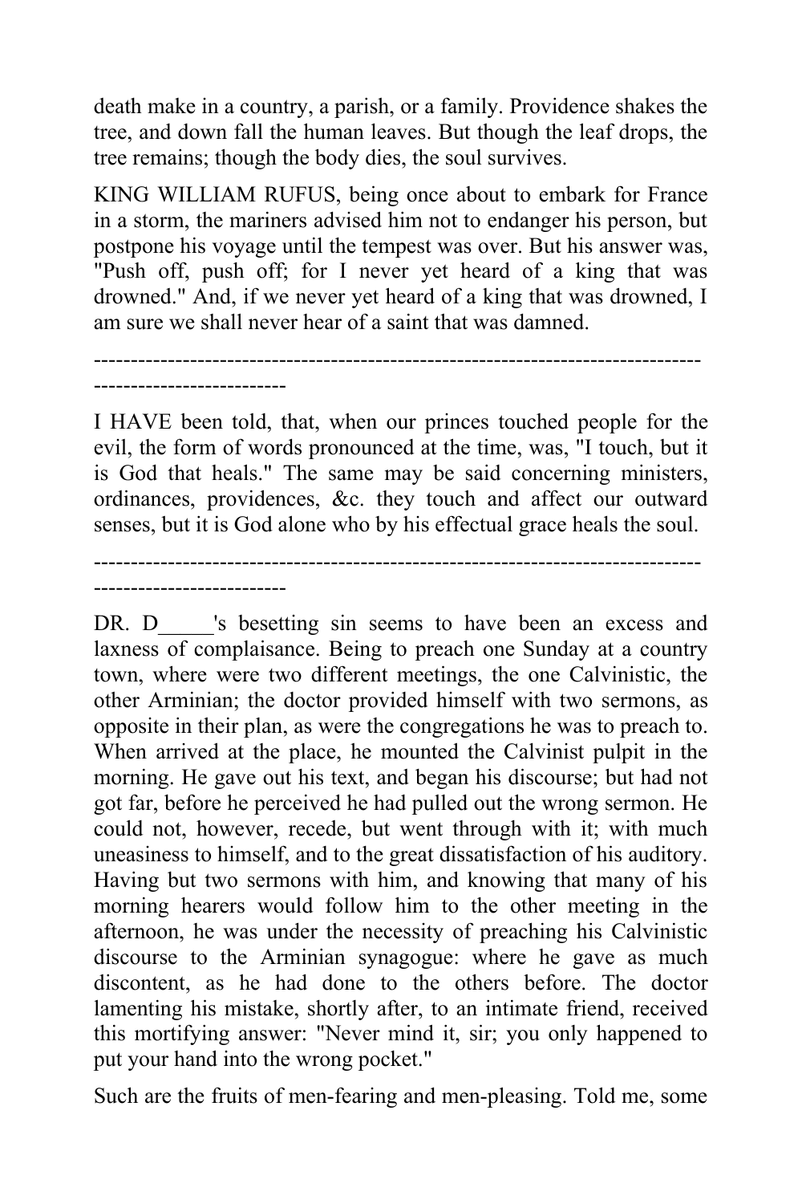death make in a country, a parish, or a family. Providence shakes the tree, and down fall the human leaves. But though the leaf drops, the tree remains; though the body dies, the soul survives.

KING WILLIAM RUFUS, being once about to embark for France in a storm, the mariners advised him not to endanger his person, but postpone his voyage until the tempest was over. But his answer was, "Push off, push off; for I never yet heard of a king that was drowned." And, if we never yet heard of a king that was drowned, I am sure we shall never hear of a saint that was damned.

---

I HAVE been told, that, when our princes touched people for the evil, the form of words pronounced at the time, was, "I touch, but it is God that heals." The same may be said concerning ministers, ordinances, providences, &c. they touch and affect our outward senses, but it is God alone who by his effectual grace heals the soul.

---

DR. D_____'s besetting sin seems to have been an excess and laxness of complaisance. Being to preach one Sunday at a country town, where were two different meetings, the one Calvinistic, the other Arminian; the doctor provided himself with two sermons, as opposite in their plan, as were the congregations he was to preach to. When arrived at the place, he mounted the Calvinist pulpit in the morning. He gave out his text, and began his discourse; but had not got far, before he perceived he had pulled out the wrong sermon. He could not, however, recede, but went through with it; with much uneasiness to himself, and to the great dissatisfaction of his auditory. Having but two sermons with him, and knowing that many of his morning hearers would follow him to the other meeting in the afternoon, he was under the necessity of preaching his Calvinistic discourse to the Arminian synagogue: where he gave as much discontent, as he had done to the others before. The doctor lamenting his mistake, shortly after, to an intimate friend, received this mortifying answer: "Never mind it, sir; you only happened to put your hand into the wrong pocket."

Such are the fruits of men-fearing and men-pleasing. Told me, some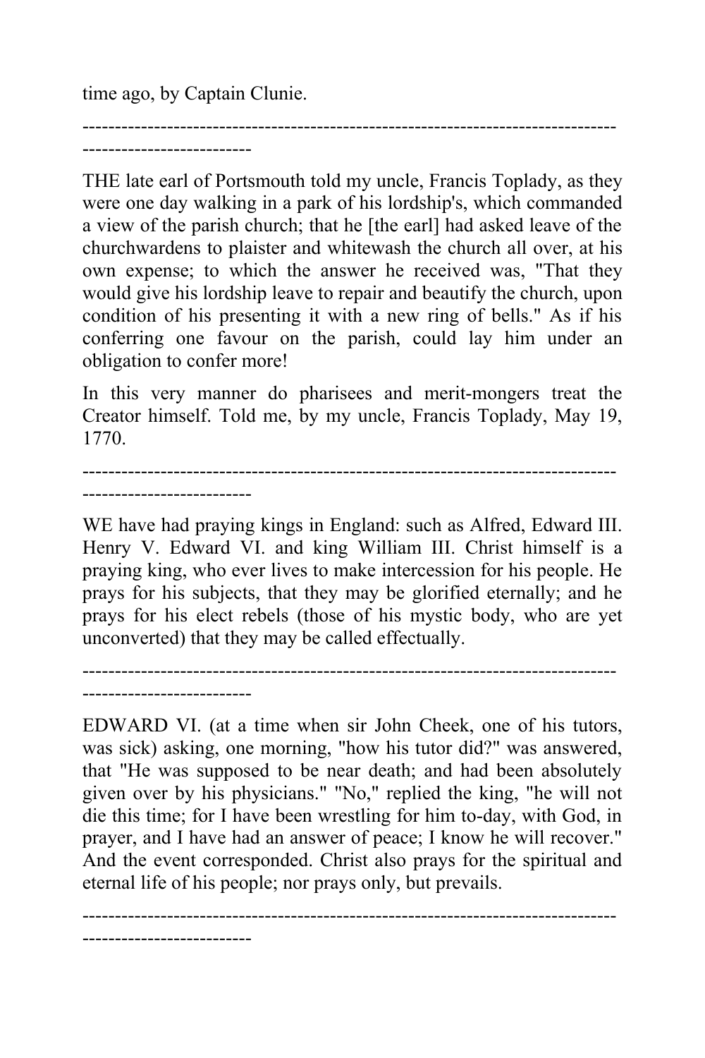time ago, by Captain Clunie.

---

THE late earl of Portsmouth told my uncle, Francis Toplady, as they were one day walking in a park of his lordship's, which commanded a view of the parish church; that he [the earl] had asked leave of the churchwardens to plaister and whitewash the church all over, at his own expense; to which the answer he received was, "That they would give his lordship leave to repair and beautify the church, upon condition of his presenting it with a new ring of bells." As if his conferring one favour on the parish, could lay him under an obligation to confer more!

In this very manner do pharisees and merit-mongers treat the Creator himself. Told me, by my uncle, Francis Toplady, May 19, 1770.

---

WE have had praying kings in England: such as Alfred, Edward III. Henry V. Edward VI. and king William III. Christ himself is a praying king, who ever lives to make intercession for his people. He prays for his subjects, that they may be glorified eternally; and he prays for his elect rebels (those of his mystic body, who are yet unconverted) that they may be called effectually.

---

EDWARD VI. (at a time when sir John Cheek, one of his tutors, was sick) asking, one morning, "how his tutor did?" was answered, that "He was supposed to be near death; and had been absolutely given over by his physicians." "No," replied the king, "he will not die this time; for I have been wrestling for him to-day, with God, in prayer, and I have had an answer of peace; I know he will recover." And the event corresponded. Christ also prays for the spiritual and eternal life of his people; nor prays only, but prevails.

---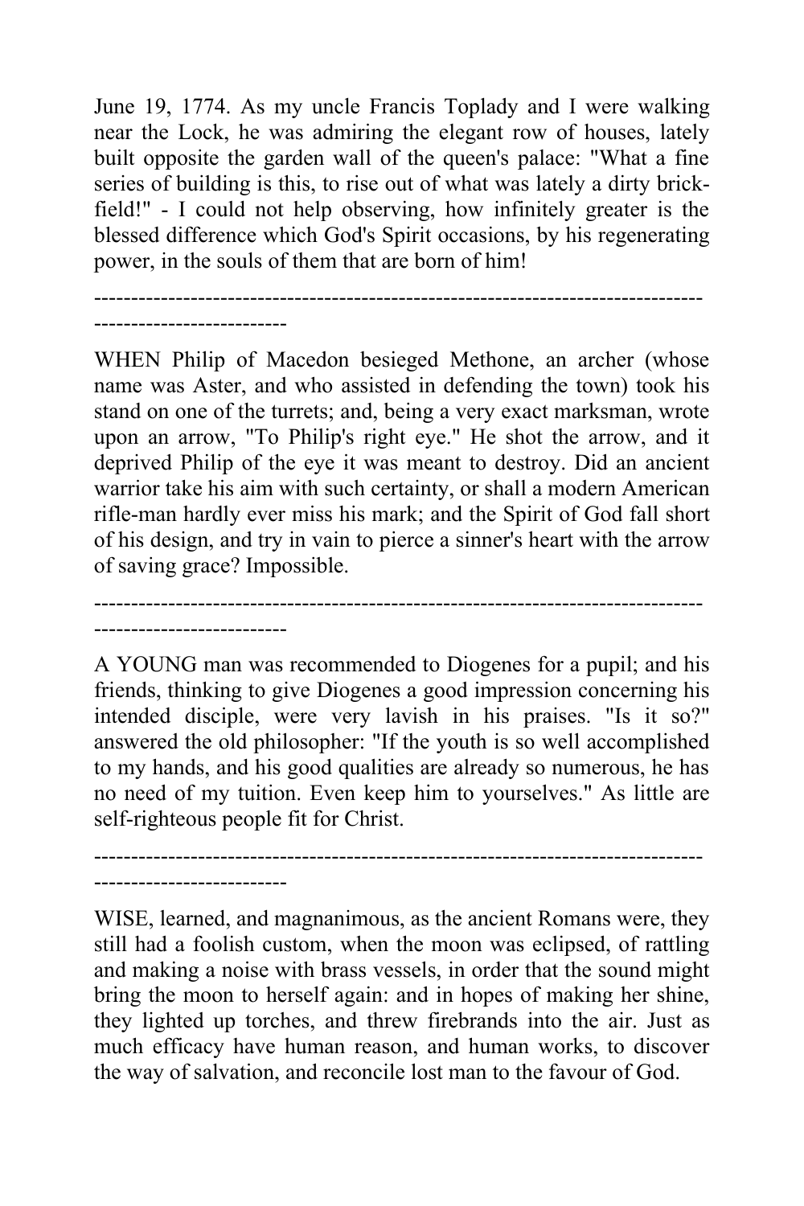June 19, 1774. As my uncle Francis Toplady and I were walking near the Lock, he was admiring the elegant row of houses, lately built opposite the garden wall of the queen's palace: "What a fine series of building is this, to rise out of what was lately a dirty brick-field!" - I could not help observing, how infinitely greater is the blessed difference which God's Spirit occasions, by his regenerating power, in the souls of them that are born of him!

---

WHEN Philip of Macedon besieged Methone, an archer (whose name was Aster, and who assisted in defending the town) took his stand on one of the turrets; and, being a very exact marksman, wrote upon an arrow, "To Philip's right eye." He shot the arrow, and it deprived Philip of the eye it was meant to destroy. Did an ancient warrior take his aim with such certainty, or shall a modern American rifle-man hardly ever miss his mark; and the Spirit of God fall short of his design, and try in vain to pierce a sinner's heart with the arrow of saving grace? Impossible.

---

A YOUNG man was recommended to Diogenes for a pupil; and his friends, thinking to give Diogenes a good impression concerning his intended disciple, were very lavish in his praises. "Is it so?" answered the old philosopher: "If the youth is so well accomplished to my hands, and his good qualities are already so numerous, he has no need of my tuition. Even keep him to yourselves." As little are self-righteous people fit for Christ.

---

WISE, learned, and magnanimous, as the ancient Romans were, they still had a foolish custom, when the moon was eclipsed, of rattling and making a noise with brass vessels, in order that the sound might bring the moon to herself again: and in hopes of making her shine, they lighted up torches, and threw firebrands into the air. Just as much efficacy have human reason, and human works, to discover the way of salvation, and reconcile lost man to the favour of God.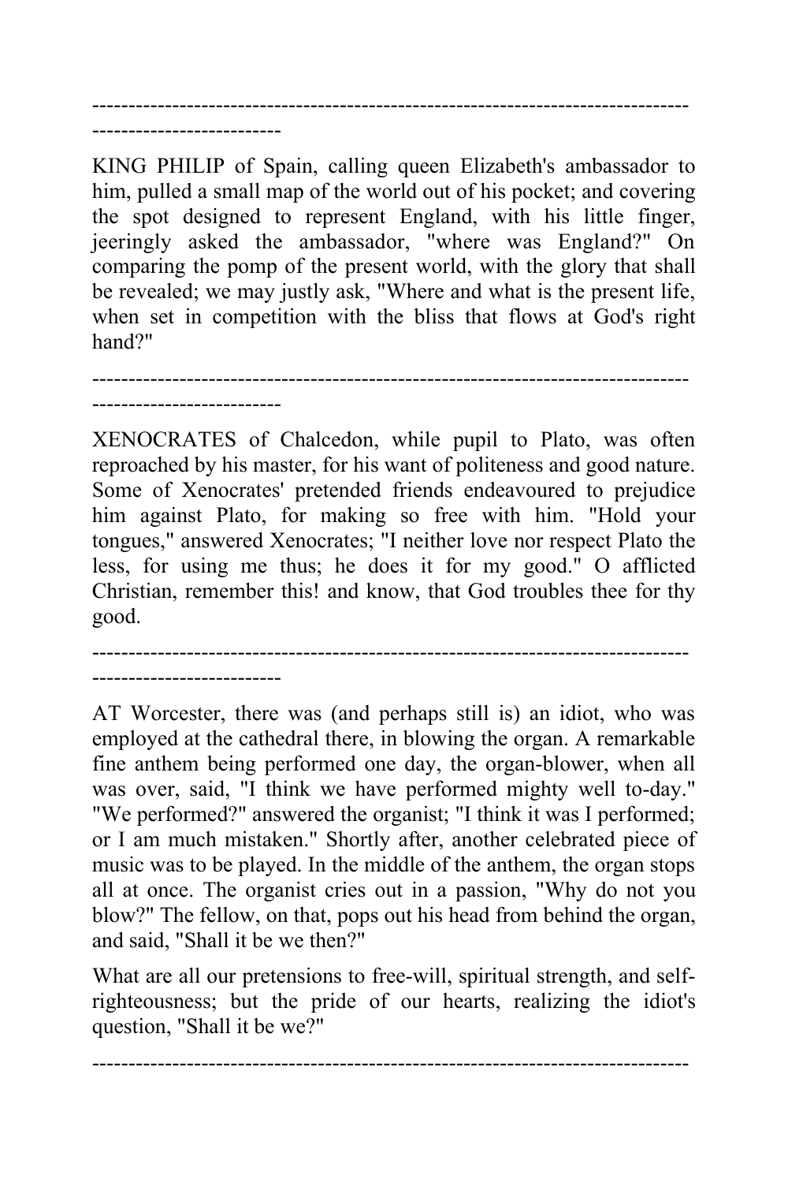---

KING PHILIP of Spain, calling queen Elizabeth's ambassador to him, pulled a small map of the world out of his pocket; and covering the spot designed to represent England, with his little finger, jeeringly asked the ambassador, "where was England?" On comparing the pomp of the present world, with the glory that shall be revealed; we may justly ask, "Where and what is the present life, when set in competition with the bliss that flows at God's right hand?"

---

XENOCRATES of Chalcedon, while pupil to Plato, was often reproached by his master, for his want of politeness and good nature. Some of Xenocrates' pretended friends endeavoured to prejudice him against Plato, for making so free with him. "Hold your tongues," answered Xenocrates; "I neither love nor respect Plato the less, for using me thus; he does it for my good." O afflicted Christian, remember this! and know, that God troubles thee for thy good.

---

AT Worcester, there was (and perhaps still is) an idiot, who was employed at the cathedral there, in blowing the organ. A remarkable fine anthem being performed one day, the organ-blower, when all was over, said, "I think we have performed mighty well to-day." "We performed?" answered the organist; "I think it was I performed; or I am much mistaken." Shortly after, another celebrated piece of music was to be played. In the middle of the anthem, the organ stops all at once. The organist cries out in a passion, "Why do not you blow?" The fellow, on that, pops out his head from behind the organ, and said, "Shall it be we then?"

What are all our pretensions to free-will, spiritual strength, and self-righteousness; but the pride of our hearts, realizing the idiot's question, "Shall it be we?"

---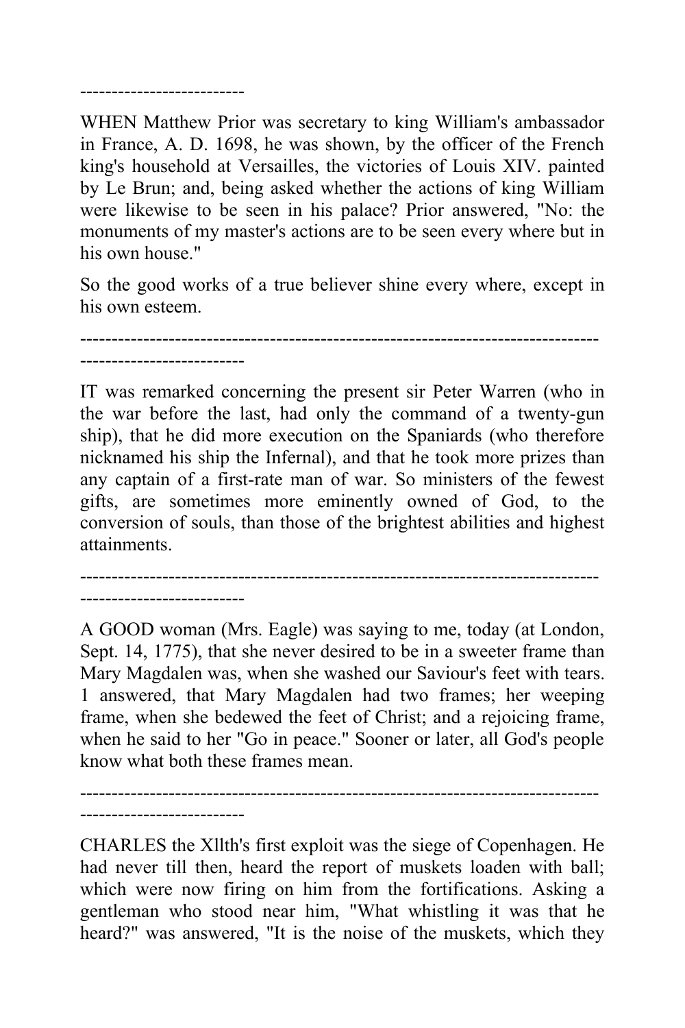--------------------------

WHEN Matthew Prior was secretary to king William's ambassador in France, A. D. 1698, he was shown, by the officer of the French king's household at Versailles, the victories of Louis XIV. painted by Le Brun; and, being asked whether the actions of king William were likewise to be seen in his palace? Prior answered, "No: the monuments of my master's actions are to be seen every where but in his own house."

So the good works of a true believer shine every where, except in his own esteem.

------------------------------------------------------------------------------------------------------------

IT was remarked concerning the present sir Peter Warren (who in the war before the last, had only the command of a twenty-gun ship), that he did more execution on the Spaniards (who therefore nicknamed his ship the Infernal), and that he took more prizes than any captain of a first-rate man of war. So ministers of the fewest gifts, are sometimes more eminently owned of God, to the conversion of souls, than those of the brightest abilities and highest attainments.

------------------------------------------------------------------------------------------------------------

A GOOD woman (Mrs. Eagle) was saying to me, today (at London, Sept. 14, 1775), that she never desired to be in a sweeter frame than Mary Magdalen was, when she washed our Saviour's feet with tears. 1 answered, that Mary Magdalen had two frames; her weeping frame, when she bedewed the feet of Christ; and a rejoicing frame, when he said to her "Go in peace." Sooner or later, all God's people know what both these frames mean.

------------------------------------------------------------------------------------------------------------

CHARLES the Xllth's first exploit was the siege of Copenhagen. He had never till then, heard the report of muskets loaden with ball; which were now firing on him from the fortifications. Asking a gentleman who stood near him, "What whistling it was that he heard?" was answered, "It is the noise of the muskets, which they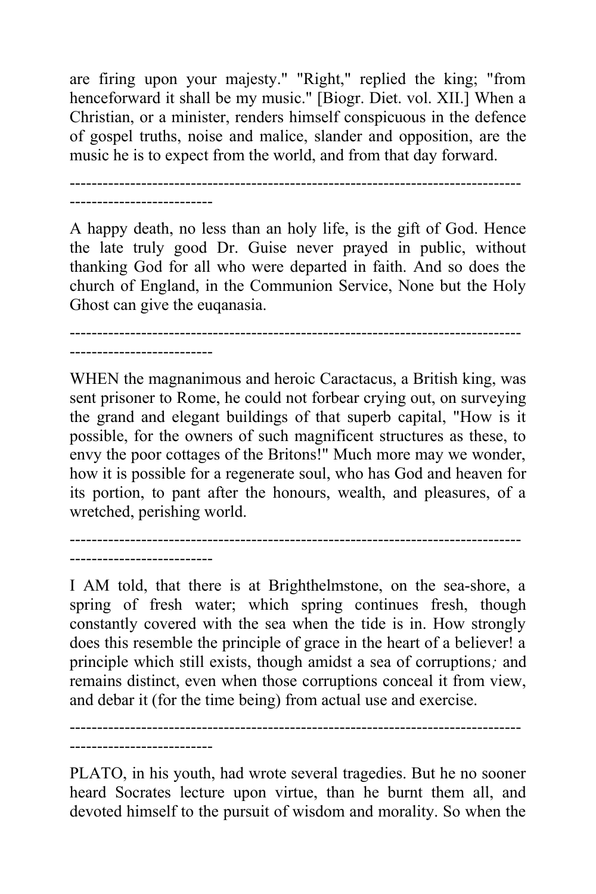are firing upon your majesty." "Right," replied the king; "from henceforward it shall be my music." [Biogr. Dict. vol. XII.] When a Christian, or a minister, renders himself conspicuous in the defence of gospel truths, noise and malice, slander and opposition, are the music he is to expect from the world, and from that day forward.

------------------------------------------------------------------------------------------------------------

A happy death, no less than an holy life, is the gift of God. Hence the late truly good Dr. Guise never prayed in public, without thanking God for all who were departed in faith. And so does the church of England, in the Communion Service, None but the Holy Ghost can give the euqanasia.

------------------------------------------------------------------------------------------------------------

WHEN the magnanimous and heroic Caractacus, a British king, was sent prisoner to Rome, he could not forbear crying out, on surveying the grand and elegant buildings of that superb capital, "How is it possible, for the owners of such magnificent structures as these, to envy the poor cottages of the Britons!" Much more may we wonder, how it is possible for a regenerate soul, who has God and heaven for its portion, to pant after the honours, wealth, and pleasures, of a wretched, perishing world.

------------------------------------------------------------------------------------------------------------

I AM told, that there is at Brighthelmstone, on the sea-shore, a spring of fresh water; which spring continues fresh, though constantly covered with the sea when the tide is in. How strongly does this resemble the principle of grace in the heart of a believer! a principle which still exists, though amidst a sea of corruptions; and remains distinct, even when those corruptions conceal it from view, and debar it (for the time being) from actual use and exercise.

------------------------------------------------------------------------------------------------------------

PLATO, in his youth, had wrote several tragedies. But he no sooner heard Socrates lecture upon virtue, than he burnt them all, and devoted himself to the pursuit of wisdom and morality. So when the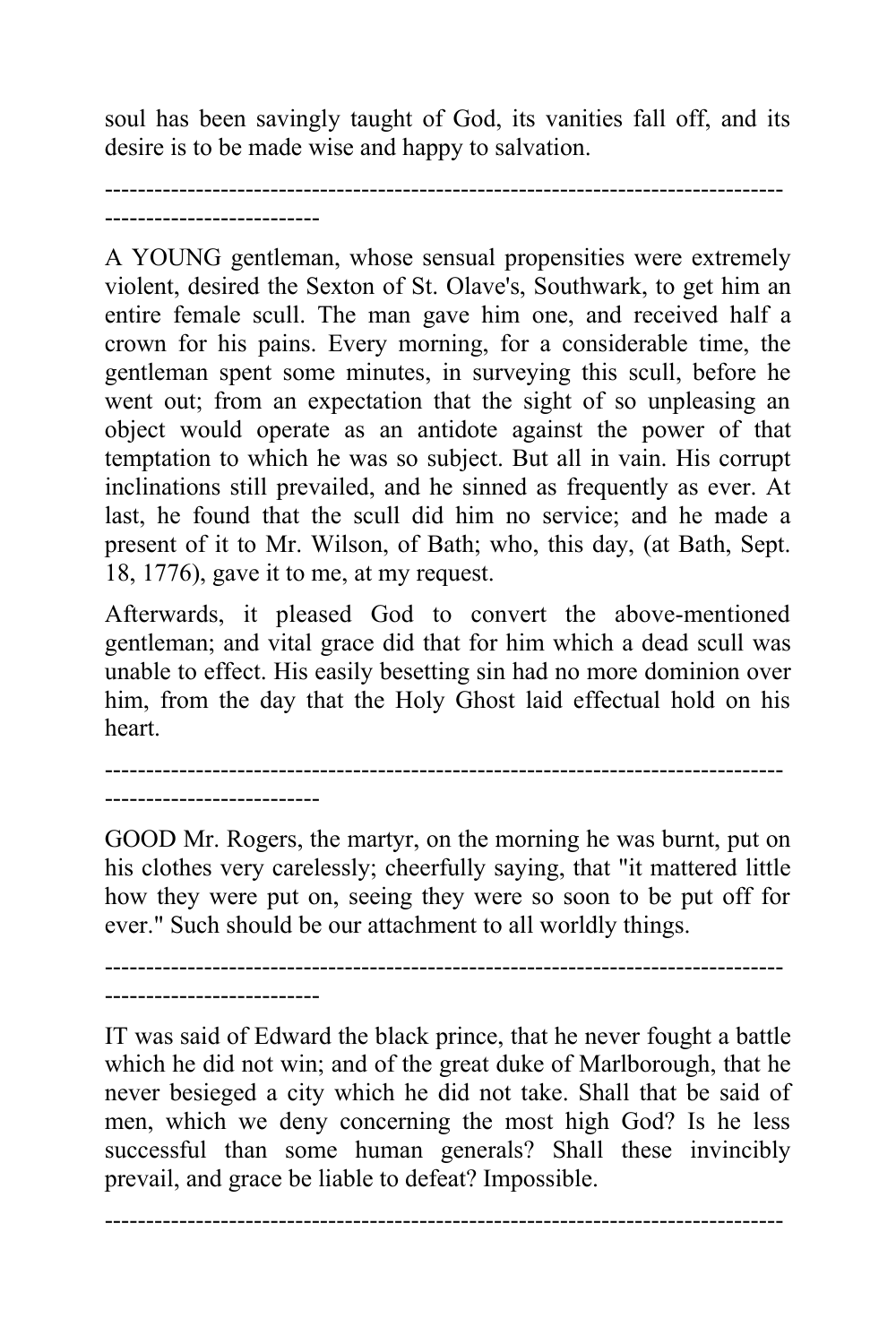soul has been savingly taught of God, its vanities fall off, and its desire is to be made wise and happy to salvation.

---

A YOUNG gentleman, whose sensual propensities were extremely violent, desired the Sexton of St. Olave's, Southwark, to get him an entire female scull. The man gave him one, and received half a crown for his pains. Every morning, for a considerable time, the gentleman spent some minutes, in surveying this scull, before he went out; from an expectation that the sight of so unpleasing an object would operate as an antidote against the power of that temptation to which he was so subject. But all in vain. His corrupt inclinations still prevailed, and he sinned as frequently as ever. At last, he found that the scull did him no service; and he made a present of it to Mr. Wilson, of Bath; who, this day, (at Bath, Sept. 18, 1776), gave it to me, at my request.

Afterwards, it pleased God to convert the above-mentioned gentleman; and vital grace did that for him which a dead scull was unable to effect. His easily besetting sin had no more dominion over him, from the day that the Holy Ghost laid effectual hold on his heart.

---

GOOD Mr. Rogers, the martyr, on the morning he was burnt, put on his clothes very carelessly; cheerfully saying, that "it mattered little how they were put on, seeing they were so soon to be put off for ever." Such should be our attachment to all worldly things.

---

IT was said of Edward the black prince, that he never fought a battle which he did not win; and of the great duke of Marlborough, that he never besieged a city which he did not take. Shall that be said of men, which we deny concerning the most high God? Is he less successful than some human generals? Shall these invincibly prevail, and grace be liable to defeat? Impossible.

---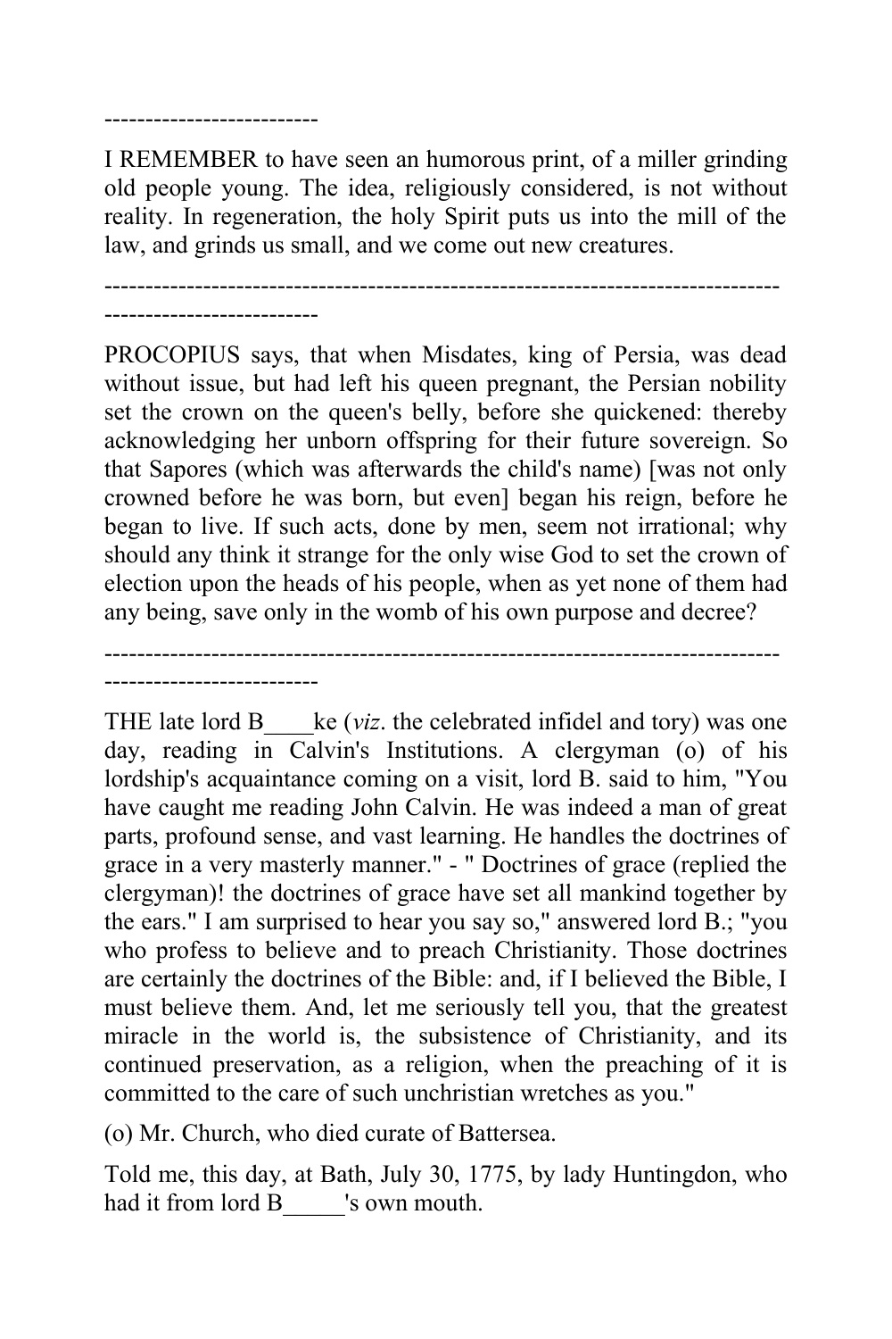--------------------------

I REMEMBER to have seen an humorous print, of a miller grinding old people young. The idea, religiously considered, is not without reality. In regeneration, the holy Spirit puts us into the mill of the law, and grinds us small, and we come out new creatures.

--------------------------------------------------------------------------------
--------------------------

PROCOPIUS says, that when Misdates, king of Persia, was dead without issue, but had left his queen pregnant, the Persian nobility set the crown on the queen's belly, before she quickened: thereby acknowledging her unborn offspring for their future sovereign. So that Sapores (which was afterwards the child's name) [was not only crowned before he was born, but even] began his reign, before he began to live. If such acts, done by men, seem not irrational; why should any think it strange for the only wise God to set the crown of election upon the heads of his people, when as yet none of them had any being, save only in the womb of his own purpose and decree?

--------------------------------------------------------------------------------
--------------------------

THE late lord B____ke (*viz*. the celebrated infidel and tory) was one day, reading in Calvin's Institutions. A clergyman (o) of his lordship's acquaintance coming on a visit, lord B. said to him, "You have caught me reading John Calvin. He was indeed a man of great parts, profound sense, and vast learning. He handles the doctrines of grace in a very masterly manner." - " Doctrines of grace (replied the clergyman)! the doctrines of grace have set all mankind together by the ears." I am surprised to hear you say so," answered lord B.; "you who profess to believe and to preach Christianity. Those doctrines are certainly the doctrines of the Bible: and, if I believed the Bible, I must believe them. And, let me seriously tell you, that the greatest miracle in the world is, the subsistence of Christianity, and its continued preservation, as a religion, when the preaching of it is committed to the care of such unchristian wretches as you."

(o) Mr. Church, who died curate of Battersea.

Told me, this day, at Bath, July 30, 1775, by lady Huntingdon, who had it from lord B_____'s own mouth.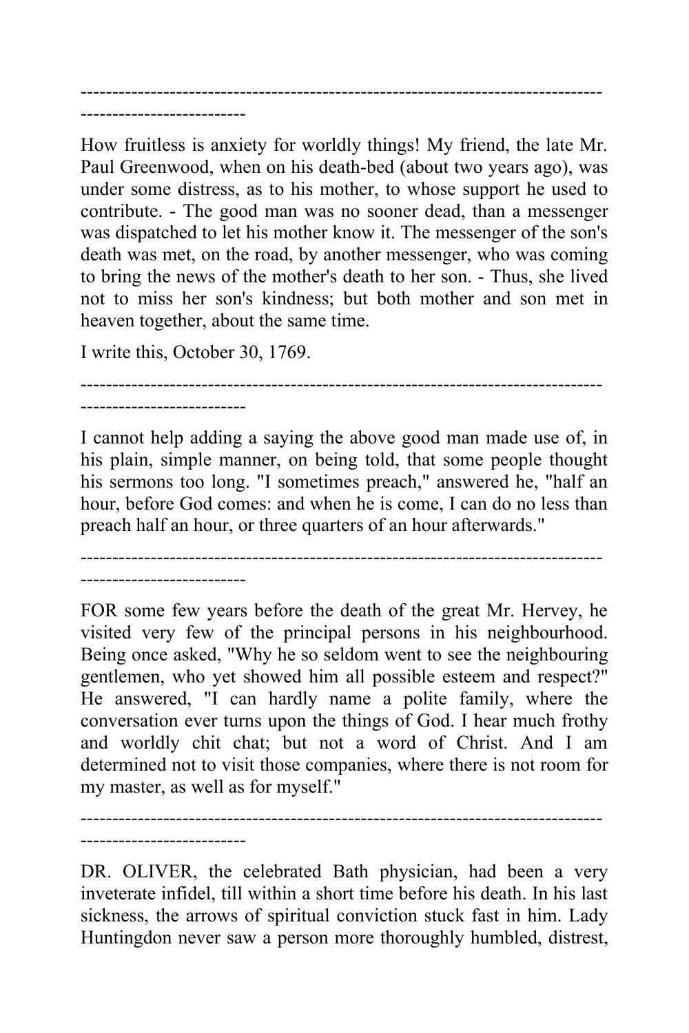---

How fruitless is anxiety for worldly things! My friend, the late Mr. Paul Greenwood, when on his death-bed (about two years ago), was under some distress, as to his mother, to whose support he used to contribute. - The good man was no sooner dead, than a messenger was dispatched to let his mother know it. The messenger of the son's death was met, on the road, by another messenger, who was coming to bring the news of the mother's death to her son. - Thus, she lived not to miss her son's kindness; but both mother and son met in heaven together, about the same time.

I write this, October 30, 1769.

---

I cannot help adding a saying the above good man made use of, in his plain, simple manner, on being told, that some people thought his sermons too long. "I sometimes preach," answered he, "half an hour, before God comes: and when he is come, I can do no less than preach half an hour, or three quarters of an hour afterwards."

---

FOR some few years before the death of the great Mr. Hervey, he visited very few of the principal persons in his neighbourhood. Being once asked, "Why he so seldom went to see the neighbouring gentlemen, who yet showed him all possible esteem and respect?" He answered, "I can hardly name a polite family, where the conversation ever turns upon the things of God. I hear much frothy and worldly chit chat; but not a word of Christ. And I am determined not to visit those companies, where there is not room for my master, as well as for myself."

---

DR. OLIVER, the celebrated Bath physician, had been a very inveterate infidel, till within a short time before his death. In his last sickness, the arrows of spiritual conviction stuck fast in him. Lady Huntingdon never saw a person more thoroughly humbled, distrest,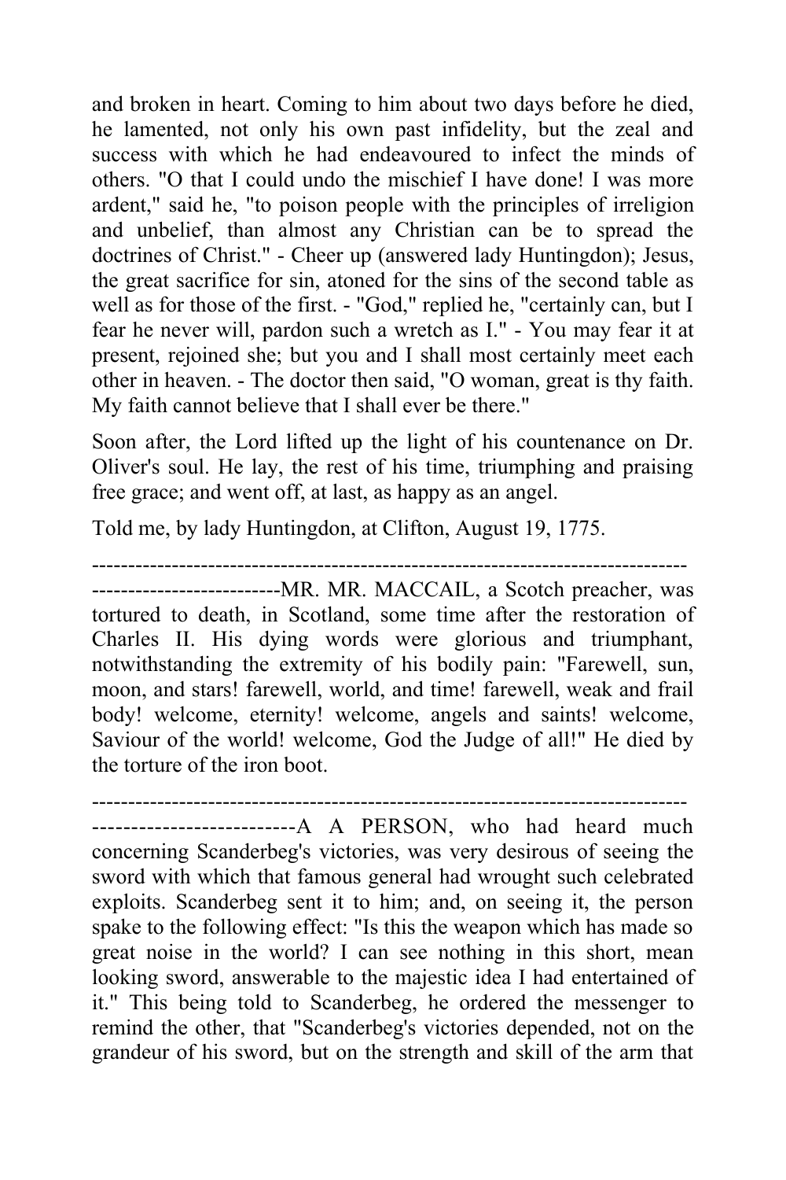and broken in heart. Coming to him about two days before he died, he lamented, not only his own past infidelity, but the zeal and success with which he had endeavoured to infect the minds of others. "O that I could undo the mischief I have done! I was more ardent," said he, "to poison people with the principles of irreligion and unbelief, than almost any Christian can be to spread the doctrines of Christ." - Cheer up (answered lady Huntingdon); Jesus, the great sacrifice for sin, atoned for the sins of the second table as well as for those of the first. - "God," replied he, "certainly can, but I fear he never will, pardon such a wretch as I." - You may fear it at present, rejoined she; but you and I shall most certainly meet each other in heaven. - The doctor then said, "O woman, great is thy faith. My faith cannot believe that I shall ever be there."

Soon after, the Lord lifted up the light of his countenance on Dr. Oliver's soul. He lay, the rest of his time, triumphing and praising free grace; and went off, at last, as happy as an angel.

Told me, by lady Huntingdon, at Clifton, August 19, 1775.

--------------------------------------------------------------------------------

--------------------------MR. MR. MACCAIL, a Scotch preacher, was tortured to death, in Scotland, some time after the restoration of Charles II. His dying words were glorious and triumphant, notwithstanding the extremity of his bodily pain: "Farewell, sun, moon, and stars! farewell, world, and time! farewell, weak and frail body! welcome, eternity! welcome, angels and saints! welcome, Saviour of the world! welcome, God the Judge of all!" He died by the torture of the iron boot.

--------------------------------------------------------------------------------

--------------------------A A PERSON, who had heard much concerning Scanderbeg's victories, was very desirous of seeing the sword with which that famous general had wrought such celebrated exploits. Scanderbeg sent it to him; and, on seeing it, the person spake to the following effect: "Is this the weapon which has made so great noise in the world? I can see nothing in this short, mean looking sword, answerable to the majestic idea I had entertained of it." This being told to Scanderbeg, he ordered the messenger to remind the other, that "Scanderbeg's victories depended, not on the grandeur of his sword, but on the strength and skill of the arm that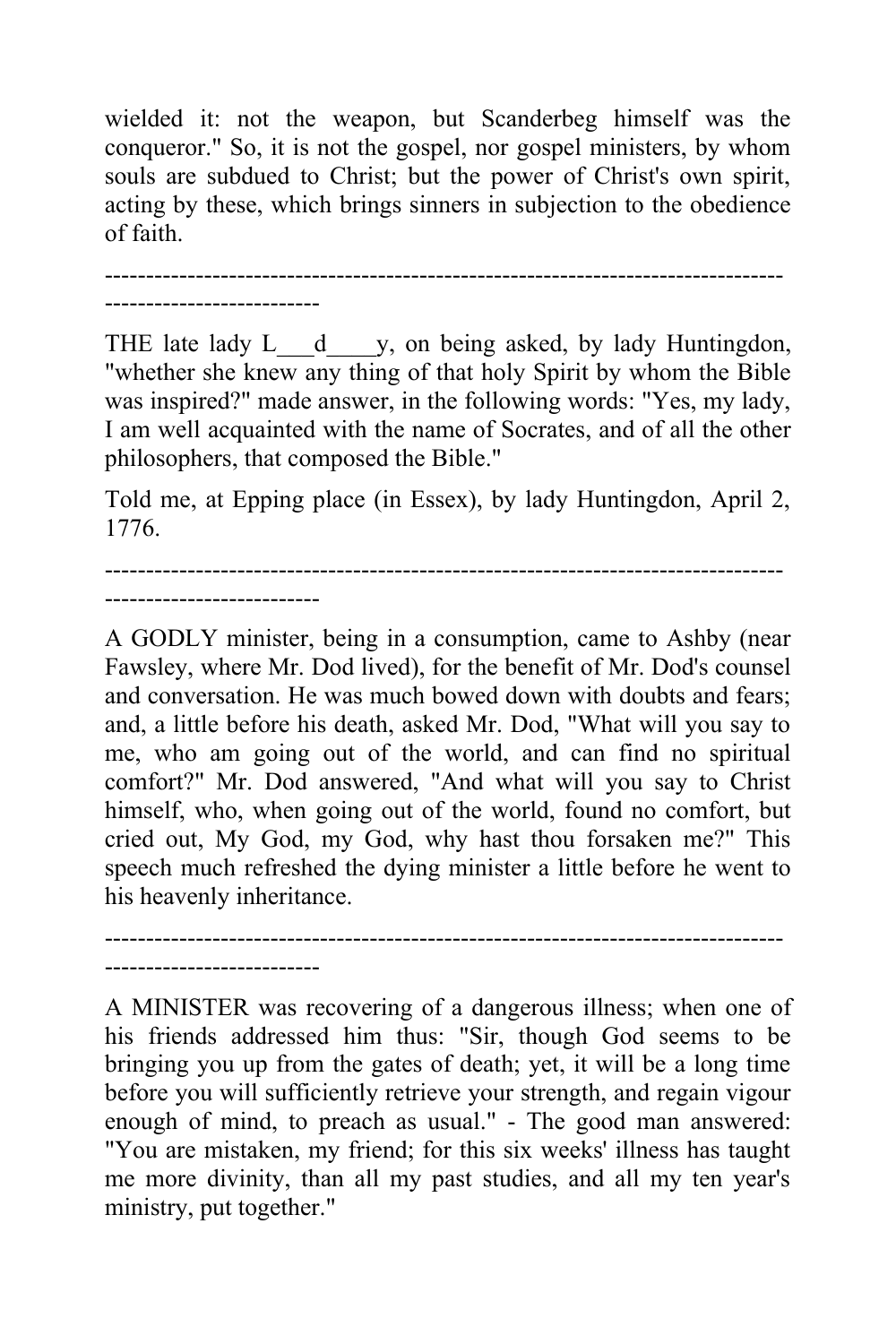wielded it: not the weapon, but Scanderbeg himself was the conqueror." So, it is not the gospel, nor gospel ministers, by whom souls are subdued to Christ; but the power of Christ's own spirit, acting by these, which brings sinners in subjection to the obedience of faith.

---

THE late lady L___d____y, on being asked, by lady Huntingdon, "whether she knew any thing of that holy Spirit by whom the Bible was inspired?" made answer, in the following words: "Yes, my lady, I am well acquainted with the name of Socrates, and of all the other philosophers, that composed the Bible."

Told me, at Epping place (in Essex), by lady Huntingdon, April 2, 1776.

---

A GODLY minister, being in a consumption, came to Ashby (near Fawsley, where Mr. Dod lived), for the benefit of Mr. Dod's counsel and conversation. He was much bowed down with doubts and fears; and, a little before his death, asked Mr. Dod, "What will you say to me, who am going out of the world, and can find no spiritual comfort?" Mr. Dod answered, "And what will you say to Christ himself, who, when going out of the world, found no comfort, but cried out, My God, my God, why hast thou forsaken me?" This speech much refreshed the dying minister a little before he went to his heavenly inheritance.

---

A MINISTER was recovering of a dangerous illness; when one of his friends addressed him thus: "Sir, though God seems to be bringing you up from the gates of death; yet, it will be a long time before you will sufficiently retrieve your strength, and regain vigour enough of mind, to preach as usual." - The good man answered: "You are mistaken, my friend; for this six weeks' illness has taught me more divinity, than all my past studies, and all my ten year's ministry, put together."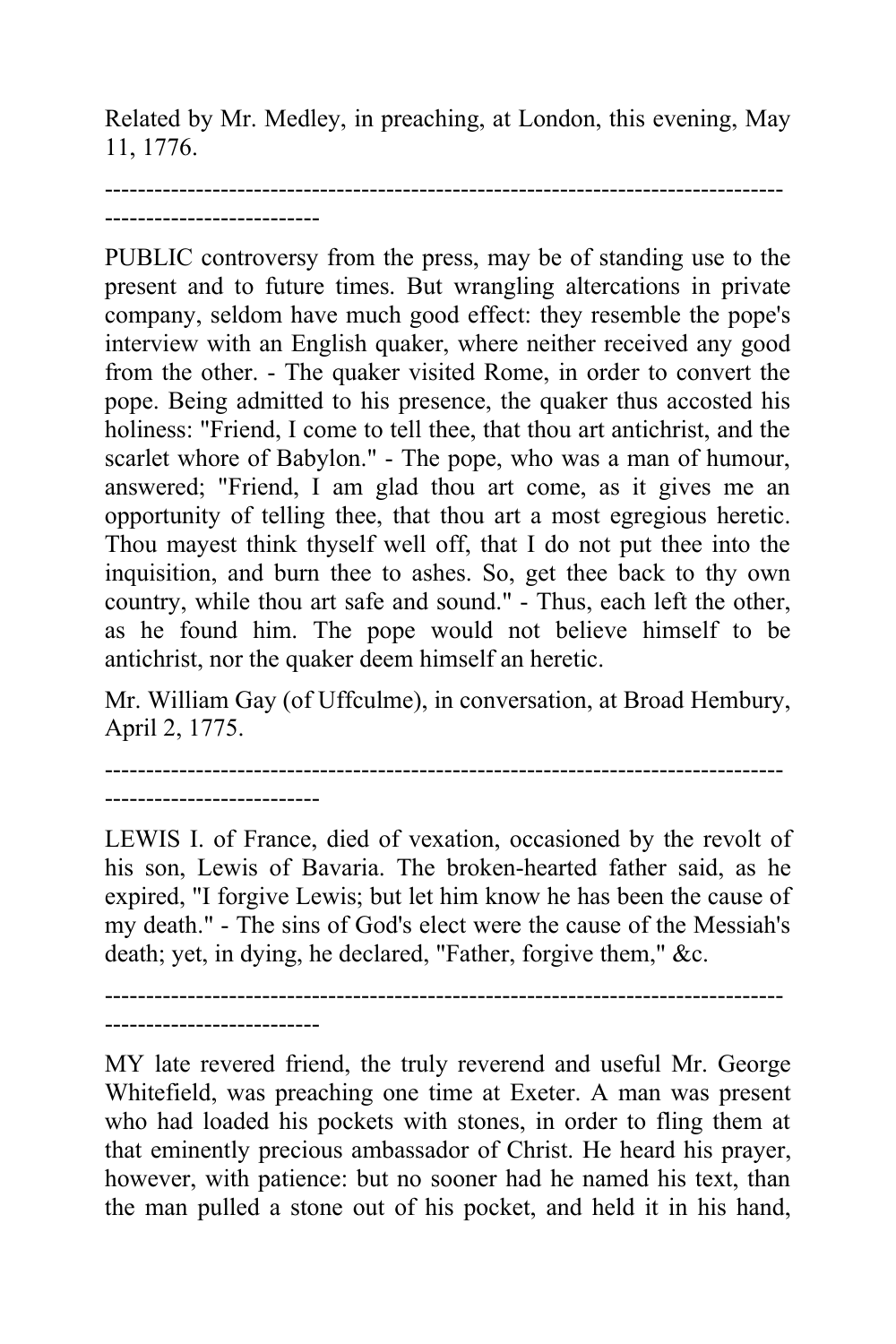Related by Mr. Medley, in preaching, at London, this evening, May 11, 1776.

---

PUBLIC controversy from the press, may be of standing use to the present and to future times. But wrangling altercations in private company, seldom have much good effect: they resemble the pope's interview with an English quaker, where neither received any good from the other. - The quaker visited Rome, in order to convert the pope. Being admitted to his presence, the quaker thus accosted his holiness: "Friend, I come to tell thee, that thou art antichrist, and the scarlet whore of Babylon." - The pope, who was a man of humour, answered; "Friend, I am glad thou art come, as it gives me an opportunity of telling thee, that thou art a most egregious heretic. Thou mayest think thyself well off, that I do not put thee into the inquisition, and burn thee to ashes. So, get thee back to thy own country, while thou art safe and sound." - Thus, each left the other, as he found him. The pope would not believe himself to be antichrist, nor the quaker deem himself an heretic.

Mr. William Gay (of Uffculme), in conversation, at Broad Hembury, April 2, 1775.

---

LEWIS I. of France, died of vexation, occasioned by the revolt of his son, Lewis of Bavaria. The broken-hearted father said, as he expired, "I forgive Lewis; but let him know he has been the cause of my death." - The sins of God's elect were the cause of the Messiah's death; yet, in dying, he declared, "Father, forgive them," &c.

---

MY late revered friend, the truly reverend and useful Mr. George Whitefield, was preaching one time at Exeter. A man was present who had loaded his pockets with stones, in order to fling them at that eminently precious ambassador of Christ. He heard his prayer, however, with patience: but no sooner had he named his text, than the man pulled a stone out of his pocket, and held it in his hand,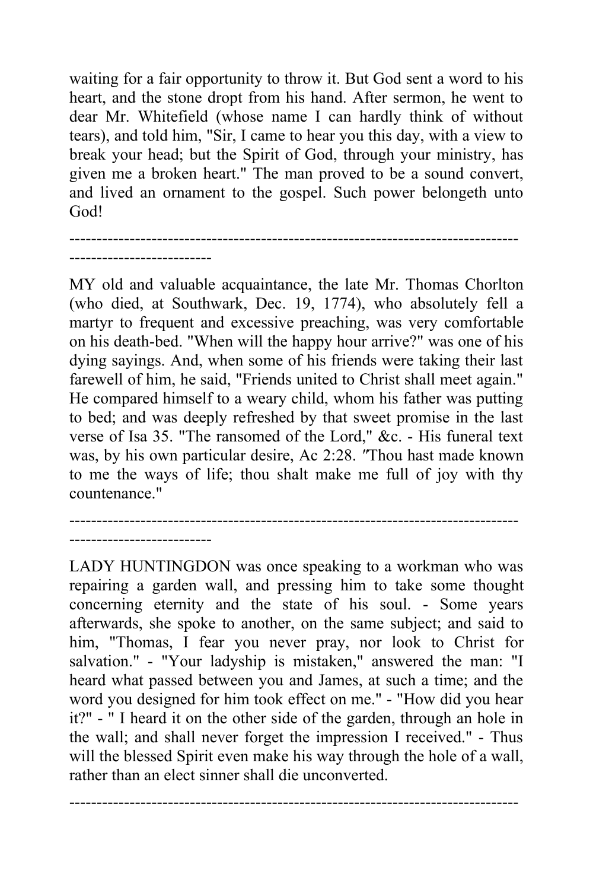waiting for a fair opportunity to throw it. But God sent a word to his heart, and the stone dropt from his hand. After sermon, he went to dear Mr. Whitefield (whose name I can hardly think of without tears), and told him, "Sir, I came to hear you this day, with a view to break your head; but the Spirit of God, through your ministry, has given me a broken heart." The man proved to be a sound convert, and lived an ornament to the gospel. Such power belongeth unto God!

---

MY old and valuable acquaintance, the late Mr. Thomas Chorlton (who died, at Southwark, Dec. 19, 1774), who absolutely fell a martyr to frequent and excessive preaching, was very comfortable on his death-bed. "When will the happy hour arrive?" was one of his dying sayings. And, when some of his friends were taking their last farewell of him, he said, "Friends united to Christ shall meet again." He compared himself to a weary child, whom his father was putting to bed; and was deeply refreshed by that sweet promise in the last verse of Isa 35. "The ransomed of the Lord," &c. - His funeral text was, by his own particular desire, Ac 2:28. "Thou hast made known to me the ways of life; thou shalt make me full of joy with thy countenance."

---

LADY HUNTINGDON was once speaking to a workman who was repairing a garden wall, and pressing him to take some thought concerning eternity and the state of his soul. - Some years afterwards, she spoke to another, on the same subject; and said to him, "Thomas, I fear you never pray, nor look to Christ for salvation." - "Your ladyship is mistaken," answered the man: "I heard what passed between you and James, at such a time; and the word you designed for him took effect on me." - "How did you hear it?" - " I heard it on the other side of the garden, through an hole in the wall; and shall never forget the impression I received." - Thus will the blessed Spirit even make his way through the hole of a wall, rather than an elect sinner shall die unconverted.

---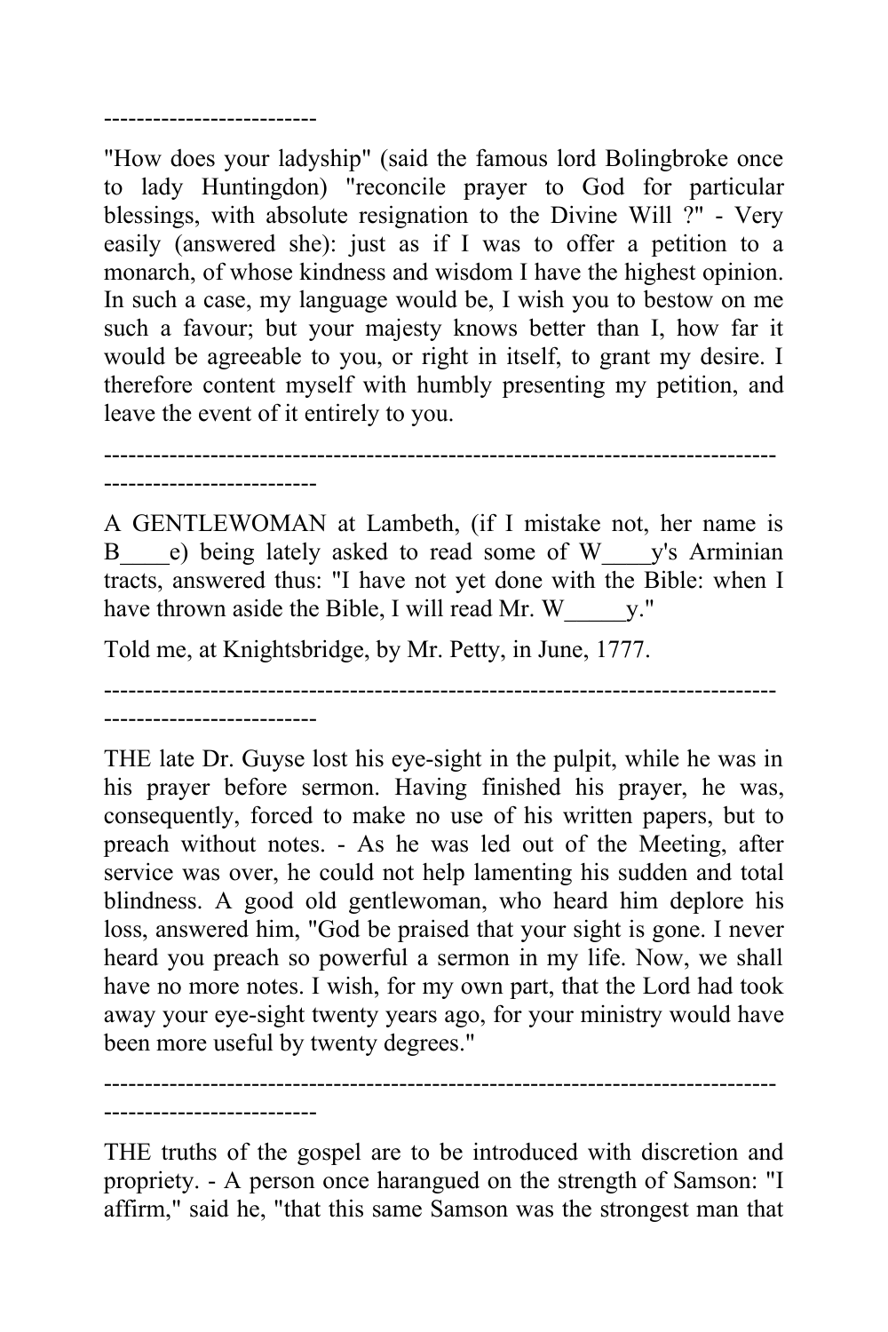--------------------------

"How does your ladyship" (said the famous lord Bolingbroke once to lady Huntingdon) "reconcile prayer to God for particular blessings, with absolute resignation to the Divine Will ?" - Very easily (answered she): just as if I was to offer a petition to a monarch, of whose kindness and wisdom I have the highest opinion. In such a case, my language would be, I wish you to bestow on me such a favour; but your majesty knows better than I, how far it would be agreeable to you, or right in itself, to grant my desire. I therefore content myself with humbly presenting my petition, and leave the event of it entirely to you.

--------------------------------------------------------------------------------
--------------------------

A GENTLEWOMAN at Lambeth, (if I mistake not, her name is B____e) being lately asked to read some of W____y's Arminian tracts, answered thus: "I have not yet done with the Bible: when I have thrown aside the Bible, I will read Mr. W_____y."

Told me, at Knightsbridge, by Mr. Petty, in June, 1777.

--------------------------------------------------------------------------------
--------------------------

THE late Dr. Guyse lost his eye-sight in the pulpit, while he was in his prayer before sermon. Having finished his prayer, he was, consequently, forced to make no use of his written papers, but to preach without notes. - As he was led out of the Meeting, after service was over, he could not help lamenting his sudden and total blindness. A good old gentlewoman, who heard him deplore his loss, answered him, "God be praised that your sight is gone. I never heard you preach so powerful a sermon in my life. Now, we shall have no more notes. I wish, for my own part, that the Lord had took away your eye-sight twenty years ago, for your ministry would have been more useful by twenty degrees."

--------------------------------------------------------------------------------
--------------------------

THE truths of the gospel are to be introduced with discretion and propriety. - A person once harangued on the strength of Samson: "I affirm," said he, "that this same Samson was the strongest man that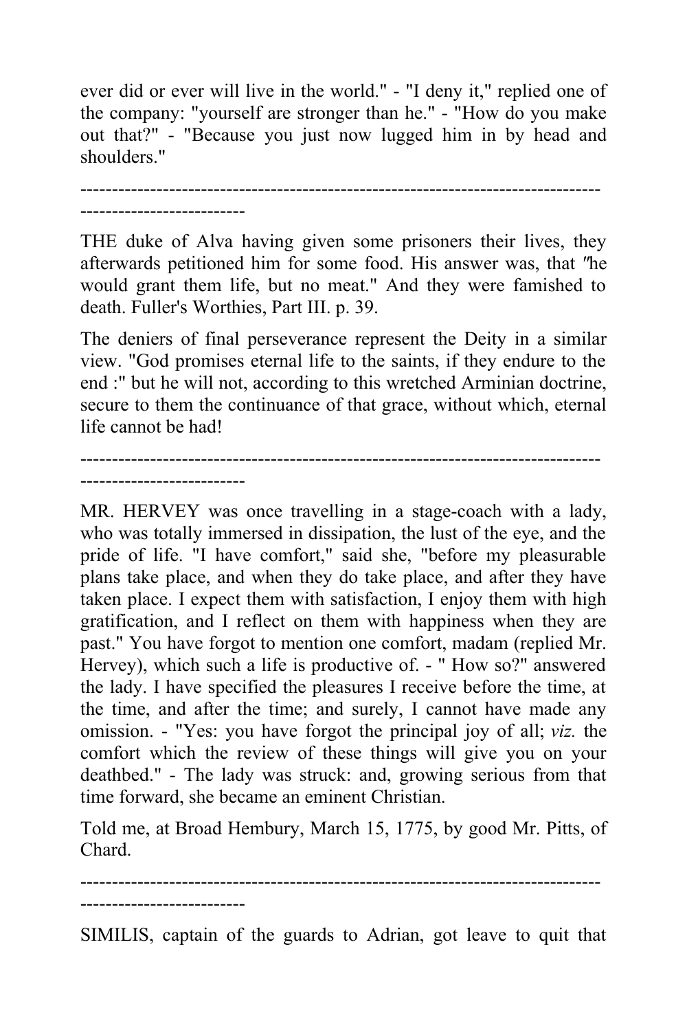ever did or ever will live in the world." - "I deny it," replied one of the company: "yourself are stronger than he." - "How do you make out that?" - "Because you just now lugged him in by head and shoulders."

---

THE duke of Alva having given some prisoners their lives, they afterwards petitioned him for some food. His answer was, that "he would grant them life, but no meat." And they were famished to death. Fuller's Worthies, Part III. p. 39.

The deniers of final perseverance represent the Deity in a similar view. "God promises eternal life to the saints, if they endure to the end :" but he will not, according to this wretched Arminian doctrine, secure to them the continuance of that grace, without which, eternal life cannot be had!

---

MR. HERVEY was once travelling in a stage-coach with a lady, who was totally immersed in dissipation, the lust of the eye, and the pride of life. "I have comfort," said she, "before my pleasurable plans take place, and when they do take place, and after they have taken place. I expect them with satisfaction, I enjoy them with high gratification, and I reflect on them with happiness when they are past." You have forgot to mention one comfort, madam (replied Mr. Hervey), which such a life is productive of. - " How so?" answered the lady. I have specified the pleasures I receive before the time, at the time, and after the time; and surely, I cannot have made any omission. - "Yes: you have forgot the principal joy of all; *viz.* the comfort which the review of these things will give you on your deathbed." - The lady was struck: and, growing serious from that time forward, she became an eminent Christian.

Told me, at Broad Hembury, March 15, 1775, by good Mr. Pitts, of Chard.

---

SIMILIS, captain of the guards to Adrian, got leave to quit that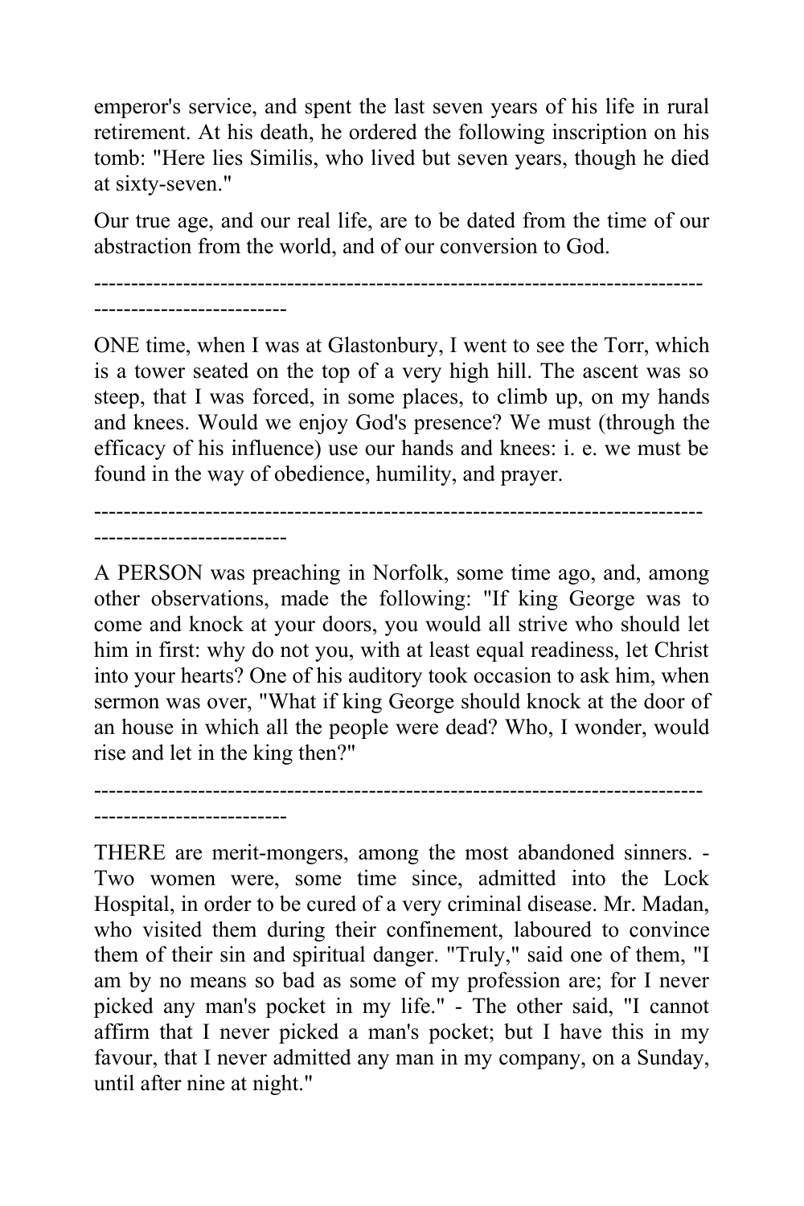emperor's service, and spent the last seven years of his life in rural retirement. At his death, he ordered the following inscription on his tomb: "Here lies Similis, who lived but seven years, though he died at sixty-seven."

Our true age, and our real life, are to be dated from the time of our abstraction from the world, and of our conversion to God.

---

ONE time, when I was at Glastonbury, I went to see the Torr, which is a tower seated on the top of a very high hill. The ascent was so steep, that I was forced, in some places, to climb up, on my hands and knees. Would we enjoy God's presence? We must (through the efficacy of his influence) use our hands and knees: i. e. we must be found in the way of obedience, humility, and prayer.

---

A PERSON was preaching in Norfolk, some time ago, and, among other observations, made the following: "If king George was to come and knock at your doors, you would all strive who should let him in first: why do not you, with at least equal readiness, let Christ into your hearts? One of his auditory took occasion to ask him, when sermon was over, "What if king George should knock at the door of an house in which all the people were dead? Who, I wonder, would rise and let in the king then?"

---

THERE are merit-mongers, among the most abandoned sinners. - Two women were, some time since, admitted into the Lock Hospital, in order to be cured of a very criminal disease. Mr. Madan, who visited them during their confinement, laboured to convince them of their sin and spiritual danger. "Truly," said one of them, "I am by no means so bad as some of my profession are; for I never picked any man's pocket in my life." - The other said, "I cannot affirm that I never picked a man's pocket; but I have this in my favour, that I never admitted any man in my company, on a Sunday, until after nine at night."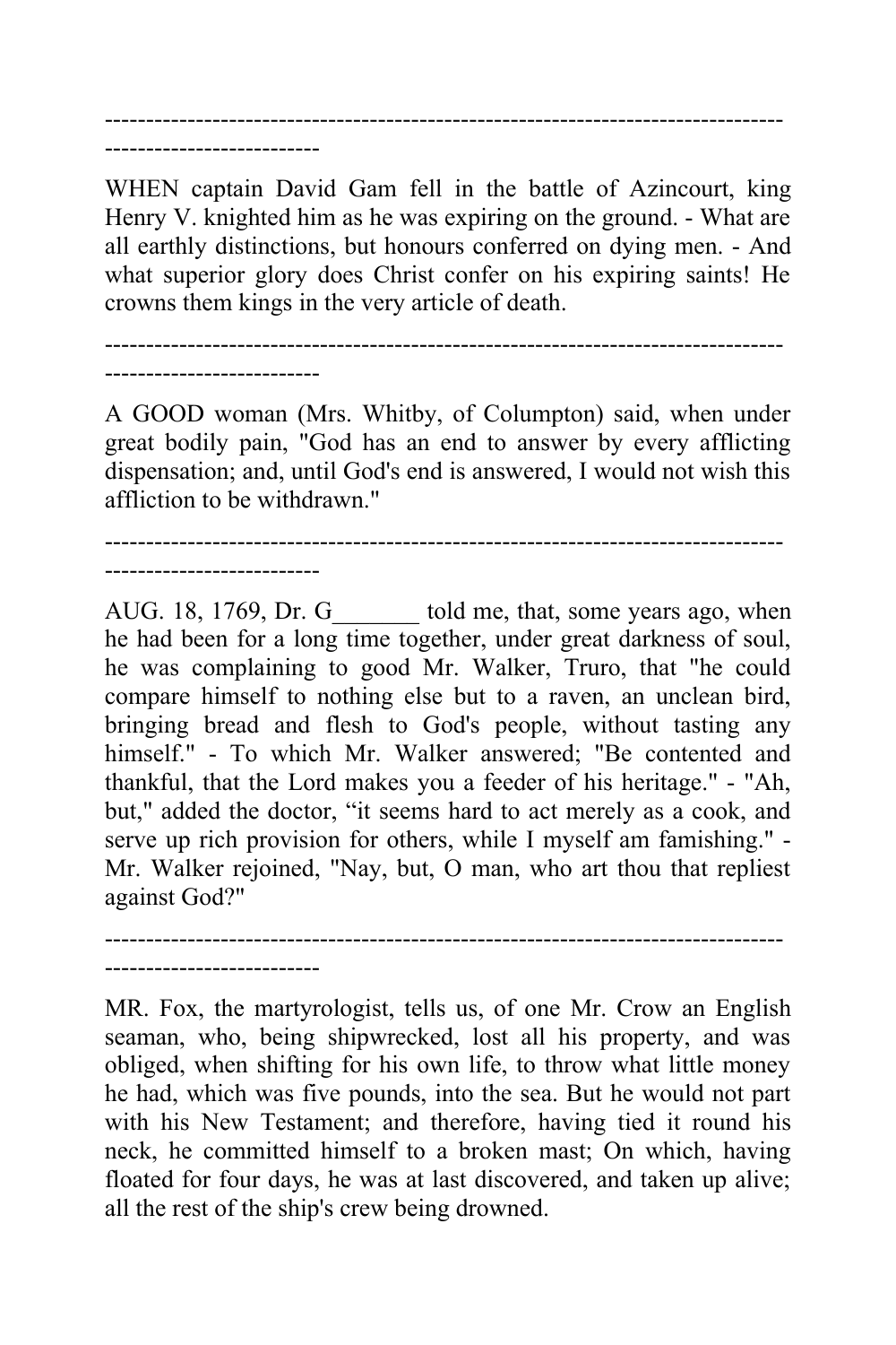---

WHEN captain David Gam fell in the battle of Azincourt, king Henry V. knighted him as he was expiring on the ground. - What are all earthly distinctions, but honours conferred on dying men. - And what superior glory does Christ confer on his expiring saints! He crowns them kings in the very article of death.

---

A GOOD woman (Mrs. Whitby, of Columpton) said, when under great bodily pain, "God has an end to answer by every afflicting dispensation; and, until God's end is answered, I would not wish this affliction to be withdrawn."

---

AUG. 18, 1769, Dr. G_______ told me, that, some years ago, when he had been for a long time together, under great darkness of soul, he was complaining to good Mr. Walker, Truro, that "he could compare himself to nothing else but to a raven, an unclean bird, bringing bread and flesh to God's people, without tasting any himself." - To which Mr. Walker answered; "Be contented and thankful, that the Lord makes you a feeder of his heritage." - "Ah, but," added the doctor, "it seems hard to act merely as a cook, and serve up rich provision for others, while I myself am famishing." - Mr. Walker rejoined, "Nay, but, O man, who art thou that repliest against God?"

---

MR. Fox, the martyrologist, tells us, of one Mr. Crow an English seaman, who, being shipwrecked, lost all his property, and was obliged, when shifting for his own life, to throw what little money he had, which was five pounds, into the sea. But he would not part with his New Testament; and therefore, having tied it round his neck, he committed himself to a broken mast; On which, having floated for four days, he was at last discovered, and taken up alive; all the rest of the ship's crew being drowned.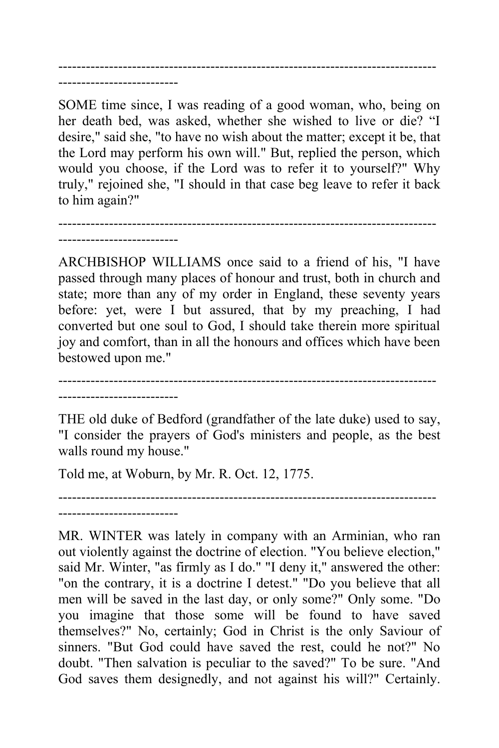---

SOME time since, I was reading of a good woman, who, being on her death bed, was asked, whether she wished to live or die? "I desire," said she, "to have no wish about the matter; except it be, that the Lord may perform his own will." But, replied the person, which would you choose, if the Lord was to refer it to yourself?" Why truly," rejoined she, "I should in that case beg leave to refer it back to him again?"

---

ARCHBISHOP WILLIAMS once said to a friend of his, "I have passed through many places of honour and trust, both in church and state; more than any of my order in England, these seventy years before: yet, were I but assured, that by my preaching, I had converted but one soul to God, I should take therein more spiritual joy and comfort, than in all the honours and offices which have been bestowed upon me."

---

THE old duke of Bedford (grandfather of the late duke) used to say, "I consider the prayers of God's ministers and people, as the best walls round my house."

Told me, at Woburn, by Mr. R. Oct. 12, 1775.

---

MR. WINTER was lately in company with an Arminian, who ran out violently against the doctrine of election. "You believe election," said Mr. Winter, "as firmly as I do." "I deny it," answered the other: "on the contrary, it is a doctrine I detest." "Do you believe that all men will be saved in the last day, or only some?" Only some. "Do you imagine that those some will be found to have saved themselves?" No, certainly; God in Christ is the only Saviour of sinners. "But God could have saved the rest, could he not?" No doubt. "Then salvation is peculiar to the saved?" To be sure. "And God saves them designedly, and not against his will?" Certainly.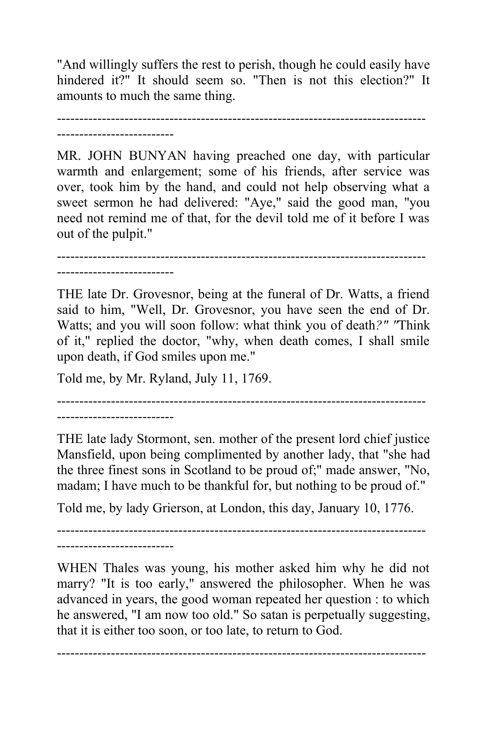"And willingly suffers the rest to perish, though he could easily have hindered it?" It should seem so. "Then is not this election?" It amounts to much the same thing.

---

MR. JOHN BUNYAN having preached one day, with particular warmth and enlargement; some of his friends, after service was over, took him by the hand, and could not help observing what a sweet sermon he had delivered: "Aye," said the good man, "you need not remind me of that, for the devil told me of it before I was out of the pulpit."

---

THE late Dr. Grovesnor, being at the funeral of Dr. Watts, a friend said to him, "Well, Dr. Grovesnor, you have seen the end of Dr. Watts; and you will soon follow: what think you of death?" "Think of it," replied the doctor, "why, when death comes, I shall smile upon death, if God smiles upon me."

Told me, by Mr. Ryland, July 11, 1769.

---

THE late lady Stormont, sen. mother of the present lord chief justice Mansfield, upon being complimented by another lady, that "she had the three finest sons in Scotland to be proud of;" made answer, "No, madam; I have much to be thankful for, but nothing to be proud of."

Told me, by lady Grierson, at London, this day, January 10, 1776.

---

WHEN Thales was young, his mother asked him why he did not marry? "It is too early," answered the philosopher. When he was advanced in years, the good woman repeated her question : to which he answered, "I am now too old." So satan is perpetually suggesting, that it is either too soon, or too late, to return to God.

---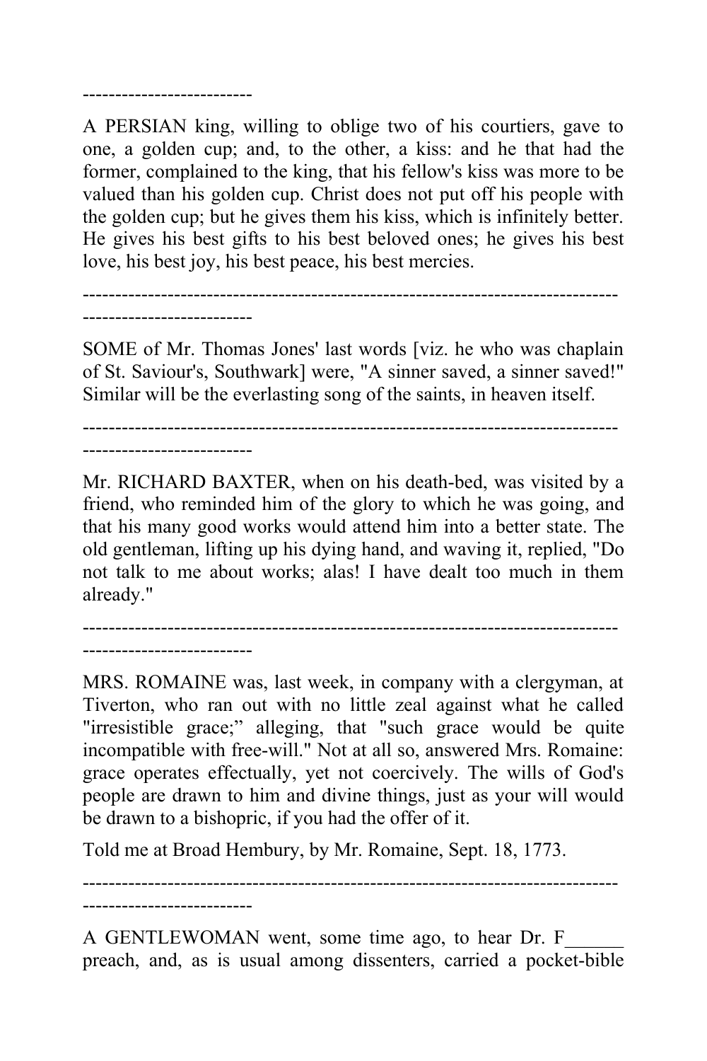--------------------------

A PERSIAN king, willing to oblige two of his courtiers, gave to one, a golden cup; and, to the other, a kiss: and he that had the former, complained to the king, that his fellow's kiss was more to be valued than his golden cup. Christ does not put off his people with the golden cup; but he gives them his kiss, which is infinitely better. He gives his best gifts to his best beloved ones; he gives his best love, his best joy, his best peace, his best mercies.

--------------------------------------------------------------------------------
--------------------------

SOME of Mr. Thomas Jones' last words [viz. he who was chaplain of St. Saviour's, Southwark] were, "A sinner saved, a sinner saved!" Similar will be the everlasting song of the saints, in heaven itself.

--------------------------------------------------------------------------------
--------------------------

Mr. RICHARD BAXTER, when on his death-bed, was visited by a friend, who reminded him of the glory to which he was going, and that his many good works would attend him into a better state. The old gentleman, lifting up his dying hand, and waving it, replied, "Do not talk to me about works; alas! I have dealt too much in them already."

--------------------------------------------------------------------------------
--------------------------

MRS. ROMAINE was, last week, in company with a clergyman, at Tiverton, who ran out with no little zeal against what he called "irresistible grace;" alleging, that "such grace would be quite incompatible with free-will." Not at all so, answered Mrs. Romaine: grace operates effectually, yet not coercively. The wills of God's people are drawn to him and divine things, just as your will would be drawn to a bishopric, if you had the offer of it.

Told me at Broad Hembury, by Mr. Romaine, Sept. 18, 1773.

--------------------------------------------------------------------------------
--------------------------

A GENTLEWOMAN went, some time ago, to hear Dr. F______ preach, and, as is usual among dissenters, carried a pocket-bible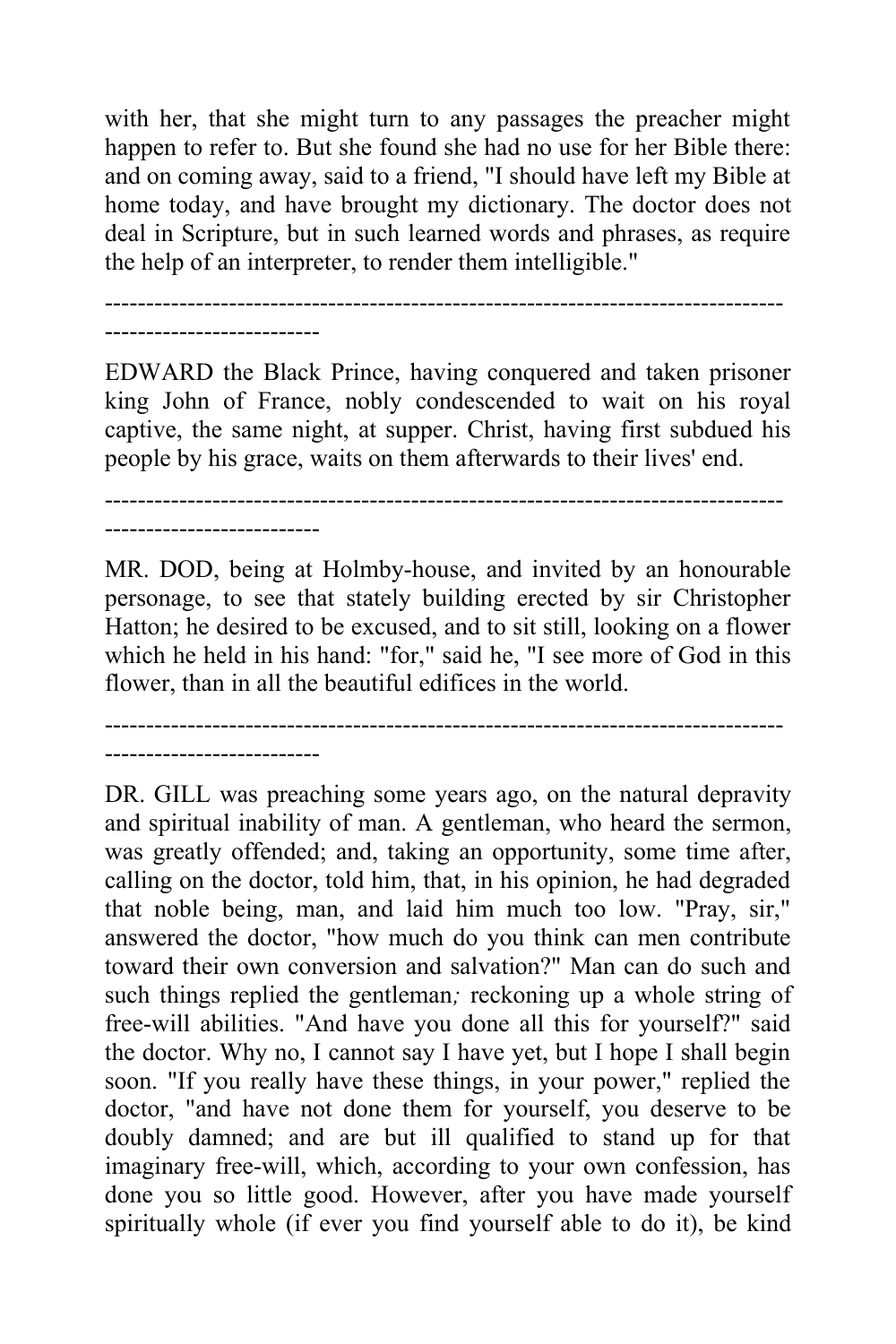with her, that she might turn to any passages the preacher might happen to refer to. But she found she had no use for her Bible there: and on coming away, said to a friend, "I should have left my Bible at home today, and have brought my dictionary. The doctor does not deal in Scripture, but in such learned words and phrases, as require the help of an interpreter, to render them intelligible."

---

EDWARD the Black Prince, having conquered and taken prisoner king John of France, nobly condescended to wait on his royal captive, the same night, at supper. Christ, having first subdued his people by his grace, waits on them afterwards to their lives' end.

---

MR. DOD, being at Holmby-house, and invited by an honourable personage, to see that stately building erected by sir Christopher Hatton; he desired to be excused, and to sit still, looking on a flower which he held in his hand: "for," said he, "I see more of God in this flower, than in all the beautiful edifices in the world.

---

DR. GILL was preaching some years ago, on the natural depravity and spiritual inability of man. A gentleman, who heard the sermon, was greatly offended; and, taking an opportunity, some time after, calling on the doctor, told him, that, in his opinion, he had degraded that noble being, man, and laid him much too low. "Pray, sir," answered the doctor, "how much do you think can men contribute toward their own conversion and salvation?" Man can do such and such things replied the gentleman*;* reckoning up a whole string of free-will abilities. "And have you done all this for yourself?" said the doctor. Why no, I cannot say I have yet, but I hope I shall begin soon. "If you really have these things, in your power," replied the doctor, "and have not done them for yourself, you deserve to be doubly damned; and are but ill qualified to stand up for that imaginary free-will, which, according to your own confession, has done you so little good. However, after you have made yourself spiritually whole (if ever you find yourself able to do it), be kind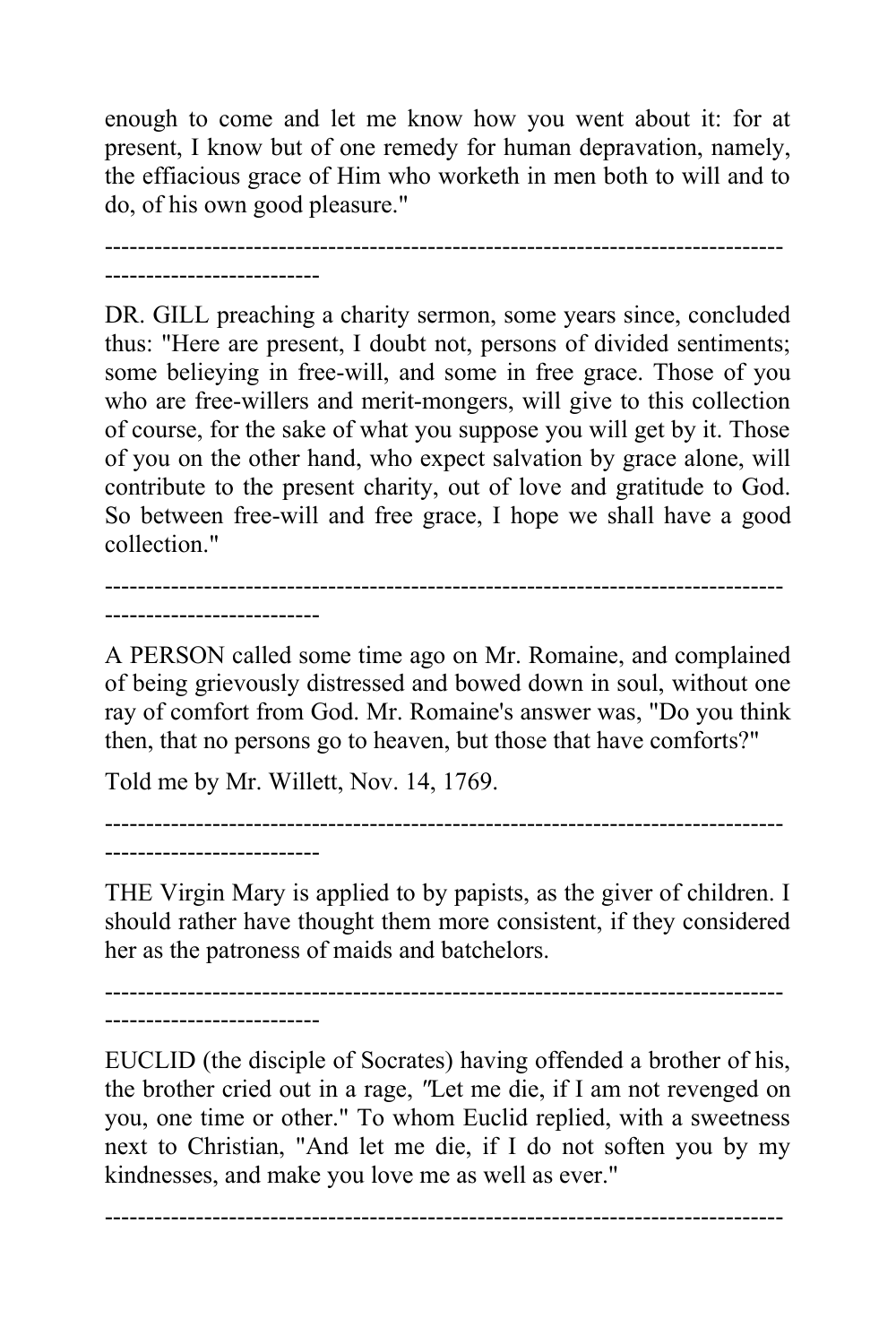enough to come and let me know how you went about it: for at present, I know but of one remedy for human depravation, namely, the effiacious grace of Him who worketh in men both to will and to do, of his own good pleasure."

---

DR. GILL preaching a charity sermon, some years since, concluded thus: "Here are present, I doubt not, persons of divided sentiments; some believing in free-will, and some in free grace. Those of you who are free-willers and merit-mongers, will give to this collection of course, for the sake of what you suppose you will get by it. Those of you on the other hand, who expect salvation by grace alone, will contribute to the present charity, out of love and gratitude to God. So between free-will and free grace, I hope we shall have a good collection."

---

A PERSON called some time ago on Mr. Romaine, and complained of being grievously distressed and bowed down in soul, without one ray of comfort from God. Mr. Romaine's answer was, "Do you think then, that no persons go to heaven, but those that have comforts?"

Told me by Mr. Willett, Nov. 14, 1769.

---

THE Virgin Mary is applied to by papists, as the giver of children. I should rather have thought them more consistent, if they considered her as the patroness of maids and batchelors.

---

EUCLID (the disciple of Socrates) having offended a brother of his, the brother cried out in a rage, "Let me die, if I am not revenged on you, one time or other." To whom Euclid replied, with a sweetness next to Christian, "And let me die, if I do not soften you by my kindnesses, and make you love me as well as ever."

---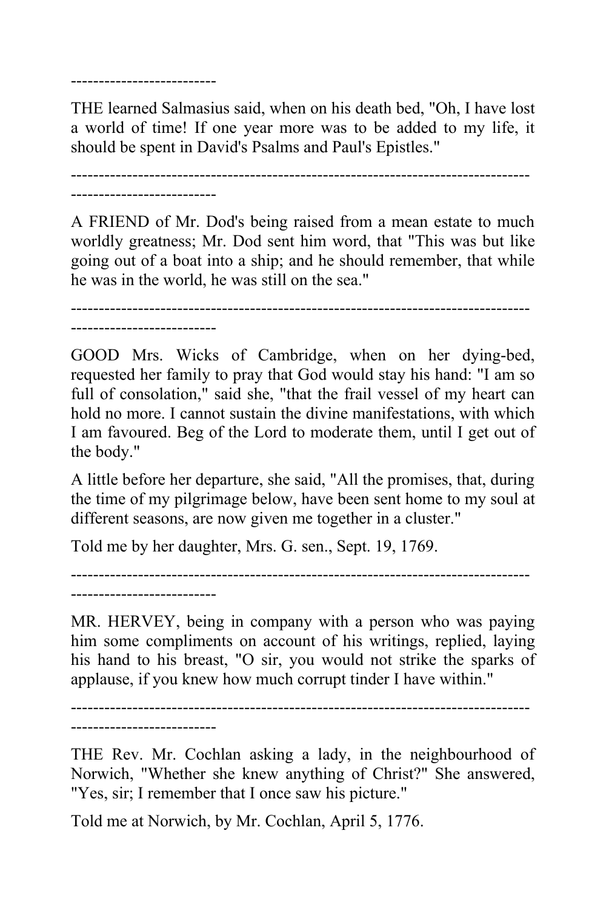THE learned Salmasius said, when on his death bed, "Oh, I have lost a world of time! If one year more was to be added to my life, it should be spent in David's Psalms and Paul's Epistles."

---

A FRIEND of Mr. Dod's being raised from a mean estate to much worldly greatness; Mr. Dod sent him word, that "This was but like going out of a boat into a ship; and he should remember, that while he was in the world, he was still on the sea."

---

GOOD Mrs. Wicks of Cambridge, when on her dying-bed, requested her family to pray that God would stay his hand: "I am so full of consolation," said she, "that the frail vessel of my heart can hold no more. I cannot sustain the divine manifestations, with which I am favoured. Beg of the Lord to moderate them, until I get out of the body."

A little before her departure, she said, "All the promises, that, during the time of my pilgrimage below, have been sent home to my soul at different seasons, are now given me together in a cluster."

Told me by her daughter, Mrs. G. sen., Sept. 19, 1769.

---

MR. HERVEY, being in company with a person who was paying him some compliments on account of his writings, replied, laying his hand to his breast, "O sir, you would not strike the sparks of applause, if you knew how much corrupt tinder I have within."

---

THE Rev. Mr. Cochlan asking a lady, in the neighbourhood of Norwich, "Whether she knew anything of Christ?" She answered, "Yes, sir; I remember that I once saw his picture."

Told me at Norwich, by Mr. Cochlan, April 5, 1776.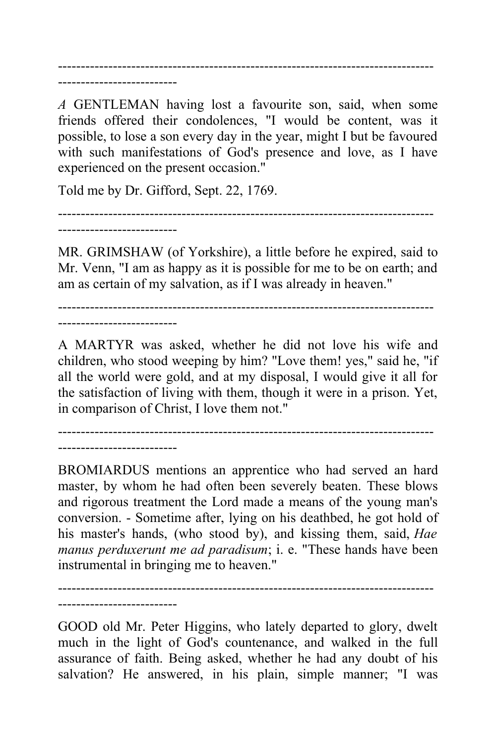---

*A* GENTLEMAN having lost a favourite son, said, when some friends offered their condolences, "I would be content, was it possible, to lose a son every day in the year, might I but be favoured with such manifestations of God's presence and love, as I have experienced on the present occasion."

Told me by Dr. Gifford, Sept. 22, 1769.

---

MR. GRIMSHAW (of Yorkshire), a little before he expired, said to Mr. Venn, "I am as happy as it is possible for me to be on earth; and am as certain of my salvation, as if I was already in heaven."

---

A MARTYR was asked, whether he did not love his wife and children, who stood weeping by him? "Love them! yes," said he, "if all the world were gold, and at my disposal, I would give it all for the satisfaction of living with them, though it were in a prison. Yet, in comparison of Christ, I love them not."

---

BROMIARDUS mentions an apprentice who had served an hard master, by whom he had often been severely beaten. These blows and rigorous treatment the Lord made a means of the young man's conversion. - Sometime after, lying on his deathbed, he got hold of his master's hands, (who stood by), and kissing them, said, *Hae manus perduxerunt me ad paradisum*; i. e. "These hands have been instrumental in bringing me to heaven."

---

GOOD old Mr. Peter Higgins, who lately departed to glory, dwelt much in the light of God's countenance, and walked in the full assurance of faith. Being asked, whether he had any doubt of his salvation? He answered, in his plain, simple manner; "I was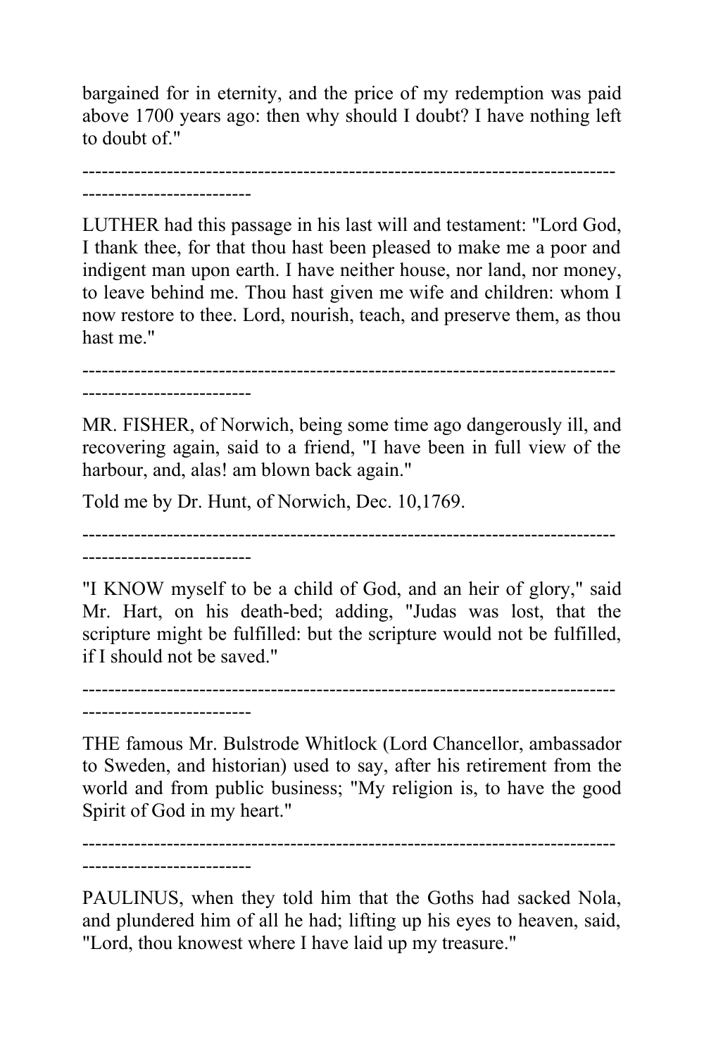bargained for in eternity, and the price of my redemption was paid above 1700 years ago: then why should I doubt? I have nothing left to doubt of."

---

LUTHER had this passage in his last will and testament: "Lord God, I thank thee, for that thou hast been pleased to make me a poor and indigent man upon earth. I have neither house, nor land, nor money, to leave behind me. Thou hast given me wife and children: whom I now restore to thee. Lord, nourish, teach, and preserve them, as thou hast me."

---

MR. FISHER, of Norwich, being some time ago dangerously ill, and recovering again, said to a friend, "I have been in full view of the harbour, and, alas! am blown back again."

Told me by Dr. Hunt, of Norwich, Dec. 10,1769.

---

"I KNOW myself to be a child of God, and an heir of glory," said Mr. Hart, on his death-bed; adding, "Judas was lost, that the scripture might be fulfilled: but the scripture would not be fulfilled, if I should not be saved."

---

THE famous Mr. Bulstrode Whitlock (Lord Chancellor, ambassador to Sweden, and historian) used to say, after his retirement from the world and from public business; "My religion is, to have the good Spirit of God in my heart."

---

PAULINUS, when they told him that the Goths had sacked Nola, and plundered him of all he had; lifting up his eyes to heaven, said, "Lord, thou knowest where I have laid up my treasure."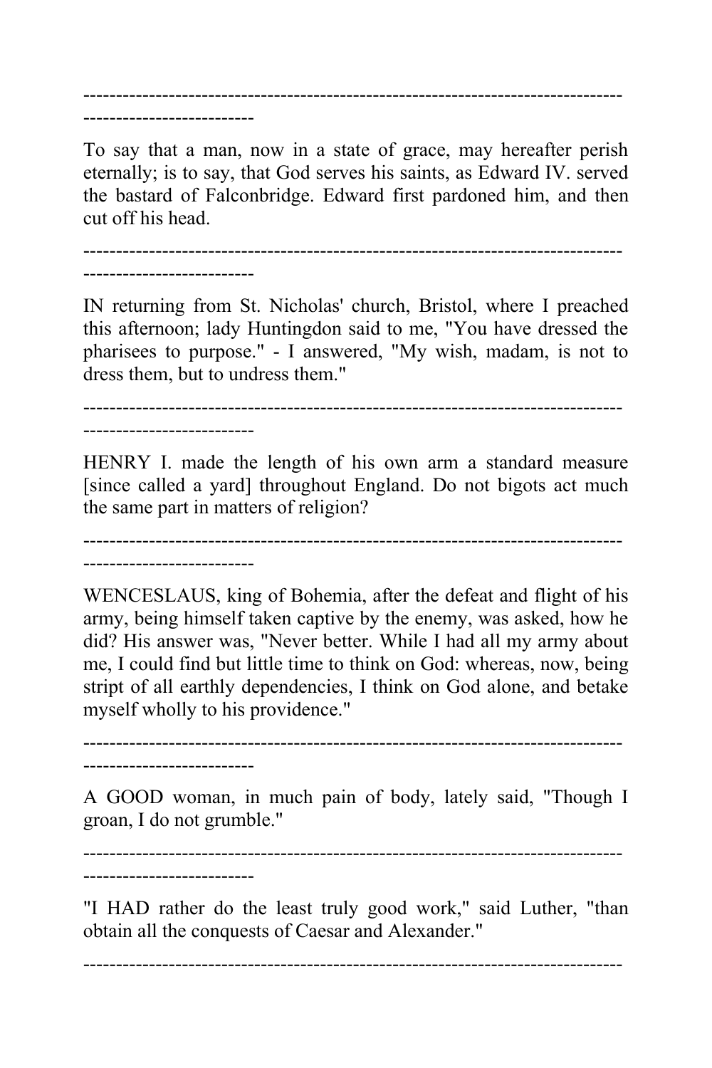---

To say that a man, now in a state of grace, may hereafter perish eternally; is to say, that God serves his saints, as Edward IV. served the bastard of Falconbridge. Edward first pardoned him, and then cut off his head.

---

IN returning from St. Nicholas' church, Bristol, where I preached this afternoon; lady Huntingdon said to me, "You have dressed the pharisees to purpose." - I answered, "My wish, madam, is not to dress them, but to undress them."

---

HENRY I. made the length of his own arm a standard measure [since called a yard] throughout England. Do not bigots act much the same part in matters of religion?

---

WENCESLAUS, king of Bohemia, after the defeat and flight of his army, being himself taken captive by the enemy, was asked, how he did? His answer was, "Never better. While I had all my army about me, I could find but little time to think on God: whereas, now, being stript of all earthly dependencies, I think on God alone, and betake myself wholly to his providence."

---

A GOOD woman, in much pain of body, lately said, "Though I groan, I do not grumble."

---

"I HAD rather do the least truly good work," said Luther, "than obtain all the conquests of Caesar and Alexander."

---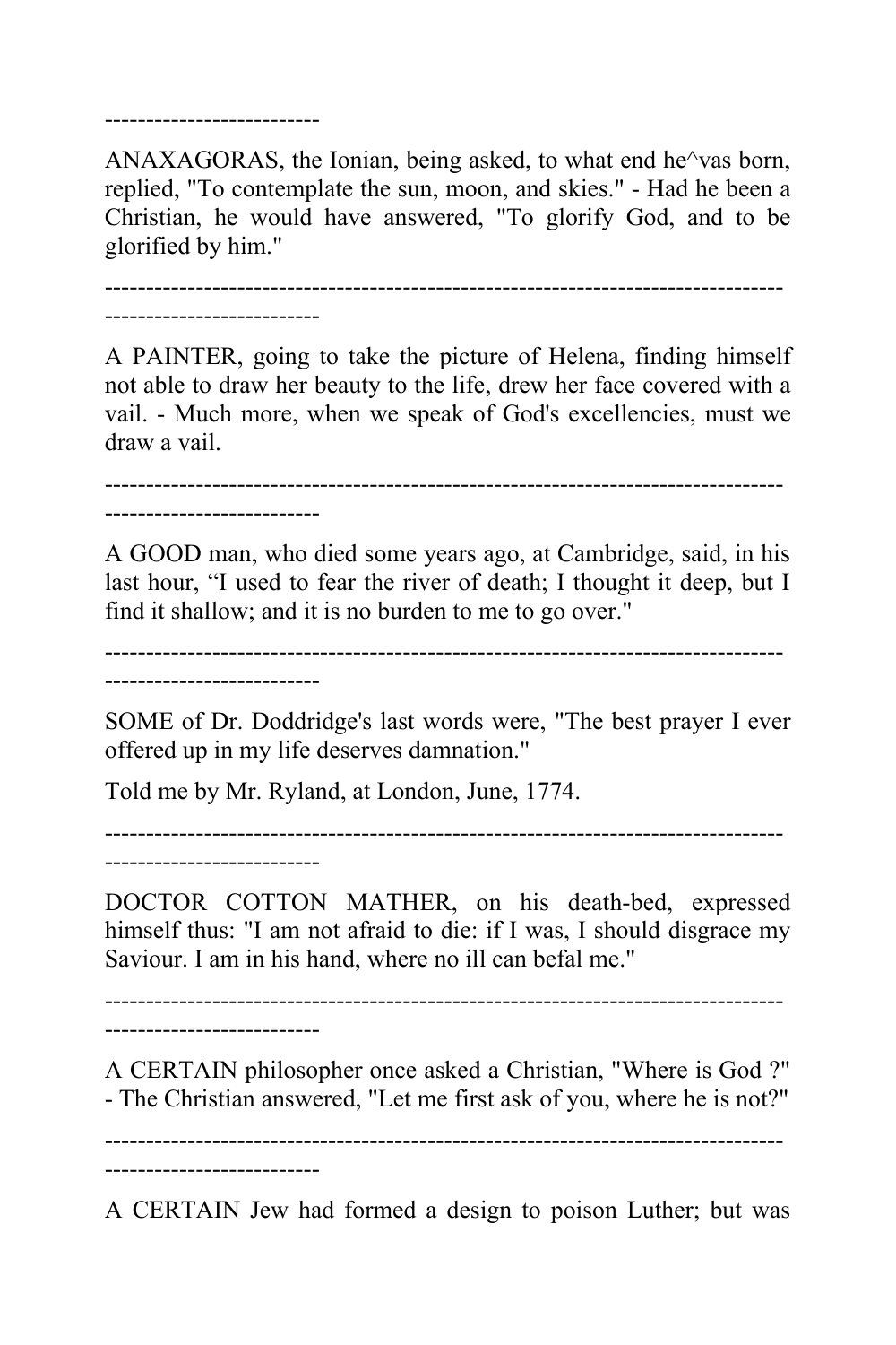--------------------------

ANAXAGORAS, the Ionian, being asked, to what end he^vas born, replied, "To contemplate the sun, moon, and skies." - Had he been a Christian, he would have answered, "To glorify God, and to be glorified by him."

--------------------------------------------------------------------------------
--------------------------

A PAINTER, going to take the picture of Helena, finding himself not able to draw her beauty to the life, drew her face covered with a vail. - Much more, when we speak of God's excellencies, must we draw a vail.

--------------------------------------------------------------------------------
--------------------------

A GOOD man, who died some years ago, at Cambridge, said, in his last hour, "I used to fear the river of death; I thought it deep, but I find it shallow; and it is no burden to me to go over."

--------------------------------------------------------------------------------
--------------------------

SOME of Dr. Doddridge's last words were, "The best prayer I ever offered up in my life deserves damnation."

Told me by Mr. Ryland, at London, June, 1774.

--------------------------------------------------------------------------------
--------------------------

DOCTOR COTTON MATHER, on his death-bed, expressed himself thus: "I am not afraid to die: if I was, I should disgrace my Saviour. I am in his hand, where no ill can befal me."

--------------------------------------------------------------------------------
--------------------------

A CERTAIN philosopher once asked a Christian, "Where is God ?" - The Christian answered, "Let me first ask of you, where he is not?"

--------------------------------------------------------------------------------
--------------------------

A CERTAIN Jew had formed a design to poison Luther; but was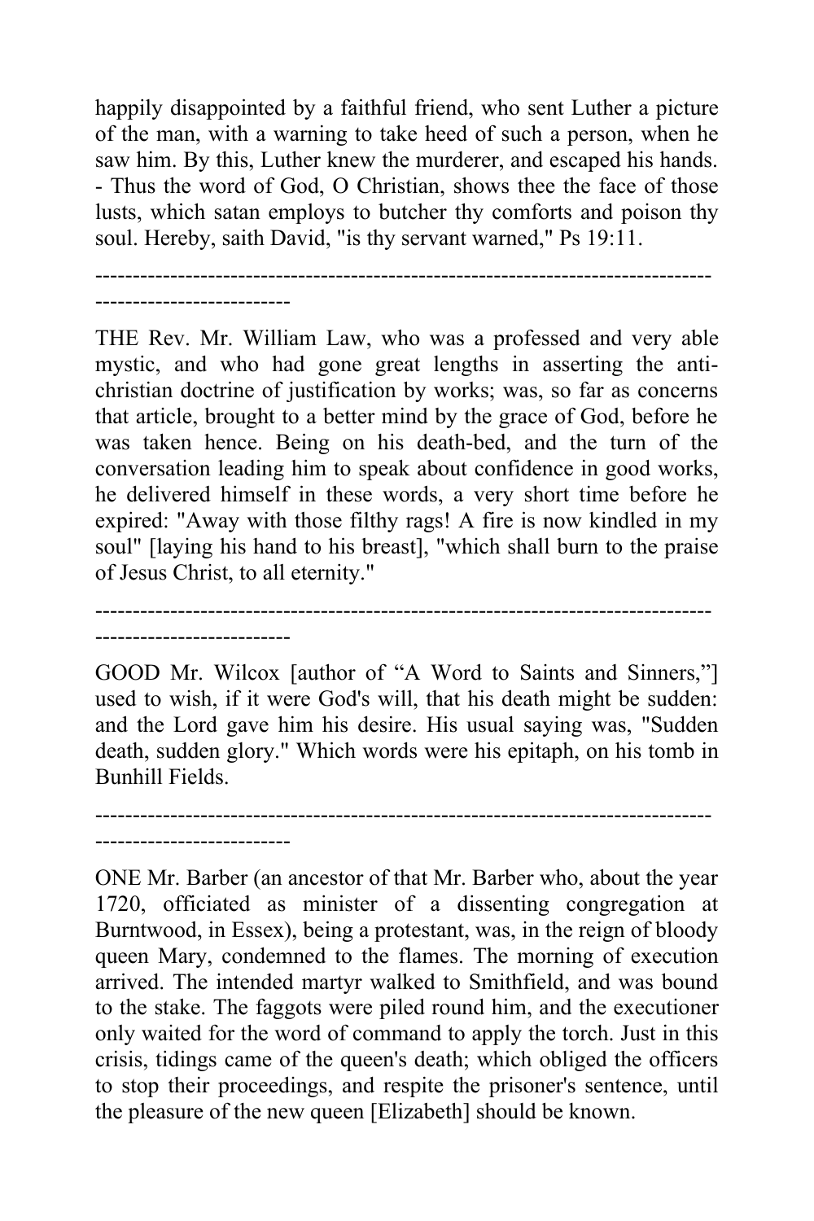happily disappointed by a faithful friend, who sent Luther a picture of the man, with a warning to take heed of such a person, when he saw him. By this, Luther knew the murderer, and escaped his hands. - Thus the word of God, O Christian, shows thee the face of those lusts, which satan employs to butcher thy comforts and poison thy soul. Hereby, saith David, "is thy servant warned," Ps 19:11.

---

THE Rev. Mr. William Law, who was a professed and very able mystic, and who had gone great lengths in asserting the anti-christian doctrine of justification by works; was, so far as concerns that article, brought to a better mind by the grace of God, before he was taken hence. Being on his death-bed, and the turn of the conversation leading him to speak about confidence in good works, he delivered himself in these words, a very short time before he expired: "Away with those filthy rags! A fire is now kindled in my soul" [laying his hand to his breast], "which shall burn to the praise of Jesus Christ, to all eternity."

---

GOOD Mr. Wilcox [author of “A Word to Saints and Sinners,”] used to wish, if it were God's will, that his death might be sudden: and the Lord gave him his desire. His usual saying was, "Sudden death, sudden glory." Which words were his epitaph, on his tomb in Bunhill Fields.

---

ONE Mr. Barber (an ancestor of that Mr. Barber who, about the year 1720, officiated as minister of a dissenting congregation at Burntwood, in Essex), being a protestant, was, in the reign of bloody queen Mary, condemned to the flames. The morning of execution arrived. The intended martyr walked to Smithfield, and was bound to the stake. The faggots were piled round him, and the executioner only waited for the word of command to apply the torch. Just in this crisis, tidings came of the queen's death; which obliged the officers to stop their proceedings, and respite the prisoner's sentence, until the pleasure of the new queen [Elizabeth] should be known.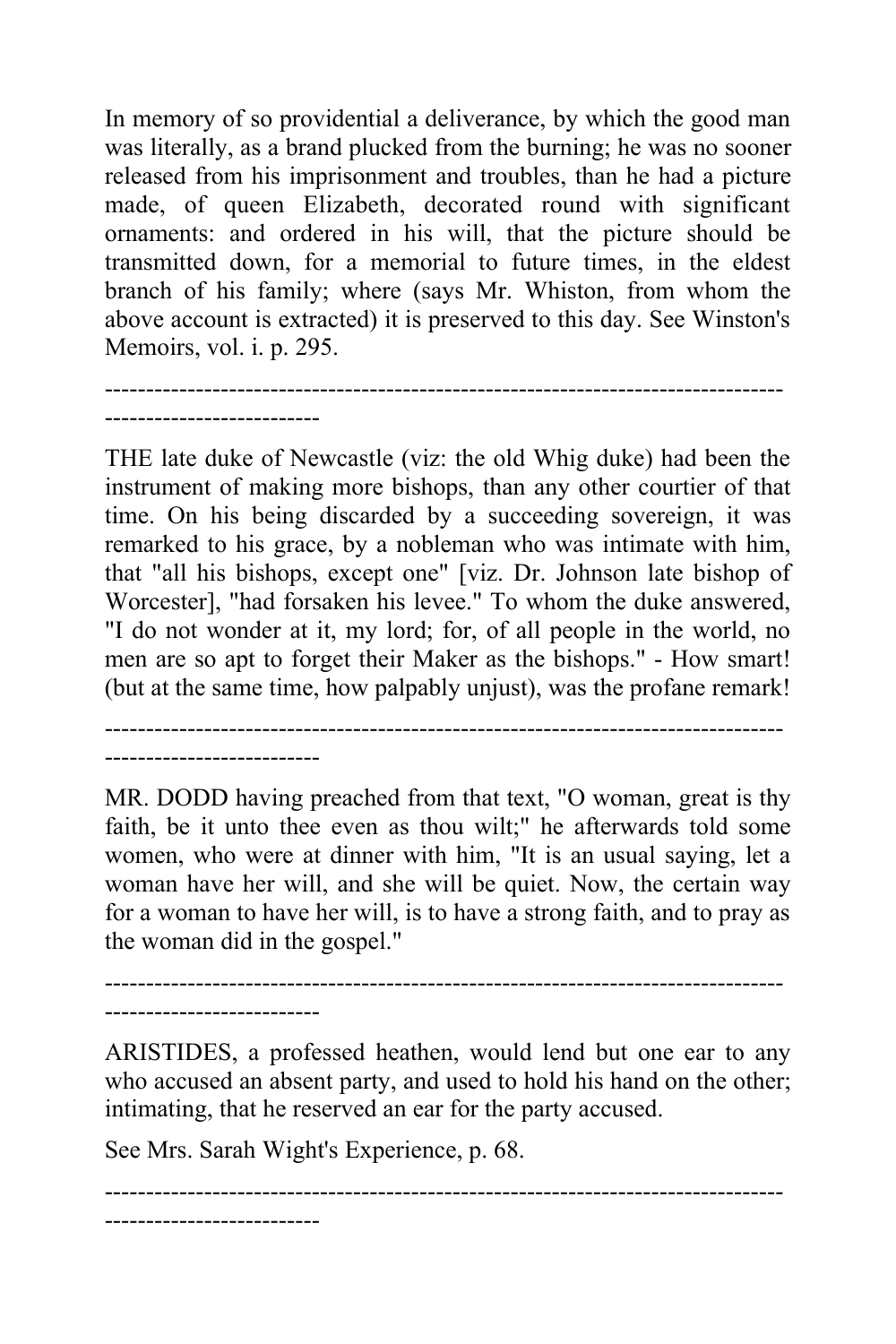In memory of so providential a deliverance, by which the good man was literally, as a brand plucked from the burning; he was no sooner released from his imprisonment and troubles, than he had a picture made, of queen Elizabeth, decorated round with significant ornaments: and ordered in his will, that the picture should be transmitted down, for a memorial to future times, in the eldest branch of his family; where (says Mr. Whiston, from whom the above account is extracted) it is preserved to this day. See Winston's Memoirs, vol. i. p. 295.

---

THE late duke of Newcastle (viz: the old Whig duke) had been the instrument of making more bishops, than any other courtier of that time. On his being discarded by a succeeding sovereign, it was remarked to his grace, by a nobleman who was intimate with him, that "all his bishops, except one" [viz. Dr. Johnson late bishop of Worcester], "had forsaken his levee." To whom the duke answered, "I do not wonder at it, my lord; for, of all people in the world, no men are so apt to forget their Maker as the bishops." - How smart! (but at the same time, how palpably unjust), was the profane remark!

---

MR. DODD having preached from that text, "O woman, great is thy faith, be it unto thee even as thou wilt;" he afterwards told some women, who were at dinner with him, "It is an usual saying, let a woman have her will, and she will be quiet. Now, the certain way for a woman to have her will, is to have a strong faith, and to pray as the woman did in the gospel."

---

ARISTIDES, a professed heathen, would lend but one ear to any who accused an absent party, and used to hold his hand on the other; intimating, that he reserved an ear for the party accused.

See Mrs. Sarah Wight's Experience, p. 68.

---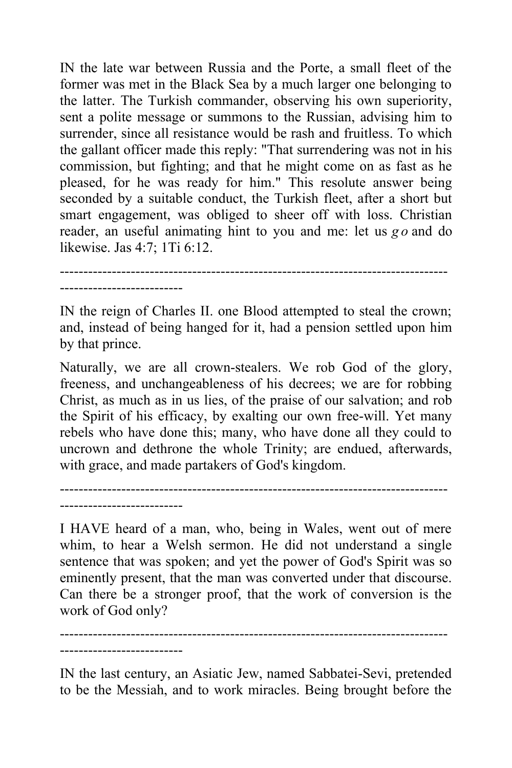IN the late war between Russia and the Porte, a small fleet of the former was met in the Black Sea by a much larger one belonging to the latter. The Turkish commander, observing his own superiority, sent a polite message or summons to the Russian, advising him to surrender, since all resistance would be rash and fruitless. To which the gallant officer made this reply: "That surrendering was not in his commission, but fighting; and that he might come on as fast as he pleased, for he was ready for him." This resolute answer being seconded by a suitable conduct, the Turkish fleet, after a short but smart engagement, was obliged to sheer off with loss. Christian reader, an useful animating hint to you and me: let us *go* and do likewise. Jas 4:7; 1Ti 6:12.

--------------------------------------------------------------------------------------------------------

IN the reign of Charles II. one Blood attempted to steal the crown; and, instead of being hanged for it, had a pension settled upon him by that prince.

Naturally, we are all crown-stealers. We rob God of the glory, freeness, and unchangeableness of his decrees; we are for robbing Christ, as much as in us lies, of the praise of our salvation; and rob the Spirit of his efficacy, by exalting our own free-will. Yet many rebels who have done this; many, who have done all they could to uncrown and dethrone the whole Trinity; are endued, afterwards, with grace, and made partakers of God's kingdom.

--------------------------------------------------------------------------------------------------------

I HAVE heard of a man, who, being in Wales, went out of mere whim, to hear a Welsh sermon. He did not understand a single sentence that was spoken; and yet the power of God's Spirit was so eminently present, that the man was converted under that discourse. Can there be a stronger proof, that the work of conversion is the work of God only?

--------------------------------------------------------------------------------------------------------

IN the last century, an Asiatic Jew, named Sabbatei-Sevi, pretended to be the Messiah, and to work miracles. Being brought before the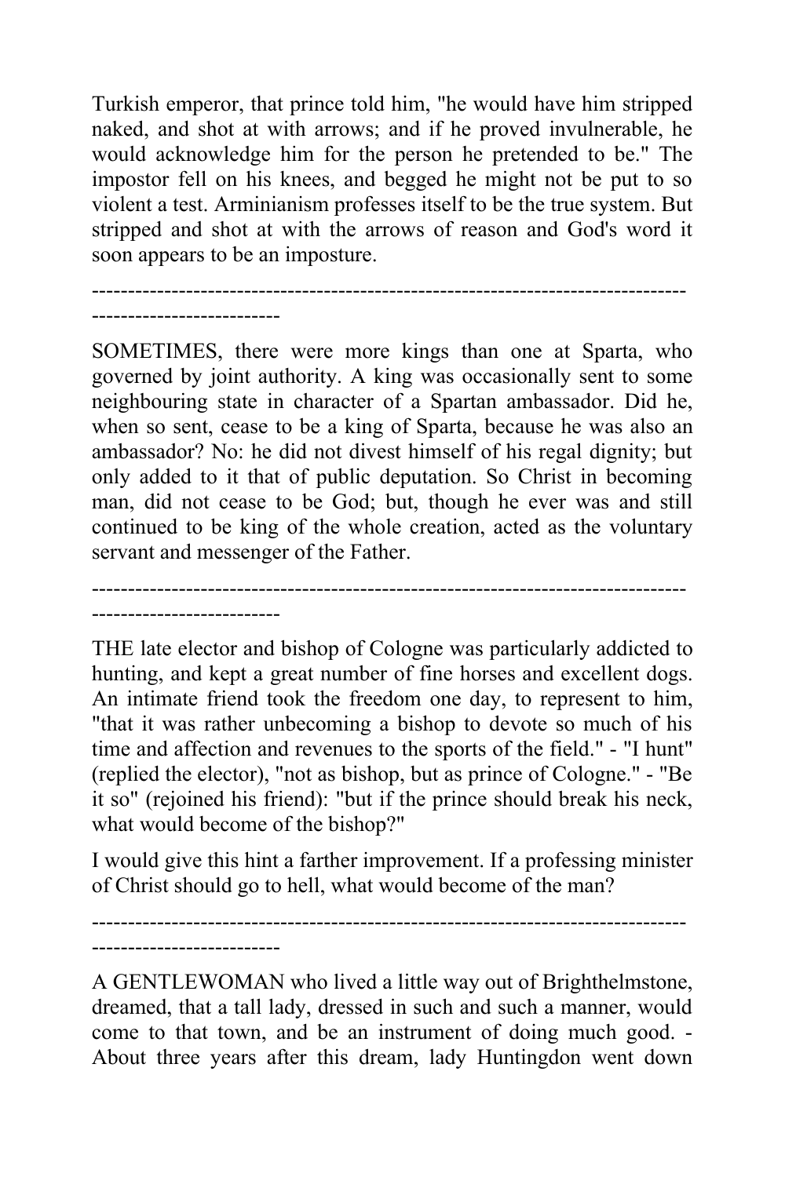Turkish emperor, that prince told him, "he would have him stripped naked, and shot at with arrows; and if he proved invulnerable, he would acknowledge him for the person he pretended to be." The impostor fell on his knees, and begged he might not be put to so violent a test. Arminianism professes itself to be the true system. But stripped and shot at with the arrows of reason and God's word it soon appears to be an imposture.

---

SOMETIMES, there were more kings than one at Sparta, who governed by joint authority. A king was occasionally sent to some neighbouring state in character of a Spartan ambassador. Did he, when so sent, cease to be a king of Sparta, because he was also an ambassador? No: he did not divest himself of his regal dignity; but only added to it that of public deputation. So Christ in becoming man, did not cease to be God; but, though he ever was and still continued to be king of the whole creation, acted as the voluntary servant and messenger of the Father.

---

THE late elector and bishop of Cologne was particularly addicted to hunting, and kept a great number of fine horses and excellent dogs. An intimate friend took the freedom one day, to represent to him, "that it was rather unbecoming a bishop to devote so much of his time and affection and revenues to the sports of the field." - "I hunt" (replied the elector), "not as bishop, but as prince of Cologne." - "Be it so" (rejoined his friend): "but if the prince should break his neck, what would become of the bishop?"

I would give this hint a farther improvement. If a professing minister of Christ should go to hell, what would become of the man?

---

A GENTLEWOMAN who lived a little way out of Brighthelmstone, dreamed, that a tall lady, dressed in such and such a manner, would come to that town, and be an instrument of doing much good. - About three years after this dream, lady Huntingdon went down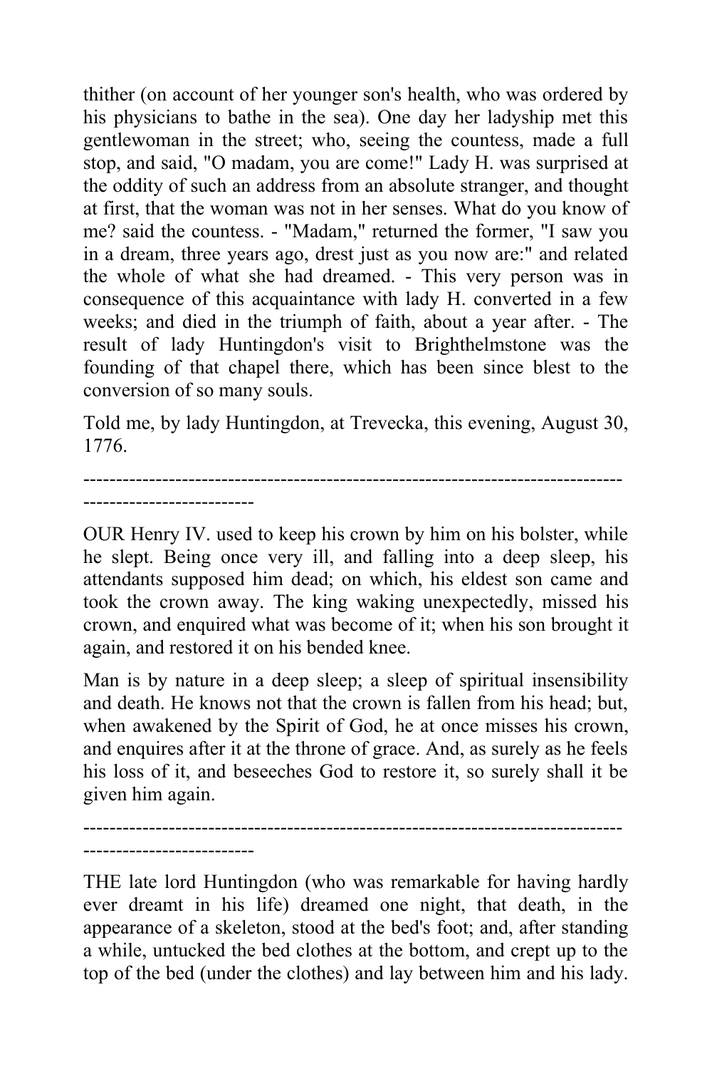thither (on account of her younger son's health, who was ordered by his physicians to bathe in the sea). One day her ladyship met this gentlewoman in the street; who, seeing the countess, made a full stop, and said, "O madam, you are come!" Lady H. was surprised at the oddity of such an address from an absolute stranger, and thought at first, that the woman was not in her senses. What do you know of me? said the countess. - "Madam," returned the former, "I saw you in a dream, three years ago, drest just as you now are:" and related the whole of what she had dreamed. - This very person was in consequence of this acquaintance with lady H. converted in a few weeks; and died in the triumph of faith, about a year after. - The result of lady Huntingdon's visit to Brighthelmstone was the founding of that chapel there, which has been since blest to the conversion of so many souls.

Told me, by lady Huntingdon, at Trevecka, this evening, August 30, 1776.

---

OUR Henry IV. used to keep his crown by him on his bolster, while he slept. Being once very ill, and falling into a deep sleep, his attendants supposed him dead; on which, his eldest son came and took the crown away. The king waking unexpectedly, missed his crown, and enquired what was become of it; when his son brought it again, and restored it on his bended knee.

Man is by nature in a deep sleep; a sleep of spiritual insensibility and death. He knows not that the crown is fallen from his head; but, when awakened by the Spirit of God, he at once misses his crown, and enquires after it at the throne of grace. And, as surely as he feels his loss of it, and beseeches God to restore it, so surely shall it be given him again.

---

THE late lord Huntingdon (who was remarkable for having hardly ever dreamt in his life) dreamed one night, that death, in the appearance of a skeleton, stood at the bed's foot; and, after standing a while, untucked the bed clothes at the bottom, and crept up to the top of the bed (under the clothes) and lay between him and his lady.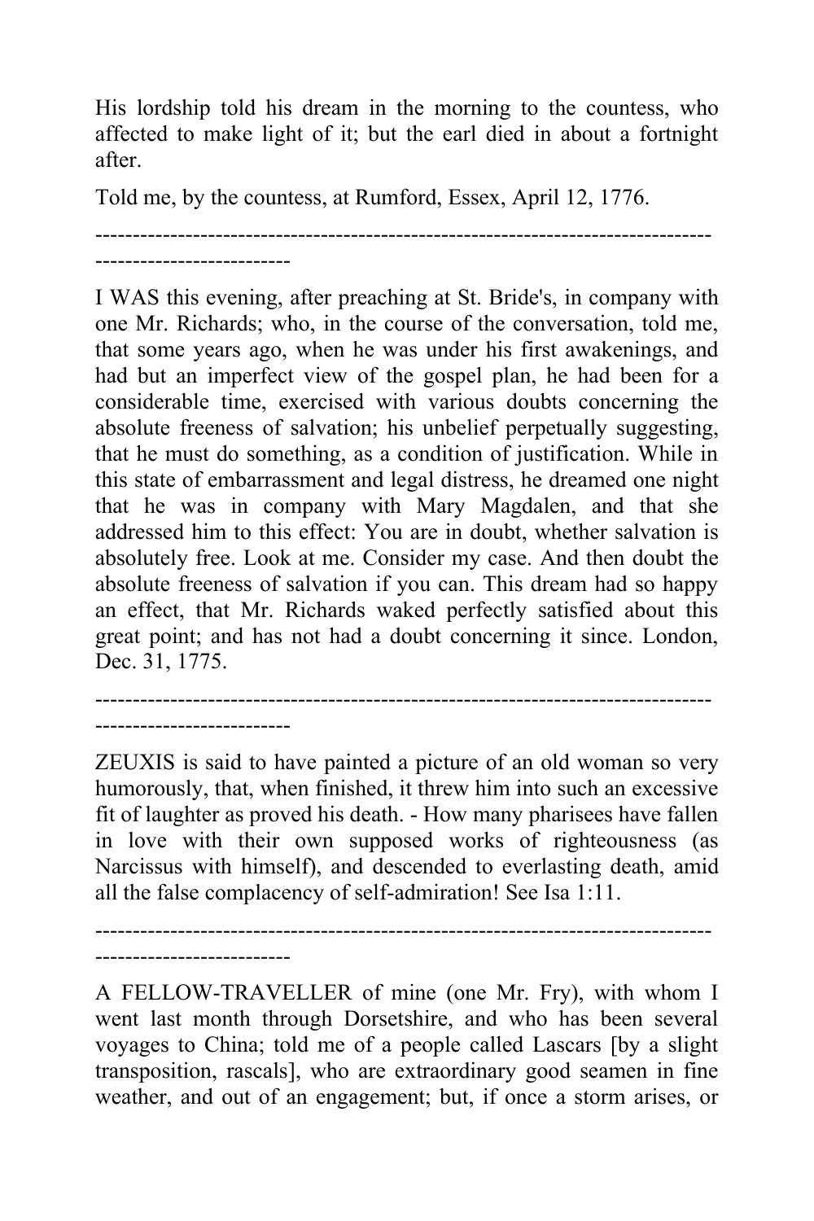His lordship told his dream in the morning to the countess, who affected to make light of it; but the earl died in about a fortnight after.

Told me, by the countess, at Rumford, Essex, April 12, 1776.

---

I WAS this evening, after preaching at St. Bride's, in company with one Mr. Richards; who, in the course of the conversation, told me, that some years ago, when he was under his first awakenings, and had but an imperfect view of the gospel plan, he had been for a considerable time, exercised with various doubts concerning the absolute freeness of salvation; his unbelief perpetually suggesting, that he must do something, as a condition of justification. While in this state of embarrassment and legal distress, he dreamed one night that he was in company with Mary Magdalen, and that she addressed him to this effect: You are in doubt, whether salvation is absolutely free. Look at me. Consider my case. And then doubt the absolute freeness of salvation if you can. This dream had so happy an effect, that Mr. Richards waked perfectly satisfied about this great point; and has not had a doubt concerning it since. London, Dec. 31, 1775.

---

ZEUXIS is said to have painted a picture of an old woman so very humorously, that, when finished, it threw him into such an excessive fit of laughter as proved his death. - How many pharisees have fallen in love with their own supposed works of righteousness (as Narcissus with himself), and descended to everlasting death, amid all the false complacency of self-admiration! See Isa 1:11.

---

A FELLOW-TRAVELLER of mine (one Mr. Fry), with whom I went last month through Dorsetshire, and who has been several voyages to China; told me of a people called Lascars [by a slight transposition, rascals], who are extraordinary good seamen in fine weather, and out of an engagement; but, if once a storm arises, or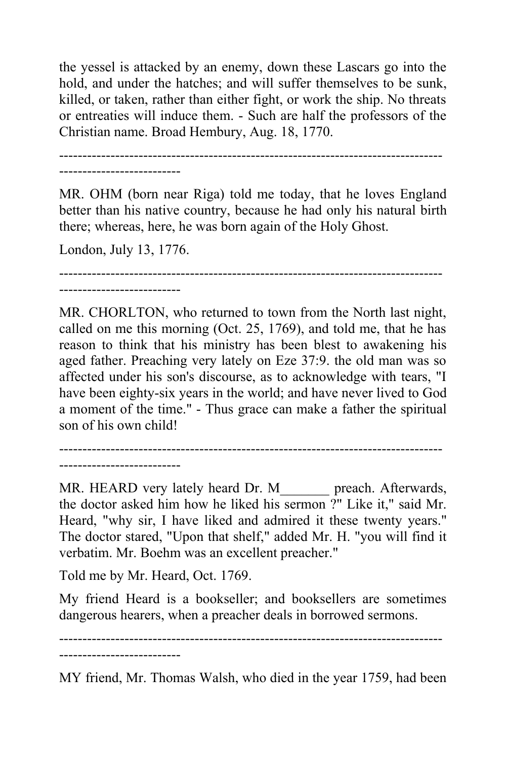the yessel is attacked by an enemy, down these Lascars go into the hold, and under the hatches; and will suffer themselves to be sunk, killed, or taken, rather than either fight, or work the ship. No threats or entreaties will induce them. - Such are half the professors of the Christian name. Broad Hembury, Aug. 18, 1770.

---

MR. OHM (born near Riga) told me today, that he loves England better than his native country, because he had only his natural birth there; whereas, here, he was born again of the Holy Ghost.

London, July 13, 1776.

---

MR. CHORLTON, who returned to town from the North last night, called on me this morning (Oct. 25, 1769), and told me, that he has reason to think that his ministry has been blest to awakening his aged father. Preaching very lately on Eze 37:9. the old man was so affected under his son's discourse, as to acknowledge with tears, "I have been eighty-six years in the world; and have never lived to God a moment of the time." - Thus grace can make a father the spiritual son of his own child!

---

MR. HEARD very lately heard Dr. M_______ preach. Afterwards, the doctor asked him how he liked his sermon ?" Like it," said Mr. Heard, "why sir, I have liked and admired it these twenty years." The doctor stared, "Upon that shelf," added Mr. H. "you will find it verbatim. Mr. Boehm was an excellent preacher."

Told me by Mr. Heard, Oct. 1769.

My friend Heard is a bookseller; and booksellers are sometimes dangerous hearers, when a preacher deals in borrowed sermons.

---

MY friend, Mr. Thomas Walsh, who died in the year 1759, had been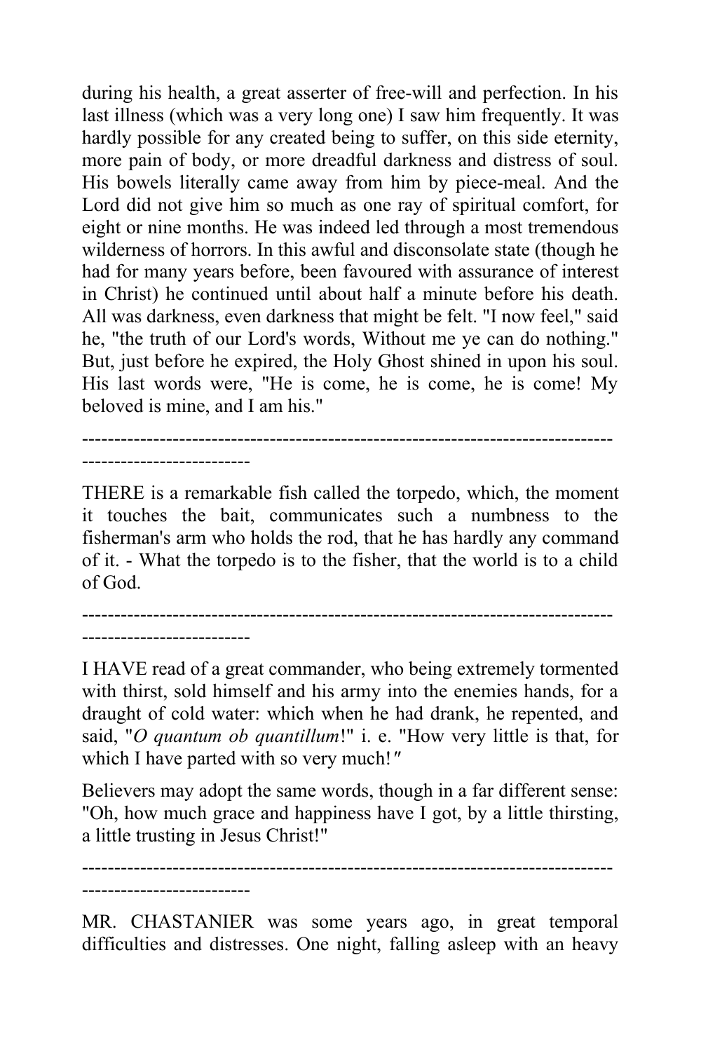during his health, a great asserter of free-will and perfection. In his last illness (which was a very long one) I saw him frequently. It was hardly possible for any created being to suffer, on this side eternity, more pain of body, or more dreadful darkness and distress of soul. His bowels literally came away from him by piece-meal. And the Lord did not give him so much as one ray of spiritual comfort, for eight or nine months. He was indeed led through a most tremendous wilderness of horrors. In this awful and disconsolate state (though he had for many years before, been favoured with assurance of interest in Christ) he continued until about half a minute before his death. All was darkness, even darkness that might be felt. "I now feel," said he, "the truth of our Lord's words, Without me ye can do nothing." But, just before he expired, the Holy Ghost shined in upon his soul. His last words were, "He is come, he is come, he is come! My beloved is mine, and I am his."

---

THERE is a remarkable fish called the torpedo, which, the moment it touches the bait, communicates such a numbness to the fisherman's arm who holds the rod, that he has hardly any command of it. - What the torpedo is to the fisher, that the world is to a child of God.

---

I HAVE read of a great commander, who being extremely tormented with thirst, sold himself and his army into the enemies hands, for a draught of cold water: which when he had drank, he repented, and said, "*O quantum ob quantillum*!" i. e. "How very little is that, for which I have parted with so very much!"

Believers may adopt the same words, though in a far different sense: "Oh, how much grace and happiness have I got, by a little thirsting, a little trusting in Jesus Christ!"

---

MR. CHASTANIER was some years ago, in great temporal difficulties and distresses. One night, falling asleep with an heavy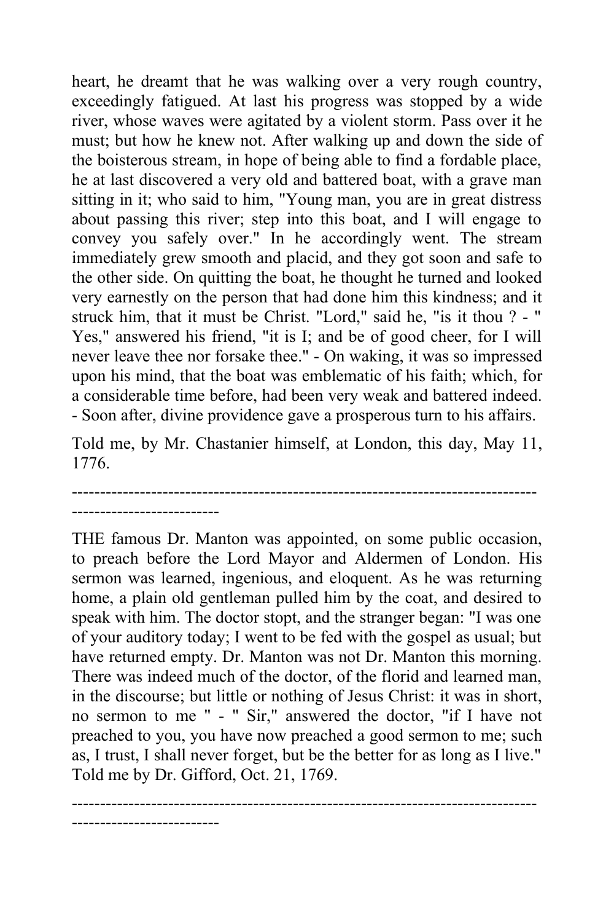heart, he dreamt that he was walking over a very rough country, exceedingly fatigued. At last his progress was stopped by a wide river, whose waves were agitated by a violent storm. Pass over it he must; but how he knew not. After walking up and down the side of the boisterous stream, in hope of being able to find a fordable place, he at last discovered a very old and battered boat, with a grave man sitting in it; who said to him, "Young man, you are in great distress about passing this river; step into this boat, and I will engage to convey you safely over." In he accordingly went. The stream immediately grew smooth and placid, and they got soon and safe to the other side. On quitting the boat, he thought he turned and looked very earnestly on the person that had done him this kindness; and it struck him, that it must be Christ. "Lord," said he, "is it thou ? - " Yes," answered his friend, "it is I; and be of good cheer, for I will never leave thee nor forsake thee." - On waking, it was so impressed upon his mind, that the boat was emblematic of his faith; which, for a considerable time before, had been very weak and battered indeed. - Soon after, divine providence gave a prosperous turn to his affairs.

Told me, by Mr. Chastanier himself, at London, this day, May 11, 1776.

---

THE famous Dr. Manton was appointed, on some public occasion, to preach before the Lord Mayor and Aldermen of London. His sermon was learned, ingenious, and eloquent. As he was returning home, a plain old gentleman pulled him by the coat, and desired to speak with him. The doctor stopt, and the stranger began: "I was one of your auditory today; I went to be fed with the gospel as usual; but have returned empty. Dr. Manton was not Dr. Manton this morning. There was indeed much of the doctor, of the florid and learned man, in the discourse; but little or nothing of Jesus Christ: it was in short, no sermon to me " - " Sir," answered the doctor, "if I have not preached to you, you have now preached a good sermon to me; such as, I trust, I shall never forget, but be the better for as long as I live." Told me by Dr. Gifford, Oct. 21, 1769.

---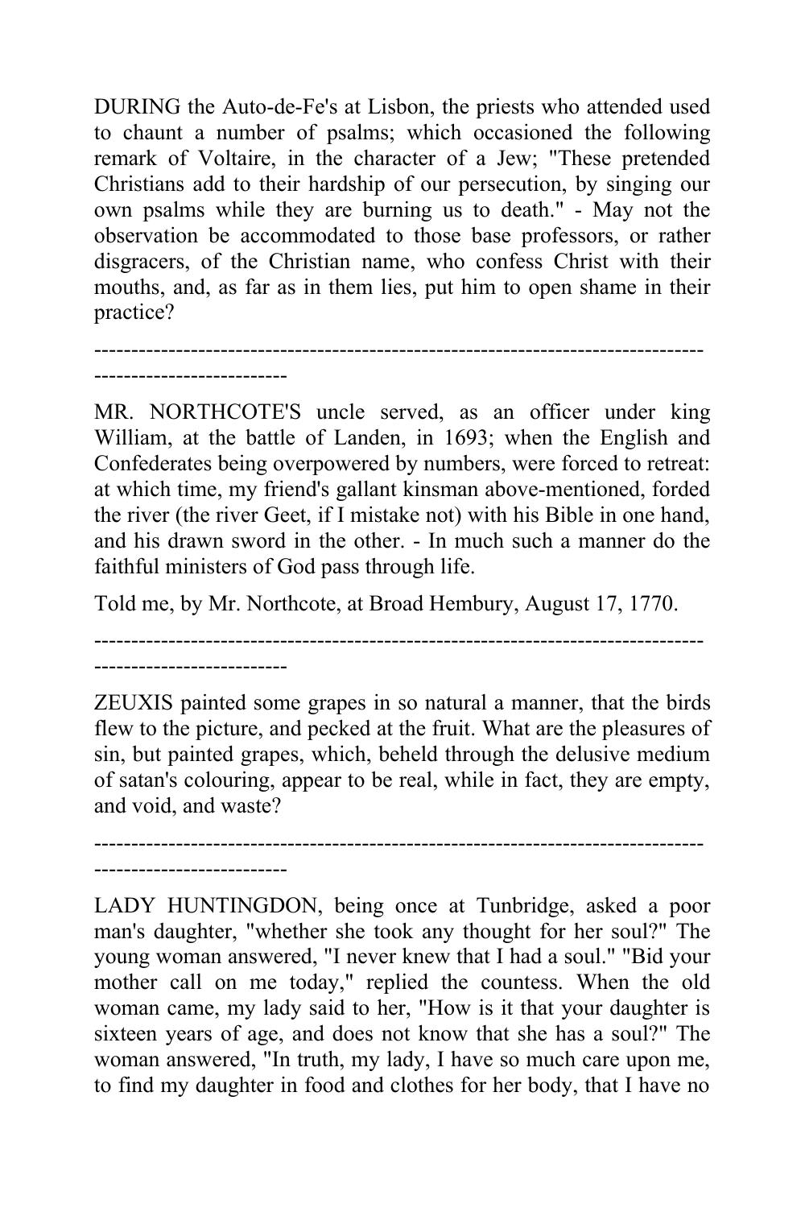DURING the Auto-de-Fe's at Lisbon, the priests who attended used to chaunt a number of psalms; which occasioned the following remark of Voltaire, in the character of a Jew; "These pretended Christians add to their hardship of our persecution, by singing our own psalms while they are burning us to death." - May not the observation be accommodated to those base professors, or rather disgracers, of the Christian name, who confess Christ with their mouths, and, as far as in them lies, put him to open shame in their practice?

---

MR. NORTHCOTE'S uncle served, as an officer under king William, at the battle of Landen, in 1693; when the English and Confederates being overpowered by numbers, were forced to retreat: at which time, my friend's gallant kinsman above-mentioned, forded the river (the river Geet, if I mistake not) with his Bible in one hand, and his drawn sword in the other. - In much such a manner do the faithful ministers of God pass through life.

Told me, by Mr. Northcote, at Broad Hembury, August 17, 1770.

---

ZEUXIS painted some grapes in so natural a manner, that the birds flew to the picture, and pecked at the fruit. What are the pleasures of sin, but painted grapes, which, beheld through the delusive medium of satan's colouring, appear to be real, while in fact, they are empty, and void, and waste?

---

LADY HUNTINGDON, being once at Tunbridge, asked a poor man's daughter, "whether she took any thought for her soul?" The young woman answered, "I never knew that I had a soul." "Bid your mother call on me today," replied the countess. When the old woman came, my lady said to her, "How is it that your daughter is sixteen years of age, and does not know that she has a soul?" The woman answered, "In truth, my lady, I have so much care upon me, to find my daughter in food and clothes for her body, that I have no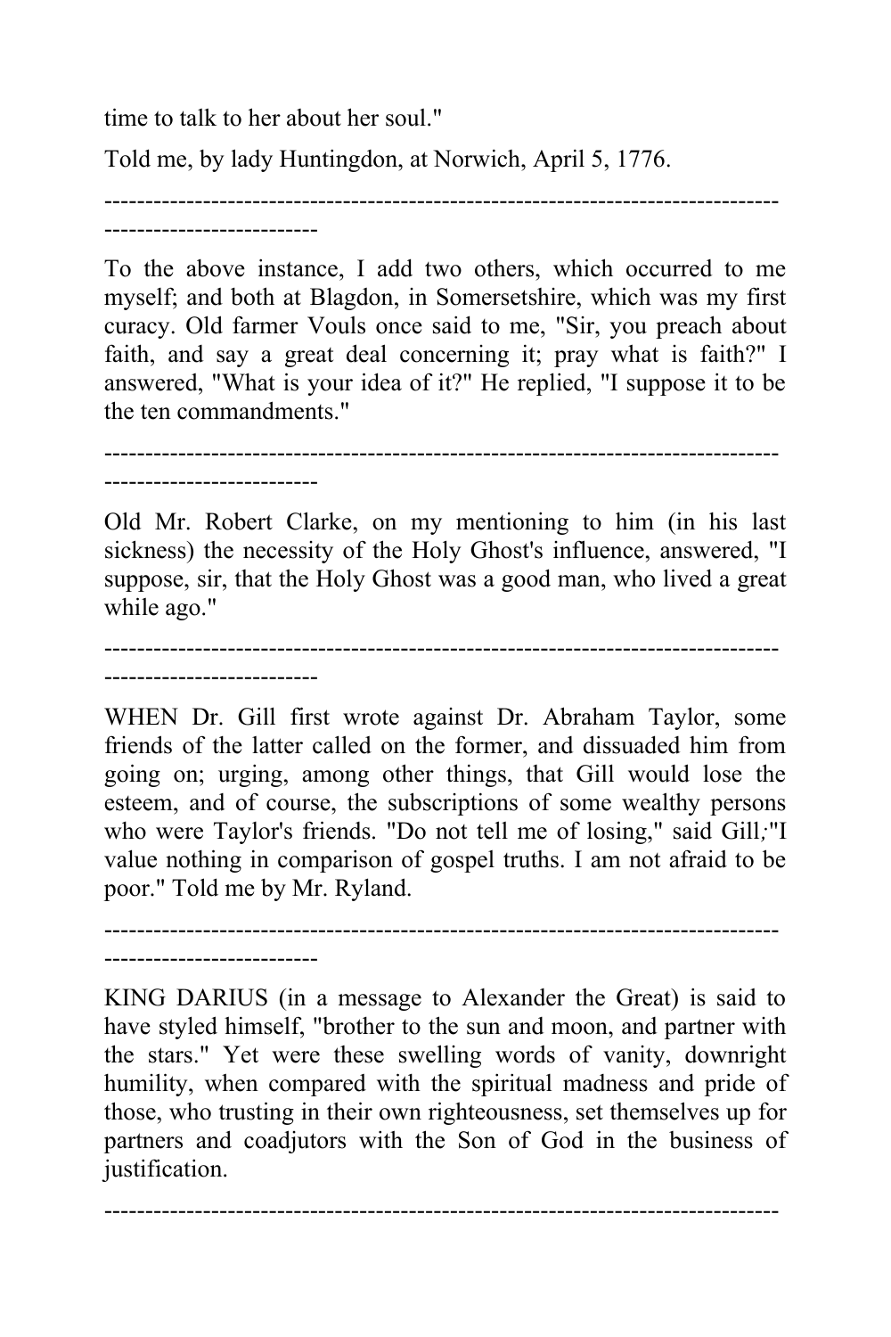time to talk to her about her soul."

Told me, by lady Huntingdon, at Norwich, April 5, 1776.

---

To the above instance, I add two others, which occurred to me myself; and both at Blagdon, in Somersetshire, which was my first curacy. Old farmer Vouls once said to me, "Sir, you preach about faith, and say a great deal concerning it; pray what is faith?" I answered, "What is your idea of it?" He replied, "I suppose it to be the ten commandments."

---

Old Mr. Robert Clarke, on my mentioning to him (in his last sickness) the necessity of the Holy Ghost's influence, answered, "I suppose, sir, that the Holy Ghost was a good man, who lived a great while ago."

---

WHEN Dr. Gill first wrote against Dr. Abraham Taylor, some friends of the latter called on the former, and dissuaded him from going on; urging, among other things, that Gill would lose the esteem, and of course, the subscriptions of some wealthy persons who were Taylor's friends. "Do not tell me of losing," said Gill;"I value nothing in comparison of gospel truths. I am not afraid to be poor." Told me by Mr. Ryland.

---

KING DARIUS (in a message to Alexander the Great) is said to have styled himself, "brother to the sun and moon, and partner with the stars." Yet were these swelling words of vanity, downright humility, when compared with the spiritual madness and pride of those, who trusting in their own righteousness, set themselves up for partners and coadjutors with the Son of God in the business of justification.

---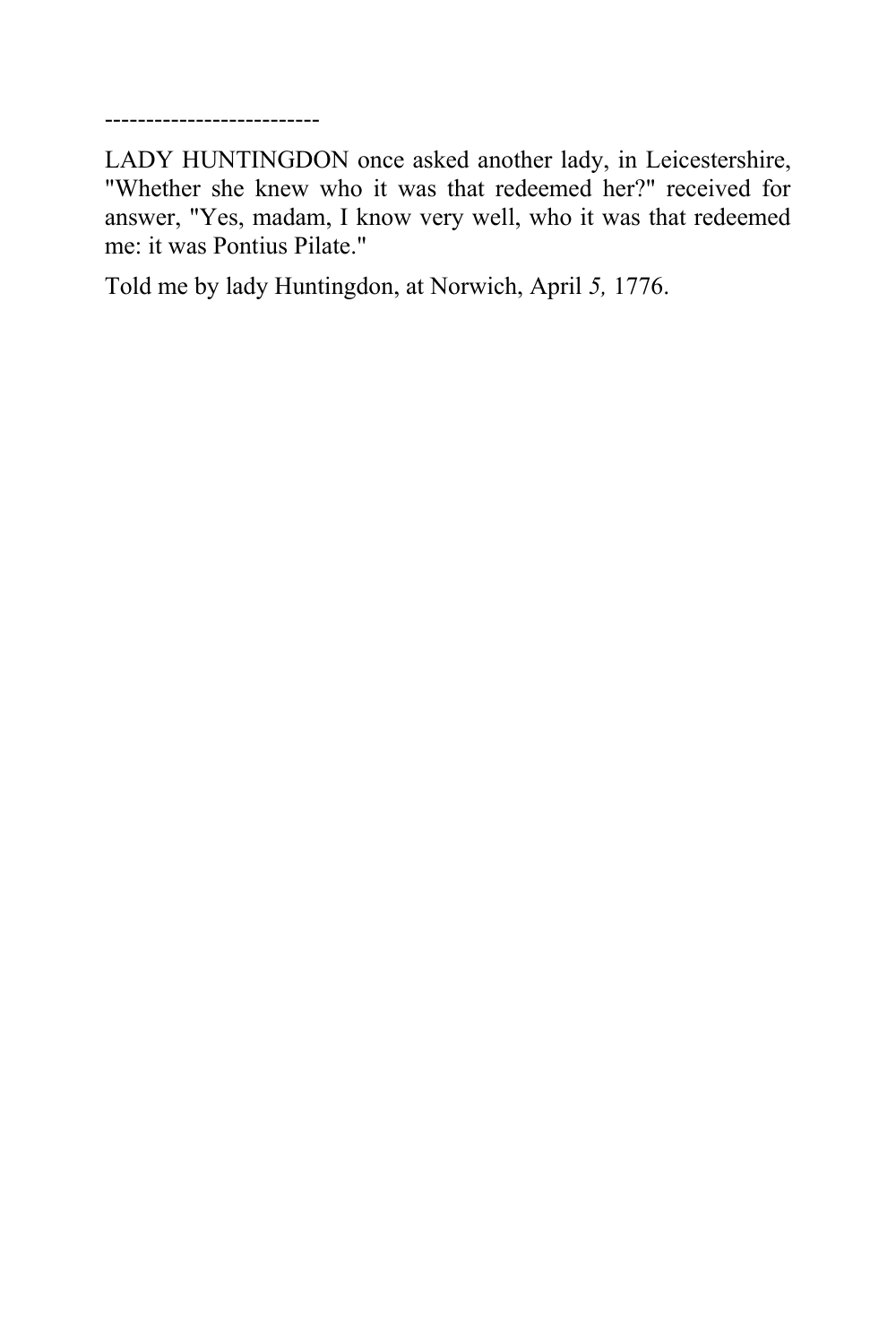--------------------------

LADY HUNTINGDON once asked another lady, in Leicestershire, "Whether she knew who it was that redeemed her?" received for answer, "Yes, madam, I know very well, who it was that redeemed me: it was Pontius Pilate."

Told me by lady Huntingdon, at Norwich, April *5,* 1776.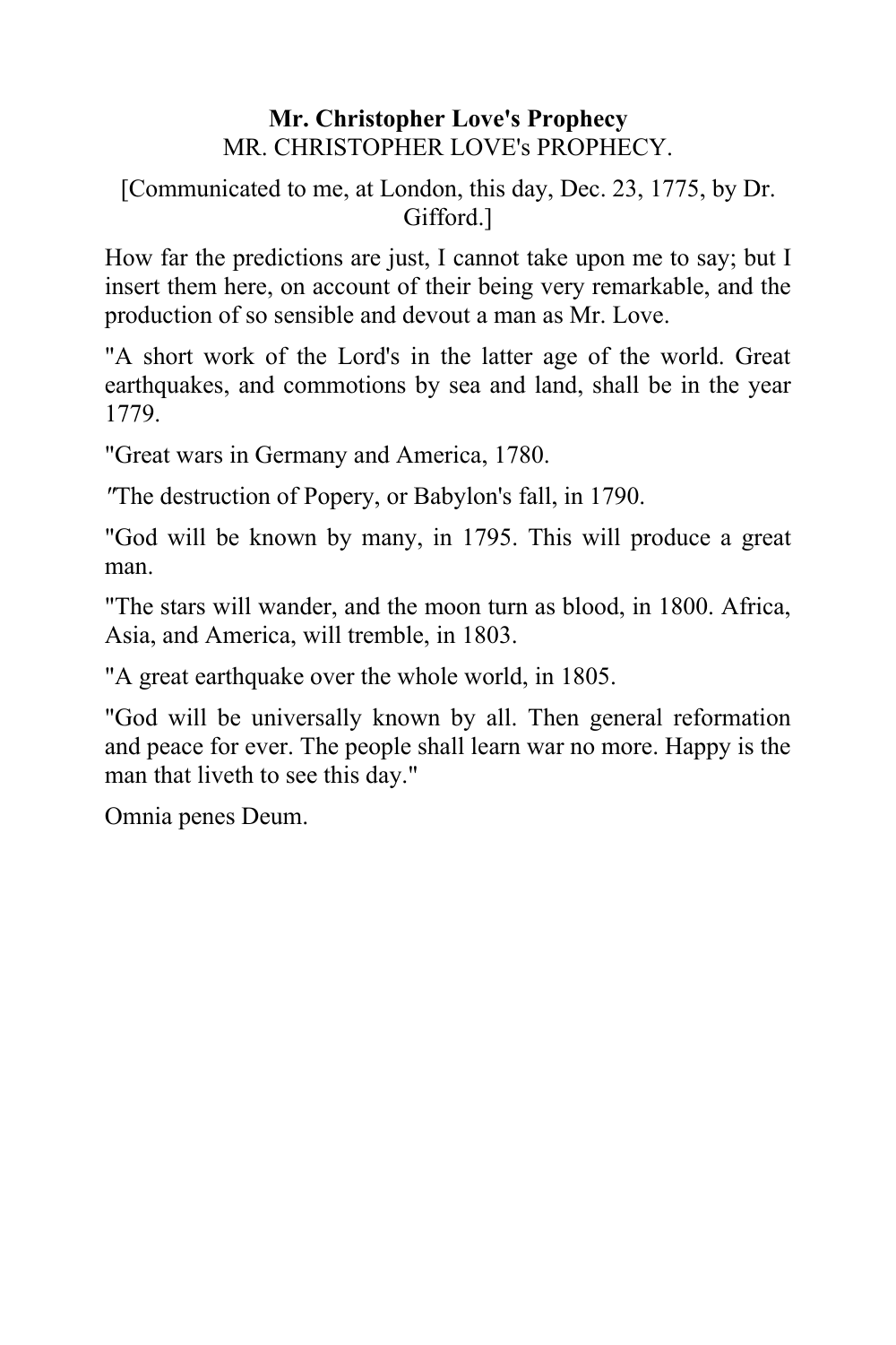**Mr. Christopher Love's Prophecy**

MR. CHRISTOPHER LOVE's PROPHECY.

[Communicated to me, at London, this day, Dec. 23, 1775, by Dr. Gifford.]

How far the predictions are just, I cannot take upon me to say; but I insert them here, on account of their being very remarkable, and the production of so sensible and devout a man as Mr. Love.

"A short work of the Lord's in the latter age of the world. Great earthquakes, and commotions by sea and land, shall be in the year 1779.

"Great wars in Germany and America, 1780.

″The destruction of Popery, or Babylon's fall, in 1790.

"God will be known by many, in 1795. This will produce a great man.

"The stars will wander, and the moon turn as blood, in 1800. Africa, Asia, and America, will tremble, in 1803.

"A great earthquake over the whole world, in 1805.

"God will be universally known by all. Then general reformation and peace for ever. The people shall learn war no more. Happy is the man that liveth to see this day."

Omnia penes Deum.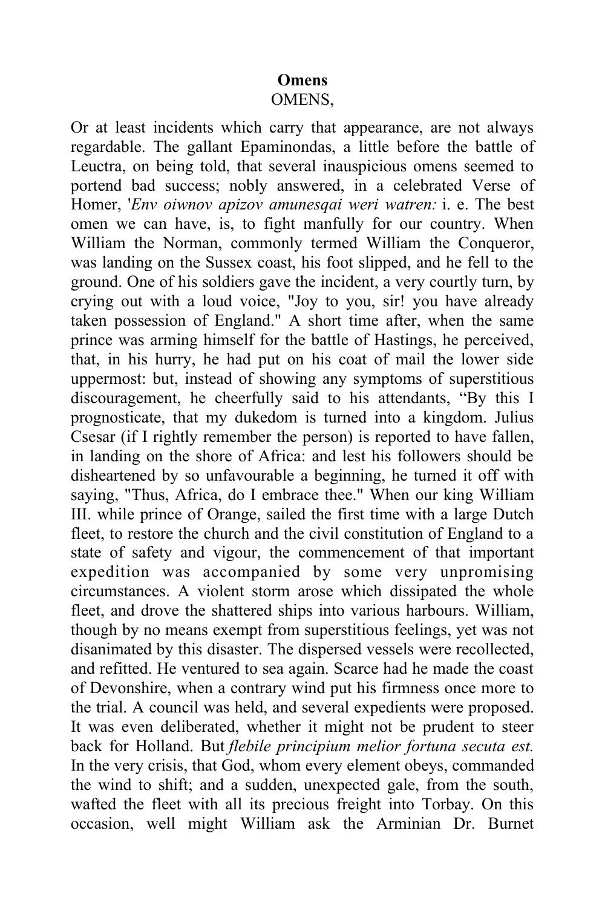## Omens

OMENS,

Or at least incidents which carry that appearance, are not always regardable. The gallant Epaminondas, a little before the battle of Leuctra, on being told, that several inauspicious omens seemed to portend bad success; nobly answered, in a celebrated Verse of Homer, '*Env oiwnov apizov amunesqai weri watren:* i. e. The best omen we can have, is, to fight manfully for our country. When William the Norman, commonly termed William the Conqueror, was landing on the Sussex coast, his foot slipped, and he fell to the ground. One of his soldiers gave the incident, a very courtly turn, by crying out with a loud voice, "Joy to you, sir! you have already taken possession of England." A short time after, when the same prince was arming himself for the battle of Hastings, he perceived, that, in his hurry, he had put on his coat of mail the lower side uppermost: but, instead of showing any symptoms of superstitious discouragement, he cheerfully said to his attendants, "By this I prognosticate, that my dukedom is turned into a kingdom. Julius Csesar (if I rightly remember the person) is reported to have fallen, in landing on the shore of Africa: and lest his followers should be disheartened by so unfavourable a beginning, he turned it off with saying, "Thus, Africa, do I embrace thee." When our king William III. while prince of Orange, sailed the first time with a large Dutch fleet, to restore the church and the civil constitution of England to a state of safety and vigour, the commencement of that important expedition was accompanied by some very unpromising circumstances. A violent storm arose which dissipated the whole fleet, and drove the shattered ships into various harbours. William, though by no means exempt from superstitious feelings, yet was not disanimated by this disaster. The dispersed vessels were recollected, and refitted. He ventured to sea again. Scarce had he made the coast of Devonshire, when a contrary wind put his firmness once more to the trial. A council was held, and several expedients were proposed. It was even deliberated, whether it might not be prudent to steer back for Holland. But *flebile principium melior fortuna secuta est.* In the very crisis, that God, whom every element obeys, commanded the wind to shift; and a sudden, unexpected gale, from the south, wafted the fleet with all its precious freight into Torbay. On this occasion, well might William ask the Arminian Dr. Burnet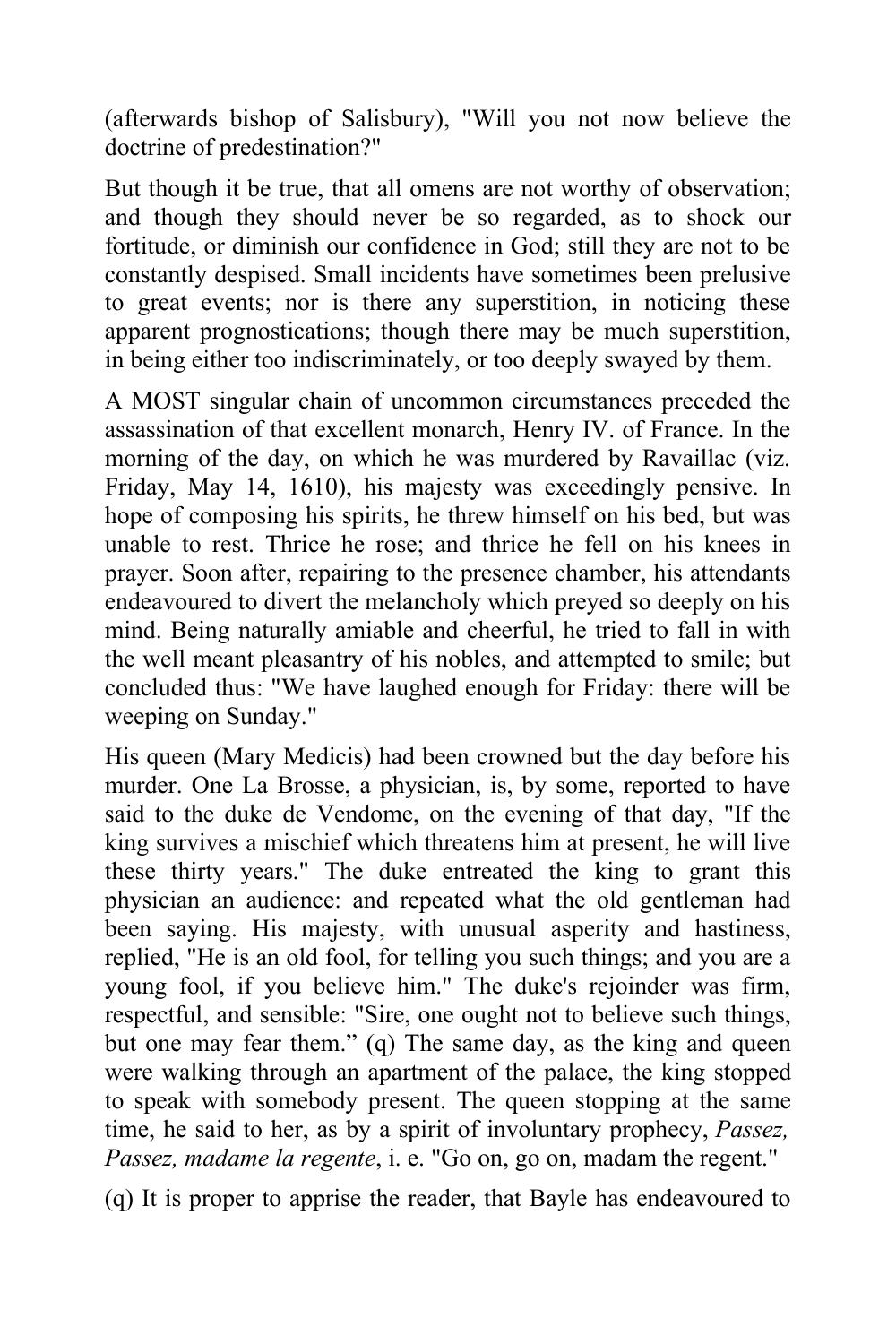(afterwards bishop of Salisbury), "Will you not now believe the doctrine of predestination?"

But though it be true, that all omens are not worthy of observation; and though they should never be so regarded, as to shock our fortitude, or diminish our confidence in God; still they are not to be constantly despised. Small incidents have sometimes been prelusive to great events; nor is there any superstition, in noticing these apparent prognostications; though there may be much superstition, in being either too indiscriminately, or too deeply swayed by them.

A MOST singular chain of uncommon circumstances preceded the assassination of that excellent monarch, Henry IV. of France. In the morning of the day, on which he was murdered by Ravaillac (viz. Friday, May 14, 1610), his majesty was exceedingly pensive. In hope of composing his spirits, he threw himself on his bed, but was unable to rest. Thrice he rose; and thrice he fell on his knees in prayer. Soon after, repairing to the presence chamber, his attendants endeavoured to divert the melancholy which preyed so deeply on his mind. Being naturally amiable and cheerful, he tried to fall in with the well meant pleasantry of his nobles, and attempted to smile; but concluded thus: "We have laughed enough for Friday: there will be weeping on Sunday."

His queen (Mary Medicis) had been crowned but the day before his murder. One La Brosse, a physician, is, by some, reported to have said to the duke de Vendome, on the evening of that day, "If the king survives a mischief which threatens him at present, he will live these thirty years." The duke entreated the king to grant this physician an audience: and repeated what the old gentleman had been saying. His majesty, with unusual asperity and hastiness, replied, "He is an old fool, for telling you such things; and you are a young fool, if you believe him." The duke's rejoinder was firm, respectful, and sensible: "Sire, one ought not to believe such things, but one may fear them." (q) The same day, as the king and queen were walking through an apartment of the palace, the king stopped to speak with somebody present. The queen stopping at the same time, he said to her, as by a spirit of involuntary prophecy, *Passez, Passez, madame la regente*, i. e. "Go on, go on, madam the regent."

(q) It is proper to apprise the reader, that Bayle has endeavoured to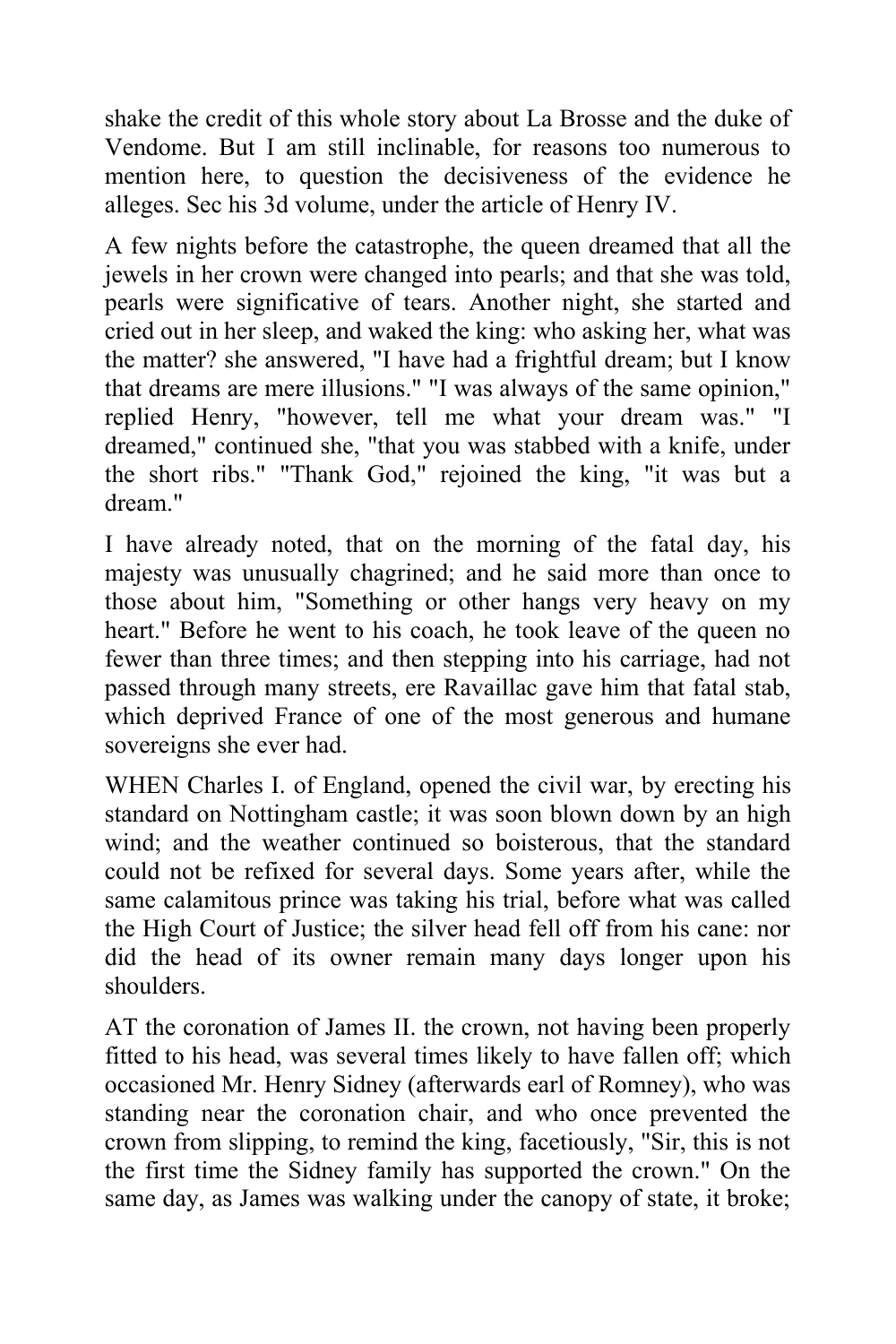shake the credit of this whole story about La Brosse and the duke of Vendome. But I am still inclinable, for reasons too numerous to mention here, to question the decisiveness of the evidence he alleges. Sec his 3d volume, under the article of Henry IV.

A few nights before the catastrophe, the queen dreamed that all the jewels in her crown were changed into pearls; and that she was told, pearls were significative of tears. Another night, she started and cried out in her sleep, and waked the king: who asking her, what was the matter? she answered, "I have had a frightful dream; but I know that dreams are mere illusions." "I was always of the same opinion," replied Henry, "however, tell me what your dream was." "I dreamed," continued she, "that you was stabbed with a knife, under the short ribs." "Thank God," rejoined the king, "it was but a dream."

I have already noted, that on the morning of the fatal day, his majesty was unusually chagrined; and he said more than once to those about him, "Something or other hangs very heavy on my heart." Before he went to his coach, he took leave of the queen no fewer than three times; and then stepping into his carriage, had not passed through many streets, ere Ravaillac gave him that fatal stab, which deprived France of one of the most generous and humane sovereigns she ever had.

WHEN Charles I. of England, opened the civil war, by erecting his standard on Nottingham castle; it was soon blown down by an high wind; and the weather continued so boisterous, that the standard could not be refixed for several days. Some years after, while the same calamitous prince was taking his trial, before what was called the High Court of Justice; the silver head fell off from his cane: nor did the head of its owner remain many days longer upon his shoulders.

AT the coronation of James II. the crown, not having been properly fitted to his head, was several times likely to have fallen off; which occasioned Mr. Henry Sidney (afterwards earl of Romney), who was standing near the coronation chair, and who once prevented the crown from slipping, to remind the king, facetiously, "Sir, this is not the first time the Sidney family has supported the crown." On the same day, as James was walking under the canopy of state, it broke;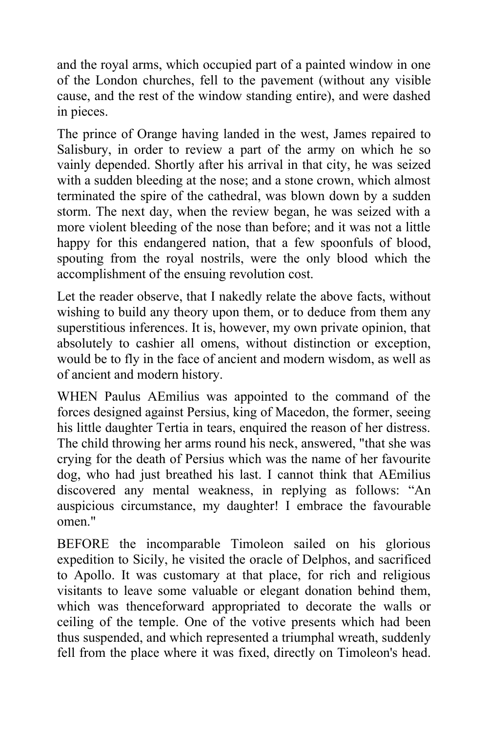and the royal arms, which occupied part of a painted window in one of the London churches, fell to the pavement (without any visible cause, and the rest of the window standing entire), and were dashed in pieces.

The prince of Orange having landed in the west, James repaired to Salisbury, in order to review a part of the army on which he so vainly depended. Shortly after his arrival in that city, he was seized with a sudden bleeding at the nose; and a stone crown, which almost terminated the spire of the cathedral, was blown down by a sudden storm. The next day, when the review began, he was seized with a more violent bleeding of the nose than before; and it was not a little happy for this endangered nation, that a few spoonfuls of blood, spouting from the royal nostrils, were the only blood which the accomplishment of the ensuing revolution cost.

Let the reader observe, that I nakedly relate the above facts, without wishing to build any theory upon them, or to deduce from them any superstitious inferences. It is, however, my own private opinion, that absolutely to cashier all omens, without distinction or exception, would be to fly in the face of ancient and modern wisdom, as well as of ancient and modern history.

WHEN Paulus AEmilius was appointed to the command of the forces designed against Persius, king of Macedon, the former, seeing his little daughter Tertia in tears, enquired the reason of her distress. The child throwing her arms round his neck, answered, "that she was crying for the death of Persius which was the name of her favourite dog, who had just breathed his last. I cannot think that AEmilius discovered any mental weakness, in replying as follows: "An auspicious circumstance, my daughter! I embrace the favourable omen."

BEFORE the incomparable Timoleon sailed on his glorious expedition to Sicily, he visited the oracle of Delphos, and sacrificed to Apollo. It was customary at that place, for rich and religious visitants to leave some valuable or elegant donation behind them, which was thenceforward appropriated to decorate the walls or ceiling of the temple. One of the votive presents which had been thus suspended, and which represented a triumphal wreath, suddenly fell from the place where it was fixed, directly on Timoleon's head.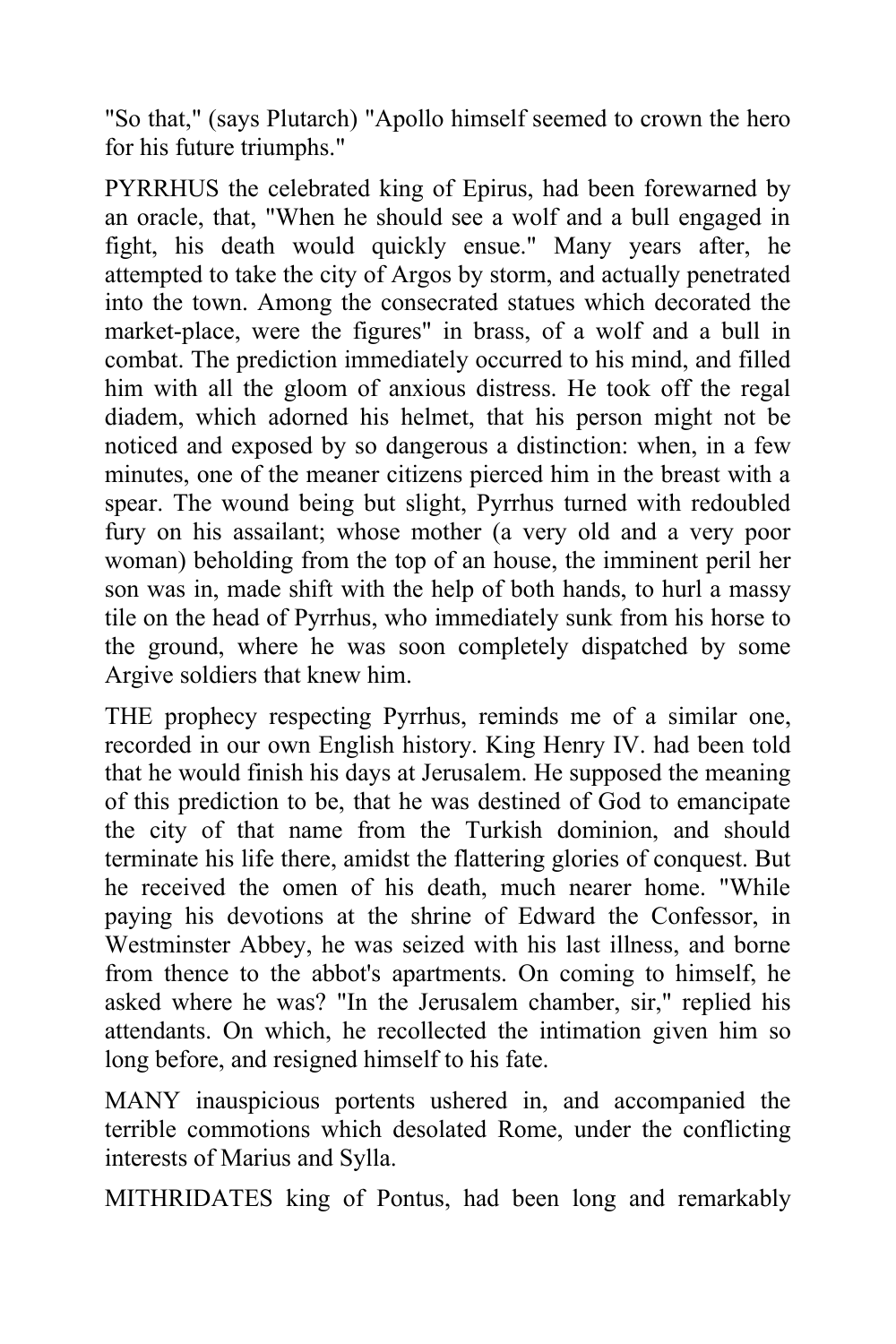"So that," (says Plutarch) "Apollo himself seemed to crown the hero for his future triumphs."

PYRRHUS the celebrated king of Epirus, had been forewarned by an oracle, that, "When he should see a wolf and a bull engaged in fight, his death would quickly ensue." Many years after, he attempted to take the city of Argos by storm, and actually penetrated into the town. Among the consecrated statues which decorated the market-place, were the figures" in brass, of a wolf and a bull in combat. The prediction immediately occurred to his mind, and filled him with all the gloom of anxious distress. He took off the regal diadem, which adorned his helmet, that his person might not be noticed and exposed by so dangerous a distinction: when, in a few minutes, one of the meaner citizens pierced him in the breast with a spear. The wound being but slight, Pyrrhus turned with redoubled fury on his assailant; whose mother (a very old and a very poor woman) beholding from the top of an house, the imminent peril her son was in, made shift with the help of both hands, to hurl a massy tile on the head of Pyrrhus, who immediately sunk from his horse to the ground, where he was soon completely dispatched by some Argive soldiers that knew him.

THE prophecy respecting Pyrrhus, reminds me of a similar one, recorded in our own English history. King Henry IV. had been told that he would finish his days at Jerusalem. He supposed the meaning of this prediction to be, that he was destined of God to emancipate the city of that name from the Turkish dominion, and should terminate his life there, amidst the flattering glories of conquest. But he received the omen of his death, much nearer home. "While paying his devotions at the shrine of Edward the Confessor, in Westminster Abbey, he was seized with his last illness, and borne from thence to the abbot's apartments. On coming to himself, he asked where he was? "In the Jerusalem chamber, sir," replied his attendants. On which, he recollected the intimation given him so long before, and resigned himself to his fate.

MANY inauspicious portents ushered in, and accompanied the terrible commotions which desolated Rome, under the conflicting interests of Marius and Sylla.

MITHRIDATES king of Pontus, had been long and remarkably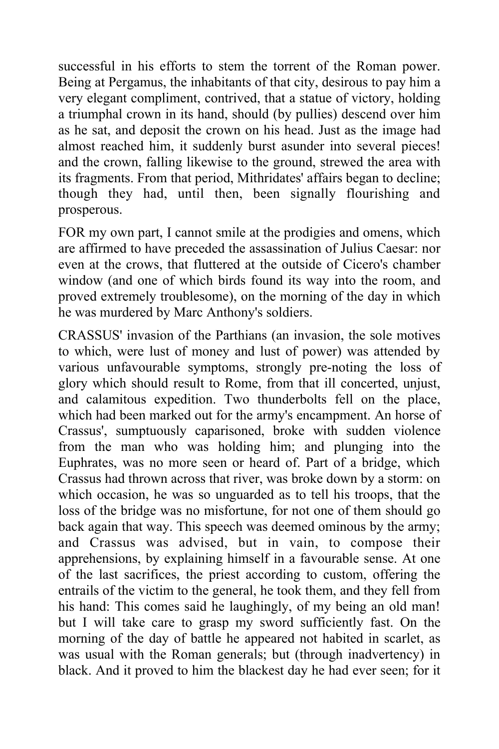successful in his efforts to stem the torrent of the Roman power. Being at Pergamus, the inhabitants of that city, desirous to pay him a very elegant compliment, contrived, that a statue of victory, holding a triumphal crown in its hand, should (by pullies) descend over him as he sat, and deposit the crown on his head. Just as the image had almost reached him, it suddenly burst asunder into several pieces! and the crown, falling likewise to the ground, strewed the area with its fragments. From that period, Mithridates' affairs began to decline; though they had, until then, been signally flourishing and prosperous.

FOR my own part, I cannot smile at the prodigies and omens, which are affirmed to have preceded the assassination of Julius Caesar: nor even at the crows, that fluttered at the outside of Cicero's chamber window (and one of which birds found its way into the room, and proved extremely troublesome), on the morning of the day in which he was murdered by Marc Anthony's soldiers.

CRASSUS' invasion of the Parthians (an invasion, the sole motives to which, were lust of money and lust of power) was attended by various unfavourable symptoms, strongly pre-noting the loss of glory which should result to Rome, from that ill concerted, unjust, and calamitous expedition. Two thunderbolts fell on the place, which had been marked out for the army's encampment. An horse of Crassus', sumptuously caparisoned, broke with sudden violence from the man who was holding him; and plunging into the Euphrates, was no more seen or heard of. Part of a bridge, which Crassus had thrown across that river, was broke down by a storm: on which occasion, he was so unguarded as to tell his troops, that the loss of the bridge was no misfortune, for not one of them should go back again that way. This speech was deemed ominous by the army; and Crassus was advised, but in vain, to compose their apprehensions, by explaining himself in a favourable sense. At one of the last sacrifices, the priest according to custom, offering the entrails of the victim to the general, he took them, and they fell from his hand: This comes said he laughingly, of my being an old man! but I will take care to grasp my sword sufficiently fast. On the morning of the day of battle he appeared not habited in scarlet, as was usual with the Roman generals; but (through inadvertency) in black. And it proved to him the blackest day he had ever seen; for it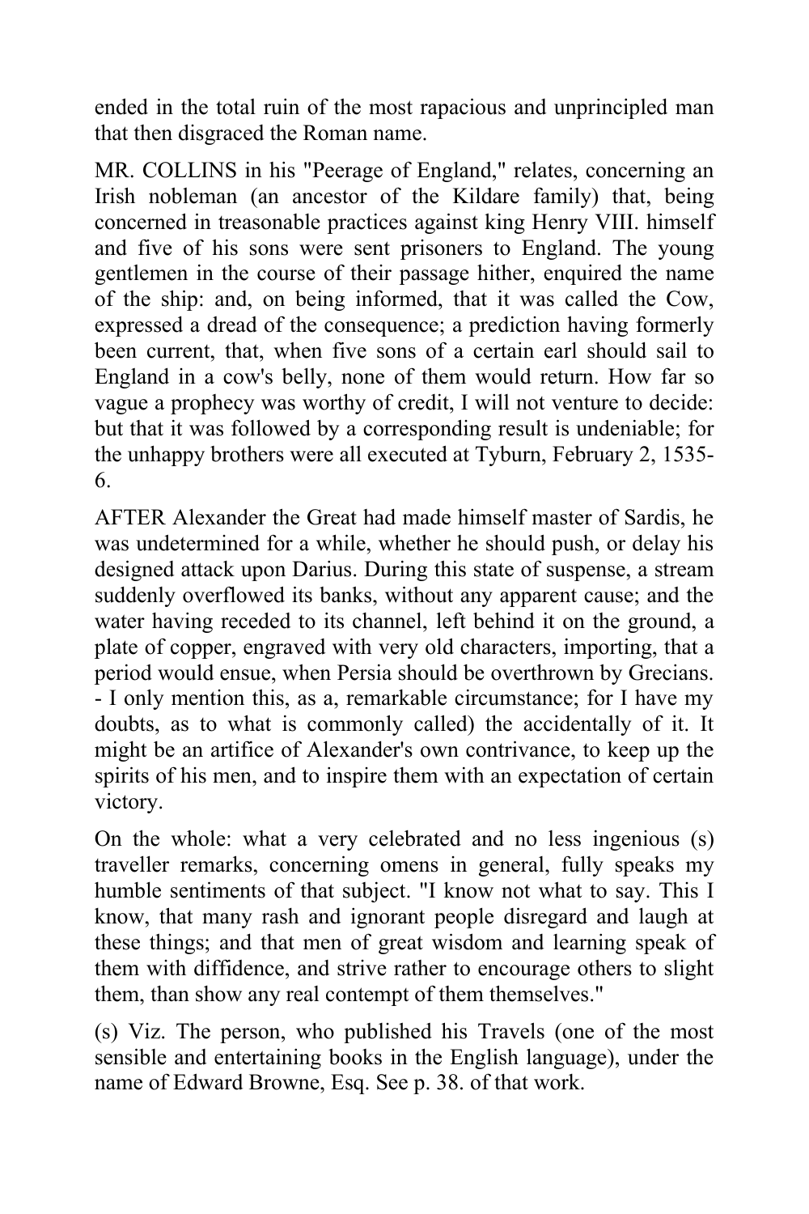ended in the total ruin of the most rapacious and unprincipled man that then disgraced the Roman name.

MR. COLLINS in his "Peerage of England," relates, concerning an Irish nobleman (an ancestor of the Kildare family) that, being concerned in treasonable practices against king Henry VIII. himself and five of his sons were sent prisoners to England. The young gentlemen in the course of their passage hither, enquired the name of the ship: and, on being informed, that it was called the Cow, expressed a dread of the consequence; a prediction having formerly been current, that, when five sons of a certain earl should sail to England in a cow's belly, none of them would return. How far so vague a prophecy was worthy of credit, I will not venture to decide: but that it was followed by a corresponding result is undeniable; for the unhappy brothers were all executed at Tyburn, February 2, 1535-6.

AFTER Alexander the Great had made himself master of Sardis, he was undetermined for a while, whether he should push, or delay his designed attack upon Darius. During this state of suspense, a stream suddenly overflowed its banks, without any apparent cause; and the water having receded to its channel, left behind it on the ground, a plate of copper, engraved with very old characters, importing, that a period would ensue, when Persia should be overthrown by Grecians. - I only mention this, as a, remarkable circumstance; for I have my doubts, as to what is commonly called) the accidentally of it. It might be an artifice of Alexander's own contrivance, to keep up the spirits of his men, and to inspire them with an expectation of certain victory.

On the whole: what a very celebrated and no less ingenious (s) traveller remarks, concerning omens in general, fully speaks my humble sentiments of that subject. "I know not what to say. This I know, that many rash and ignorant people disregard and laugh at these things; and that men of great wisdom and learning speak of them with diffidence, and strive rather to encourage others to slight them, than show any real contempt of them themselves."

(s) Viz. The person, who published his Travels (one of the most sensible and entertaining books in the English language), under the name of Edward Browne, Esq. See p. 38. of that work.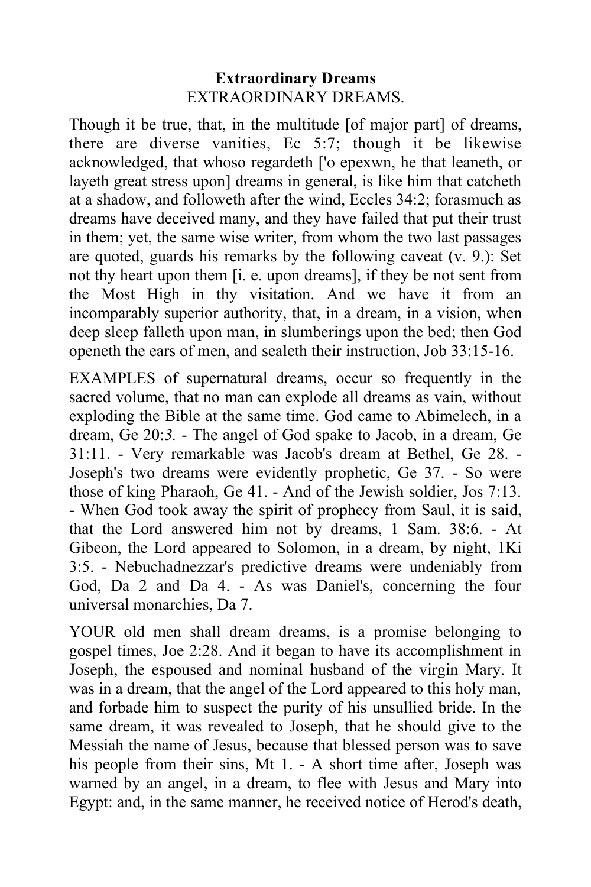**Extraordinary Dreams**

EXTRAORDINARY DREAMS.

Though it be true, that, in the multitude [of major part] of dreams, there are diverse vanities, Ec 5:7; though it be likewise acknowledged, that whoso regardeth ['o epexwn, he that leaneth, or layeth great stress upon] dreams in general, is like him that catcheth at a shadow, and followeth after the wind, Eccles 34:2; forasmuch as dreams have deceived many, and they have failed that put their trust in them; yet, the same wise writer, from whom the two last passages are quoted, guards his remarks by the following caveat (v. 9.): Set not thy heart upon them [i. e. upon dreams], if they be not sent from the Most High in thy visitation. And we have it from an incomparably superior authority, that, in a dream, in a vision, when deep sleep falleth upon man, in slumberings upon the bed; then God openeth the ears of men, and sealeth their instruction, Job 33:15-16.

EXAMPLES of supernatural dreams, occur so frequently in the sacred volume, that no man can explode all dreams as vain, without exploding the Bible at the same time. God came to Abimelech, in a dream, Ge 20:*3.* - The angel of God spake to Jacob, in a dream, Ge 31:11. - Very remarkable was Jacob's dream at Bethel, Ge 28. - Joseph's two dreams were evidently prophetic, Ge 37. - So were those of king Pharaoh, Ge 41. - And of the Jewish soldier, Jos 7:13. - When God took away the spirit of prophecy from Saul, it is said, that the Lord answered him not by dreams, 1 Sam. 38:6. - At Gibeon, the Lord appeared to Solomon, in a dream, by night, 1Ki 3:5. - Nebuchadnezzar's predictive dreams were undeniably from God, Da 2 and Da 4. - As was Daniel's, concerning the four universal monarchies, Da 7.

YOUR old men shall dream dreams, is a promise belonging to gospel times, Joe 2:28. And it began to have its accomplishment in Joseph, the espoused and nominal husband of the virgin Mary. It was in a dream, that the angel of the Lord appeared to this holy man, and forbade him to suspect the purity of his unsullied bride. In the same dream, it was revealed to Joseph, that he should give to the Messiah the name of Jesus, because that blessed person was to save his people from their sins, Mt 1. - A short time after, Joseph was warned by an angel, in a dream, to flee with Jesus and Mary into Egypt: and, in the same manner, he received notice of Herod's death,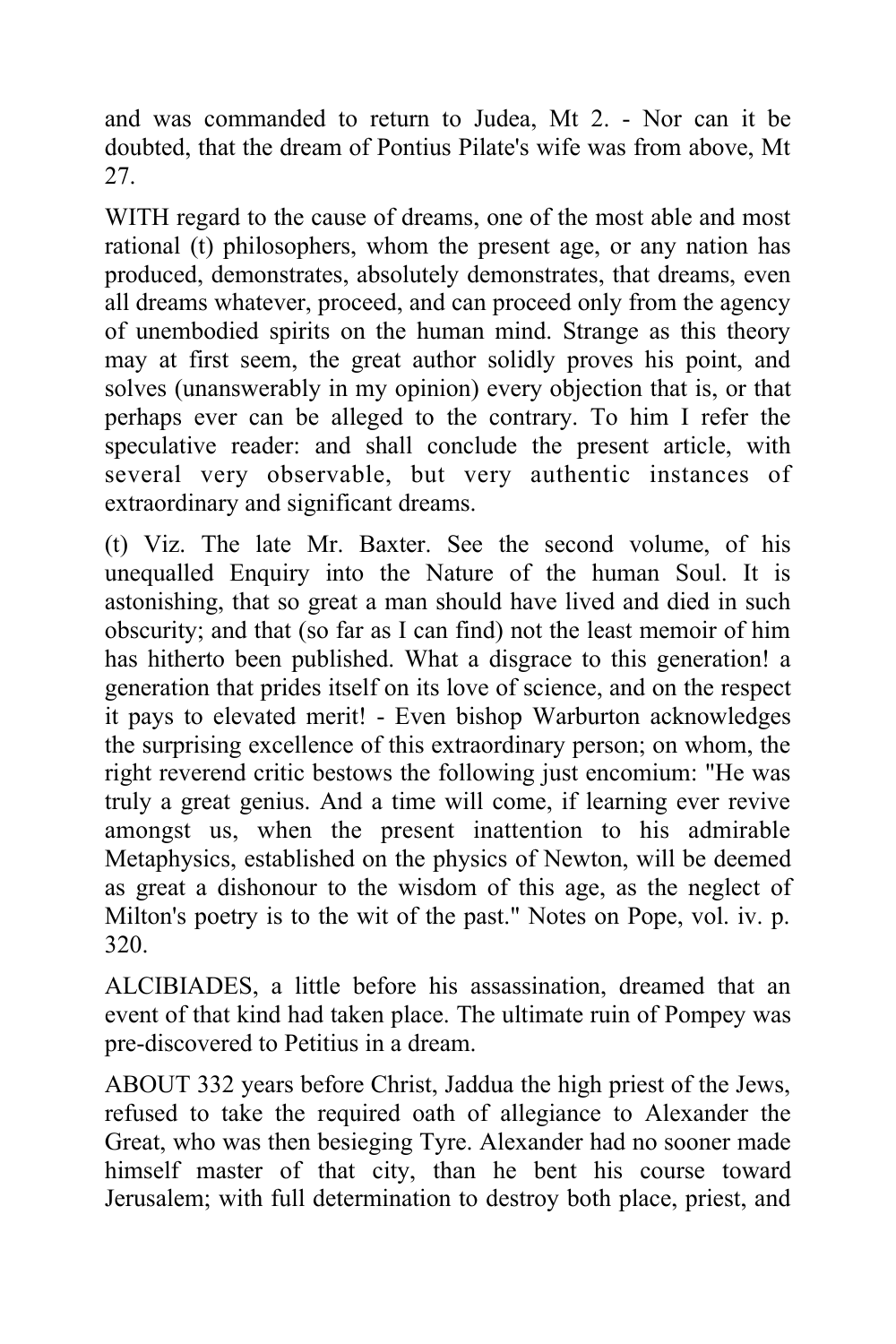and was commanded to return to Judea, Mt 2. - Nor can it be doubted, that the dream of Pontius Pilate's wife was from above, Mt 27.

WITH regard to the cause of dreams, one of the most able and most rational (t) philosophers, whom the present age, or any nation has produced, demonstrates, absolutely demonstrates, that dreams, even all dreams whatever, proceed, and can proceed only from the agency of unembodied spirits on the human mind. Strange as this theory may at first seem, the great author solidly proves his point, and solves (unanswerably in my opinion) every objection that is, or that perhaps ever can be alleged to the contrary. To him I refer the speculative reader: and shall conclude the present article, with several very observable, but very authentic instances of extraordinary and significant dreams.

(t) Viz. The late Mr. Baxter. See the second volume, of his unequalled Enquiry into the Nature of the human Soul. It is astonishing, that so great a man should have lived and died in such obscurity; and that (so far as I can find) not the least memoir of him has hitherto been published. What a disgrace to this generation! a generation that prides itself on its love of science, and on the respect it pays to elevated merit! - Even bishop Warburton acknowledges the surprising excellence of this extraordinary person; on whom, the right reverend critic bestows the following just encomium: "He was truly a great genius. And a time will come, if learning ever revive amongst us, when the present inattention to his admirable Metaphysics, established on the physics of Newton, will be deemed as great a dishonour to the wisdom of this age, as the neglect of Milton's poetry is to the wit of the past." Notes on Pope, vol. iv. p. 320.

ALCIBIADES, a little before his assassination, dreamed that an event of that kind had taken place. The ultimate ruin of Pompey was pre-discovered to Petitius in a dream.

ABOUT 332 years before Christ, Jaddua the high priest of the Jews, refused to take the required oath of allegiance to Alexander the Great, who was then besieging Tyre. Alexander had no sooner made himself master of that city, than he bent his course toward Jerusalem; with full determination to destroy both place, priest, and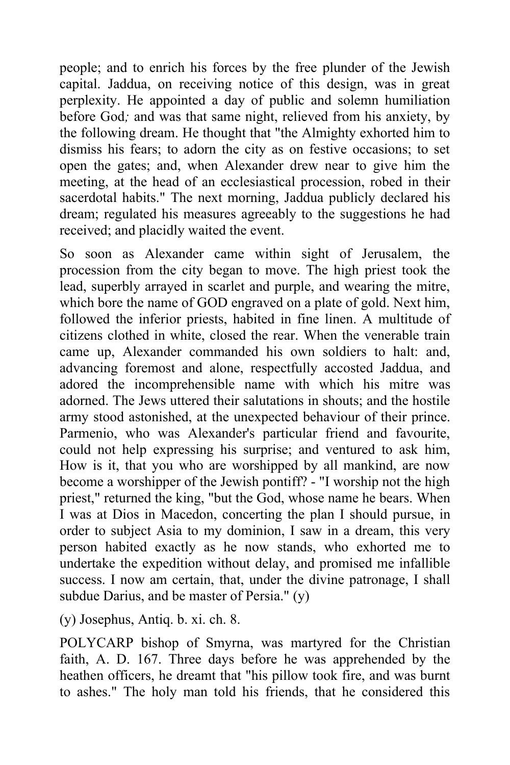people; and to enrich his forces by the free plunder of the Jewish capital. Jaddua, on receiving notice of this design, was in great perplexity. He appointed a day of public and solemn humiliation before God*;* and was that same night, relieved from his anxiety, by the following dream. He thought that "the Almighty exhorted him to dismiss his fears; to adorn the city as on festive occasions; to set open the gates; and, when Alexander drew near to give him the meeting, at the head of an ecclesiastical procession, robed in their sacerdotal habits." The next morning, Jaddua publicly declared his dream; regulated his measures agreeably to the suggestions he had received; and placidly waited the event.

So soon as Alexander came within sight of Jerusalem, the procession from the city began to move. The high priest took the lead, superbly arrayed in scarlet and purple, and wearing the mitre, which bore the name of GOD engraved on a plate of gold. Next him, followed the inferior priests, habited in fine linen. A multitude of citizens clothed in white, closed the rear. When the venerable train came up, Alexander commanded his own soldiers to halt: and, advancing foremost and alone, respectfully accosted Jaddua, and adored the incomprehensible name with which his mitre was adorned. The Jews uttered their salutations in shouts; and the hostile army stood astonished, at the unexpected behaviour of their prince. Parmenio, who was Alexander's particular friend and favourite, could not help expressing his surprise; and ventured to ask him, How is it, that you who are worshipped by all mankind, are now become a worshipper of the Jewish pontiff? - "I worship not the high priest," returned the king, "but the God, whose name he bears. When I was at Dios in Macedon, concerting the plan I should pursue, in order to subject Asia to my dominion, I saw in a dream, this very person habited exactly as he now stands, who exhorted me to undertake the expedition without delay, and promised me infallible success. I now am certain, that, under the divine patronage, I shall subdue Darius, and be master of Persia." (y)

(y) Josephus, Antiq. b. xi. ch. 8.

POLYCARP bishop of Smyrna, was martyred for the Christian faith, A. D. 167. Three days before he was apprehended by the heathen officers, he dreamt that "his pillow took fire, and was burnt to ashes." The holy man told his friends, that he considered this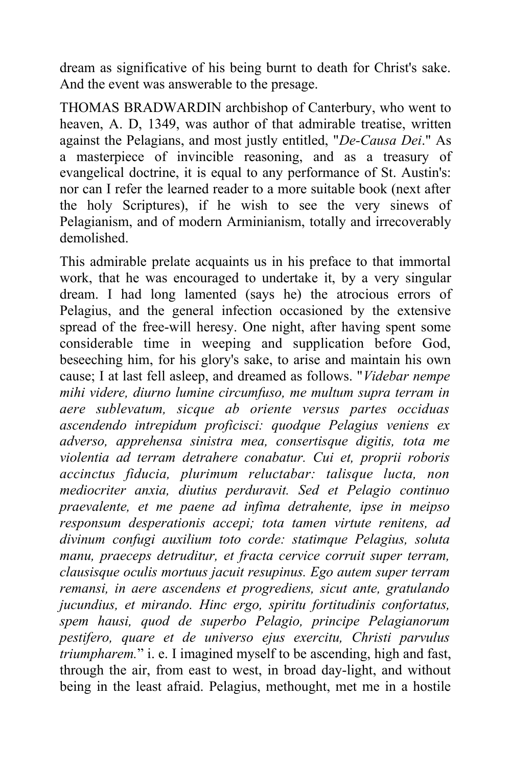dream as significative of his being burnt to death for Christ's sake. And the event was answerable to the presage.

THOMAS BRADWARDIN archbishop of Canterbury, who went to heaven, A. D, 1349, was author of that admirable treatise, written against the Pelagians, and most justly entitled, "*De-Causa Dei*." As a masterpiece of invincible reasoning, and as a treasury of evangelical doctrine, it is equal to any performance of St. Austin's: nor can I refer the learned reader to a more suitable book (next after the holy Scriptures), if he wish to see the very sinews of Pelagianism, and of modern Arminianism, totally and irrecoverably demolished.

This admirable prelate acquaints us in his preface to that immortal work, that he was encouraged to undertake it, by a very singular dream. I had long lamented (says he) the atrocious errors of Pelagius, and the general infection occasioned by the extensive spread of the free-will heresy. One night, after having spent some considerable time in weeping and supplication before God, beseeching him, for his glory's sake, to arise and maintain his own cause; I at last fell asleep, and dreamed as follows. "*Videbar nempe mihi videre, diurno lumine circumfuso, me multum supra terram in aere sublevatum, sicque ab oriente versus partes occiduas ascendendo intrepidum proficisci: quodque Pelagius veniens ex adverso, apprehensa sinistra mea, consertisque digitis, tota me violentia ad terram detrahere conabatur. Cui et, proprii roboris accinctus fiducia, plurimum reluctabar: talisque lucta, non mediocriter anxia, diutius perduravit. Sed et Pelagio continuo praevalente, et me paene ad infima detrahente, ipse in meipso responsum desperationis accepi; tota tamen virtute renitens, ad divinum confugi auxilium toto corde: statimque Pelagius, soluta manu, praeceps detruditur, et fracta cervice corruit super terram, clausisque oculis mortuus jacuit resupinus. Ego autem super terram remansi, in aere ascendens et progrediens, sicut ante, gratulando jucundius, et mirando. Hinc ergo, spiritu fortitudinis confortatus, spem hausi, quod de superbo Pelagio, principe Pelagianorum pestifero, quare et de universo ejus exercitu, Christi parvulus triumpharem.*" i. e. I imagined myself to be ascending, high and fast, through the air, from east to west, in broad day-light, and without being in the least afraid. Pelagius, methought, met me in a hostile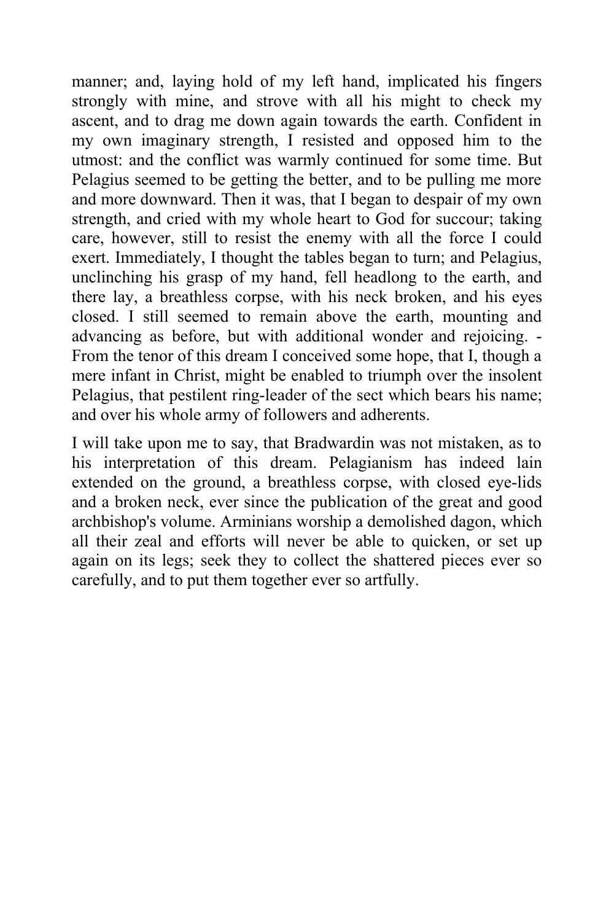manner; and, laying hold of my left hand, implicated his fingers strongly with mine, and strove with all his might to check my ascent, and to drag me down again towards the earth. Confident in my own imaginary strength, I resisted and opposed him to the utmost: and the conflict was warmly continued for some time. But Pelagius seemed to be getting the better, and to be pulling me more and more downward. Then it was, that I began to despair of my own strength, and cried with my whole heart to God for succour; taking care, however, still to resist the enemy with all the force I could exert. Immediately, I thought the tables began to turn; and Pelagius, unclinching his grasp of my hand, fell headlong to the earth, and there lay, a breathless corpse, with his neck broken, and his eyes closed. I still seemed to remain above the earth, mounting and advancing as before, but with additional wonder and rejoicing. - From the tenor of this dream I conceived some hope, that I, though a mere infant in Christ, might be enabled to triumph over the insolent Pelagius, that pestilent ring-leader of the sect which bears his name; and over his whole army of followers and adherents.

I will take upon me to say, that Bradwardin was not mistaken, as to his interpretation of this dream. Pelagianism has indeed lain extended on the ground, a breathless corpse, with closed eye-lids and a broken neck, ever since the publication of the great and good archbishop's volume. Arminians worship a demolished dagon, which all their zeal and efforts will never be able to quicken, or set up again on its legs; seek they to collect the shattered pieces ever so carefully, and to put them together ever so artfully.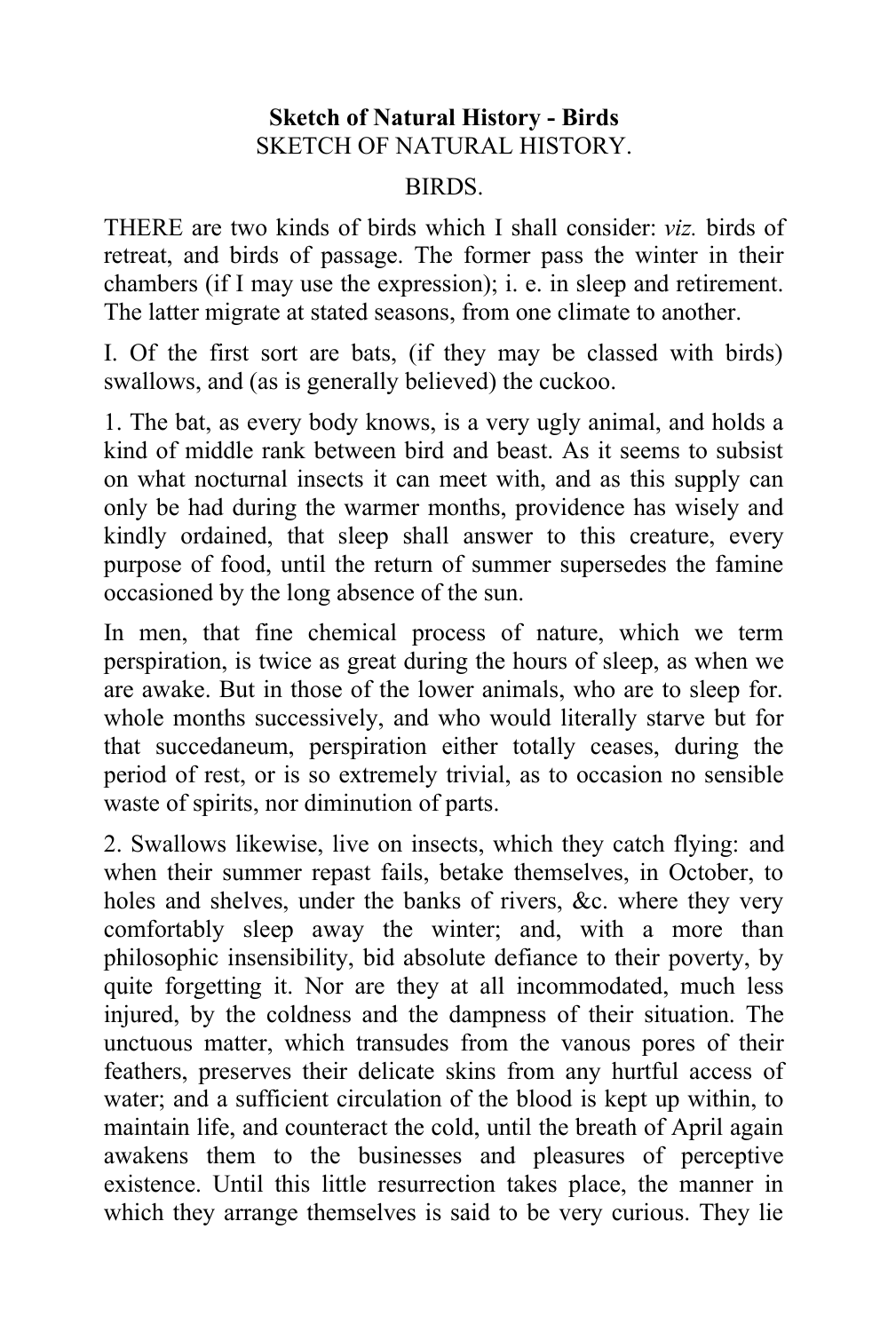**Sketch of Natural History - Birds**

SKETCH OF NATURAL HISTORY.

BIRDS.

THERE are two kinds of birds which I shall consider: *viz.* birds of retreat, and birds of passage. The former pass the winter in their chambers (if I may use the expression); i. e. in sleep and retirement. The latter migrate at stated seasons, from one climate to another.

I. Of the first sort are bats, (if they may be classed with birds) swallows, and (as is generally believed) the cuckoo.

1. The bat, as every body knows, is a very ugly animal, and holds a kind of middle rank between bird and beast. As it seems to subsist on what nocturnal insects it can meet with, and as this supply can only be had during the warmer months, providence has wisely and kindly ordained, that sleep shall answer to this creature, every purpose of food, until the return of summer supersedes the famine occasioned by the long absence of the sun.

In men, that fine chemical process of nature, which we term perspiration, is twice as great during the hours of sleep, as when we are awake. But in those of the lower animals, who are to sleep for. whole months successively, and who would literally starve but for that succedaneum, perspiration either totally ceases, during the period of rest, or is so extremely trivial, as to occasion no sensible waste of spirits, nor diminution of parts.

2. Swallows likewise, live on insects, which they catch flying: and when their summer repast fails, betake themselves, in October, to holes and shelves, under the banks of rivers, &c. where they very comfortably sleep away the winter; and, with a more than philosophic insensibility, bid absolute defiance to their poverty, by quite forgetting it. Nor are they at all incommodated, much less injured, by the coldness and the dampness of their situation. The unctuous matter, which transudes from the vanous pores of their feathers, preserves their delicate skins from any hurtful access of water; and a sufficient circulation of the blood is kept up within, to maintain life, and counteract the cold, until the breath of April again awakens them to the businesses and pleasures of perceptive existence. Until this little resurrection takes place, the manner in which they arrange themselves is said to be very curious. They lie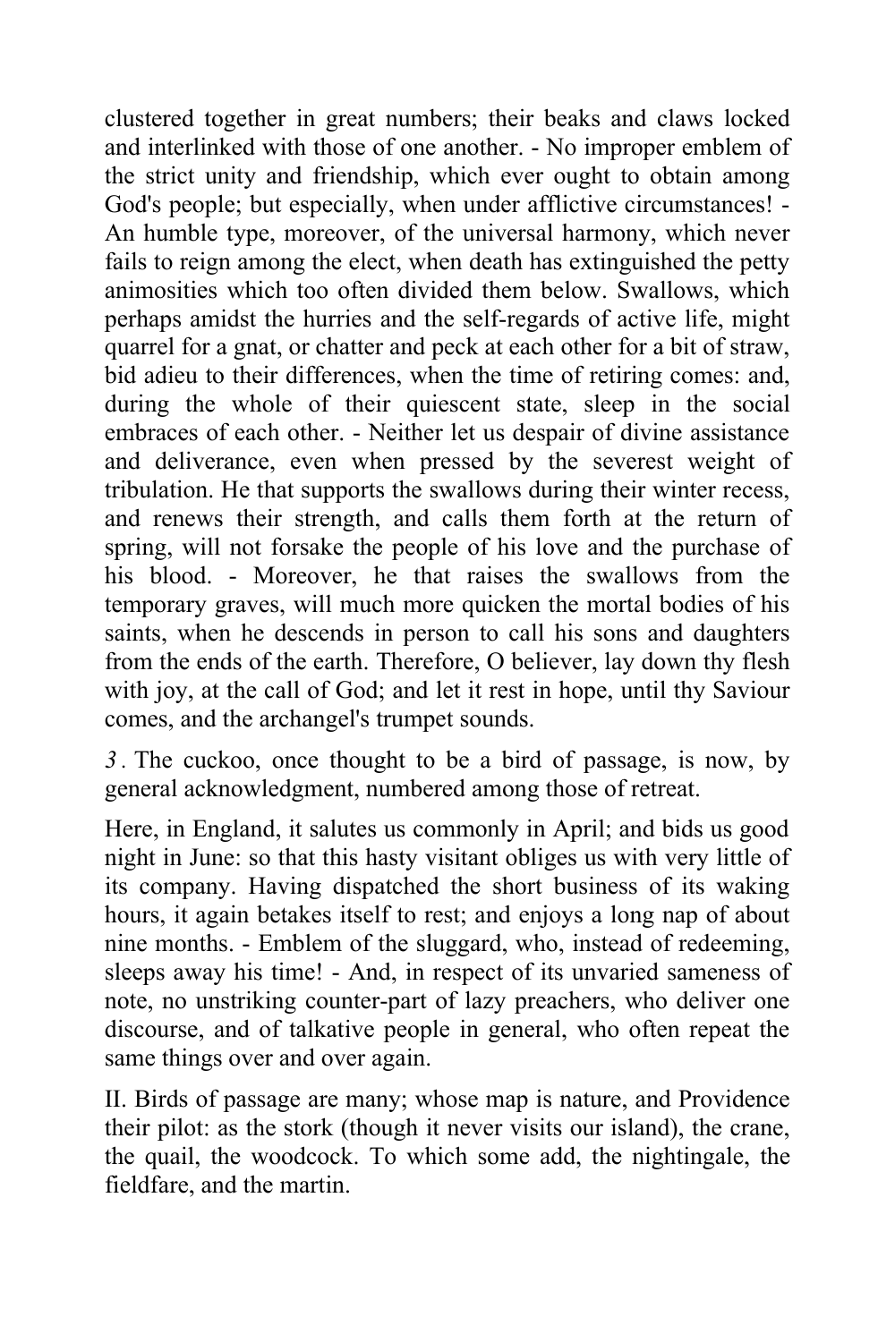clustered together in great numbers; their beaks and claws locked and interlinked with those of one another. - No improper emblem of the strict unity and friendship, which ever ought to obtain among God's people; but especially, when under afflictive circumstances! - An humble type, moreover, of the universal harmony, which never fails to reign among the elect, when death has extinguished the petty animosities which too often divided them below. Swallows, which perhaps amidst the hurries and the self-regards of active life, might quarrel for a gnat, or chatter and peck at each other for a bit of straw, bid adieu to their differences, when the time of retiring comes: and, during the whole of their quiescent state, sleep in the social embraces of each other. - Neither let us despair of divine assistance and deliverance, even when pressed by the severest weight of tribulation. He that supports the swallows during their winter recess, and renews their strength, and calls them forth at the return of spring, will not forsake the people of his love and the purchase of his blood. - Moreover, he that raises the swallows from the temporary graves, will much more quicken the mortal bodies of his saints, when he descends in person to call his sons and daughters from the ends of the earth. Therefore, O believer, lay down thy flesh with joy, at the call of God; and let it rest in hope, until thy Saviour comes, and the archangel's trumpet sounds.

*3*. The cuckoo, once thought to be a bird of passage, is now, by general acknowledgment, numbered among those of retreat.

Here, in England, it salutes us commonly in April; and bids us good night in June: so that this hasty visitant obliges us with very little of its company. Having dispatched the short business of its waking hours, it again betakes itself to rest; and enjoys a long nap of about nine months. - Emblem of the sluggard, who, instead of redeeming, sleeps away his time! - And, in respect of its unvaried sameness of note, no unstriking counter-part of lazy preachers, who deliver one discourse, and of talkative people in general, who often repeat the same things over and over again.

II. Birds of passage are many; whose map is nature, and Providence their pilot: as the stork (though it never visits our island), the crane, the quail, the woodcock. To which some add, the nightingale, the fieldfare, and the martin.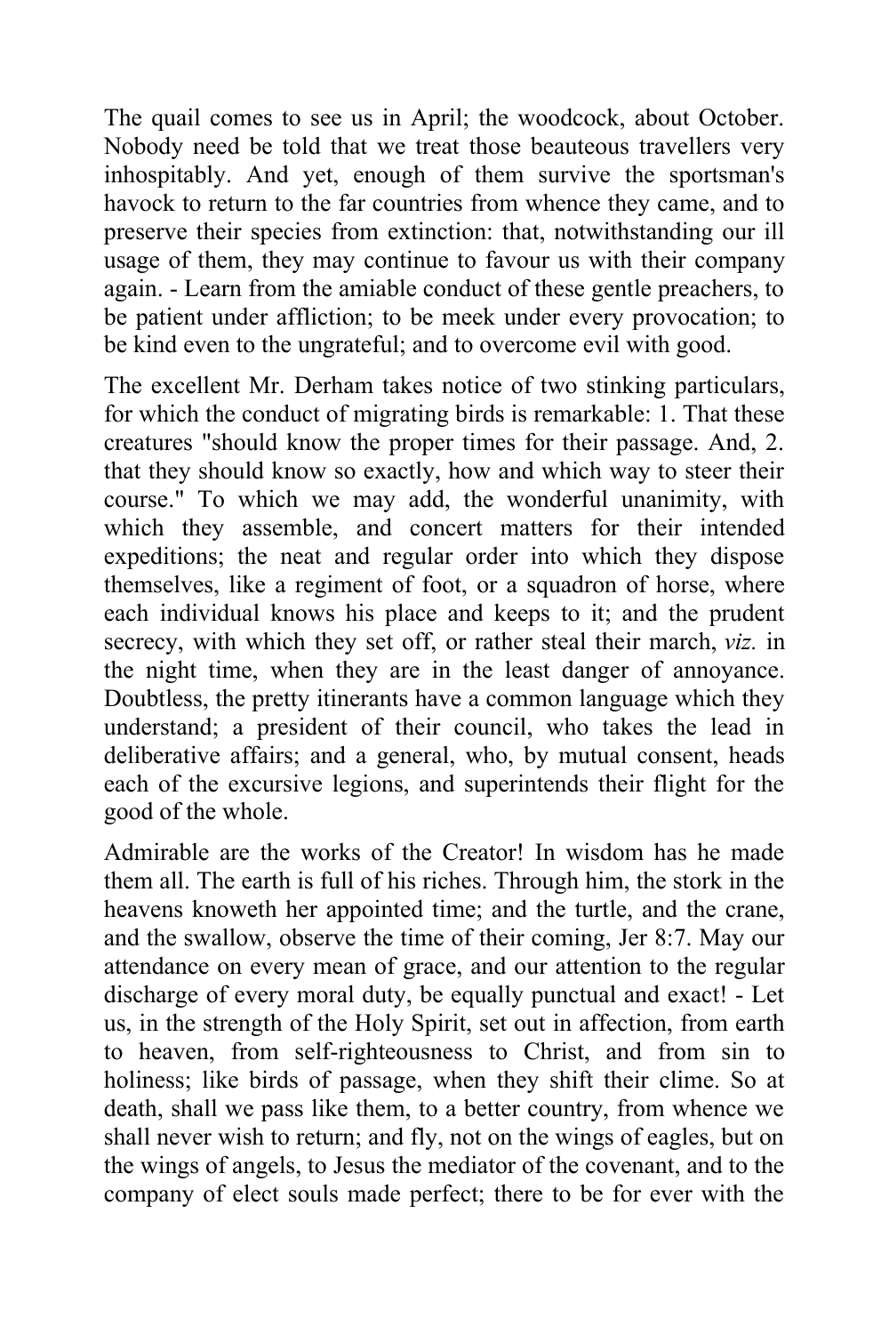The quail comes to see us in April; the woodcock, about October. Nobody need be told that we treat those beauteous travellers very inhospitably. And yet, enough of them survive the sportsman's havock to return to the far countries from whence they came, and to preserve their species from extinction: that, notwithstanding our ill usage of them, they may continue to favour us with their company again. - Learn from the amiable conduct of these gentle preachers, to be patient under affliction; to be meek under every provocation; to be kind even to the ungrateful; and to overcome evil with good.

The excellent Mr. Derham takes notice of two stinking particulars, for which the conduct of migrating birds is remarkable: 1. That these creatures "should know the proper times for their passage. And, 2. that they should know so exactly, how and which way to steer their course." To which we may add, the wonderful unanimity, with which they assemble, and concert matters for their intended expeditions; the neat and regular order into which they dispose themselves, like a regiment of foot, or a squadron of horse, where each individual knows his place and keeps to it; and the prudent secrecy, with which they set off, or rather steal their march, *viz.* in the night time, when they are in the least danger of annoyance. Doubtless, the pretty itinerants have a common language which they understand; a president of their council, who takes the lead in deliberative affairs; and a general, who, by mutual consent, heads each of the excursive legions, and superintends their flight for the good of the whole.

Admirable are the works of the Creator! In wisdom has he made them all. The earth is full of his riches. Through him, the stork in the heavens knoweth her appointed time; and the turtle, and the crane, and the swallow, observe the time of their coming, Jer 8:7. May our attendance on every mean of grace, and our attention to the regular discharge of every moral duty, be equally punctual and exact! - Let us, in the strength of the Holy Spirit, set out in affection, from earth to heaven, from self-righteousness to Christ, and from sin to holiness; like birds of passage, when they shift their clime. So at death, shall we pass like them, to a better country, from whence we shall never wish to return; and fly, not on the wings of eagles, but on the wings of angels, to Jesus the mediator of the covenant, and to the company of elect souls made perfect; there to be for ever with the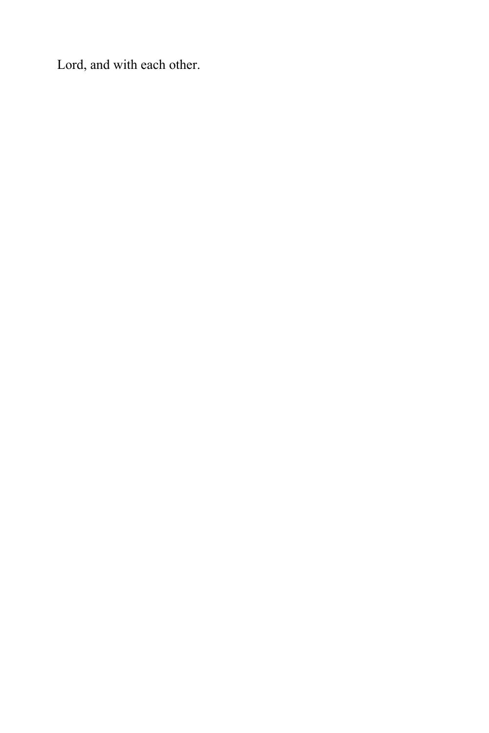Lord, and with each other.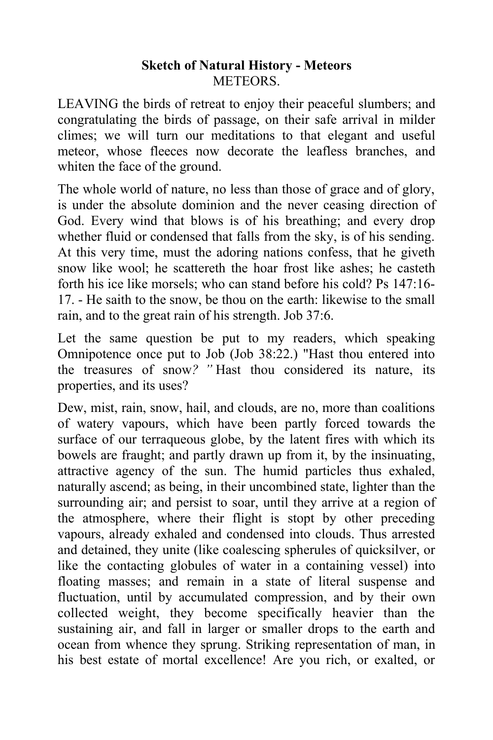**Sketch of Natural History - Meteors**
METEORS.

LEAVING the birds of retreat to enjoy their peaceful slumbers; and congratulating the birds of passage, on their safe arrival in milder climes; we will turn our meditations to that elegant and useful meteor, whose fleeces now decorate the leafless branches, and whiten the face of the ground.

The whole world of nature, no less than those of grace and of glory, is under the absolute dominion and the never ceasing direction of God. Every wind that blows is of his breathing; and every drop whether fluid or condensed that falls from the sky, is of his sending. At this very time, must the adoring nations confess, that he giveth snow like wool; he scattereth the hoar frost like ashes; he casteth forth his ice like morsels; who can stand before his cold? Ps 147:16-17. - He saith to the snow, be thou on the earth: likewise to the small rain, and to the great rain of his strength. Job 37:6.

Let the same question be put to my readers, which speaking Omnipotence once put to Job (Job 38:22.) "Hast thou entered into the treasures of snow*? "* Hast thou considered its nature, its properties, and its uses?

Dew, mist, rain, snow, hail, and clouds, are no, more than coalitions of watery vapours, which have been partly forced towards the surface of our terraqueous globe, by the latent fires with which its bowels are fraught; and partly drawn up from it, by the insinuating, attractive agency of the sun. The humid particles thus exhaled, naturally ascend; as being, in their uncombined state, lighter than the surrounding air; and persist to soar, until they arrive at a region of the atmosphere, where their flight is stopt by other preceding vapours, already exhaled and condensed into clouds. Thus arrested and detained, they unite (like coalescing spherules of quicksilver, or like the contacting globules of water in a containing vessel) into floating masses; and remain in a state of literal suspense and fluctuation, until by accumulated compression, and by their own collected weight, they become specifically heavier than the sustaining air, and fall in larger or smaller drops to the earth and ocean from whence they sprung. Striking representation of man, in his best estate of mortal excellence! Are you rich, or exalted, or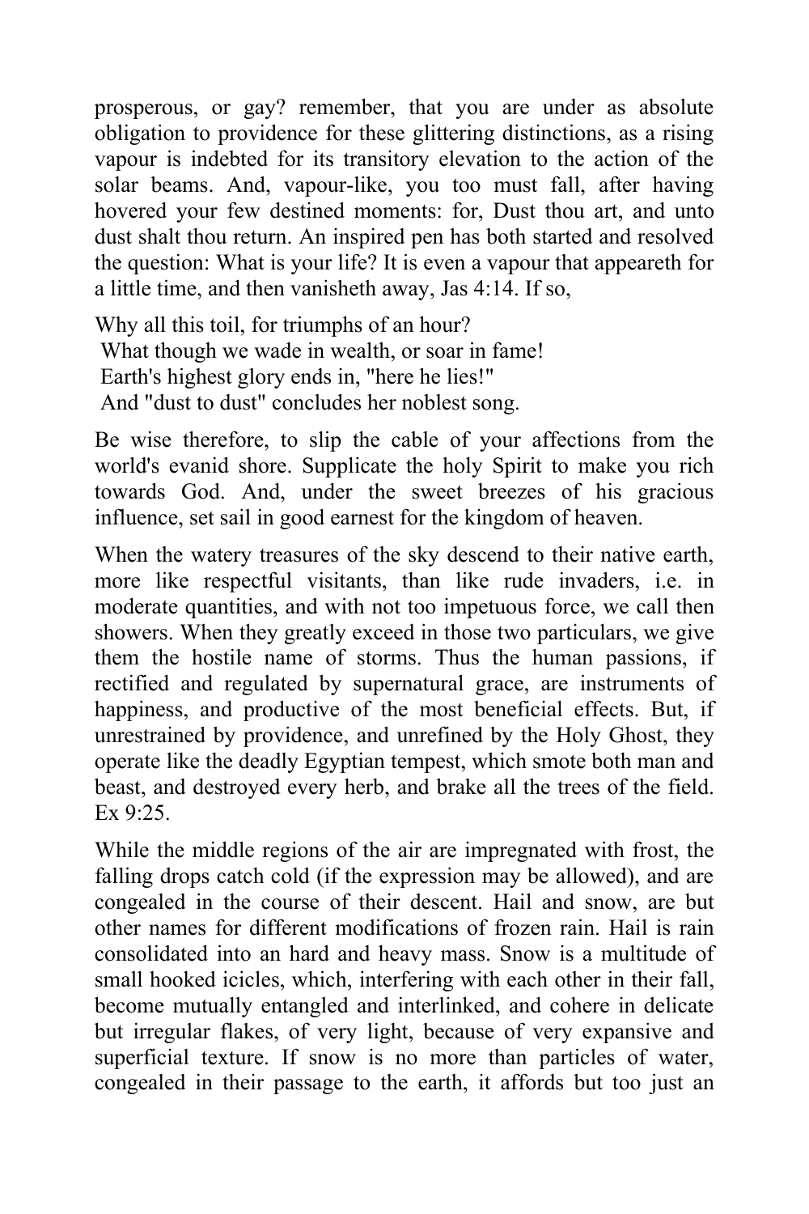prosperous, or gay? remember, that you are under as absolute obligation to providence for these glittering distinctions, as a rising vapour is indebted for its transitory elevation to the action of the solar beams. And, vapour-like, you too must fall, after having hovered your few destined moments: for, Dust thou art, and unto dust shalt thou return. An inspired pen has both started and resolved the question: What is your life? It is even a vapour that appeareth for a little time, and then vanisheth away, Jas 4:14. If so,

Why all this toil, for triumphs of an hour?
What though we wade in wealth, or soar in fame!
Earth's highest glory ends in, "here he lies!"
And "dust to dust" concludes her noblest song.

Be wise therefore, to slip the cable of your affections from the world's evanid shore. Supplicate the holy Spirit to make you rich towards God. And, under the sweet breezes of his gracious influence, set sail in good earnest for the kingdom of heaven.

When the watery treasures of the sky descend to their native earth, more like respectful visitants, than like rude invaders, i.e. in moderate quantities, and with not too impetuous force, we call then showers. When they greatly exceed in those two particulars, we give them the hostile name of storms. Thus the human passions, if rectified and regulated by supernatural grace, are instruments of happiness, and productive of the most beneficial effects. But, if unrestrained by providence, and unrefined by the Holy Ghost, they operate like the deadly Egyptian tempest, which smote both man and beast, and destroyed every herb, and brake all the trees of the field. Ex 9:25.

While the middle regions of the air are impregnated with frost, the falling drops catch cold (if the expression may be allowed), and are congealed in the course of their descent. Hail and snow, are but other names for different modifications of frozen rain. Hail is rain consolidated into an hard and heavy mass. Snow is a multitude of small hooked icicles, which, interfering with each other in their fall, become mutually entangled and interlinked, and cohere in delicate but irregular flakes, of very light, because of very expansive and superficial texture. If snow is no more than particles of water, congealed in their passage to the earth, it affords but too just an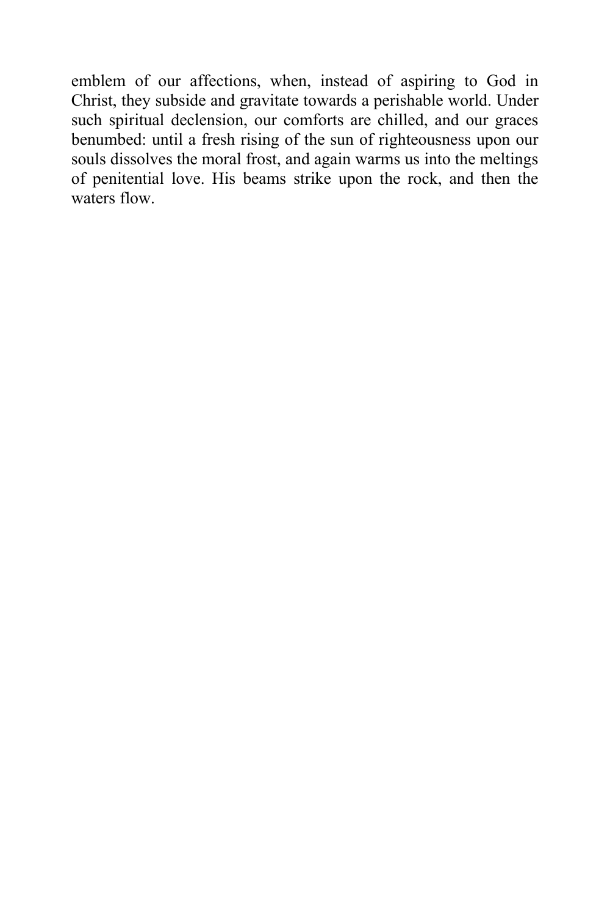emblem of our affections, when, instead of aspiring to God in Christ, they subside and gravitate towards a perishable world. Under such spiritual declension, our comforts are chilled, and our graces benumbed: until a fresh rising of the sun of righteousness upon our souls dissolves the moral frost, and again warms us into the meltings of penitential love. His beams strike upon the rock, and then the waters flow.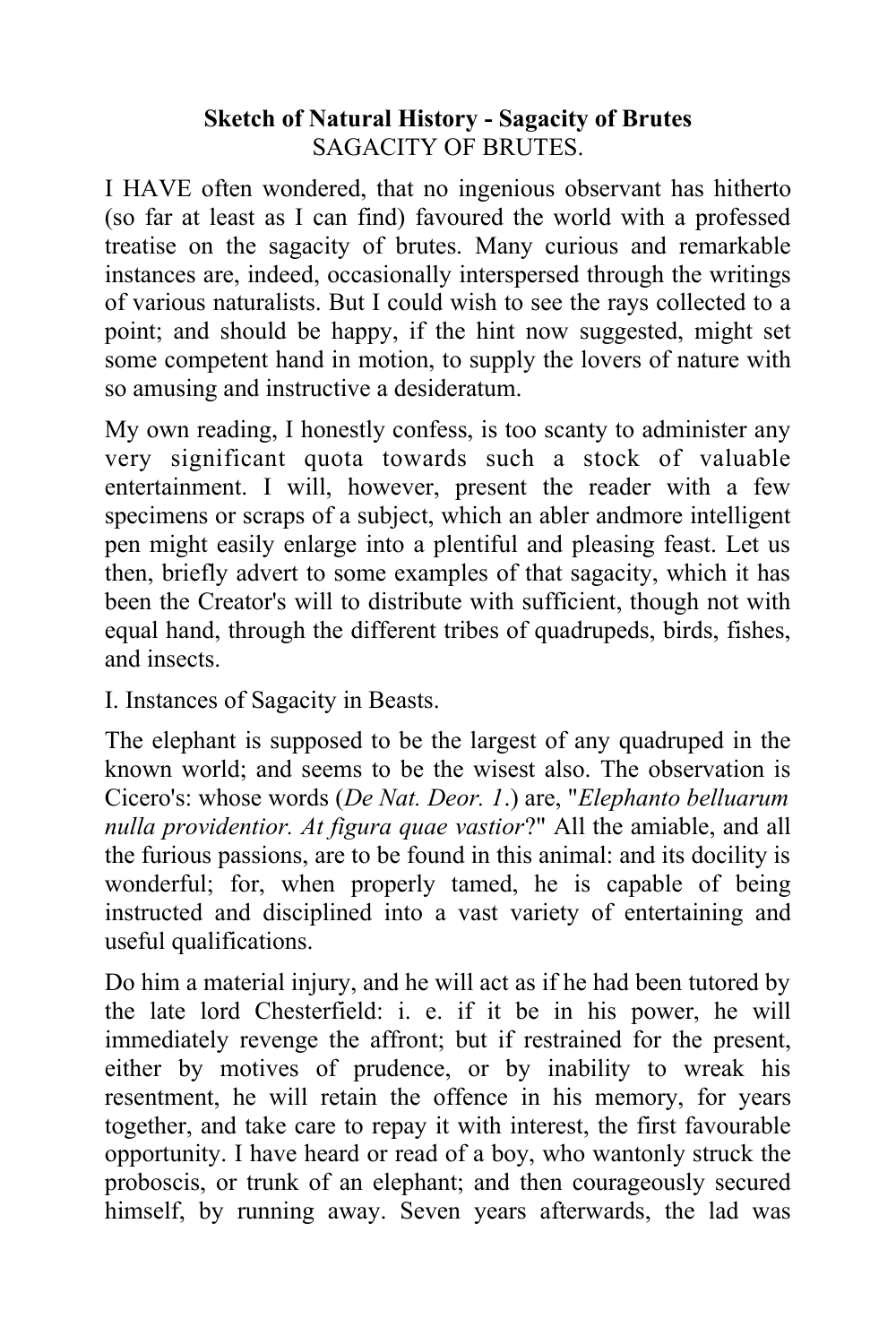**Sketch of Natural History - Sagacity of Brutes**
SAGACITY OF BRUTES.

I HAVE often wondered, that no ingenious observant has hitherto (so far at least as I can find) favoured the world with a professed treatise on the sagacity of brutes. Many curious and remarkable instances are, indeed, occasionally interspersed through the writings of various naturalists. But I could wish to see the rays collected to a point; and should be happy, if the hint now suggested, might set some competent hand in motion, to supply the lovers of nature with so amusing and instructive a desideratum.

My own reading, I honestly confess, is too scanty to administer any very significant quota towards such a stock of valuable entertainment. I will, however, present the reader with a few specimens or scraps of a subject, which an abler andmore intelligent pen might easily enlarge into a plentiful and pleasing feast. Let us then, briefly advert to some examples of that sagacity, which it has been the Creator's will to distribute with sufficient, though not with equal hand, through the different tribes of quadrupeds, birds, fishes, and insects.

I. Instances of Sagacity in Beasts.

The elephant is supposed to be the largest of any quadruped in the known world; and seems to be the wisest also. The observation is Cicero's: whose words (*De Nat. Deor. 1*.) are, "*Elephanto belluarum nulla providentior. At figura quae vastior*?" All the amiable, and all the furious passions, are to be found in this animal: and its docility is wonderful; for, when properly tamed, he is capable of being instructed and disciplined into a vast variety of entertaining and useful qualifications.

Do him a material injury, and he will act as if he had been tutored by the late lord Chesterfield: i. e. if it be in his power, he will immediately revenge the affront; but if restrained for the present, either by motives of prudence, or by inability to wreak his resentment, he will retain the offence in his memory, for years together, and take care to repay it with interest, the first favourable opportunity. I have heard or read of a boy, who wantonly struck the proboscis, or trunk of an elephant; and then courageously secured himself, by running away. Seven years afterwards, the lad was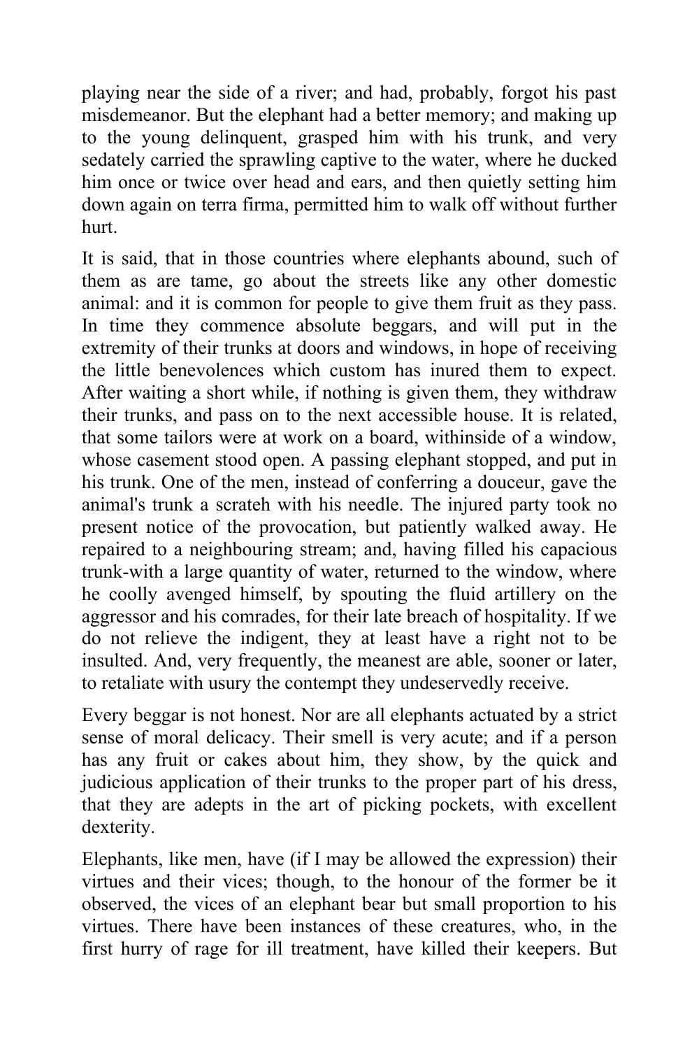playing near the side of a river; and had, probably, forgot his past misdemeanor. But the elephant had a better memory; and making up to the young delinquent, grasped him with his trunk, and very sedately carried the sprawling captive to the water, where he ducked him once or twice over head and ears, and then quietly setting him down again on terra firma, permitted him to walk off without further hurt.

It is said, that in those countries where elephants abound, such of them as are tame, go about the streets like any other domestic animal: and it is common for people to give them fruit as they pass. In time they commence absolute beggars, and will put in the extremity of their trunks at doors and windows, in hope of receiving the little benevolences which custom has inured them to expect. After waiting a short while, if nothing is given them, they withdraw their trunks, and pass on to the next accessible house. It is related, that some tailors were at work on a board, withinside of a window, whose casement stood open. A passing elephant stopped, and put in his trunk. One of the men, instead of conferring a douceur, gave the animal's trunk a scrateh with his needle. The injured party took no present notice of the provocation, but patiently walked away. He repaired to a neighbouring stream; and, having filled his capacious trunk-with a large quantity of water, returned to the window, where he coolly avenged himself, by spouting the fluid artillery on the aggressor and his comrades, for their late breach of hospitality. If we do not relieve the indigent, they at least have a right not to be insulted. And, very frequently, the meanest are able, sooner or later, to retaliate with usury the contempt they undeservedly receive.

Every beggar is not honest. Nor are all elephants actuated by a strict sense of moral delicacy. Their smell is very acute; and if a person has any fruit or cakes about him, they show, by the quick and judicious application of their trunks to the proper part of his dress, that they are adepts in the art of picking pockets, with excellent dexterity.

Elephants, like men, have (if I may be allowed the expression) their virtues and their vices; though, to the honour of the former be it observed, the vices of an elephant bear but small proportion to his virtues. There have been instances of these creatures, who, in the first hurry of rage for ill treatment, have killed their keepers. But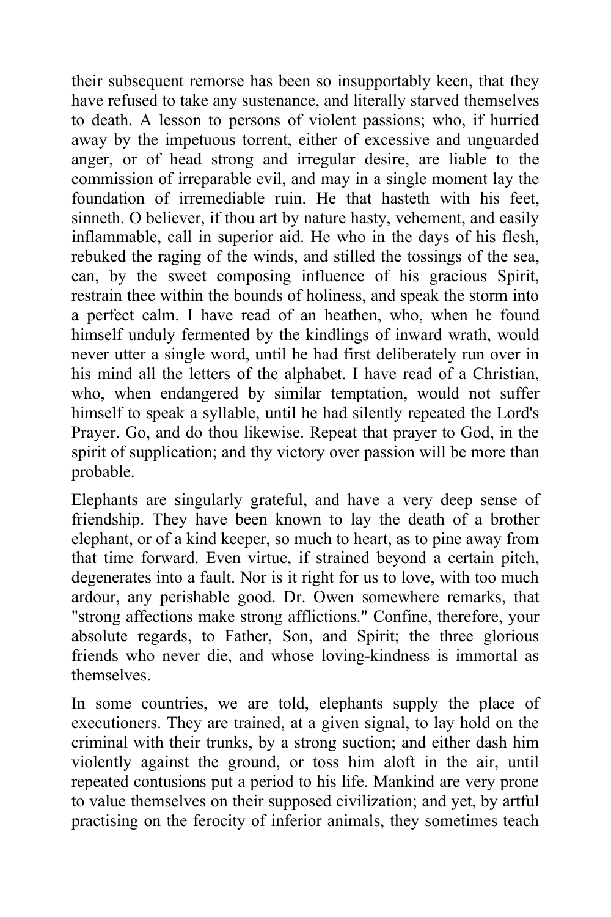their subsequent remorse has been so insupportably keen, that they have refused to take any sustenance, and literally starved themselves to death. A lesson to persons of violent passions; who, if hurried away by the impetuous torrent, either of excessive and unguarded anger, or of head strong and irregular desire, are liable to the commission of irreparable evil, and may in a single moment lay the foundation of irremediable ruin. He that hasteth with his feet, sinneth. O believer, if thou art by nature hasty, vehement, and easily inflammable, call in superior aid. He who in the days of his flesh, rebuked the raging of the winds, and stilled the tossings of the sea, can, by the sweet composing influence of his gracious Spirit, restrain thee within the bounds of holiness, and speak the storm into a perfect calm. I have read of an heathen, who, when he found himself unduly fermented by the kindlings of inward wrath, would never utter a single word, until he had first deliberately run over in his mind all the letters of the alphabet. I have read of a Christian, who, when endangered by similar temptation, would not suffer himself to speak a syllable, until he had silently repeated the Lord's Prayer. Go, and do thou likewise. Repeat that prayer to God, in the spirit of supplication; and thy victory over passion will be more than probable.

Elephants are singularly grateful, and have a very deep sense of friendship. They have been known to lay the death of a brother elephant, or of a kind keeper, so much to heart, as to pine away from that time forward. Even virtue, if strained beyond a certain pitch, degenerates into a fault. Nor is it right for us to love, with too much ardour, any perishable good. Dr. Owen somewhere remarks, that "strong affections make strong afflictions." Confine, therefore, your absolute regards, to Father, Son, and Spirit; the three glorious friends who never die, and whose loving-kindness is immortal as themselves.

In some countries, we are told, elephants supply the place of executioners. They are trained, at a given signal, to lay hold on the criminal with their trunks, by a strong suction; and either dash him violently against the ground, or toss him aloft in the air, until repeated contusions put a period to his life. Mankind are very prone to value themselves on their supposed civilization; and yet, by artful practising on the ferocity of inferior animals, they sometimes teach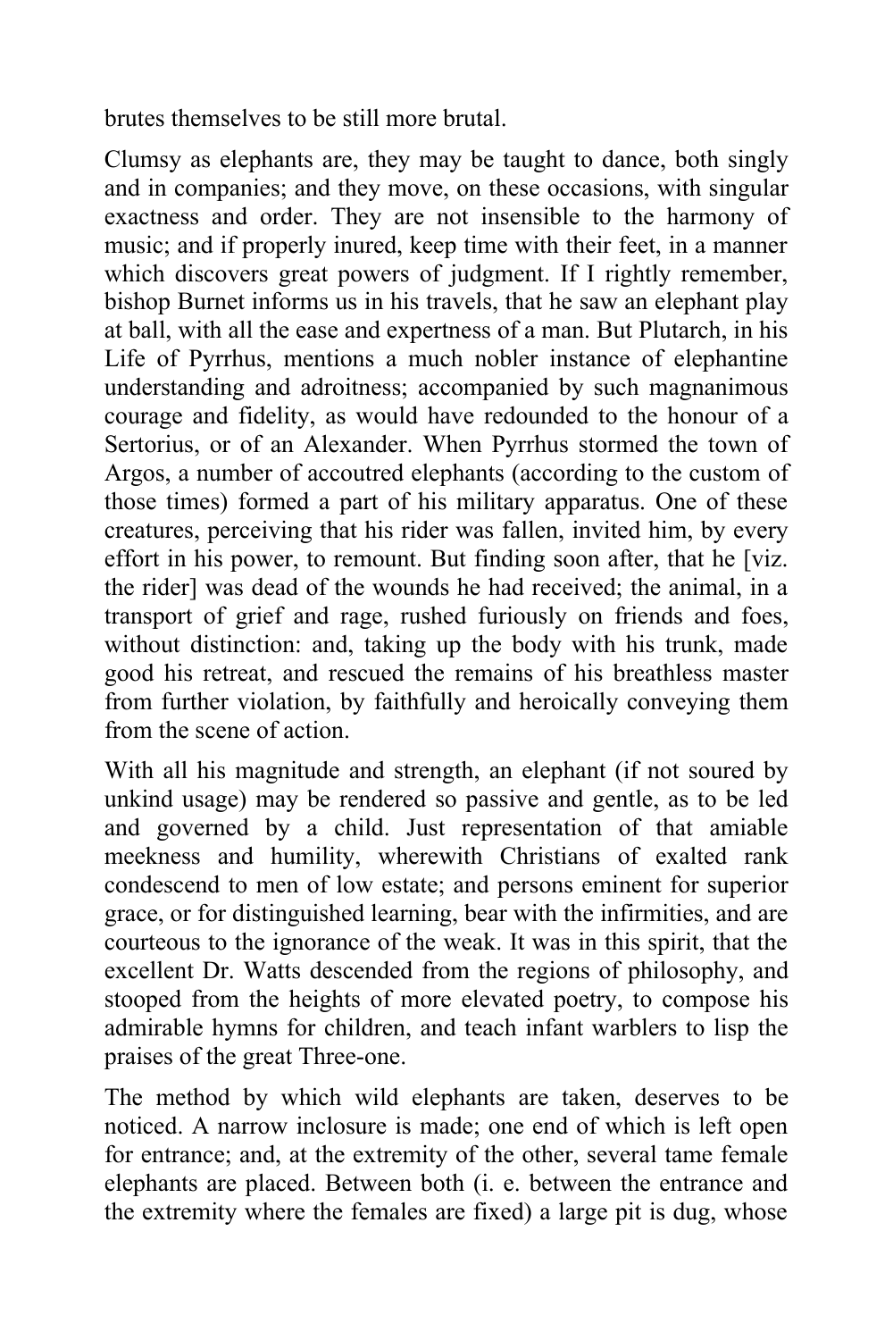brutes themselves to be still more brutal.

Clumsy as elephants are, they may be taught to dance, both singly and in companies; and they move, on these occasions, with singular exactness and order. They are not insensible to the harmony of music; and if properly inured, keep time with their feet, in a manner which discovers great powers of judgment. If I rightly remember, bishop Burnet informs us in his travels, that he saw an elephant play at ball, with all the ease and expertness of a man. But Plutarch, in his Life of Pyrrhus, mentions a much nobler instance of elephantine understanding and adroitness; accompanied by such magnanimous courage and fidelity, as would have redounded to the honour of a Sertorius, or of an Alexander. When Pyrrhus stormed the town of Argos, a number of accoutred elephants (according to the custom of those times) formed a part of his military apparatus. One of these creatures, perceiving that his rider was fallen, invited him, by every effort in his power, to remount. But finding soon after, that he [viz. the rider] was dead of the wounds he had received; the animal, in a transport of grief and rage, rushed furiously on friends and foes, without distinction: and, taking up the body with his trunk, made good his retreat, and rescued the remains of his breathless master from further violation, by faithfully and heroically conveying them from the scene of action.

With all his magnitude and strength, an elephant (if not soured by unkind usage) may be rendered so passive and gentle, as to be led and governed by a child. Just representation of that amiable meekness and humility, wherewith Christians of exalted rank condescend to men of low estate; and persons eminent for superior grace, or for distinguished learning, bear with the infirmities, and are courteous to the ignorance of the weak. It was in this spirit, that the excellent Dr. Watts descended from the regions of philosophy, and stooped from the heights of more elevated poetry, to compose his admirable hymns for children, and teach infant warblers to lisp the praises of the great Three-one.

The method by which wild elephants are taken, deserves to be noticed. A narrow inclosure is made; one end of which is left open for entrance; and, at the extremity of the other, several tame female elephants are placed. Between both (i. e. between the entrance and the extremity where the females are fixed) a large pit is dug, whose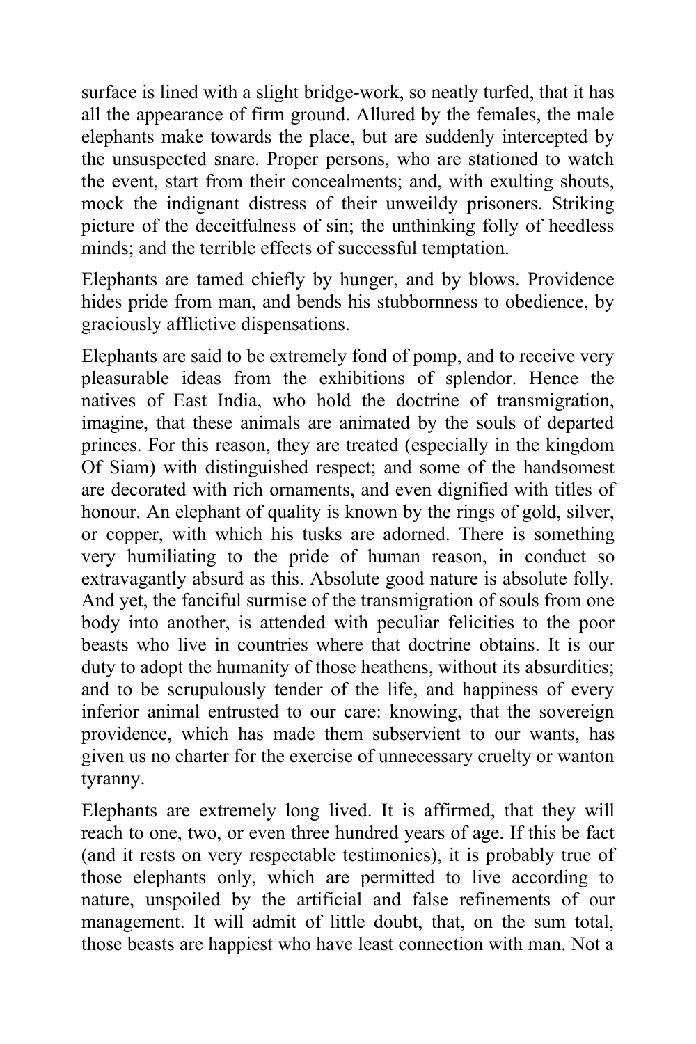surface is lined with a slight bridge-work, so neatly turfed, that it has all the appearance of firm ground. Allured by the females, the male elephants make towards the place, but are suddenly intercepted by the unsuspected snare. Proper persons, who are stationed to watch the event, start from their concealments; and, with exulting shouts, mock the indignant distress of their unweildy prisoners. Striking picture of the deceitfulness of sin; the unthinking folly of heedless minds; and the terrible effects of successful temptation.

Elephants are tamed chiefly by hunger, and by blows. Providence hides pride from man, and bends his stubbornness to obedience, by graciously afflictive dispensations.

Elephants are said to be extremely fond of pomp, and to receive very pleasurable ideas from the exhibitions of splendor. Hence the natives of East India, who hold the doctrine of transmigration, imagine, that these animals are animated by the souls of departed princes. For this reason, they are treated (especially in the kingdom Of Siam) with distinguished respect; and some of the handsomest are decorated with rich ornaments, and even dignified with titles of honour. An elephant of quality is known by the rings of gold, silver, or copper, with which his tusks are adorned. There is something very humiliating to the pride of human reason, in conduct so extravagantly absurd as this. Absolute good nature is absolute folly. And yet, the fanciful surmise of the transmigration of souls from one body into another, is attended with peculiar felicities to the poor beasts who live in countries where that doctrine obtains. It is our duty to adopt the humanity of those heathens, without its absurdities; and to be scrupulously tender of the life, and happiness of every inferior animal entrusted to our care: knowing, that the sovereign providence, which has made them subservient to our wants, has given us no charter for the exercise of unnecessary cruelty or wanton tyranny.

Elephants are extremely long lived. It is affirmed, that they will reach to one, two, or even three hundred years of age. If this be fact (and it rests on very respectable testimonies), it is probably true of those elephants only, which are permitted to live according to nature, unspoiled by the artificial and false refinements of our management. It will admit of little doubt, that, on the sum total, those beasts are happiest who have least connection with man. Not a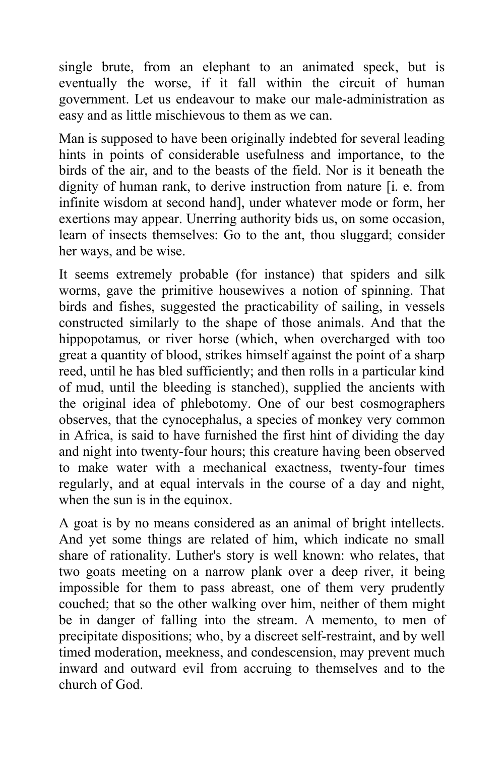single brute, from an elephant to an animated speck, but is eventually the worse, if it fall within the circuit of human government. Let us endeavour to make our male-administration as easy and as little mischievous to them as we can.

Man is supposed to have been originally indebted for several leading hints in points of considerable usefulness and importance, to the birds of the air, and to the beasts of the field. Nor is it beneath the dignity of human rank, to derive instruction from nature [i. e. from infinite wisdom at second hand], under whatever mode or form, her exertions may appear. Unerring authority bids us, on some occasion, learn of insects themselves: Go to the ant, thou sluggard; consider her ways, and be wise.

It seems extremely probable (for instance) that spiders and silk worms, gave the primitive housewives a notion of spinning. That birds and fishes, suggested the practicability of sailing, in vessels constructed similarly to the shape of those animals. And that the hippopotamus*,* or river horse (which, when overcharged with too great a quantity of blood, strikes himself against the point of a sharp reed, until he has bled sufficiently; and then rolls in a particular kind of mud, until the bleeding is stanched), supplied the ancients with the original idea of phlebotomy. One of our best cosmographers observes, that the cynocephalus, a species of monkey very common in Africa, is said to have furnished the first hint of dividing the day and night into twenty-four hours; this creature having been observed to make water with a mechanical exactness, twenty-four times regularly, and at equal intervals in the course of a day and night, when the sun is in the equinox.

A goat is by no means considered as an animal of bright intellects. And yet some things are related of him, which indicate no small share of rationality. Luther's story is well known: who relates, that two goats meeting on a narrow plank over a deep river, it being impossible for them to pass abreast, one of them very prudently couched; that so the other walking over him, neither of them might be in danger of falling into the stream. A memento, to men of precipitate dispositions; who, by a discreet self-restraint, and by well timed moderation, meekness, and condescension, may prevent much inward and outward evil from accruing to themselves and to the church of God.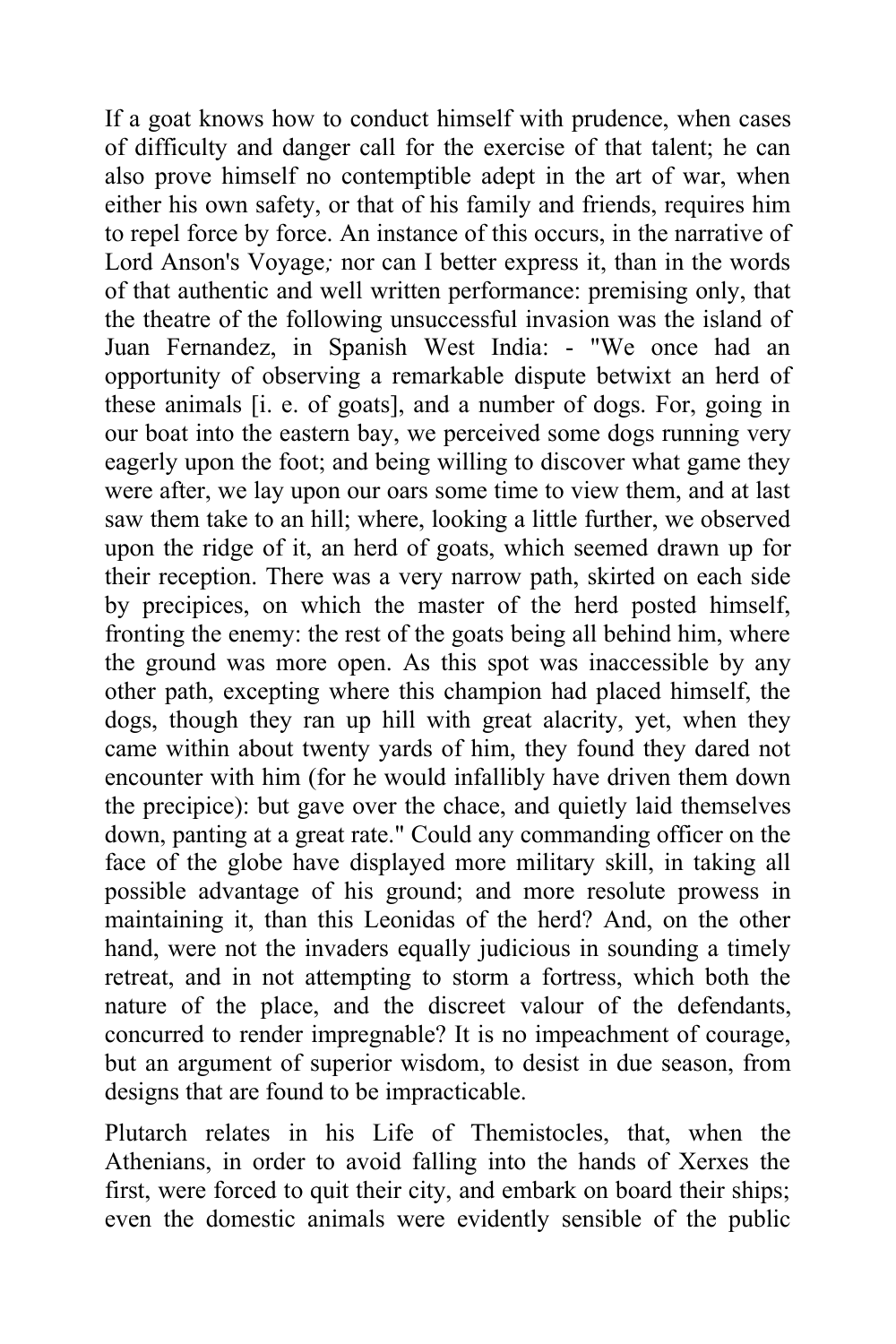If a goat knows how to conduct himself with prudence, when cases of difficulty and danger call for the exercise of that talent; he can also prove himself no contemptible adept in the art of war, when either his own safety, or that of his family and friends, requires him to repel force by force. An instance of this occurs, in the narrative of Lord Anson's Voyage*;* nor can I better express it, than in the words of that authentic and well written performance: premising only, that the theatre of the following unsuccessful invasion was the island of Juan Fernandez, in Spanish West India: - "We once had an opportunity of observing a remarkable dispute betwixt an herd of these animals [i. e. of goats], and a number of dogs. For, going in our boat into the eastern bay, we perceived some dogs running very eagerly upon the foot; and being willing to discover what game they were after, we lay upon our oars some time to view them, and at last saw them take to an hill; where, looking a little further, we observed upon the ridge of it, an herd of goats, which seemed drawn up for their reception. There was a very narrow path, skirted on each side by precipices, on which the master of the herd posted himself, fronting the enemy: the rest of the goats being all behind him, where the ground was more open. As this spot was inaccessible by any other path, excepting where this champion had placed himself, the dogs, though they ran up hill with great alacrity, yet, when they came within about twenty yards of him, they found they dared not encounter with him (for he would infallibly have driven them down the precipice): but gave over the chace, and quietly laid themselves down, panting at a great rate." Could any commanding officer on the face of the globe have displayed more military skill, in taking all possible advantage of his ground; and more resolute prowess in maintaining it, than this Leonidas of the herd? And, on the other hand, were not the invaders equally judicious in sounding a timely retreat, and in not attempting to storm a fortress, which both the nature of the place, and the discreet valour of the defendants, concurred to render impregnable? It is no impeachment of courage, but an argument of superior wisdom, to desist in due season, from designs that are found to be impracticable.

Plutarch relates in his Life of Themistocles, that, when the Athenians, in order to avoid falling into the hands of Xerxes the first, were forced to quit their city, and embark on board their ships; even the domestic animals were evidently sensible of the public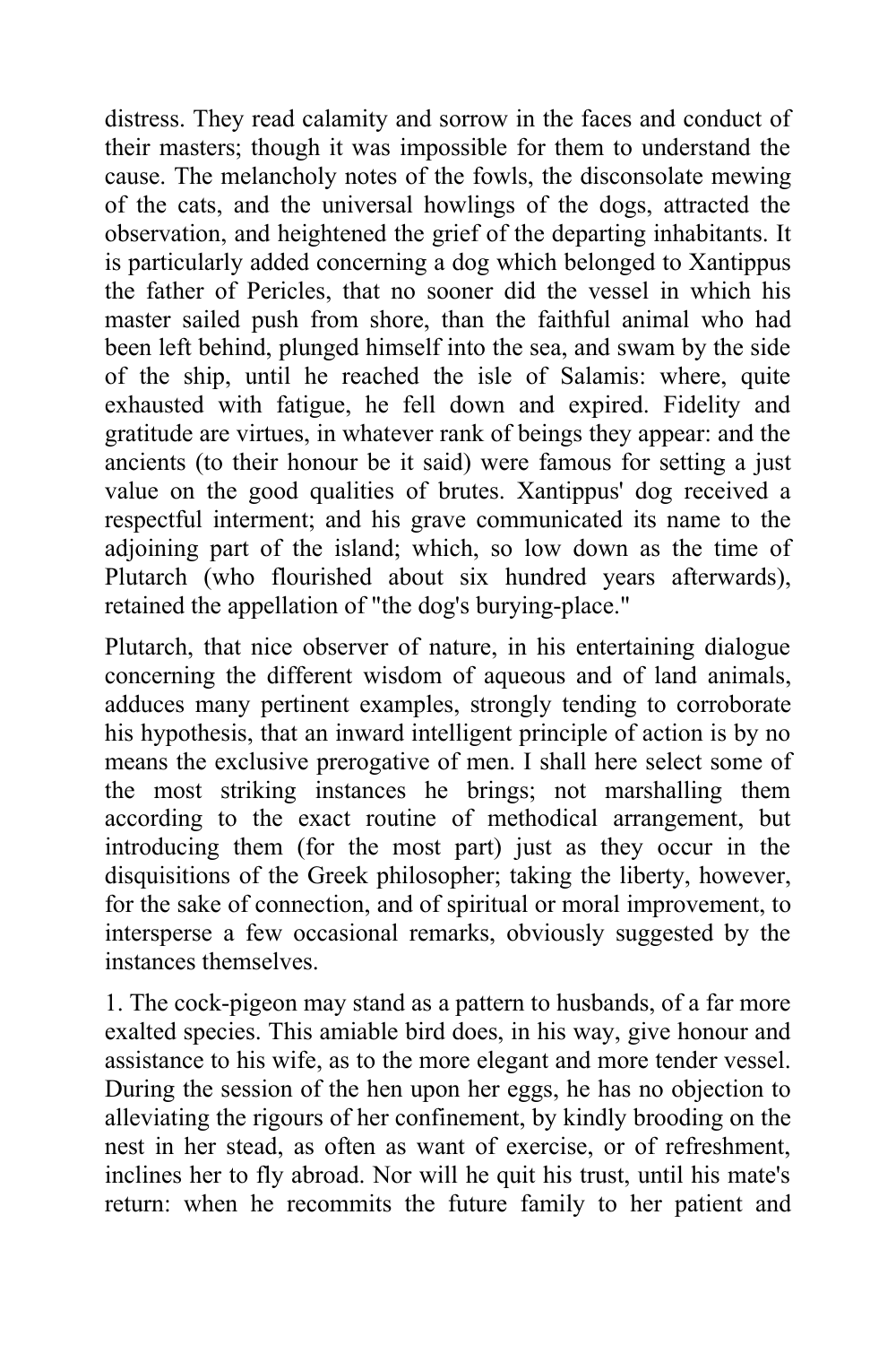distress. They read calamity and sorrow in the faces and conduct of their masters; though it was impossible for them to understand the cause. The melancholy notes of the fowls, the disconsolate mewing of the cats, and the universal howlings of the dogs, attracted the observation, and heightened the grief of the departing inhabitants. It is particularly added concerning a dog which belonged to Xantippus the father of Pericles, that no sooner did the vessel in which his master sailed push from shore, than the faithful animal who had been left behind, plunged himself into the sea, and swam by the side of the ship, until he reached the isle of Salamis: where, quite exhausted with fatigue, he fell down and expired. Fidelity and gratitude are virtues, in whatever rank of beings they appear: and the ancients (to their honour be it said) were famous for setting a just value on the good qualities of brutes. Xantippus' dog received a respectful interment; and his grave communicated its name to the adjoining part of the island; which, so low down as the time of Plutarch (who flourished about six hundred years afterwards), retained the appellation of "the dog's burying-place."

Plutarch, that nice observer of nature, in his entertaining dialogue concerning the different wisdom of aqueous and of land animals, adduces many pertinent examples, strongly tending to corroborate his hypothesis, that an inward intelligent principle of action is by no means the exclusive prerogative of men. I shall here select some of the most striking instances he brings; not marshalling them according to the exact routine of methodical arrangement, but introducing them (for the most part) just as they occur in the disquisitions of the Greek philosopher; taking the liberty, however, for the sake of connection, and of spiritual or moral improvement, to intersperse a few occasional remarks, obviously suggested by the instances themselves.

1. The cock-pigeon may stand as a pattern to husbands, of a far more exalted species. This amiable bird does, in his way, give honour and assistance to his wife, as to the more elegant and more tender vessel. During the session of the hen upon her eggs, he has no objection to alleviating the rigours of her confinement, by kindly brooding on the nest in her stead, as often as want of exercise, or of refreshment, inclines her to fly abroad. Nor will he quit his trust, until his mate's return: when he recommits the future family to her patient and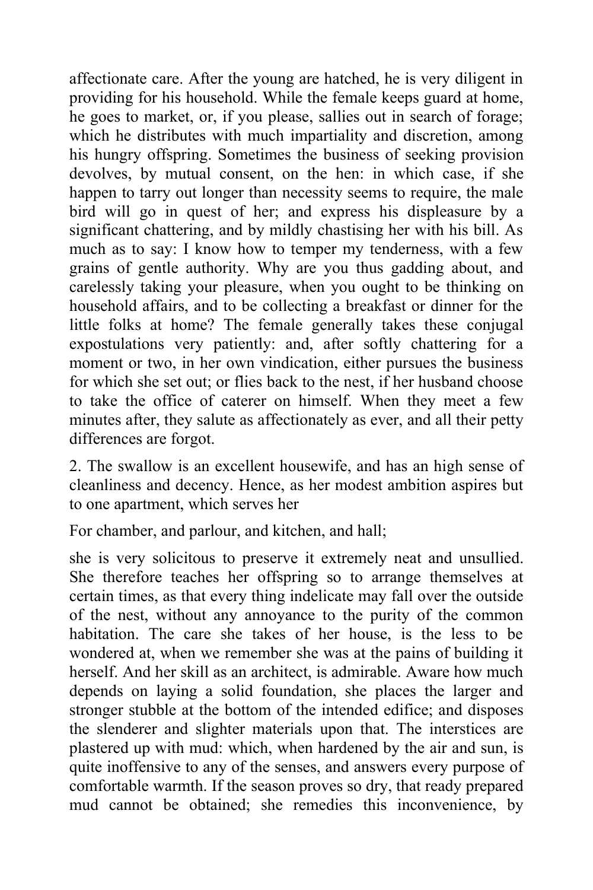affectionate care. After the young are hatched, he is very diligent in providing for his household. While the female keeps guard at home, he goes to market, or, if you please, sallies out in search of forage; which he distributes with much impartiality and discretion, among his hungry offspring. Sometimes the business of seeking provision devolves, by mutual consent, on the hen: in which case, if she happen to tarry out longer than necessity seems to require, the male bird will go in quest of her; and express his displeasure by a significant chattering, and by mildly chastising her with his bill. As much as to say: I know how to temper my tenderness, with a few grains of gentle authority. Why are you thus gadding about, and carelessly taking your pleasure, when you ought to be thinking on household affairs, and to be collecting a breakfast or dinner for the little folks at home? The female generally takes these conjugal expostulations very patiently: and, after softly chattering for a moment or two, in her own vindication, either pursues the business for which she set out; or flies back to the nest, if her husband choose to take the office of caterer on himself. When they meet a few minutes after, they salute as affectionately as ever, and all their petty differences are forgot.

2. The swallow is an excellent housewife, and has an high sense of cleanliness and decency. Hence, as her modest ambition aspires but to one apartment, which serves her

For chamber, and parlour, and kitchen, and hall;

she is very solicitous to preserve it extremely neat and unsullied. She therefore teaches her offspring so to arrange themselves at certain times, as that every thing indelicate may fall over the outside of the nest, without any annoyance to the purity of the common habitation. The care she takes of her house, is the less to be wondered at, when we remember she was at the pains of building it herself. And her skill as an architect, is admirable. Aware how much depends on laying a solid foundation, she places the larger and stronger stubble at the bottom of the intended edifice; and disposes the slenderer and slighter materials upon that. The interstices are plastered up with mud: which, when hardened by the air and sun, is quite inoffensive to any of the senses, and answers every purpose of comfortable warmth. If the season proves so dry, that ready prepared mud cannot be obtained; she remedies this inconvenience, by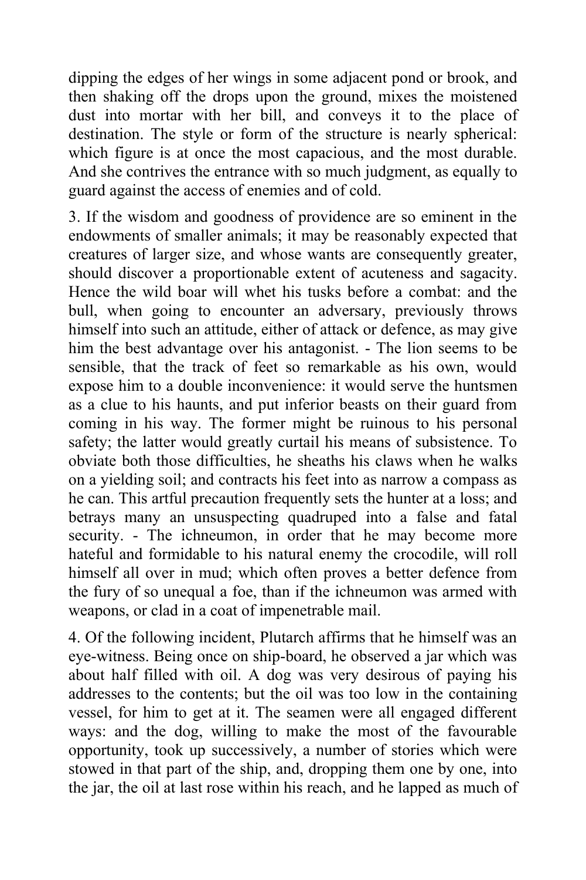dipping the edges of her wings in some adjacent pond or brook, and then shaking off the drops upon the ground, mixes the moistened dust into mortar with her bill, and conveys it to the place of destination. The style or form of the structure is nearly spherical: which figure is at once the most capacious, and the most durable. And she contrives the entrance with so much judgment, as equally to guard against the access of enemies and of cold.

3. If the wisdom and goodness of providence are so eminent in the endowments of smaller animals; it may be reasonably expected that creatures of larger size, and whose wants are consequently greater, should discover a proportionable extent of acuteness and sagacity. Hence the wild boar will whet his tusks before a combat: and the bull, when going to encounter an adversary, previously throws himself into such an attitude, either of attack or defence, as may give him the best advantage over his antagonist. - The lion seems to be sensible, that the track of feet so remarkable as his own, would expose him to a double inconvenience: it would serve the huntsmen as a clue to his haunts, and put inferior beasts on their guard from coming in his way. The former might be ruinous to his personal safety; the latter would greatly curtail his means of subsistence. To obviate both those difficulties, he sheaths his claws when he walks on a yielding soil; and contracts his feet into as narrow a compass as he can. This artful precaution frequently sets the hunter at a loss; and betrays many an unsuspecting quadruped into a false and fatal security. - The ichneumon, in order that he may become more hateful and formidable to his natural enemy the crocodile, will roll himself all over in mud; which often proves a better defence from the fury of so unequal a foe, than if the ichneumon was armed with weapons, or clad in a coat of impenetrable mail.

4. Of the following incident, Plutarch affirms that he himself was an eye-witness. Being once on ship-board, he observed a jar which was about half filled with oil. A dog was very desirous of paying his addresses to the contents; but the oil was too low in the containing vessel, for him to get at it. The seamen were all engaged different ways: and the dog, willing to make the most of the favourable opportunity, took up successively, a number of stories which were stowed in that part of the ship, and, dropping them one by one, into the jar, the oil at last rose within his reach, and he lapped as much of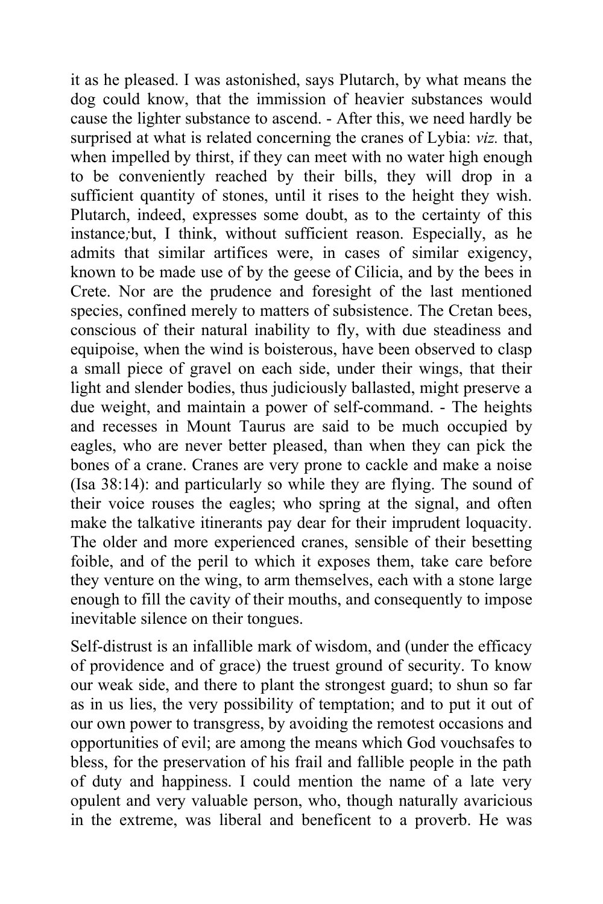it as he pleased. I was astonished, says Plutarch, by what means the dog could know, that the immission of heavier substances would cause the lighter substance to ascend. - After this, we need hardly be surprised at what is related concerning the cranes of Lybia: *viz.* that, when impelled by thirst, if they can meet with no water high enough to be conveniently reached by their bills, they will drop in a sufficient quantity of stones, until it rises to the height they wish. Plutarch, indeed, expresses some doubt, as to the certainty of this instance*;*but, I think, without sufficient reason. Especially, as he admits that similar artifices were, in cases of similar exigency, known to be made use of by the geese of Cilicia, and by the bees in Crete. Nor are the prudence and foresight of the last mentioned species, confined merely to matters of subsistence. The Cretan bees, conscious of their natural inability to fly, with due steadiness and equipoise, when the wind is boisterous, have been observed to clasp a small piece of gravel on each side, under their wings, that their light and slender bodies, thus judiciously ballasted, might preserve a due weight, and maintain a power of self-command. - The heights and recesses in Mount Taurus are said to be much occupied by eagles, who are never better pleased, than when they can pick the bones of a crane. Cranes are very prone to cackle and make a noise (Isa 38:14): and particularly so while they are flying. The sound of their voice rouses the eagles; who spring at the signal, and often make the talkative itinerants pay dear for their imprudent loquacity. The older and more experienced cranes, sensible of their besetting foible, and of the peril to which it exposes them, take care before they venture on the wing, to arm themselves, each with a stone large enough to fill the cavity of their mouths, and consequently to impose inevitable silence on their tongues.

Self-distrust is an infallible mark of wisdom, and (under the efficacy of providence and of grace) the truest ground of security. To know our weak side, and there to plant the strongest guard; to shun so far as in us lies, the very possibility of temptation; and to put it out of our own power to transgress, by avoiding the remotest occasions and opportunities of evil; are among the means which God vouchsafes to bless, for the preservation of his frail and fallible people in the path of duty and happiness. I could mention the name of a late very opulent and very valuable person, who, though naturally avaricious in the extreme, was liberal and beneficent to a proverb. He was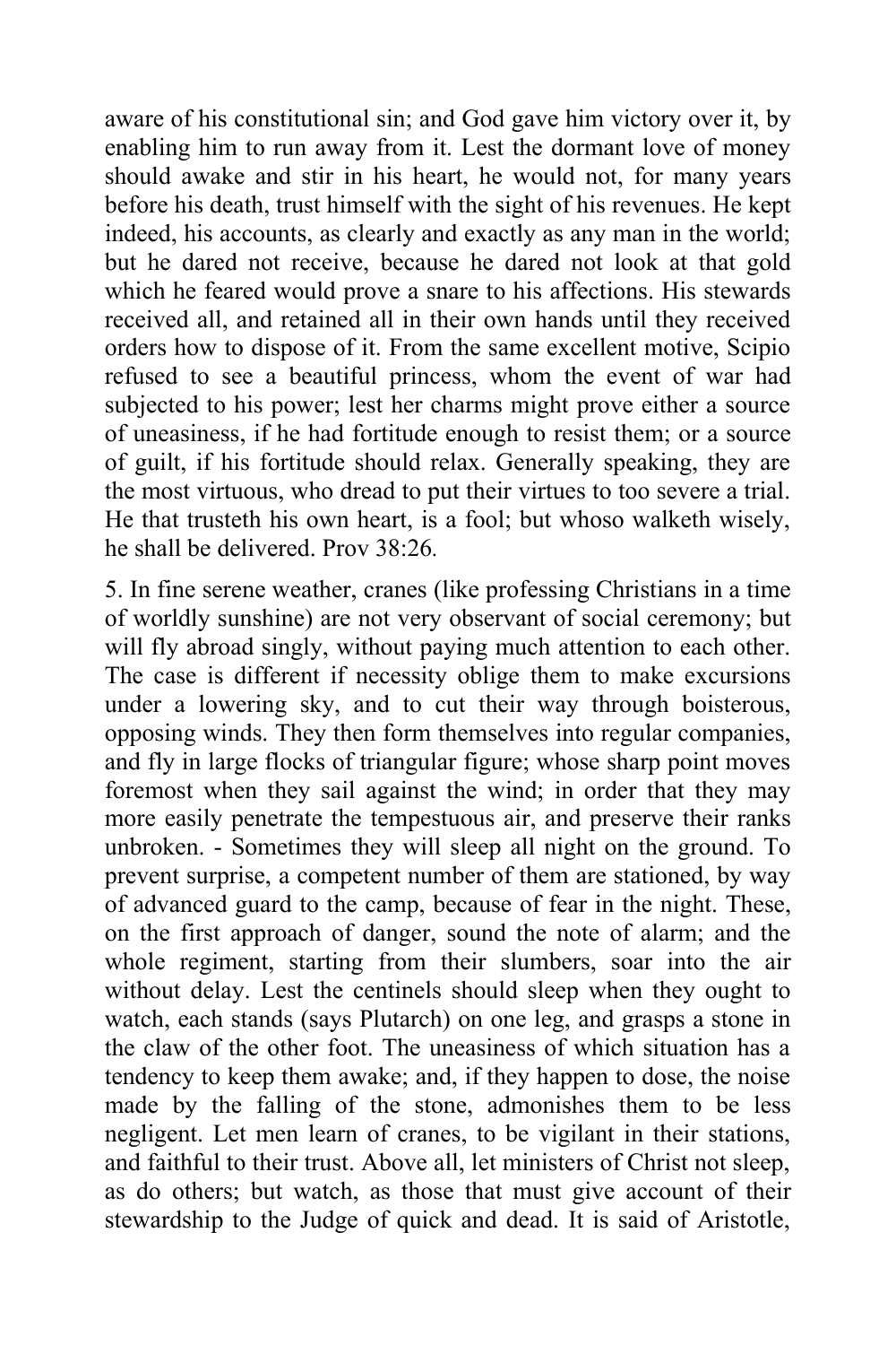aware of his constitutional sin; and God gave him victory over it, by enabling him to run away from it. Lest the dormant love of money should awake and stir in his heart, he would not, for many years before his death, trust himself with the sight of his revenues. He kept indeed, his accounts, as clearly and exactly as any man in the world; but he dared not receive, because he dared not look at that gold which he feared would prove a snare to his affections. His stewards received all, and retained all in their own hands until they received orders how to dispose of it. From the same excellent motive, Scipio refused to see a beautiful princess, whom the event of war had subjected to his power; lest her charms might prove either a source of uneasiness, if he had fortitude enough to resist them; or a source of guilt, if his fortitude should relax. Generally speaking, they are the most virtuous, who dread to put their virtues to too severe a trial. He that trusteth his own heart, is a fool; but whoso walketh wisely, he shall be delivered. Prov 38:26.

5. In fine serene weather, cranes (like professing Christians in a time of worldly sunshine) are not very observant of social ceremony; but will fly abroad singly, without paying much attention to each other. The case is different if necessity oblige them to make excursions under a lowering sky, and to cut their way through boisterous, opposing winds. They then form themselves into regular companies, and fly in large flocks of triangular figure; whose sharp point moves foremost when they sail against the wind; in order that they may more easily penetrate the tempestuous air, and preserve their ranks unbroken. - Sometimes they will sleep all night on the ground. To prevent surprise, a competent number of them are stationed, by way of advanced guard to the camp, because of fear in the night. These, on the first approach of danger, sound the note of alarm; and the whole regiment, starting from their slumbers, soar into the air without delay. Lest the centinels should sleep when they ought to watch, each stands (says Plutarch) on one leg, and grasps a stone in the claw of the other foot. The uneasiness of which situation has a tendency to keep them awake; and, if they happen to dose, the noise made by the falling of the stone, admonishes them to be less negligent. Let men learn of cranes, to be vigilant in their stations, and faithful to their trust. Above all, let ministers of Christ not sleep, as do others; but watch, as those that must give account of their stewardship to the Judge of quick and dead. It is said of Aristotle,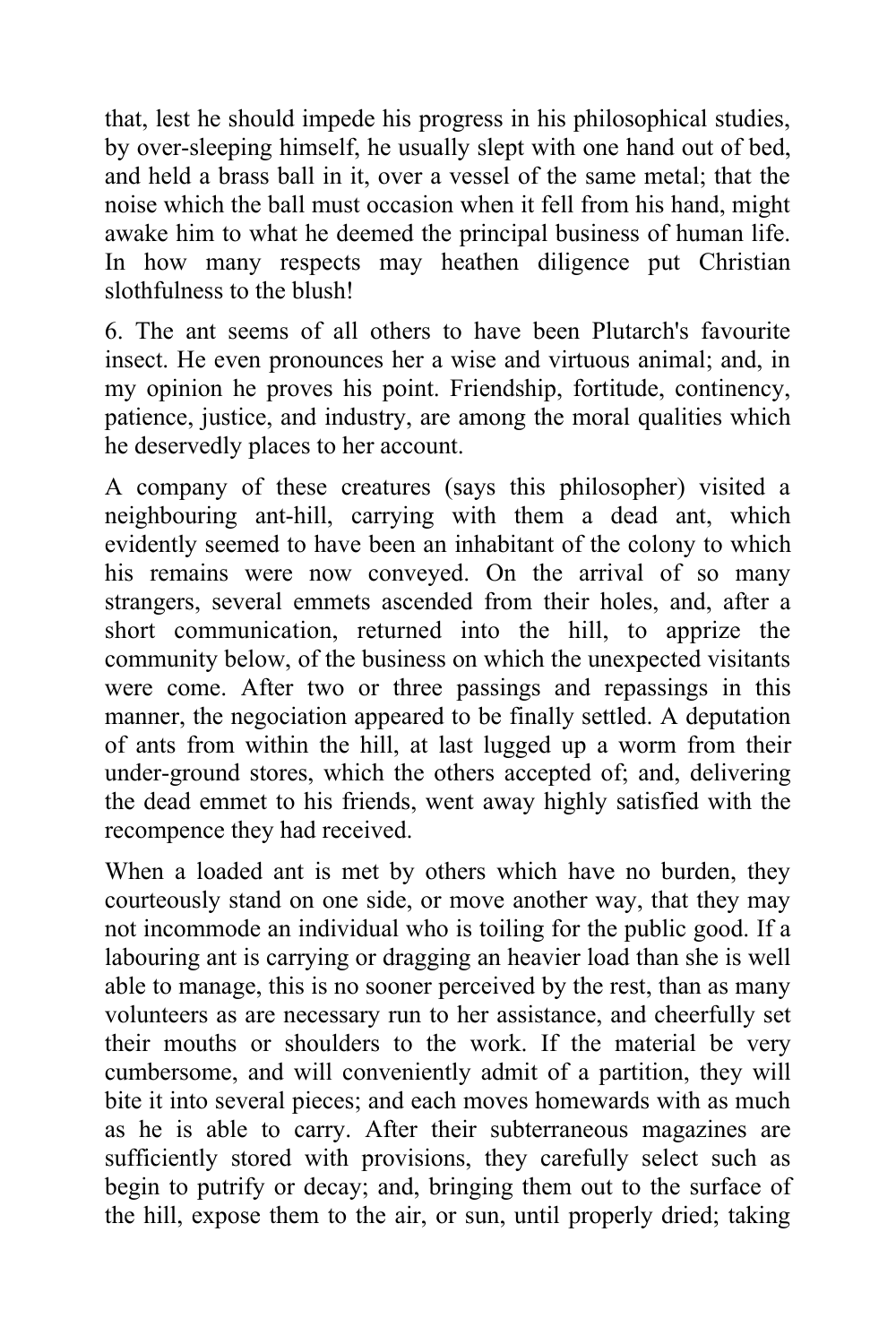that, lest he should impede his progress in his philosophical studies, by over-sleeping himself, he usually slept with one hand out of bed, and held a brass ball in it, over a vessel of the same metal; that the noise which the ball must occasion when it fell from his hand, might awake him to what he deemed the principal business of human life. In how many respects may heathen diligence put Christian slothfulness to the blush!

6. The ant seems of all others to have been Plutarch's favourite insect. He even pronounces her a wise and virtuous animal; and, in my opinion he proves his point. Friendship, fortitude, continency, patience, justice, and industry, are among the moral qualities which he deservedly places to her account.

A company of these creatures (says this philosopher) visited a neighbouring ant-hill, carrying with them a dead ant, which evidently seemed to have been an inhabitant of the colony to which his remains were now conveyed. On the arrival of so many strangers, several emmets ascended from their holes, and, after a short communication, returned into the hill, to apprize the community below, of the business on which the unexpected visitants were come. After two or three passings and repassings in this manner, the negociation appeared to be finally settled. A deputation of ants from within the hill, at last lugged up a worm from their under-ground stores, which the others accepted of; and, delivering the dead emmet to his friends, went away highly satisfied with the recompence they had received.

When a loaded ant is met by others which have no burden, they courteously stand on one side, or move another way, that they may not incommode an individual who is toiling for the public good. If a labouring ant is carrying or dragging an heavier load than she is well able to manage, this is no sooner perceived by the rest, than as many volunteers as are necessary run to her assistance, and cheerfully set their mouths or shoulders to the work. If the material be very cumbersome, and will conveniently admit of a partition, they will bite it into several pieces; and each moves homewards with as much as he is able to carry. After their subterraneous magazines are sufficiently stored with provisions, they carefully select such as begin to putrify or decay; and, bringing them out to the surface of the hill, expose them to the air, or sun, until properly dried; taking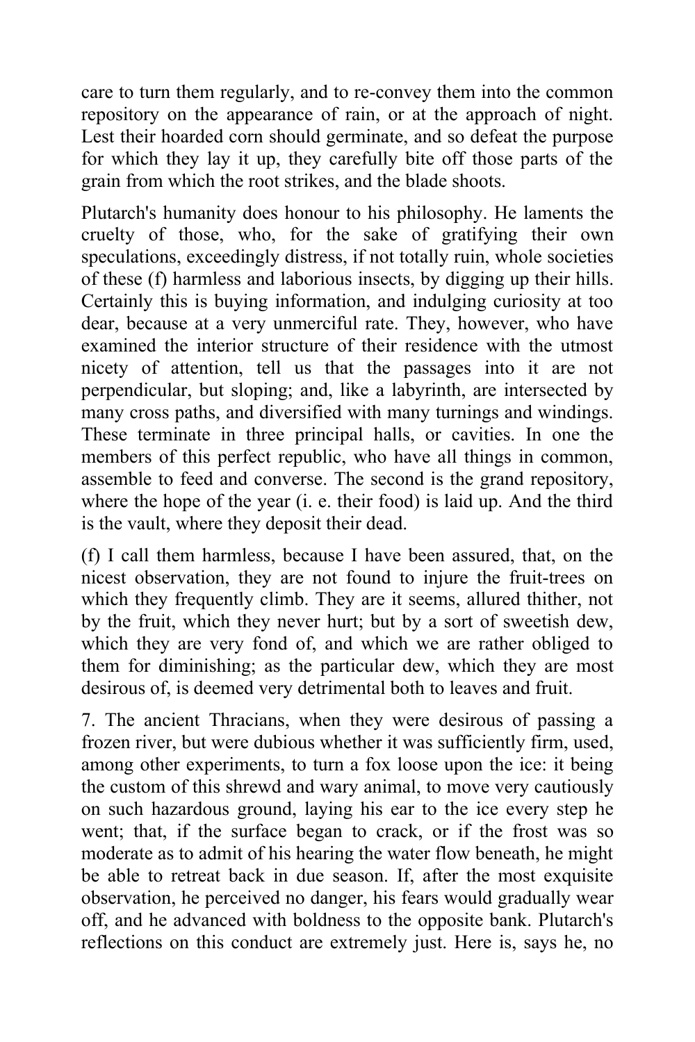care to turn them regularly, and to re-convey them into the common repository on the appearance of rain, or at the approach of night. Lest their hoarded corn should germinate, and so defeat the purpose for which they lay it up, they carefully bite off those parts of the grain from which the root strikes, and the blade shoots.

Plutarch's humanity does honour to his philosophy. He laments the cruelty of those, who, for the sake of gratifying their own speculations, exceedingly distress, if not totally ruin, whole societies of these (f) harmless and laborious insects, by digging up their hills. Certainly this is buying information, and indulging curiosity at too dear, because at a very unmerciful rate. They, however, who have examined the interior structure of their residence with the utmost nicety of attention, tell us that the passages into it are not perpendicular, but sloping; and, like a labyrinth, are intersected by many cross paths, and diversified with many turnings and windings. These terminate in three principal halls, or cavities. In one the members of this perfect republic, who have all things in common, assemble to feed and converse. The second is the grand repository, where the hope of the year (i. e. their food) is laid up. And the third is the vault, where they deposit their dead.

(f) I call them harmless, because I have been assured, that, on the nicest observation, they are not found to injure the fruit-trees on which they frequently climb. They are it seems, allured thither, not by the fruit, which they never hurt; but by a sort of sweetish dew, which they are very fond of, and which we are rather obliged to them for diminishing; as the particular dew, which they are most desirous of, is deemed very detrimental both to leaves and fruit.

7. The ancient Thracians, when they were desirous of passing a frozen river, but were dubious whether it was sufficiently firm, used, among other experiments, to turn a fox loose upon the ice: it being the custom of this shrewd and wary animal, to move very cautiously on such hazardous ground, laying his ear to the ice every step he went; that, if the surface began to crack, or if the frost was so moderate as to admit of his hearing the water flow beneath, he might be able to retreat back in due season. If, after the most exquisite observation, he perceived no danger, his fears would gradually wear off, and he advanced with boldness to the opposite bank. Plutarch's reflections on this conduct are extremely just. Here is, says he, no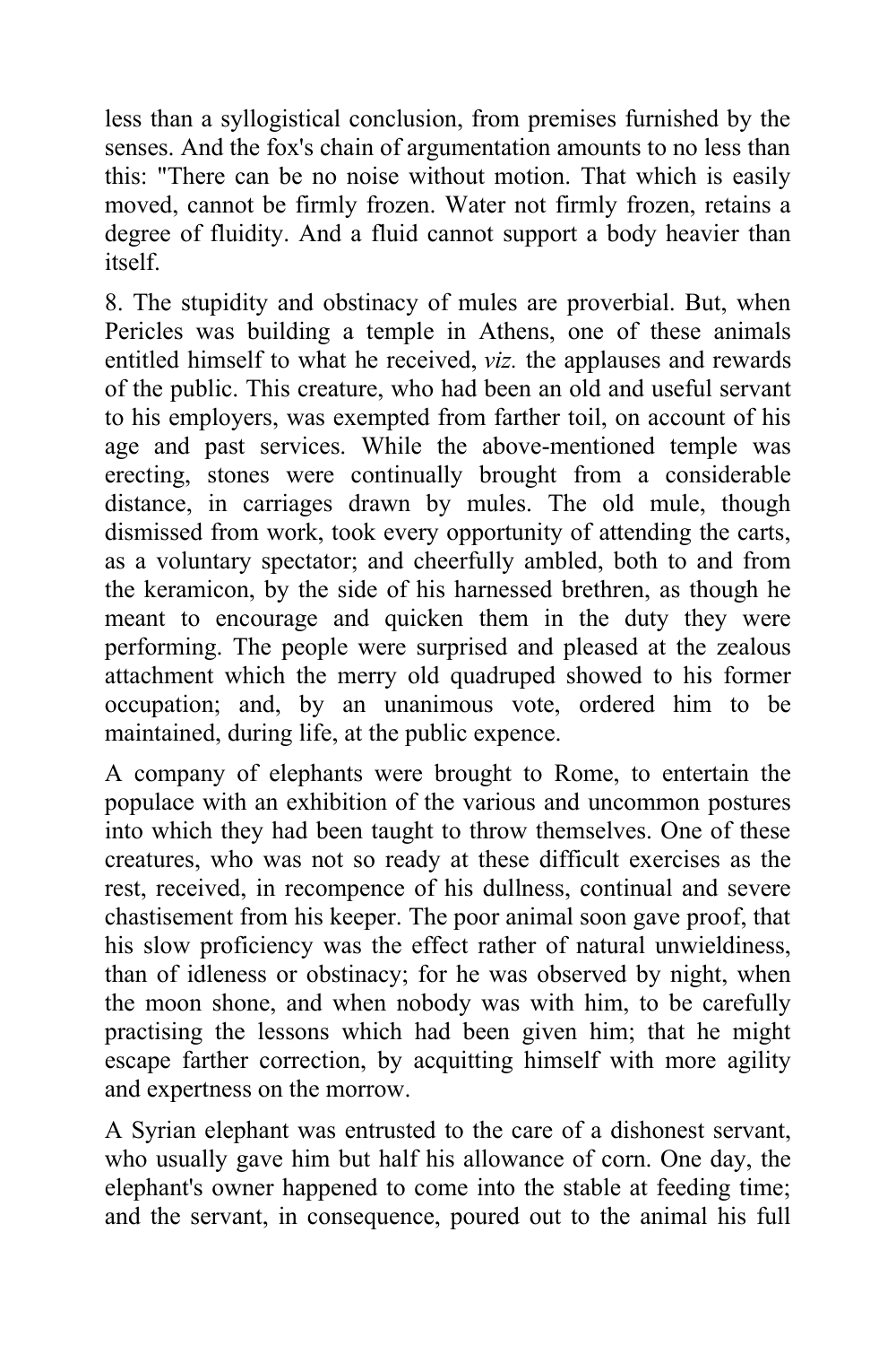less than a syllogistical conclusion, from premises furnished by the senses. And the fox's chain of argumentation amounts to no less than this: "There can be no noise without motion. That which is easily moved, cannot be firmly frozen. Water not firmly frozen, retains a degree of fluidity. And a fluid cannot support a body heavier than itself.

8. The stupidity and obstinacy of mules are proverbial. But, when Pericles was building a temple in Athens, one of these animals entitled himself to what he received, *viz.* the applauses and rewards of the public. This creature, who had been an old and useful servant to his employers, was exempted from farther toil, on account of his age and past services. While the above-mentioned temple was erecting, stones were continually brought from a considerable distance, in carriages drawn by mules. The old mule, though dismissed from work, took every opportunity of attending the carts, as a voluntary spectator; and cheerfully ambled, both to and from the keramicon, by the side of his harnessed brethren, as though he meant to encourage and quicken them in the duty they were performing. The people were surprised and pleased at the zealous attachment which the merry old quadruped showed to his former occupation; and, by an unanimous vote, ordered him to be maintained, during life, at the public expence.

A company of elephants were brought to Rome, to entertain the populace with an exhibition of the various and uncommon postures into which they had been taught to throw themselves. One of these creatures, who was not so ready at these difficult exercises as the rest, received, in recompence of his dullness, continual and severe chastisement from his keeper. The poor animal soon gave proof, that his slow proficiency was the effect rather of natural unwieldiness, than of idleness or obstinacy; for he was observed by night, when the moon shone, and when nobody was with him, to be carefully practising the lessons which had been given him; that he might escape farther correction, by acquitting himself with more agility and expertness on the morrow.

A Syrian elephant was entrusted to the care of a dishonest servant, who usually gave him but half his allowance of corn. One day, the elephant's owner happened to come into the stable at feeding time; and the servant, in consequence, poured out to the animal his full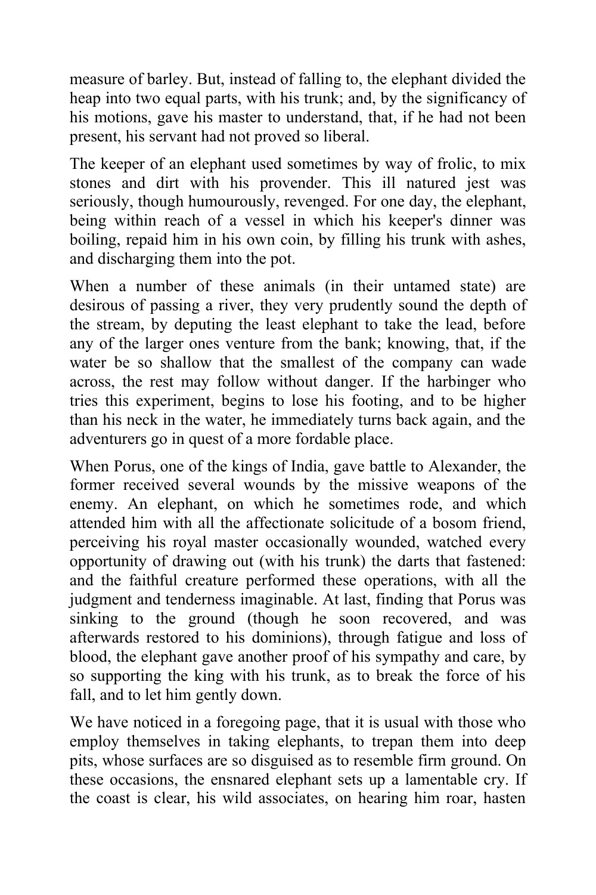measure of barley. But, instead of falling to, the elephant divided the heap into two equal parts, with his trunk; and, by the significancy of his motions, gave his master to understand, that, if he had not been present, his servant had not proved so liberal.

The keeper of an elephant used sometimes by way of frolic, to mix stones and dirt with his provender. This ill natured jest was seriously, though humourously, revenged. For one day, the elephant, being within reach of a vessel in which his keeper's dinner was boiling, repaid him in his own coin, by filling his trunk with ashes, and discharging them into the pot.

When a number of these animals (in their untamed state) are desirous of passing a river, they very prudently sound the depth of the stream, by deputing the least elephant to take the lead, before any of the larger ones venture from the bank; knowing, that, if the water be so shallow that the smallest of the company can wade across, the rest may follow without danger. If the harbinger who tries this experiment, begins to lose his footing, and to be higher than his neck in the water, he immediately turns back again, and the adventurers go in quest of a more fordable place.

When Porus, one of the kings of India, gave battle to Alexander, the former received several wounds by the missive weapons of the enemy. An elephant, on which he sometimes rode, and which attended him with all the affectionate solicitude of a bosom friend, perceiving his royal master occasionally wounded, watched every opportunity of drawing out (with his trunk) the darts that fastened: and the faithful creature performed these operations, with all the judgment and tenderness imaginable. At last, finding that Porus was sinking to the ground (though he soon recovered, and was afterwards restored to his dominions), through fatigue and loss of blood, the elephant gave another proof of his sympathy and care, by so supporting the king with his trunk, as to break the force of his fall, and to let him gently down.

We have noticed in a foregoing page, that it is usual with those who employ themselves in taking elephants, to trepan them into deep pits, whose surfaces are so disguised as to resemble firm ground. On these occasions, the ensnared elephant sets up a lamentable cry. If the coast is clear, his wild associates, on hearing him roar, hasten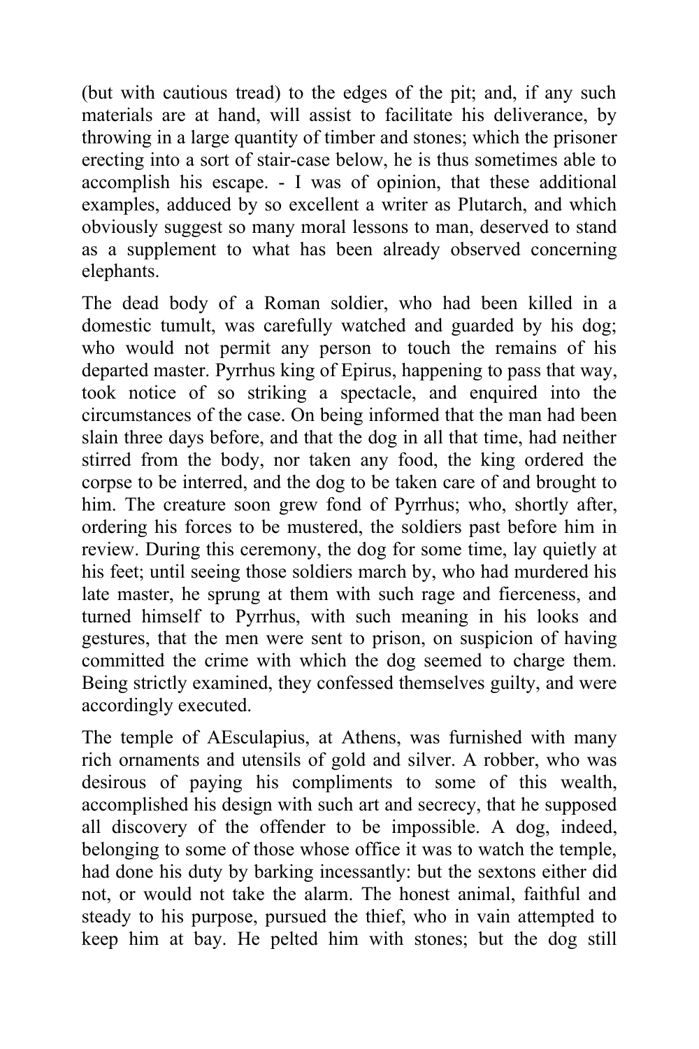(but with cautious tread) to the edges of the pit; and, if any such materials are at hand, will assist to facilitate his deliverance, by throwing in a large quantity of timber and stones; which the prisoner erecting into a sort of stair-case below, he is thus sometimes able to accomplish his escape. - I was of opinion, that these additional examples, adduced by so excellent a writer as Plutarch, and which obviously suggest so many moral lessons to man, deserved to stand as a supplement to what has been already observed concerning elephants.

The dead body of a Roman soldier, who had been killed in a domestic tumult, was carefully watched and guarded by his dog; who would not permit any person to touch the remains of his departed master. Pyrrhus king of Epirus, happening to pass that way, took notice of so striking a spectacle, and enquired into the circumstances of the case. On being informed that the man had been slain three days before, and that the dog in all that time, had neither stirred from the body, nor taken any food, the king ordered the corpse to be interred, and the dog to be taken care of and brought to him. The creature soon grew fond of Pyrrhus; who, shortly after, ordering his forces to be mustered, the soldiers past before him in review. During this ceremony, the dog for some time, lay quietly at his feet; until seeing those soldiers march by, who had murdered his late master, he sprung at them with such rage and fierceness, and turned himself to Pyrrhus, with such meaning in his looks and gestures, that the men were sent to prison, on suspicion of having committed the crime with which the dog seemed to charge them. Being strictly examined, they confessed themselves guilty, and were accordingly executed.

The temple of AEsculapius, at Athens, was furnished with many rich ornaments and utensils of gold and silver. A robber, who was desirous of paying his compliments to some of this wealth, accomplished his design with such art and secrecy, that he supposed all discovery of the offender to be impossible. A dog, indeed, belonging to some of those whose office it was to watch the temple, had done his duty by barking incessantly: but the sextons either did not, or would not take the alarm. The honest animal, faithful and steady to his purpose, pursued the thief, who in vain attempted to keep him at bay. He pelted him with stones; but the dog still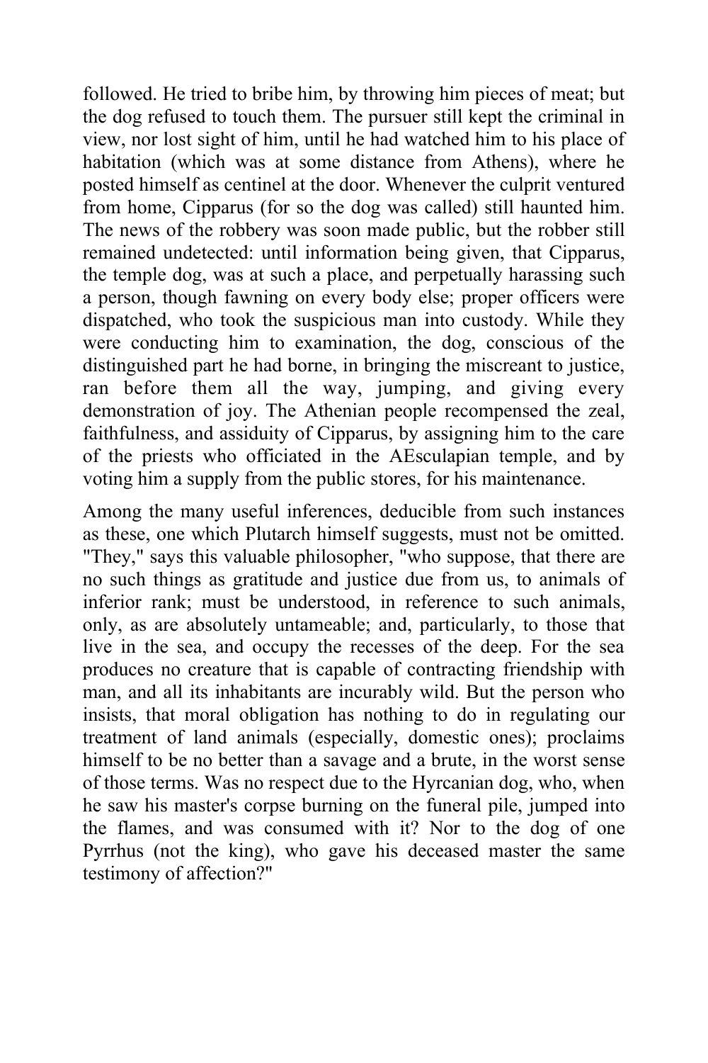followed. He tried to bribe him, by throwing him pieces of meat; but the dog refused to touch them. The pursuer still kept the criminal in view, nor lost sight of him, until he had watched him to his place of habitation (which was at some distance from Athens), where he posted himself as centinel at the door. Whenever the culprit ventured from home, Cipparus (for so the dog was called) still haunted him. The news of the robbery was soon made public, but the robber still remained undetected: until information being given, that Cipparus, the temple dog, was at such a place, and perpetually harassing such a person, though fawning on every body else; proper officers were dispatched, who took the suspicious man into custody. While they were conducting him to examination, the dog, conscious of the distinguished part he had borne, in bringing the miscreant to justice, ran before them all the way, jumping, and giving every demonstration of joy. The Athenian people recompensed the zeal, faithfulness, and assiduity of Cipparus, by assigning him to the care of the priests who officiated in the AEsculapian temple, and by voting him a supply from the public stores, for his maintenance.

Among the many useful inferences, deducible from such instances as these, one which Plutarch himself suggests, must not be omitted. "They," says this valuable philosopher, "who suppose, that there are no such things as gratitude and justice due from us, to animals of inferior rank; must be understood, in reference to such animals, only, as are absolutely untameable; and, particularly, to those that live in the sea, and occupy the recesses of the deep. For the sea produces no creature that is capable of contracting friendship with man, and all its inhabitants are incurably wild. But the person who insists, that moral obligation has nothing to do in regulating our treatment of land animals (especially, domestic ones); proclaims himself to be no better than a savage and a brute, in the worst sense of those terms. Was no respect due to the Hyrcanian dog, who, when he saw his master's corpse burning on the funeral pile, jumped into the flames, and was consumed with it? Nor to the dog of one Pyrrhus (not the king), who gave his deceased master the same testimony of affection?"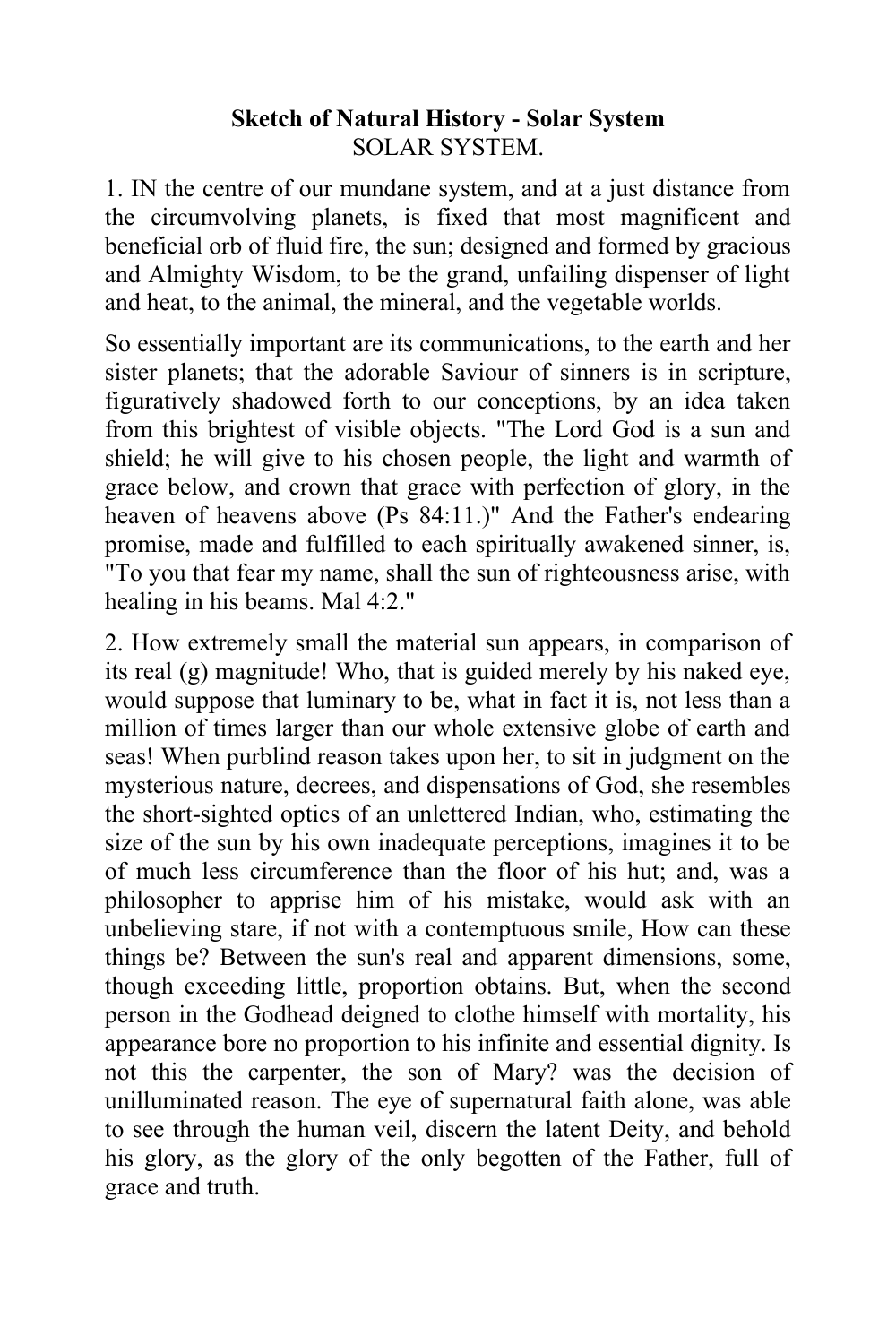**Sketch of Natural History - Solar System**

SOLAR SYSTEM.

1. IN the centre of our mundane system, and at a just distance from the circumvolving planets, is fixed that most magnificent and beneficial orb of fluid fire, the sun; designed and formed by gracious and Almighty Wisdom, to be the grand, unfailing dispenser of light and heat, to the animal, the mineral, and the vegetable worlds.

So essentially important are its communications, to the earth and her sister planets; that the adorable Saviour of sinners is in scripture, figuratively shadowed forth to our conceptions, by an idea taken from this brightest of visible objects. "The Lord God is a sun and shield; he will give to his chosen people, the light and warmth of grace below, and crown that grace with perfection of glory, in the heaven of heavens above (Ps 84:11.)" And the Father's endearing promise, made and fulfilled to each spiritually awakened sinner, is, "To you that fear my name, shall the sun of righteousness arise, with healing in his beams. Mal 4:2."

2. How extremely small the material sun appears, in comparison of its real (g) magnitude! Who, that is guided merely by his naked eye, would suppose that luminary to be, what in fact it is, not less than a million of times larger than our whole extensive globe of earth and seas! When purblind reason takes upon her, to sit in judgment on the mysterious nature, decrees, and dispensations of God, she resembles the short-sighted optics of an unlettered Indian, who, estimating the size of the sun by his own inadequate perceptions, imagines it to be of much less circumference than the floor of his hut; and, was a philosopher to apprise him of his mistake, would ask with an unbelieving stare, if not with a contemptuous smile, How can these things be? Between the sun's real and apparent dimensions, some, though exceeding little, proportion obtains. But, when the second person in the Godhead deigned to clothe himself with mortality, his appearance bore no proportion to his infinite and essential dignity. Is not this the carpenter, the son of Mary? was the decision of unilluminated reason. The eye of supernatural faith alone, was able to see through the human veil, discern the latent Deity, and behold his glory, as the glory of the only begotten of the Father, full of grace and truth.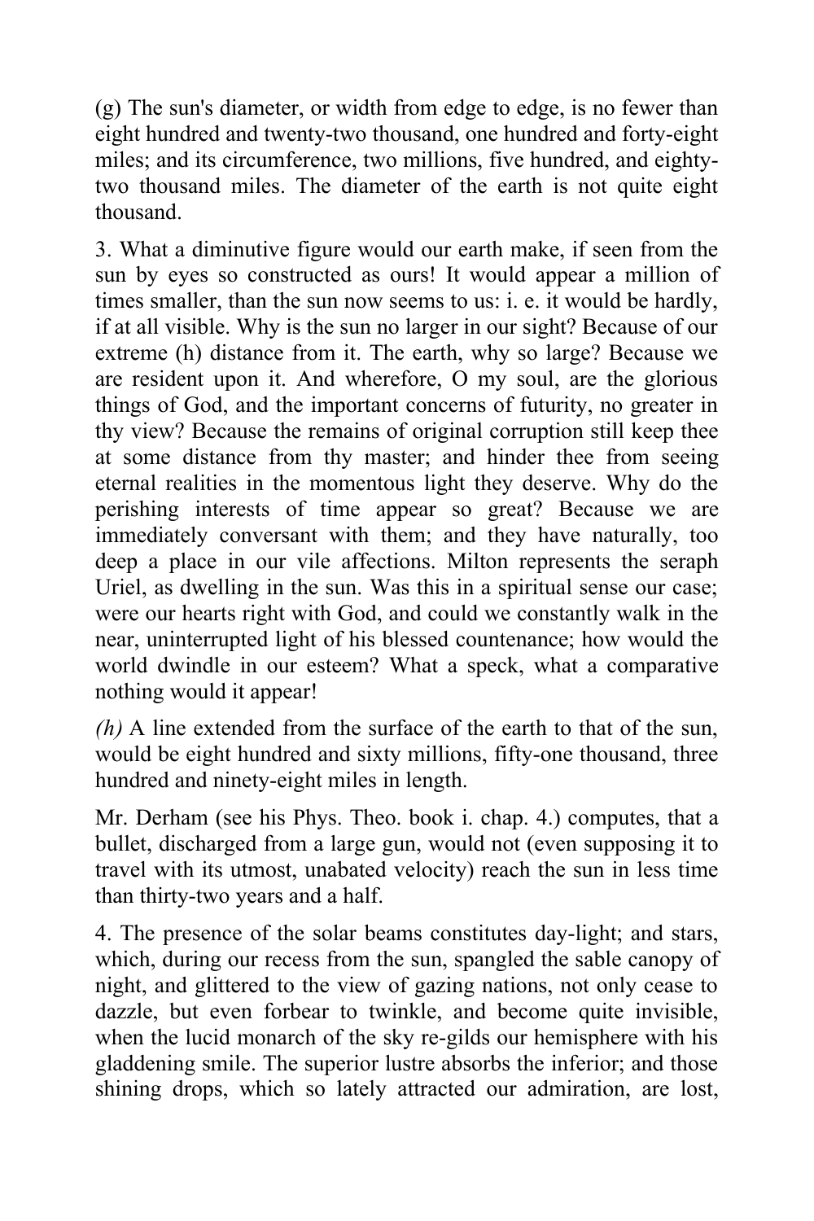(g) The sun's diameter, or width from edge to edge, is no fewer than eight hundred and twenty-two thousand, one hundred and forty-eight miles; and its circumference, two millions, five hundred, and eighty-two thousand miles. The diameter of the earth is not quite eight thousand.

3. What a diminutive figure would our earth make, if seen from the sun by eyes so constructed as ours! It would appear a million of times smaller, than the sun now seems to us: i. e. it would be hardly, if at all visible. Why is the sun no larger in our sight? Because of our extreme (h) distance from it. The earth, why so large? Because we are resident upon it. And wherefore, O my soul, are the glorious things of God, and the important concerns of futurity, no greater in thy view? Because the remains of original corruption still keep thee at some distance from thy master; and hinder thee from seeing eternal realities in the momentous light they deserve. Why do the perishing interests of time appear so great? Because we are immediately conversant with them; and they have naturally, too deep a place in our vile affections. Milton represents the seraph Uriel, as dwelling in the sun. Was this in a spiritual sense our case; were our hearts right with God, and could we constantly walk in the near, uninterrupted light of his blessed countenance; how would the world dwindle in our esteem? What a speck, what a comparative nothing would it appear!

*(h)* A line extended from the surface of the earth to that of the sun, would be eight hundred and sixty millions, fifty-one thousand, three hundred and ninety-eight miles in length.

Mr. Derham (see his Phys. Theo. book i. chap. 4.) computes, that a bullet, discharged from a large gun, would not (even supposing it to travel with its utmost, unabated velocity) reach the sun in less time than thirty-two years and a half.

4. The presence of the solar beams constitutes day-light; and stars, which, during our recess from the sun, spangled the sable canopy of night, and glittered to the view of gazing nations, not only cease to dazzle, but even forbear to twinkle, and become quite invisible, when the lucid monarch of the sky re-gilds our hemisphere with his gladdening smile. The superior lustre absorbs the inferior; and those shining drops, which so lately attracted our admiration, are lost,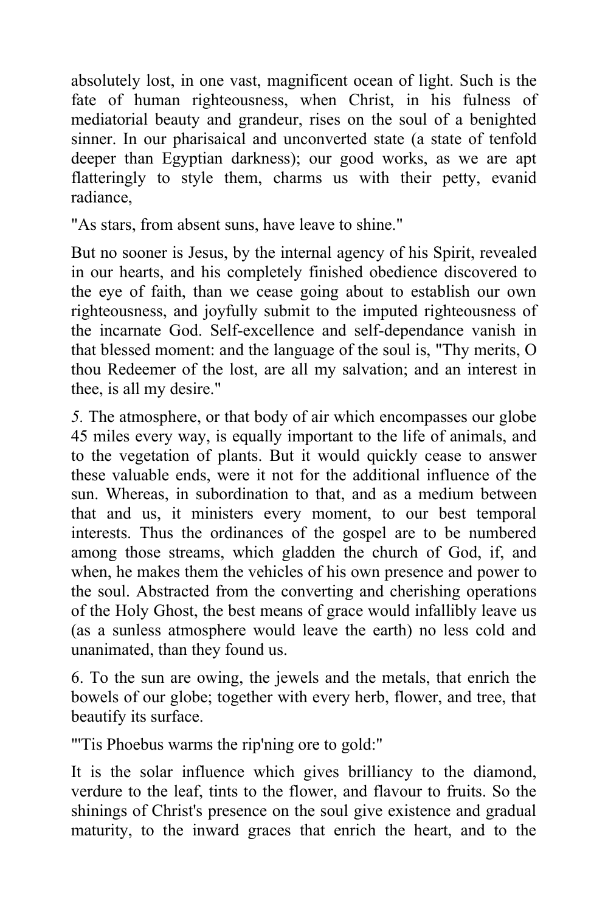absolutely lost, in one vast, magnificent ocean of light. Such is the fate of human righteousness, when Christ, in his fulness of mediatorial beauty and grandeur, rises on the soul of a benighted sinner. In our pharisaical and unconverted state (a state of tenfold deeper than Egyptian darkness); our good works, as we are apt flatteringly to style them, charms us with their petty, evanid radiance,

"As stars, from absent suns, have leave to shine."

But no sooner is Jesus, by the internal agency of his Spirit, revealed in our hearts, and his completely finished obedience discovered to the eye of faith, than we cease going about to establish our own righteousness, and joyfully submit to the imputed righteousness of the incarnate God. Self-excellence and self-dependance vanish in that blessed moment: and the language of the soul is, "Thy merits, O thou Redeemer of the lost, are all my salvation; and an interest in thee, is all my desire."

*5.* The atmosphere, or that body of air which encompasses our globe 45 miles every way, is equally important to the life of animals, and to the vegetation of plants. But it would quickly cease to answer these valuable ends, were it not for the additional influence of the sun. Whereas, in subordination to that, and as a medium between that and us, it ministers every moment, to our best temporal interests. Thus the ordinances of the gospel are to be numbered among those streams, which gladden the church of God, if, and when, he makes them the vehicles of his own presence and power to the soul. Abstracted from the converting and cherishing operations of the Holy Ghost, the best means of grace would infallibly leave us (as a sunless atmosphere would leave the earth) no less cold and unanimated, than they found us.

6. To the sun are owing, the jewels and the metals, that enrich the bowels of our globe; together with every herb, flower, and tree, that beautify its surface.

"'Tis Phoebus warms the rip'ning ore to gold:"

It is the solar influence which gives brilliancy to the diamond, verdure to the leaf, tints to the flower, and flavour to fruits. So the shinings of Christ's presence on the soul give existence and gradual maturity, to the inward graces that enrich the heart, and to the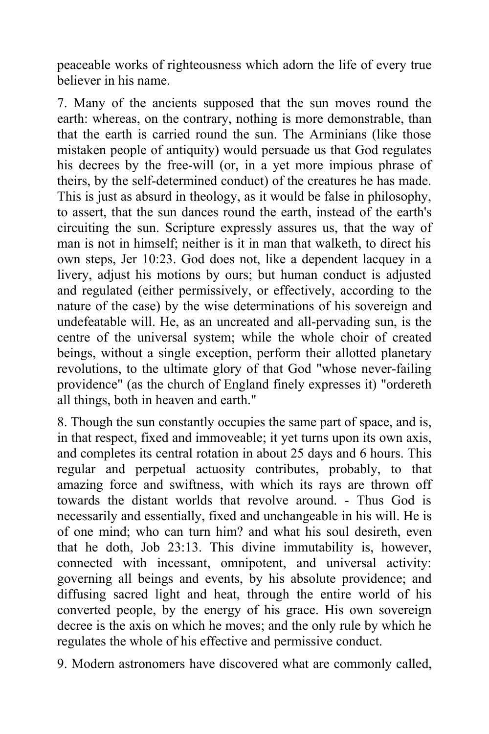peaceable works of righteousness which adorn the life of every true believer in his name.

7. Many of the ancients supposed that the sun moves round the earth: whereas, on the contrary, nothing is more demonstrable, than that the earth is carried round the sun. The Arminians (like those mistaken people of antiquity) would persuade us that God regulates his decrees by the free-will (or, in a yet more impious phrase of theirs, by the self-determined conduct) of the creatures he has made. This is just as absurd in theology, as it would be false in philosophy, to assert, that the sun dances round the earth, instead of the earth's circuiting the sun. Scripture expressly assures us, that the way of man is not in himself; neither is it in man that walketh, to direct his own steps, Jer 10:23. God does not, like a dependent lacquey in a livery, adjust his motions by ours; but human conduct is adjusted and regulated (either permissively, or effectively, according to the nature of the case) by the wise determinations of his sovereign and undefeatable will. He, as an uncreated and all-pervading sun, is the centre of the universal system; while the whole choir of created beings, without a single exception, perform their allotted planetary revolutions, to the ultimate glory of that God "whose never-failing providence" (as the church of England finely expresses it) "ordereth all things, both in heaven and earth."

8. Though the sun constantly occupies the same part of space, and is, in that respect, fixed and immoveable; it yet turns upon its own axis, and completes its central rotation in about 25 days and 6 hours. This regular and perpetual actuosity contributes, probably, to that amazing force and swiftness, with which its rays are thrown off towards the distant worlds that revolve around. - Thus God is necessarily and essentially, fixed and unchangeable in his will. He is of one mind; who can turn him? and what his soul desireth, even that he doth, Job 23:13. This divine immutability is, however, connected with incessant, omnipotent, and universal activity: governing all beings and events, by his absolute providence; and diffusing sacred light and heat, through the entire world of his converted people, by the energy of his grace. His own sovereign decree is the axis on which he moves; and the only rule by which he regulates the whole of his effective and permissive conduct.

9. Modern astronomers have discovered what are commonly called,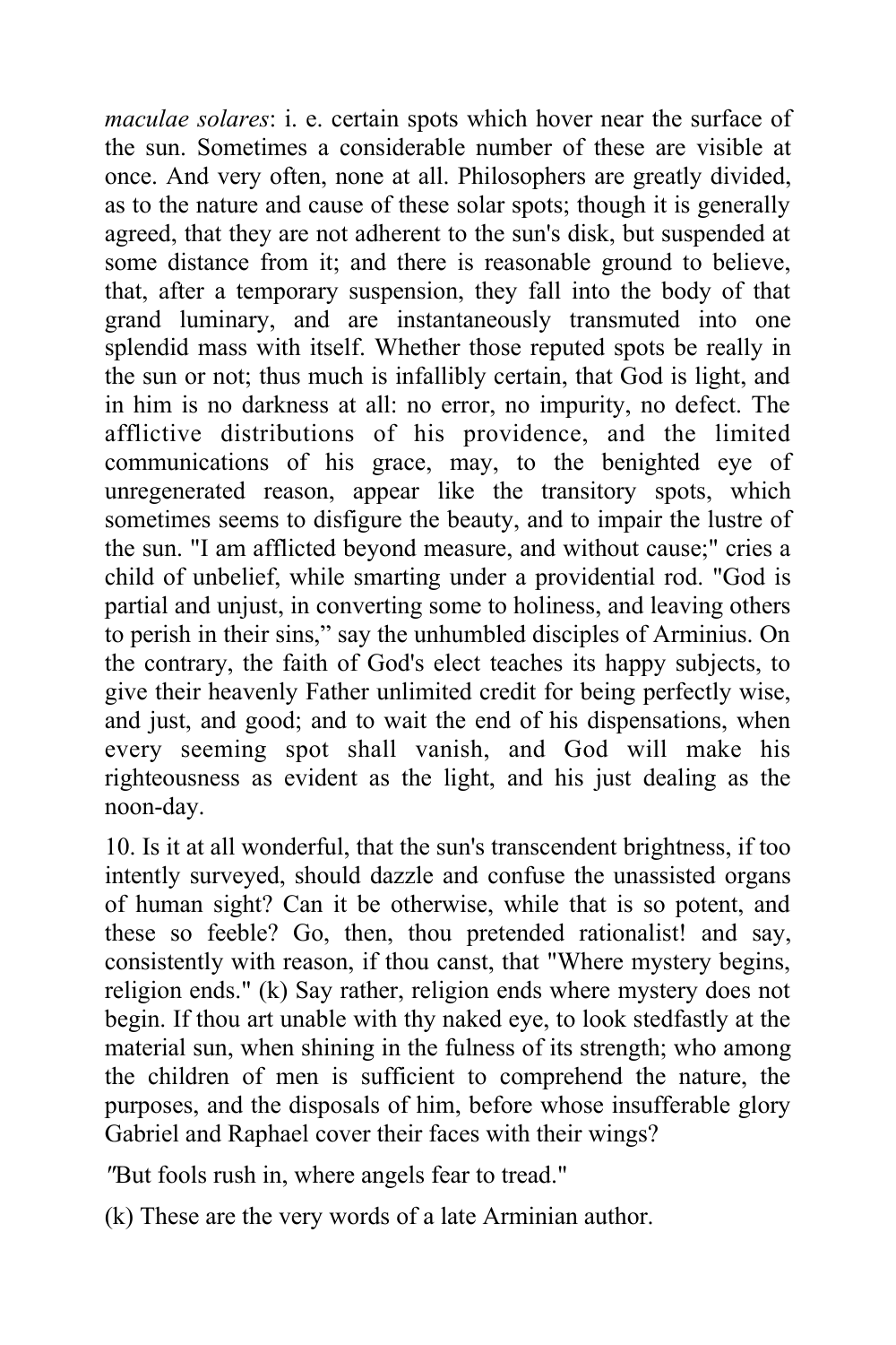*maculae solares*: i. e. certain spots which hover near the surface of the sun. Sometimes a considerable number of these are visible at once. And very often, none at all. Philosophers are greatly divided, as to the nature and cause of these solar spots; though it is generally agreed, that they are not adherent to the sun's disk, but suspended at some distance from it; and there is reasonable ground to believe, that, after a temporary suspension, they fall into the body of that grand luminary, and are instantaneously transmuted into one splendid mass with itself. Whether those reputed spots be really in the sun or not; thus much is infallibly certain, that God is light, and in him is no darkness at all: no error, no impurity, no defect. The afflictive distributions of his providence, and the limited communications of his grace, may, to the benighted eye of unregenerated reason, appear like the transitory spots, which sometimes seems to disfigure the beauty, and to impair the lustre of the sun. "I am afflicted beyond measure, and without cause;" cries a child of unbelief, while smarting under a providential rod. "God is partial and unjust, in converting some to holiness, and leaving others to perish in their sins," say the unhumbled disciples of Arminius. On the contrary, the faith of God's elect teaches its happy subjects, to give their heavenly Father unlimited credit for being perfectly wise, and just, and good; and to wait the end of his dispensations, when every seeming spot shall vanish, and God will make his righteousness as evident as the light, and his just dealing as the noon-day.

10. Is it at all wonderful, that the sun's transcendent brightness, if too intently surveyed, should dazzle and confuse the unassisted organs of human sight? Can it be otherwise, while that is so potent, and these so feeble? Go, then, thou pretended rationalist! and say, consistently with reason, if thou canst, that "Where mystery begins, religion ends." (k) Say rather, religion ends where mystery does not begin. If thou art unable with thy naked eye, to look stedfastly at the material sun, when shining in the fulness of its strength; who among the children of men is sufficient to comprehend the nature, the purposes, and the disposals of him, before whose insufferable glory Gabriel and Raphael cover their faces with their wings?

"But fools rush in, where angels fear to tread."

(k) These are the very words of a late Arminian author.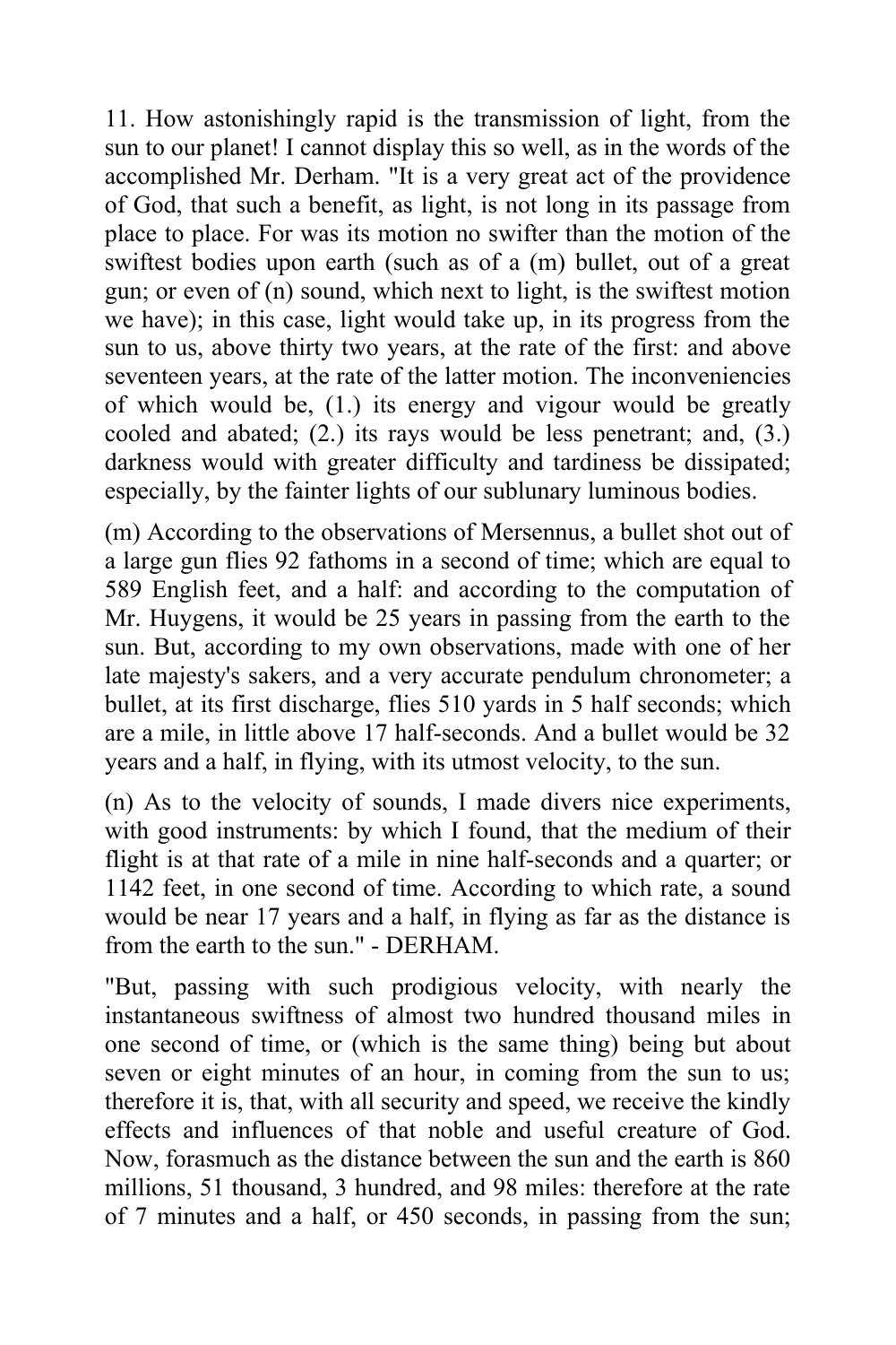11. How astonishingly rapid is the transmission of light, from the sun to our planet! I cannot display this so well, as in the words of the accomplished Mr. Derham. "It is a very great act of the providence of God, that such a benefit, as light, is not long in its passage from place to place. For was its motion no swifter than the motion of the swiftest bodies upon earth (such as of a (m) bullet, out of a great gun; or even of (n) sound, which next to light, is the swiftest motion we have); in this case, light would take up, in its progress from the sun to us, above thirty two years, at the rate of the first: and above seventeen years, at the rate of the latter motion. The inconveniencies of which would be, (1.) its energy and vigour would be greatly cooled and abated; (2.) its rays would be less penetrant; and, (3.) darkness would with greater difficulty and tardiness be dissipated; especially, by the fainter lights of our sublunary luminous bodies.

(m) According to the observations of Mersennus, a bullet shot out of a large gun flies 92 fathoms in a second of time; which are equal to 589 English feet, and a half: and according to the computation of Mr. Huygens, it would be 25 years in passing from the earth to the sun. But, according to my own observations, made with one of her late majesty's sakers, and a very accurate pendulum chronometer; a bullet, at its first discharge, flies 510 yards in 5 half seconds; which are a mile, in little above 17 half-seconds. And a bullet would be 32 years and a half, in flying, with its utmost velocity, to the sun.

(n) As to the velocity of sounds, I made divers nice experiments, with good instruments: by which I found, that the medium of their flight is at that rate of a mile in nine half-seconds and a quarter; or 1142 feet, in one second of time. According to which rate, a sound would be near 17 years and a half, in flying as far as the distance is from the earth to the sun." - DERHAM.

"But, passing with such prodigious velocity, with nearly the instantaneous swiftness of almost two hundred thousand miles in one second of time, or (which is the same thing) being but about seven or eight minutes of an hour, in coming from the sun to us; therefore it is, that, with all security and speed, we receive the kindly effects and influences of that noble and useful creature of God. Now, forasmuch as the distance between the sun and the earth is 860 millions, 51 thousand, 3 hundred, and 98 miles: therefore at the rate of 7 minutes and a half, or 450 seconds, in passing from the sun;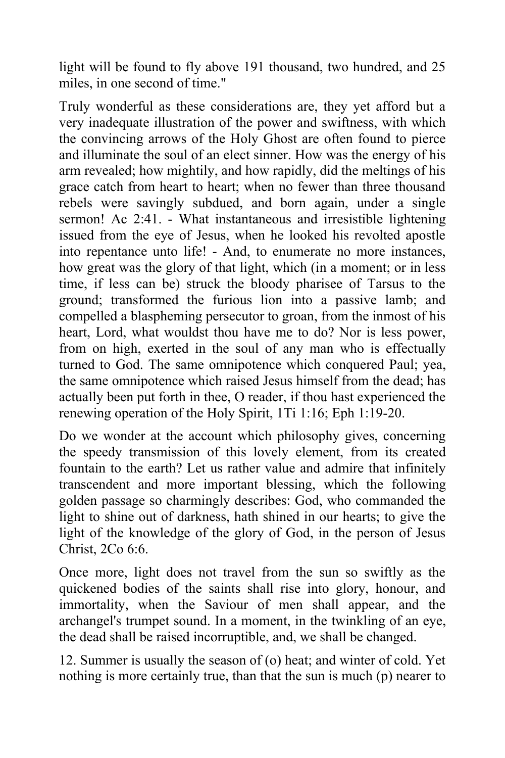light will be found to fly above 191 thousand, two hundred, and 25 miles, in one second of time."

Truly wonderful as these considerations are, they yet afford but a very inadequate illustration of the power and swiftness, with which the convincing arrows of the Holy Ghost are often found to pierce and illuminate the soul of an elect sinner. How was the energy of his arm revealed; how mightily, and how rapidly, did the meltings of his grace catch from heart to heart; when no fewer than three thousand rebels were savingly subdued, and born again, under a single sermon! Ac 2:41. - What instantaneous and irresistible lightening issued from the eye of Jesus, when he looked his revolted apostle into repentance unto life! - And, to enumerate no more instances, how great was the glory of that light, which (in a moment; or in less time, if less can be) struck the bloody pharisee of Tarsus to the ground; transformed the furious lion into a passive lamb; and compelled a blaspheming persecutor to groan, from the inmost of his heart, Lord, what wouldst thou have me to do? Nor is less power, from on high, exerted in the soul of any man who is effectually turned to God. The same omnipotence which conquered Paul; yea, the same omnipotence which raised Jesus himself from the dead; has actually been put forth in thee, O reader, if thou hast experienced the renewing operation of the Holy Spirit, 1Ti 1:16; Eph 1:19-20.

Do we wonder at the account which philosophy gives, concerning the speedy transmission of this lovely element, from its created fountain to the earth? Let us rather value and admire that infinitely transcendent and more important blessing, which the following golden passage so charmingly describes: God, who commanded the light to shine out of darkness, hath shined in our hearts; to give the light of the knowledge of the glory of God, in the person of Jesus Christ, 2Co 6:6.

Once more, light does not travel from the sun so swiftly as the quickened bodies of the saints shall rise into glory, honour, and immortality, when the Saviour of men shall appear, and the archangel's trumpet sound. In a moment, in the twinkling of an eye, the dead shall be raised incorruptible, and, we shall be changed.

12. Summer is usually the season of (o) heat; and winter of cold. Yet nothing is more certainly true, than that the sun is much (p) nearer to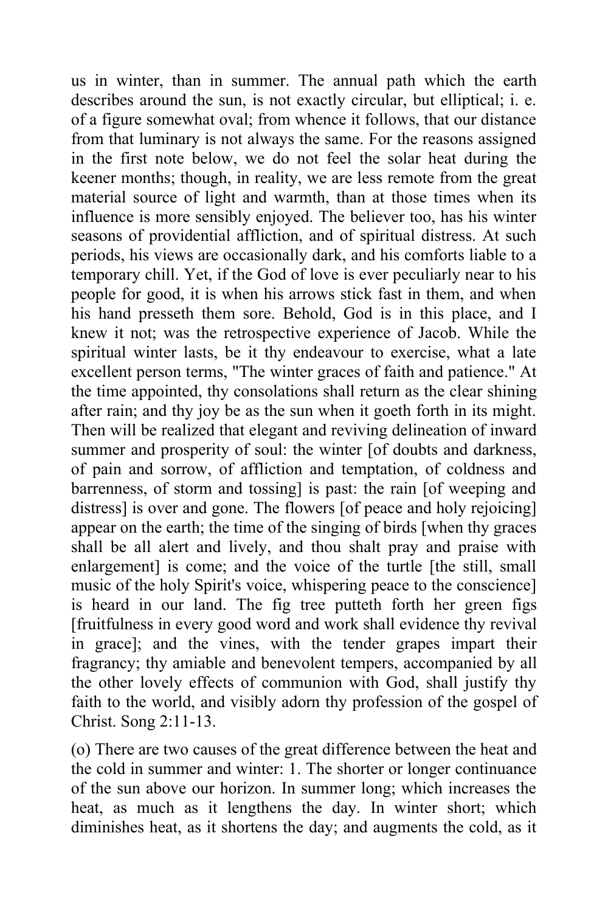us in winter, than in summer. The annual path which the earth describes around the sun, is not exactly circular, but elliptical; i. e. of a figure somewhat oval; from whence it follows, that our distance from that luminary is not always the same. For the reasons assigned in the first note below, we do not feel the solar heat during the keener months; though, in reality, we are less remote from the great material source of light and warmth, than at those times when its influence is more sensibly enjoyed. The believer too, has his winter seasons of providential affliction, and of spiritual distress. At such periods, his views are occasionally dark, and his comforts liable to a temporary chill. Yet, if the God of love is ever peculiarly near to his people for good, it is when his arrows stick fast in them, and when his hand presseth them sore. Behold, God is in this place, and I knew it not; was the retrospective experience of Jacob. While the spiritual winter lasts, be it thy endeavour to exercise, what a late excellent person terms, "The winter graces of faith and patience." At the time appointed, thy consolations shall return as the clear shining after rain; and thy joy be as the sun when it goeth forth in its might. Then will be realized that elegant and reviving delineation of inward summer and prosperity of soul: the winter [of doubts and darkness, of pain and sorrow, of affliction and temptation, of coldness and barrenness, of storm and tossing] is past: the rain [of weeping and distress] is over and gone. The flowers [of peace and holy rejoicing] appear on the earth; the time of the singing of birds [when thy graces shall be all alert and lively, and thou shalt pray and praise with enlargement] is come; and the voice of the turtle [the still, small music of the holy Spirit's voice, whispering peace to the conscience] is heard in our land. The fig tree putteth forth her green figs [fruitfulness in every good word and work shall evidence thy revival in grace]; and the vines, with the tender grapes impart their fragrancy; thy amiable and benevolent tempers, accompanied by all the other lovely effects of communion with God, shall justify thy faith to the world, and visibly adorn thy profession of the gospel of Christ. Song 2:11-13.

(o) There are two causes of the great difference between the heat and the cold in summer and winter: 1. The shorter or longer continuance of the sun above our horizon. In summer long; which increases the heat, as much as it lengthens the day. In winter short; which diminishes heat, as it shortens the day; and augments the cold, as it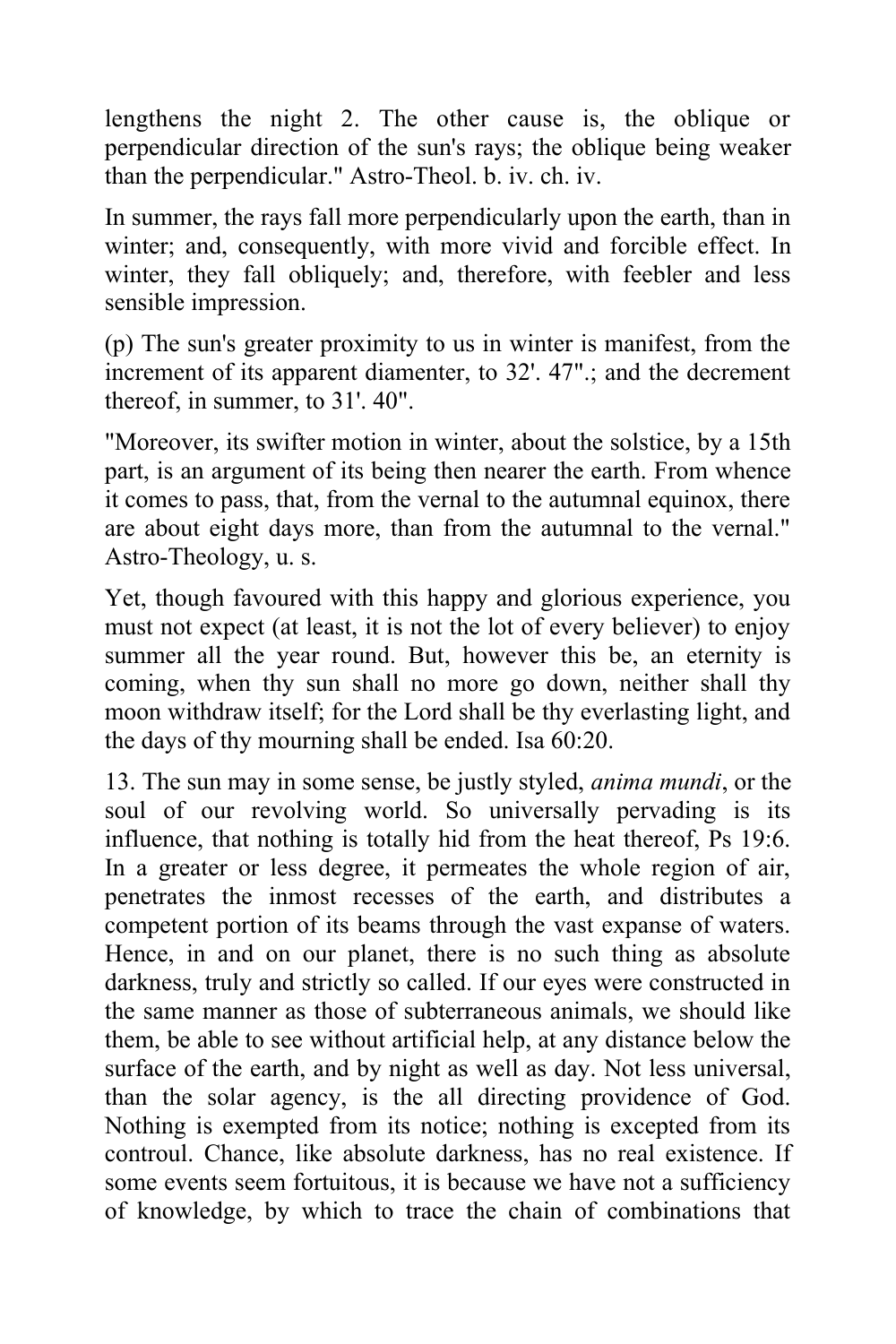lengthens the night 2. The other cause is, the oblique or perpendicular direction of the sun's rays; the oblique being weaker than the perpendicular." Astro-Theol. b. iv. ch. iv.

In summer, the rays fall more perpendicularly upon the earth, than in winter; and, consequently, with more vivid and forcible effect. In winter, they fall obliquely; and, therefore, with feebler and less sensible impression.

(p) The sun's greater proximity to us in winter is manifest, from the increment of its apparent diamenter, to 32'. 47".; and the decrement thereof, in summer, to 31'. 40".

"Moreover, its swifter motion in winter, about the solstice, by a 15th part, is an argument of its being then nearer the earth. From whence it comes to pass, that, from the vernal to the autumnal equinox, there are about eight days more, than from the autumnal to the vernal." Astro-Theology, u. s.

Yet, though favoured with this happy and glorious experience, you must not expect (at least, it is not the lot of every believer) to enjoy summer all the year round. But, however this be, an eternity is coming, when thy sun shall no more go down, neither shall thy moon withdraw itself; for the Lord shall be thy everlasting light, and the days of thy mourning shall be ended. Isa 60:20.

13. The sun may in some sense, be justly styled, *anima mundi*, or the soul of our revolving world. So universally pervading is its influence, that nothing is totally hid from the heat thereof, Ps 19:6. In a greater or less degree, it permeates the whole region of air, penetrates the inmost recesses of the earth, and distributes a competent portion of its beams through the vast expanse of waters. Hence, in and on our planet, there is no such thing as absolute darkness, truly and strictly so called. If our eyes were constructed in the same manner as those of subterraneous animals, we should like them, be able to see without artificial help, at any distance below the surface of the earth, and by night as well as day. Not less universal, than the solar agency, is the all directing providence of God. Nothing is exempted from its notice; nothing is excepted from its controul. Chance, like absolute darkness, has no real existence. If some events seem fortuitous, it is because we have not a sufficiency of knowledge, by which to trace the chain of combinations that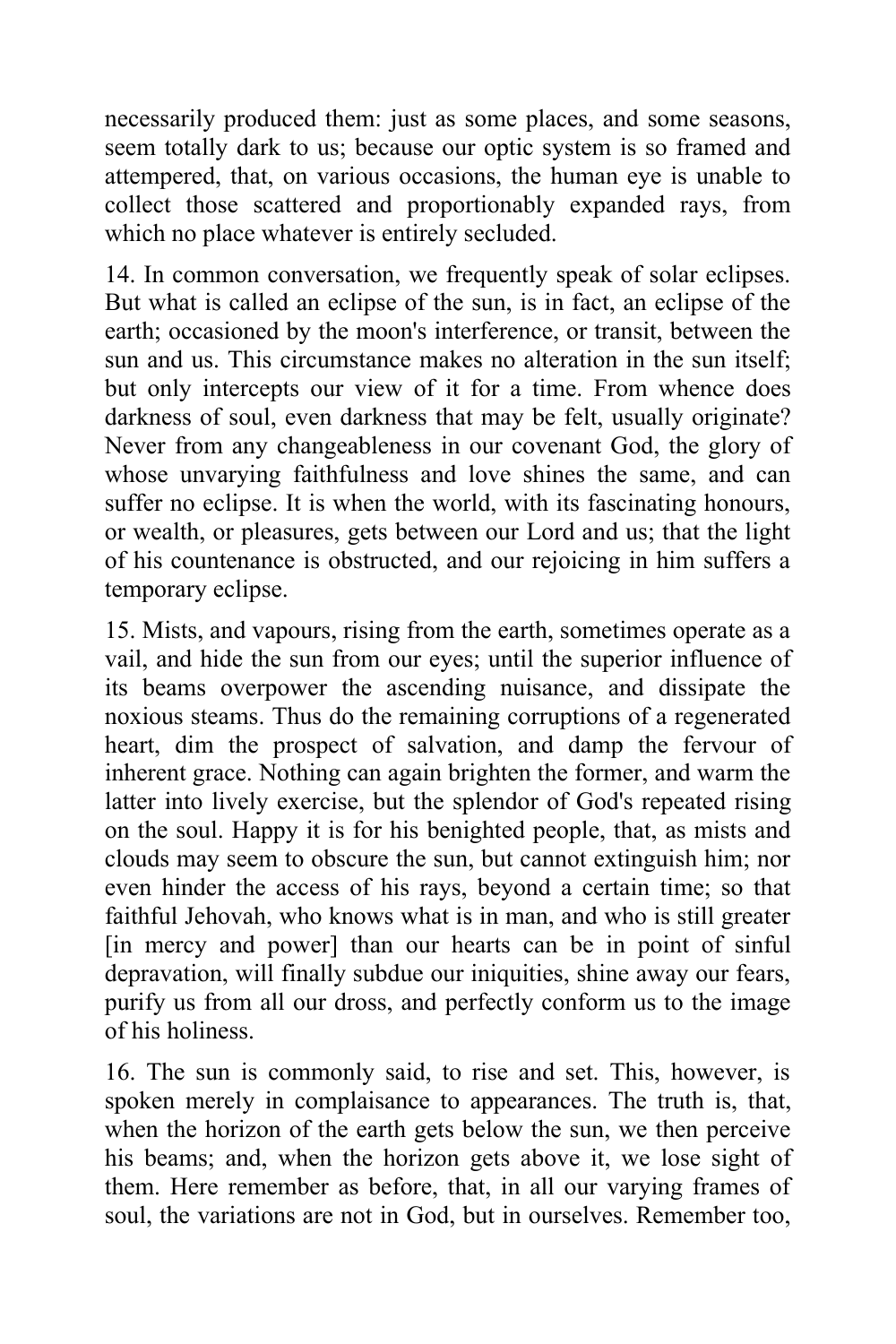necessarily produced them: just as some places, and some seasons, seem totally dark to us; because our optic system is so framed and attempered, that, on various occasions, the human eye is unable to collect those scattered and proportionably expanded rays, from which no place whatever is entirely secluded.

14. In common conversation, we frequently speak of solar eclipses. But what is called an eclipse of the sun, is in fact, an eclipse of the earth; occasioned by the moon's interference, or transit, between the sun and us. This circumstance makes no alteration in the sun itself; but only intercepts our view of it for a time. From whence does darkness of soul, even darkness that may be felt, usually originate? Never from any changeableness in our covenant God, the glory of whose unvarying faithfulness and love shines the same, and can suffer no eclipse. It is when the world, with its fascinating honours, or wealth, or pleasures, gets between our Lord and us; that the light of his countenance is obstructed, and our rejoicing in him suffers a temporary eclipse.

15. Mists, and vapours, rising from the earth, sometimes operate as a vail, and hide the sun from our eyes; until the superior influence of its beams overpower the ascending nuisance, and dissipate the noxious steams. Thus do the remaining corruptions of a regenerated heart, dim the prospect of salvation, and damp the fervour of inherent grace. Nothing can again brighten the former, and warm the latter into lively exercise, but the splendor of God's repeated rising on the soul. Happy it is for his benighted people, that, as mists and clouds may seem to obscure the sun, but cannot extinguish him; nor even hinder the access of his rays, beyond a certain time; so that faithful Jehovah, who knows what is in man, and who is still greater [in mercy and power] than our hearts can be in point of sinful depravation, will finally subdue our iniquities, shine away our fears, purify us from all our dross, and perfectly conform us to the image of his holiness.

16. The sun is commonly said, to rise and set. This, however, is spoken merely in complaisance to appearances. The truth is, that, when the horizon of the earth gets below the sun, we then perceive his beams; and, when the horizon gets above it, we lose sight of them. Here remember as before, that, in all our varying frames of soul, the variations are not in God, but in ourselves. Remember too,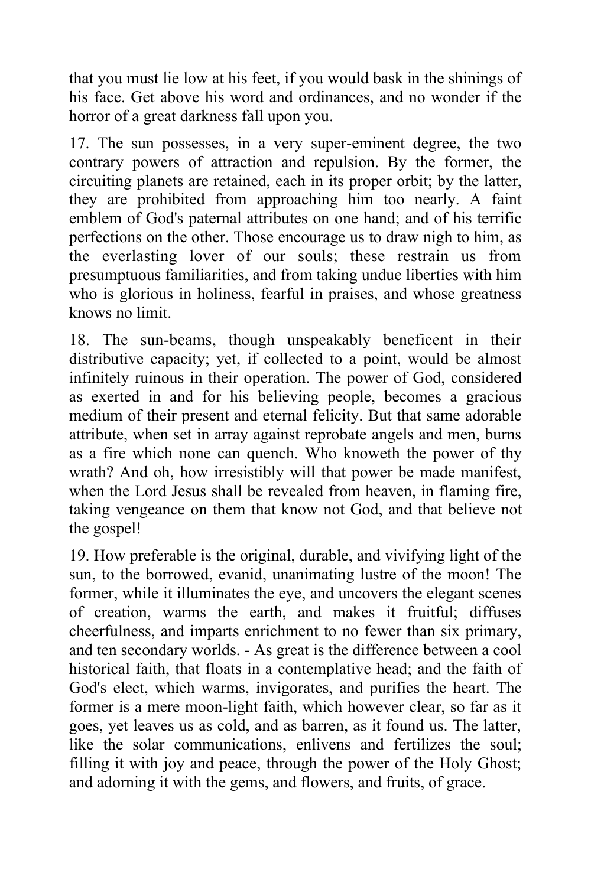that you must lie low at his feet, if you would bask in the shinings of his face. Get above his word and ordinances, and no wonder if the horror of a great darkness fall upon you.

17. The sun possesses, in a very super-eminent degree, the two contrary powers of attraction and repulsion. By the former, the circuiting planets are retained, each in its proper orbit; by the latter, they are prohibited from approaching him too nearly. A faint emblem of God's paternal attributes on one hand; and of his terrific perfections on the other. Those encourage us to draw nigh to him, as the everlasting lover of our souls; these restrain us from presumptuous familiarities, and from taking undue liberties with him who is glorious in holiness, fearful in praises, and whose greatness knows no limit.

18. The sun-beams, though unspeakably beneficent in their distributive capacity; yet, if collected to a point, would be almost infinitely ruinous in their operation. The power of God, considered as exerted in and for his believing people, becomes a gracious medium of their present and eternal felicity. But that same adorable attribute, when set in array against reprobate angels and men, burns as a fire which none can quench. Who knoweth the power of thy wrath? And oh, how irresistibly will that power be made manifest, when the Lord Jesus shall be revealed from heaven, in flaming fire, taking vengeance on them that know not God, and that believe not the gospel!

19. How preferable is the original, durable, and vivifying light of the sun, to the borrowed, evanid, unanimating lustre of the moon! The former, while it illuminates the eye, and uncovers the elegant scenes of creation, warms the earth, and makes it fruitful; diffuses cheerfulness, and imparts enrichment to no fewer than six primary, and ten secondary worlds. - As great is the difference between a cool historical faith, that floats in a contemplative head; and the faith of God's elect, which warms, invigorates, and purifies the heart. The former is a mere moon-light faith, which however clear, so far as it goes, yet leaves us as cold, and as barren, as it found us. The latter, like the solar communications, enlivens and fertilizes the soul; filling it with joy and peace, through the power of the Holy Ghost; and adorning it with the gems, and flowers, and fruits, of grace.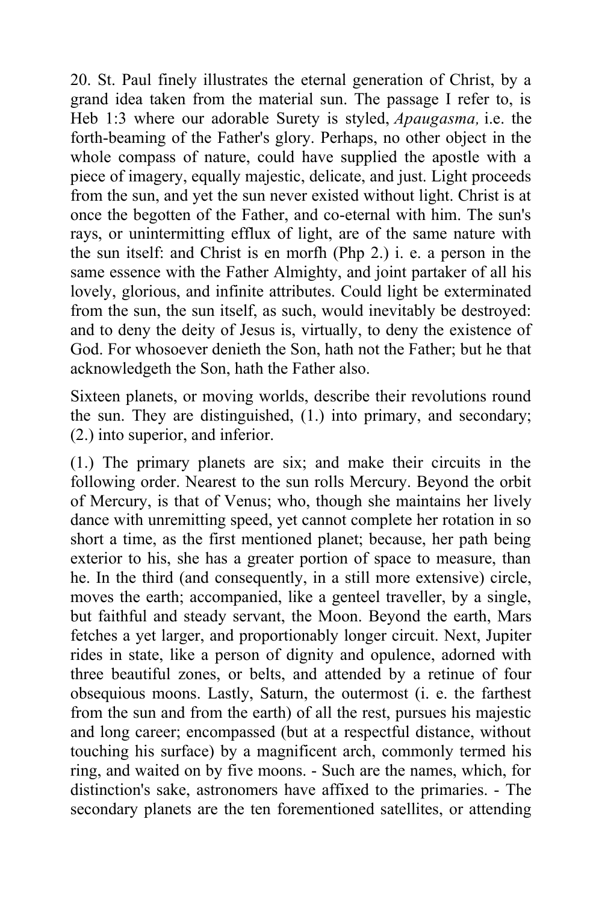20. St. Paul finely illustrates the eternal generation of Christ, by a grand idea taken from the material sun. The passage I refer to, is Heb 1:3 where our adorable Surety is styled, *Apaugasma,* i.e. the forth-beaming of the Father's glory. Perhaps, no other object in the whole compass of nature, could have supplied the apostle with a piece of imagery, equally majestic, delicate, and just. Light proceeds from the sun, and yet the sun never existed without light. Christ is at once the begotten of the Father, and co-eternal with him. The sun's rays, or unintermitting efflux of light, are of the same nature with the sun itself: and Christ is en morfh (Php 2.) i. e. a person in the same essence with the Father Almighty, and joint partaker of all his lovely, glorious, and infinite attributes. Could light be exterminated from the sun, the sun itself, as such, would inevitably be destroyed: and to deny the deity of Jesus is, virtually, to deny the existence of God. For whosoever denieth the Son, hath not the Father; but he that acknowledgeth the Son, hath the Father also.

Sixteen planets, or moving worlds, describe their revolutions round the sun. They are distinguished, (1.) into primary, and secondary; (2.) into superior, and inferior.

(1.) The primary planets are six; and make their circuits in the following order. Nearest to the sun rolls Mercury. Beyond the orbit of Mercury, is that of Venus; who, though she maintains her lively dance with unremitting speed, yet cannot complete her rotation in so short a time, as the first mentioned planet; because, her path being exterior to his, she has a greater portion of space to measure, than he. In the third (and consequently, in a still more extensive) circle, moves the earth; accompanied, like a genteel traveller, by a single, but faithful and steady servant, the Moon. Beyond the earth, Mars fetches a yet larger, and proportionably longer circuit. Next, Jupiter rides in state, like a person of dignity and opulence, adorned with three beautiful zones, or belts, and attended by a retinue of four obsequious moons. Lastly, Saturn, the outermost (i. e. the farthest from the sun and from the earth) of all the rest, pursues his majestic and long career; encompassed (but at a respectful distance, without touching his surface) by a magnificent arch, commonly termed his ring, and waited on by five moons. - Such are the names, which, for distinction's sake, astronomers have affixed to the primaries. - The secondary planets are the ten forementioned satellites, or attending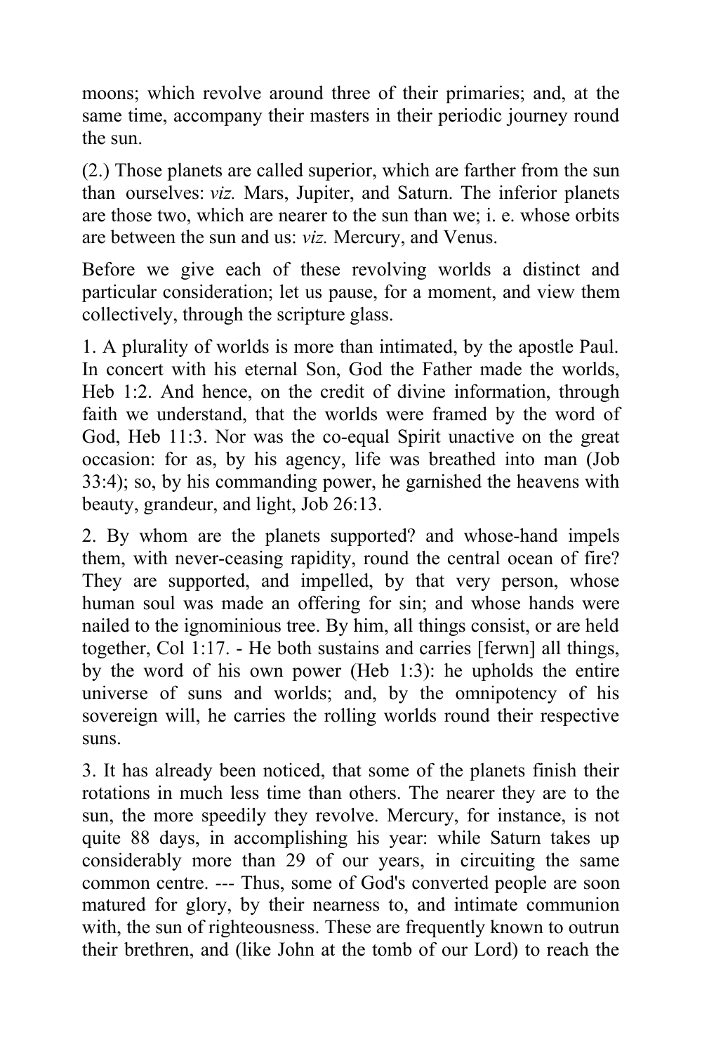moons; which revolve around three of their primaries; and, at the same time, accompany their masters in their periodic journey round the sun.

(2.) Those planets are called superior, which are farther from the sun than ourselves: *viz.* Mars, Jupiter, and Saturn. The inferior planets are those two, which are nearer to the sun than we; i. e. whose orbits are between the sun and us: *viz.* Mercury, and Venus.

Before we give each of these revolving worlds a distinct and particular consideration; let us pause, for a moment, and view them collectively, through the scripture glass.

1. A plurality of worlds is more than intimated, by the apostle Paul. In concert with his eternal Son, God the Father made the worlds, Heb 1:2. And hence, on the credit of divine information, through faith we understand, that the worlds were framed by the word of God, Heb 11:3. Nor was the co-equal Spirit unactive on the great occasion: for as, by his agency, life was breathed into man (Job 33:4); so, by his commanding power, he garnished the heavens with beauty, grandeur, and light, Job 26:13.

2. By whom are the planets supported? and whose-hand impels them, with never-ceasing rapidity, round the central ocean of fire? They are supported, and impelled, by that very person, whose human soul was made an offering for sin; and whose hands were nailed to the ignominious tree. By him, all things consist, or are held together, Col 1:17. - He both sustains and carries [ferwn] all things, by the word of his own power (Heb 1:3): he upholds the entire universe of suns and worlds; and, by the omnipotency of his sovereign will, he carries the rolling worlds round their respective suns.

3. It has already been noticed, that some of the planets finish their rotations in much less time than others. The nearer they are to the sun, the more speedily they revolve. Mercury, for instance, is not quite 88 days, in accomplishing his year: while Saturn takes up considerably more than 29 of our years, in circuiting the same common centre. --- Thus, some of God's converted people are soon matured for glory, by their nearness to, and intimate communion with, the sun of righteousness. These are frequently known to outrun their brethren, and (like John at the tomb of our Lord) to reach the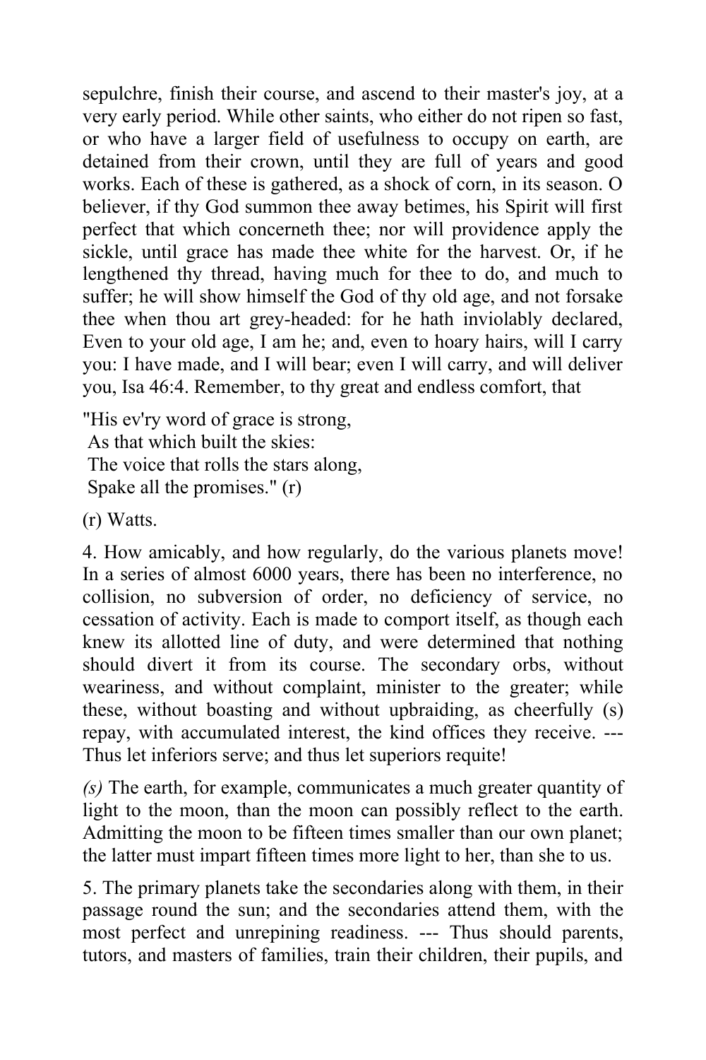sepulchre, finish their course, and ascend to their master's joy, at a very early period. While other saints, who either do not ripen so fast, or who have a larger field of usefulness to occupy on earth, are detained from their crown, until they are full of years and good works. Each of these is gathered, as a shock of corn, in its season. O believer, if thy God summon thee away betimes, his Spirit will first perfect that which concerneth thee; nor will providence apply the sickle, until grace has made thee white for the harvest. Or, if he lengthened thy thread, having much for thee to do, and much to suffer; he will show himself the God of thy old age, and not forsake thee when thou art grey-headed: for he hath inviolably declared, Even to your old age, I am he; and, even to hoary hairs, will I carry you: I have made, and I will bear; even I will carry, and will deliver you, Isa 46:4. Remember, to thy great and endless comfort, that

"His ev'ry word of grace is strong,
 As that which built the skies:
 The voice that rolls the stars along,
 Spake all the promises." (r)

(r) Watts.

4. How amicably, and how regularly, do the various planets move! In a series of almost 6000 years, there has been no interference, no collision, no subversion of order, no deficiency of service, no cessation of activity. Each is made to comport itself, as though each knew its allotted line of duty, and were determined that nothing should divert it from its course. The secondary orbs, without weariness, and without complaint, minister to the greater; while these, without boasting and without upbraiding, as cheerfully (s) repay, with accumulated interest, the kind offices they receive. --- Thus let inferiors serve; and thus let superiors requite!

*(s)* The earth, for example, communicates a much greater quantity of light to the moon, than the moon can possibly reflect to the earth. Admitting the moon to be fifteen times smaller than our own planet; the latter must impart fifteen times more light to her, than she to us.

5. The primary planets take the secondaries along with them, in their passage round the sun; and the secondaries attend them, with the most perfect and unrepining readiness. --- Thus should parents, tutors, and masters of families, train their children, their pupils, and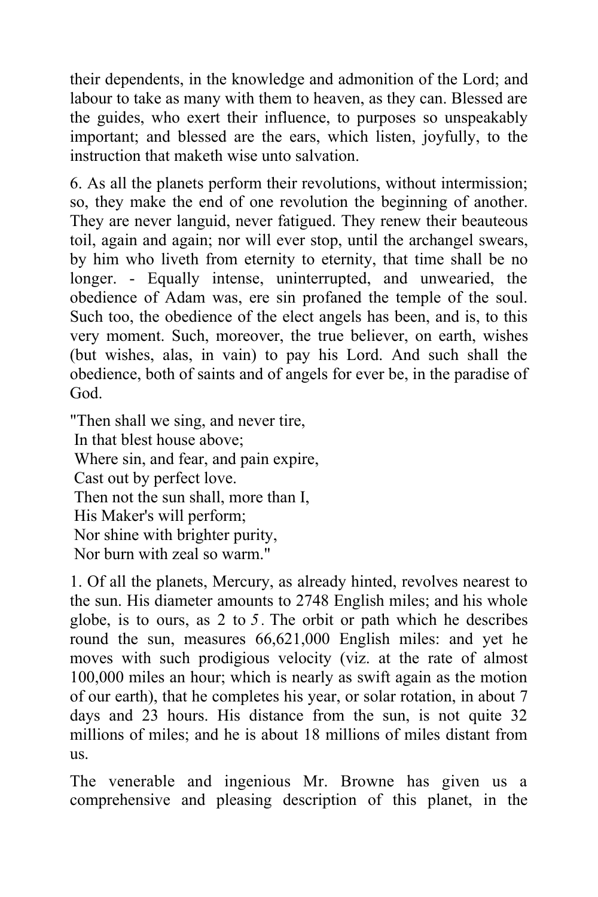their dependents, in the knowledge and admonition of the Lord; and labour to take as many with them to heaven, as they can. Blessed are the guides, who exert their influence, to purposes so unspeakably important; and blessed are the ears, which listen, joyfully, to the instruction that maketh wise unto salvation.

6. As all the planets perform their revolutions, without intermission; so, they make the end of one revolution the beginning of another. They are never languid, never fatigued. They renew their beauteous toil, again and again; nor will ever stop, until the archangel swears, by him who liveth from eternity to eternity, that time shall be no longer. - Equally intense, uninterrupted, and unwearied, the obedience of Adam was, ere sin profaned the temple of the soul. Such too, the obedience of the elect angels has been, and is, to this very moment. Such, moreover, the true believer, on earth, wishes (but wishes, alas, in vain) to pay his Lord. And such shall the obedience, both of saints and of angels for ever be, in the paradise of God.

"Then shall we sing, and never tire,  
In that blest house above;  
Where sin, and fear, and pain expire,  
Cast out by perfect love.  
Then not the sun shall, more than I,  
His Maker's will perform;  
Nor shine with brighter purity,  
Nor burn with zeal so warm."

1. Of all the planets, Mercury, as already hinted, revolves nearest to the sun. His diameter amounts to 2748 English miles; and his whole globe, is to ours, as 2 to 5. The orbit or path which he describes round the sun, measures 66,621,000 English miles: and yet he moves with such prodigious velocity (viz. at the rate of almost 100,000 miles an hour; which is nearly as swift again as the motion of our earth), that he completes his year, or solar rotation, in about 7 days and 23 hours. His distance from the sun, is not quite 32 millions of miles; and he is about 18 millions of miles distant from us.

The venerable and ingenious Mr. Browne has given us a comprehensive and pleasing description of this planet, in the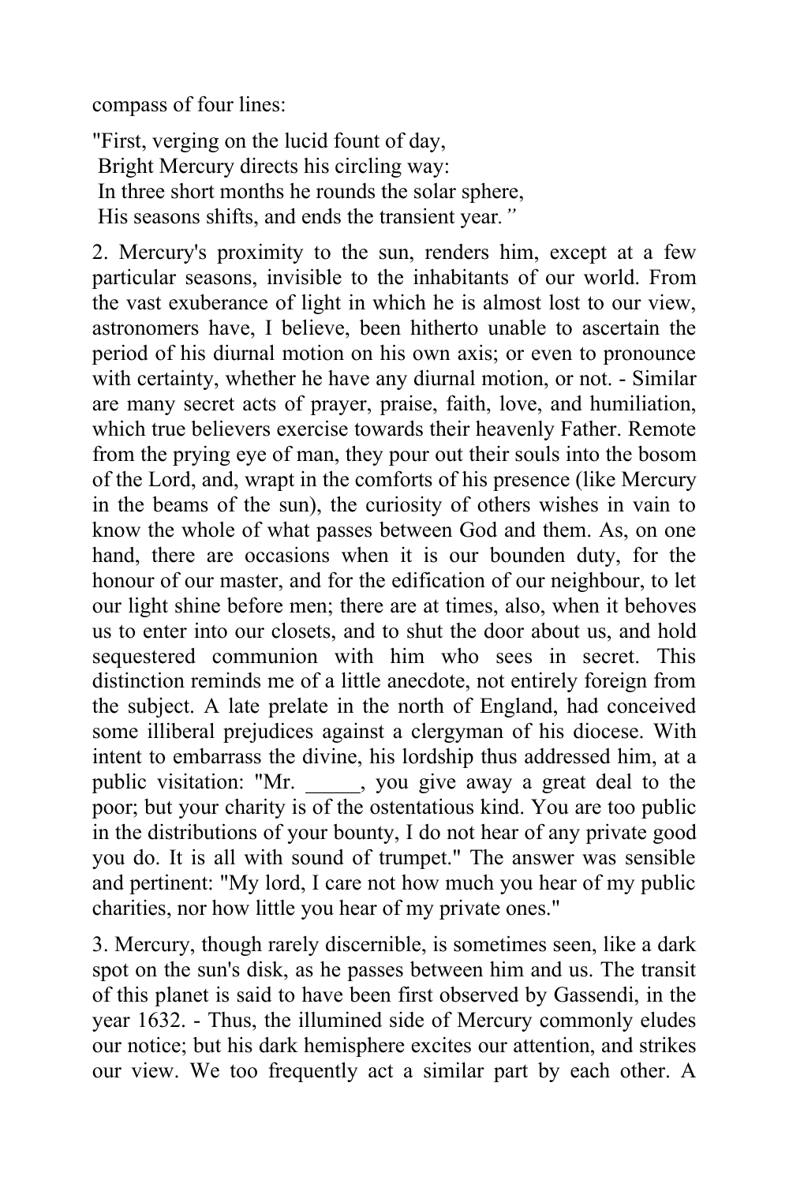compass of four lines:

"First, verging on the lucid fount of day,
Bright Mercury directs his circling way:
In three short months he rounds the solar sphere,
His seasons shifts, and ends the transient year.*"*

2. Mercury's proximity to the sun, renders him, except at a few particular seasons, invisible to the inhabitants of our world. From the vast exuberance of light in which he is almost lost to our view, astronomers have, I believe, been hitherto unable to ascertain the period of his diurnal motion on his own axis; or even to pronounce with certainty, whether he have any diurnal motion, or not. - Similar are many secret acts of prayer, praise, faith, love, and humiliation, which true believers exercise towards their heavenly Father. Remote from the prying eye of man, they pour out their souls into the bosom of the Lord, and, wrapt in the comforts of his presence (like Mercury in the beams of the sun), the curiosity of others wishes in vain to know the whole of what passes between God and them. As, on one hand, there are occasions when it is our bounden duty, for the honour of our master, and for the edification of our neighbour, to let our light shine before men; there are at times, also, when it behoves us to enter into our closets, and to shut the door about us, and hold sequestered communion with him who sees in secret. This distinction reminds me of a little anecdote, not entirely foreign from the subject. A late prelate in the north of England, had conceived some illiberal prejudices against a clergyman of his diocese. With intent to embarrass the divine, his lordship thus addressed him, at a public visitation: "Mr. _____, you give away a great deal to the poor; but your charity is of the ostentatious kind. You are too public in the distributions of your bounty, I do not hear of any private good you do. It is all with sound of trumpet." The answer was sensible and pertinent: "My lord, I care not how much you hear of my public charities, nor how little you hear of my private ones."

3. Mercury, though rarely discernible, is sometimes seen, like a dark spot on the sun's disk, as he passes between him and us. The transit of this planet is said to have been first observed by Gassendi, in the year 1632. - Thus, the illumined side of Mercury commonly eludes our notice; but his dark hemisphere excites our attention, and strikes our view. We too frequently act a similar part by each other. A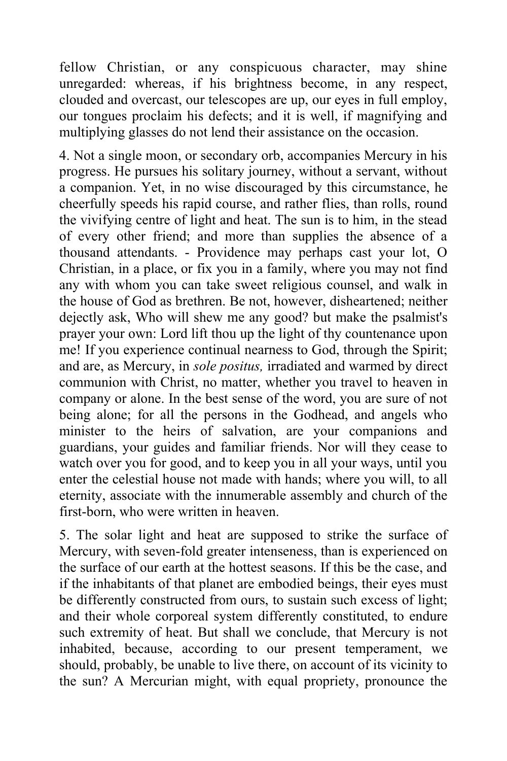fellow Christian, or any conspicuous character, may shine unregarded: whereas, if his brightness become, in any respect, clouded and overcast, our telescopes are up, our eyes in full employ, our tongues proclaim his defects; and it is well, if magnifying and multiplying glasses do not lend their assistance on the occasion.

4. Not a single moon, or secondary orb, accompanies Mercury in his progress. He pursues his solitary journey, without a servant, without a companion. Yet, in no wise discouraged by this circumstance, he cheerfully speeds his rapid course, and rather flies, than rolls, round the vivifying centre of light and heat. The sun is to him, in the stead of every other friend; and more than supplies the absence of a thousand attendants. - Providence may perhaps cast your lot, O Christian, in a place, or fix you in a family, where you may not find any with whom you can take sweet religious counsel, and walk in the house of God as brethren. Be not, however, disheartened; neither dejectly ask, Who will shew me any good? but make the psalmist's prayer your own: Lord lift thou up the light of thy countenance upon me! If you experience continual nearness to God, through the Spirit; and are, as Mercury, in *sole positus,* irradiated and warmed by direct communion with Christ, no matter, whether you travel to heaven in company or alone. In the best sense of the word, you are sure of not being alone; for all the persons in the Godhead, and angels who minister to the heirs of salvation, are your companions and guardians, your guides and familiar friends. Nor will they cease to watch over you for good, and to keep you in all your ways, until you enter the celestial house not made with hands; where you will, to all eternity, associate with the innumerable assembly and church of the first-born, who were written in heaven.

5. The solar light and heat are supposed to strike the surface of Mercury, with seven-fold greater intenseness, than is experienced on the surface of our earth at the hottest seasons. If this be the case, and if the inhabitants of that planet are embodied beings, their eyes must be differently constructed from ours, to sustain such excess of light; and their whole corporeal system differently constituted, to endure such extremity of heat. But shall we conclude, that Mercury is not inhabited, because, according to our present temperament, we should, probably, be unable to live there, on account of its vicinity to the sun? A Mercurian might, with equal propriety, pronounce the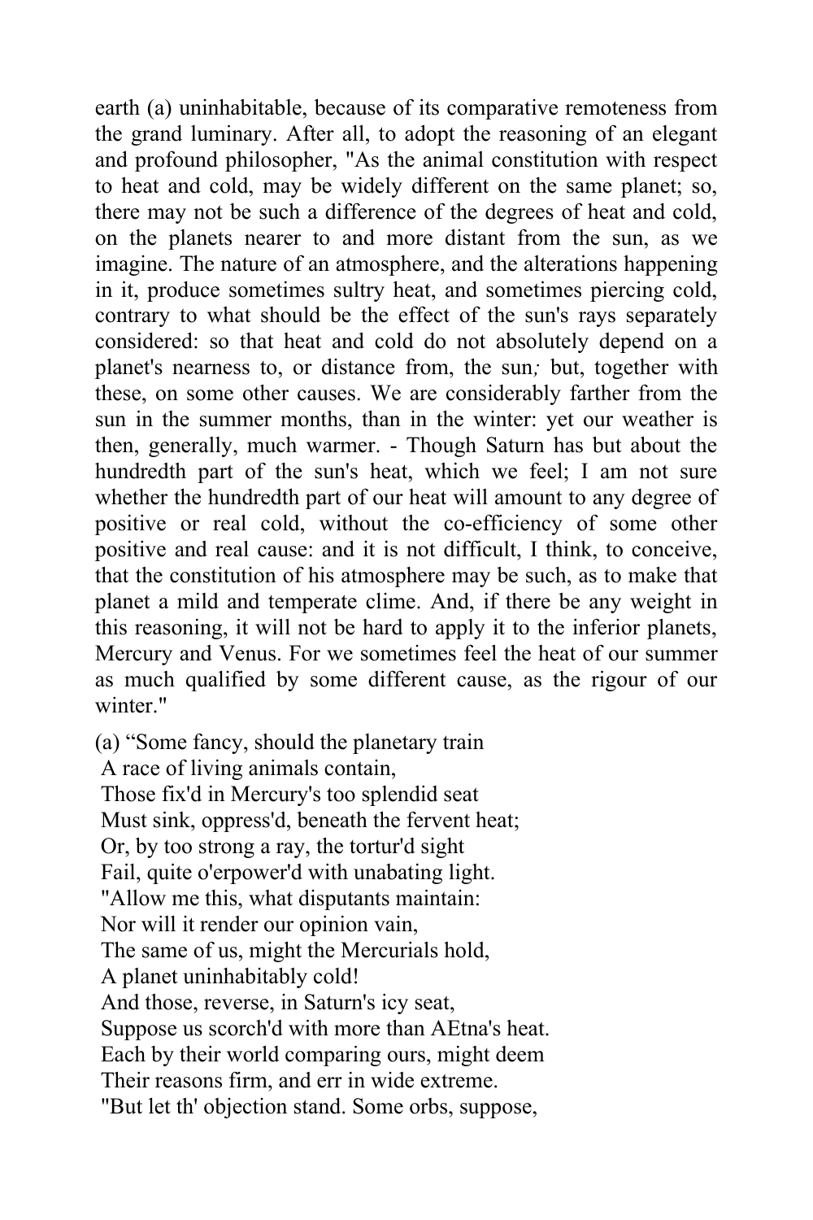earth (a) uninhabitable, because of its comparative remoteness from the grand luminary. After all, to adopt the reasoning of an elegant and profound philosopher, "As the animal constitution with respect to heat and cold, may be widely different on the same planet; so, there may not be such a difference of the degrees of heat and cold, on the planets nearer to and more distant from the sun, as we imagine. The nature of an atmosphere, and the alterations happening in it, produce sometimes sultry heat, and sometimes piercing cold, contrary to what should be the effect of the sun's rays separately considered: so that heat and cold do not absolutely depend on a planet's nearness to, or distance from, the sun; but, together with these, on some other causes. We are considerably farther from the sun in the summer months, than in the winter: yet our weather is then, generally, much warmer. - Though Saturn has but about the hundredth part of the sun's heat, which we feel; I am not sure whether the hundredth part of our heat will amount to any degree of positive or real cold, without the co-efficiency of some other positive and real cause: and it is not difficult, I think, to conceive, that the constitution of his atmosphere may be such, as to make that planet a mild and temperate clime. And, if there be any weight in this reasoning, it will not be hard to apply it to the inferior planets, Mercury and Venus. For we sometimes feel the heat of our summer as much qualified by some different cause, as the rigour of our winter."

(a) "Some fancy, should the planetary train  
A race of living animals contain,  
Those fix'd in Mercury's too splendid seat  
Must sink, oppress'd, beneath the fervent heat;  
Or, by too strong a ray, the tortur'd sight  
Fail, quite o'erpower'd with unabating light.  
"Allow me this, what disputants maintain:  
Nor will it render our opinion vain,  
The same of us, might the Mercurials hold,  
A planet uninhabitably cold!  
And those, reverse, in Saturn's icy seat,  
Suppose us scorch'd with more than AEtna's heat.  
Each by their world comparing ours, might deem  
Their reasons firm, and err in wide extreme.  
"But let th' objection stand. Some orbs, suppose,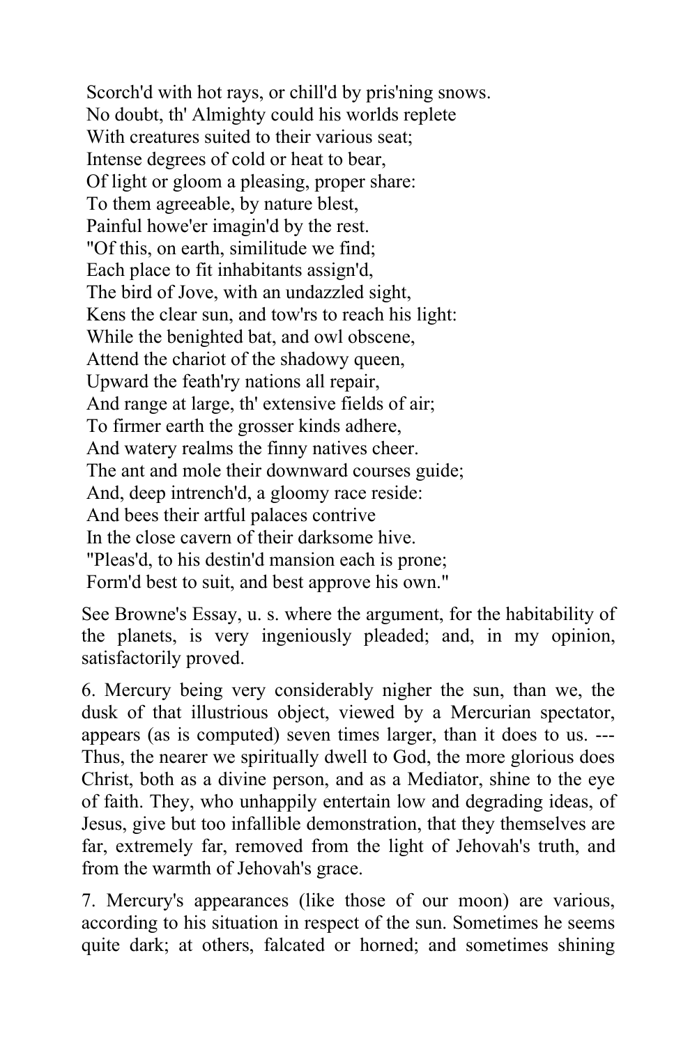Scorch'd with hot rays, or chill'd by pris'ning snows.
No doubt, th' Almighty could his worlds replete
With creatures suited to their various seat;
Intense degrees of cold or heat to bear,
Of light or gloom a pleasing, proper share:
To them agreeable, by nature blest,
Painful howe'er imagin'd by the rest.
"Of this, on earth, similitude we find;
Each place to fit inhabitants assign'd,
The bird of Jove, with an undazzled sight,
Kens the clear sun, and tow'rs to reach his light:
While the benighted bat, and owl obscene,
Attend the chariot of the shadowy queen,
Upward the feath'ry nations all repair,
And range at large, th' extensive fields of air;
To firmer earth the grosser kinds adhere,
And watery realms the finny natives cheer.
The ant and mole their downward courses guide;
And, deep intrench'd, a gloomy race reside:
And bees their artful palaces contrive
In the close cavern of their darksome hive.
"Pleas'd, to his destin'd mansion each is prone;
Form'd best to suit, and best approve his own."

See Browne's Essay, u. s. where the argument, for the habitability of the planets, is very ingeniously pleaded; and, in my opinion, satisfactorily proved.

6. Mercury being very considerably nigher the sun, than we, the dusk of that illustrious object, viewed by a Mercurian spectator, appears (as is computed) seven times larger, than it does to us. --- Thus, the nearer we spiritually dwell to God, the more glorious does Christ, both as a divine person, and as a Mediator, shine to the eye of faith. They, who unhappily entertain low and degrading ideas, of Jesus, give but too infallible demonstration, that they themselves are far, extremely far, removed from the light of Jehovah's truth, and from the warmth of Jehovah's grace.

7. Mercury's appearances (like those of our moon) are various, according to his situation in respect of the sun. Sometimes he seems quite dark; at others, falcated or horned; and sometimes shining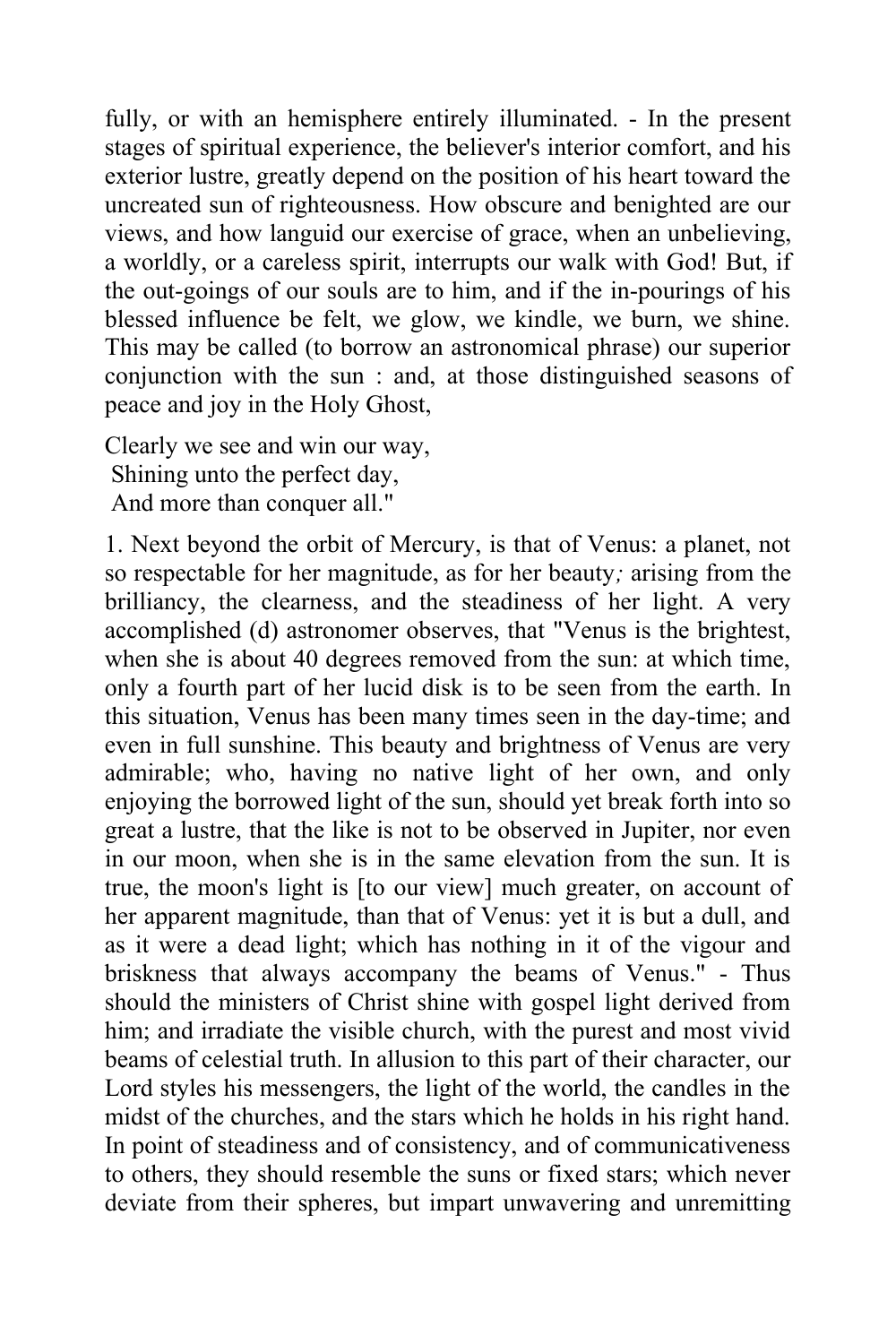fully, or with an hemisphere entirely illuminated. - In the present stages of spiritual experience, the believer's interior comfort, and his exterior lustre, greatly depend on the position of his heart toward the uncreated sun of righteousness. How obscure and benighted are our views, and how languid our exercise of grace, when an unbelieving, a worldly, or a careless spirit, interrupts our walk with God! But, if the out-goings of our souls are to him, and if the in-pourings of his blessed influence be felt, we glow, we kindle, we burn, we shine. This may be called (to borrow an astronomical phrase) our superior conjunction with the sun : and, at those distinguished seasons of peace and joy in the Holy Ghost,

Clearly we see and win our way,
Shining unto the perfect day,
And more than conquer all."

1. Next beyond the orbit of Mercury, is that of Venus: a planet, not so respectable for her magnitude, as for her beauty*;* arising from the brilliancy, the clearness, and the steadiness of her light. A very accomplished (d) astronomer observes, that "Venus is the brightest, when she is about 40 degrees removed from the sun: at which time, only a fourth part of her lucid disk is to be seen from the earth. In this situation, Venus has been many times seen in the day-time; and even in full sunshine. This beauty and brightness of Venus are very admirable; who, having no native light of her own, and only enjoying the borrowed light of the sun, should yet break forth into so great a lustre, that the like is not to be observed in Jupiter, nor even in our moon, when she is in the same elevation from the sun. It is true, the moon's light is [to our view] much greater, on account of her apparent magnitude, than that of Venus: yet it is but a dull, and as it were a dead light; which has nothing in it of the vigour and briskness that always accompany the beams of Venus." - Thus should the ministers of Christ shine with gospel light derived from him; and irradiate the visible church, with the purest and most vivid beams of celestial truth. In allusion to this part of their character, our Lord styles his messengers, the light of the world, the candles in the midst of the churches, and the stars which he holds in his right hand. In point of steadiness and of consistency, and of communicativeness to others, they should resemble the suns or fixed stars; which never deviate from their spheres, but impart unwavering and unremitting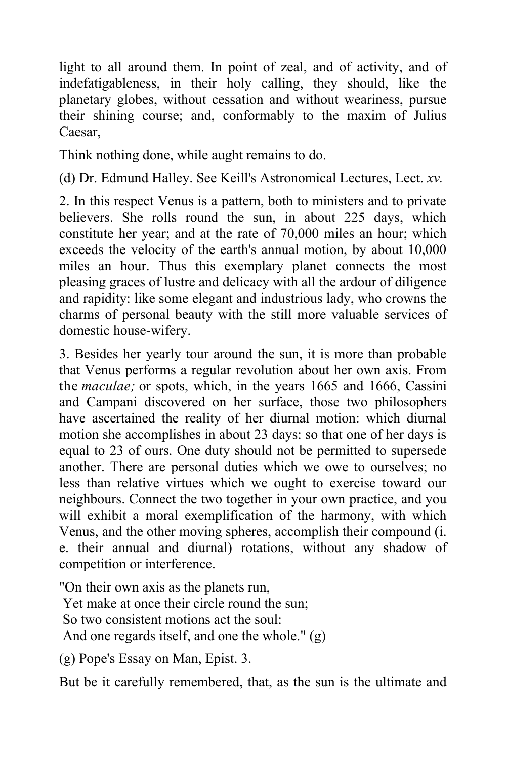light to all around them. In point of zeal, and of activity, and of indefatigableness, in their holy calling, they should, like the planetary globes, without cessation and without weariness, pursue their shining course; and, conformably to the maxim of Julius Caesar,

Think nothing done, while aught remains to do.

(d) Dr. Edmund Halley. See Keill's Astronomical Lectures, Lect. *xv.*

2. In this respect Venus is a pattern, both to ministers and to private believers. She rolls round the sun, in about 225 days, which constitute her year; and at the rate of 70,000 miles an hour; which exceeds the velocity of the earth's annual motion, by about 10,000 miles an hour. Thus this exemplary planet connects the most pleasing graces of lustre and delicacy with all the ardour of diligence and rapidity: like some elegant and industrious lady, who crowns the charms of personal beauty with the still more valuable services of domestic house-wifery.

3. Besides her yearly tour around the sun, it is more than probable that Venus performs a regular revolution about her own axis. From the *maculae;* or spots, which, in the years 1665 and 1666, Cassini and Campani discovered on her surface, those two philosophers have ascertained the reality of her diurnal motion: which diurnal motion she accomplishes in about 23 days: so that one of her days is equal to 23 of ours. One duty should not be permitted to supersede another. There are personal duties which we owe to ourselves; no less than relative virtues which we ought to exercise toward our neighbours. Connect the two together in your own practice, and you will exhibit a moral exemplification of the harmony, with which Venus, and the other moving spheres, accomplish their compound (i. e. their annual and diurnal) rotations, without any shadow of competition or interference.

"On their own axis as the planets run,  
Yet make at once their circle round the sun;  
So two consistent motions act the soul:  
And one regards itself, and one the whole." (g)

(g) Pope's Essay on Man, Epist. 3.

But be it carefully remembered, that, as the sun is the ultimate and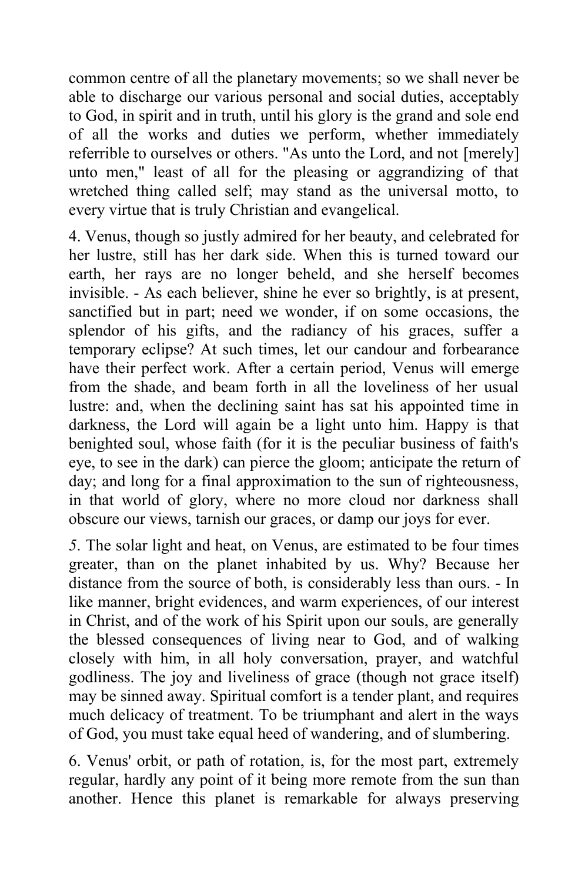common centre of all the planetary movements; so we shall never be able to discharge our various personal and social duties, acceptably to God, in spirit and in truth, until his glory is the grand and sole end of all the works and duties we perform, whether immediately referrible to ourselves or others. "As unto the Lord, and not [merely] unto men," least of all for the pleasing or aggrandizing of that wretched thing called self; may stand as the universal motto, to every virtue that is truly Christian and evangelical.

4. Venus, though so justly admired for her beauty, and celebrated for her lustre, still has her dark side. When this is turned toward our earth, her rays are no longer beheld, and she herself becomes invisible. - As each believer, shine he ever so brightly, is at present, sanctified but in part; need we wonder, if on some occasions, the splendor of his gifts, and the radiancy of his graces, suffer a temporary eclipse? At such times, let our candour and forbearance have their perfect work. After a certain period, Venus will emerge from the shade, and beam forth in all the loveliness of her usual lustre: and, when the declining saint has sat his appointed time in darkness, the Lord will again be a light unto him. Happy is that benighted soul, whose faith (for it is the peculiar business of faith's eye, to see in the dark) can pierce the gloom; anticipate the return of day; and long for a final approximation to the sun of righteousness, in that world of glory, where no more cloud nor darkness shall obscure our views, tarnish our graces, or damp our joys for ever.

5. The solar light and heat, on Venus, are estimated to be four times greater, than on the planet inhabited by us. Why? Because her distance from the source of both, is considerably less than ours. - In like manner, bright evidences, and warm experiences, of our interest in Christ, and of the work of his Spirit upon our souls, are generally the blessed consequences of living near to God, and of walking closely with him, in all holy conversation, prayer, and watchful godliness. The joy and liveliness of grace (though not grace itself) may be sinned away. Spiritual comfort is a tender plant, and requires much delicacy of treatment. To be triumphant and alert in the ways of God, you must take equal heed of wandering, and of slumbering.

6. Venus' orbit, or path of rotation, is, for the most part, extremely regular, hardly any point of it being more remote from the sun than another. Hence this planet is remarkable for always preserving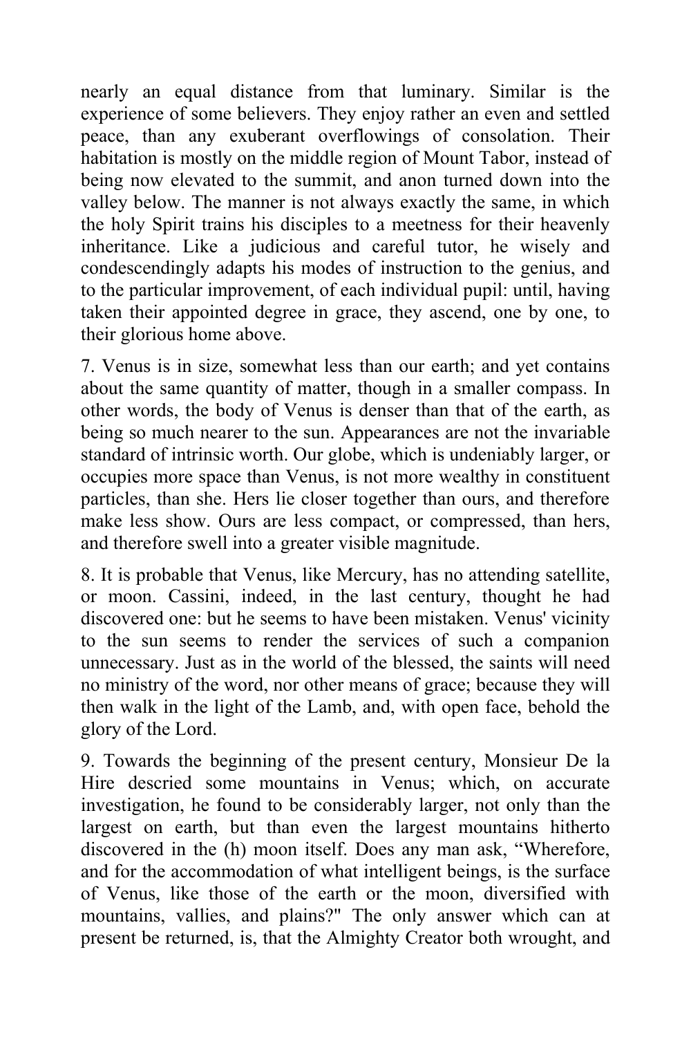nearly an equal distance from that luminary. Similar is the experience of some believers. They enjoy rather an even and settled peace, than any exuberant overflowings of consolation. Their habitation is mostly on the middle region of Mount Tabor, instead of being now elevated to the summit, and anon turned down into the valley below. The manner is not always exactly the same, in which the holy Spirit trains his disciples to a meetness for their heavenly inheritance. Like a judicious and careful tutor, he wisely and condescendingly adapts his modes of instruction to the genius, and to the particular improvement, of each individual pupil: until, having taken their appointed degree in grace, they ascend, one by one, to their glorious home above.

7. Venus is in size, somewhat less than our earth; and yet contains about the same quantity of matter, though in a smaller compass. In other words, the body of Venus is denser than that of the earth, as being so much nearer to the sun. Appearances are not the invariable standard of intrinsic worth. Our globe, which is undeniably larger, or occupies more space than Venus, is not more wealthy in constituent particles, than she. Hers lie closer together than ours, and therefore make less show. Ours are less compact, or compressed, than hers, and therefore swell into a greater visible magnitude.

8. It is probable that Venus, like Mercury, has no attending satellite, or moon. Cassini, indeed, in the last century, thought he had discovered one: but he seems to have been mistaken. Venus' vicinity to the sun seems to render the services of such a companion unnecessary. Just as in the world of the blessed, the saints will need no ministry of the word, nor other means of grace; because they will then walk in the light of the Lamb, and, with open face, behold the glory of the Lord.

9. Towards the beginning of the present century, Monsieur De la Hire descried some mountains in Venus; which, on accurate investigation, he found to be considerably larger, not only than the largest on earth, but than even the largest mountains hitherto discovered in the (h) moon itself. Does any man ask, "Wherefore, and for the accommodation of what intelligent beings, is the surface of Venus, like those of the earth or the moon, diversified with mountains, vallies, and plains?" The only answer which can at present be returned, is, that the Almighty Creator both wrought, and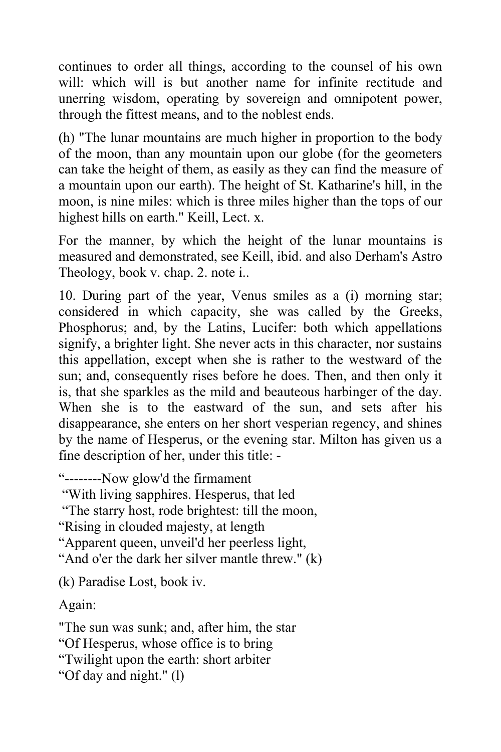continues to order all things, according to the counsel of his own will: which will is but another name for infinite rectitude and unerring wisdom, operating by sovereign and omnipotent power, through the fittest means, and to the noblest ends.

(h) "The lunar mountains are much higher in proportion to the body of the moon, than any mountain upon our globe (for the geometers can take the height of them, as easily as they can find the measure of a mountain upon our earth). The height of St. Katharine's hill, in the moon, is nine miles: which is three miles higher than the tops of our highest hills on earth." Keill, Lect. x.

For the manner, by which the height of the lunar mountains is measured and demonstrated, see Keill, ibid. and also Derham's Astro Theology, book v. chap. 2. note i..

10. During part of the year, Venus smiles as a (i) morning star; considered in which capacity, she was called by the Greeks, Phosphorus; and, by the Latins, Lucifer: both which appellations signify, a brighter light. She never acts in this character, nor sustains this appellation, except when she is rather to the westward of the sun; and, consequently rises before he does. Then, and then only it is, that she sparkles as the mild and beauteous harbinger of the day. When she is to the eastward of the sun, and sets after his disappearance, she enters on her short vesperian regency, and shines by the name of Hesperus, or the evening star. Milton has given us a fine description of her, under this title: -

"--------Now glow'd the firmament
"With living sapphires. Hesperus, that led
"The starry host, rode brightest: till the moon,
"Rising in clouded majesty, at length
"Apparent queen, unveil'd her peerless light,
"And o'er the dark her silver mantle threw." (k)

(k) Paradise Lost, book iv.

Again:

"The sun was sunk; and, after him, the star
"Of Hesperus, whose office is to bring
"Twilight upon the earth: short arbiter
"Of day and night." (l)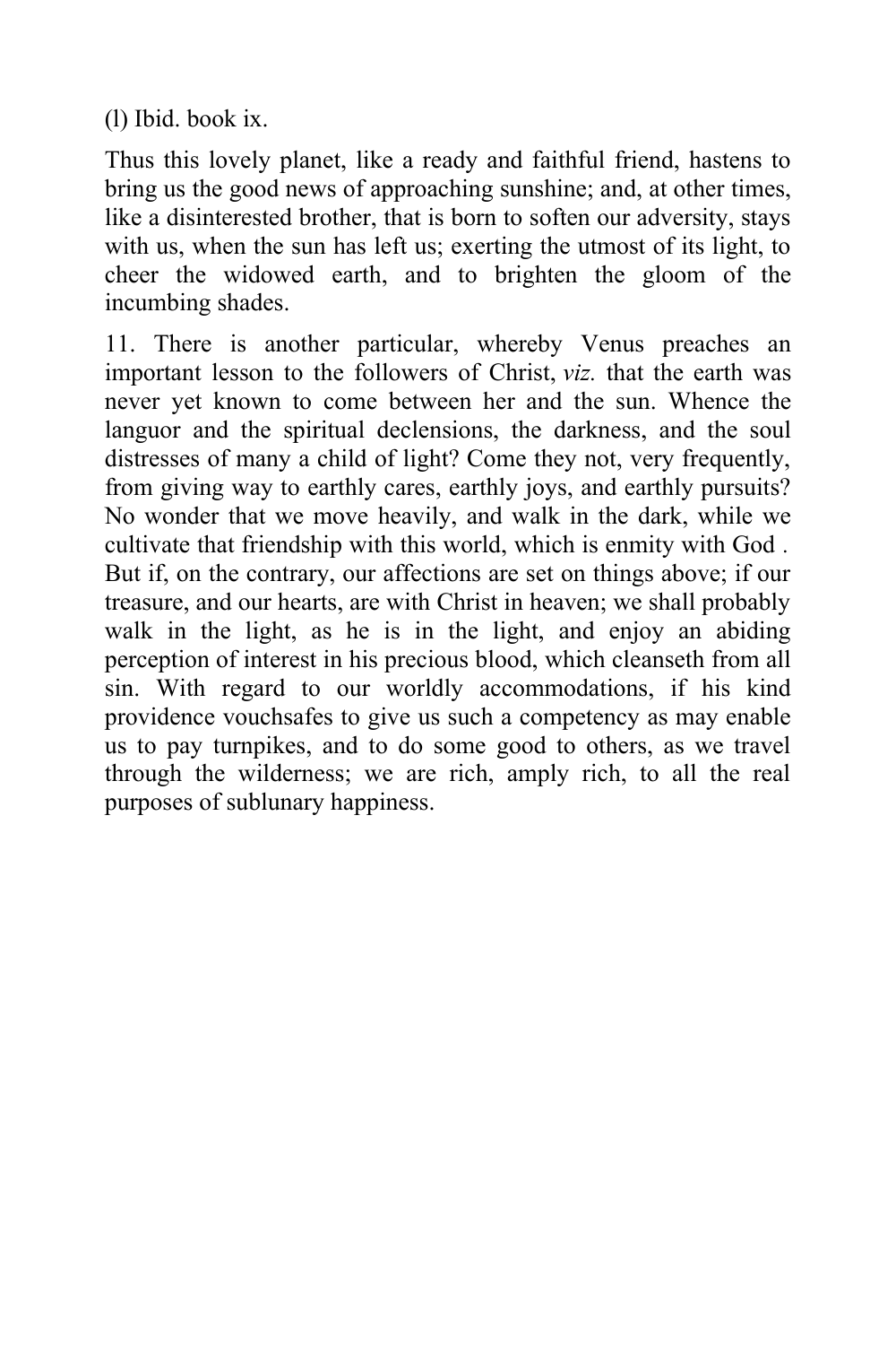(l) Ibid. book ix.

Thus this lovely planet, like a ready and faithful friend, hastens to bring us the good news of approaching sunshine; and, at other times, like a disinterested brother, that is born to soften our adversity, stays with us, when the sun has left us; exerting the utmost of its light, to cheer the widowed earth, and to brighten the gloom of the incumbing shades.

11. There is another particular, whereby Venus preaches an important lesson to the followers of Christ, *viz.* that the earth was never yet known to come between her and the sun. Whence the languor and the spiritual declensions, the darkness, and the soul distresses of many a child of light? Come they not, very frequently, from giving way to earthly cares, earthly joys, and earthly pursuits? No wonder that we move heavily, and walk in the dark, while we cultivate that friendship with this world, which is enmity with God . But if, on the contrary, our affections are set on things above; if our treasure, and our hearts, are with Christ in heaven; we shall probably walk in the light, as he is in the light, and enjoy an abiding perception of interest in his precious blood, which cleanseth from all sin. With regard to our worldly accommodations, if his kind providence vouchsafes to give us such a competency as may enable us to pay turnpikes, and to do some good to others, as we travel through the wilderness; we are rich, amply rich, to all the real purposes of sublunary happiness.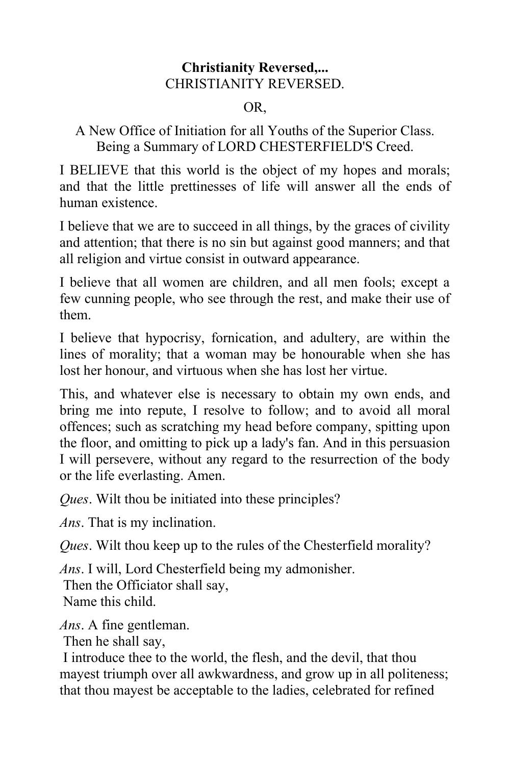**Christianity Reversed,...**

CHRISTIANITY REVERSED.

OR,

A New Office of Initiation for all Youths of the Superior Class.
Being a Summary of LORD CHESTERFIELD'S Creed.

I BELIEVE that this world is the object of my hopes and morals; and that the little prettinesses of life will answer all the ends of human existence.

I believe that we are to succeed in all things, by the graces of civility and attention; that there is no sin but against good manners; and that all religion and virtue consist in outward appearance.

I believe that all women are children, and all men fools; except a few cunning people, who see through the rest, and make their use of them.

I believe that hypocrisy, fornication, and adultery, are within the lines of morality; that a woman may be honourable when she has lost her honour, and virtuous when she has lost her virtue.

This, and whatever else is necessary to obtain my own ends, and bring me into repute, I resolve to follow; and to avoid all moral offences; such as scratching my head before company, spitting upon the floor, and omitting to pick up a lady's fan. And in this persuasion I will persevere, without any regard to the resurrection of the body or the life everlasting. Amen.

*Ques*. Wilt thou be initiated into these principles?

*Ans*. That is my inclination.

*Ques*. Wilt thou keep up to the rules of the Chesterfield morality?

*Ans*. I will, Lord Chesterfield being my admonisher.
Then the Officiator shall say,
Name this child.

*Ans*. A fine gentleman.
Then he shall say,
I introduce thee to the world, the flesh, and the devil, that thou mayest triumph over all awkwardness, and grow up in all politeness; that thou mayest be acceptable to the ladies, celebrated for refined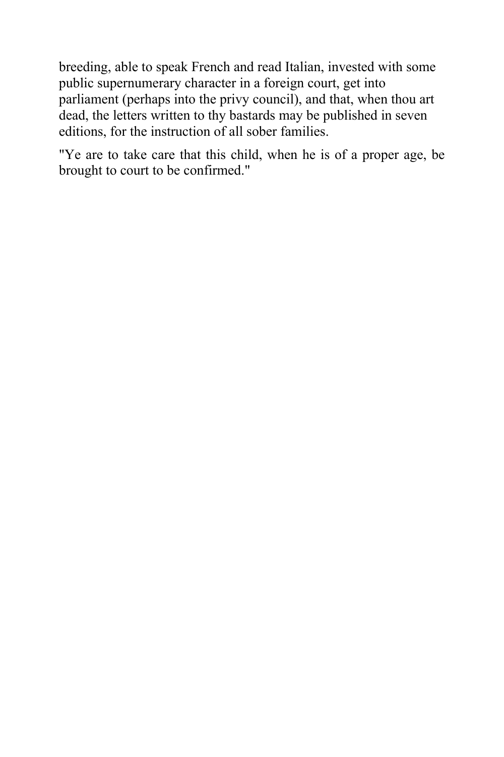breeding, able to speak French and read Italian, invested with some public supernumerary character in a foreign court, get into parliament (perhaps into the privy council), and that, when thou art dead, the letters written to thy bastards may be published in seven editions, for the instruction of all sober families.

"Ye are to take care that this child, when he is of a proper age, be brought to court to be confirmed."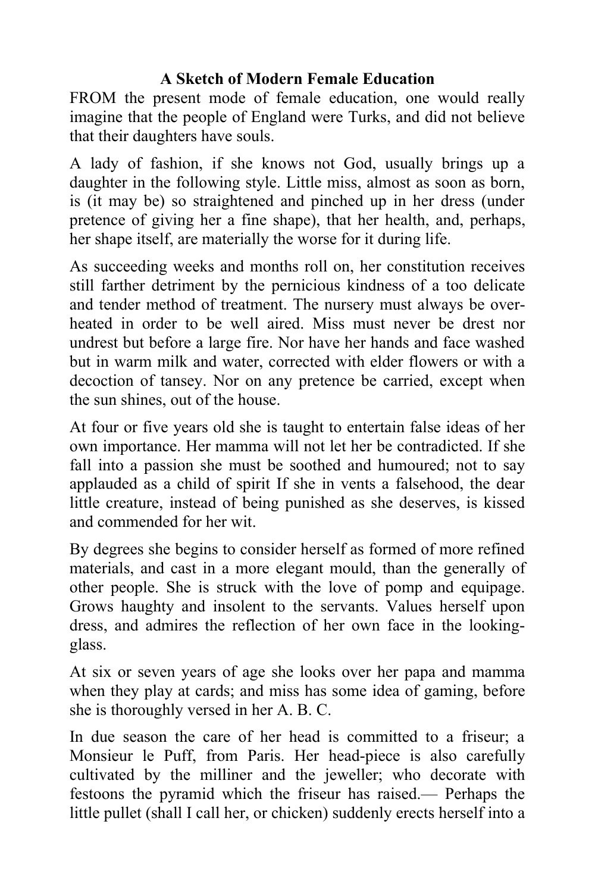## A Sketch of Modern Female Education

FROM the present mode of female education, one would really imagine that the people of England were Turks, and did not believe that their daughters have souls.

A lady of fashion, if she knows not God, usually brings up a daughter in the following style. Little miss, almost as soon as born, is (it may be) so straightened and pinched up in her dress (under pretence of giving her a fine shape), that her health, and, perhaps, her shape itself, are materially the worse for it during life.

As succeeding weeks and months roll on, her constitution receives still farther detriment by the pernicious kindness of a too delicate and tender method of treatment. The nursery must always be over-heated in order to be well aired. Miss must never be drest nor undrest but before a large fire. Nor have her hands and face washed but in warm milk and water, corrected with elder flowers or with a decoction of tansey. Nor on any pretence be carried, except when the sun shines, out of the house.

At four or five years old she is taught to entertain false ideas of her own importance. Her mamma will not let her be contradicted. If she fall into a passion she must be soothed and humoured; not to say applauded as a child of spirit If she in vents a falsehood, the dear little creature, instead of being punished as she deserves, is kissed and commended for her wit.

By degrees she begins to consider herself as formed of more refined materials, and cast in a more elegant mould, than the generally of other people. She is struck with the love of pomp and equipage. Grows haughty and insolent to the servants. Values herself upon dress, and admires the reflection of her own face in the looking-glass.

At six or seven years of age she looks over her papa and mamma when they play at cards; and miss has some idea of gaming, before she is thoroughly versed in her A. B. C.

In due season the care of her head is committed to a friseur; a Monsieur le Puff, from Paris. Her head-piece is also carefully cultivated by the milliner and the jeweller; who decorate with festoons the pyramid which the friseur has raised.— Perhaps the little pullet (shall I call her, or chicken) suddenly erects herself into a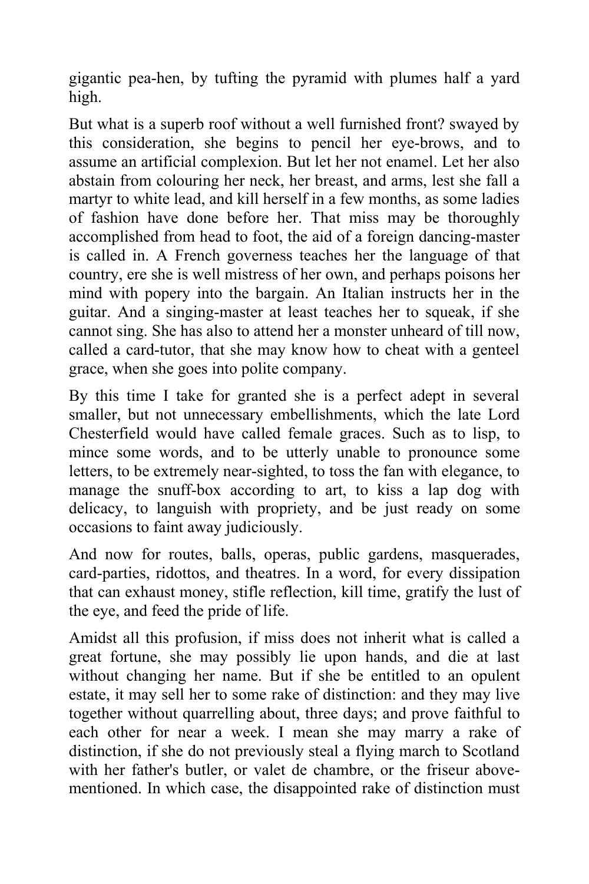gigantic pea-hen, by tufting the pyramid with plumes half a yard high.

But what is a superb roof without a well furnished front? swayed by this consideration, she begins to pencil her eye-brows, and to assume an artificial complexion. But let her not enamel. Let her also abstain from colouring her neck, her breast, and arms, lest she fall a martyr to white lead, and kill herself in a few months, as some ladies of fashion have done before her. That miss may be thoroughly accomplished from head to foot, the aid of a foreign dancing-master is called in. A French governess teaches her the language of that country, ere she is well mistress of her own, and perhaps poisons her mind with popery into the bargain. An Italian instructs her in the guitar. And a singing-master at least teaches her to squeak, if she cannot sing. She has also to attend her a monster unheard of till now, called a card-tutor, that she may know how to cheat with a genteel grace, when she goes into polite company.

By this time I take for granted she is a perfect adept in several smaller, but not unnecessary embellishments, which the late Lord Chesterfield would have called female graces. Such as to lisp, to mince some words, and to be utterly unable to pronounce some letters, to be extremely near-sighted, to toss the fan with elegance, to manage the snuff-box according to art, to kiss a lap dog with delicacy, to languish with propriety, and be just ready on some occasions to faint away judiciously.

And now for routes, balls, operas, public gardens, masquerades, card-parties, ridottos, and theatres. In a word, for every dissipation that can exhaust money, stifle reflection, kill time, gratify the lust of the eye, and feed the pride of life.

Amidst all this profusion, if miss does not inherit what is called a great fortune, she may possibly lie upon hands, and die at last without changing her name. But if she be entitled to an opulent estate, it may sell her to some rake of distinction: and they may live together without quarrelling about, three days; and prove faithful to each other for near a week. I mean she may marry a rake of distinction, if she do not previously steal a flying march to Scotland with her father's butler, or valet de chambre, or the friseur above-mentioned. In which case, the disappointed rake of distinction must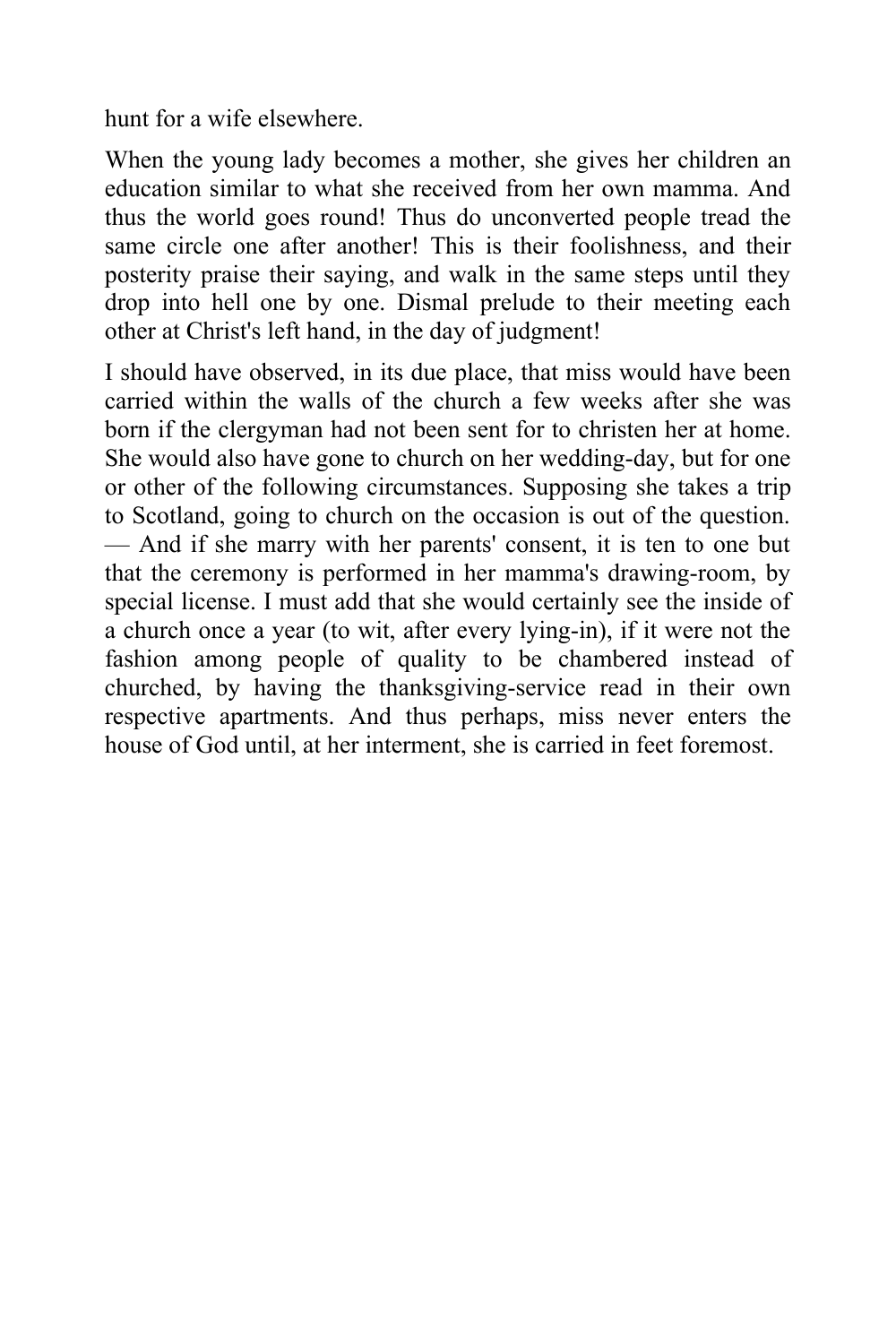hunt for a wife elsewhere.

When the young lady becomes a mother, she gives her children an education similar to what she received from her own mamma. And thus the world goes round! Thus do unconverted people tread the same circle one after another! This is their foolishness, and their posterity praise their saying, and walk in the same steps until they drop into hell one by one. Dismal prelude to their meeting each other at Christ's left hand, in the day of judgment!

I should have observed, in its due place, that miss would have been carried within the walls of the church a few weeks after she was born if the clergyman had not been sent for to christen her at home. She would also have gone to church on her wedding-day, but for one or other of the following circumstances. Supposing she takes a trip to Scotland, going to church on the occasion is out of the question. — And if she marry with her parents' consent, it is ten to one but that the ceremony is performed in her mamma's drawing-room, by special license. I must add that she would certainly see the inside of a church once a year (to wit, after every lying-in), if it were not the fashion among people of quality to be chambered instead of churched, by having the thanksgiving-service read in their own respective apartments. And thus perhaps, miss never enters the house of God until, at her interment, she is carried in feet foremost.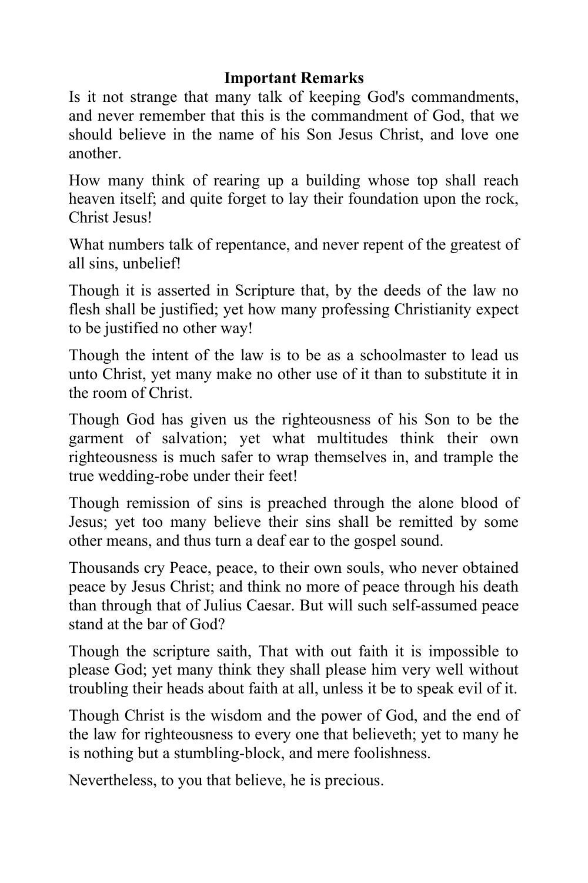## Important Remarks

Is it not strange that many talk of keeping God's commandments, and never remember that this is the commandment of God, that we should believe in the name of his Son Jesus Christ, and love one another.

How many think of rearing up a building whose top shall reach heaven itself; and quite forget to lay their foundation upon the rock, Christ Jesus!

What numbers talk of repentance, and never repent of the greatest of all sins, unbelief!

Though it is asserted in Scripture that, by the deeds of the law no flesh shall be justified; yet how many professing Christianity expect to be justified no other way!

Though the intent of the law is to be as a schoolmaster to lead us unto Christ, yet many make no other use of it than to substitute it in the room of Christ.

Though God has given us the righteousness of his Son to be the garment of salvation; yet what multitudes think their own righteousness is much safer to wrap themselves in, and trample the true wedding-robe under their feet!

Though remission of sins is preached through the alone blood of Jesus; yet too many believe their sins shall be remitted by some other means, and thus turn a deaf ear to the gospel sound.

Thousands cry Peace, peace, to their own souls, who never obtained peace by Jesus Christ; and think no more of peace through his death than through that of Julius Caesar. But will such self-assumed peace stand at the bar of God?

Though the scripture saith, That with out faith it is impossible to please God; yet many think they shall please him very well without troubling their heads about faith at all, unless it be to speak evil of it.

Though Christ is the wisdom and the power of God, and the end of the law for righteousness to every one that believeth; yet to many he is nothing but a stumbling-block, and mere foolishness.

Nevertheless, to you that believe, he is precious.